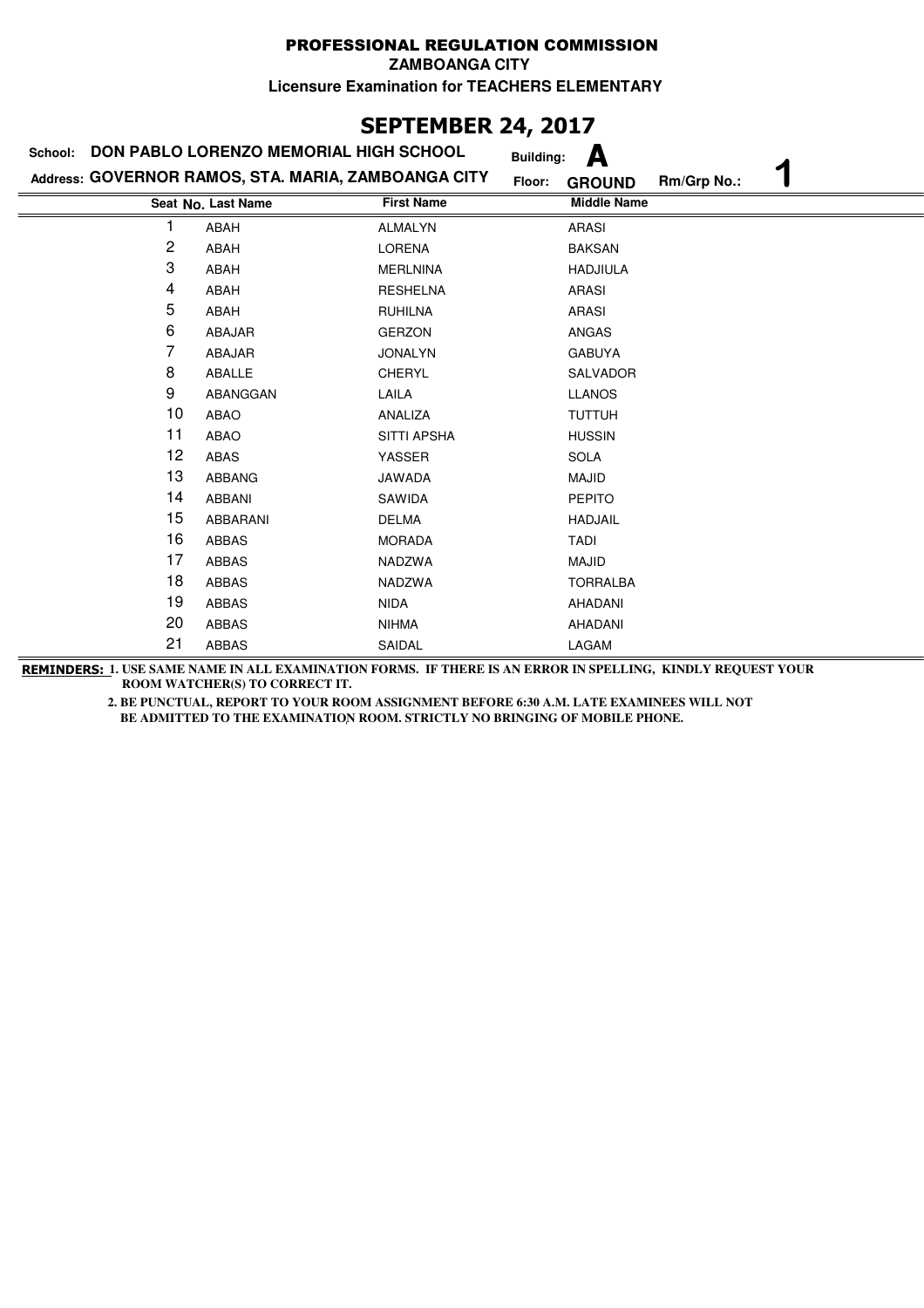PROFESSIONAL REGULATION COMMISSION

ZAMBOANGA CITY

Licensure Examination for TEACHERS ELEMENTARY

## SEPTEMBER 24, 2017

**School:** DON PABLO LORENZO MEMORIAL HIGH SCHOOL **Building:** A

**Address:** GOVERNOR RAMOS, STA. MARIA, ZAMBOANGA CITY **Floor:** GROUND **Rm/Grp No.:** 1

| Seat No. | Last Name | First Name | Middle Name |
|---|---|---|---|
| 1 | ABAH | ALMALYN | ARASI |
| 2 | ABAH | LORENA | BAKSAN |
| 3 | ABAH | MERLNINA | HADJIULA |
| 4 | ABAH | RESHELNA | ARASI |
| 5 | ABAH | RUHILNA | ARASI |
| 6 | ABAJAR | GERZON | ANGAS |
| 7 | ABAJAR | JONALYN | GABUYA |
| 8 | ABALLE | CHERYL | SALVADOR |
| 9 | ABANGGAN | LAILA | LLANOS |
| 10 | ABAO | ANALIZA | TUTTUH |
| 11 | ABAO | SITTI APSHA | HUSSIN |
| 12 | ABAS | YASSER | SOLA |
| 13 | ABBANG | JAWADA | MAJID |
| 14 | ABBANI | SAWIDA | PEPITO |
| 15 | ABBARANI | DELMA | HADJAIL |
| 16 | ABBAS | MORADA | TADI |
| 17 | ABBAS | NADZWA | MAJID |
| 18 | ABBAS | NADZWA | TORRALBA |
| 19 | ABBAS | NIDA | AHADANI |
| 20 | ABBAS | NIHMA | AHADANI |
| 21 | ABBAS | SAIDAL | LAGAM |

**REMINDERS:** 1. USE SAME NAME IN ALL EXAMINATION FORMS. IF THERE IS AN ERROR IN SPELLING, KINDLY REQUEST YOUR ROOM WATCHER(S) TO CORRECT IT.

2. BE PUNCTUAL, REPORT TO YOUR ROOM ASSIGNMENT BEFORE 6:30 A.M. LATE EXAMINEES WILL NOT BE ADMITTED TO THE EXAMINATION ROOM. STRICTLY NO BRINGING OF MOBILE PHONE.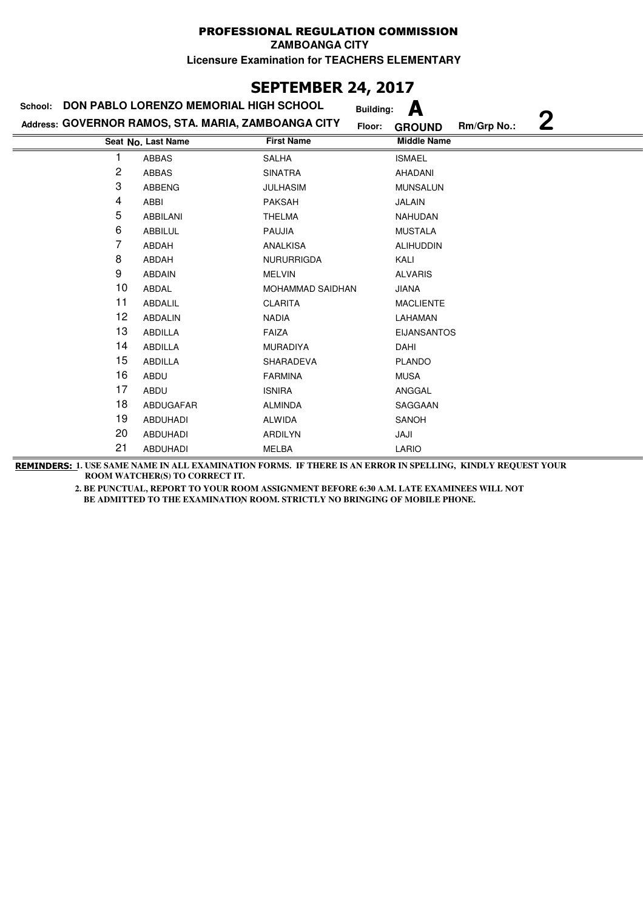# PROFESSIONAL REGULATION COMMISSION

**ZAMBOANGA CITY**

**Licensure Examination for TEACHERS ELEMENTARY**

## SEPTEMBER 24, 2017

**School:** DON PABLO LORENZO MEMORIAL HIGH SCHOOL **Building:** A

**Address:** GOVERNOR RAMOS, STA. MARIA, ZAMBOANGA CITY **Floor:** GROUND **Rm/Grp No.:** 2

| Seat No. | Last Name | First Name | Middle Name |
|---|---|---|---|
| 1 | ABBAS | SALHA | ISMAEL |
| 2 | ABBAS | SINATRA | AHADANI |
| 3 | ABBENG | JULHASIM | MUNSALUN |
| 4 | ABBI | PAKSAH | JALAIN |
| 5 | ABBILANI | THELMA | NAHUDAN |
| 6 | ABBILUL | PAUJIA | MUSTALA |
| 7 | ABDAH | ANALKISA | ALIHUDDIN |
| 8 | ABDAH | NURURRIGDA | KALI |
| 9 | ABDAIN | MELVIN | ALVARIS |
| 10 | ABDAL | MOHAMMAD SAIDHAN | JIANA |
| 11 | ABDALIL | CLARITA | MACLIENTE |
| 12 | ABDALIN | NADIA | LAHAMAN |
| 13 | ABDILLA | FAIZA | EIJANSANTOS |
| 14 | ABDILLA | MURADIYA | DAHI |
| 15 | ABDILLA | SHARADEVA | PLANDO |
| 16 | ABDU | FARMINA | MUSA |
| 17 | ABDU | ISNIRA | ANGGAL |
| 18 | ABDUGAFAR | ALMINDA | SAGGAAN |
| 19 | ABDUHADI | ALWIDA | SANOH |
| 20 | ABDUHADI | ARDILYN | JAJI |
| 21 | ABDUHADI | MELBA | LARIO |

**REMINDERS:** 1. USE SAME NAME IN ALL EXAMINATION FORMS. IF THERE IS AN ERROR IN SPELLING, KINDLY REQUEST YOUR ROOM WATCHER(S) TO CORRECT IT.

2. BE PUNCTUAL, REPORT TO YOUR ROOM ASSIGNMENT BEFORE 6:30 A.M. LATE EXAMINEES WILL NOT BE ADMITTED TO THE EXAMINATION ROOM. STRICTLY NO BRINGING OF MOBILE PHONE.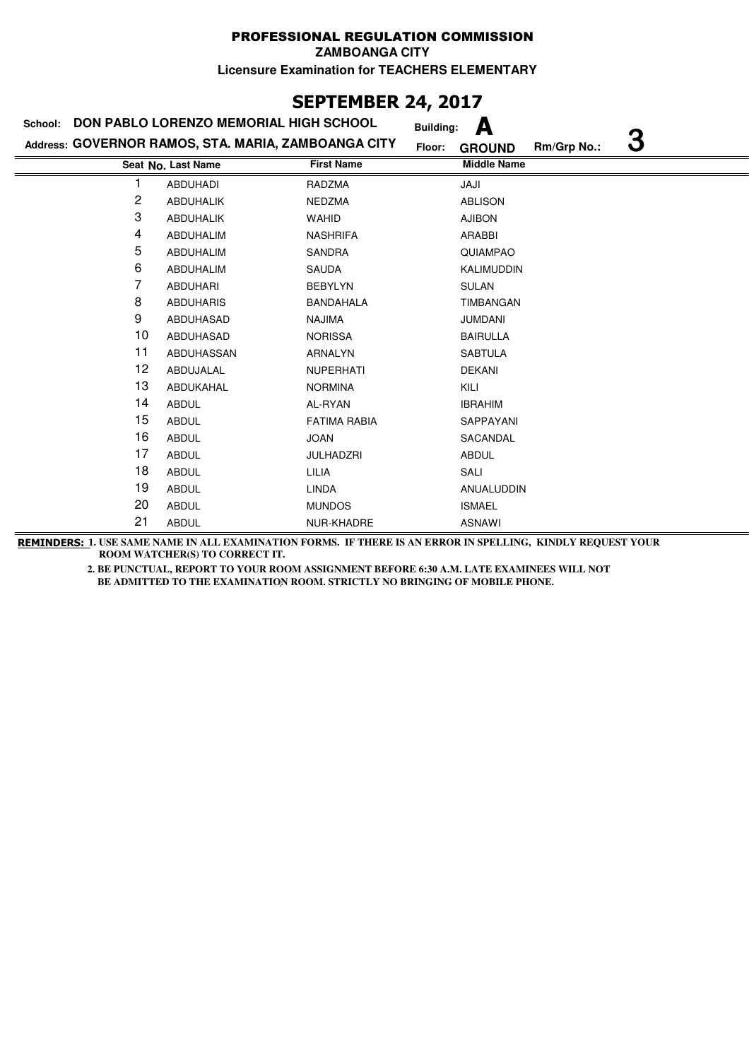# PROFESSIONAL REGULATION COMMISSION

**ZAMBOANGA CITY**

**Licensure Examination for TEACHERS ELEMENTARY**

## SEPTEMBER 24, 2017

**School:** DON PABLO LORENZO MEMORIAL HIGH SCHOOL **Building:** A

**Address:** GOVERNOR RAMOS, STA. MARIA, ZAMBOANGA CITY **Floor:** GROUND **Rm/Grp No.:** 3

| Seat No. | Last Name | First Name | Middle Name |
|---|---|---|---|
| 1 | ABDUHADI | RADZMA | JAJI |
| 2 | ABDUHALIK | NEDZMA | ABLISON |
| 3 | ABDUHALIK | WAHID | AJIBON |
| 4 | ABDUHALIM | NASHRIFA | ARABBI |
| 5 | ABDUHALIM | SANDRA | QUIAMPAO |
| 6 | ABDUHALIM | SAUDA | KALIMUDDIN |
| 7 | ABDUHARI | BEBYLYN | SULAN |
| 8 | ABDUHARIS | BANDAHALA | TIMBANGAN |
| 9 | ABDUHASAD | NAJIMA | JUMDANI |
| 10 | ABDUHASAD | NORISSA | BAIRULLA |
| 11 | ABDUHASSAN | ARNALYN | SABTULA |
| 12 | ABDUJALAL | NUPERHATI | DEKANI |
| 13 | ABDUKAHAL | NORMINA | KILI |
| 14 | ABDUL | AL-RYAN | IBRAHIM |
| 15 | ABDUL | FATIMA RABIA | SAPPAYANI |
| 16 | ABDUL | JOAN | SACANDAL |
| 17 | ABDUL | JULHADZRI | ABDUL |
| 18 | ABDUL | LILIA | SALI |
| 19 | ABDUL | LINDA | ANUALUDDIN |
| 20 | ABDUL | MUNDOS | ISMAEL |
| 21 | ABDUL | NUR-KHADRE | ASNAWI |

**REMINDERS:** 1. USE SAME NAME IN ALL EXAMINATION FORMS. IF THERE IS AN ERROR IN SPELLING, KINDLY REQUEST YOUR ROOM WATCHER(S) TO CORRECT IT.

2. BE PUNCTUAL, REPORT TO YOUR ROOM ASSIGNMENT BEFORE 6:30 A.M. LATE EXAMINEES WILL NOT BE ADMITTED TO THE EXAMINATION ROOM. STRICTLY NO BRINGING OF MOBILE PHONE.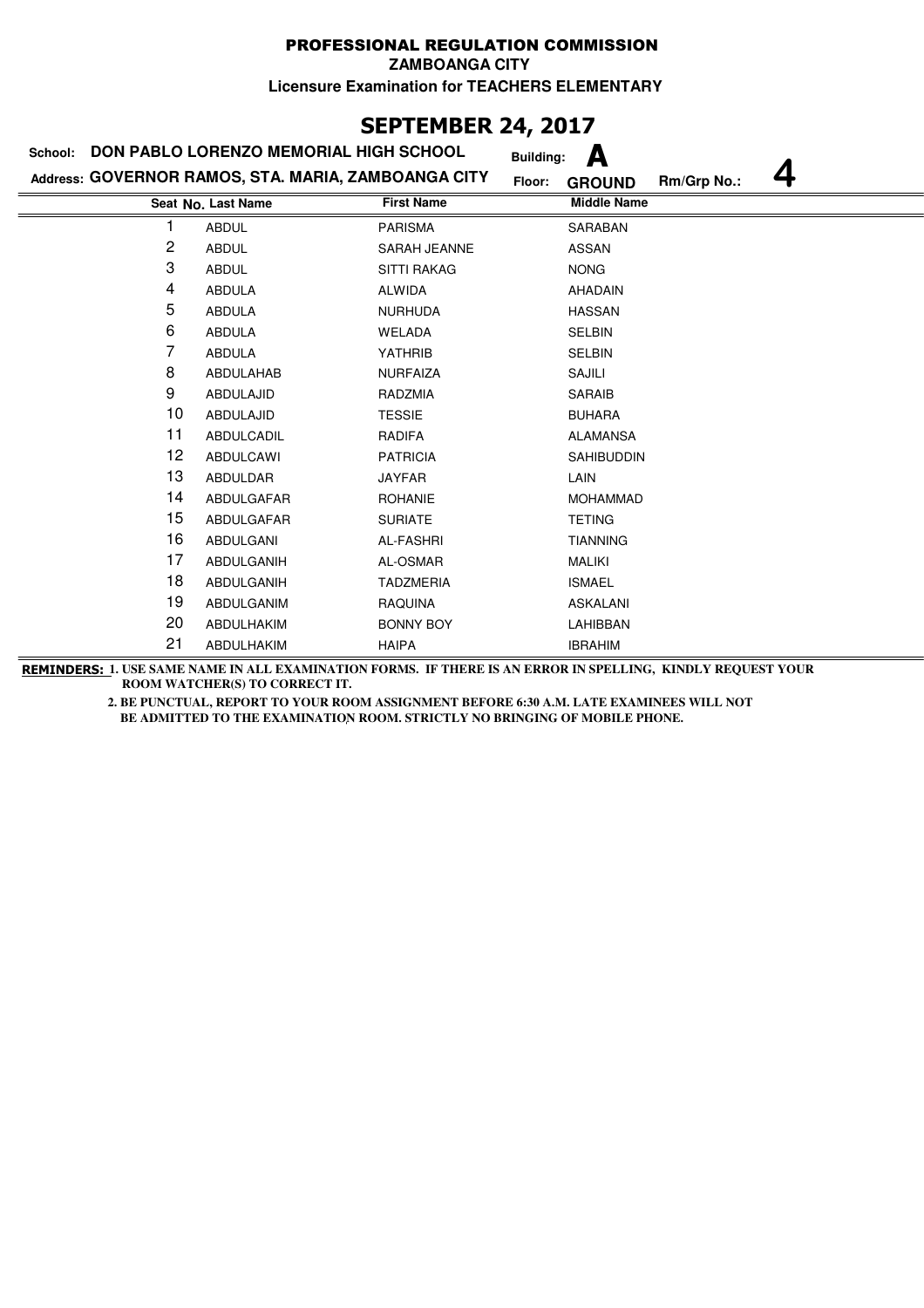# PROFESSIONAL REGULATION COMMISSION

**ZAMBOANGA CITY**

**Licensure Examination for TEACHERS ELEMENTARY**

## SEPTEMBER 24, 2017

**School:** DON PABLO LORENZO MEMORIAL HIGH SCHOOL **Building:** A

**Address:** GOVERNOR RAMOS, STA. MARIA, ZAMBOANGA CITY **Floor:** GROUND **Rm/Grp No.:** 4

| Seat No. | Last Name | First Name | Middle Name |
|---|---|---|---|
| 1 | ABDUL | PARISMA | SARABAN |
| 2 | ABDUL | SARAH JEANNE | ASSAN |
| 3 | ABDUL | SITTI RAKAG | NONG |
| 4 | ABDULA | ALWIDA | AHADAIN |
| 5 | ABDULA | NURHUDA | HASSAN |
| 6 | ABDULA | WELADA | SELBIN |
| 7 | ABDULA | YATHRIB | SELBIN |
| 8 | ABDULAHAB | NURFAIZA | SAJILI |
| 9 | ABDULAJID | RADZMIA | SARAIB |
| 10 | ABDULAJID | TESSIE | BUHARA |
| 11 | ABDULCADIL | RADIFA | ALAMANSA |
| 12 | ABDULCAWI | PATRICIA | SAHIBUDDIN |
| 13 | ABDULDAR | JAYFAR | LAIN |
| 14 | ABDULGAFAR | ROHANIE | MOHAMMAD |
| 15 | ABDULGAFAR | SURIATE | TETING |
| 16 | ABDULGANI | AL-FASHRI | TIANNING |
| 17 | ABDULGANIH | AL-OSMAR | MALIKI |
| 18 | ABDULGANIH | TADZMERIA | ISMAEL |
| 19 | ABDULGANIM | RAQUINA | ASKALANI |
| 20 | ABDULHAKIM | BONNY BOY | LAHIBBAN |
| 21 | ABDULHAKIM | HAIPA | IBRAHIM |

**REMINDERS:** 1. USE SAME NAME IN ALL EXAMINATION FORMS. IF THERE IS AN ERROR IN SPELLING, KINDLY REQUEST YOUR ROOM WATCHER(S) TO CORRECT IT.

2. BE PUNCTUAL, REPORT TO YOUR ROOM ASSIGNMENT BEFORE 6:30 A.M. LATE EXAMINEES WILL NOT BE ADMITTED TO THE EXAMINATION ROOM. STRICTLY NO BRINGING OF MOBILE PHONE.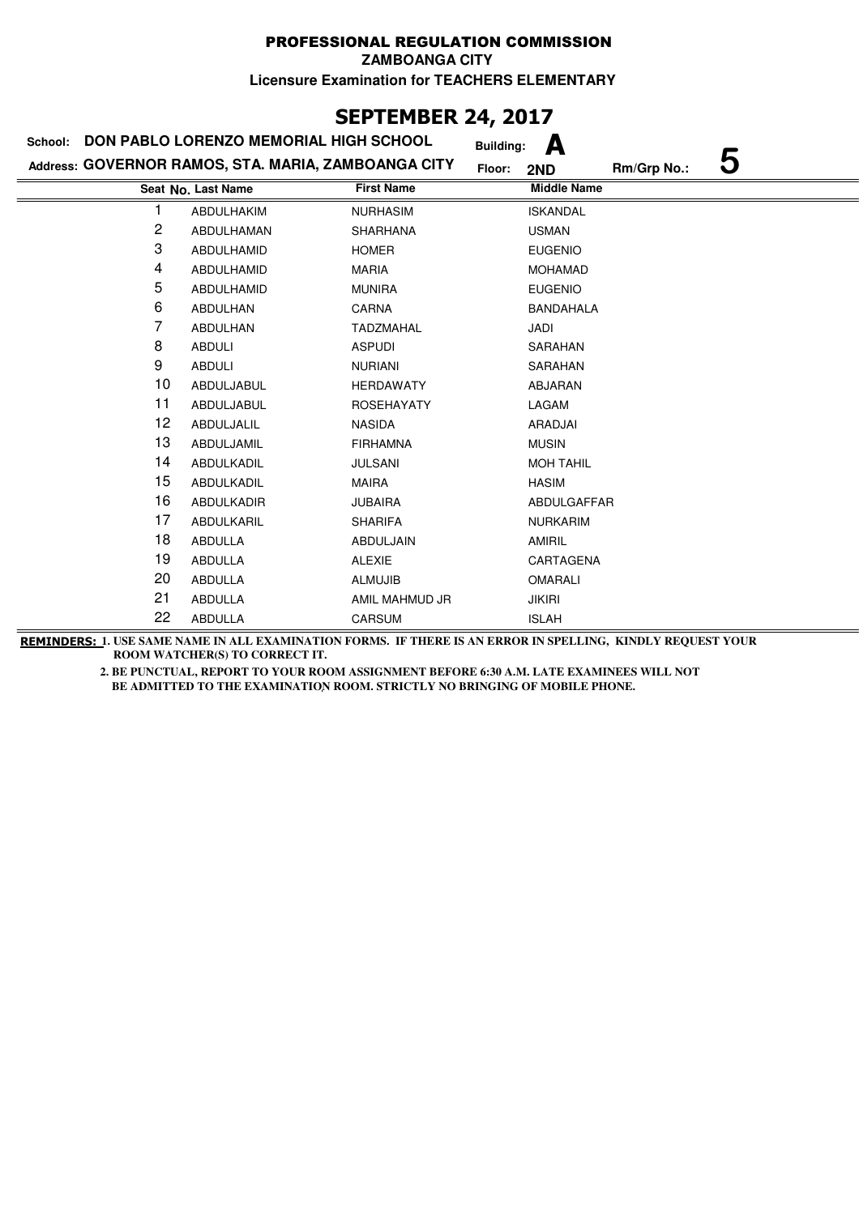# PROFESSIONAL REGULATION COMMISSION

**ZAMBOANGA CITY**

**Licensure Examination for TEACHERS ELEMENTARY**

## SEPTEMBER 24, 2017

**School:** DON PABLO LORENZO MEMORIAL HIGH SCHOOL **Building:** A

**Address:** GOVERNOR RAMOS, STA. MARIA, ZAMBOANGA CITY **Floor:** 2ND **Rm/Grp No.:** 5

| Seat No. | Last Name | First Name | Middle Name |
|---|---|---|---|
| 1 | ABDULHAKIM | NURHASIM | ISKANDAL |
| 2 | ABDULHAMAN | SHARHANA | USMAN |
| 3 | ABDULHAMID | HOMER | EUGENIO |
| 4 | ABDULHAMID | MARIA | MOHAMAD |
| 5 | ABDULHAMID | MUNIRA | EUGENIO |
| 6 | ABDULHAN | CARNA | BANDAHALA |
| 7 | ABDULHAN | TADZMAHAL | JADI |
| 8 | ABDULI | ASPUDI | SARAHAN |
| 9 | ABDULI | NURIANI | SARAHAN |
| 10 | ABDULJABUL | HERDAWATY | ABJARAN |
| 11 | ABDULJABUL | ROSEHAYATY | LAGAM |
| 12 | ABDULJALIL | NASIDA | ARADJAI |
| 13 | ABDULJAMIL | FIRHAMNA | MUSIN |
| 14 | ABDULKADIL | JULSANI | MOH TAHIL |
| 15 | ABDULKADIL | MAIRA | HASIM |
| 16 | ABDULKADIR | JUBAIRA | ABDULGAFFAR |
| 17 | ABDULKARIL | SHARIFA | NURKARIM |
| 18 | ABDULLA | ABDULJAIN | AMIRIL |
| 19 | ABDULLA | ALEXIE | CARTAGENA |
| 20 | ABDULLA | ALMUJIB | OMARALI |
| 21 | ABDULLA | AMIL MAHMUD JR | JIKIRI |
| 22 | ABDULLA | CARSUM | ISLAH |

**REMINDERS:** 1. USE SAME NAME IN ALL EXAMINATION FORMS. IF THERE IS AN ERROR IN SPELLING, KINDLY REQUEST YOUR ROOM WATCHER(S) TO CORRECT IT.

2. BE PUNCTUAL, REPORT TO YOUR ROOM ASSIGNMENT BEFORE 6:30 A.M. LATE EXAMINEES WILL NOT BE ADMITTED TO THE EXAMINATION ROOM. STRICTLY NO BRINGING OF MOBILE PHONE.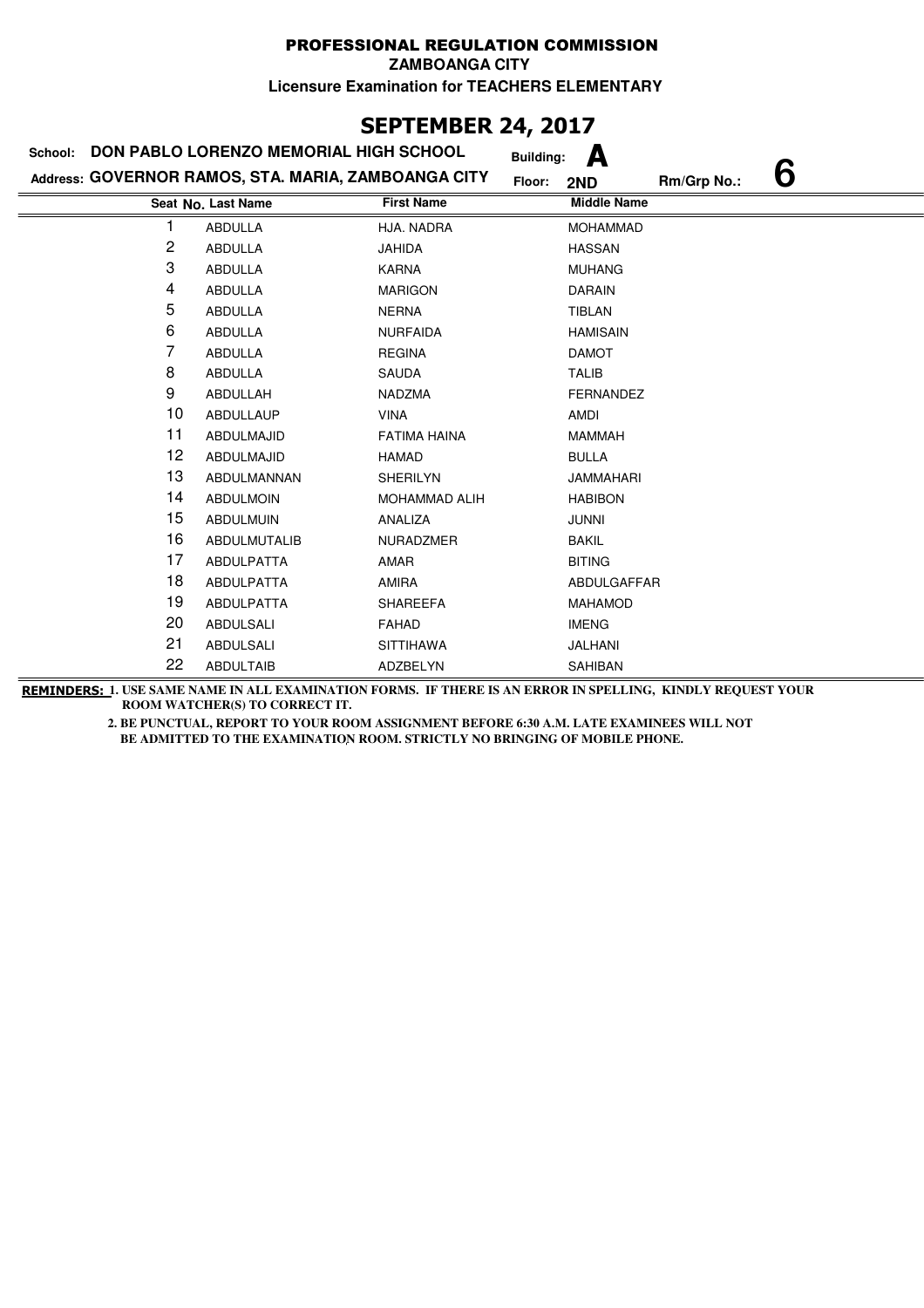# PROFESSIONAL REGULATION COMMISSION

**ZAMBOANGA CITY**

**Licensure Examination for TEACHERS ELEMENTARY**

## SEPTEMBER 24, 2017

**School:** DON PABLO LORENZO MEMORIAL HIGH SCHOOL **Building:** A

**Address:** GOVERNOR RAMOS, STA. MARIA, ZAMBOANGA CITY **Floor:** 2ND **Rm/Grp No.:** 6

| Seat No. | Last Name | First Name | Middle Name |
|---|---|---|---|
| 1 | ABDULLA | HJA. NADRA | MOHAMMAD |
| 2 | ABDULLA | JAHIDA | HASSAN |
| 3 | ABDULLA | KARNA | MUHANG |
| 4 | ABDULLA | MARIGON | DARAIN |
| 5 | ABDULLA | NERNA | TIBLAN |
| 6 | ABDULLA | NURFAIDA | HAMISAIN |
| 7 | ABDULLA | REGINA | DAMOT |
| 8 | ABDULLA | SAUDA | TALIB |
| 9 | ABDULLAH | NADZMA | FERNANDEZ |
| 10 | ABDULLAUP | VINA | AMDI |
| 11 | ABDULMAJID | FATIMA HAINA | MAMMAH |
| 12 | ABDULMAJID | HAMAD | BULLA |
| 13 | ABDULMANNAN | SHERILYN | JAMMAHARI |
| 14 | ABDULMOIN | MOHAMMAD ALIH | HABIBON |
| 15 | ABDULMUIN | ANALIZA | JUNNI |
| 16 | ABDULMUTALIB | NURADZMER | BAKIL |
| 17 | ABDULPATTA | AMAR | BITING |
| 18 | ABDULPATTA | AMIRA | ABDULGAFFAR |
| 19 | ABDULPATTA | SHAREEFA | MAHAMOD |
| 20 | ABDULSALI | FAHAD | IMENG |
| 21 | ABDULSALI | SITTIHAWA | JALHANI |
| 22 | ABDULTAIB | ADZBELYN | SAHIBAN |

**REMINDERS:** 1. USE SAME NAME IN ALL EXAMINATION FORMS. IF THERE IS AN ERROR IN SPELLING, KINDLY REQUEST YOUR ROOM WATCHER(S) TO CORRECT IT.

2. BE PUNCTUAL, REPORT TO YOUR ROOM ASSIGNMENT BEFORE 6:30 A.M. LATE EXAMINEES WILL NOT BE ADMITTED TO THE EXAMINATION ROOM. STRICTLY NO BRINGING OF MOBILE PHONE.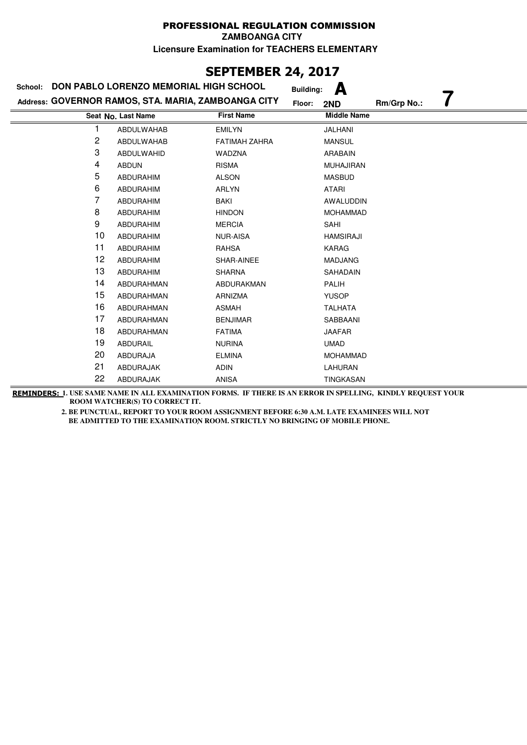# PROFESSIONAL REGULATION COMMISSION

**ZAMBOANGA CITY**

**Licensure Examination for TEACHERS ELEMENTARY**

## SEPTEMBER 24, 2017

**School:** DON PABLO LORENZO MEMORIAL HIGH SCHOOL **Building:** A

**Address:** GOVERNOR RAMOS, STA. MARIA, ZAMBOANGA CITY **Floor:** 2ND **Rm/Grp No.:** 7

| Seat No. | Last Name | First Name | Middle Name |
|---|---|---|---|
| 1 | ABDULWAHAB | EMILYN | JALHANI |
| 2 | ABDULWAHAB | FATIMAH ZAHRA | MANSUL |
| 3 | ABDULWAHID | WADZNA | ARABAIN |
| 4 | ABDUN | RISMA | MUHAJIRAN |
| 5 | ABDURAHIM | ALSON | MASBUD |
| 6 | ABDURAHIM | ARLYN | ATARI |
| 7 | ABDURAHIM | BAKI | AWALUDDIN |
| 8 | ABDURAHIM | HINDON | MOHAMMAD |
| 9 | ABDURAHIM | MERCIA | SAHI |
| 10 | ABDURAHIM | NUR-AISA | HAMSIRAJI |
| 11 | ABDURAHIM | RAHSA | KARAG |
| 12 | ABDURAHIM | SHAR-AINEE | MADJANG |
| 13 | ABDURAHIM | SHARNA | SAHADAIN |
| 14 | ABDURAHMAN | ABDURAKMAN | PALIH |
| 15 | ABDURAHMAN | ARNIZMA | YUSOP |
| 16 | ABDURAHMAN | ASMAH | TALHATA |
| 17 | ABDURAHMAN | BENJIMAR | SABBAANI |
| 18 | ABDURAHMAN | FATIMA | JAAFAR |
| 19 | ABDURAIL | NURINA | UMAD |
| 20 | ABDURAJA | ELMINA | MOHAMMAD |
| 21 | ABDURAJAK | ADIN | LAHURAN |
| 22 | ABDURAJAK | ANISA | TINGKASAN |

**REMINDERS:** 1. USE SAME NAME IN ALL EXAMINATION FORMS. IF THERE IS AN ERROR IN SPELLING, KINDLY REQUEST YOUR ROOM WATCHER(S) TO CORRECT IT.

2. BE PUNCTUAL, REPORT TO YOUR ROOM ASSIGNMENT BEFORE 6:30 A.M. LATE EXAMINEES WILL NOT BE ADMITTED TO THE EXAMINATION ROOM. STRICTLY NO BRINGING OF MOBILE PHONE.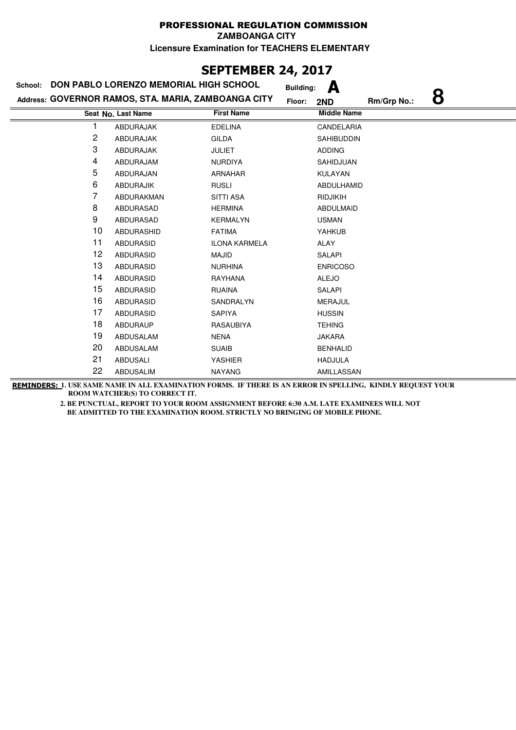# PROFESSIONAL REGULATION COMMISSION

**ZAMBOANGA CITY**

**Licensure Examination for TEACHERS ELEMENTARY**

## SEPTEMBER 24, 2017

**School:** DON PABLO LORENZO MEMORIAL HIGH SCHOOL **Building:** A

**Address:** GOVERNOR RAMOS, STA. MARIA, ZAMBOANGA CITY **Floor:** 2ND **Rm/Grp No.:** 8

| Seat No. | Last Name | First Name | Middle Name |
|---|---|---|---|
| 1 | ABDURAJAK | EDELINA | CANDELARIA |
| 2 | ABDURAJAK | GILDA | SAHIBUDDIN |
| 3 | ABDURAJAK | JULIET | ADDING |
| 4 | ABDURAJAM | NURDIYA | SAHIDJUAN |
| 5 | ABDURAJAN | ARNAHAR | KULAYAN |
| 6 | ABDURAJIK | RUSLI | ABDULHAMID |
| 7 | ABDURAKMAN | SITTI ASA | RIDJIKIH |
| 8 | ABDURASAD | HERMINA | ABDULMAID |
| 9 | ABDURASAD | KERMALYN | USMAN |
| 10 | ABDURASHID | FATIMA | YAHKUB |
| 11 | ABDURASID | ILONA KARMELA | ALAY |
| 12 | ABDURASID | MAJID | SALAPI |
| 13 | ABDURASID | NURHINA | ENRICOSO |
| 14 | ABDURASID | RAYHANA | ALEJO |
| 15 | ABDURASID | RUAINA | SALAPI |
| 16 | ABDURASID | SANDRALYN | MERAJUL |
| 17 | ABDURASID | SAPIYA | HUSSIN |
| 18 | ABDURAUP | RASAUBIYA | TEHING |
| 19 | ABDUSALAM | NENA | JAKARA |
| 20 | ABDUSALAM | SUAIB | BENHALID |
| 21 | ABDUSALI | YASHIER | HADJULA |
| 22 | ABDUSALIM | NAYANG | AMILLASSAN |

**REMINDERS:** 1. USE SAME NAME IN ALL EXAMINATION FORMS. IF THERE IS AN ERROR IN SPELLING, KINDLY REQUEST YOUR ROOM WATCHER(S) TO CORRECT IT.

2. BE PUNCTUAL, REPORT TO YOUR ROOM ASSIGNMENT BEFORE 6:30 A.M. LATE EXAMINEES WILL NOT BE ADMITTED TO THE EXAMINATION ROOM. STRICTLY NO BRINGING OF MOBILE PHONE.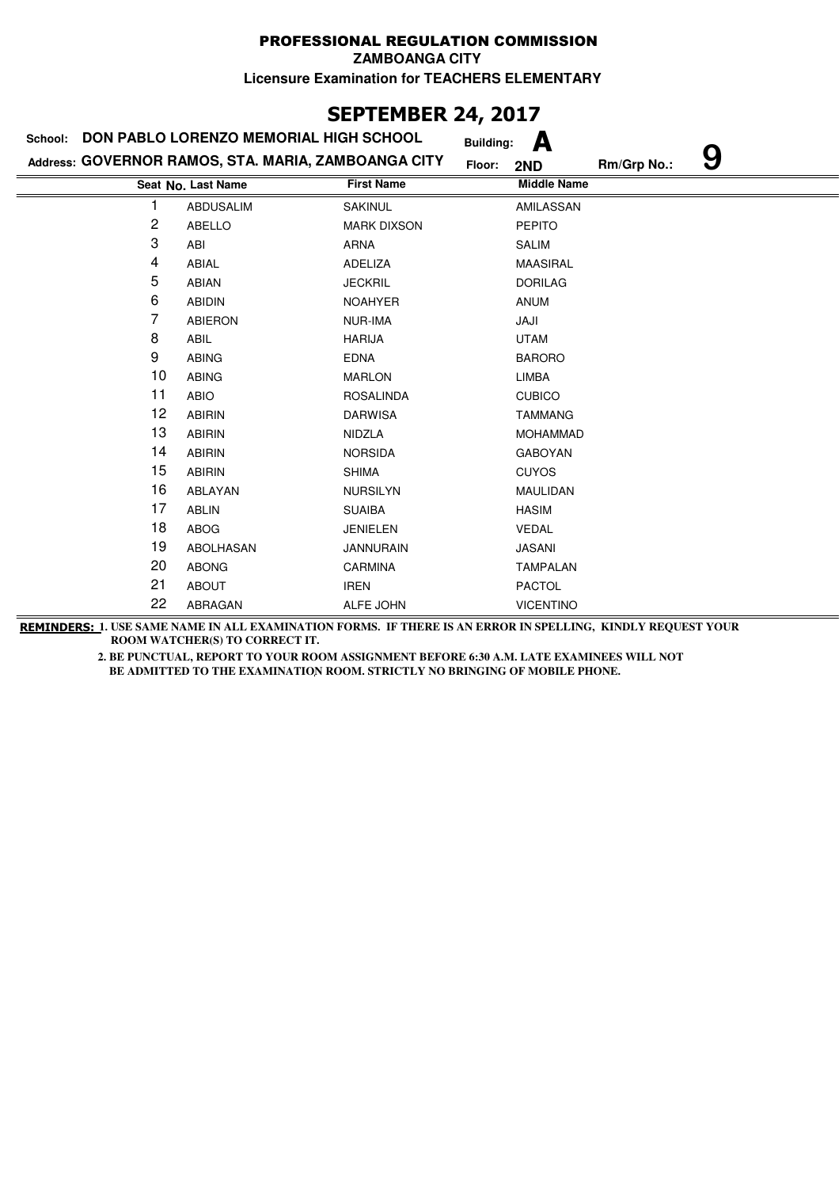PROFESSIONAL REGULATION COMMISSION

ZAMBOANGA CITY

Licensure Examination for TEACHERS ELEMENTARY

## SEPTEMBER 24, 2017

School: **DON PABLO LORENZO MEMORIAL HIGH SCHOOL** Building: **A**

Address: **GOVERNOR RAMOS, STA. MARIA, ZAMBOANGA CITY** Floor: **2ND** Rm/Grp No.: **9**

| Seat No. | Last Name | First Name | Middle Name |
|---|---|---|---|
| 1 | ABDUSALIM | SAKINUL | AMILASSAN |
| 2 | ABELLO | MARK DIXSON | PEPITO |
| 3 | ABI | ARNA | SALIM |
| 4 | ABIAL | ADELIZA | MAASIRAL |
| 5 | ABIAN | JECKRIL | DORILAG |
| 6 | ABIDIN | NOAHYER | ANUM |
| 7 | ABIERON | NUR-IMA | JAJI |
| 8 | ABIL | HARIJA | UTAM |
| 9 | ABING | EDNA | BARORO |
| 10 | ABING | MARLON | LIMBA |
| 11 | ABIO | ROSALINDA | CUBICO |
| 12 | ABIRIN | DARWISA | TAMMANG |
| 13 | ABIRIN | NIDZLA | MOHAMMAD |
| 14 | ABIRIN | NORSIDA | GABOYAN |
| 15 | ABIRIN | SHIMA | CUYOS |
| 16 | ABLAYAN | NURSILYN | MAULIDAN |
| 17 | ABLIN | SUAIBA | HASIM |
| 18 | ABOG | JENIELEN | VEDAL |
| 19 | ABOLHASAN | JANNURAIN | JASANI |
| 20 | ABONG | CARMINA | TAMPALAN |
| 21 | ABOUT | IREN | PACTOL |
| 22 | ABRAGAN | ALFE JOHN | VICENTINO |

**REMINDERS:** 1. USE SAME NAME IN ALL EXAMINATION FORMS. IF THERE IS AN ERROR IN SPELLING, KINDLY REQUEST YOUR ROOM WATCHER(S) TO CORRECT IT.

2. BE PUNCTUAL, REPORT TO YOUR ROOM ASSIGNMENT BEFORE 6:30 A.M. LATE EXAMINEES WILL NOT BE ADMITTED TO THE EXAMINATION ROOM. STRICTLY NO BRINGING OF MOBILE PHONE.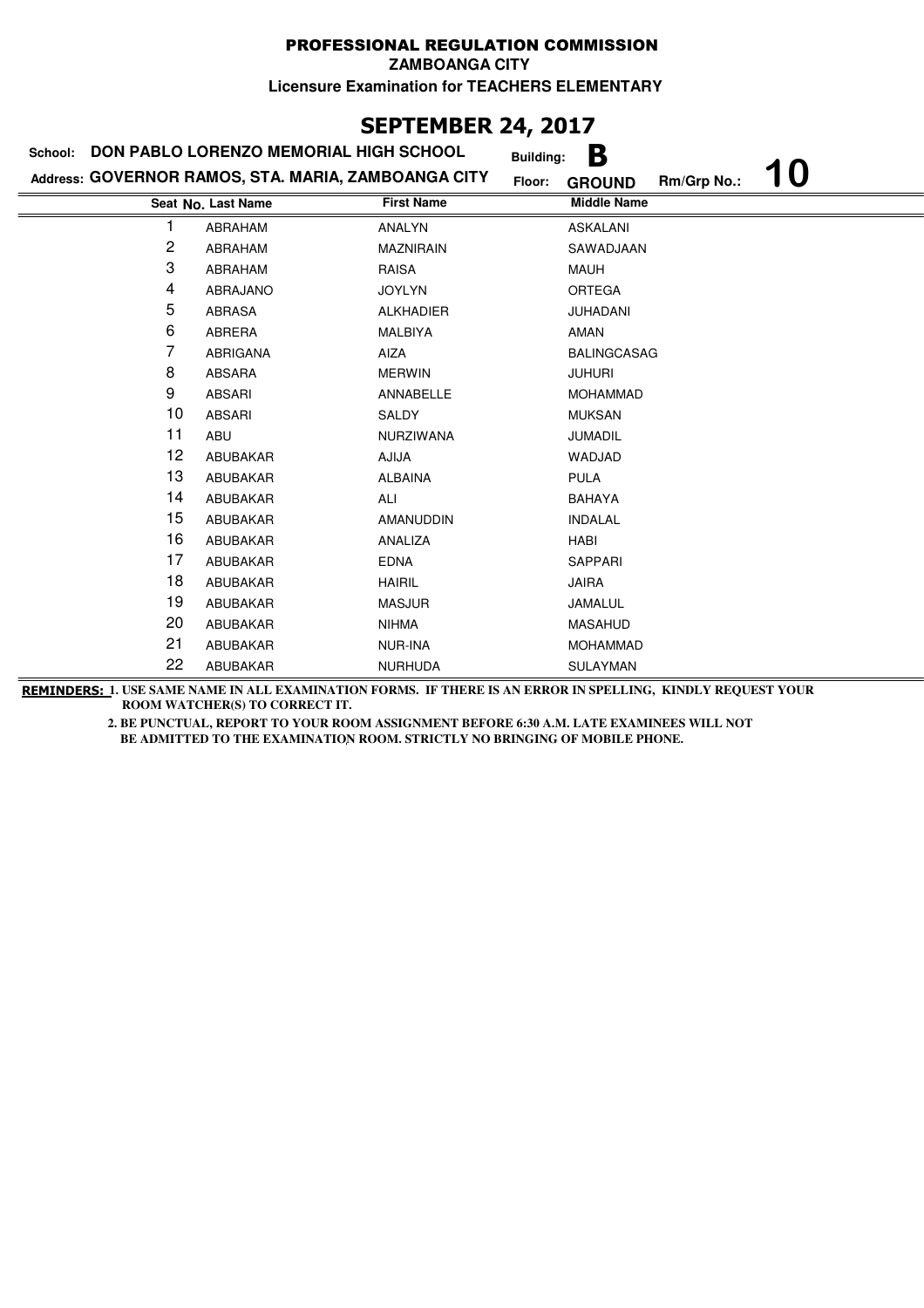# PROFESSIONAL REGULATION COMMISSION

**ZAMBOANGA CITY**

**Licensure Examination for TEACHERS ELEMENTARY**

## SEPTEMBER 24, 2017

**School:** DON PABLO LORENZO MEMORIAL HIGH SCHOOL **Building:** B

**Address:** GOVERNOR RAMOS, STA. MARIA, ZAMBOANGA CITY **Floor:** GROUND **Rm/Grp No.:** 10

| Seat No. | Last Name | First Name | Middle Name |
|---|---|---|---|
| 1 | ABRAHAM | ANALYN | ASKALANI |
| 2 | ABRAHAM | MAZNIRAIN | SAWADJAAN |
| 3 | ABRAHAM | RAISA | MAUH |
| 4 | ABRAJANO | JOYLYN | ORTEGA |
| 5 | ABRASA | ALKHADIER | JUHADANI |
| 6 | ABRERA | MALBIYA | AMAN |
| 7 | ABRIGANA | AIZA | BALINGCASAG |
| 8 | ABSARA | MERWIN | JUHURI |
| 9 | ABSARI | ANNABELLE | MOHAMMAD |
| 10 | ABSARI | SALDY | MUKSAN |
| 11 | ABU | NURZIWANA | JUMADIL |
| 12 | ABUBAKAR | AJIJA | WADJAD |
| 13 | ABUBAKAR | ALBAINA | PULA |
| 14 | ABUBAKAR | ALI | BAHAYA |
| 15 | ABUBAKAR | AMANUDDIN | INDALAL |
| 16 | ABUBAKAR | ANALIZA | HABI |
| 17 | ABUBAKAR | EDNA | SAPPARI |
| 18 | ABUBAKAR | HAIRIL | JAIRA |
| 19 | ABUBAKAR | MASJUR | JAMALUL |
| 20 | ABUBAKAR | NIHMA | MASAHUD |
| 21 | ABUBAKAR | NUR-INA | MOHAMMAD |
| 22 | ABUBAKAR | NURHUDA | SULAYMAN |

**REMINDERS:** 1. USE SAME NAME IN ALL EXAMINATION FORMS. IF THERE IS AN ERROR IN SPELLING, KINDLY REQUEST YOUR ROOM WATCHER(S) TO CORRECT IT.

2. BE PUNCTUAL, REPORT TO YOUR ROOM ASSIGNMENT BEFORE 6:30 A.M. LATE EXAMINEES WILL NOT BE ADMITTED TO THE EXAMINATION ROOM. STRICTLY NO BRINGING OF MOBILE PHONE.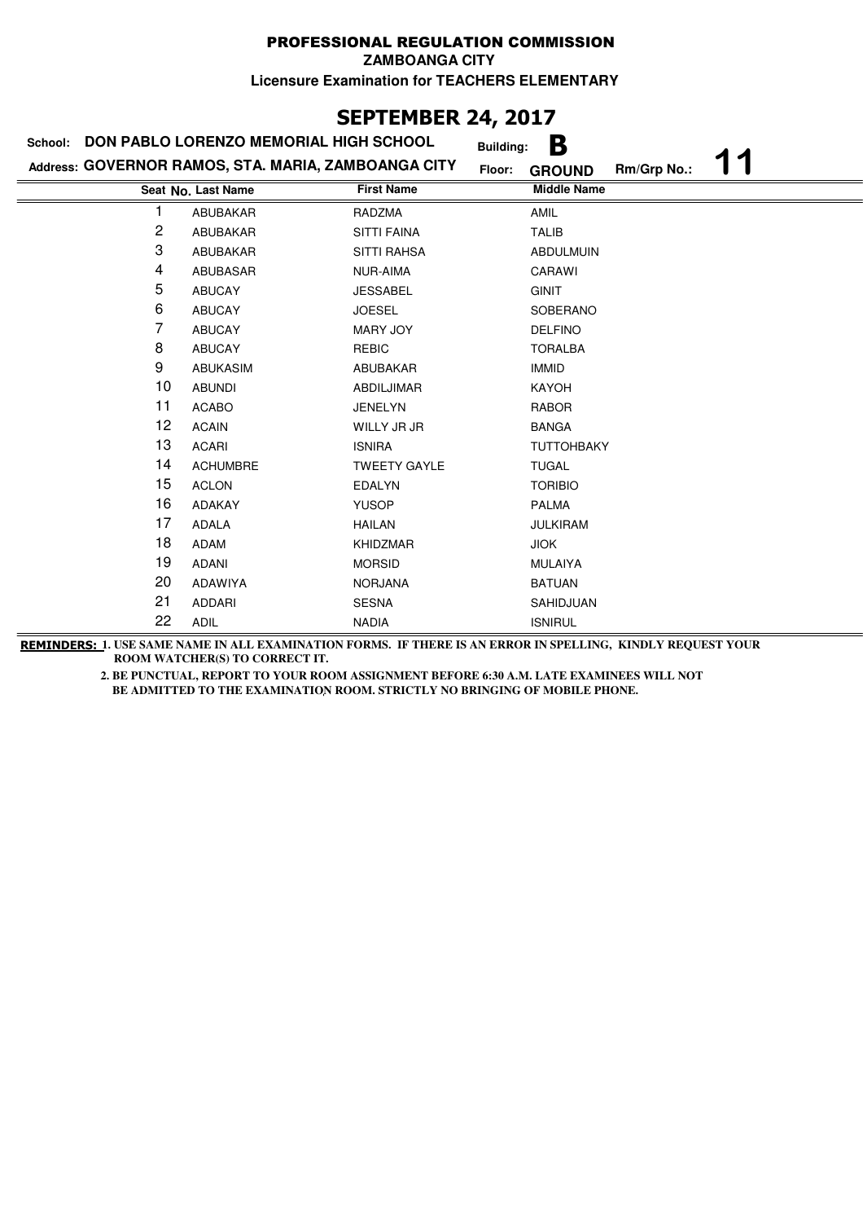**PROFESSIONAL REGULATION COMMISSION**

**ZAMBOANGA CITY**

**Licensure Examination for TEACHERS ELEMENTARY**

## SEPTEMBER 24, 2017

**School:** DON PABLO LORENZO MEMORIAL HIGH SCHOOL **Building:** B

**Address:** GOVERNOR RAMOS, STA. MARIA, ZAMBOANGA CITY **Floor:** GROUND **Rm/Grp No.:** 11

| Seat No. | Last Name | First Name | Middle Name |
|---|---|---|---|
| 1 | ABUBAKAR | RADZMA | AMIL |
| 2 | ABUBAKAR | SITTI FAINA | TALIB |
| 3 | ABUBAKAR | SITTI RAHSA | ABDULMUIN |
| 4 | ABUBASAR | NUR-AIMA | CARAWI |
| 5 | ABUCAY | JESSABEL | GINIT |
| 6 | ABUCAY | JOESEL | SOBERANO |
| 7 | ABUCAY | MARY JOY | DELFINO |
| 8 | ABUCAY | REBIC | TORALBA |
| 9 | ABUKASIM | ABUBAKAR | IMMID |
| 10 | ABUNDI | ABDILJIMAR | KAYOH |
| 11 | ACABO | JENELYN | RABOR |
| 12 | ACAIN | WILLY JR JR | BANGA |
| 13 | ACARI | ISNIRA | TUTTOHBAKY |
| 14 | ACHUMBRE | TWEETY GAYLE | TUGAL |
| 15 | ACLON | EDALYN | TORIBIO |
| 16 | ADAKAY | YUSOP | PALMA |
| 17 | ADALA | HAILAN | JULKIRAM |
| 18 | ADAM | KHIDZMAR | JIOK |
| 19 | ADANI | MORSID | MULAIYA |
| 20 | ADAWIYA | NORJANA | BATUAN |
| 21 | ADDARI | SESNA | SAHIDJUAN |
| 22 | ADIL | NADIA | ISNIRUL |

**REMINDERS:** 1. USE SAME NAME IN ALL EXAMINATION FORMS. IF THERE IS AN ERROR IN SPELLING, KINDLY REQUEST YOUR ROOM WATCHER(S) TO CORRECT IT.

2. BE PUNCTUAL, REPORT TO YOUR ROOM ASSIGNMENT BEFORE 6:30 A.M. LATE EXAMINEES WILL NOT BE ADMITTED TO THE EXAMINATION ROOM. STRICTLY NO BRINGING OF MOBILE PHONE.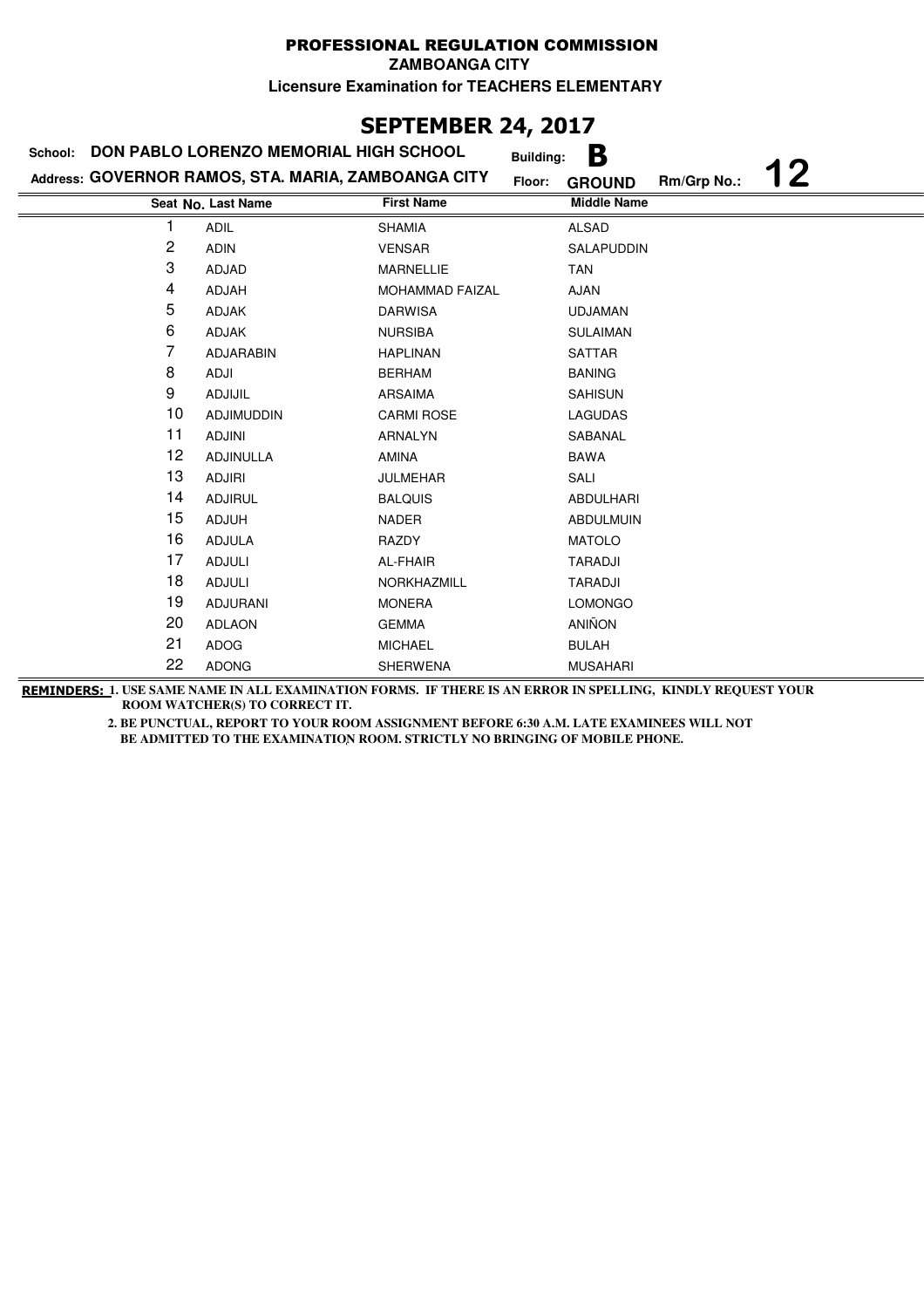**PROFESSIONAL REGULATION COMMISSION**

**ZAMBOANGA CITY**

**Licensure Examination for TEACHERS ELEMENTARY**

## SEPTEMBER 24, 2017

**School: DON PABLO LORENZO MEMORIAL HIGH SCHOOL** **Building: B**

**Address: GOVERNOR RAMOS, STA. MARIA, ZAMBOANGA CITY** **Floor: GROUND** **Rm/Grp No.: 12**

| Seat No. | Last Name | First Name | Middle Name |
|---|---|---|---|
| 1 | ADIL | SHAMIA | ALSAD |
| 2 | ADIN | VENSAR | SALAPUDDIN |
| 3 | ADJAD | MARNELLIE | TAN |
| 4 | ADJAH | MOHAMMAD FAIZAL | AJAN |
| 5 | ADJAK | DARWISA | UDJAMAN |
| 6 | ADJAK | NURSIBA | SULAIMAN |
| 7 | ADJARABIN | HAPLINAN | SATTAR |
| 8 | ADJI | BERHAM | BANING |
| 9 | ADJIJIL | ARSAIMA | SAHISUN |
| 10 | ADJIMUDDIN | CARMI ROSE | LAGUDAS |
| 11 | ADJINI | ARNALYN | SABANAL |
| 12 | ADJINULLA | AMINA | BAWA |
| 13 | ADJIRI | JULMEHAR | SALI |
| 14 | ADJIRUL | BALQUIS | ABDULHARI |
| 15 | ADJUH | NADER | ABDULMUIN |
| 16 | ADJULA | RAZDY | MATOLO |
| 17 | ADJULI | AL-FHAIR | TARADJI |
| 18 | ADJULI | NORKHAZMILL | TARADJI |
| 19 | ADJURANI | MONERA | LOMONGO |
| 20 | ADLAON | GEMMA | ANIÑON |
| 21 | ADOG | MICHAEL | BULAH |
| 22 | ADONG | SHERWENA | MUSAHARI |

**REMINDERS: 1. USE SAME NAME IN ALL EXAMINATION FORMS. IF THERE IS AN ERROR IN SPELLING, KINDLY REQUEST YOUR ROOM WATCHER(S) TO CORRECT IT.**

**2. BE PUNCTUAL, REPORT TO YOUR ROOM ASSIGNMENT BEFORE 6:30 A.M. LATE EXAMINEES WILL NOT BE ADMITTED TO THE EXAMINATION ROOM. STRICTLY NO BRINGING OF MOBILE PHONE.**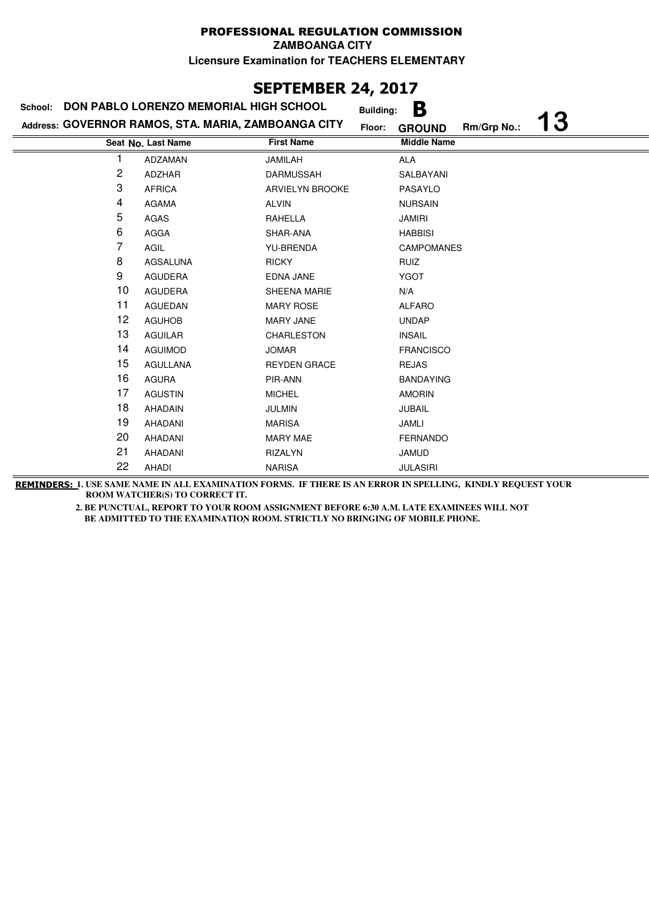# PROFESSIONAL REGULATION COMMISSION

**ZAMBOANGA CITY**

**Licensure Examination for TEACHERS ELEMENTARY**

## SEPTEMBER 24, 2017

**School:** DON PABLO LORENZO MEMORIAL HIGH SCHOOL  **Building:** B

**Address:** GOVERNOR RAMOS, STA. MARIA, ZAMBOANGA CITY  **Floor:** GROUND  **Rm/Grp No.:** 13

| Seat No. | Last Name | First Name | Middle Name |
|---|---|---|---|
| 1 | ADZAMAN | JAMILAH | ALA |
| 2 | ADZHAR | DARMUSSAH | SALBAYANI |
| 3 | AFRICA | ARVIELYN BROOKE | PASAYLO |
| 4 | AGAMA | ALVIN | NURSAIN |
| 5 | AGAS | RAHELLA | JAMIRI |
| 6 | AGGA | SHAR-ANA | HABBISI |
| 7 | AGIL | YU-BRENDA | CAMPOMANES |
| 8 | AGSALUNA | RICKY | RUIZ |
| 9 | AGUDERA | EDNA JANE | YGOT |
| 10 | AGUDERA | SHEENA MARIE | N/A |
| 11 | AGUEDAN | MARY ROSE | ALFARO |
| 12 | AGUHOB | MARY JANE | UNDAP |
| 13 | AGUILAR | CHARLESTON | INSAIL |
| 14 | AGUIMOD | JOMAR | FRANCISCO |
| 15 | AGULLANA | REYDEN GRACE | REJAS |
| 16 | AGURA | PIR-ANN | BANDAYING |
| 17 | AGUSTIN | MICHEL | AMORIN |
| 18 | AHADAIN | JULMIN | JUBAIL |
| 19 | AHADANI | MARISA | JAMLI |
| 20 | AHADANI | MARY MAE | FERNANDO |
| 21 | AHADANI | RIZALYN | JAMUD |
| 22 | AHADI | NARISA | JULASIRI |

**REMINDERS:** 1. USE SAME NAME IN ALL EXAMINATION FORMS. IF THERE IS AN ERROR IN SPELLING, KINDLY REQUEST YOUR ROOM WATCHER(S) TO CORRECT IT.

2. BE PUNCTUAL, REPORT TO YOUR ROOM ASSIGNMENT BEFORE 6:30 A.M. LATE EXAMINEES WILL NOT BE ADMITTED TO THE EXAMINATION ROOM. STRICTLY NO BRINGING OF MOBILE PHONE.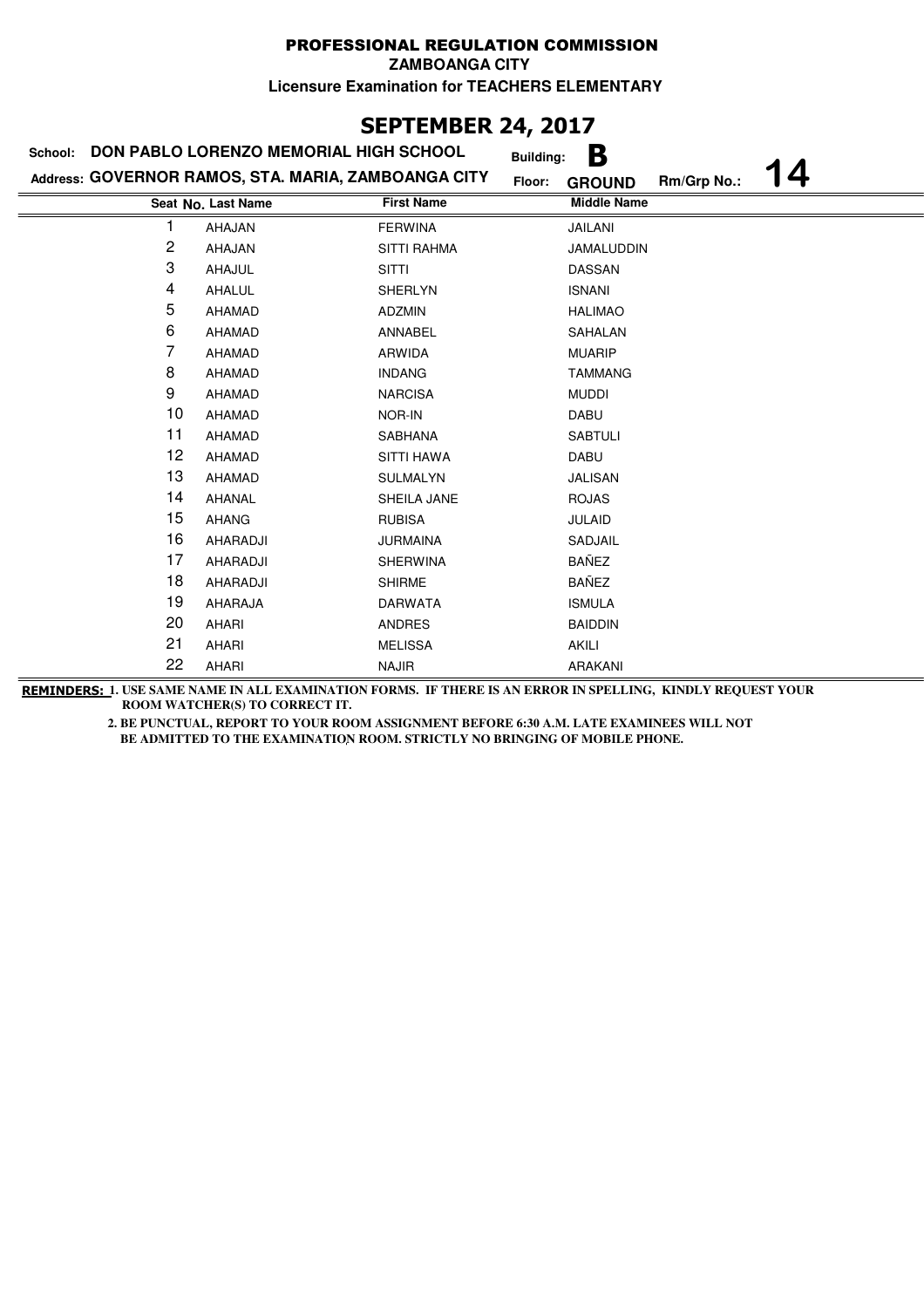# PROFESSIONAL REGULATION COMMISSION

**ZAMBOANGA CITY**

**Licensure Examination for TEACHERS ELEMENTARY**

## SEPTEMBER 24, 2017

**School:** DON PABLO LORENZO MEMORIAL HIGH SCHOOL  **Building:** B

**Address:** GOVERNOR RAMOS, STA. MARIA, ZAMBOANGA CITY  **Floor:** GROUND  **Rm/Grp No.:** 14

| Seat No. | Last Name | First Name | Middle Name |
|---|---|---|---|
| 1 | AHAJAN | FERWINA | JAILANI |
| 2 | AHAJAN | SITTI RAHMA | JAMALUDDIN |
| 3 | AHAJUL | SITTI | DASSAN |
| 4 | AHALUL | SHERLYN | ISNANI |
| 5 | AHAMAD | ADZMIN | HALIMAO |
| 6 | AHAMAD | ANNABEL | SAHALAN |
| 7 | AHAMAD | ARWIDA | MUARIP |
| 8 | AHAMAD | INDANG | TAMMANG |
| 9 | AHAMAD | NARCISA | MUDDI |
| 10 | AHAMAD | NOR-IN | DABU |
| 11 | AHAMAD | SABHANA | SABTULI |
| 12 | AHAMAD | SITTI HAWA | DABU |
| 13 | AHAMAD | SULMALYN | JALISAN |
| 14 | AHANAL | SHEILA JANE | ROJAS |
| 15 | AHANG | RUBISA | JULAID |
| 16 | AHARADJI | JURMAINA | SADJAIL |
| 17 | AHARADJI | SHERWINA | BAÑEZ |
| 18 | AHARADJI | SHIRME | BAÑEZ |
| 19 | AHARAJA | DARWATA | ISMULA |
| 20 | AHARI | ANDRES | BAIDDIN |
| 21 | AHARI | MELISSA | AKILI |
| 22 | AHARI | NAJIR | ARAKANI |

**REMINDERS:** 1. USE SAME NAME IN ALL EXAMINATION FORMS. IF THERE IS AN ERROR IN SPELLING, KINDLY REQUEST YOUR ROOM WATCHER(S) TO CORRECT IT.

2. BE PUNCTUAL, REPORT TO YOUR ROOM ASSIGNMENT BEFORE 6:30 A.M. LATE EXAMINEES WILL NOT BE ADMITTED TO THE EXAMINATION ROOM. STRICTLY NO BRINGING OF MOBILE PHONE.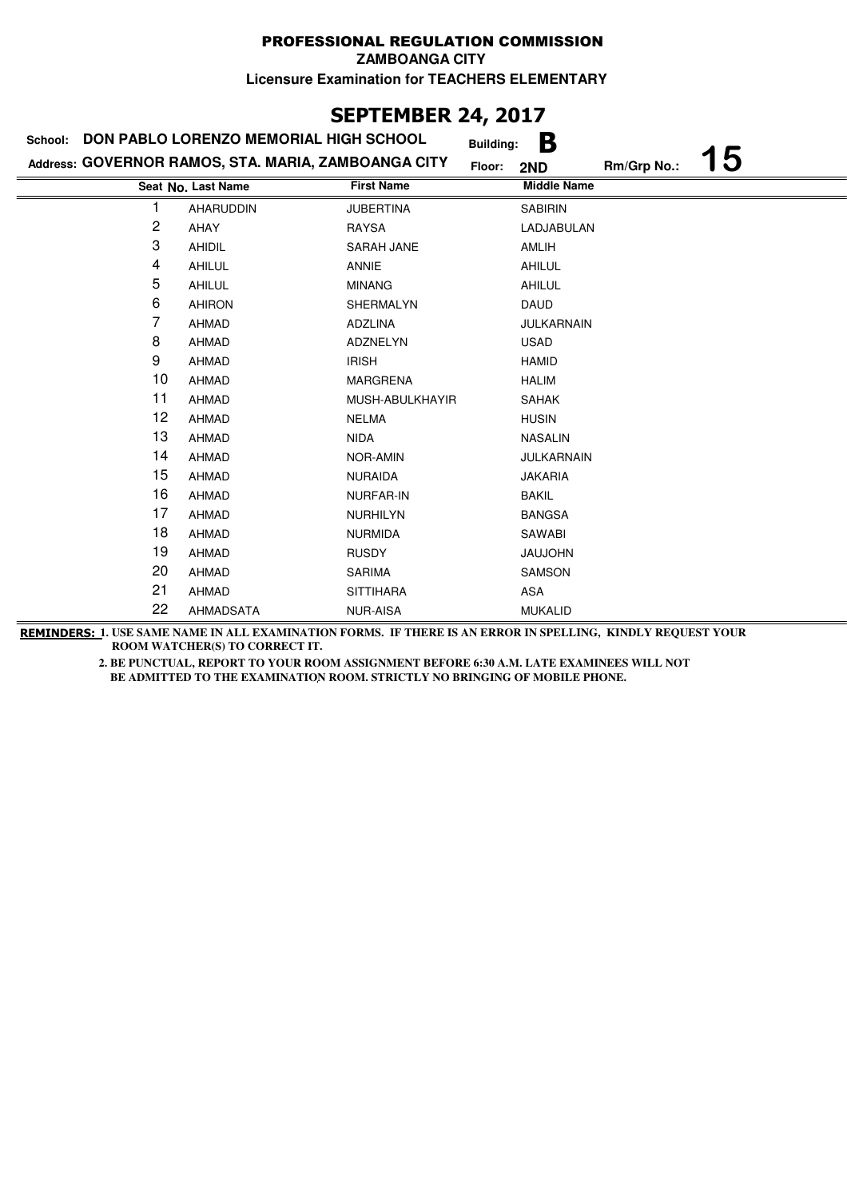# PROFESSIONAL REGULATION COMMISSION

**ZAMBOANGA CITY**

**Licensure Examination for TEACHERS ELEMENTARY**

## SEPTEMBER 24, 2017

**School:** DON PABLO LORENZO MEMORIAL HIGH SCHOOL **Building:** B

**Address:** GOVERNOR RAMOS, STA. MARIA, ZAMBOANGA CITY **Floor:** 2ND **Rm/Grp No.:** 15

| Seat No. | Last Name | First Name | Middle Name |
|---|---|---|---|
| 1 | AHARUDDIN | JUBERTINA | SABIRIN |
| 2 | AHAY | RAYSA | LADJABULAN |
| 3 | AHIDIL | SARAH JANE | AMLIH |
| 4 | AHILUL | ANNIE | AHILUL |
| 5 | AHILUL | MINANG | AHILUL |
| 6 | AHIRON | SHERMALYN | DAUD |
| 7 | AHMAD | ADZLINA | JULKARNAIN |
| 8 | AHMAD | ADZNELYN | USAD |
| 9 | AHMAD | IRISH | HAMID |
| 10 | AHMAD | MARGRENA | HALIM |
| 11 | AHMAD | MUSH-ABULKHAYIR | SAHAK |
| 12 | AHMAD | NELMA | HUSIN |
| 13 | AHMAD | NIDA | NASALIN |
| 14 | AHMAD | NOR-AMIN | JULKARNAIN |
| 15 | AHMAD | NURAIDA | JAKARIA |
| 16 | AHMAD | NURFAR-IN | BAKIL |
| 17 | AHMAD | NURHILYN | BANGSA |
| 18 | AHMAD | NURMIDA | SAWABI |
| 19 | AHMAD | RUSDY | JAUJOHN |
| 20 | AHMAD | SARIMA | SAMSON |
| 21 | AHMAD | SITTIHARA | ASA |
| 22 | AHMADSATA | NUR-AISA | MUKALID |

**REMINDERS:** 1. USE SAME NAME IN ALL EXAMINATION FORMS. IF THERE IS AN ERROR IN SPELLING, KINDLY REQUEST YOUR ROOM WATCHER(S) TO CORRECT IT.

2. BE PUNCTUAL, REPORT TO YOUR ROOM ASSIGNMENT BEFORE 6:30 A.M. LATE EXAMINEES WILL NOT BE ADMITTED TO THE EXAMINATION ROOM. STRICTLY NO BRINGING OF MOBILE PHONE.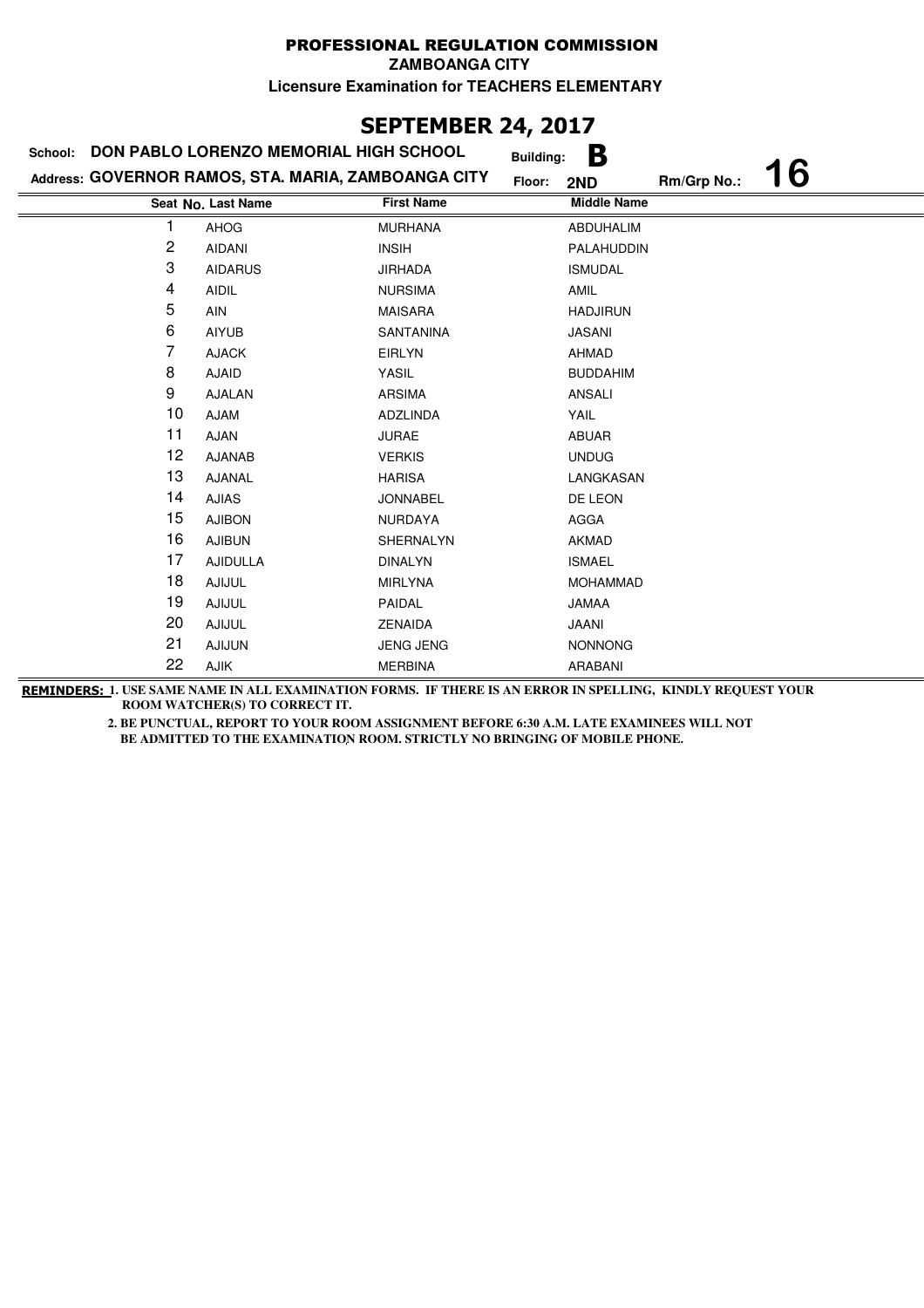# PROFESSIONAL REGULATION COMMISSION

**ZAMBOANGA CITY**

**Licensure Examination for TEACHERS ELEMENTARY**

## SEPTEMBER 24, 2017

**School:** DON PABLO LORENZO MEMORIAL HIGH SCHOOL **Building:** B

**Address:** GOVERNOR RAMOS, STA. MARIA, ZAMBOANGA CITY **Floor:** 2ND **Rm/Grp No.:** 16

| Seat No. | Last Name | First Name | Middle Name |
|---|---|---|---|
| 1 | AHOG | MURHANA | ABDUHALIM |
| 2 | AIDANI | INSIH | PALAHUDDIN |
| 3 | AIDARUS | JIRHADA | ISMUDAL |
| 4 | AIDIL | NURSIMA | AMIL |
| 5 | AIN | MAISARA | HADJIRUN |
| 6 | AIYUB | SANTANINA | JASANI |
| 7 | AJACK | EIRLYN | AHMAD |
| 8 | AJAID | YASIL | BUDDAHIM |
| 9 | AJALAN | ARSIMA | ANSALI |
| 10 | AJAM | ADZLINDA | YAIL |
| 11 | AJAN | JURAE | ABUAR |
| 12 | AJANAB | VERKIS | UNDUG |
| 13 | AJANAL | HARISA | LANGKASAN |
| 14 | AJIAS | JONNABEL | DE LEON |
| 15 | AJIBON | NURDAYA | AGGA |
| 16 | AJIBUN | SHERNALYN | AKMAD |
| 17 | AJIDULLA | DINALYN | ISMAEL |
| 18 | AJIJUL | MIRLYNA | MOHAMMAD |
| 19 | AJIJUL | PAIDAL | JAMAA |
| 20 | AJIJUL | ZENAIDA | JAANI |
| 21 | AJIJUN | JENG JENG | NONNONG |
| 22 | AJIK | MERBINA | ARABANI |

**REMINDERS:** 1. USE SAME NAME IN ALL EXAMINATION FORMS. IF THERE IS AN ERROR IN SPELLING, KINDLY REQUEST YOUR ROOM WATCHER(S) TO CORRECT IT.

2. BE PUNCTUAL, REPORT TO YOUR ROOM ASSIGNMENT BEFORE 6:30 A.M. LATE EXAMINEES WILL NOT BE ADMITTED TO THE EXAMINATION ROOM. STRICTLY NO BRINGING OF MOBILE PHONE.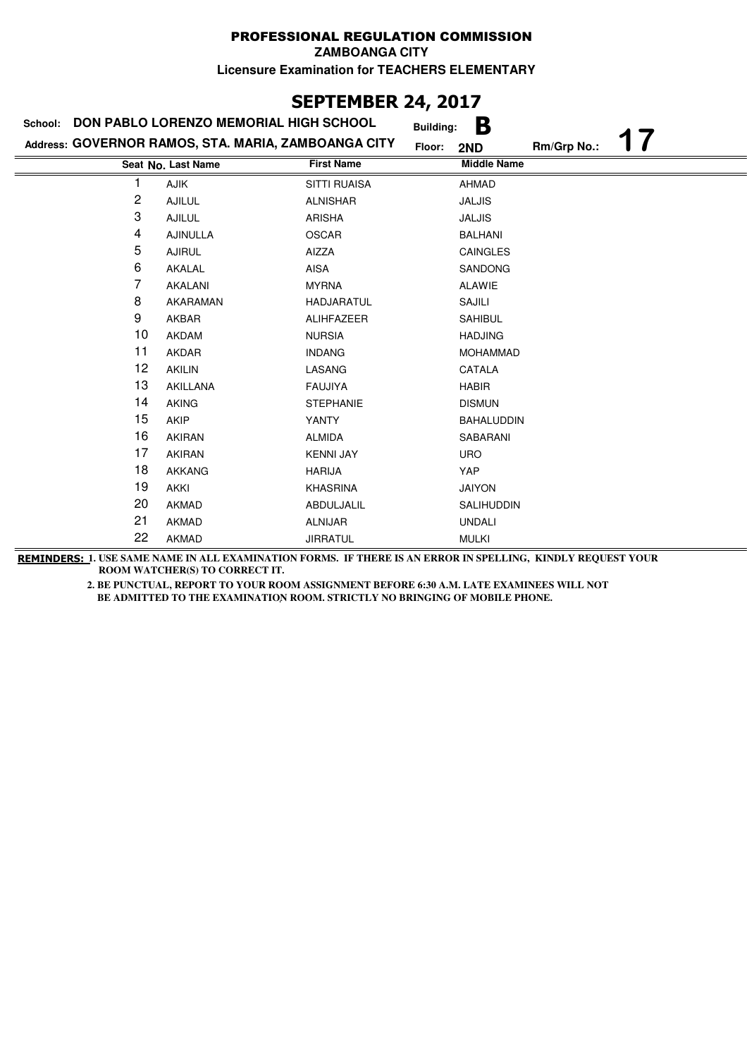# PROFESSIONAL REGULATION COMMISSION

**ZAMBOANGA CITY**

**Licensure Examination for TEACHERS ELEMENTARY**

## SEPTEMBER 24, 2017

**School:** DON PABLO LORENZO MEMORIAL HIGH SCHOOL  **Building:** B

**Address:** GOVERNOR RAMOS, STA. MARIA, ZAMBOANGA CITY  **Floor:** 2ND  **Rm/Grp No.:** 17

| Seat No. | Last Name | First Name | Middle Name |
|---|---|---|---|
| 1 | AJIK | SITTI RUAISA | AHMAD |
| 2 | AJILUL | ALNISHAR | JALJIS |
| 3 | AJILUL | ARISHA | JALJIS |
| 4 | AJINULLA | OSCAR | BALHANI |
| 5 | AJIRUL | AIZZA | CAINGLES |
| 6 | AKALAL | AISA | SANDONG |
| 7 | AKALANI | MYRNA | ALAWIE |
| 8 | AKARAMAN | HADJARATUL | SAJILI |
| 9 | AKBAR | ALIHFAZEER | SAHIBUL |
| 10 | AKDAM | NURSIA | HADJING |
| 11 | AKDAR | INDANG | MOHAMMAD |
| 12 | AKILIN | LASANG | CATALA |
| 13 | AKILLANA | FAUJIYA | HABIR |
| 14 | AKING | STEPHANIE | DISMUN |
| 15 | AKIP | YANTY | BAHALUDDIN |
| 16 | AKIRAN | ALMIDA | SABARANI |
| 17 | AKIRAN | KENNI JAY | URO |
| 18 | AKKANG | HARIJA | YAP |
| 19 | AKKI | KHASRINA | JAIYON |
| 20 | AKMAD | ABDULJALIL | SALIHUDDIN |
| 21 | AKMAD | ALNIJAR | UNDALI |
| 22 | AKMAD | JIRRATUL | MULKI |

**REMINDERS:** 1. USE SAME NAME IN ALL EXAMINATION FORMS. IF THERE IS AN ERROR IN SPELLING, KINDLY REQUEST YOUR ROOM WATCHER(S) TO CORRECT IT.

2. BE PUNCTUAL, REPORT TO YOUR ROOM ASSIGNMENT BEFORE 6:30 A.M. LATE EXAMINEES WILL NOT BE ADMITTED TO THE EXAMINATION ROOM. STRICTLY NO BRINGING OF MOBILE PHONE.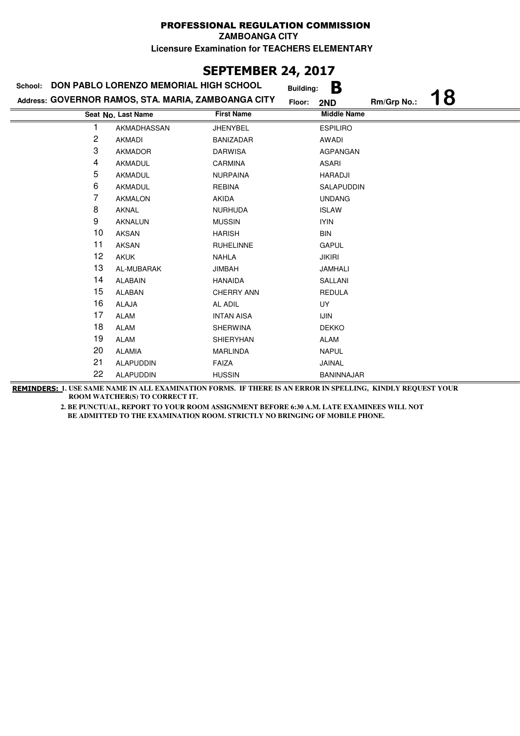**PROFESSIONAL REGULATION COMMISSION**

**ZAMBOANGA CITY**

**Licensure Examination for TEACHERS ELEMENTARY**

## SEPTEMBER 24, 2017

**School:** DON PABLO LORENZO MEMORIAL HIGH SCHOOL **Building:** B

**Address:** GOVERNOR RAMOS, STA. MARIA, ZAMBOANGA CITY **Floor:** 2ND **Rm/Grp No.:** 18

| Seat No. | Last Name | First Name | Middle Name |
|---|---|---|---|
| 1 | AKMADHASSAN | JHENYBEL | ESPILIRO |
| 2 | AKMADI | BANIZADAR | AWADI |
| 3 | AKMADOR | DARWISA | AGPANGAN |
| 4 | AKMADUL | CARMINA | ASARI |
| 5 | AKMADUL | NURPAINA | HARADJI |
| 6 | AKMADUL | REBINA | SALAPUDDIN |
| 7 | AKMALON | AKIDA | UNDANG |
| 8 | AKNAL | NURHUDA | ISLAW |
| 9 | AKNALUN | MUSSIN | IYIN |
| 10 | AKSAN | HARISH | BIN |
| 11 | AKSAN | RUHELINNE | GAPUL |
| 12 | AKUK | NAHLA | JIKIRI |
| 13 | AL-MUBARAK | JIMBAH | JAMHALI |
| 14 | ALABAIN | HANAIDA | SALLANI |
| 15 | ALABAN | CHERRY ANN | REDULA |
| 16 | ALAJA | AL ADIL | UY |
| 17 | ALAM | INTAN AISA | IJIN |
| 18 | ALAM | SHERWINA | DEKKO |
| 19 | ALAM | SHIERYHAN | ALAM |
| 20 | ALAMIA | MARLINDA | NAPUL |
| 21 | ALAPUDDIN | FAIZA | JAINAL |
| 22 | ALAPUDDIN | HUSSIN | BANINNAJAR |

**REMINDERS:** 1. USE SAME NAME IN ALL EXAMINATION FORMS. IF THERE IS AN ERROR IN SPELLING, KINDLY REQUEST YOUR ROOM WATCHER(S) TO CORRECT IT.

2. BE PUNCTUAL, REPORT TO YOUR ROOM ASSIGNMENT BEFORE 6:30 A.M. LATE EXAMINEES WILL NOT BE ADMITTED TO THE EXAMINATION ROOM. STRICTLY NO BRINGING OF MOBILE PHONE.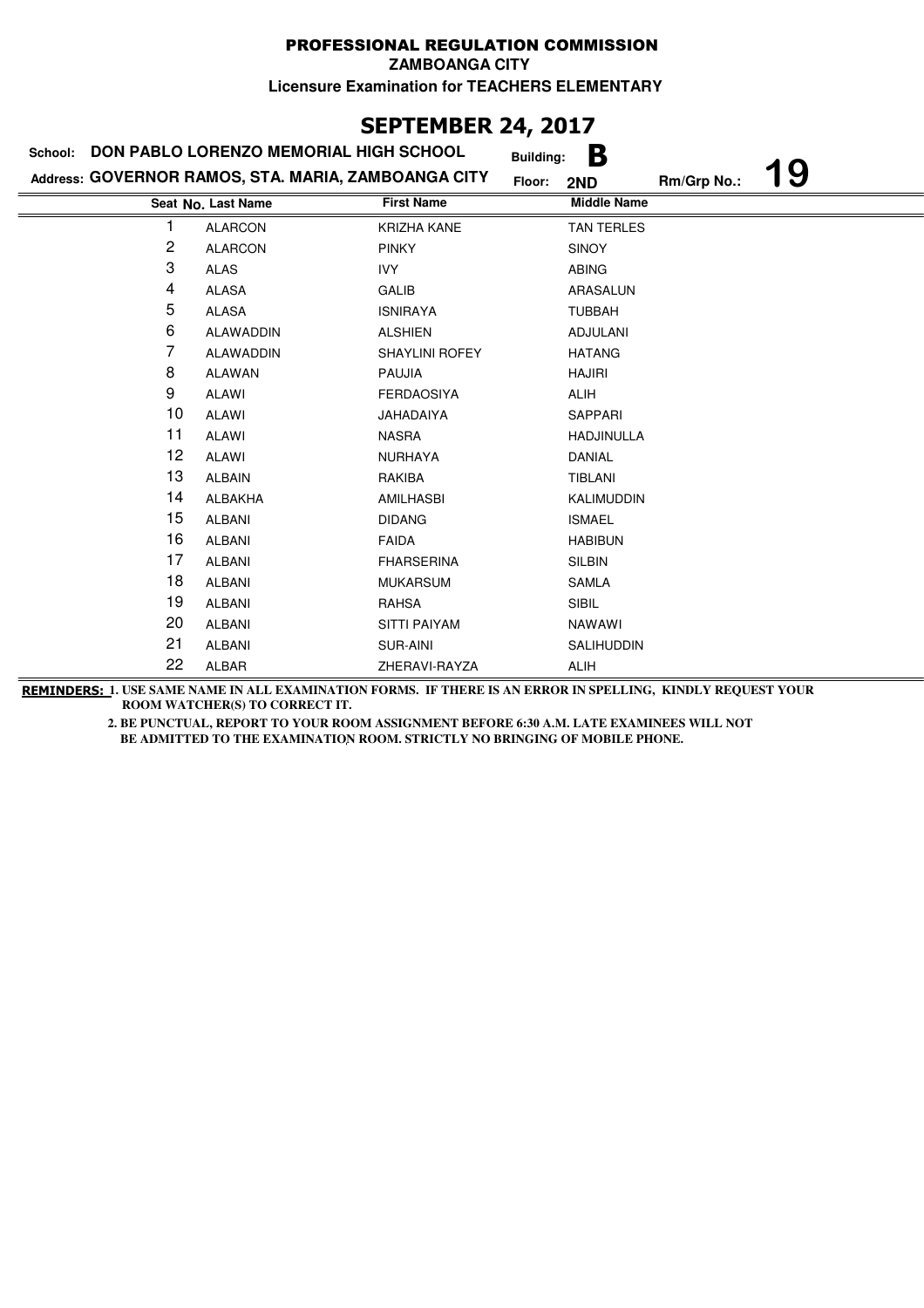# PROFESSIONAL REGULATION COMMISSION

**ZAMBOANGA CITY**

**Licensure Examination for TEACHERS ELEMENTARY**

## SEPTEMBER 24, 2017

**School:** DON PABLO LORENZO MEMORIAL HIGH SCHOOL **Building:** B

**Address:** GOVERNOR RAMOS, STA. MARIA, ZAMBOANGA CITY **Floor:** 2ND **Rm/Grp No.:** 19

| Seat No. | Last Name | First Name | Middle Name |
|---|---|---|---|
| 1 | ALARCON | KRIZHA KANE | TAN TERLES |
| 2 | ALARCON | PINKY | SINOY |
| 3 | ALAS | IVY | ABING |
| 4 | ALASA | GALIB | ARASALUN |
| 5 | ALASA | ISNIRAYA | TUBBAH |
| 6 | ALAWADDIN | ALSHIEN | ADJULANI |
| 7 | ALAWADDIN | SHAYLINI ROFEY | HATANG |
| 8 | ALAWAN | PAUJIA | HAJIRI |
| 9 | ALAWI | FERDAOSIYA | ALIH |
| 10 | ALAWI | JAHADAIYA | SAPPARI |
| 11 | ALAWI | NASRA | HADJINULLA |
| 12 | ALAWI | NURHAYA | DANIAL |
| 13 | ALBAIN | RAKIBA | TIBLANI |
| 14 | ALBAKHA | AMILHASBI | KALIMUDDIN |
| 15 | ALBANI | DIDANG | ISMAEL |
| 16 | ALBANI | FAIDA | HABIBUN |
| 17 | ALBANI | FHARSERINA | SILBIN |
| 18 | ALBANI | MUKARSUM | SAMLA |
| 19 | ALBANI | RAHSA | SIBIL |
| 20 | ALBANI | SITTI PAIYAM | NAWAWI |
| 21 | ALBANI | SUR-AINI | SALIHUDDIN |
| 22 | ALBAR | ZHERAVI-RAYZA | ALIH |

**REMINDERS:** 1. USE SAME NAME IN ALL EXAMINATION FORMS. IF THERE IS AN ERROR IN SPELLING, KINDLY REQUEST YOUR ROOM WATCHER(S) TO CORRECT IT.

2. BE PUNCTUAL, REPORT TO YOUR ROOM ASSIGNMENT BEFORE 6:30 A.M. LATE EXAMINEES WILL NOT BE ADMITTED TO THE EXAMINATION ROOM. STRICTLY NO BRINGING OF MOBILE PHONE.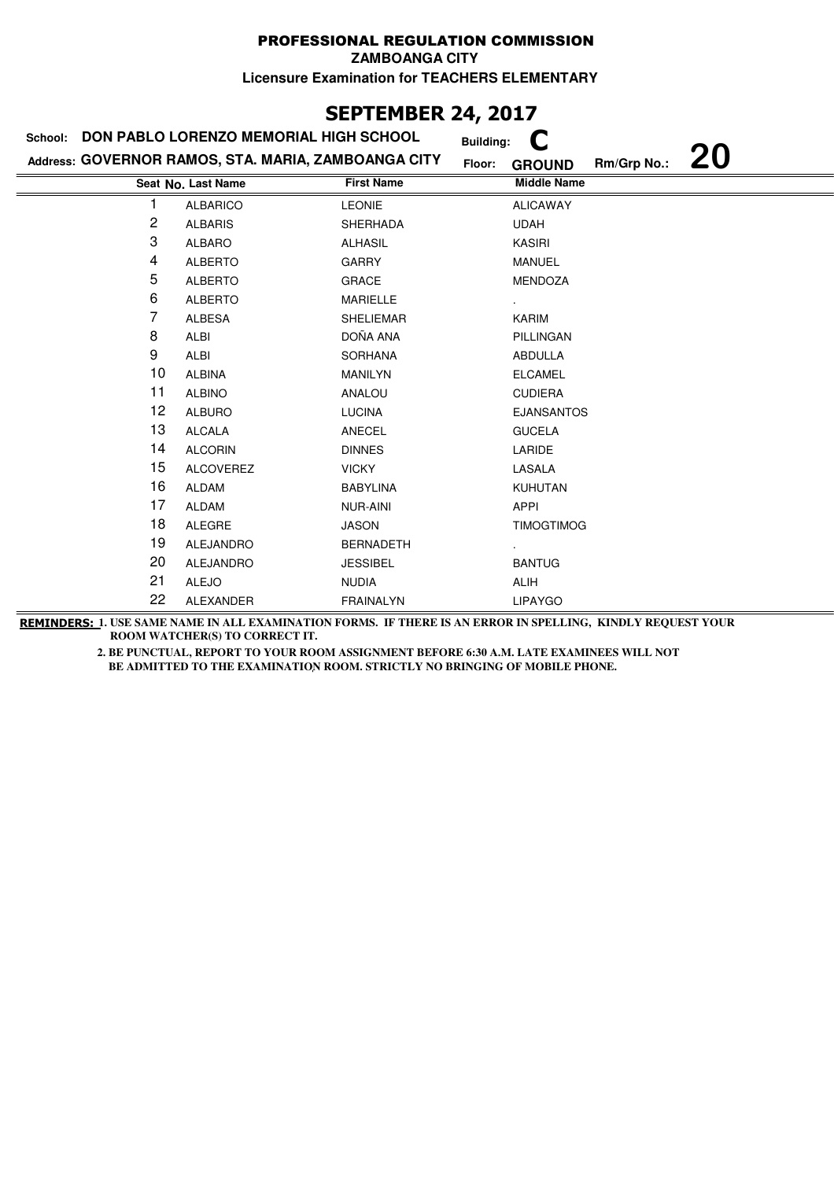# PROFESSIONAL REGULATION COMMISSION

**ZAMBOANGA CITY**

**Licensure Examination for TEACHERS ELEMENTARY**

## SEPTEMBER 24, 2017

**School:** DON PABLO LORENZO MEMORIAL HIGH SCHOOL **Building:** C

**Address:** GOVERNOR RAMOS, STA. MARIA, ZAMBOANGA CITY **Floor:** GROUND **Rm/Grp No.:** 20

| Seat No. | Last Name | First Name | Middle Name |
|---|---|---|---|
| 1 | ALBARICO | LEONIE | ALICAWAY |
| 2 | ALBARIS | SHERHADA | UDAH |
| 3 | ALBARO | ALHASIL | KASIRI |
| 4 | ALBERTO | GARRY | MANUEL |
| 5 | ALBERTO | GRACE | MENDOZA |
| 6 | ALBERTO | MARIELLE | . |
| 7 | ALBESA | SHELIEMAR | KARIM |
| 8 | ALBI | DOÑA ANA | PILLINGAN |
| 9 | ALBI | SORHANA | ABDULLA |
| 10 | ALBINA | MANILYN | ELCAMEL |
| 11 | ALBINO | ANALOU | CUDIERA |
| 12 | ALBURO | LUCINA | EJANSANTOS |
| 13 | ALCALA | ANECEL | GUCELA |
| 14 | ALCORIN | DINNES | LARIDE |
| 15 | ALCOVEREZ | VICKY | LASALA |
| 16 | ALDAM | BABYLINA | KUHUTAN |
| 17 | ALDAM | NUR-AINI | APPI |
| 18 | ALEGRE | JASON | TIMOGTIMOG |
| 19 | ALEJANDRO | BERNADETH | . |
| 20 | ALEJANDRO | JESSIBEL | BANTUG |
| 21 | ALEJO | NUDIA | ALIH |
| 22 | ALEXANDER | FRAINALYN | LIPAYGO |

**REMINDERS:** 1. USE SAME NAME IN ALL EXAMINATION FORMS. IF THERE IS AN ERROR IN SPELLING, KINDLY REQUEST YOUR ROOM WATCHER(S) TO CORRECT IT.

2. BE PUNCTUAL, REPORT TO YOUR ROOM ASSIGNMENT BEFORE 6:30 A.M. LATE EXAMINEES WILL NOT BE ADMITTED TO THE EXAMINATION ROOM. STRICTLY NO BRINGING OF MOBILE PHONE.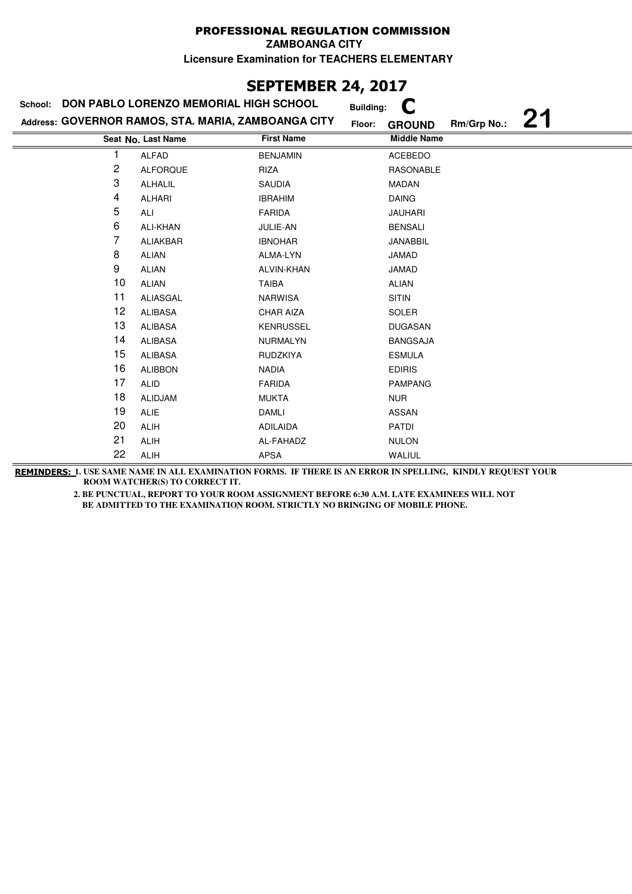# PROFESSIONAL REGULATION COMMISSION

**ZAMBOANGA CITY**

**Licensure Examination for TEACHERS ELEMENTARY**

## SEPTEMBER 24, 2017

**School:** DON PABLO LORENZO MEMORIAL HIGH SCHOOL **Building:** C

**Address:** GOVERNOR RAMOS, STA. MARIA, ZAMBOANGA CITY **Floor:** GROUND **Rm/Grp No.:** 21

| Seat No. | Last Name | First Name | Middle Name |
|---|---|---|---|
| 1 | ALFAD | BENJAMIN | ACEBEDO |
| 2 | ALFORQUE | RIZA | RASONABLE |
| 3 | ALHALIL | SAUDIA | MADAN |
| 4 | ALHARI | IBRAHIM | DAING |
| 5 | ALI | FARIDA | JAUHARI |
| 6 | ALI-KHAN | JULIE-AN | BENSALI |
| 7 | ALIAKBAR | IBNOHAR | JANABBIL |
| 8 | ALIAN | ALMA-LYN | JAMAD |
| 9 | ALIAN | ALVIN-KHAN | JAMAD |
| 10 | ALIAN | TAIBA | ALIAN |
| 11 | ALIASGAL | NARWISA | SITIN |
| 12 | ALIBASA | CHAR AIZA | SOLER |
| 13 | ALIBASA | KENRUSSEL | DUGASAN |
| 14 | ALIBASA | NURMALYN | BANGSAJA |
| 15 | ALIBASA | RUDZKIYA | ESMULA |
| 16 | ALIBBON | NADIA | EDIRIS |
| 17 | ALID | FARIDA | PAMPANG |
| 18 | ALIDJAM | MUKTA | NUR |
| 19 | ALIE | DAMLI | ASSAN |
| 20 | ALIH | ADILAIDA | PATDI |
| 21 | ALIH | AL-FAHADZ | NULON |
| 22 | ALIH | APSA | WALIUL |

**REMINDERS:** 1. USE SAME NAME IN ALL EXAMINATION FORMS. IF THERE IS AN ERROR IN SPELLING, KINDLY REQUEST YOUR ROOM WATCHER(S) TO CORRECT IT.

2. BE PUNCTUAL, REPORT TO YOUR ROOM ASSIGNMENT BEFORE 6:30 A.M. LATE EXAMINEES WILL NOT BE ADMITTED TO THE EXAMINATION ROOM. STRICTLY NO BRINGING OF MOBILE PHONE.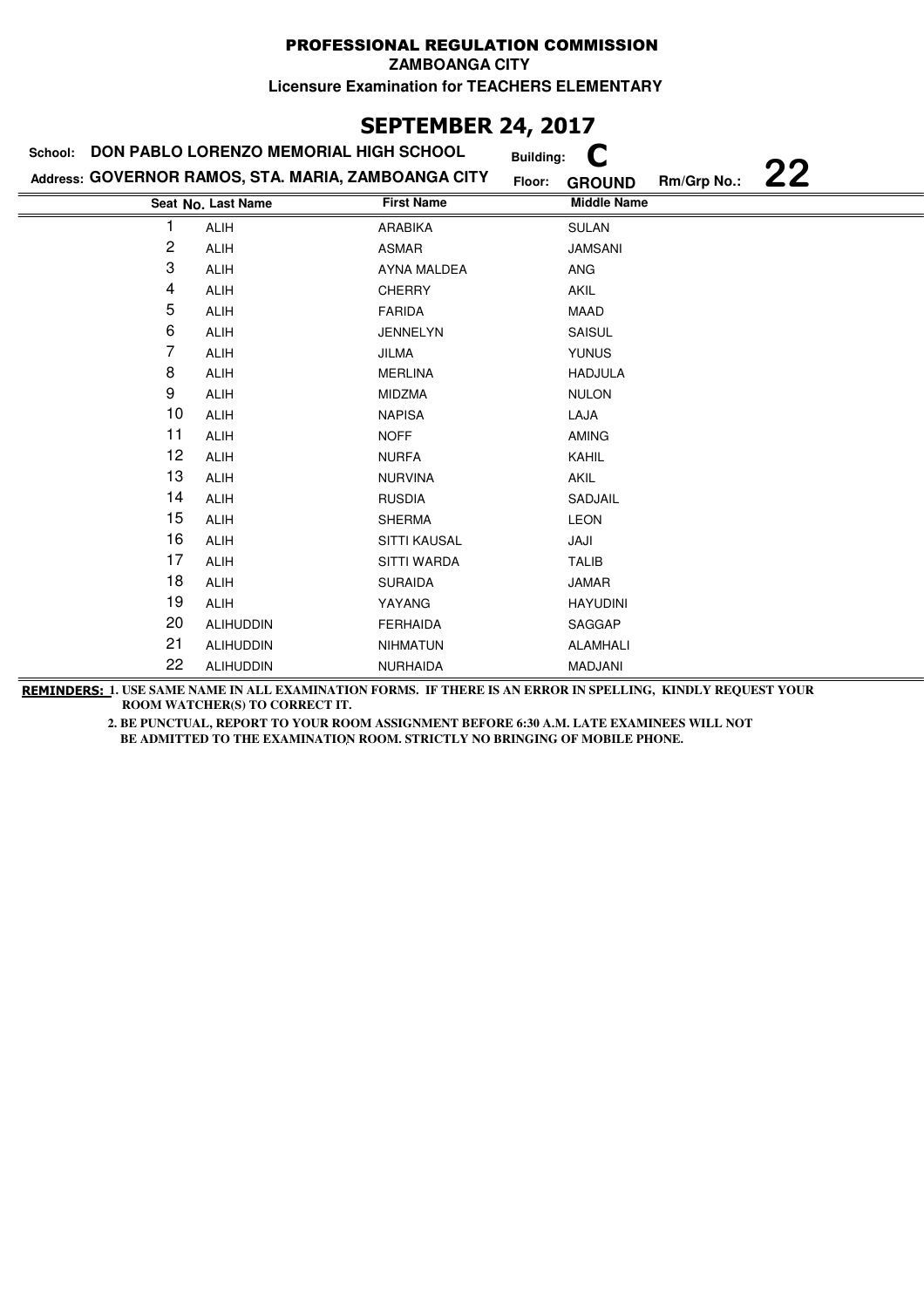# PROFESSIONAL REGULATION COMMISSION

**ZAMBOANGA CITY**

**Licensure Examination for TEACHERS ELEMENTARY**

## SEPTEMBER 24, 2017

**School:** DON PABLO LORENZO MEMORIAL HIGH SCHOOL **Building:** C

**Address:** GOVERNOR RAMOS, STA. MARIA, ZAMBOANGA CITY **Floor:** GROUND **Rm/Grp No.:** 22

| Seat No. | Last Name | First Name | Middle Name |
|---|---|---|---|
| 1 | ALIH | ARABIKA | SULAN |
| 2 | ALIH | ASMAR | JAMSANI |
| 3 | ALIH | AYNA MALDEA | ANG |
| 4 | ALIH | CHERRY | AKIL |
| 5 | ALIH | FARIDA | MAAD |
| 6 | ALIH | JENNELYN | SAISUL |
| 7 | ALIH | JILMA | YUNUS |
| 8 | ALIH | MERLINA | HADJULA |
| 9 | ALIH | MIDZMA | NULON |
| 10 | ALIH | NAPISA | LAJA |
| 11 | ALIH | NOFF | AMING |
| 12 | ALIH | NURFA | KAHIL |
| 13 | ALIH | NURVINA | AKIL |
| 14 | ALIH | RUSDIA | SADJAIL |
| 15 | ALIH | SHERMA | LEON |
| 16 | ALIH | SITTI KAUSAL | JAJI |
| 17 | ALIH | SITTI WARDA | TALIB |
| 18 | ALIH | SURAIDA | JAMAR |
| 19 | ALIH | YAYANG | HAYUDINI |
| 20 | ALIHUDDIN | FERHAIDA | SAGGAP |
| 21 | ALIHUDDIN | NIHMATUN | ALAMHALI |
| 22 | ALIHUDDIN | NURHAIDA | MADJANI |

**REMINDERS:** 1. USE SAME NAME IN ALL EXAMINATION FORMS. IF THERE IS AN ERROR IN SPELLING, KINDLY REQUEST YOUR ROOM WATCHER(S) TO CORRECT IT.

2. BE PUNCTUAL, REPORT TO YOUR ROOM ASSIGNMENT BEFORE 6:30 A.M. LATE EXAMINEES WILL NOT BE ADMITTED TO THE EXAMINATION ROOM. STRICTLY NO BRINGING OF MOBILE PHONE.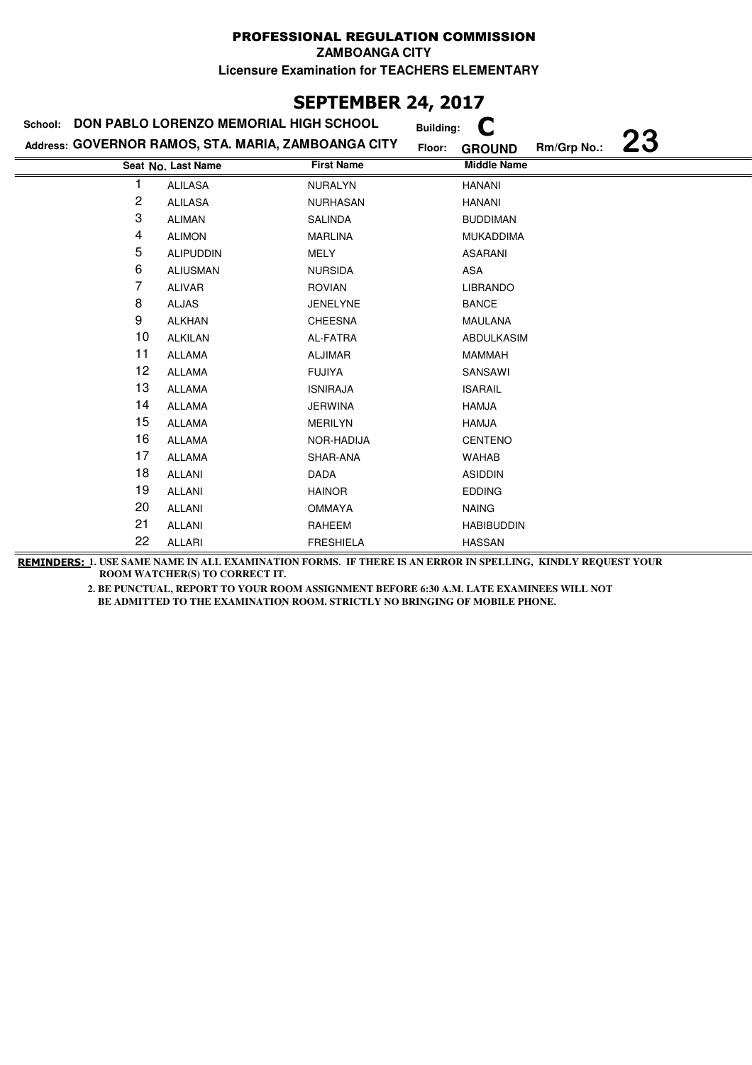# PROFESSIONAL REGULATION COMMISSION

**ZAMBOANGA CITY**

**Licensure Examination for TEACHERS ELEMENTARY**

## SEPTEMBER 24, 2017

**School:** DON PABLO LORENZO MEMORIAL HIGH SCHOOL **Building:** C

**Address:** GOVERNOR RAMOS, STA. MARIA, ZAMBOANGA CITY **Floor:** GROUND **Rm/Grp No.:** 23

| Seat No. | Last Name | First Name | Middle Name |
|---|---|---|---|
| 1 | ALILASA | NURALYN | HANANI |
| 2 | ALILASA | NURHASAN | HANANI |
| 3 | ALIMAN | SALINDA | BUDDIMAN |
| 4 | ALIMON | MARLINA | MUKADDIMA |
| 5 | ALIPUDDIN | MELY | ASARANI |
| 6 | ALIUSMAN | NURSIDA | ASA |
| 7 | ALIVAR | ROVIAN | LIBRANDO |
| 8 | ALJAS | JENELYNE | BANCE |
| 9 | ALKHAN | CHEESNA | MAULANA |
| 10 | ALKILAN | AL-FATRA | ABDULKASIM |
| 11 | ALLAMA | ALJIMAR | MAMMAH |
| 12 | ALLAMA | FUJIYA | SANSAWI |
| 13 | ALLAMA | ISNIRAJA | ISARAIL |
| 14 | ALLAMA | JERWINA | HAMJA |
| 15 | ALLAMA | MERILYN | HAMJA |
| 16 | ALLAMA | NOR-HADIJA | CENTENO |
| 17 | ALLAMA | SHAR-ANA | WAHAB |
| 18 | ALLANI | DADA | ASIDDIN |
| 19 | ALLANI | HAINOR | EDDING |
| 20 | ALLANI | OMMAYA | NAING |
| 21 | ALLANI | RAHEEM | HABIBUDDIN |
| 22 | ALLARI | FRESHIELA | HASSAN |

**REMINDERS:** 1. USE SAME NAME IN ALL EXAMINATION FORMS. IF THERE IS AN ERROR IN SPELLING, KINDLY REQUEST YOUR ROOM WATCHER(S) TO CORRECT IT.

2. BE PUNCTUAL, REPORT TO YOUR ROOM ASSIGNMENT BEFORE 6:30 A.M. LATE EXAMINEES WILL NOT BE ADMITTED TO THE EXAMINATION ROOM. STRICTLY NO BRINGING OF MOBILE PHONE.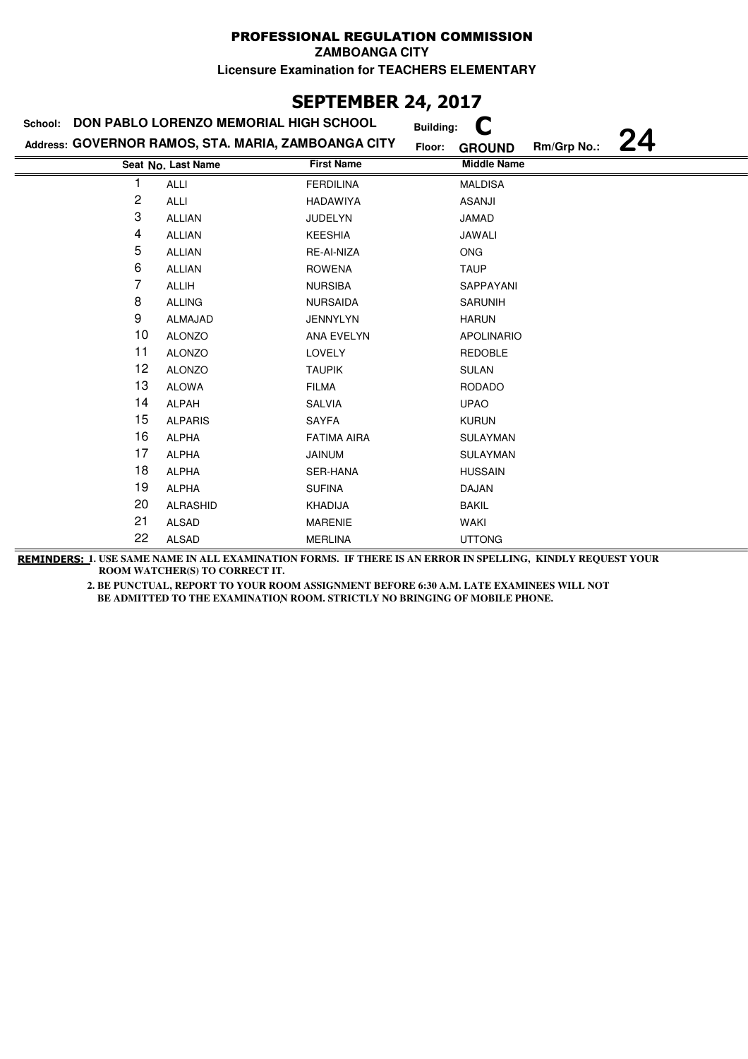# PROFESSIONAL REGULATION COMMISSION

**ZAMBOANGA CITY**

**Licensure Examination for TEACHERS ELEMENTARY**

## SEPTEMBER 24, 2017

**School:** DON PABLO LORENZO MEMORIAL HIGH SCHOOL **Building:** C

**Address:** GOVERNOR RAMOS, STA. MARIA, ZAMBOANGA CITY **Floor:** GROUND **Rm/Grp No.:** 24

| Seat No. | Last Name | First Name | Middle Name |
|---|---|---|---|
| 1 | ALLI | FERDILINA | MALDISA |
| 2 | ALLI | HADAWIYA | ASANJI |
| 3 | ALLIAN | JUDELYN | JAMAD |
| 4 | ALLIAN | KEESHIA | JAWALI |
| 5 | ALLIAN | RE-AI-NIZA | ONG |
| 6 | ALLIAN | ROWENA | TAUP |
| 7 | ALLIH | NURSIBA | SAPPAYANI |
| 8 | ALLING | NURSAIDA | SARUNIH |
| 9 | ALMAJAD | JENNYLYN | HARUN |
| 10 | ALONZO | ANA EVELYN | APOLINARIO |
| 11 | ALONZO | LOVELY | REDOBLE |
| 12 | ALONZO | TAUPIK | SULAN |
| 13 | ALOWA | FILMA | RODADO |
| 14 | ALPAH | SALVIA | UPAO |
| 15 | ALPARIS | SAYFA | KURUN |
| 16 | ALPHA | FATIMA AIRA | SULAYMAN |
| 17 | ALPHA | JAINUM | SULAYMAN |
| 18 | ALPHA | SER-HANA | HUSSAIN |
| 19 | ALPHA | SUFINA | DAJAN |
| 20 | ALRASHID | KHADIJA | BAKIL |
| 21 | ALSAD | MARENIE | WAKI |
| 22 | ALSAD | MERLINA | UTTONG |

**REMINDERS:** 1. USE SAME NAME IN ALL EXAMINATION FORMS. IF THERE IS AN ERROR IN SPELLING, KINDLY REQUEST YOUR ROOM WATCHER(S) TO CORRECT IT.

2. BE PUNCTUAL, REPORT TO YOUR ROOM ASSIGNMENT BEFORE 6:30 A.M. LATE EXAMINEES WILL NOT BE ADMITTED TO THE EXAMINATION ROOM. STRICTLY NO BRINGING OF MOBILE PHONE.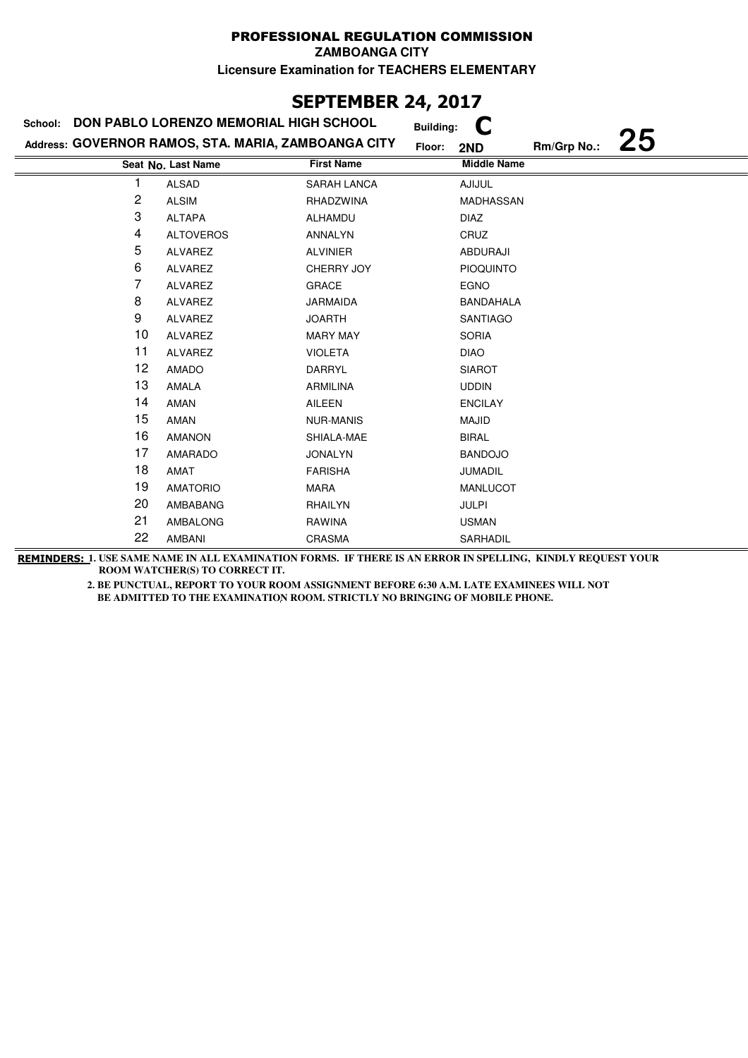# PROFESSIONAL REGULATION COMMISSION

**ZAMBOANGA CITY**

**Licensure Examination for TEACHERS ELEMENTARY**

## SEPTEMBER 24, 2017

**School:** DON PABLO LORENZO MEMORIAL HIGH SCHOOL  **Building:** C

**Address:** GOVERNOR RAMOS, STA. MARIA, ZAMBOANGA CITY  **Floor:** 2ND  **Rm/Grp No.:** 25

| Seat No. | Last Name | First Name | Middle Name |
|---|---|---|---|
| 1 | ALSAD | SARAH LANCA | AJIJUL |
| 2 | ALSIM | RHADZWINA | MADHASSAN |
| 3 | ALTAPA | ALHAMDU | DIAZ |
| 4 | ALTOVEROS | ANNALYN | CRUZ |
| 5 | ALVAREZ | ALVINIER | ABDURAJI |
| 6 | ALVAREZ | CHERRY JOY | PIOQUINTO |
| 7 | ALVAREZ | GRACE | EGNO |
| 8 | ALVAREZ | JARMAIDA | BANDAHALA |
| 9 | ALVAREZ | JOARTH | SANTIAGO |
| 10 | ALVAREZ | MARY MAY | SORIA |
| 11 | ALVAREZ | VIOLETA | DIAO |
| 12 | AMADO | DARRYL | SIAROT |
| 13 | AMALA | ARMILINA | UDDIN |
| 14 | AMAN | AILEEN | ENCILAY |
| 15 | AMAN | NUR-MANIS | MAJID |
| 16 | AMANON | SHIALA-MAE | BIRAL |
| 17 | AMARADO | JONALYN | BANDOJO |
| 18 | AMAT | FARISHA | JUMADIL |
| 19 | AMATORIO | MARA | MANLUCOT |
| 20 | AMBABANG | RHAILYN | JULPI |
| 21 | AMBALONG | RAWINA | USMAN |
| 22 | AMBANI | CRASMA | SARHADIL |

**REMINDERS:** 1. USE SAME NAME IN ALL EXAMINATION FORMS. IF THERE IS AN ERROR IN SPELLING, KINDLY REQUEST YOUR ROOM WATCHER(S) TO CORRECT IT.

2. BE PUNCTUAL, REPORT TO YOUR ROOM ASSIGNMENT BEFORE 6:30 A.M. LATE EXAMINEES WILL NOT BE ADMITTED TO THE EXAMINATION ROOM. STRICTLY NO BRINGING OF MOBILE PHONE.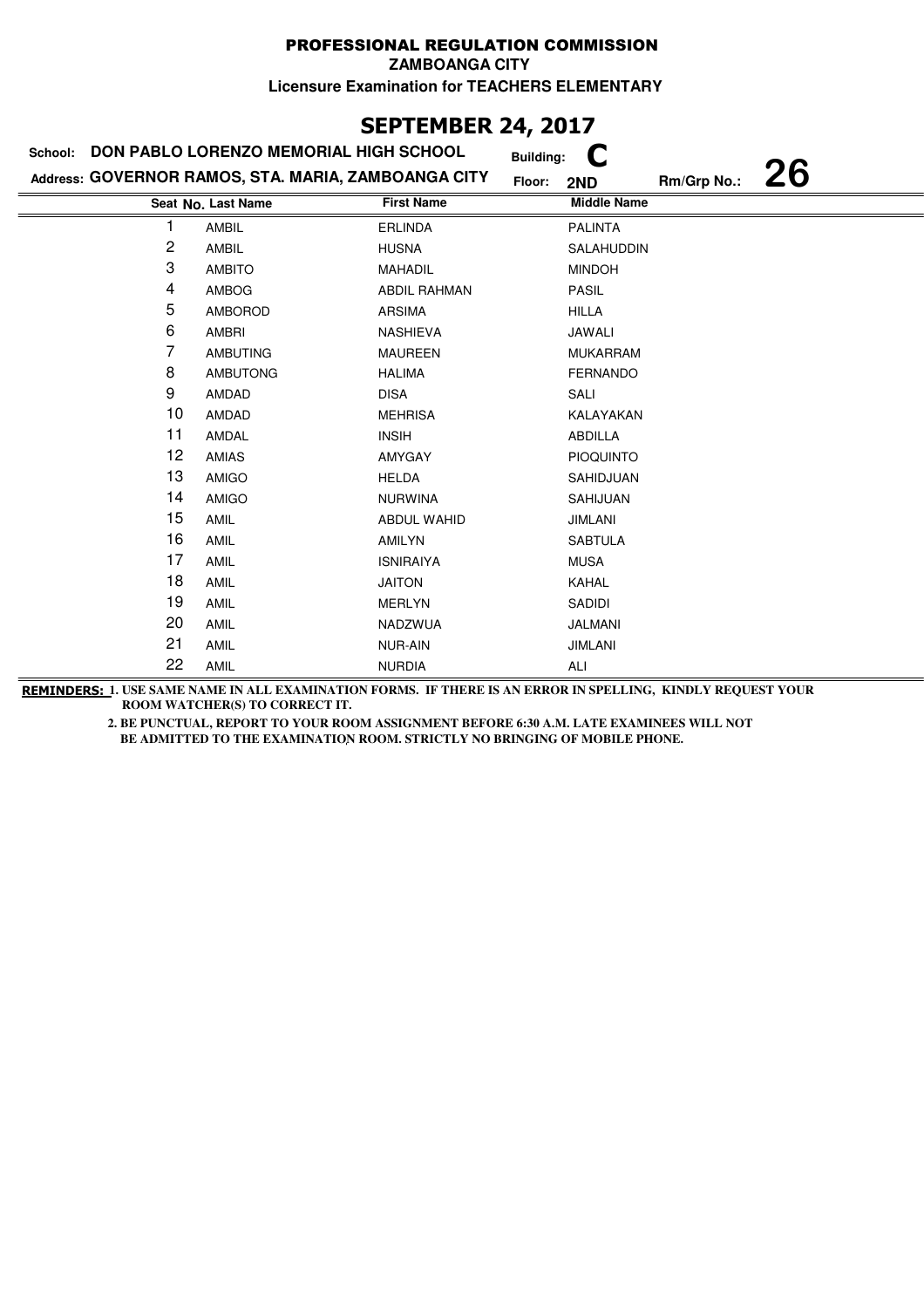PROFESSIONAL REGULATION COMMISSION

ZAMBOANGA CITY

Licensure Examination for TEACHERS ELEMENTARY

## SEPTEMBER 24, 2017

School: **DON PABLO LORENZO MEMORIAL HIGH SCHOOL** Building: **C**

Address: **GOVERNOR RAMOS, STA. MARIA, ZAMBOANGA CITY** Floor: **2ND** Rm/Grp No.: **26**

| Seat No. | Last Name | First Name | Middle Name |
|---|---|---|---|
| 1 | AMBIL | ERLINDA | PALINTA |
| 2 | AMBIL | HUSNA | SALAHUDDIN |
| 3 | AMBITO | MAHADIL | MINDOH |
| 4 | AMBOG | ABDIL RAHMAN | PASIL |
| 5 | AMBOROD | ARSIMA | HILLA |
| 6 | AMBRI | NASHIEVA | JAWALI |
| 7 | AMBUTING | MAUREEN | MUKARRAM |
| 8 | AMBUTONG | HALIMA | FERNANDO |
| 9 | AMDAD | DISA | SALI |
| 10 | AMDAD | MEHRISA | KALAYAKAN |
| 11 | AMDAL | INSIH | ABDILLA |
| 12 | AMIAS | AMYGAY | PIOQUINTO |
| 13 | AMIGO | HELDA | SAHIDJUAN |
| 14 | AMIGO | NURWINA | SAHIJUAN |
| 15 | AMIL | ABDUL WAHID | JIMLANI |
| 16 | AMIL | AMILYN | SABTULA |
| 17 | AMIL | ISNIRAIYA | MUSA |
| 18 | AMIL | JAITON | KAHAL |
| 19 | AMIL | MERLYN | SADIDI |
| 20 | AMIL | NADZWUA | JALMANI |
| 21 | AMIL | NUR-AIN | JIMLANI |
| 22 | AMIL | NURDIA | ALI |

**REMINDERS:** 1. USE SAME NAME IN ALL EXAMINATION FORMS. IF THERE IS AN ERROR IN SPELLING, KINDLY REQUEST YOUR ROOM WATCHER(S) TO CORRECT IT.

2. BE PUNCTUAL, REPORT TO YOUR ROOM ASSIGNMENT BEFORE 6:30 A.M. LATE EXAMINEES WILL NOT BE ADMITTED TO THE EXAMINATION ROOM. STRICTLY NO BRINGING OF MOBILE PHONE.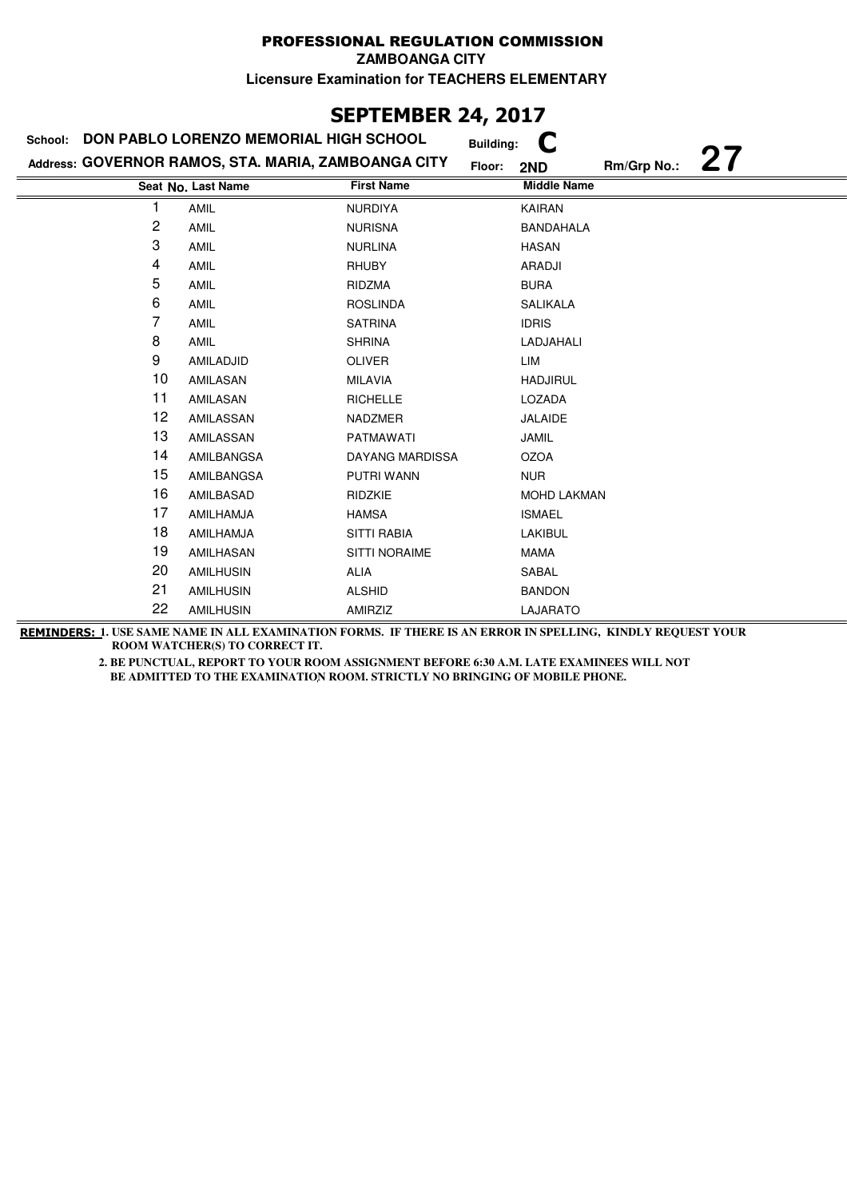**PROFESSIONAL REGULATION COMMISSION**

**ZAMBOANGA CITY**

**Licensure Examination for TEACHERS ELEMENTARY**

## SEPTEMBER 24, 2017

**School:** DON PABLO LORENZO MEMORIAL HIGH SCHOOL **Building:** C

**Address:** GOVERNOR RAMOS, STA. MARIA, ZAMBOANGA CITY **Floor:** 2ND **Rm/Grp No.:** 27

| Seat No. | Last Name | First Name | Middle Name |
|---|---|---|---|
| 1 | AMIL | NURDIYA | KAIRAN |
| 2 | AMIL | NURISNA | BANDAHALA |
| 3 | AMIL | NURLINA | HASAN |
| 4 | AMIL | RHUBY | ARADJI |
| 5 | AMIL | RIDZMA | BURA |
| 6 | AMIL | ROSLINDA | SALIKALA |
| 7 | AMIL | SATRINA | IDRIS |
| 8 | AMIL | SHRINA | LADJAHALI |
| 9 | AMILADJID | OLIVER | LIM |
| 10 | AMILASAN | MILAVIA | HADJIRUL |
| 11 | AMILASAN | RICHELLE | LOZADA |
| 12 | AMILASSAN | NADZMER | JALAIDE |
| 13 | AMILASSAN | PATMAWATI | JAMIL |
| 14 | AMILBANGSA | DAYANG MARDISSA | OZOA |
| 15 | AMILBANGSA | PUTRI WANN | NUR |
| 16 | AMILBASAD | RIDZKIE | MOHD LAKMAN |
| 17 | AMILHAMJA | HAMSA | ISMAEL |
| 18 | AMILHAMJA | SITTI RABIA | LAKIBUL |
| 19 | AMILHASAN | SITTI NORAIME | MAMA |
| 20 | AMILHUSIN | ALIA | SABAL |
| 21 | AMILHUSIN | ALSHID | BANDON |
| 22 | AMILHUSIN | AMIRZIZ | LAJARATO |

**REMINDERS:** 1. USE SAME NAME IN ALL EXAMINATION FORMS. IF THERE IS AN ERROR IN SPELLING, KINDLY REQUEST YOUR ROOM WATCHER(S) TO CORRECT IT.

2. BE PUNCTUAL, REPORT TO YOUR ROOM ASSIGNMENT BEFORE 6:30 A.M. LATE EXAMINEES WILL NOT BE ADMITTED TO THE EXAMINATION ROOM. STRICTLY NO BRINGING OF MOBILE PHONE.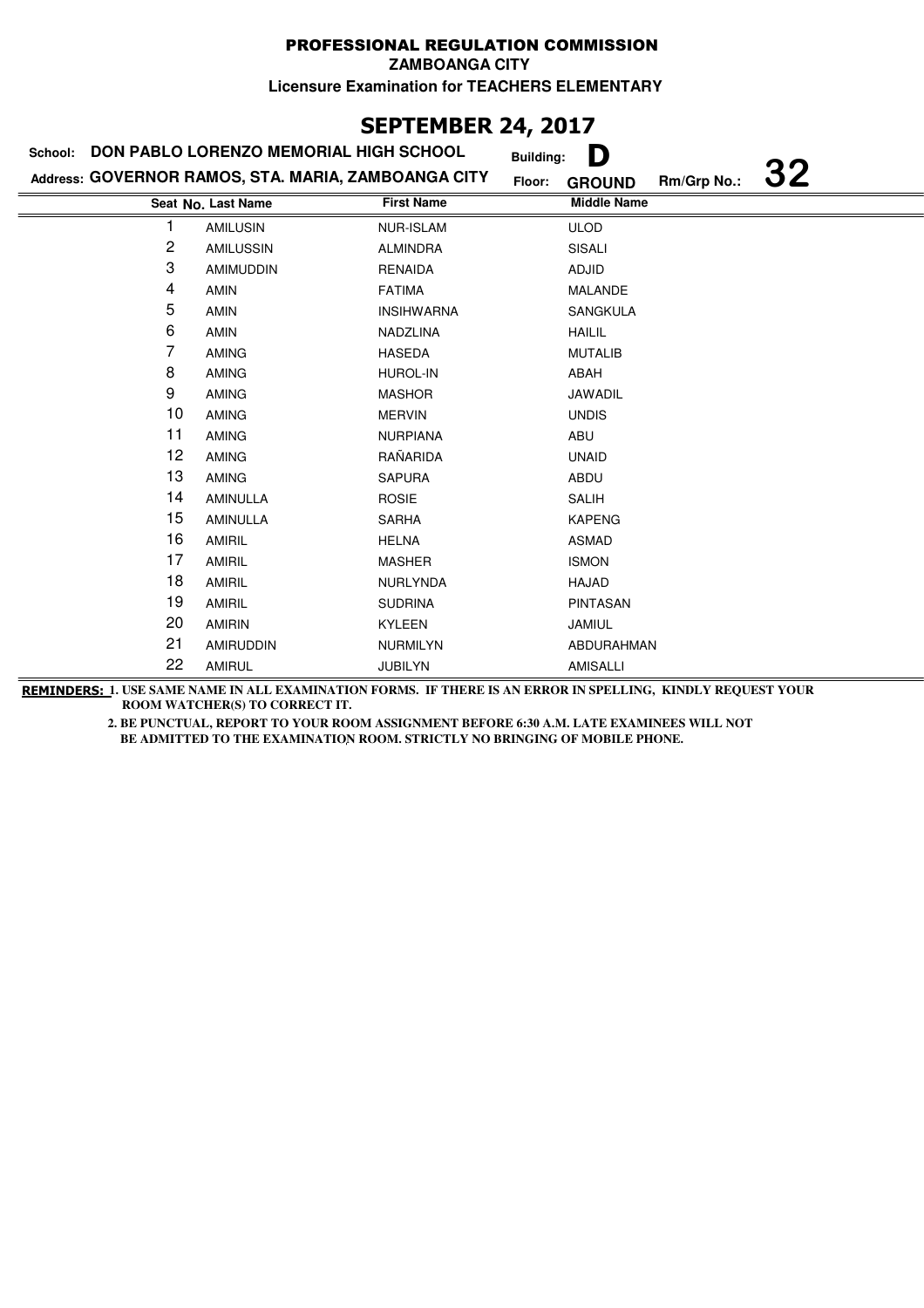# PROFESSIONAL REGULATION COMMISSION

**ZAMBOANGA CITY**

**Licensure Examination for TEACHERS ELEMENTARY**

## SEPTEMBER 24, 2017

**School:** DON PABLO LORENZO MEMORIAL HIGH SCHOOL **Building:** D

**Address:** GOVERNOR RAMOS, STA. MARIA, ZAMBOANGA CITY **Floor:** GROUND **Rm/Grp No.:** 32

| Seat No. | Last Name | First Name | Middle Name |
|---|---|---|---|
| 1 | AMILUSIN | NUR-ISLAM | ULOD |
| 2 | AMILUSSIN | ALMINDRA | SISALI |
| 3 | AMIMUDDIN | RENAIDA | ADJID |
| 4 | AMIN | FATIMA | MALANDE |
| 5 | AMIN | INSIHWARNA | SANGKULA |
| 6 | AMIN | NADZLINA | HAILIL |
| 7 | AMING | HASEDA | MUTALIB |
| 8 | AMING | HUROL-IN | ABAH |
| 9 | AMING | MASHOR | JAWADIL |
| 10 | AMING | MERVIN | UNDIS |
| 11 | AMING | NURPIANA | ABU |
| 12 | AMING | RAÑARIDA | UNAID |
| 13 | AMING | SAPURA | ABDU |
| 14 | AMINULLA | ROSIE | SALIH |
| 15 | AMINULLA | SARHA | KAPENG |
| 16 | AMIRIL | HELNA | ASMAD |
| 17 | AMIRIL | MASHER | ISMON |
| 18 | AMIRIL | NURLYNDA | HAJAD |
| 19 | AMIRIL | SUDRINA | PINTASAN |
| 20 | AMIRIN | KYLEEN | JAMIUL |
| 21 | AMIRUDDIN | NURMILYN | ABDURAHMAN |
| 22 | AMIRUL | JUBILYN | AMISALLI |

**REMINDERS:** 1. USE SAME NAME IN ALL EXAMINATION FORMS. IF THERE IS AN ERROR IN SPELLING, KINDLY REQUEST YOUR ROOM WATCHER(S) TO CORRECT IT.

2. BE PUNCTUAL, REPORT TO YOUR ROOM ASSIGNMENT BEFORE 6:30 A.M. LATE EXAMINEES WILL NOT BE ADMITTED TO THE EXAMINATION ROOM. STRICTLY NO BRINGING OF MOBILE PHONE.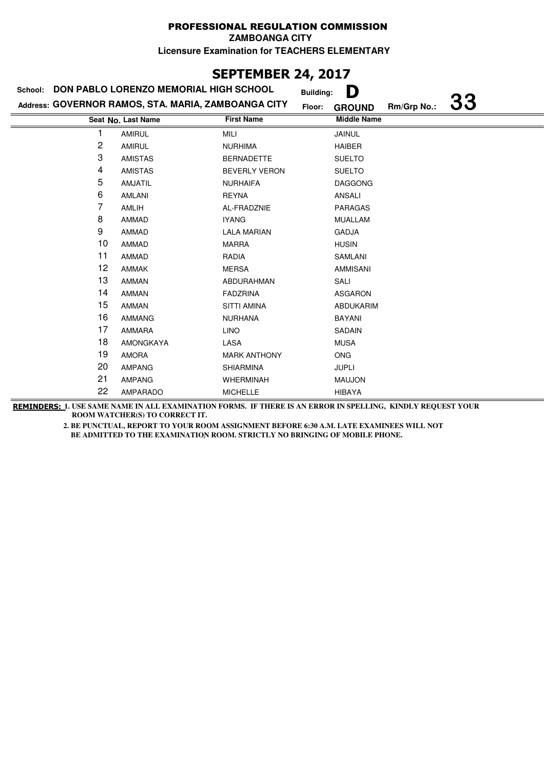# PROFESSIONAL REGULATION COMMISSION

**ZAMBOANGA CITY**

**Licensure Examination for TEACHERS ELEMENTARY**

## SEPTEMBER 24, 2017

**School:** DON PABLO LORENZO MEMORIAL HIGH SCHOOL **Building:** D

**Address:** GOVERNOR RAMOS, STA. MARIA, ZAMBOANGA CITY **Floor:** GROUND **Rm/Grp No.:** 33

| Seat No. | Last Name | First Name | Middle Name |
|---|---|---|---|
| 1 | AMIRUL | MILI | JAINUL |
| 2 | AMIRUL | NURHIMA | HAIBER |
| 3 | AMISTAS | BERNADETTE | SUELTO |
| 4 | AMISTAS | BEVERLY VERON | SUELTO |
| 5 | AMJATIL | NURHAIFA | DAGGONG |
| 6 | AMLANI | REYNA | ANSALI |
| 7 | AMLIH | AL-FRADZNIE | PARAGAS |
| 8 | AMMAD | IYANG | MUALLAM |
| 9 | AMMAD | LALA MARIAN | GADJA |
| 10 | AMMAD | MARRA | HUSIN |
| 11 | AMMAD | RADIA | SAMLANI |
| 12 | AMMAK | MERSA | AMMISANI |
| 13 | AMMAN | ABDURAHMAN | SALI |
| 14 | AMMAN | FADZRINA | ASGARON |
| 15 | AMMAN | SITTI AMINA | ABDUKARIM |
| 16 | AMMANG | NURHANA | BAYANI |
| 17 | AMMARA | LINO | SADAIN |
| 18 | AMONGKAYA | LASA | MUSA |
| 19 | AMORA | MARK ANTHONY | ONG |
| 20 | AMPANG | SHIARMINA | JUPLI |
| 21 | AMPANG | WHERMINAH | MAUJON |
| 22 | AMPARADO | MICHELLE | HIBAYA |

**REMINDERS:** 1. USE SAME NAME IN ALL EXAMINATION FORMS. IF THERE IS AN ERROR IN SPELLING, KINDLY REQUEST YOUR ROOM WATCHER(S) TO CORRECT IT.

2. BE PUNCTUAL, REPORT TO YOUR ROOM ASSIGNMENT BEFORE 6:30 A.M. LATE EXAMINEES WILL NOT BE ADMITTED TO THE EXAMINATION ROOM. STRICTLY NO BRINGING OF MOBILE PHONE.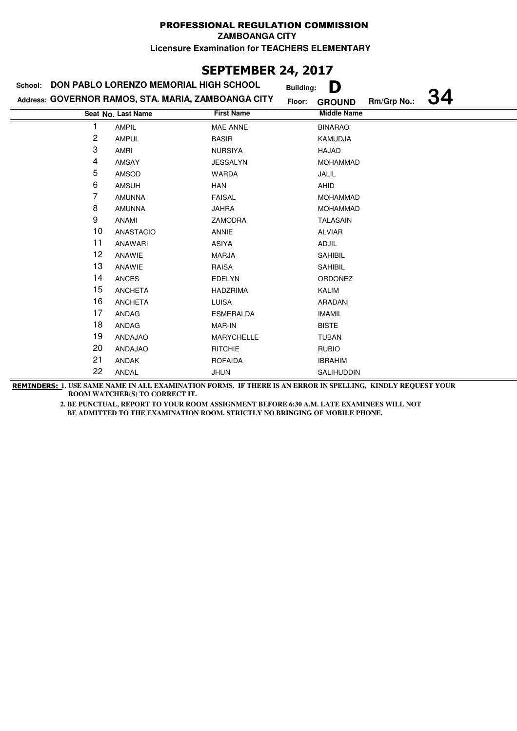# PROFESSIONAL REGULATION COMMISSION

**ZAMBOANGA CITY**

**Licensure Examination for TEACHERS ELEMENTARY**

## SEPTEMBER 24, 2017

**School:** DON PABLO LORENZO MEMORIAL HIGH SCHOOL **Building:** D

**Address:** GOVERNOR RAMOS, STA. MARIA, ZAMBOANGA CITY **Floor:** GROUND **Rm/Grp No.:** 34

| Seat No. | Last Name | First Name | Middle Name |
|---|---|---|---|
| 1 | AMPIL | MAE ANNE | BINARAO |
| 2 | AMPUL | BASIR | KAMUDJA |
| 3 | AMRI | NURSIYA | HAJAD |
| 4 | AMSAY | JESSALYN | MOHAMMAD |
| 5 | AMSOD | WARDA | JALIL |
| 6 | AMSUH | HAN | AHID |
| 7 | AMUNNA | FAISAL | MOHAMMAD |
| 8 | AMUNNA | JAHRA | MOHAMMAD |
| 9 | ANAMI | ZAMODRA | TALASAIN |
| 10 | ANASTACIO | ANNIE | ALVIAR |
| 11 | ANAWARI | ASIYA | ADJIL |
| 12 | ANAWIE | MARJA | SAHIBIL |
| 13 | ANAWIE | RAISA | SAHIBIL |
| 14 | ANCES | EDELYN | ORDOÑEZ |
| 15 | ANCHETA | HADZRIMA | KALIM |
| 16 | ANCHETA | LUISA | ARADANI |
| 17 | ANDAG | ESMERALDA | IMAMIL |
| 18 | ANDAG | MAR-IN | BISTE |
| 19 | ANDAJAO | MARYCHELLE | TUBAN |
| 20 | ANDAJAO | RITCHIE | RUBIO |
| 21 | ANDAK | ROFAIDA | IBRAHIM |
| 22 | ANDAL | JHUN | SALIHUDDIN |

**REMINDERS:** 1. USE SAME NAME IN ALL EXAMINATION FORMS. IF THERE IS AN ERROR IN SPELLING, KINDLY REQUEST YOUR ROOM WATCHER(S) TO CORRECT IT.

2. BE PUNCTUAL, REPORT TO YOUR ROOM ASSIGNMENT BEFORE 6:30 A.M. LATE EXAMINEES WILL NOT BE ADMITTED TO THE EXAMINATION ROOM. STRICTLY NO BRINGING OF MOBILE PHONE.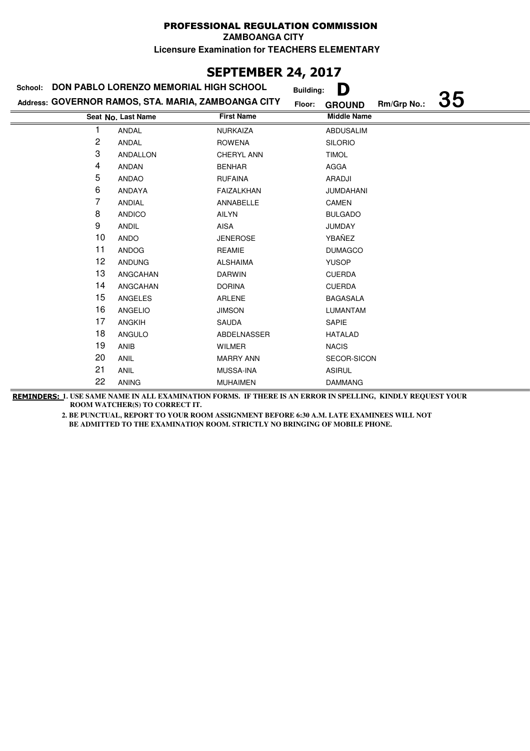# PROFESSIONAL REGULATION COMMISSION

**ZAMBOANGA CITY**

**Licensure Examination for TEACHERS ELEMENTARY**

## SEPTEMBER 24, 2017

**School:** DON PABLO LORENZO MEMORIAL HIGH SCHOOL **Building:** D

**Address:** GOVERNOR RAMOS, STA. MARIA, ZAMBOANGA CITY **Floor:** GROUND **Rm/Grp No.:** 35

| Seat No. | Last Name | First Name | Middle Name |
|---|---|---|---|
| 1 | ANDAL | NURKAIZA | ABDUSALIM |
| 2 | ANDAL | ROWENA | SILORIO |
| 3 | ANDALLON | CHERYL ANN | TIMOL |
| 4 | ANDAN | BENHAR | AGGA |
| 5 | ANDAO | RUFAINA | ARADJI |
| 6 | ANDAYA | FAIZALKHAN | JUMDAHANI |
| 7 | ANDIAL | ANNABELLE | CAMEN |
| 8 | ANDICO | AILYN | BULGADO |
| 9 | ANDIL | AISA | JUMDAY |
| 10 | ANDO | JENEROSE | YBAÑEZ |
| 11 | ANDOG | REAMIE | DUMAGCO |
| 12 | ANDUNG | ALSHAIMA | YUSOP |
| 13 | ANGCAHAN | DARWIN | CUERDA |
| 14 | ANGCAHAN | DORINA | CUERDA |
| 15 | ANGELES | ARLENE | BAGASALA |
| 16 | ANGELIO | JIMSON | LUMANTAM |
| 17 | ANGKIH | SAUDA | SAPIE |
| 18 | ANGULO | ABDELNASSER | HATALAD |
| 19 | ANIB | WILMER | NACIS |
| 20 | ANIL | MARRY ANN | SECOR-SICON |
| 21 | ANIL | MUSSA-INA | ASIRUL |
| 22 | ANING | MUHAIMEN | DAMMANG |

**REMINDERS:** 1. USE SAME NAME IN ALL EXAMINATION FORMS. IF THERE IS AN ERROR IN SPELLING, KINDLY REQUEST YOUR ROOM WATCHER(S) TO CORRECT IT.

2. BE PUNCTUAL, REPORT TO YOUR ROOM ASSIGNMENT BEFORE 6:30 A.M. LATE EXAMINEES WILL NOT BE ADMITTED TO THE EXAMINATION ROOM. STRICTLY NO BRINGING OF MOBILE PHONE.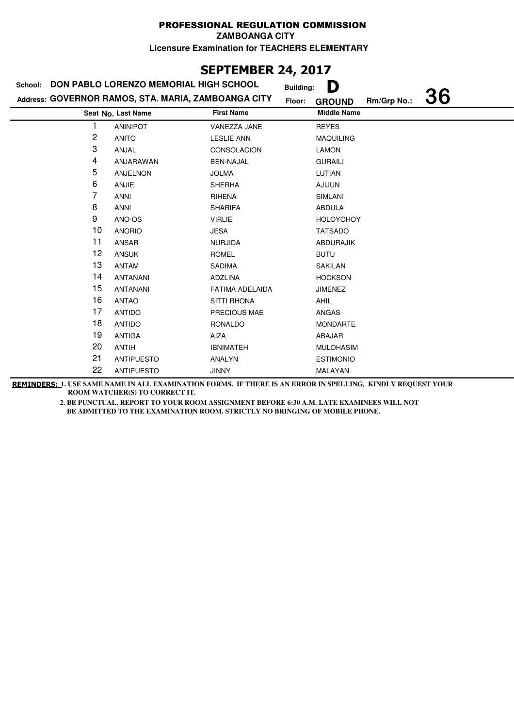# PROFESSIONAL REGULATION COMMISSION

**ZAMBOANGA CITY**

**Licensure Examination for TEACHERS ELEMENTARY**

## SEPTEMBER 24, 2017

**School:** DON PABLO LORENZO MEMORIAL HIGH SCHOOL **Building:** D

**Address:** GOVERNOR RAMOS, STA. MARIA, ZAMBOANGA CITY **Floor:** GROUND **Rm/Grp No.:** 36

| Seat No. | Last Name | First Name | Middle Name |
|---|---|---|---|
| 1 | ANINIPOT | VANEZZA JANE | REYES |
| 2 | ANITO | LESLIE ANN | MAQUILING |
| 3 | ANJAL | CONSOLACION | LAMON |
| 4 | ANJARAWAN | BEN-NAJAL | GURAILI |
| 5 | ANJELNON | JOLMA | LUTIAN |
| 6 | ANJIE | SHERHA | AJIJUN |
| 7 | ANNI | RIHENA | SIMLANI |
| 8 | ANNI | SHARIFA | ABDULA |
| 9 | ANO-OS | VIRLIE | HOLOYOHOY |
| 10 | ANORIO | JESA | TATSADO |
| 11 | ANSAR | NURJIDA | ABDURAJIK |
| 12 | ANSUK | ROMEL | BUTU |
| 13 | ANTAM | SADIMA | SAKILAN |
| 14 | ANTANANI | ADZLINA | HOCKSON |
| 15 | ANTANANI | FATIMA ADELAIDA | JIMENEZ |
| 16 | ANTAO | SITTI RHONA | AHIL |
| 17 | ANTIDO | PRECIOUS MAE | ANGAS |
| 18 | ANTIDO | RONALDO | MONDARTE |
| 19 | ANTIGA | AIZA | ABAJAR |
| 20 | ANTIH | IBNIMATEH | MULOHASIM |
| 21 | ANTIPUESTO | ANALYN | ESTIMONIO |
| 22 | ANTIPUESTO | JINNY | MALAYAN |

**REMINDERS:** 1. USE SAME NAME IN ALL EXAMINATION FORMS. IF THERE IS AN ERROR IN SPELLING, KINDLY REQUEST YOUR ROOM WATCHER(S) TO CORRECT IT.

2. BE PUNCTUAL, REPORT TO YOUR ROOM ASSIGNMENT BEFORE 6:30 A.M. LATE EXAMINEES WILL NOT BE ADMITTED TO THE EXAMINATION ROOM. STRICTLY NO BRINGING OF MOBILE PHONE.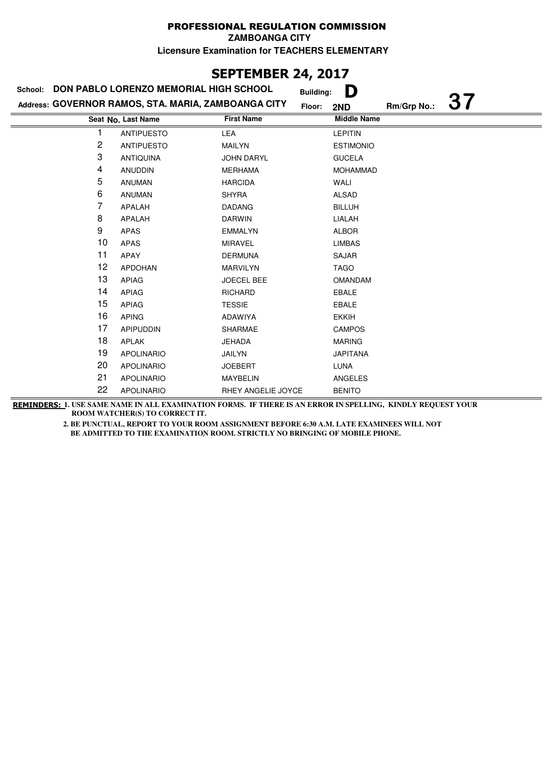# PROFESSIONAL REGULATION COMMISSION

**ZAMBOANGA CITY**

**Licensure Examination for TEACHERS ELEMENTARY**

## SEPTEMBER 24, 2017

**School:** DON PABLO LORENZO MEMORIAL HIGH SCHOOL **Building:** D

**Address:** GOVERNOR RAMOS, STA. MARIA, ZAMBOANGA CITY **Floor:** 2ND **Rm/Grp No.:** 37

| Seat No. | Last Name | First Name | Middle Name |
|---|---|---|---|
| 1 | ANTIPUESTO | LEA | LEPITIN |
| 2 | ANTIPUESTO | MAILYN | ESTIMONIO |
| 3 | ANTIQUINA | JOHN DARYL | GUCELA |
| 4 | ANUDDIN | MERHAMA | MOHAMMAD |
| 5 | ANUMAN | HARCIDA | WALI |
| 6 | ANUMAN | SHYRA | ALSAD |
| 7 | APALAH | DADANG | BILLUH |
| 8 | APALAH | DARWIN | LIALAH |
| 9 | APAS | EMMALYN | ALBOR |
| 10 | APAS | MIRAVEL | LIMBAS |
| 11 | APAY | DERMUNA | SAJAR |
| 12 | APDOHAN | MARVILYN | TAGO |
| 13 | APIAG | JOECEL BEE | OMANDAM |
| 14 | APIAG | RICHARD | EBALE |
| 15 | APIAG | TESSIE | EBALE |
| 16 | APING | ADAWIYA | EKKIH |
| 17 | APIPUDDIN | SHARMAE | CAMPOS |
| 18 | APLAK | JEHADA | MARING |
| 19 | APOLINARIO | JAILYN | JAPITANA |
| 20 | APOLINARIO | JOEBERT | LUNA |
| 21 | APOLINARIO | MAYBELIN | ANGELES |
| 22 | APOLINARIO | RHEY ANGELIE JOYCE | BENITO |

**REMINDERS:** 1. USE SAME NAME IN ALL EXAMINATION FORMS. IF THERE IS AN ERROR IN SPELLING, KINDLY REQUEST YOUR ROOM WATCHER(S) TO CORRECT IT.

2. BE PUNCTUAL, REPORT TO YOUR ROOM ASSIGNMENT BEFORE 6:30 A.M. LATE EXAMINEES WILL NOT BE ADMITTED TO THE EXAMINATION ROOM. STRICTLY NO BRINGING OF MOBILE PHONE.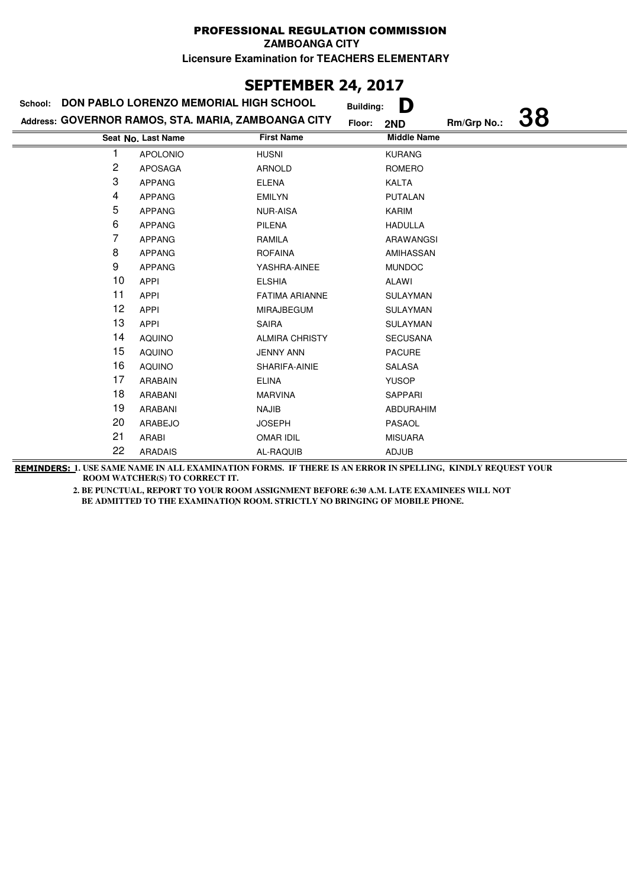# PROFESSIONAL REGULATION COMMISSION

**ZAMBOANGA CITY**

**Licensure Examination for TEACHERS ELEMENTARY**

## SEPTEMBER 24, 2017

**School:** DON PABLO LORENZO MEMORIAL HIGH SCHOOL **Building:** D

**Address:** GOVERNOR RAMOS, STA. MARIA, ZAMBOANGA CITY **Floor:** 2ND **Rm/Grp No.:** 38

| Seat No. | Last Name | First Name | Middle Name |
|---|---|---|---|
| 1 | APOLONIO | HUSNI | KURANG |
| 2 | APOSAGA | ARNOLD | ROMERO |
| 3 | APPANG | ELENA | KALTA |
| 4 | APPANG | EMILYN | PUTALAN |
| 5 | APPANG | NUR-AISA | KARIM |
| 6 | APPANG | PILENA | HADULLA |
| 7 | APPANG | RAMILA | ARAWANGSI |
| 8 | APPANG | ROFAINA | AMIHASSAN |
| 9 | APPANG | YASHRA-AINEE | MUNDOC |
| 10 | APPI | ELSHIA | ALAWI |
| 11 | APPI | FATIMA ARIANNE | SULAYMAN |
| 12 | APPI | MIRAJBEGUM | SULAYMAN |
| 13 | APPI | SAIRA | SULAYMAN |
| 14 | AQUINO | ALMIRA CHRISTY | SECUSANA |
| 15 | AQUINO | JENNY ANN | PACURE |
| 16 | AQUINO | SHARIFA-AINIE | SALASA |
| 17 | ARABAIN | ELINA | YUSOP |
| 18 | ARABANI | MARVINA | SAPPARI |
| 19 | ARABANI | NAJIB | ABDURAHIM |
| 20 | ARABEJO | JOSEPH | PASAOL |
| 21 | ARABI | OMAR IDIL | MISUARA |
| 22 | ARADAIS | AL-RAQUIB | ADJUB |

**REMINDERS:** 1. USE SAME NAME IN ALL EXAMINATION FORMS. IF THERE IS AN ERROR IN SPELLING, KINDLY REQUEST YOUR ROOM WATCHER(S) TO CORRECT IT.

2. BE PUNCTUAL, REPORT TO YOUR ROOM ASSIGNMENT BEFORE 6:30 A.M. LATE EXAMINEES WILL NOT BE ADMITTED TO THE EXAMINATION ROOM. STRICTLY NO BRINGING OF MOBILE PHONE.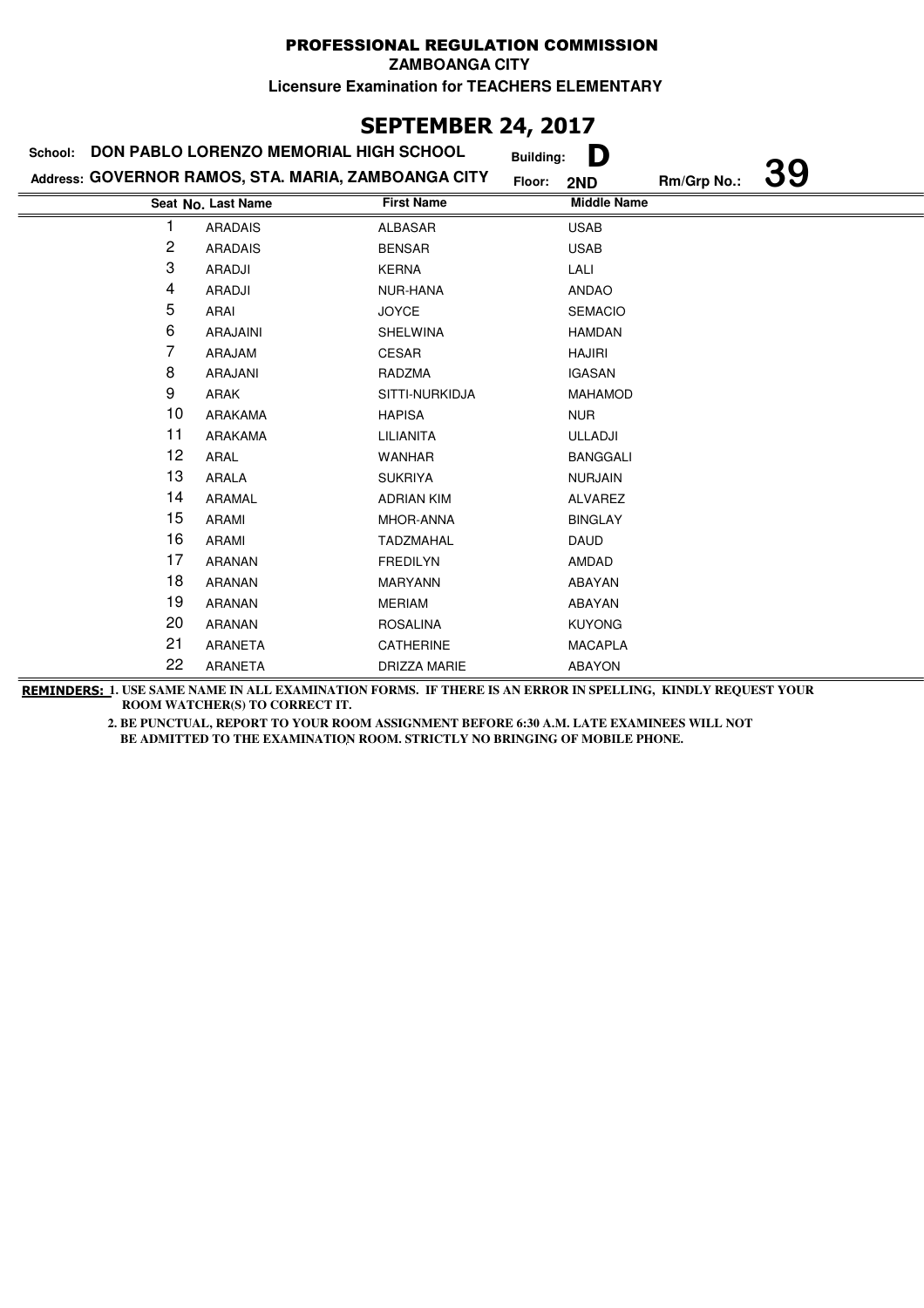# PROFESSIONAL REGULATION COMMISSION

**ZAMBOANGA CITY**

**Licensure Examination for TEACHERS ELEMENTARY**

## SEPTEMBER 24, 2017

**School:** DON PABLO LORENZO MEMORIAL HIGH SCHOOL **Building:** D

**Address:** GOVERNOR RAMOS, STA. MARIA, ZAMBOANGA CITY **Floor:** 2ND **Rm/Grp No.:** 39

| Seat No. | Last Name | First Name | Middle Name |
|---|---|---|---|
| 1 | ARADAIS | ALBASAR | USAB |
| 2 | ARADAIS | BENSAR | USAB |
| 3 | ARADJI | KERNA | LALI |
| 4 | ARADJI | NUR-HANA | ANDAO |
| 5 | ARAI | JOYCE | SEMACIO |
| 6 | ARAJAINI | SHELWINA | HAMDAN |
| 7 | ARAJAM | CESAR | HAJIRI |
| 8 | ARAJANI | RADZMA | IGASAN |
| 9 | ARAK | SITTI-NURKIDJA | MAHAMOD |
| 10 | ARAKAMA | HAPISA | NUR |
| 11 | ARAKAMA | LILIANITA | ULLADJI |
| 12 | ARAL | WANHAR | BANGGALI |
| 13 | ARALA | SUKRIYA | NURJAIN |
| 14 | ARAMAL | ADRIAN KIM | ALVAREZ |
| 15 | ARAMI | MHOR-ANNA | BINGLAY |
| 16 | ARAMI | TADZMAHAL | DAUD |
| 17 | ARANAN | FREDILYN | AMDAD |
| 18 | ARANAN | MARYANN | ABAYAN |
| 19 | ARANAN | MERIAM | ABAYAN |
| 20 | ARANAN | ROSALINA | KUYONG |
| 21 | ARANETA | CATHERINE | MACAPLA |
| 22 | ARANETA | DRIZZA MARIE | ABAYON |

**REMINDERS:** 1. USE SAME NAME IN ALL EXAMINATION FORMS. IF THERE IS AN ERROR IN SPELLING, KINDLY REQUEST YOUR ROOM WATCHER(S) TO CORRECT IT.

2. BE PUNCTUAL, REPORT TO YOUR ROOM ASSIGNMENT BEFORE 6:30 A.M. LATE EXAMINEES WILL NOT BE ADMITTED TO THE EXAMINATION ROOM. STRICTLY NO BRINGING OF MOBILE PHONE.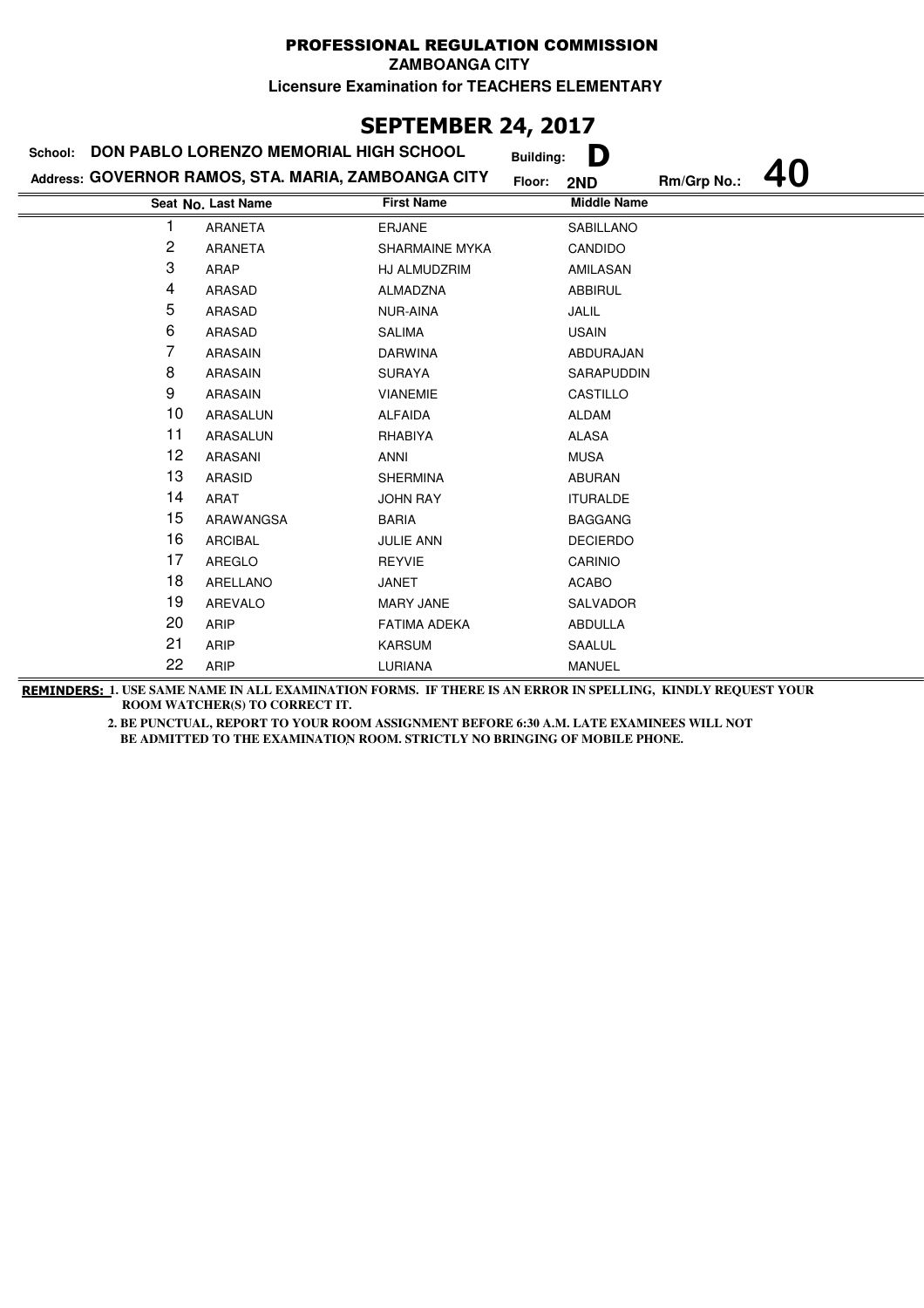# PROFESSIONAL REGULATION COMMISSION

**ZAMBOANGA CITY**

**Licensure Examination for TEACHERS ELEMENTARY**

## SEPTEMBER 24, 2017

**School:** DON PABLO LORENZO MEMORIAL HIGH SCHOOL **Building:** D

**Address:** GOVERNOR RAMOS, STA. MARIA, ZAMBOANGA CITY **Floor:** 2ND **Rm/Grp No.:** 40

| Seat No. | Last Name | First Name | Middle Name |
|---|---|---|---|
| 1 | ARANETA | ERJANE | SABILLANO |
| 2 | ARANETA | SHARMAINE MYKA | CANDIDO |
| 3 | ARAP | HJ ALMUDZRIM | AMILASAN |
| 4 | ARASAD | ALMADZNA | ABBIRUL |
| 5 | ARASAD | NUR-AINA | JALIL |
| 6 | ARASAD | SALIMA | USAIN |
| 7 | ARASAIN | DARWINA | ABDURAJAN |
| 8 | ARASAIN | SURAYA | SARAPUDDIN |
| 9 | ARASAIN | VIANEMIE | CASTILLO |
| 10 | ARASALUN | ALFAIDA | ALDAM |
| 11 | ARASALUN | RHABIYA | ALASA |
| 12 | ARASANI | ANNI | MUSA |
| 13 | ARASID | SHERMINA | ABURAN |
| 14 | ARAT | JOHN RAY | ITURALDE |
| 15 | ARAWANGSA | BARIA | BAGGANG |
| 16 | ARCIBAL | JULIE ANN | DECIERDO |
| 17 | AREGLO | REYVIE | CARINIO |
| 18 | ARELLANO | JANET | ACABO |
| 19 | AREVALO | MARY JANE | SALVADOR |
| 20 | ARIP | FATIMA ADEKA | ABDULLA |
| 21 | ARIP | KARSUM | SAALUL |
| 22 | ARIP | LURIANA | MANUEL |

**REMINDERS:** 1. USE SAME NAME IN ALL EXAMINATION FORMS. IF THERE IS AN ERROR IN SPELLING, KINDLY REQUEST YOUR ROOM WATCHER(S) TO CORRECT IT.

2. BE PUNCTUAL, REPORT TO YOUR ROOM ASSIGNMENT BEFORE 6:30 A.M. LATE EXAMINEES WILL NOT BE ADMITTED TO THE EXAMINATION ROOM. STRICTLY NO BRINGING OF MOBILE PHONE.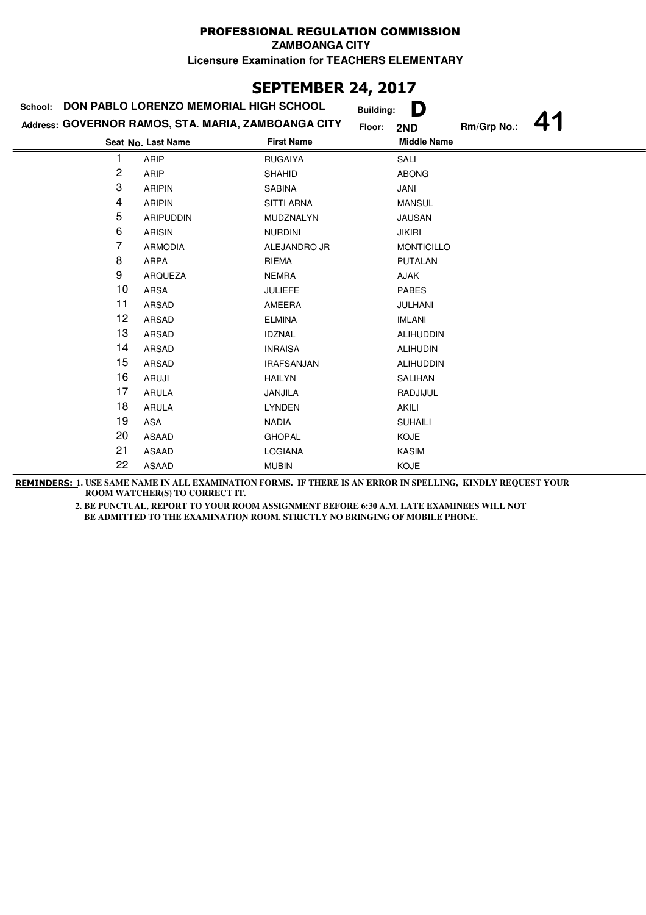**PROFESSIONAL REGULATION COMMISSION**

**ZAMBOANGA CITY**

**Licensure Examination for TEACHERS ELEMENTARY**

# SEPTEMBER 24, 2017

**School:** DON PABLO LORENZO MEMORIAL HIGH SCHOOL **Building:** D

**Address:** GOVERNOR RAMOS, STA. MARIA, ZAMBOANGA CITY **Floor:** 2ND **Rm/Grp No.:** 41

| Seat No. | Last Name | First Name | Middle Name |
|---|---|---|---|
| 1 | ARIP | RUGAIYA | SALI |
| 2 | ARIP | SHAHID | ABONG |
| 3 | ARIPIN | SABINA | JANI |
| 4 | ARIPIN | SITTI ARNA | MANSUL |
| 5 | ARIPUDDIN | MUDZNALYN | JAUSAN |
| 6 | ARISIN | NURDINI | JIKIRI |
| 7 | ARMODIA | ALEJANDRO JR | MONTICILLO |
| 8 | ARPA | RIEMA | PUTALAN |
| 9 | ARQUEZA | NEMRA | AJAK |
| 10 | ARSA | JULIEFE | PABES |
| 11 | ARSAD | AMEERA | JULHANI |
| 12 | ARSAD | ELMINA | IMLANI |
| 13 | ARSAD | IDZNAL | ALIHUDDIN |
| 14 | ARSAD | INRAISA | ALIHUDIN |
| 15 | ARSAD | IRAFSANJAN | ALIHUDDIN |
| 16 | ARUJI | HAILYN | SALIHAN |
| 17 | ARULA | JANJILA | RADJIJUL |
| 18 | ARULA | LYNDEN | AKILI |
| 19 | ASA | NADIA | SUHAILI |
| 20 | ASAAD | GHOPAL | KOJE |
| 21 | ASAAD | LOGIANA | KASIM |
| 22 | ASAAD | MUBIN | KOJE |

**REMINDERS:** 1. USE SAME NAME IN ALL EXAMINATION FORMS. IF THERE IS AN ERROR IN SPELLING, KINDLY REQUEST YOUR ROOM WATCHER(S) TO CORRECT IT.

2. BE PUNCTUAL, REPORT TO YOUR ROOM ASSIGNMENT BEFORE 6:30 A.M. LATE EXAMINEES WILL NOT BE ADMITTED TO THE EXAMINATION ROOM. STRICTLY NO BRINGING OF MOBILE PHONE.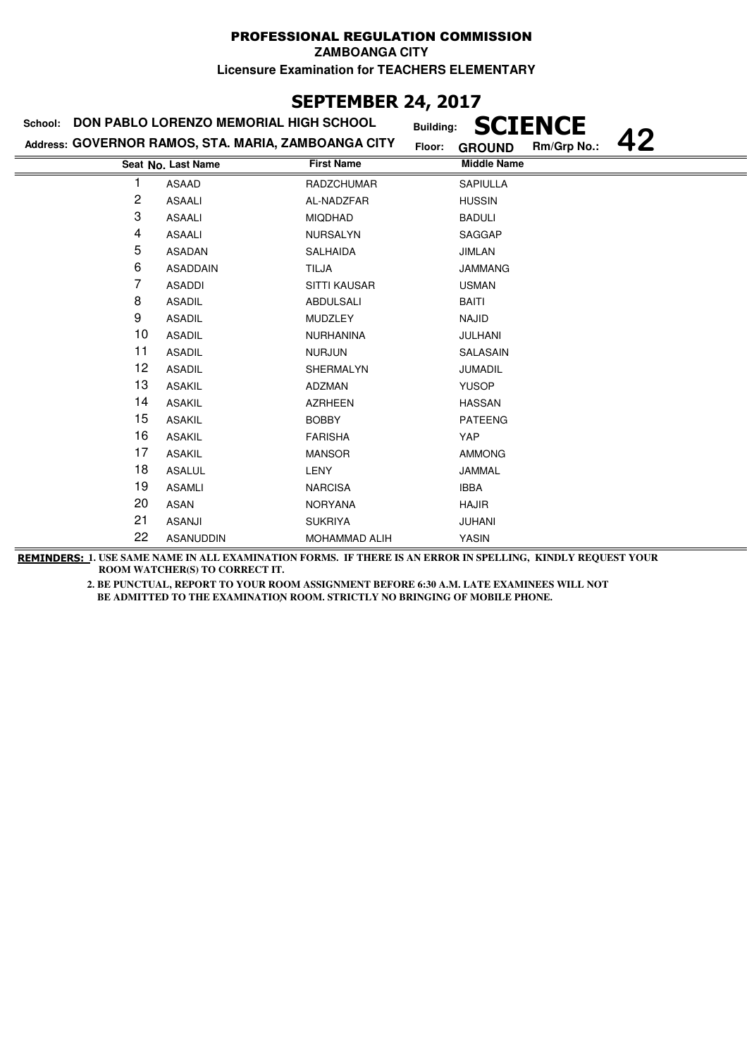# PROFESSIONAL REGULATION COMMISSION

**ZAMBOANGA CITY**

**Licensure Examination for TEACHERS ELEMENTARY**

## SEPTEMBER 24, 2017

**School:** DON PABLO LORENZO MEMORIAL HIGH SCHOOL **Building:** SCIENCE

**Address:** GOVERNOR RAMOS, STA. MARIA, ZAMBOANGA CITY **Floor:** GROUND **Rm/Grp No.:** 42

| Seat No. | Last Name | First Name | Middle Name |
|---|---|---|---|
| 1 | ASAAD | RADZCHUMAR | SAPIULLA |
| 2 | ASAALI | AL-NADZFAR | HUSSIN |
| 3 | ASAALI | MIQDHAD | BADULI |
| 4 | ASAALI | NURSALYN | SAGGAP |
| 5 | ASADAN | SALHAIDA | JIMLAN |
| 6 | ASADDAIN | TILJA | JAMMANG |
| 7 | ASADDI | SITTI KAUSAR | USMAN |
| 8 | ASADIL | ABDULSALI | BAITI |
| 9 | ASADIL | MUDZLEY | NAJID |
| 10 | ASADIL | NURHANINA | JULHANI |
| 11 | ASADIL | NURJUN | SALASAIN |
| 12 | ASADIL | SHERMALYN | JUMADIL |
| 13 | ASAKIL | ADZMAN | YUSOP |
| 14 | ASAKIL | AZRHEEN | HASSAN |
| 15 | ASAKIL | BOBBY | PATEENG |
| 16 | ASAKIL | FARISHA | YAP |
| 17 | ASAKIL | MANSOR | AMMONG |
| 18 | ASALUL | LENY | JAMMAL |
| 19 | ASAMLI | NARCISA | IBBA |
| 20 | ASAN | NORYANA | HAJIR |
| 21 | ASANJI | SUKRIYA | JUHANI |
| 22 | ASANUDDIN | MOHAMMAD ALIH | YASIN |

**REMINDERS:** 1. USE SAME NAME IN ALL EXAMINATION FORMS. IF THERE IS AN ERROR IN SPELLING, KINDLY REQUEST YOUR ROOM WATCHER(S) TO CORRECT IT.

2. BE PUNCTUAL, REPORT TO YOUR ROOM ASSIGNMENT BEFORE 6:30 A.M. LATE EXAMINEES WILL NOT BE ADMITTED TO THE EXAMINATION ROOM. STRICTLY NO BRINGING OF MOBILE PHONE.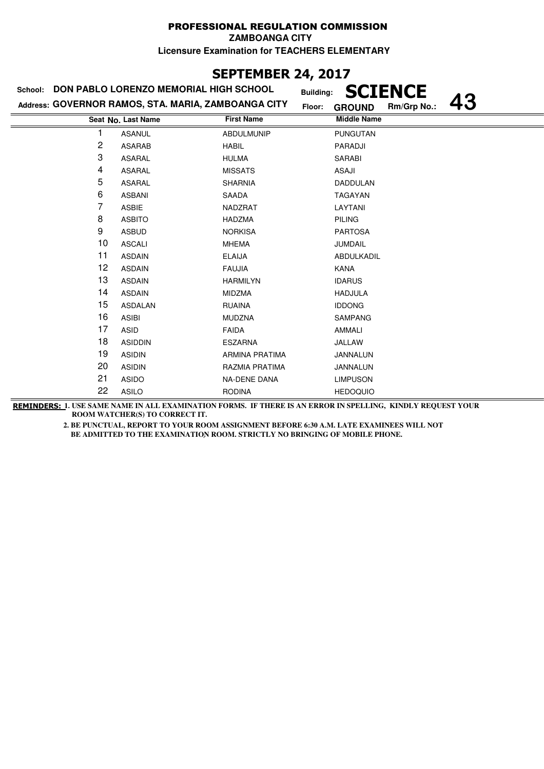**PROFESSIONAL REGULATION COMMISSION**

**ZAMBOANGA CITY**

**Licensure Examination for TEACHERS ELEMENTARY**

## SEPTEMBER 24, 2017

**School:** DON PABLO LORENZO MEMORIAL HIGH SCHOOL  
**Building:** SCIENCE

**Address:** GOVERNOR RAMOS, STA. MARIA, ZAMBOANGA CITY  
**Floor:** GROUND  
**Rm/Grp No.:** 43

| Seat No. | Last Name | First Name | Middle Name |
|---|---|---|---|
| 1 | ASANUL | ABDULMUNIP | PUNGUTAN |
| 2 | ASARAB | HABIL | PARADJI |
| 3 | ASARAL | HULMA | SARABI |
| 4 | ASARAL | MISSATS | ASAJI |
| 5 | ASARAL | SHARNIA | DADDULAN |
| 6 | ASBANI | SAADA | TAGAYAN |
| 7 | ASBIE | NADZRAT | LAYTANI |
| 8 | ASBITO | HADZMA | PILING |
| 9 | ASBUD | NORKISA | PARTOSA |
| 10 | ASCALI | MHEMA | JUMDAIL |
| 11 | ASDAIN | ELAIJA | ABDULKADIL |
| 12 | ASDAIN | FAUJIA | KANA |
| 13 | ASDAIN | HARMILYN | IDARUS |
| 14 | ASDAIN | MIDZMA | HADJULA |
| 15 | ASDALAN | RUAINA | IDDONG |
| 16 | ASIBI | MUDZNA | SAMPANG |
| 17 | ASID | FAIDA | AMMALI |
| 18 | ASIDDIN | ESZARNA | JALLAW |
| 19 | ASIDIN | ARMINA PRATIMA | JANNALUN |
| 20 | ASIDIN | RAZMIA PRATIMA | JANNALUN |
| 21 | ASIDO | NA-DENE DANA | LIMPUSON |
| 22 | ASILO | RODINA | HEDOQUIO |

**REMINDERS:** 1. USE SAME NAME IN ALL EXAMINATION FORMS. IF THERE IS AN ERROR IN SPELLING, KINDLY REQUEST YOUR ROOM WATCHER(S) TO CORRECT IT.

2. BE PUNCTUAL, REPORT TO YOUR ROOM ASSIGNMENT BEFORE 6:30 A.M. LATE EXAMINEES WILL NOT BE ADMITTED TO THE EXAMINATION ROOM. STRICTLY NO BRINGING OF MOBILE PHONE.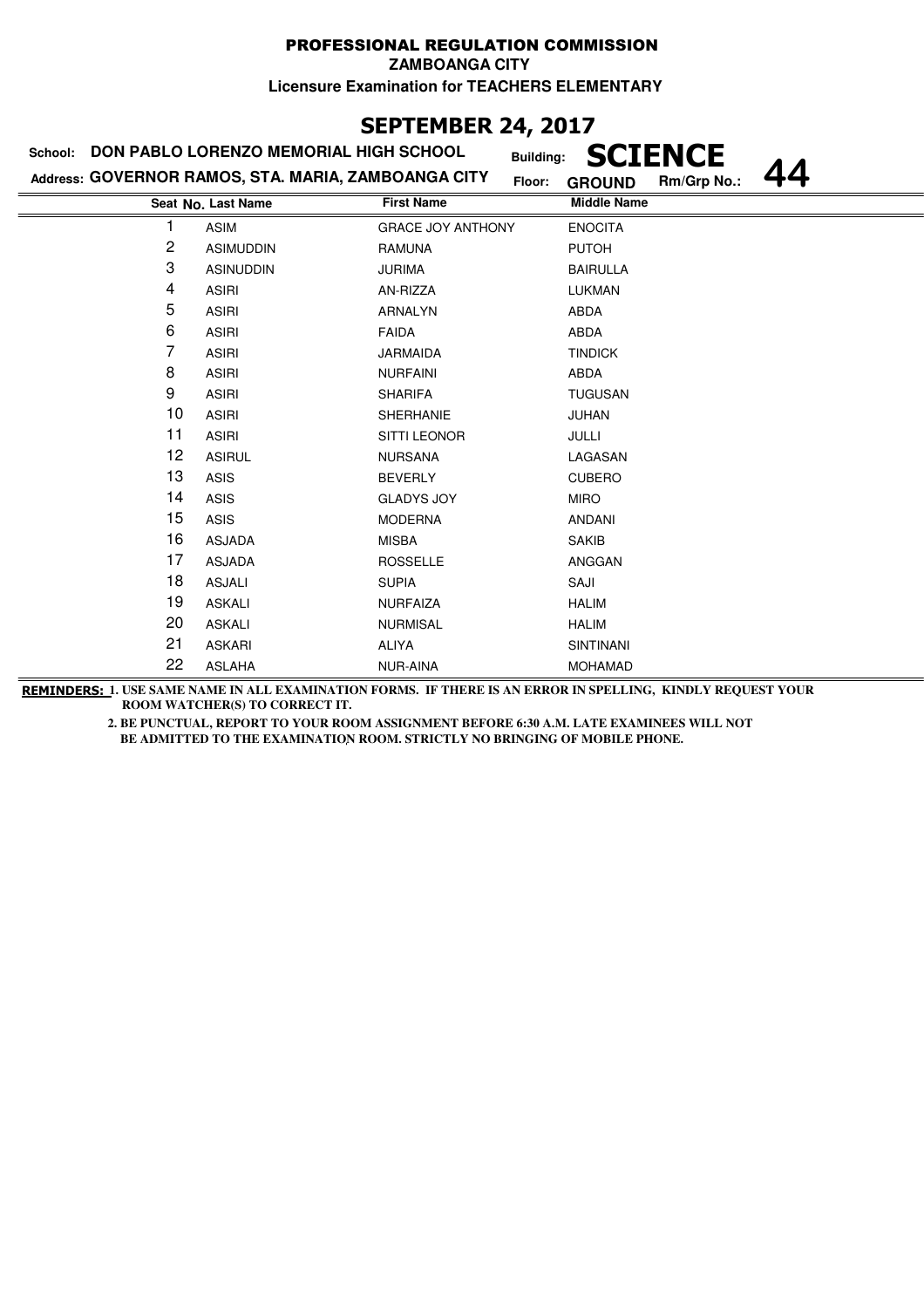# PROFESSIONAL REGULATION COMMISSION

**ZAMBOANGA CITY**

**Licensure Examination for TEACHERS ELEMENTARY**

## SEPTEMBER 24, 2017

**School:** DON PABLO LORENZO MEMORIAL HIGH SCHOOL **Building:** SCIENCE

**Address:** GOVERNOR RAMOS, STA. MARIA, ZAMBOANGA CITY **Floor:** GROUND **Rm/Grp No.:** 44

| Seat No. | Last Name | First Name | Middle Name |
|---|---|---|---|
| 1 | ASIM | GRACE JOY ANTHONY | ENOCITA |
| 2 | ASIMUDDIN | RAMUNA | PUTOH |
| 3 | ASINUDDIN | JURIMA | BAIRULLA |
| 4 | ASIRI | AN-RIZZA | LUKMAN |
| 5 | ASIRI | ARNALYN | ABDA |
| 6 | ASIRI | FAIDA | ABDA |
| 7 | ASIRI | JARMAIDA | TINDICK |
| 8 | ASIRI | NURFAINI | ABDA |
| 9 | ASIRI | SHARIFA | TUGUSAN |
| 10 | ASIRI | SHERHANIE | JUHAN |
| 11 | ASIRI | SITTI LEONOR | JULLI |
| 12 | ASIRUL | NURSANA | LAGASAN |
| 13 | ASIS | BEVERLY | CUBERO |
| 14 | ASIS | GLADYS JOY | MIRO |
| 15 | ASIS | MODERNA | ANDANI |
| 16 | ASJADA | MISBA | SAKIB |
| 17 | ASJADA | ROSSELLE | ANGGAN |
| 18 | ASJALI | SUPIA | SAJI |
| 19 | ASKALI | NURFAIZA | HALIM |
| 20 | ASKALI | NURMISAL | HALIM |
| 21 | ASKARI | ALIYA | SINTINANI |
| 22 | ASLAHA | NUR-AINA | MOHAMAD |

**REMINDERS:** 1. USE SAME NAME IN ALL EXAMINATION FORMS. IF THERE IS AN ERROR IN SPELLING, KINDLY REQUEST YOUR ROOM WATCHER(S) TO CORRECT IT.

2. BE PUNCTUAL, REPORT TO YOUR ROOM ASSIGNMENT BEFORE 6:30 A.M. LATE EXAMINEES WILL NOT BE ADMITTED TO THE EXAMINATION ROOM. STRICTLY NO BRINGING OF MOBILE PHONE.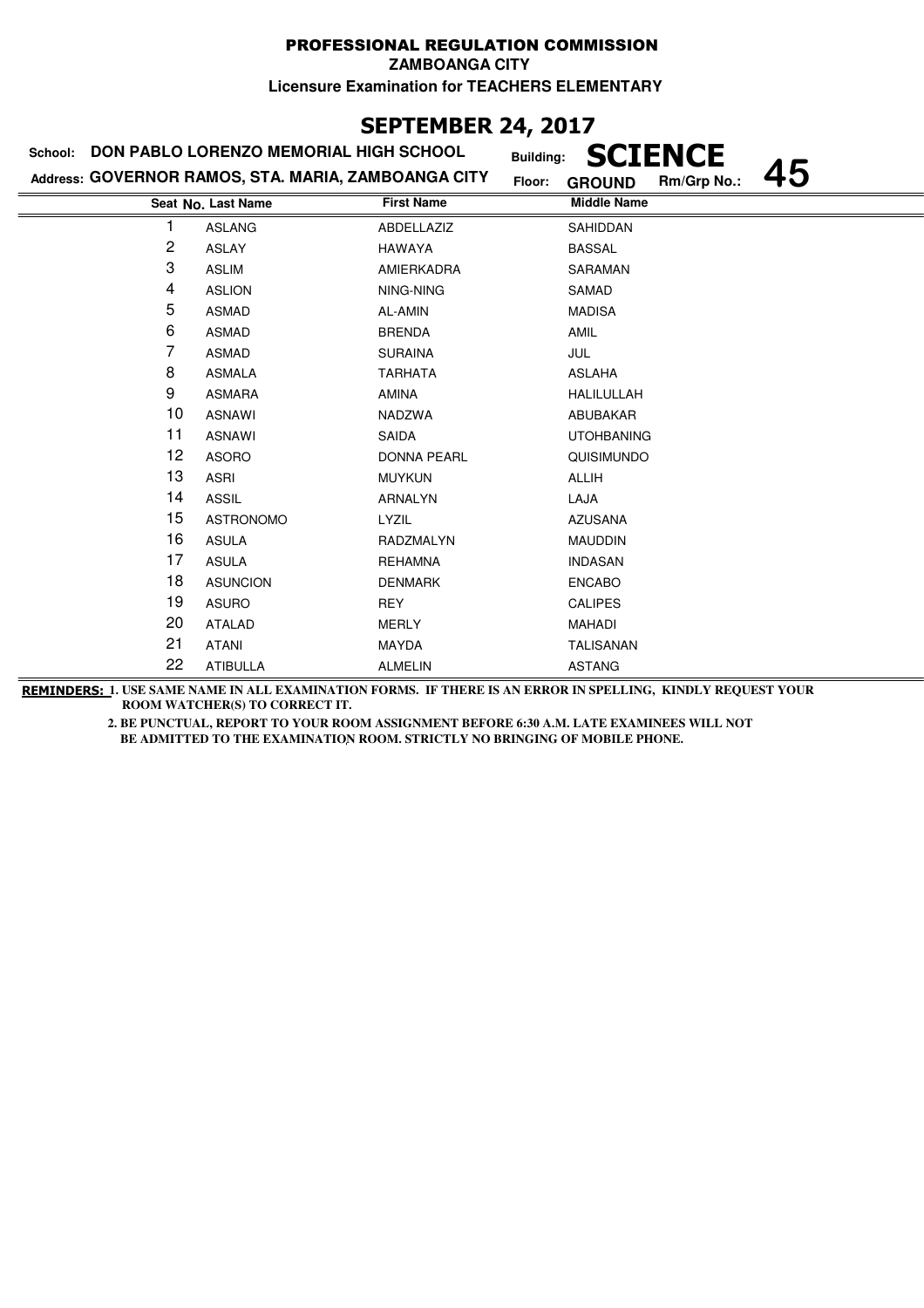# PROFESSIONAL REGULATION COMMISSION

**ZAMBOANGA CITY**

**Licensure Examination for TEACHERS ELEMENTARY**

## SEPTEMBER 24, 2017

**School:** DON PABLO LORENZO MEMORIAL HIGH SCHOOL **Building:** SCIENCE

**Address:** GOVERNOR RAMOS, STA. MARIA, ZAMBOANGA CITY **Floor:** GROUND **Rm/Grp No.:** 45

| Seat No. | Last Name | First Name | Middle Name |
|---|---|---|---|
| 1 | ASLANG | ABDELLAZIZ | SAHIDDAN |
| 2 | ASLAY | HAWAYA | BASSAL |
| 3 | ASLIM | AMIERKADRA | SARAMAN |
| 4 | ASLION | NING-NING | SAMAD |
| 5 | ASMAD | AL-AMIN | MADISA |
| 6 | ASMAD | BRENDA | AMIL |
| 7 | ASMAD | SURAINA | JUL |
| 8 | ASMALA | TARHATA | ASLAHA |
| 9 | ASMARA | AMINA | HALILULLAH |
| 10 | ASNAWI | NADZWA | ABUBAKAR |
| 11 | ASNAWI | SAIDA | UTOHBANING |
| 12 | ASORO | DONNA PEARL | QUISIMUNDO |
| 13 | ASRI | MUYKUN | ALLIH |
| 14 | ASSIL | ARNALYN | LAJA |
| 15 | ASTRONOMO | LYZIL | AZUSANA |
| 16 | ASULA | RADZMALYN | MAUDDIN |
| 17 | ASULA | REHAMNA | INDASAN |
| 18 | ASUNCION | DENMARK | ENCABO |
| 19 | ASURO | REY | CALIPES |
| 20 | ATALAD | MERLY | MAHADI |
| 21 | ATANI | MAYDA | TALISANAN |
| 22 | ATIBULLA | ALMELIN | ASTANG |

**REMINDERS:** 1. USE SAME NAME IN ALL EXAMINATION FORMS. IF THERE IS AN ERROR IN SPELLING, KINDLY REQUEST YOUR ROOM WATCHER(S) TO CORRECT IT.

2. BE PUNCTUAL, REPORT TO YOUR ROOM ASSIGNMENT BEFORE 6:30 A.M. LATE EXAMINEES WILL NOT BE ADMITTED TO THE EXAMINATION ROOM. STRICTLY NO BRINGING OF MOBILE PHONE.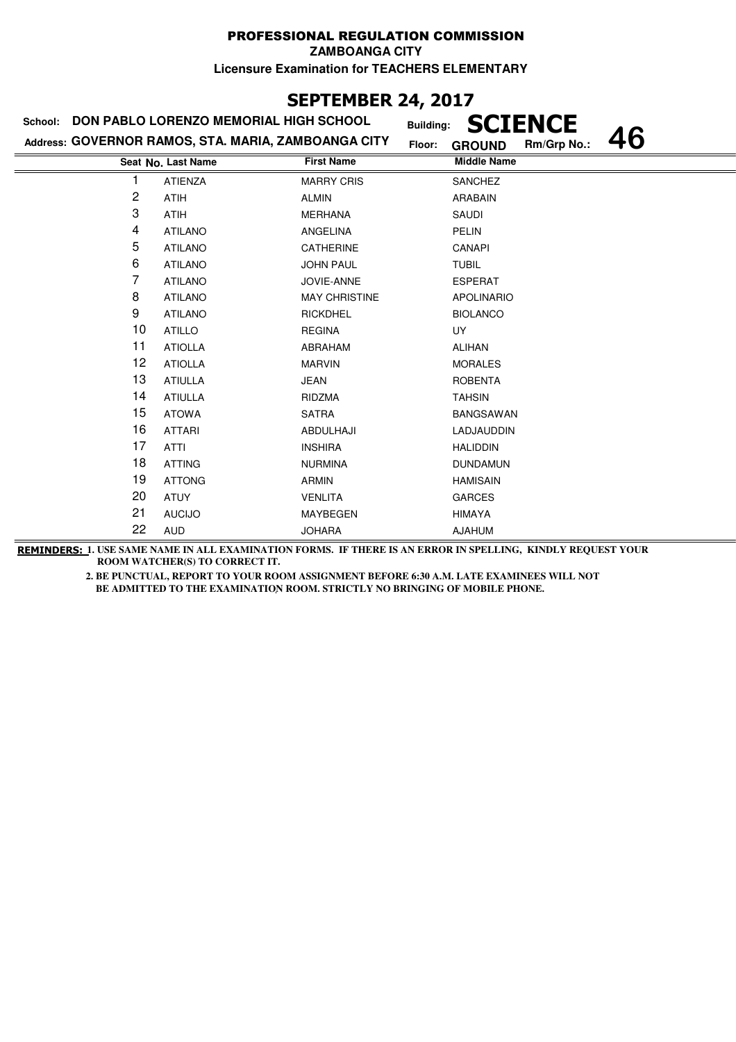**PROFESSIONAL REGULATION COMMISSION**

**ZAMBOANGA CITY**

**Licensure Examination for TEACHERS ELEMENTARY**

## SEPTEMBER 24, 2017

School: **DON PABLO LORENZO MEMORIAL HIGH SCHOOL** Building: **SCIENCE**

Address: **GOVERNOR RAMOS, STA. MARIA, ZAMBOANGA CITY** Floor: **GROUND** Rm/Grp No.: **46**

| Seat No. | Last Name | First Name | Middle Name |
|---|---|---|---|
| 1 | ATIENZA | MARRY CRIS | SANCHEZ |
| 2 | ATIH | ALMIN | ARABAIN |
| 3 | ATIH | MERHANA | SAUDI |
| 4 | ATILANO | ANGELINA | PELIN |
| 5 | ATILANO | CATHERINE | CANAPI |
| 6 | ATILANO | JOHN PAUL | TUBIL |
| 7 | ATILANO | JOVIE-ANNE | ESPERAT |
| 8 | ATILANO | MAY CHRISTINE | APOLINARIO |
| 9 | ATILANO | RICKDHEL | BIOLANCO |
| 10 | ATILLO | REGINA | UY |
| 11 | ATIOLLA | ABRAHAM | ALIHAN |
| 12 | ATIOLLA | MARVIN | MORALES |
| 13 | ATIULLA | JEAN | ROBENTA |
| 14 | ATIULLA | RIDZMA | TAHSIN |
| 15 | ATOWA | SATRA | BANGSAWAN |
| 16 | ATTARI | ABDULHAJI | LADJAUDDIN |
| 17 | ATTI | INSHIRA | HALIDDIN |
| 18 | ATTING | NURMINA | DUNDAMUN |
| 19 | ATTONG | ARMIN | HAMISAIN |
| 20 | ATUY | VENLITA | GARCES |
| 21 | AUCIJO | MAYBEGEN | HIMAYA |
| 22 | AUD | JOHARA | AJAHUM |

**REMINDERS:** **1. USE SAME NAME IN ALL EXAMINATION FORMS. IF THERE IS AN ERROR IN SPELLING, KINDLY REQUEST YOUR ROOM WATCHER(S) TO CORRECT IT.**

**2. BE PUNCTUAL, REPORT TO YOUR ROOM ASSIGNMENT BEFORE 6:30 A.M. LATE EXAMINEES WILL NOT BE ADMITTED TO THE EXAMINATION ROOM. STRICTLY NO BRINGING OF MOBILE PHONE.**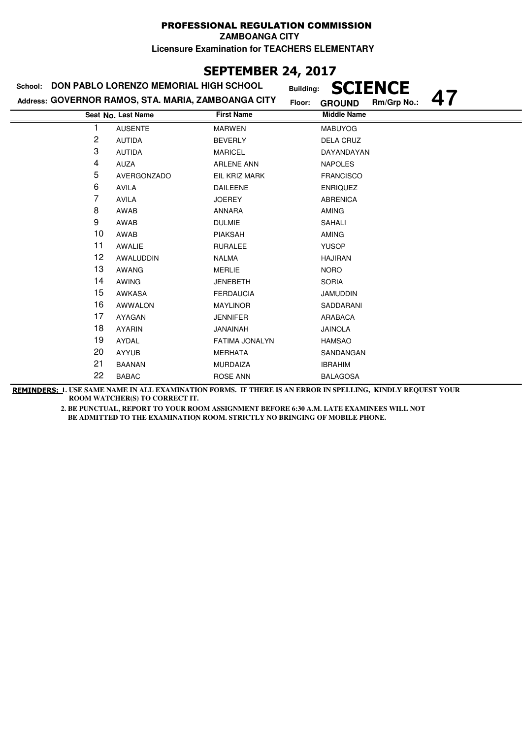**PROFESSIONAL REGULATION COMMISSION**

**ZAMBOANGA CITY**

**Licensure Examination for TEACHERS ELEMENTARY**

## SEPTEMBER 24, 2017

**School:** DON PABLO LORENZO MEMORIAL HIGH SCHOOL **Building:** SCIENCE

**Address:** GOVERNOR RAMOS, STA. MARIA, ZAMBOANGA CITY **Floor:** GROUND **Rm/Grp No.:** 47

| Seat No. | Last Name | First Name | Middle Name |
|---|---|---|---|
| 1 | AUSENTE | MARWEN | MABUYOG |
| 2 | AUTIDA | BEVERLY | DELA CRUZ |
| 3 | AUTIDA | MARICEL | DAYANDAYAN |
| 4 | AUZA | ARLENE ANN | NAPOLES |
| 5 | AVERGONZADO | EIL KRIZ MARK | FRANCISCO |
| 6 | AVILA | DAILEENE | ENRIQUEZ |
| 7 | AVILA | JOEREY | ABRENICA |
| 8 | AWAB | ANNARA | AMING |
| 9 | AWAB | DULMIE | SAHALI |
| 10 | AWAB | PIAKSAH | AMING |
| 11 | AWALIE | RURALEE | YUSOP |
| 12 | AWALUDDIN | NALMA | HAJIRAN |
| 13 | AWANG | MERLIE | NORO |
| 14 | AWING | JENEBETH | SORIA |
| 15 | AWKASA | FERDAUCIA | JAMUDDIN |
| 16 | AWWALON | MAYLINOR | SADDARANI |
| 17 | AYAGAN | JENNIFER | ARABACA |
| 18 | AYARIN | JANAINAH | JAINOLA |
| 19 | AYDAL | FATIMA JONALYN | HAMSAO |
| 20 | AYYUB | MERHATA | SANDANGAN |
| 21 | BAANAN | MURDAIZA | IBRAHIM |
| 22 | BABAC | ROSE ANN | BALAGOSA |

**REMINDERS:** 1. USE SAME NAME IN ALL EXAMINATION FORMS. IF THERE IS AN ERROR IN SPELLING, KINDLY REQUEST YOUR ROOM WATCHER(S) TO CORRECT IT.

2. BE PUNCTUAL, REPORT TO YOUR ROOM ASSIGNMENT BEFORE 6:30 A.M. LATE EXAMINEES WILL NOT BE ADMITTED TO THE EXAMINATION ROOM. STRICTLY NO BRINGING OF MOBILE PHONE.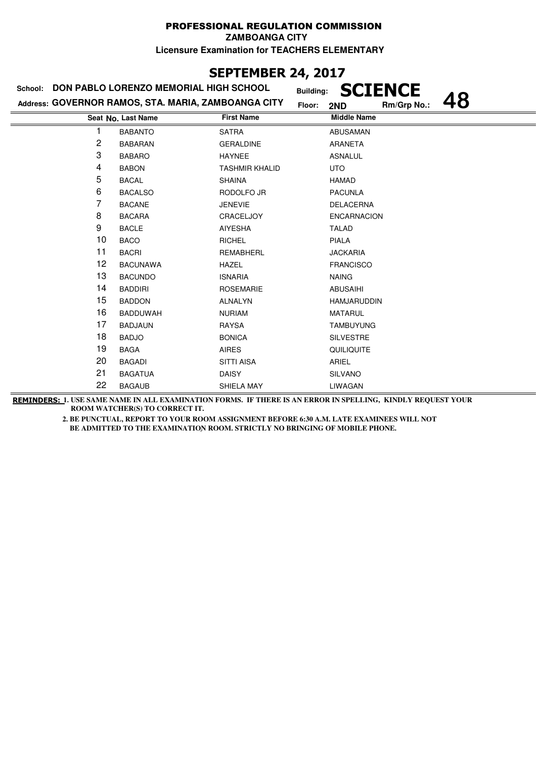# PROFESSIONAL REGULATION COMMISSION

**ZAMBOANGA CITY**

**Licensure Examination for TEACHERS ELEMENTARY**

## SEPTEMBER 24, 2017

**School:** DON PABLO LORENZO MEMORIAL HIGH SCHOOL **Building:** SCIENCE

**Address:** GOVERNOR RAMOS, STA. MARIA, ZAMBOANGA CITY **Floor:** 2ND **Rm/Grp No.:** 48

| Seat No. | Last Name | First Name | Middle Name |
|---|---|---|---|
| 1 | BABANTO | SATRA | ABUSAMAN |
| 2 | BABARAN | GERALDINE | ARANETA |
| 3 | BABARO | HAYNEE | ASNALUL |
| 4 | BABON | TASHMIR KHALID | UTO |
| 5 | BACAL | SHAINA | HAMAD |
| 6 | BACALSO | RODOLFO JR | PACUNLA |
| 7 | BACANE | JENEVIE | DELACERNA |
| 8 | BACARA | CRACELJOY | ENCARNACION |
| 9 | BACLE | AIYESHA | TALAD |
| 10 | BACO | RICHEL | PIALA |
| 11 | BACRI | REMABHERL | JACKARIA |
| 12 | BACUNAWA | HAZEL | FRANCISCO |
| 13 | BACUNDO | ISNARIA | NAING |
| 14 | BADDIRI | ROSEMARIE | ABUSAIHI |
| 15 | BADDON | ALNALYN | HAMJARUDDIN |
| 16 | BADDUWAH | NURIAM | MATARUL |
| 17 | BADJAUN | RAYSA | TAMBUYUNG |
| 18 | BADJO | BONICA | SILVESTRE |
| 19 | BAGA | AIRES | QUILIQUITE |
| 20 | BAGADI | SITTI AISA | ARIEL |
| 21 | BAGATUA | DAISY | SILVANO |
| 22 | BAGAUB | SHIELA MAY | LIWAGAN |

**REMINDERS:** 1. USE SAME NAME IN ALL EXAMINATION FORMS. IF THERE IS AN ERROR IN SPELLING, KINDLY REQUEST YOUR ROOM WATCHER(S) TO CORRECT IT.

2. BE PUNCTUAL, REPORT TO YOUR ROOM ASSIGNMENT BEFORE 6:30 A.M. LATE EXAMINEES WILL NOT BE ADMITTED TO THE EXAMINATION ROOM. STRICTLY NO BRINGING OF MOBILE PHONE.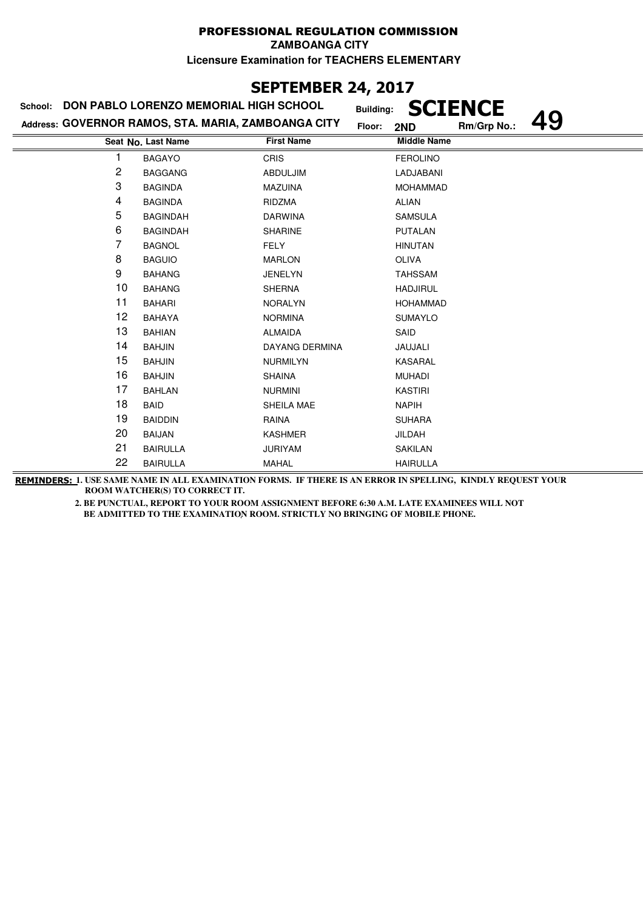# PROFESSIONAL REGULATION COMMISSION

**ZAMBOANGA CITY**

**Licensure Examination for TEACHERS ELEMENTARY**

## SEPTEMBER 24, 2017

**School:** DON PABLO LORENZO MEMORIAL HIGH SCHOOL  **Building:** SCIENCE

**Address:** GOVERNOR RAMOS, STA. MARIA, ZAMBOANGA CITY  **Floor:** 2ND  **Rm/Grp No.:** 49

| Seat No. | Last Name | First Name | Middle Name |
|---|---|---|---|
| 1 | BAGAYO | CRIS | FEROLINO |
| 2 | BAGGANG | ABDULJIM | LADJABANI |
| 3 | BAGINDA | MAZUINA | MOHAMMAD |
| 4 | BAGINDA | RIDZMA | ALIAN |
| 5 | BAGINDAH | DARWINA | SAMSULA |
| 6 | BAGINDAH | SHARINE | PUTALAN |
| 7 | BAGNOL | FELY | HINUTAN |
| 8 | BAGUIO | MARLON | OLIVA |
| 9 | BAHANG | JENELYN | TAHSSAM |
| 10 | BAHANG | SHERNA | HADJIRUL |
| 11 | BAHARI | NORALYN | HOHAMMAD |
| 12 | BAHAYA | NORMINA | SUMAYLO |
| 13 | BAHIAN | ALMAIDA | SAID |
| 14 | BAHJIN | DAYANG DERMINA | JAUJALI |
| 15 | BAHJIN | NURMILYN | KASARAL |
| 16 | BAHJIN | SHAINA | MUHADI |
| 17 | BAHLAN | NURMINI | KASTIRI |
| 18 | BAID | SHEILA MAE | NAPIH |
| 19 | BAIDDIN | RAINA | SUHARA |
| 20 | BAIJAN | KASHMER | JILDAH |
| 21 | BAIRULLA | JURIYAM | SAKILAN |
| 22 | BAIRULLA | MAHAL | HAIRULLA |

**REMINDERS:** 1. USE SAME NAME IN ALL EXAMINATION FORMS. IF THERE IS AN ERROR IN SPELLING, KINDLY REQUEST YOUR ROOM WATCHER(S) TO CORRECT IT.

2. BE PUNCTUAL, REPORT TO YOUR ROOM ASSIGNMENT BEFORE 6:30 A.M. LATE EXAMINEES WILL NOT BE ADMITTED TO THE EXAMINATION ROOM. STRICTLY NO BRINGING OF MOBILE PHONE.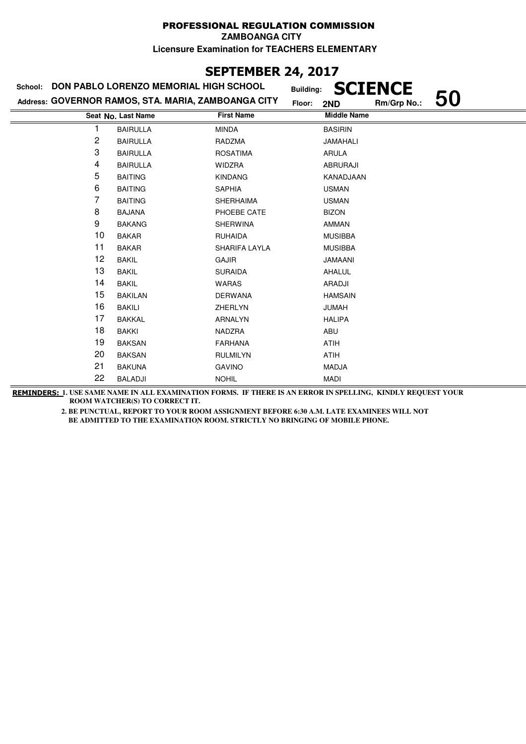# PROFESSIONAL REGULATION COMMISSION

**ZAMBOANGA CITY**

**Licensure Examination for TEACHERS ELEMENTARY**

## SEPTEMBER 24, 2017

**School:** DON PABLO LORENZO MEMORIAL HIGH SCHOOL **Building:** SCIENCE

**Address:** GOVERNOR RAMOS, STA. MARIA, ZAMBOANGA CITY **Floor:** 2ND **Rm/Grp No.:** 50

| Seat No. | Last Name | First Name | Middle Name |
|---|---|---|---|
| 1 | BAIRULLA | MINDA | BASIRIN |
| 2 | BAIRULLA | RADZMA | JAMAHALI |
| 3 | BAIRULLA | ROSATIMA | ARULA |
| 4 | BAIRULLA | WIDZRA | ABRURAJI |
| 5 | BAITING | KINDANG | KANADJAAN |
| 6 | BAITING | SAPHIA | USMAN |
| 7 | BAITING | SHERHAIMA | USMAN |
| 8 | BAJANA | PHOEBE CATE | BIZON |
| 9 | BAKANG | SHERWINA | AMMAN |
| 10 | BAKAR | RUHAIDA | MUSIBBA |
| 11 | BAKAR | SHARIFA LAYLA | MUSIBBA |
| 12 | BAKIL | GAJIR | JAMAANI |
| 13 | BAKIL | SURAIDA | AHALUL |
| 14 | BAKIL | WARAS | ARADJI |
| 15 | BAKILAN | DERWANA | HAMSAIN |
| 16 | BAKILI | ZHERLYN | JUMAH |
| 17 | BAKKAL | ARNALYN | HALIPA |
| 18 | BAKKI | NADZRA | ABU |
| 19 | BAKSAN | FARHANA | ATIH |
| 20 | BAKSAN | RULMILYN | ATIH |
| 21 | BAKUNA | GAVINO | MADJA |
| 22 | BALADJI | NOHIL | MADI |

**REMINDERS:** 1. USE SAME NAME IN ALL EXAMINATION FORMS. IF THERE IS AN ERROR IN SPELLING, KINDLY REQUEST YOUR ROOM WATCHER(S) TO CORRECT IT.

2. BE PUNCTUAL, REPORT TO YOUR ROOM ASSIGNMENT BEFORE 6:30 A.M. LATE EXAMINEES WILL NOT BE ADMITTED TO THE EXAMINATION ROOM. STRICTLY NO BRINGING OF MOBILE PHONE.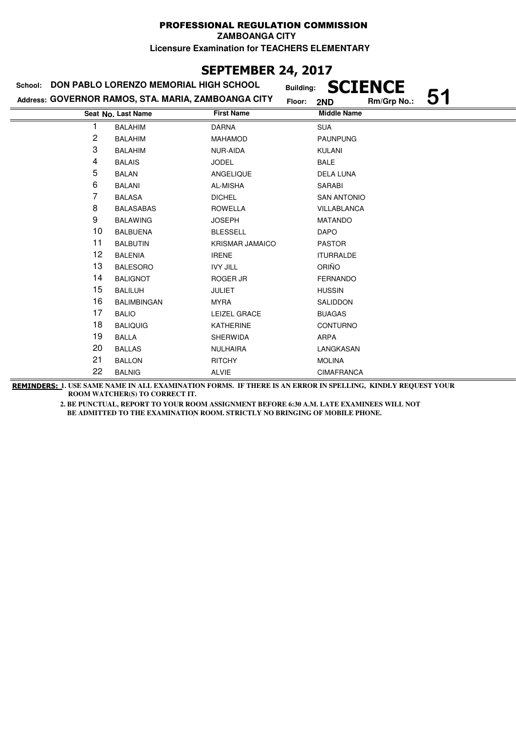# PROFESSIONAL REGULATION COMMISSION

**ZAMBOANGA CITY**

**Licensure Examination for TEACHERS ELEMENTARY**

## SEPTEMBER 24, 2017

**School:** DON PABLO LORENZO MEMORIAL HIGH SCHOOL

**Address:** GOVERNOR RAMOS, STA. MARIA, ZAMBOANGA CITY

**Building:** SCIENCE

**Floor:** 2ND

**Rm/Grp No.:** 51

| Seat No. | Last Name | First Name | Middle Name |
|---|---|---|---|
| 1 | BALAHIM | DARNA | SUA |
| 2 | BALAHIM | MAHAMOD | PAUNPUNG |
| 3 | BALAHIM | NUR-AIDA | KULANI |
| 4 | BALAIS | JODEL | BALE |
| 5 | BALAN | ANGELIQUE | DELA LUNA |
| 6 | BALANI | AL-MISHA | SARABI |
| 7 | BALASA | DICHEL | SAN ANTONIO |
| 8 | BALASABAS | ROWELLA | VILLABLANCA |
| 9 | BALAWING | JOSEPH | MATANDO |
| 10 | BALBUENA | BLESSELL | DAPO |
| 11 | BALBUTIN | KRISMAR JAMAICO | PASTOR |
| 12 | BALENIA | IRENE | ITURRALDE |
| 13 | BALESORO | IVY JILL | ORIÑO |
| 14 | BALIGNOT | ROGER JR | FERNANDO |
| 15 | BALILUH | JULIET | HUSSIN |
| 16 | BALIMBINGAN | MYRA | SALIDDON |
| 17 | BALIO | LEIZEL GRACE | BUAGAS |
| 18 | BALIQUIG | KATHERINE | CONTURNO |
| 19 | BALLA | SHERWIDA | ARPA |
| 20 | BALLAS | NULHAIRA | LANGKASAN |
| 21 | BALLON | RITCHY | MOLINA |
| 22 | BALNIG | ALVIE | CIMAFRANCA |

**REMINDERS:** 1. USE SAME NAME IN ALL EXAMINATION FORMS. IF THERE IS AN ERROR IN SPELLING, KINDLY REQUEST YOUR ROOM WATCHER(S) TO CORRECT IT.

2. BE PUNCTUAL, REPORT TO YOUR ROOM ASSIGNMENT BEFORE 6:30 A.M. LATE EXAMINEES WILL NOT BE ADMITTED TO THE EXAMINATION ROOM. STRICTLY NO BRINGING OF MOBILE PHONE.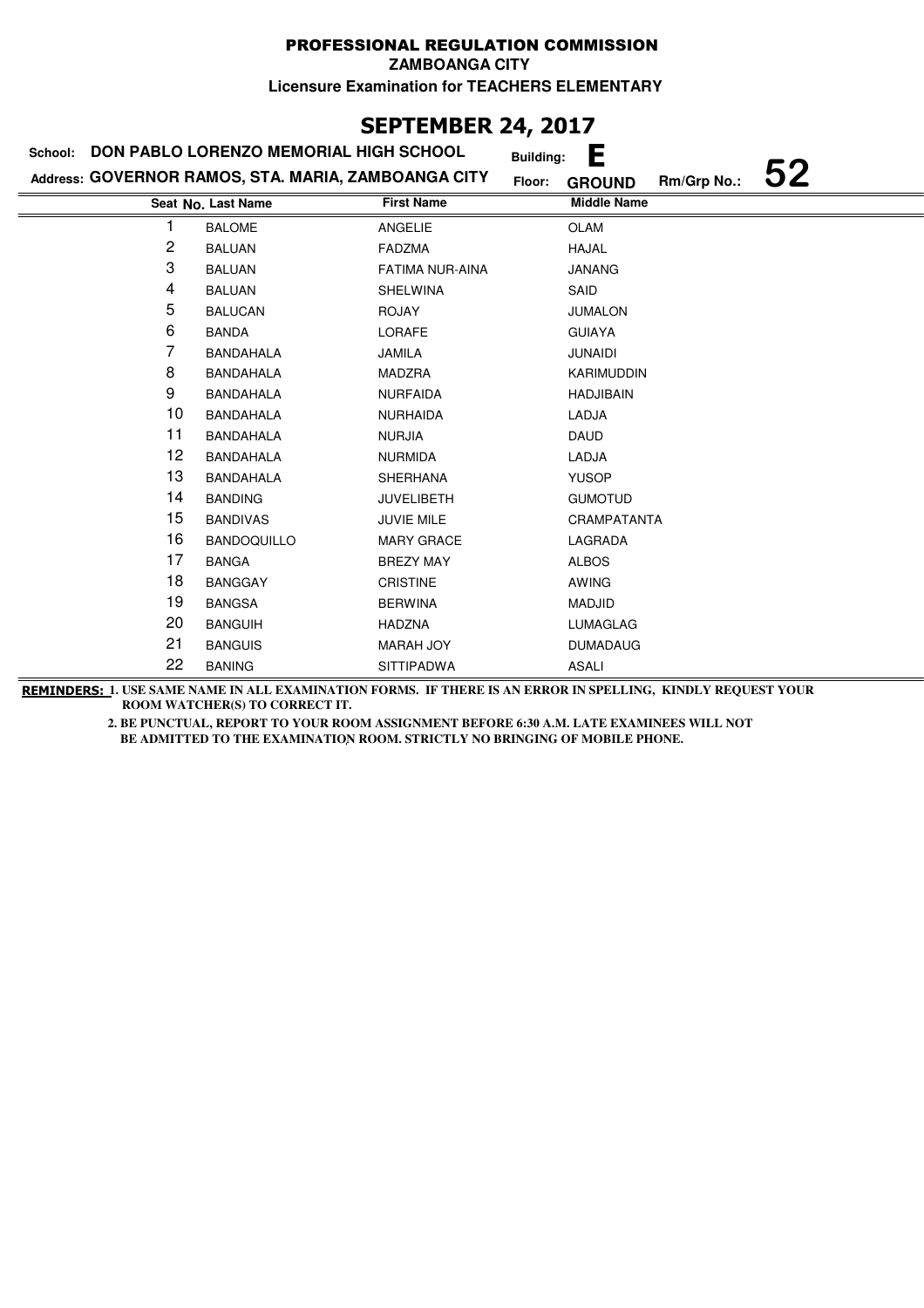# PROFESSIONAL REGULATION COMMISSION

**ZAMBOANGA CITY**

**Licensure Examination for TEACHERS ELEMENTARY**

## SEPTEMBER 24, 2017

**School:** DON PABLO LORENZO MEMORIAL HIGH SCHOOL **Building:** E

**Address:** GOVERNOR RAMOS, STA. MARIA, ZAMBOANGA CITY **Floor:** GROUND **Rm/Grp No.:** 52

| Seat No. | Last Name | First Name | Middle Name |
|---|---|---|---|
| 1 | BALOME | ANGELIE | OLAM |
| 2 | BALUAN | FADZMA | HAJAL |
| 3 | BALUAN | FATIMA NUR-AINA | JANANG |
| 4 | BALUAN | SHELWINA | SAID |
| 5 | BALUCAN | ROJAY | JUMALON |
| 6 | BANDA | LORAFE | GUIAYA |
| 7 | BANDAHALA | JAMILA | JUNAIDI |
| 8 | BANDAHALA | MADZRA | KARIMUDDIN |
| 9 | BANDAHALA | NURFAIDA | HADJIBAIN |
| 10 | BANDAHALA | NURHAIDA | LADJA |
| 11 | BANDAHALA | NURJIA | DAUD |
| 12 | BANDAHALA | NURMIDA | LADJA |
| 13 | BANDAHALA | SHERHANA | YUSOP |
| 14 | BANDING | JUVELIBETH | GUMOTUD |
| 15 | BANDIVAS | JUVIE MILE | CRAMPATANTA |
| 16 | BANDOQUILLO | MARY GRACE | LAGRADA |
| 17 | BANGA | BREZY MAY | ALBOS |
| 18 | BANGGAY | CRISTINE | AWING |
| 19 | BANGSA | BERWINA | MADJID |
| 20 | BANGUIH | HADZNA | LUMAGLAG |
| 21 | BANGUIS | MARAH JOY | DUMADAUG |
| 22 | BANING | SITTIPADWA | ASALI |

**REMINDERS:** 1. USE SAME NAME IN ALL EXAMINATION FORMS. IF THERE IS AN ERROR IN SPELLING, KINDLY REQUEST YOUR ROOM WATCHER(S) TO CORRECT IT.

2. BE PUNCTUAL, REPORT TO YOUR ROOM ASSIGNMENT BEFORE 6:30 A.M. LATE EXAMINEES WILL NOT BE ADMITTED TO THE EXAMINATION ROOM. STRICTLY NO BRINGING OF MOBILE PHONE.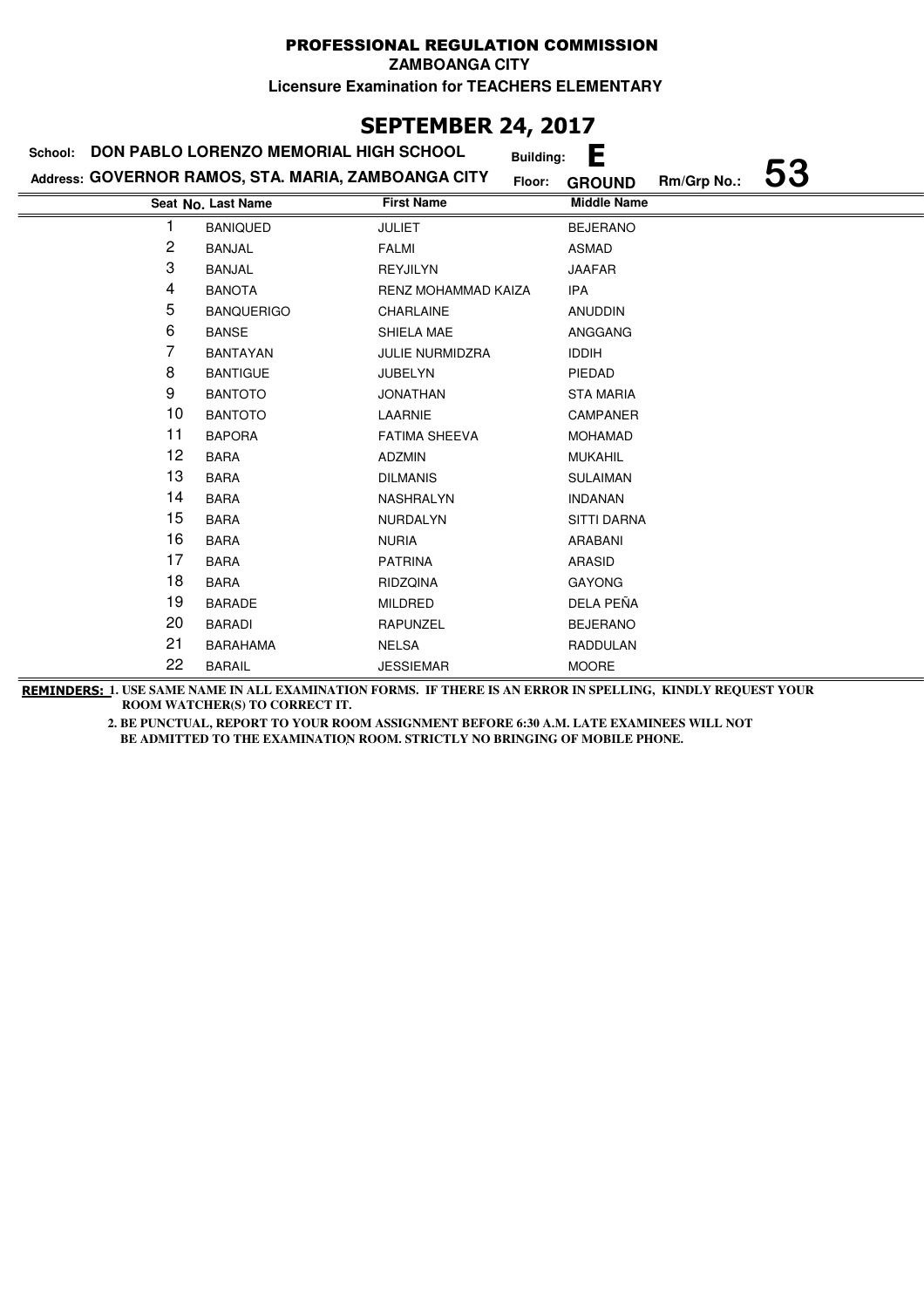# PROFESSIONAL REGULATION COMMISSION

**ZAMBOANGA CITY**

**Licensure Examination for TEACHERS ELEMENTARY**

## SEPTEMBER 24, 2017

**School: DON PABLO LORENZO MEMORIAL HIGH SCHOOL** **Building: E**

**Address: GOVERNOR RAMOS, STA. MARIA, ZAMBOANGA CITY** **Floor: GROUND** **Rm/Grp No.: 53**

| Seat No. | Last Name | First Name | Middle Name |
|---|---|---|---|
| 1 | BANIQUED | JULIET | BEJERANO |
| 2 | BANJAL | FALMI | ASMAD |
| 3 | BANJAL | REYJILYN | JAAFAR |
| 4 | BANOTA | RENZ MOHAMMAD KAIZA | IPA |
| 5 | BANQUERIGO | CHARLAINE | ANUDDIN |
| 6 | BANSE | SHIELA MAE | ANGGANG |
| 7 | BANTAYAN | JULIE NURMIDZRA | IDDIH |
| 8 | BANTIGUE | JUBELYN | PIEDAD |
| 9 | BANTOTO | JONATHAN | STA MARIA |
| 10 | BANTOTO | LAARNIE | CAMPANER |
| 11 | BAPORA | FATIMA SHEEVA | MOHAMAD |
| 12 | BARA | ADZMIN | MUKAHIL |
| 13 | BARA | DILMANIS | SULAIMAN |
| 14 | BARA | NASHRALYN | INDANAN |
| 15 | BARA | NURDALYN | SITTI DARNA |
| 16 | BARA | NURIA | ARABANI |
| 17 | BARA | PATRINA | ARASID |
| 18 | BARA | RIDZQINA | GAYONG |
| 19 | BARADE | MILDRED | DELA PEÑA |
| 20 | BARADI | RAPUNZEL | BEJERANO |
| 21 | BARAHAMA | NELSA | RADDULAN |
| 22 | BARAIL | JESSIEMAR | MOORE |

**REMINDERS:** 1. USE SAME NAME IN ALL EXAMINATION FORMS. IF THERE IS AN ERROR IN SPELLING, KINDLY REQUEST YOUR ROOM WATCHER(S) TO CORRECT IT.

2. BE PUNCTUAL, REPORT TO YOUR ROOM ASSIGNMENT BEFORE 6:30 A.M. LATE EXAMINEES WILL NOT BE ADMITTED TO THE EXAMINATION ROOM. STRICTLY NO BRINGING OF MOBILE PHONE.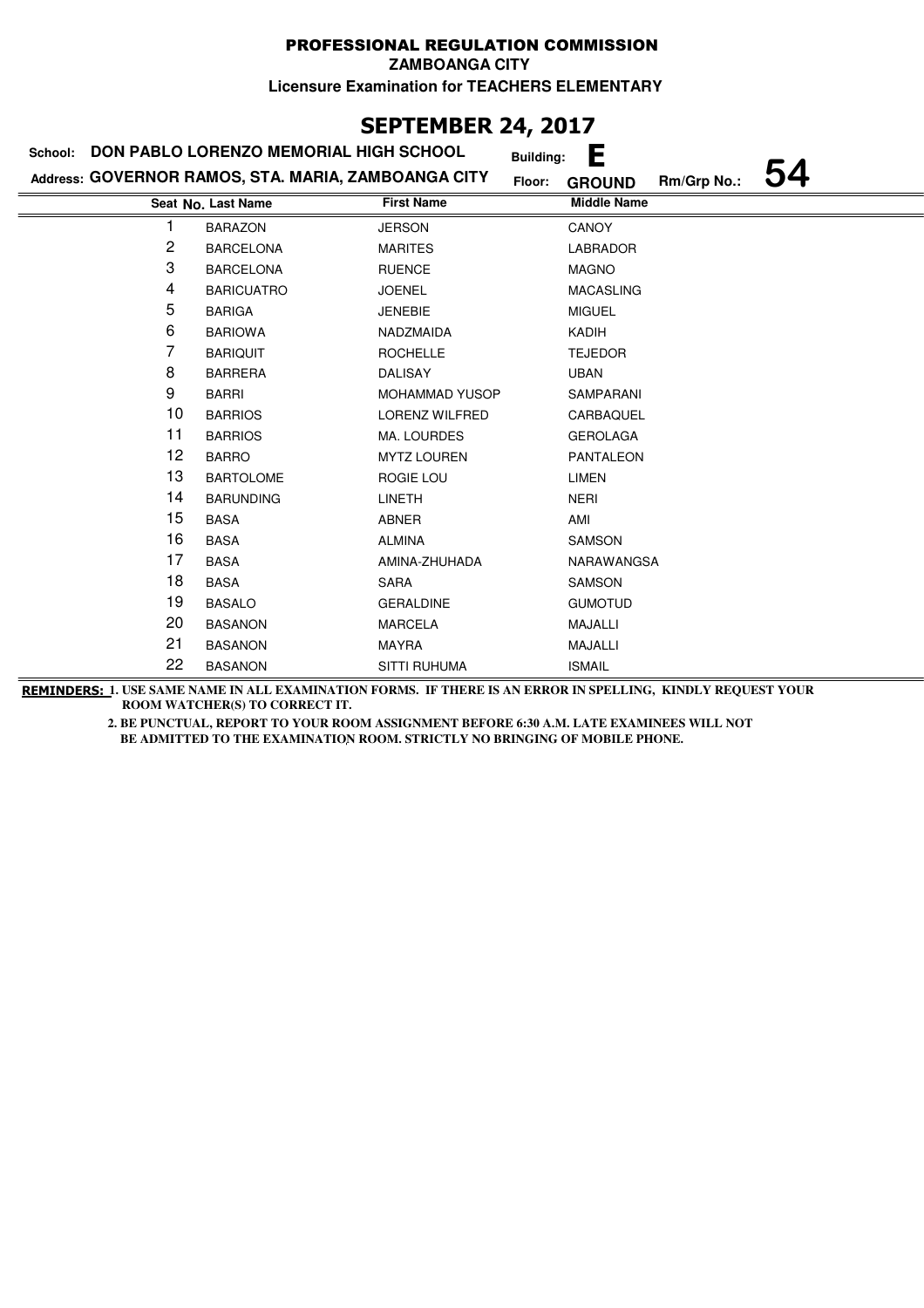# PROFESSIONAL REGULATION COMMISSION

**ZAMBOANGA CITY**

**Licensure Examination for TEACHERS ELEMENTARY**

## SEPTEMBER 24, 2017

**School:** DON PABLO LORENZO MEMORIAL HIGH SCHOOL **Building:** E

**Address:** GOVERNOR RAMOS, STA. MARIA, ZAMBOANGA CITY **Floor:** GROUND **Rm/Grp No.:** 54

| Seat No. | Last Name | First Name | Middle Name |
|---|---|---|---|
| 1 | BARAZON | JERSON | CANOY |
| 2 | BARCELONA | MARITES | LABRADOR |
| 3 | BARCELONA | RUENCE | MAGNO |
| 4 | BARICUATRO | JOENEL | MACASLING |
| 5 | BARIGA | JENEBIE | MIGUEL |
| 6 | BARIOWA | NADZMAIDA | KADIH |
| 7 | BARIQUIT | ROCHELLE | TEJEDOR |
| 8 | BARRERA | DALISAY | UBAN |
| 9 | BARRI | MOHAMMAD YUSOP | SAMPARANI |
| 10 | BARRIOS | LORENZ WILFRED | CARBAQUEL |
| 11 | BARRIOS | MA. LOURDES | GEROLAGA |
| 12 | BARRO | MYTZ LOUREN | PANTALEON |
| 13 | BARTOLOME | ROGIE LOU | LIMEN |
| 14 | BARUNDING | LINETH | NERI |
| 15 | BASA | ABNER | AMI |
| 16 | BASA | ALMINA | SAMSON |
| 17 | BASA | AMINA-ZHUHADA | NARAWANGSA |
| 18 | BASA | SARA | SAMSON |
| 19 | BASALO | GERALDINE | GUMOTUD |
| 20 | BASANON | MARCELA | MAJALLI |
| 21 | BASANON | MAYRA | MAJALLI |
| 22 | BASANON | SITTI RUHUMA | ISMAIL |

**REMINDERS:** 1. USE SAME NAME IN ALL EXAMINATION FORMS. IF THERE IS AN ERROR IN SPELLING, KINDLY REQUEST YOUR ROOM WATCHER(S) TO CORRECT IT.

2. BE PUNCTUAL, REPORT TO YOUR ROOM ASSIGNMENT BEFORE 6:30 A.M. LATE EXAMINEES WILL NOT BE ADMITTED TO THE EXAMINATION ROOM. STRICTLY NO BRINGING OF MOBILE PHONE.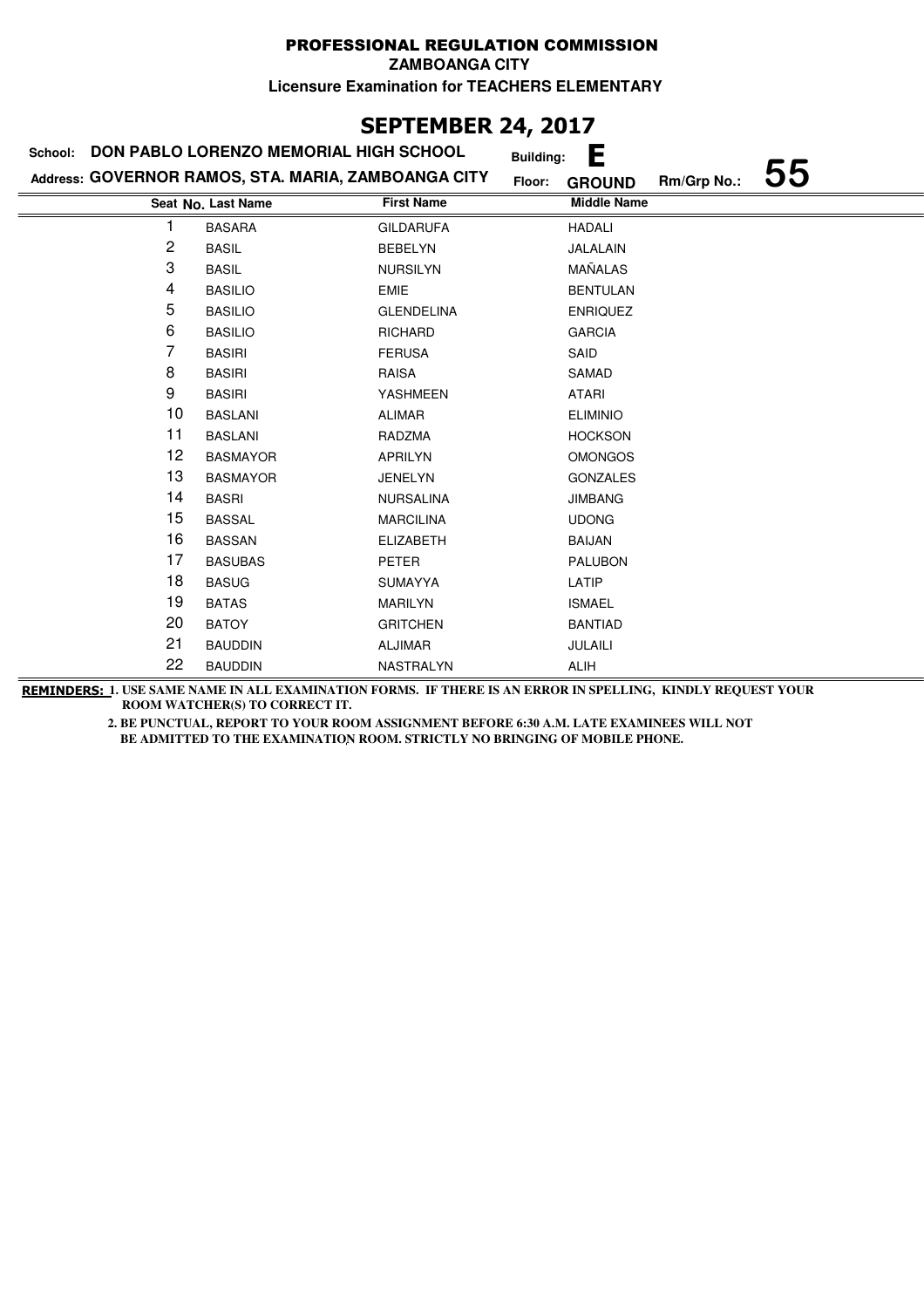# PROFESSIONAL REGULATION COMMISSION

**ZAMBOANGA CITY**

**Licensure Examination for TEACHERS ELEMENTARY**

## SEPTEMBER 24, 2017

**School:** DON PABLO LORENZO MEMORIAL HIGH SCHOOL **Building:** E

**Address:** GOVERNOR RAMOS, STA. MARIA, ZAMBOANGA CITY **Floor:** GROUND **Rm/Grp No.:** 55

| Seat No. | Last Name | First Name | Middle Name |
|---|---|---|---|
| 1 | BASARA | GILDARUFA | HADALI |
| 2 | BASIL | BEBELYN | JALALAIN |
| 3 | BASIL | NURSILYN | MAÑALAS |
| 4 | BASILIO | EMIE | BENTULAN |
| 5 | BASILIO | GLENDELINA | ENRIQUEZ |
| 6 | BASILIO | RICHARD | GARCIA |
| 7 | BASIRI | FERUSA | SAID |
| 8 | BASIRI | RAISA | SAMAD |
| 9 | BASIRI | YASHMEEN | ATARI |
| 10 | BASLANI | ALIMAR | ELIMINIO |
| 11 | BASLANI | RADZMA | HOCKSON |
| 12 | BASMAYOR | APRILYN | OMONGOS |
| 13 | BASMAYOR | JENELYN | GONZALES |
| 14 | BASRI | NURSALINA | JIMBANG |
| 15 | BASSAL | MARCILINA | UDONG |
| 16 | BASSAN | ELIZABETH | BAIJAN |
| 17 | BASUBAS | PETER | PALUBON |
| 18 | BASUG | SUMAYYA | LATIP |
| 19 | BATAS | MARILYN | ISMAEL |
| 20 | BATOY | GRITCHEN | BANTIAD |
| 21 | BAUDDIN | ALJIMAR | JULAILI |
| 22 | BAUDDIN | NASTRALYN | ALIH |

**REMINDERS:** 1. USE SAME NAME IN ALL EXAMINATION FORMS. IF THERE IS AN ERROR IN SPELLING, KINDLY REQUEST YOUR ROOM WATCHER(S) TO CORRECT IT.

2. BE PUNCTUAL, REPORT TO YOUR ROOM ASSIGNMENT BEFORE 6:30 A.M. LATE EXAMINEES WILL NOT BE ADMITTED TO THE EXAMINATION ROOM. STRICTLY NO BRINGING OF MOBILE PHONE.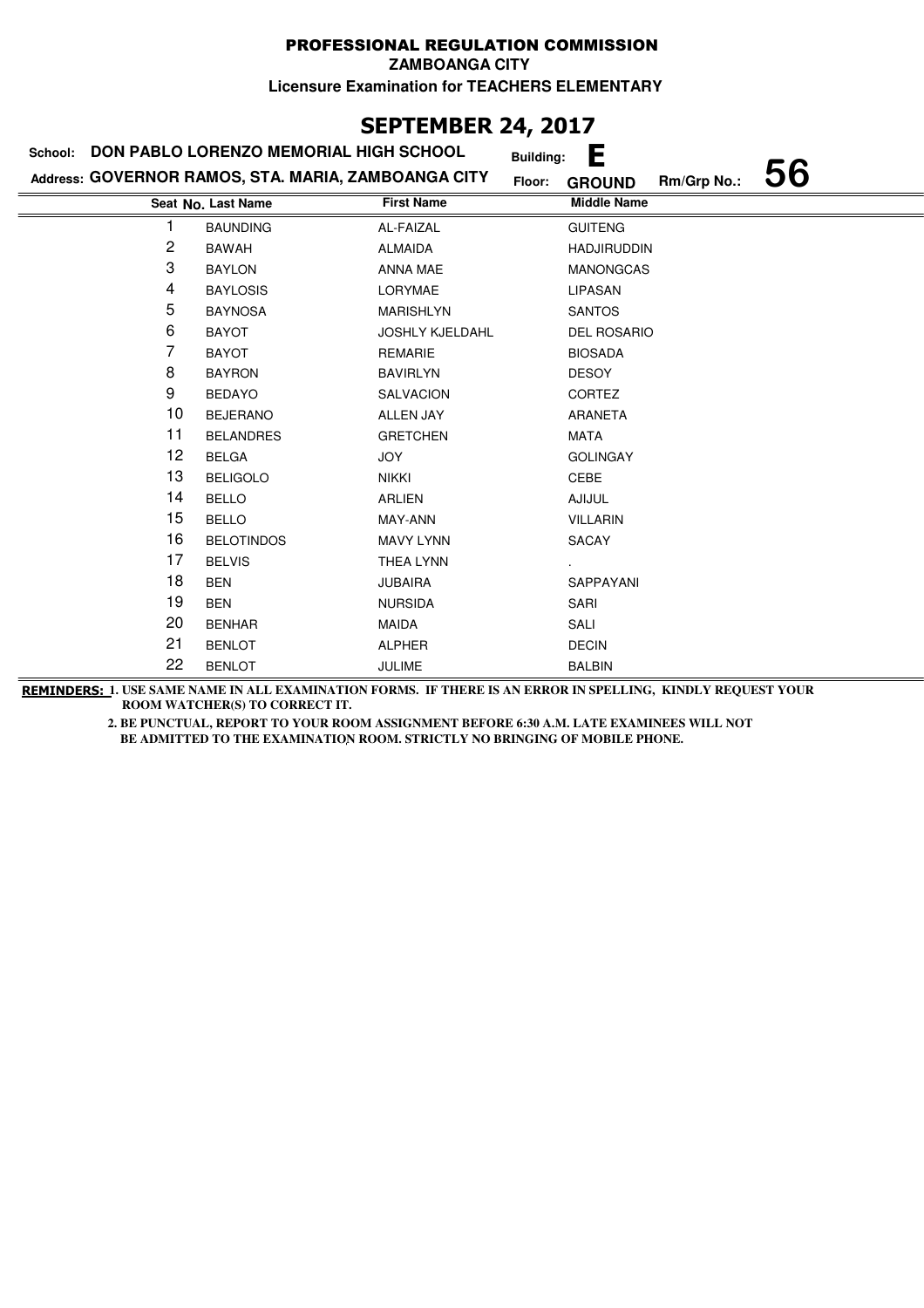# PROFESSIONAL REGULATION COMMISSION

**ZAMBOANGA CITY**

**Licensure Examination for TEACHERS ELEMENTARY**

## SEPTEMBER 24, 2017

**School:** DON PABLO LORENZO MEMORIAL HIGH SCHOOL **Building:** E

**Address:** GOVERNOR RAMOS, STA. MARIA, ZAMBOANGA CITY **Floor:** GROUND **Rm/Grp No.:** 56

| Seat No. | Last Name | First Name | Middle Name |
|---|---|---|---|
| 1 | BAUNDING | AL-FAIZAL | GUITENG |
| 2 | BAWAH | ALMAIDA | HADJIRUDDIN |
| 3 | BAYLON | ANNA MAE | MANONGCAS |
| 4 | BAYLOSIS | LORYMAE | LIPASAN |
| 5 | BAYNOSA | MARISHLYN | SANTOS |
| 6 | BAYOT | JOSHLY KJELDAHL | DEL ROSARIO |
| 7 | BAYOT | REMARIE | BIOSADA |
| 8 | BAYRON | BAVIRLYN | DESOY |
| 9 | BEDAYO | SALVACION | CORTEZ |
| 10 | BEJERANO | ALLEN JAY | ARANETA |
| 11 | BELANDRES | GRETCHEN | MATA |
| 12 | BELGA | JOY | GOLINGAY |
| 13 | BELIGOLO | NIKKI | CEBE |
| 14 | BELLO | ARLIEN | AJIJUL |
| 15 | BELLO | MAY-ANN | VILLARIN |
| 16 | BELOTINDOS | MAVY LYNN | SACAY |
| 17 | BELVIS | THEA LYNN | . |
| 18 | BEN | JUBAIRA | SAPPAYANI |
| 19 | BEN | NURSIDA | SARI |
| 20 | BENHAR | MAIDA | SALI |
| 21 | BENLOT | ALPHER | DECIN |
| 22 | BENLOT | JULIME | BALBIN |

**REMINDERS:** 1. USE SAME NAME IN ALL EXAMINATION FORMS. IF THERE IS AN ERROR IN SPELLING, KINDLY REQUEST YOUR ROOM WATCHER(S) TO CORRECT IT.

2. BE PUNCTUAL, REPORT TO YOUR ROOM ASSIGNMENT BEFORE 6:30 A.M. LATE EXAMINEES WILL NOT BE ADMITTED TO THE EXAMINATION ROOM. STRICTLY NO BRINGING OF MOBILE PHONE.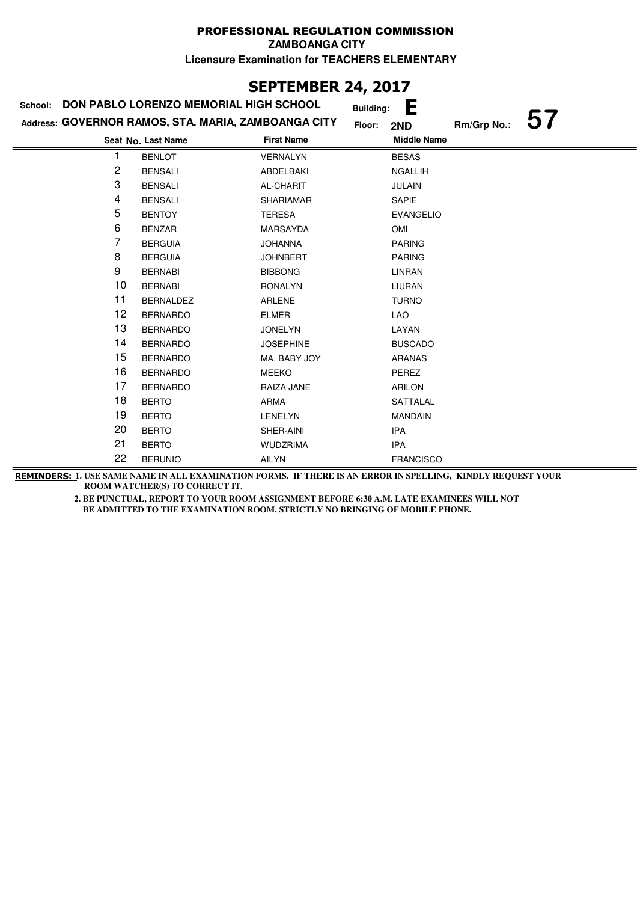PROFESSIONAL REGULATION COMMISSION

ZAMBOANGA CITY

Licensure Examination for TEACHERS ELEMENTARY

# SEPTEMBER 24, 2017

School: **DON PABLO LORENZO MEMORIAL HIGH SCHOOL** Building: **E**

Address: **GOVERNOR RAMOS, STA. MARIA, ZAMBOANGA CITY** Floor: **2ND** Rm/Grp No.: **57**

| Seat No. | Last Name | First Name | Middle Name |
|---|---|---|---|
| 1 | BENLOT | VERNALYN | BESAS |
| 2 | BENSALI | ABDELBAKI | NGALLIH |
| 3 | BENSALI | AL-CHARIT | JULAIN |
| 4 | BENSALI | SHARIAMAR | SAPIE |
| 5 | BENTOY | TERESA | EVANGELIO |
| 6 | BENZAR | MARSAYDA | OMI |
| 7 | BERGUIA | JOHANNA | PARING |
| 8 | BERGUIA | JOHNBERT | PARING |
| 9 | BERNABI | BIBBONG | LINRAN |
| 10 | BERNABI | RONALYN | LIURAN |
| 11 | BERNALDEZ | ARLENE | TURNO |
| 12 | BERNARDO | ELMER | LAO |
| 13 | BERNARDO | JONELYN | LAYAN |
| 14 | BERNARDO | JOSEPHINE | BUSCADO |
| 15 | BERNARDO | MA. BABY JOY | ARANAS |
| 16 | BERNARDO | MEEKO | PEREZ |
| 17 | BERNARDO | RAIZA JANE | ARILON |
| 18 | BERTO | ARMA | SATTALAL |
| 19 | BERTO | LENELYN | MANDAIN |
| 20 | BERTO | SHER-AINI | IPA |
| 21 | BERTO | WUDZRIMA | IPA |
| 22 | BERUNIO | AILYN | FRANCISCO |

**REMINDERS:** 1. USE SAME NAME IN ALL EXAMINATION FORMS. IF THERE IS AN ERROR IN SPELLING, KINDLY REQUEST YOUR ROOM WATCHER(S) TO CORRECT IT.

2. BE PUNCTUAL, REPORT TO YOUR ROOM ASSIGNMENT BEFORE 6:30 A.M. LATE EXAMINEES WILL NOT BE ADMITTED TO THE EXAMINATION ROOM. STRICTLY NO BRINGING OF MOBILE PHONE.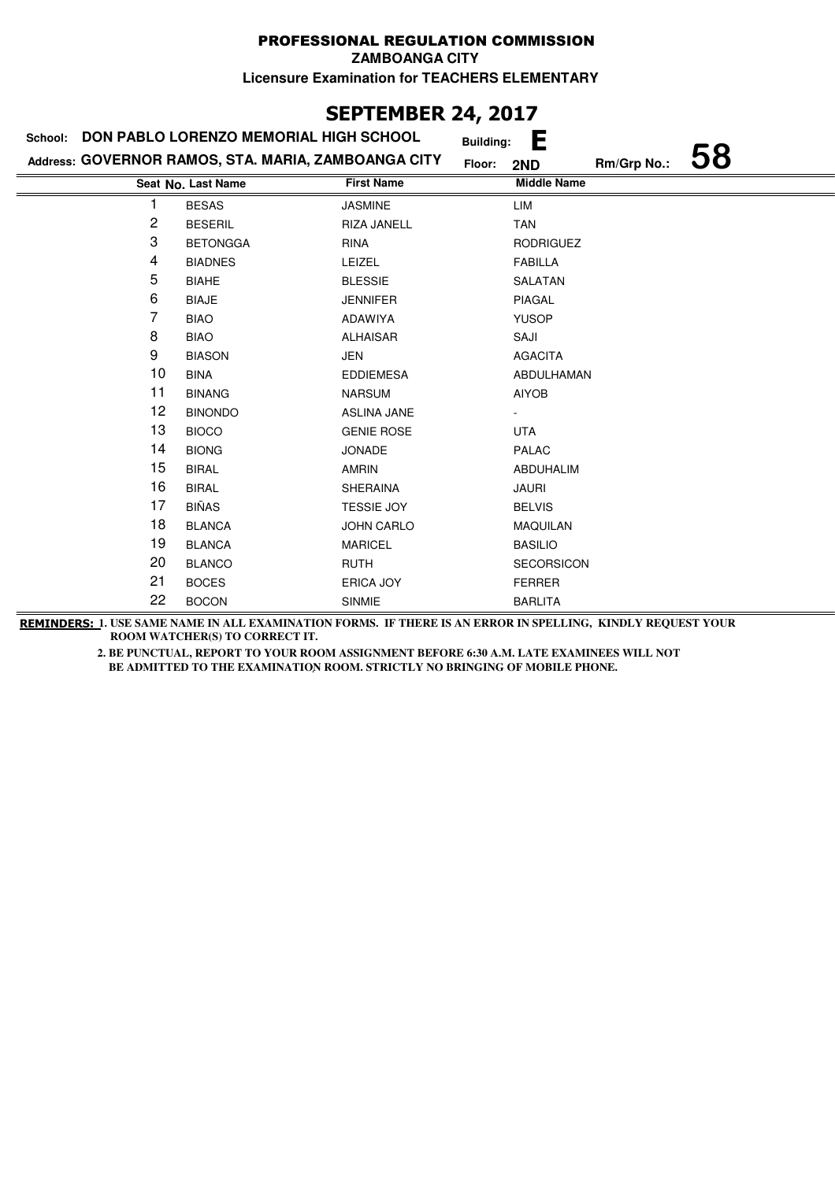# PROFESSIONAL REGULATION COMMISSION

**ZAMBOANGA CITY**

**Licensure Examination for TEACHERS ELEMENTARY**

## SEPTEMBER 24, 2017

**School:** DON PABLO LORENZO MEMORIAL HIGH SCHOOL
**Building:** E
**Address:** GOVERNOR RAMOS, STA. MARIA, ZAMBOANGA CITY
**Floor:** 2ND
**Rm/Grp No.:** 58

| Seat No. | Last Name | First Name | Middle Name |
|---|---|---|---|
| 1 | BESAS | JASMINE | LIM |
| 2 | BESERIL | RIZA JANELL | TAN |
| 3 | BETONGGA | RINA | RODRIGUEZ |
| 4 | BIADNES | LEIZEL | FABILLA |
| 5 | BIAHE | BLESSIE | SALATAN |
| 6 | BIAJE | JENNIFER | PIAGAL |
| 7 | BIAO | ADAWIYA | YUSOP |
| 8 | BIAO | ALHAISAR | SAJI |
| 9 | BIASON | JEN | AGACITA |
| 10 | BINA | EDDIEMESA | ABDULHAMAN |
| 11 | BINANG | NARSUM | AIYOB |
| 12 | BINONDO | ASLINA JANE | - |
| 13 | BIOCO | GENIE ROSE | UTA |
| 14 | BIONG | JONADE | PALAC |
| 15 | BIRAL | AMRIN | ABDUHALIM |
| 16 | BIRAL | SHERAINA | JAURI |
| 17 | BIÑAS | TESSIE JOY | BELVIS |
| 18 | BLANCA | JOHN CARLO | MAQUILAN |
| 19 | BLANCA | MARICEL | BASILIO |
| 20 | BLANCO | RUTH | SECORSICON |
| 21 | BOCES | ERICA JOY | FERRER |
| 22 | BOCON | SINMIE | BARLITA |

**REMINDERS:** 1. USE SAME NAME IN ALL EXAMINATION FORMS. IF THERE IS AN ERROR IN SPELLING, KINDLY REQUEST YOUR ROOM WATCHER(S) TO CORRECT IT.

2. BE PUNCTUAL, REPORT TO YOUR ROOM ASSIGNMENT BEFORE 6:30 A.M. LATE EXAMINEES WILL NOT BE ADMITTED TO THE EXAMINATION ROOM. STRICTLY NO BRINGING OF MOBILE PHONE.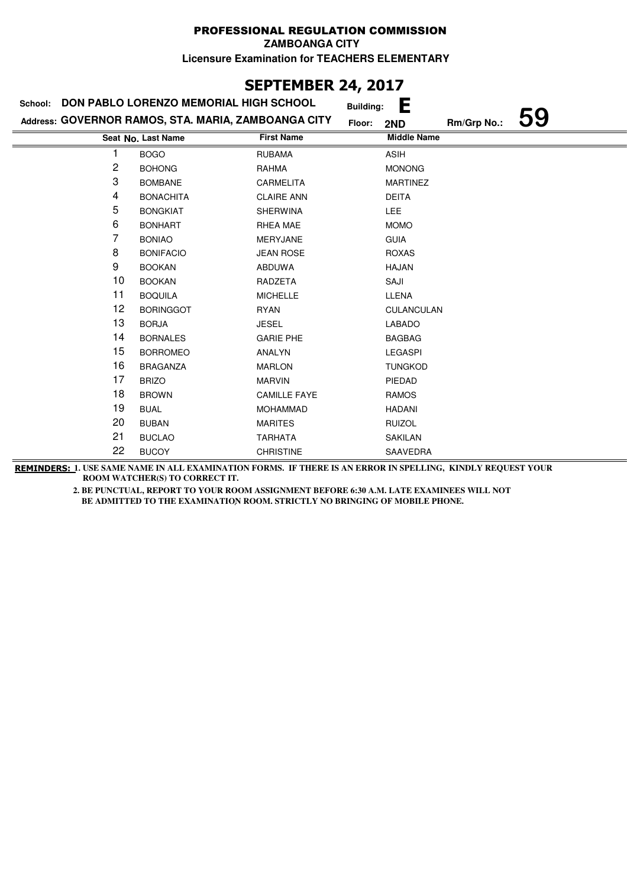# PROFESSIONAL REGULATION COMMISSION

**ZAMBOANGA CITY**

**Licensure Examination for TEACHERS ELEMENTARY**

## SEPTEMBER 24, 2017

**School:** DON PABLO LORENZO MEMORIAL HIGH SCHOOL **Building:** E

**Address:** GOVERNOR RAMOS, STA. MARIA, ZAMBOANGA CITY **Floor:** 2ND **Rm/Grp No.:** 59

| Seat No. | Last Name | First Name | Middle Name |
|---|---|---|---|
| 1 | BOGO | RUBAMA | ASIH |
| 2 | BOHONG | RAHMA | MONONG |
| 3 | BOMBANE | CARMELITA | MARTINEZ |
| 4 | BONACHITA | CLAIRE ANN | DEITA |
| 5 | BONGKIAT | SHERWINA | LEE |
| 6 | BONHART | RHEA MAE | MOMO |
| 7 | BONIAO | MERYJANE | GUIA |
| 8 | BONIFACIO | JEAN ROSE | ROXAS |
| 9 | BOOKAN | ABDUWA | HAJAN |
| 10 | BOOKAN | RADZETA | SAJI |
| 11 | BOQUILA | MICHELLE | LLENA |
| 12 | BORINGGOT | RYAN | CULANCULAN |
| 13 | BORJA | JESEL | LABADO |
| 14 | BORNALES | GARIE PHE | BAGBAG |
| 15 | BORROMEO | ANALYN | LEGASPI |
| 16 | BRAGANZA | MARLON | TUNGKOD |
| 17 | BRIZO | MARVIN | PIEDAD |
| 18 | BROWN | CAMILLE FAYE | RAMOS |
| 19 | BUAL | MOHAMMAD | HADANI |
| 20 | BUBAN | MARITES | RUIZOL |
| 21 | BUCLAO | TARHATA | SAKILAN |
| 22 | BUCOY | CHRISTINE | SAAVEDRA |

**REMINDERS:** 1. USE SAME NAME IN ALL EXAMINATION FORMS. IF THERE IS AN ERROR IN SPELLING, KINDLY REQUEST YOUR ROOM WATCHER(S) TO CORRECT IT.

2. BE PUNCTUAL, REPORT TO YOUR ROOM ASSIGNMENT BEFORE 6:30 A.M. LATE EXAMINEES WILL NOT BE ADMITTED TO THE EXAMINATION ROOM. STRICTLY NO BRINGING OF MOBILE PHONE.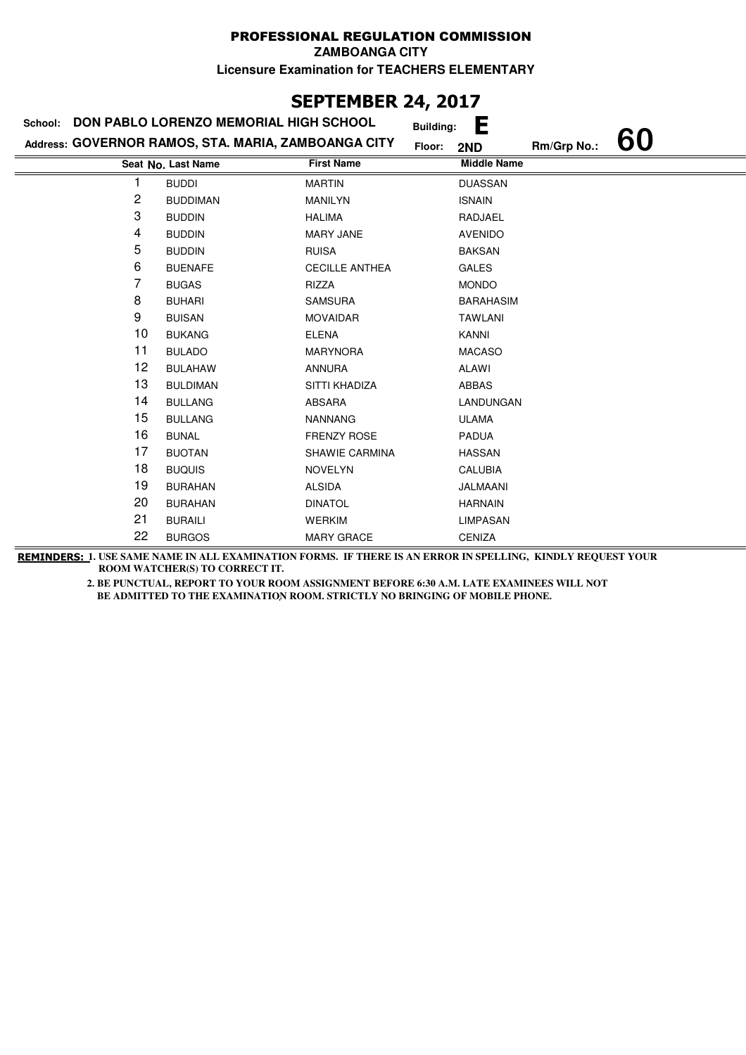# PROFESSIONAL REGULATION COMMISSION

**ZAMBOANGA CITY**

**Licensure Examination for TEACHERS ELEMENTARY**

## SEPTEMBER 24, 2017

**School:** DON PABLO LORENZO MEMORIAL HIGH SCHOOL **Building:** E

**Address:** GOVERNOR RAMOS, STA. MARIA, ZAMBOANGA CITY **Floor:** 2ND **Rm/Grp No.:** 60

| Seat No. | Last Name | First Name | Middle Name |
|---|---|---|---|
| 1 | BUDDI | MARTIN | DUASSAN |
| 2 | BUDDIMAN | MANILYN | ISNAIN |
| 3 | BUDDIN | HALIMA | RADJAEL |
| 4 | BUDDIN | MARY JANE | AVENIDO |
| 5 | BUDDIN | RUISA | BAKSAN |
| 6 | BUENAFE | CECILLE ANTHEA | GALES |
| 7 | BUGAS | RIZZA | MONDO |
| 8 | BUHARI | SAMSURA | BARAHASIM |
| 9 | BUISAN | MOVAIDAR | TAWLANI |
| 10 | BUKANG | ELENA | KANNI |
| 11 | BULADO | MARYNORA | MACASO |
| 12 | BULAHAW | ANNURA | ALAWI |
| 13 | BULDIMAN | SITTI KHADIZA | ABBAS |
| 14 | BULLANG | ABSARA | LANDUNGAN |
| 15 | BULLANG | NANNANG | ULAMA |
| 16 | BUNAL | FRENZY ROSE | PADUA |
| 17 | BUOTAN | SHAWIE CARMINA | HASSAN |
| 18 | BUQUIS | NOVELYN | CALUBIA |
| 19 | BURAHAN | ALSIDA | JALMAANI |
| 20 | BURAHAN | DINATOL | HARNAIN |
| 21 | BURAILI | WERKIM | LIMPASAN |
| 22 | BURGOS | MARY GRACE | CENIZA |

**REMINDERS:** 1. USE SAME NAME IN ALL EXAMINATION FORMS. IF THERE IS AN ERROR IN SPELLING, KINDLY REQUEST YOUR ROOM WATCHER(S) TO CORRECT IT.

2. BE PUNCTUAL, REPORT TO YOUR ROOM ASSIGNMENT BEFORE 6:30 A.M. LATE EXAMINEES WILL NOT BE ADMITTED TO THE EXAMINATION ROOM. STRICTLY NO BRINGING OF MOBILE PHONE.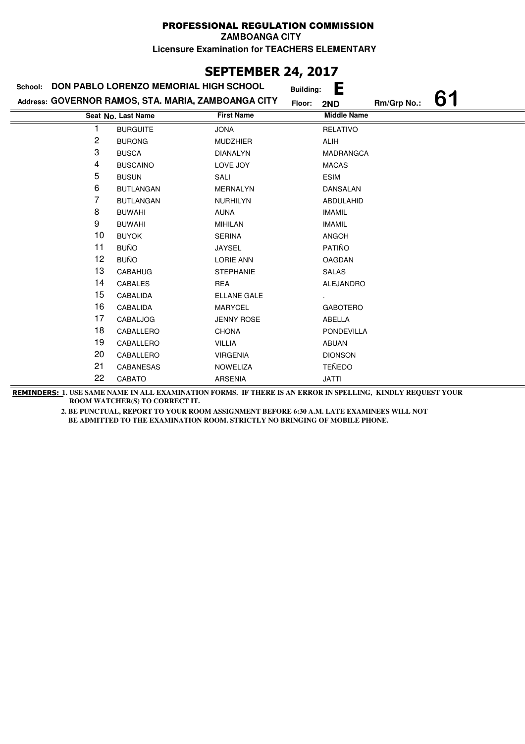# PROFESSIONAL REGULATION COMMISSION

**ZAMBOANGA CITY**

**Licensure Examination for TEACHERS ELEMENTARY**

## SEPTEMBER 24, 2017

**School:** DON PABLO LORENZO MEMORIAL HIGH SCHOOL **Building:** E

**Address:** GOVERNOR RAMOS, STA. MARIA, ZAMBOANGA CITY **Floor:** 2ND **Rm/Grp No.:** 61

| Seat No. | Last Name | First Name | Middle Name |
|---|---|---|---|
| 1 | BURGUITE | JONA | RELATIVO |
| 2 | BURONG | MUDZHIER | ALIH |
| 3 | BUSCA | DIANALYN | MADRANGCA |
| 4 | BUSCAINO | LOVE JOY | MACAS |
| 5 | BUSUN | SALI | ESIM |
| 6 | BUTLANGAN | MERNALYN | DANSALAN |
| 7 | BUTLANGAN | NURHILYN | ABDULAHID |
| 8 | BUWAHI | AUNA | IMAMIL |
| 9 | BUWAHI | MIHILAN | IMAMIL |
| 10 | BUYOK | SERINA | ANGOH |
| 11 | BUÑO | JAYSEL | PATIÑO |
| 12 | BUÑO | LORIE ANN | OAGDAN |
| 13 | CABAHUG | STEPHANIE | SALAS |
| 14 | CABALES | REA | ALEJANDRO |
| 15 | CABALIDA | ELLANE GALE | . |
| 16 | CABALIDA | MARYCEL | GABOTERO |
| 17 | CABALJOG | JENNY ROSE | ABELLA |
| 18 | CABALLERO | CHONA | PONDEVILLA |
| 19 | CABALLERO | VILLIA | ABUAN |
| 20 | CABALLERO | VIRGENIA | DIONSON |
| 21 | CABANESAS | NOWELIZA | TEÑEDO |
| 22 | CABATO | ARSENIA | JATTI |

**REMINDERS:** 1. USE SAME NAME IN ALL EXAMINATION FORMS. IF THERE IS AN ERROR IN SPELLING, KINDLY REQUEST YOUR ROOM WATCHER(S) TO CORRECT IT.

2. BE PUNCTUAL, REPORT TO YOUR ROOM ASSIGNMENT BEFORE 6:30 A.M. LATE EXAMINEES WILL NOT BE ADMITTED TO THE EXAMINATION ROOM. STRICTLY NO BRINGING OF MOBILE PHONE.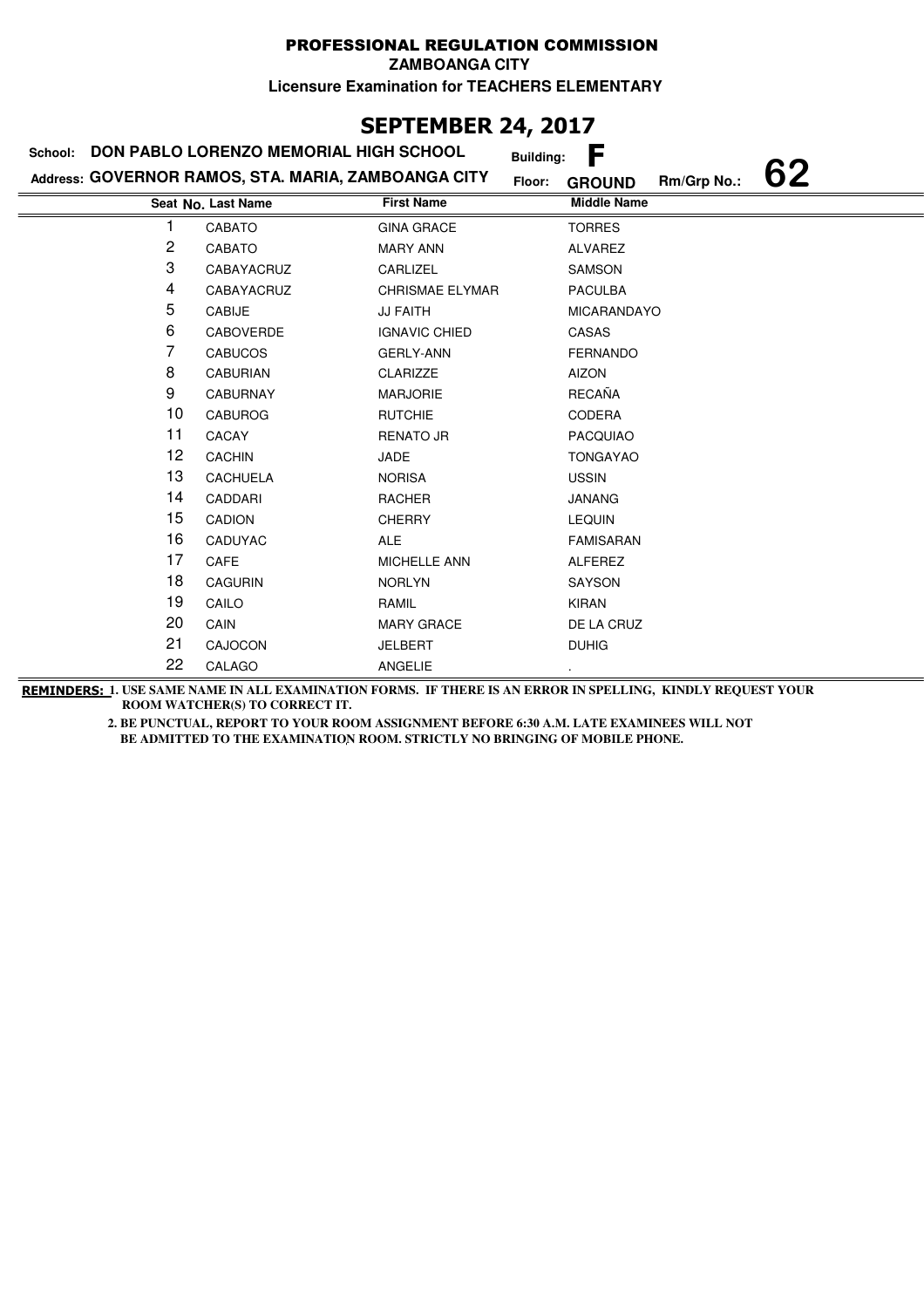**PROFESSIONAL REGULATION COMMISSION**

**ZAMBOANGA CITY**

**Licensure Examination for TEACHERS ELEMENTARY**

# SEPTEMBER 24, 2017

**School:** DON PABLO LORENZO MEMORIAL HIGH SCHOOL **Building:** F

**Address:** GOVERNOR RAMOS, STA. MARIA, ZAMBOANGA CITY **Floor:** GROUND **Rm/Grp No.:** 62

| Seat No. | Last Name | First Name | Middle Name |
|---|---|---|---|
| 1 | CABATO | GINA GRACE | TORRES |
| 2 | CABATO | MARY ANN | ALVAREZ |
| 3 | CABAYACRUZ | CARLIZEL | SAMSON |
| 4 | CABAYACRUZ | CHRISMAE ELYMAR | PACULBA |
| 5 | CABIJE | JJ FAITH | MICARANDAYO |
| 6 | CABOVERDE | IGNAVIC CHIED | CASAS |
| 7 | CABUCOS | GERLY-ANN | FERNANDO |
| 8 | CABURIAN | CLARIZZE | AIZON |
| 9 | CABURNAY | MARJORIE | RECAÑA |
| 10 | CABUROG | RUTCHIE | CODERA |
| 11 | CACAY | RENATO JR | PACQUIAO |
| 12 | CACHIN | JADE | TONGAYAO |
| 13 | CACHUELA | NORISA | USSIN |
| 14 | CADDARI | RACHER | JANANG |
| 15 | CADION | CHERRY | LEQUIN |
| 16 | CADUYAC | ALE | FAMISARAN |
| 17 | CAFE | MICHELLE ANN | ALFEREZ |
| 18 | CAGURIN | NORLYN | SAYSON |
| 19 | CAILO | RAMIL | KIRAN |
| 20 | CAIN | MARY GRACE | DE LA CRUZ |
| 21 | CAJOCON | JELBERT | DUHIG |
| 22 | CALAGO | ANGELIE | . |

**REMINDERS:** 1. USE SAME NAME IN ALL EXAMINATION FORMS. IF THERE IS AN ERROR IN SPELLING, KINDLY REQUEST YOUR ROOM WATCHER(S) TO CORRECT IT.

2. BE PUNCTUAL, REPORT TO YOUR ROOM ASSIGNMENT BEFORE 6:30 A.M. LATE EXAMINEES WILL NOT BE ADMITTED TO THE EXAMINATION ROOM. STRICTLY NO BRINGING OF MOBILE PHONE.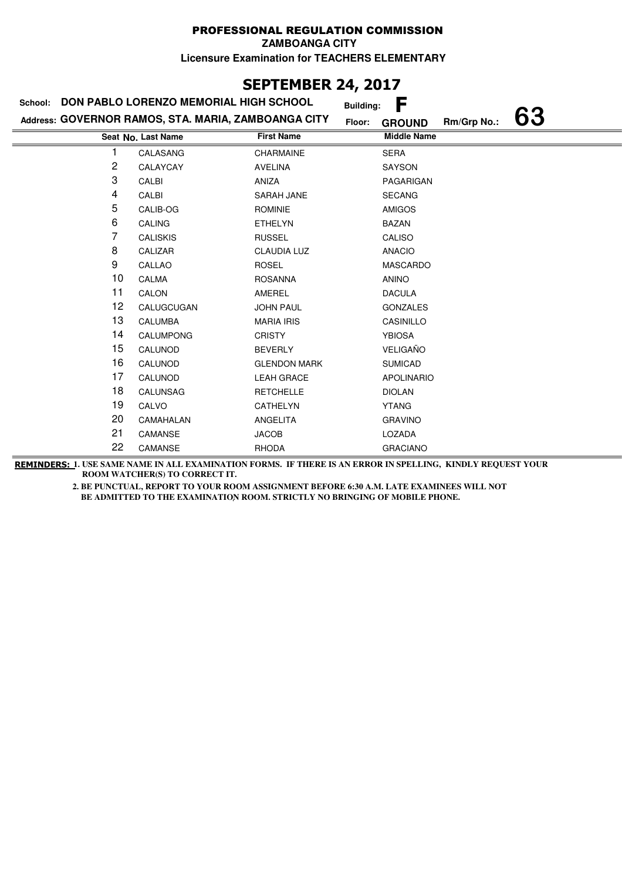# PROFESSIONAL REGULATION COMMISSION

**ZAMBOANGA CITY**

**Licensure Examination for TEACHERS ELEMENTARY**

## SEPTEMBER 24, 2017

**School:** DON PABLO LORENZO MEMORIAL HIGH SCHOOL **Building:** F

**Address:** GOVERNOR RAMOS, STA. MARIA, ZAMBOANGA CITY **Floor:** GROUND **Rm/Grp No.:** 63

| Seat No. | Last Name | First Name | Middle Name |
|---|---|---|---|
| 1 | CALASANG | CHARMAINE | SERA |
| 2 | CALAYCAY | AVELINA | SAYSON |
| 3 | CALBI | ANIZA | PAGARIGAN |
| 4 | CALBI | SARAH JANE | SECANG |
| 5 | CALIB-OG | ROMINIE | AMIGOS |
| 6 | CALING | ETHELYN | BAZAN |
| 7 | CALISKIS | RUSSEL | CALISO |
| 8 | CALIZAR | CLAUDIA LUZ | ANACIO |
| 9 | CALLAO | ROSEL | MASCARDO |
| 10 | CALMA | ROSANNA | ANINO |
| 11 | CALON | AMEREL | DACULA |
| 12 | CALUGCUGAN | JOHN PAUL | GONZALES |
| 13 | CALUMBA | MARIA IRIS | CASINILLO |
| 14 | CALUMPONG | CRISTY | YBIOSA |
| 15 | CALUNOD | BEVERLY | VELIGAÑO |
| 16 | CALUNOD | GLENDON MARK | SUMICAD |
| 17 | CALUNOD | LEAH GRACE | APOLINARIO |
| 18 | CALUNSAG | RETCHELLE | DIOLAN |
| 19 | CALVO | CATHELYN | YTANG |
| 20 | CAMAHALAN | ANGELITA | GRAVINO |
| 21 | CAMANSE | JACOB | LOZADA |
| 22 | CAMANSE | RHODA | GRACIANO |

**REMINDERS:** 1. USE SAME NAME IN ALL EXAMINATION FORMS. IF THERE IS AN ERROR IN SPELLING, KINDLY REQUEST YOUR ROOM WATCHER(S) TO CORRECT IT.

2. BE PUNCTUAL, REPORT TO YOUR ROOM ASSIGNMENT BEFORE 6:30 A.M. LATE EXAMINEES WILL NOT BE ADMITTED TO THE EXAMINATION ROOM. STRICTLY NO BRINGING OF MOBILE PHONE.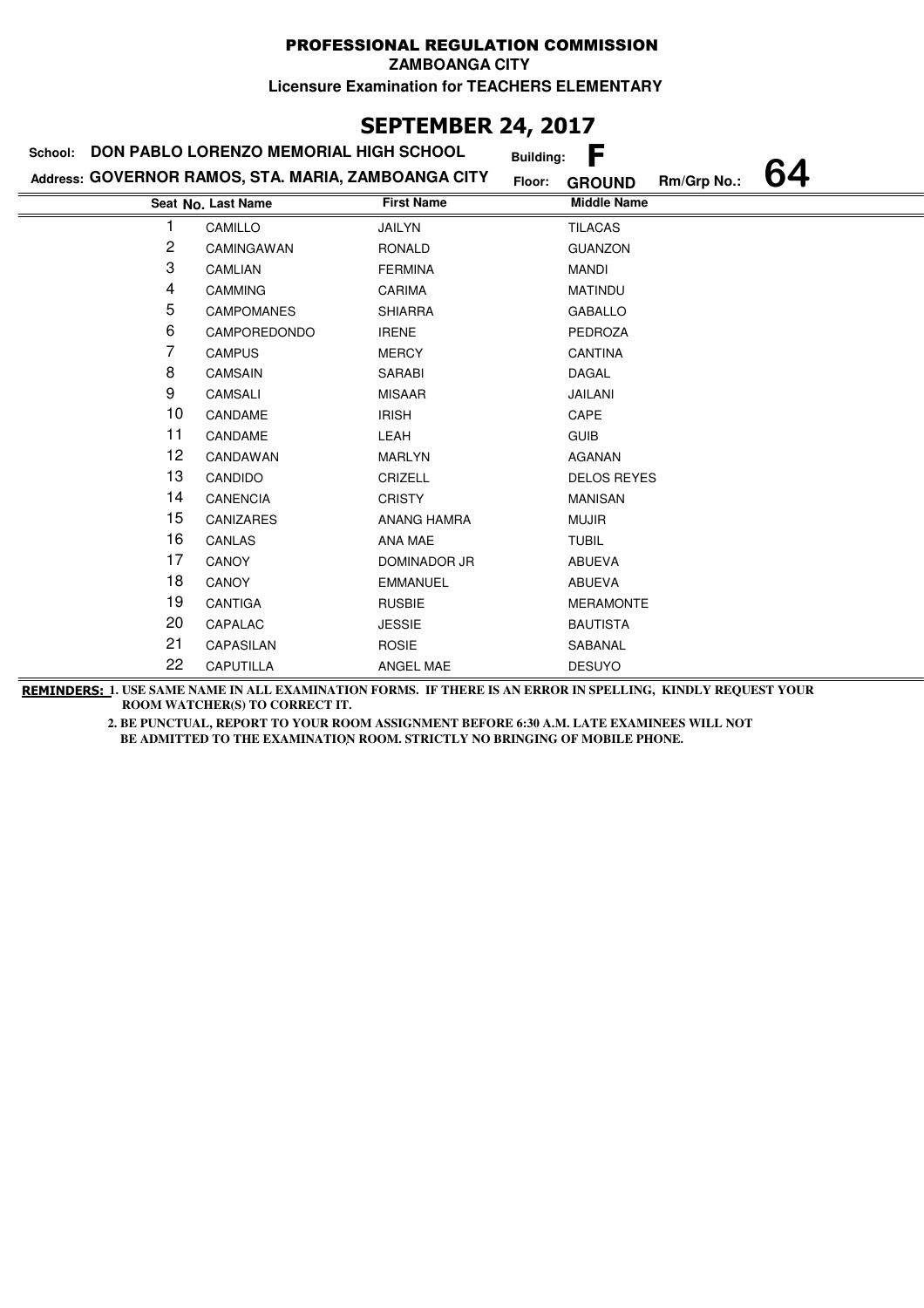# PROFESSIONAL REGULATION COMMISSION

**ZAMBOANGA CITY**

**Licensure Examination for TEACHERS ELEMENTARY**

## SEPTEMBER 24, 2017

**School:** DON PABLO LORENZO MEMORIAL HIGH SCHOOL **Building:** F

**Address:** GOVERNOR RAMOS, STA. MARIA, ZAMBOANGA CITY **Floor:** GROUND **Rm/Grp No.:** 64

| Seat No. | Last Name | First Name | Middle Name |
|---|---|---|---|
| 1 | CAMILLO | JAILYN | TILACAS |
| 2 | CAMINGAWAN | RONALD | GUANZON |
| 3 | CAMLIAN | FERMINA | MANDI |
| 4 | CAMMING | CARIMA | MATINDU |
| 5 | CAMPOMANES | SHIARRA | GABALLO |
| 6 | CAMPOREDONDO | IRENE | PEDROZA |
| 7 | CAMPUS | MERCY | CANTINA |
| 8 | CAMSAIN | SARABI | DAGAL |
| 9 | CAMSALI | MISAAR | JAILANI |
| 10 | CANDAME | IRISH | CAPE |
| 11 | CANDAME | LEAH | GUIB |
| 12 | CANDAWAN | MARLYN | AGANAN |
| 13 | CANDIDO | CRIZELL | DELOS REYES |
| 14 | CANENCIA | CRISTY | MANISAN |
| 15 | CANIZARES | ANANG HAMRA | MUJIR |
| 16 | CANLAS | ANA MAE | TUBIL |
| 17 | CANOY | DOMINADOR JR | ABUEVA |
| 18 | CANOY | EMMANUEL | ABUEVA |
| 19 | CANTIGA | RUSBIE | MERAMONTE |
| 20 | CAPALAC | JESSIE | BAUTISTA |
| 21 | CAPASILAN | ROSIE | SABANAL |
| 22 | CAPUTILLA | ANGEL MAE | DESUYO |

**REMINDERS:** 1. USE SAME NAME IN ALL EXAMINATION FORMS. IF THERE IS AN ERROR IN SPELLING, KINDLY REQUEST YOUR ROOM WATCHER(S) TO CORRECT IT.

2. BE PUNCTUAL, REPORT TO YOUR ROOM ASSIGNMENT BEFORE 6:30 A.M. LATE EXAMINEES WILL NOT BE ADMITTED TO THE EXAMINATION ROOM. STRICTLY NO BRINGING OF MOBILE PHONE.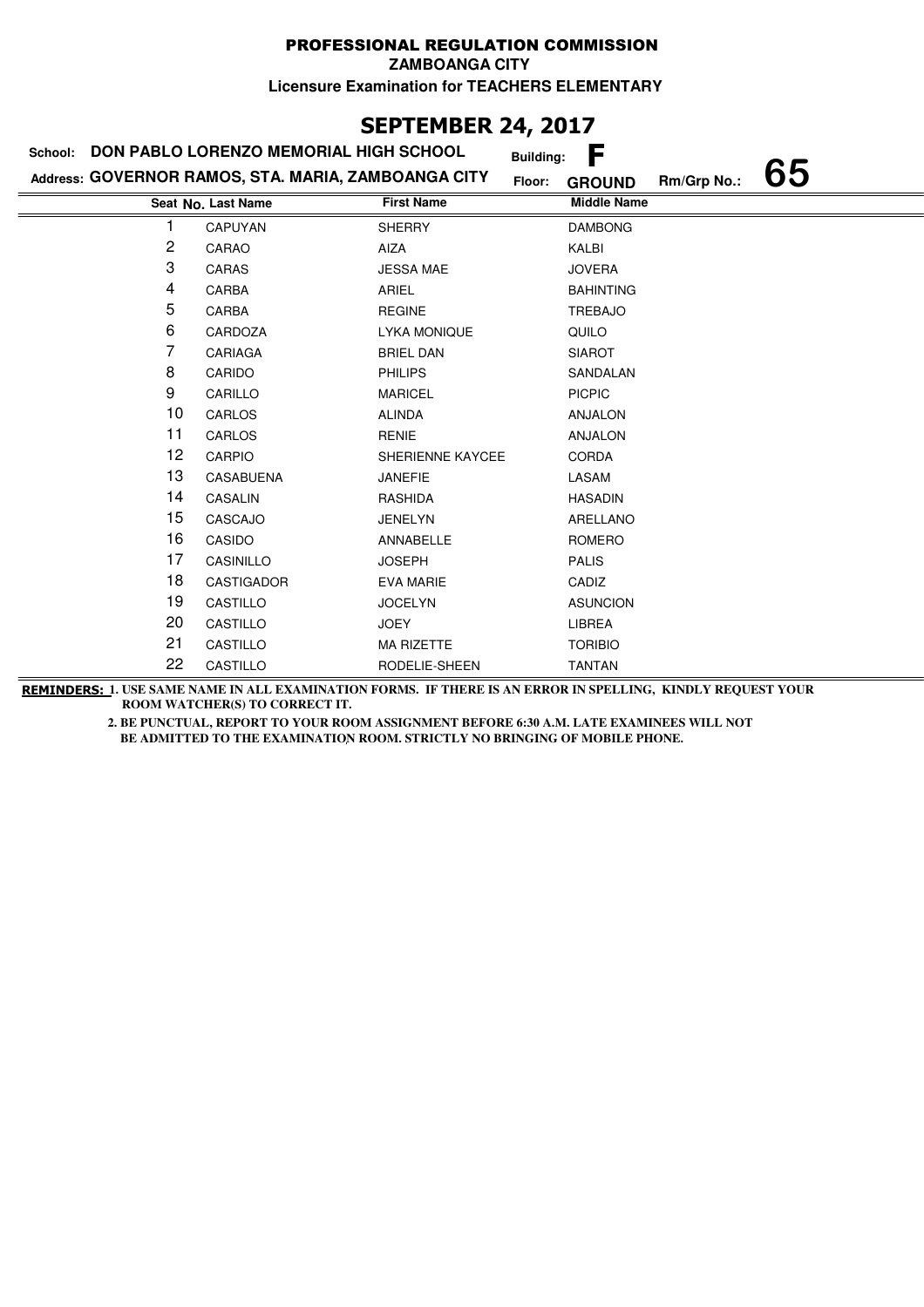# PROFESSIONAL REGULATION COMMISSION

**ZAMBOANGA CITY**

**Licensure Examination for TEACHERS ELEMENTARY**

## SEPTEMBER 24, 2017

**School:** DON PABLO LORENZO MEMORIAL HIGH SCHOOL **Building:** F

**Address:** GOVERNOR RAMOS, STA. MARIA, ZAMBOANGA CITY **Floor:** GROUND **Rm/Grp No.:** 65

| Seat No. | Last Name | First Name | Middle Name |
|---|---|---|---|
| 1 | CAPUYAN | SHERRY | DAMBONG |
| 2 | CARAO | AIZA | KALBI |
| 3 | CARAS | JESSA MAE | JOVERA |
| 4 | CARBA | ARIEL | BAHINTING |
| 5 | CARBA | REGINE | TREBAJO |
| 6 | CARDOZA | LYKA MONIQUE | QUILO |
| 7 | CARIAGA | BRIEL DAN | SIAROT |
| 8 | CARIDO | PHILIPS | SANDALAN |
| 9 | CARILLO | MARICEL | PICPIC |
| 10 | CARLOS | ALINDA | ANJALON |
| 11 | CARLOS | RENIE | ANJALON |
| 12 | CARPIO | SHERIENNE KAYCEE | CORDA |
| 13 | CASABUENA | JANEFIE | LASAM |
| 14 | CASALIN | RASHIDA | HASADIN |
| 15 | CASCAJO | JENELYN | ARELLANO |
| 16 | CASIDO | ANNABELLE | ROMERO |
| 17 | CASINILLO | JOSEPH | PALIS |
| 18 | CASTIGADOR | EVA MARIE | CADIZ |
| 19 | CASTILLO | JOCELYN | ASUNCION |
| 20 | CASTILLO | JOEY | LIBREA |
| 21 | CASTILLO | MA RIZETTE | TORIBIO |
| 22 | CASTILLO | RODELIE-SHEEN | TANTAN |

**REMINDERS:** 1. USE SAME NAME IN ALL EXAMINATION FORMS. IF THERE IS AN ERROR IN SPELLING, KINDLY REQUEST YOUR ROOM WATCHER(S) TO CORRECT IT.

2. BE PUNCTUAL, REPORT TO YOUR ROOM ASSIGNMENT BEFORE 6:30 A.M. LATE EXAMINEES WILL NOT BE ADMITTED TO THE EXAMINATION ROOM. STRICTLY NO BRINGING OF MOBILE PHONE.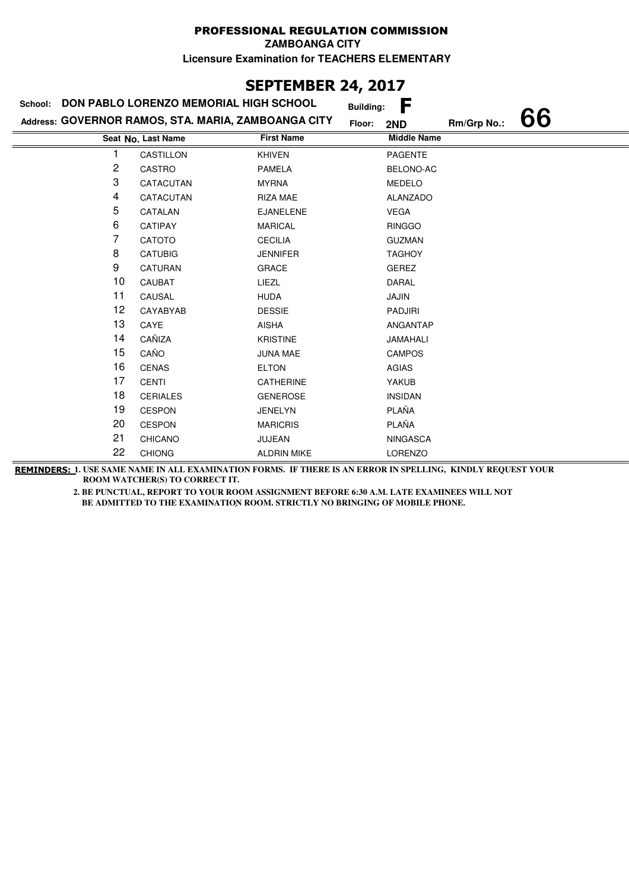# PROFESSIONAL REGULATION COMMISSION

**ZAMBOANGA CITY**

**Licensure Examination for TEACHERS ELEMENTARY**

## SEPTEMBER 24, 2017

**School:** DON PABLO LORENZO MEMORIAL HIGH SCHOOL **Building:** F

**Address:** GOVERNOR RAMOS, STA. MARIA, ZAMBOANGA CITY **Floor:** 2ND **Rm/Grp No.:** 66

| Seat No. | Last Name | First Name | Middle Name |
|---|---|---|---|
| 1 | CASTILLON | KHIVEN | PAGENTE |
| 2 | CASTRO | PAMELA | BELONO-AC |
| 3 | CATACUTAN | MYRNA | MEDELO |
| 4 | CATACUTAN | RIZA MAE | ALANZADO |
| 5 | CATALAN | EJANELENE | VEGA |
| 6 | CATIPAY | MARICAL | RINGGO |
| 7 | CATOTO | CECILIA | GUZMAN |
| 8 | CATUBIG | JENNIFER | TAGHOY |
| 9 | CATURAN | GRACE | GEREZ |
| 10 | CAUBAT | LIEZL | DARAL |
| 11 | CAUSAL | HUDA | JAJIN |
| 12 | CAYABYAB | DESSIE | PADJIRI |
| 13 | CAYE | AISHA | ANGANTAP |
| 14 | CAÑIZA | KRISTINE | JAMAHALI |
| 15 | CAÑO | JUNA MAE | CAMPOS |
| 16 | CENAS | ELTON | AGIAS |
| 17 | CENTI | CATHERINE | YAKUB |
| 18 | CERIALES | GENEROSE | INSIDAN |
| 19 | CESPON | JENELYN | PLAÑA |
| 20 | CESPON | MARICRIS | PLAÑA |
| 21 | CHICANO | JUJEAN | NINGASCA |
| 22 | CHIONG | ALDRIN MIKE | LORENZO |

**REMINDERS:** 1. USE SAME NAME IN ALL EXAMINATION FORMS. IF THERE IS AN ERROR IN SPELLING, KINDLY REQUEST YOUR ROOM WATCHER(S) TO CORRECT IT.

2. BE PUNCTUAL, REPORT TO YOUR ROOM ASSIGNMENT BEFORE 6:30 A.M. LATE EXAMINEES WILL NOT BE ADMITTED TO THE EXAMINATION ROOM. STRICTLY NO BRINGING OF MOBILE PHONE.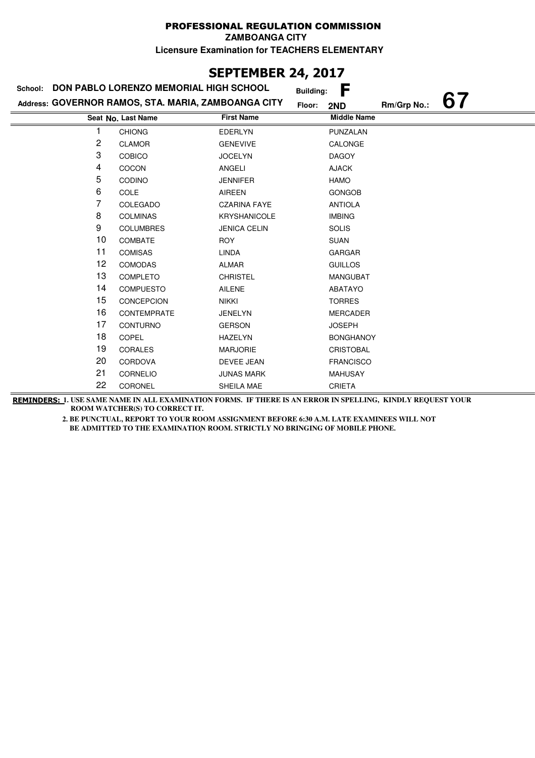# PROFESSIONAL REGULATION COMMISSION

**ZAMBOANGA CITY**

**Licensure Examination for TEACHERS ELEMENTARY**

## SEPTEMBER 24, 2017

**School:** DON PABLO LORENZO MEMORIAL HIGH SCHOOL  **Building:** F

**Address:** GOVERNOR RAMOS, STA. MARIA, ZAMBOANGA CITY  **Floor:** 2ND  **Rm/Grp No.:** 67

| Seat No. | Last Name | First Name | Middle Name |
|---|---|---|---|
| 1 | CHIONG | EDERLYN | PUNZALAN |
| 2 | CLAMOR | GENEVIVE | CALONGE |
| 3 | COBICO | JOCELYN | DAGOY |
| 4 | COCON | ANGELI | AJACK |
| 5 | CODINO | JENNIFER | HAMO |
| 6 | COLE | AIREEN | GONGOB |
| 7 | COLEGADO | CZARINA FAYE | ANTIOLA |
| 8 | COLMINAS | KRYSHANICOLE | IMBING |
| 9 | COLUMBRES | JENICA CELIN | SOLIS |
| 10 | COMBATE | ROY | SUAN |
| 11 | COMISAS | LINDA | GARGAR |
| 12 | COMODAS | ALMAR | GUILLOS |
| 13 | COMPLETO | CHRISTEL | MANGUBAT |
| 14 | COMPUESTO | AILENE | ABATAYO |
| 15 | CONCEPCION | NIKKI | TORRES |
| 16 | CONTEMPRATE | JENELYN | MERCADER |
| 17 | CONTURNO | GERSON | JOSEPH |
| 18 | COPEL | HAZELYN | BONGHANOY |
| 19 | CORALES | MARJORIE | CRISTOBAL |
| 20 | CORDOVA | DEVEE JEAN | FRANCISCO |
| 21 | CORNELIO | JUNAS MARK | MAHUSAY |
| 22 | CORONEL | SHEILA MAE | CRIETA |

**REMINDERS:** 1. USE SAME NAME IN ALL EXAMINATION FORMS. IF THERE IS AN ERROR IN SPELLING, KINDLY REQUEST YOUR ROOM WATCHER(S) TO CORRECT IT.

2. BE PUNCTUAL, REPORT TO YOUR ROOM ASSIGNMENT BEFORE 6:30 A.M. LATE EXAMINEES WILL NOT BE ADMITTED TO THE EXAMINATION ROOM. STRICTLY NO BRINGING OF MOBILE PHONE.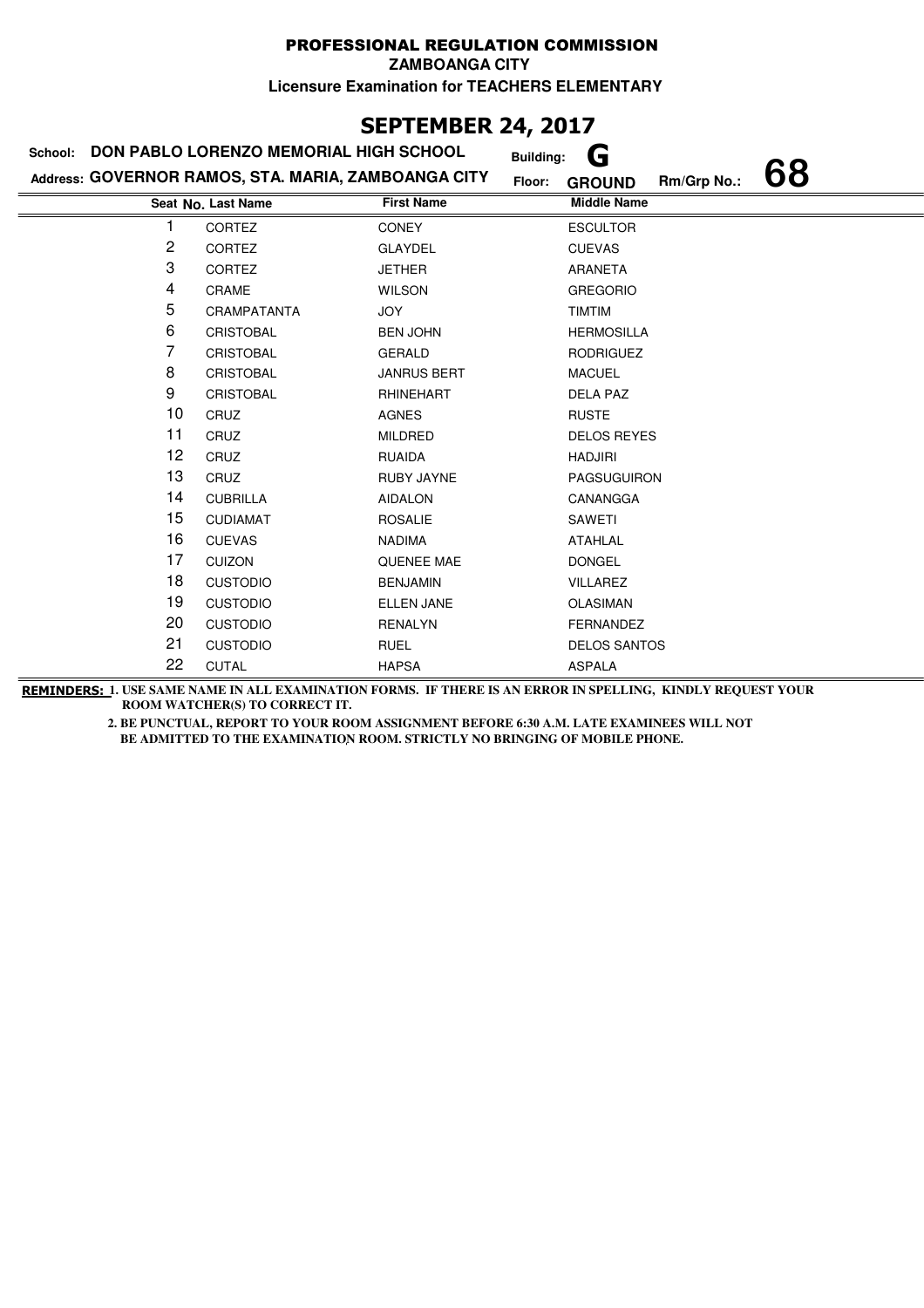# PROFESSIONAL REGULATION COMMISSION

**ZAMBOANGA CITY**

**Licensure Examination for TEACHERS ELEMENTARY**

## SEPTEMBER 24, 2017

**School:** DON PABLO LORENZO MEMORIAL HIGH SCHOOL **Building:** G

**Address:** GOVERNOR RAMOS, STA. MARIA, ZAMBOANGA CITY **Floor:** GROUND **Rm/Grp No.:** 68

| Seat No. | Last Name | First Name | Middle Name |
|---|---|---|---|
| 1 | CORTEZ | CONEY | ESCULTOR |
| 2 | CORTEZ | GLAYDEL | CUEVAS |
| 3 | CORTEZ | JETHER | ARANETA |
| 4 | CRAME | WILSON | GREGORIO |
| 5 | CRAMPATANTA | JOY | TIMTIM |
| 6 | CRISTOBAL | BEN JOHN | HERMOSILLA |
| 7 | CRISTOBAL | GERALD | RODRIGUEZ |
| 8 | CRISTOBAL | JANRUS BERT | MACUEL |
| 9 | CRISTOBAL | RHINEHART | DELA PAZ |
| 10 | CRUZ | AGNES | RUSTE |
| 11 | CRUZ | MILDRED | DELOS REYES |
| 12 | CRUZ | RUAIDA | HADJIRI |
| 13 | CRUZ | RUBY JAYNE | PAGSUGUIRON |
| 14 | CUBRILLA | AIDALON | CANANGGA |
| 15 | CUDIAMAT | ROSALIE | SAWETI |
| 16 | CUEVAS | NADIMA | ATAHLAL |
| 17 | CUIZON | QUENEE MAE | DONGEL |
| 18 | CUSTODIO | BENJAMIN | VILLAREZ |
| 19 | CUSTODIO | ELLEN JANE | OLASIMAN |
| 20 | CUSTODIO | RENALYN | FERNANDEZ |
| 21 | CUSTODIO | RUEL | DELOS SANTOS |
| 22 | CUTAL | HAPSA | ASPALA |

**REMINDERS:** 1. USE SAME NAME IN ALL EXAMINATION FORMS. IF THERE IS AN ERROR IN SPELLING, KINDLY REQUEST YOUR ROOM WATCHER(S) TO CORRECT IT.

2. BE PUNCTUAL, REPORT TO YOUR ROOM ASSIGNMENT BEFORE 6:30 A.M. LATE EXAMINEES WILL NOT BE ADMITTED TO THE EXAMINATION ROOM. STRICTLY NO BRINGING OF MOBILE PHONE.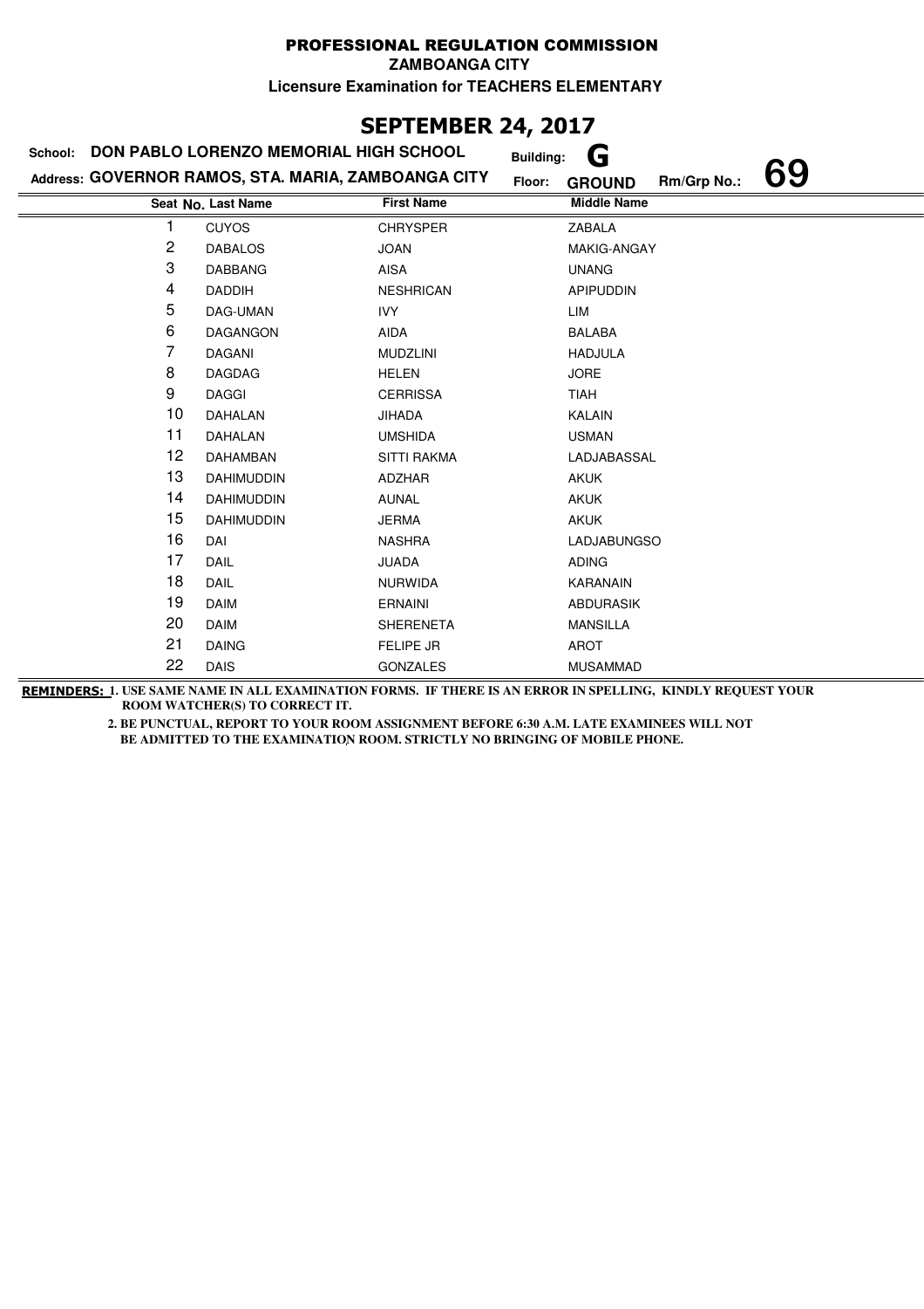# PROFESSIONAL REGULATION COMMISSION

**ZAMBOANGA CITY**

**Licensure Examination for TEACHERS ELEMENTARY**

## SEPTEMBER 24, 2017

**School:** DON PABLO LORENZO MEMORIAL HIGH SCHOOL **Building:** G

**Address:** GOVERNOR RAMOS, STA. MARIA, ZAMBOANGA CITY **Floor:** GROUND **Rm/Grp No.:** 69

| Seat No. | Last Name | First Name | Middle Name |
|---|---|---|---|
| 1 | CUYOS | CHRYSPER | ZABALA |
| 2 | DABALOS | JOAN | MAKIG-ANGAY |
| 3 | DABBANG | AISA | UNANG |
| 4 | DADDIH | NESHRICAN | APIPUDDIN |
| 5 | DAG-UMAN | IVY | LIM |
| 6 | DAGANGON | AIDA | BALABA |
| 7 | DAGANI | MUDZLINI | HADJULA |
| 8 | DAGDAG | HELEN | JORE |
| 9 | DAGGI | CERRISSA | TIAH |
| 10 | DAHALAN | JIHADA | KALAIN |
| 11 | DAHALAN | UMSHIDA | USMAN |
| 12 | DAHAMBAN | SITTI RAKMA | LADJABASSAL |
| 13 | DAHIMUDDIN | ADZHAR | AKUK |
| 14 | DAHIMUDDIN | AUNAL | AKUK |
| 15 | DAHIMUDDIN | JERMA | AKUK |
| 16 | DAI | NASHRA | LADJABUNGSO |
| 17 | DAIL | JUADA | ADING |
| 18 | DAIL | NURWIDA | KARANAIN |
| 19 | DAIM | ERNAINI | ABDURASIK |
| 20 | DAIM | SHERENETA | MANSILLA |
| 21 | DAING | FELIPE JR | AROT |
| 22 | DAIS | GONZALES | MUSAMMAD |

**REMINDERS:** 1. USE SAME NAME IN ALL EXAMINATION FORMS. IF THERE IS AN ERROR IN SPELLING, KINDLY REQUEST YOUR ROOM WATCHER(S) TO CORRECT IT.

2. BE PUNCTUAL, REPORT TO YOUR ROOM ASSIGNMENT BEFORE 6:30 A.M. LATE EXAMINEES WILL NOT BE ADMITTED TO THE EXAMINATION ROOM. STRICTLY NO BRINGING OF MOBILE PHONE.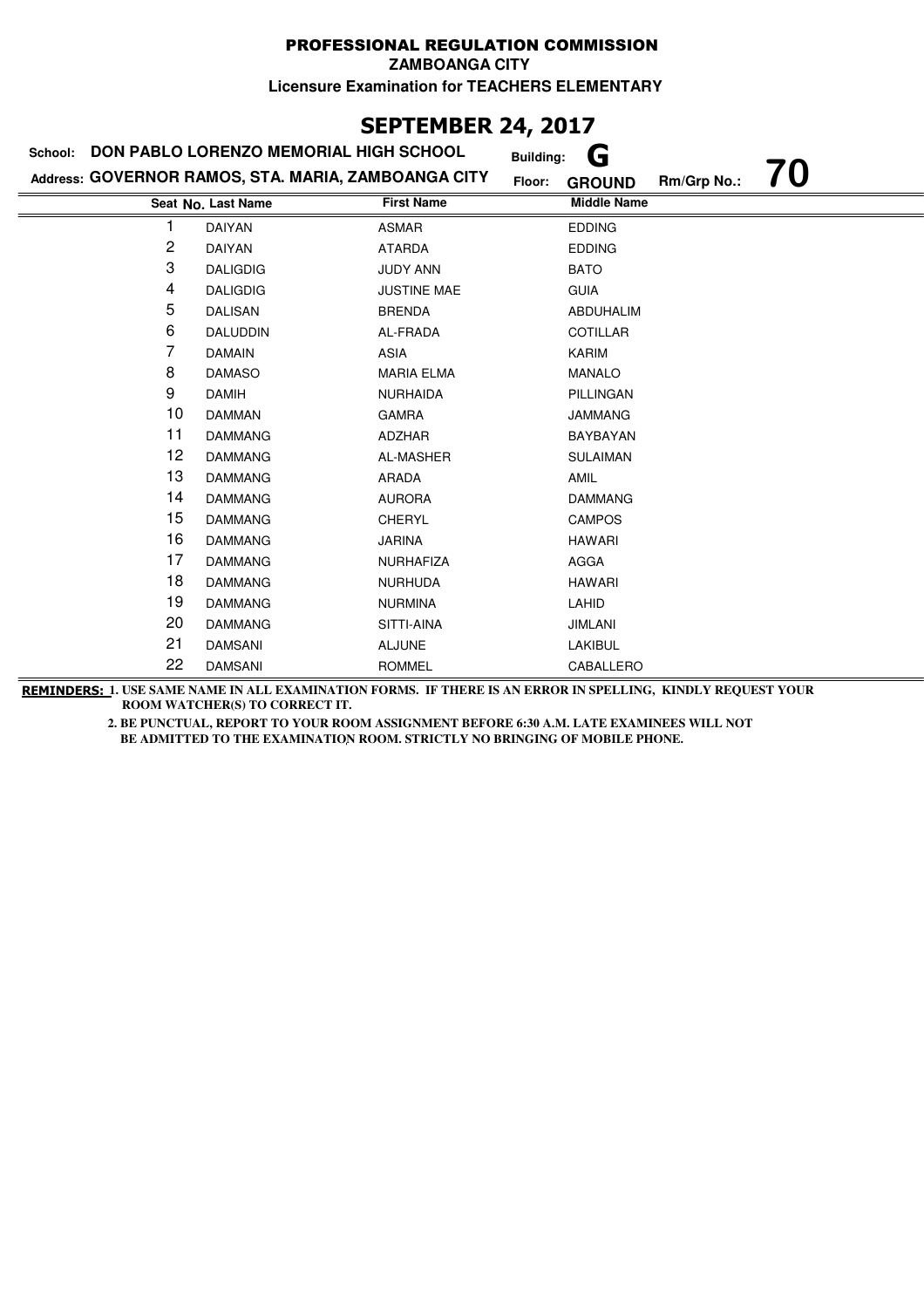# PROFESSIONAL REGULATION COMMISSION

**ZAMBOANGA CITY**

**Licensure Examination for TEACHERS ELEMENTARY**

## SEPTEMBER 24, 2017

**School:** DON PABLO LORENZO MEMORIAL HIGH SCHOOL **Building:** G

**Address:** GOVERNOR RAMOS, STA. MARIA, ZAMBOANGA CITY **Floor:** GROUND **Rm/Grp No.:** 70

| Seat No. | Last Name | First Name | Middle Name |
|---|---|---|---|
| 1 | DAIYAN | ASMAR | EDDING |
| 2 | DAIYAN | ATARDA | EDDING |
| 3 | DALIGDIG | JUDY ANN | BATO |
| 4 | DALIGDIG | JUSTINE MAE | GUIA |
| 5 | DALISAN | BRENDA | ABDUHALIM |
| 6 | DALUDDIN | AL-FRADA | COTILLAR |
| 7 | DAMAIN | ASIA | KARIM |
| 8 | DAMASO | MARIA ELMA | MANALO |
| 9 | DAMIH | NURHAIDA | PILLINGAN |
| 10 | DAMMAN | GAMRA | JAMMANG |
| 11 | DAMMANG | ADZHAR | BAYBAYAN |
| 12 | DAMMANG | AL-MASHER | SULAIMAN |
| 13 | DAMMANG | ARADA | AMIL |
| 14 | DAMMANG | AURORA | DAMMANG |
| 15 | DAMMANG | CHERYL | CAMPOS |
| 16 | DAMMANG | JARINA | HAWARI |
| 17 | DAMMANG | NURHAFIZA | AGGA |
| 18 | DAMMANG | NURHUDA | HAWARI |
| 19 | DAMMANG | NURMINA | LAHID |
| 20 | DAMMANG | SITTI-AINA | JIMLANI |
| 21 | DAMSANI | ALJUNE | LAKIBUL |
| 22 | DAMSANI | ROMMEL | CABALLERO |

**REMINDERS:** 1. USE SAME NAME IN ALL EXAMINATION FORMS. IF THERE IS AN ERROR IN SPELLING, KINDLY REQUEST YOUR ROOM WATCHER(S) TO CORRECT IT.

2. BE PUNCTUAL, REPORT TO YOUR ROOM ASSIGNMENT BEFORE 6:30 A.M. LATE EXAMINEES WILL NOT BE ADMITTED TO THE EXAMINATION ROOM. STRICTLY NO BRINGING OF MOBILE PHONE.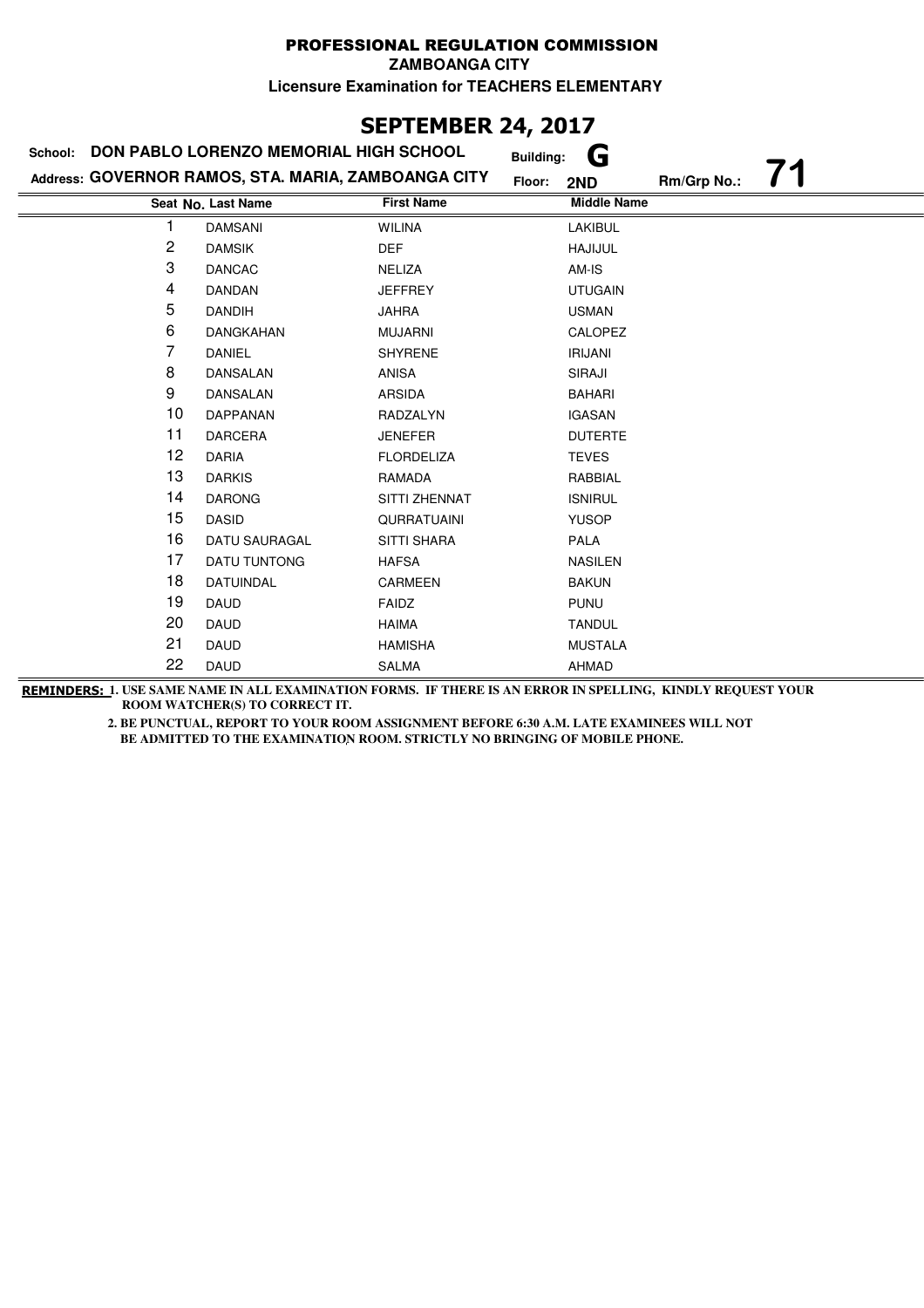# PROFESSIONAL REGULATION COMMISSION

**ZAMBOANGA CITY**

**Licensure Examination for TEACHERS ELEMENTARY**

## SEPTEMBER 24, 2017

**School:** DON PABLO LORENZO MEMORIAL HIGH SCHOOL **Building:** G

**Address:** GOVERNOR RAMOS, STA. MARIA, ZAMBOANGA CITY **Floor:** 2ND **Rm/Grp No.:** 71

| Seat No. | Last Name | First Name | Middle Name |
|---|---|---|---|
| 1 | DAMSANI | WILINA | LAKIBUL |
| 2 | DAMSIK | DEF | HAJIJUL |
| 3 | DANCAC | NELIZA | AM-IS |
| 4 | DANDAN | JEFFREY | UTUGAIN |
| 5 | DANDIH | JAHRA | USMAN |
| 6 | DANGKAHAN | MUJARNI | CALOPEZ |
| 7 | DANIEL | SHYRENE | IRIJANI |
| 8 | DANSALAN | ANISA | SIRAJI |
| 9 | DANSALAN | ARSIDA | BAHARI |
| 10 | DAPPANAN | RADZALYN | IGASAN |
| 11 | DARCERA | JENEFER | DUTERTE |
| 12 | DARIA | FLORDELIZA | TEVES |
| 13 | DARKIS | RAMADA | RABBIAL |
| 14 | DARONG | SITTI ZHENNAT | ISNIRUL |
| 15 | DASID | QURRATUAINI | YUSOP |
| 16 | DATU SAURAGAL | SITTI SHARA | PALA |
| 17 | DATU TUNTONG | HAFSA | NASILEN |
| 18 | DATUINDAL | CARMEEN | BAKUN |
| 19 | DAUD | FAIDZ | PUNU |
| 20 | DAUD | HAIMA | TANDUL |
| 21 | DAUD | HAMISHA | MUSTALA |
| 22 | DAUD | SALMA | AHMAD |

**REMINDERS:** 1. USE SAME NAME IN ALL EXAMINATION FORMS. IF THERE IS AN ERROR IN SPELLING, KINDLY REQUEST YOUR ROOM WATCHER(S) TO CORRECT IT.

2. BE PUNCTUAL, REPORT TO YOUR ROOM ASSIGNMENT BEFORE 6:30 A.M. LATE EXAMINEES WILL NOT BE ADMITTED TO THE EXAMINATION ROOM. STRICTLY NO BRINGING OF MOBILE PHONE.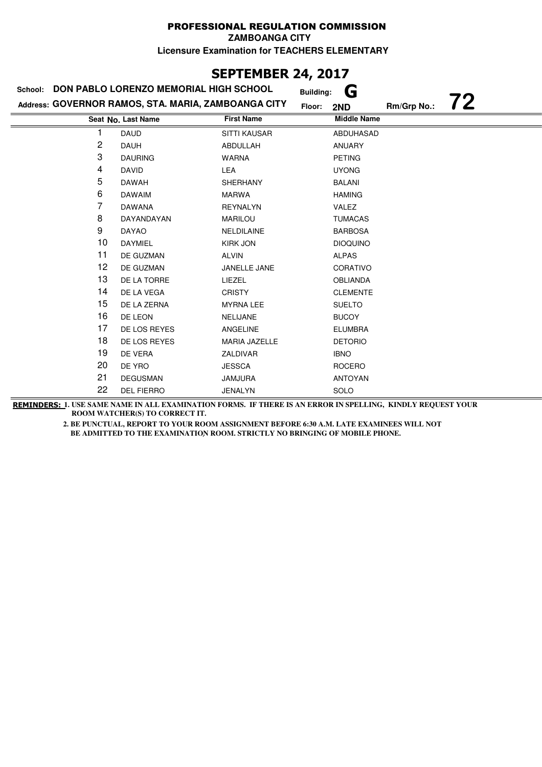# PROFESSIONAL REGULATION COMMISSION

**ZAMBOANGA CITY**

**Licensure Examination for TEACHERS ELEMENTARY**

## SEPTEMBER 24, 2017

**School:** DON PABLO LORENZO MEMORIAL HIGH SCHOOL **Building:** G

**Address:** GOVERNOR RAMOS, STA. MARIA, ZAMBOANGA CITY **Floor:** 2ND **Rm/Grp No.:** 72

| Seat No. | Last Name | First Name | Middle Name |
|---|---|---|---|
| 1 | DAUD | SITTI KAUSAR | ABDUHASAD |
| 2 | DAUH | ABDULLAH | ANUARY |
| 3 | DAURING | WARNA | PETING |
| 4 | DAVID | LEA | UYONG |
| 5 | DAWAH | SHERHANY | BALANI |
| 6 | DAWAIM | MARWA | HAMING |
| 7 | DAWANA | REYNALYN | VALEZ |
| 8 | DAYANDAYAN | MARILOU | TUMACAS |
| 9 | DAYAO | NELDILAINE | BARBOSA |
| 10 | DAYMIEL | KIRK JON | DIOQUINO |
| 11 | DE GUZMAN | ALVIN | ALPAS |
| 12 | DE GUZMAN | JANELLE JANE | CORATIVO |
| 13 | DE LA TORRE | LIEZEL | OBLIANDA |
| 14 | DE LA VEGA | CRISTY | CLEMENTE |
| 15 | DE LA ZERNA | MYRNA LEE | SUELTO |
| 16 | DE LEON | NELIJANE | BUCOY |
| 17 | DE LOS REYES | ANGELINE | ELUMBRA |
| 18 | DE LOS REYES | MARIA JAZELLE | DETORIO |
| 19 | DE VERA | ZALDIVAR | IBNO |
| 20 | DE YRO | JESSCA | ROCERO |
| 21 | DEGUSMAN | JAMJURA | ANTOYAN |
| 22 | DEL FIERRO | JENALYN | SOLO |

**REMINDERS:** 1. USE SAME NAME IN ALL EXAMINATION FORMS. IF THERE IS AN ERROR IN SPELLING, KINDLY REQUEST YOUR ROOM WATCHER(S) TO CORRECT IT.

2. BE PUNCTUAL, REPORT TO YOUR ROOM ASSIGNMENT BEFORE 6:30 A.M. LATE EXAMINEES WILL NOT BE ADMITTED TO THE EXAMINATION ROOM. STRICTLY NO BRINGING OF MOBILE PHONE.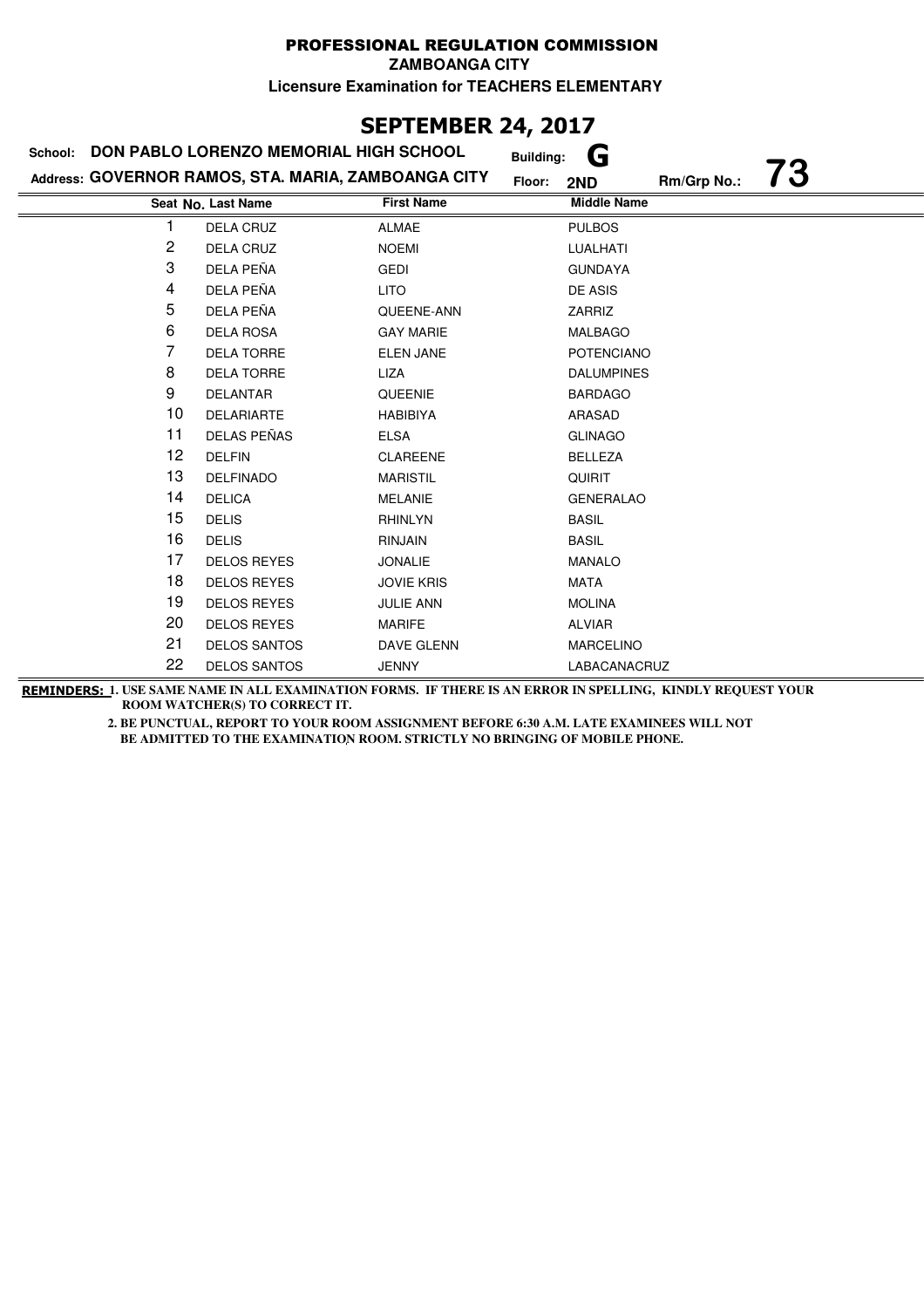PROFESSIONAL REGULATION COMMISSION

ZAMBOANGA CITY

Licensure Examination for TEACHERS ELEMENTARY

## SEPTEMBER 24, 2017

School: DON PABLO LORENZO MEMORIAL HIGH SCHOOL | Building: G

Address: GOVERNOR RAMOS, STA. MARIA, ZAMBOANGA CITY | Floor: 2ND | Rm/Grp No.: 73

| Seat No. | Last Name | First Name | Middle Name |
|---|---|---|---|
| 1 | DELA CRUZ | ALMAE | PULBOS |
| 2 | DELA CRUZ | NOEMI | LUALHATI |
| 3 | DELA PEÑA | GEDI | GUNDAYA |
| 4 | DELA PEÑA | LITO | DE ASIS |
| 5 | DELA PEÑA | QUEENE-ANN | ZARRIZ |
| 6 | DELA ROSA | GAY MARIE | MALBAGO |
| 7 | DELA TORRE | ELEN JANE | POTENCIANO |
| 8 | DELA TORRE | LIZA | DALUMPINES |
| 9 | DELANTAR | QUEENIE | BARDAGO |
| 10 | DELARIARTE | HABIBIYA | ARASAD |
| 11 | DELAS PEÑAS | ELSA | GLINAGO |
| 12 | DELFIN | CLAREENE | BELLEZA |
| 13 | DELFINADO | MARISTIL | QUIRIT |
| 14 | DELICA | MELANIE | GENERALAO |
| 15 | DELIS | RHINLYN | BASIL |
| 16 | DELIS | RINJAIN | BASIL |
| 17 | DELOS REYES | JONALIE | MANALO |
| 18 | DELOS REYES | JOVIE KRIS | MATA |
| 19 | DELOS REYES | JULIE ANN | MOLINA |
| 20 | DELOS REYES | MARIFE | ALVIAR |
| 21 | DELOS SANTOS | DAVE GLENN | MARCELINO |
| 22 | DELOS SANTOS | JENNY | LABACANACRUZ |

**REMINDERS:** 1. USE SAME NAME IN ALL EXAMINATION FORMS. IF THERE IS AN ERROR IN SPELLING, KINDLY REQUEST YOUR ROOM WATCHER(S) TO CORRECT IT.

2. BE PUNCTUAL, REPORT TO YOUR ROOM ASSIGNMENT BEFORE 6:30 A.M. LATE EXAMINEES WILL NOT BE ADMITTED TO THE EXAMINATION ROOM. STRICTLY NO BRINGING OF MOBILE PHONE.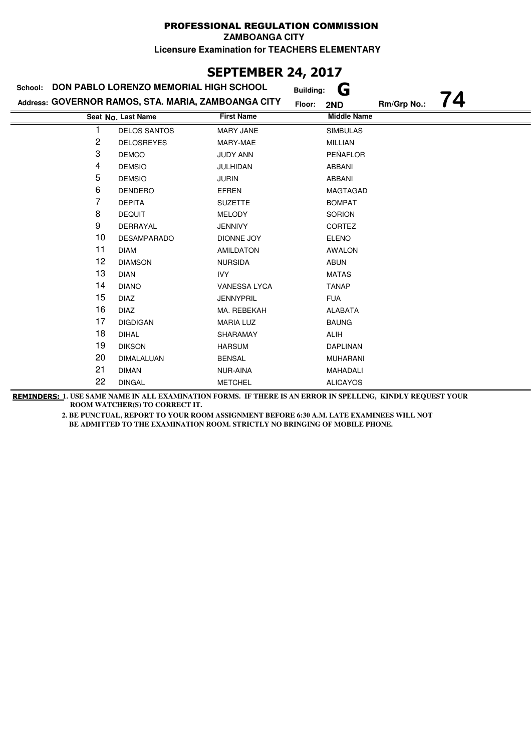# PROFESSIONAL REGULATION COMMISSION

**ZAMBOANGA CITY**

**Licensure Examination for TEACHERS ELEMENTARY**

## SEPTEMBER 24, 2017

**School:** DON PABLO LORENZO MEMORIAL HIGH SCHOOL **Building:** G

**Address:** GOVERNOR RAMOS, STA. MARIA, ZAMBOANGA CITY **Floor:** 2ND **Rm/Grp No.:** 74

| Seat No. | Last Name | First Name | Middle Name |
|---|---|---|---|
| 1 | DELOS SANTOS | MARY JANE | SIMBULAS |
| 2 | DELOSREYES | MARY-MAE | MILLIAN |
| 3 | DEMCO | JUDY ANN | PEÑAFLOR |
| 4 | DEMSIO | JULHIDAN | ABBANI |
| 5 | DEMSIO | JURIN | ABBANI |
| 6 | DENDERO | EFREN | MAGTAGAD |
| 7 | DEPITA | SUZETTE | BOMPAT |
| 8 | DEQUIT | MELODY | SORION |
| 9 | DERRAYAL | JENNIVY | CORTEZ |
| 10 | DESAMPARADO | DIONNE JOY | ELENO |
| 11 | DIAM | AMILDATON | AWALON |
| 12 | DIAMSON | NURSIDA | ABUN |
| 13 | DIAN | IVY | MATAS |
| 14 | DIANO | VANESSA LYCA | TANAP |
| 15 | DIAZ | JENNYPRIL | FUA |
| 16 | DIAZ | MA. REBEKAH | ALABATA |
| 17 | DIGDIGAN | MARIA LUZ | BAUNG |
| 18 | DIHAL | SHARAMAY | ALIH |
| 19 | DIKSON | HARSUM | DAPLINAN |
| 20 | DIMALALUAN | BENSAL | MUHARANI |
| 21 | DIMAN | NUR-AINA | MAHADALI |
| 22 | DINGAL | METCHEL | ALICAYOS |

**REMINDERS:** 1. USE SAME NAME IN ALL EXAMINATION FORMS. IF THERE IS AN ERROR IN SPELLING, KINDLY REQUEST YOUR ROOM WATCHER(S) TO CORRECT IT.

2. BE PUNCTUAL, REPORT TO YOUR ROOM ASSIGNMENT BEFORE 6:30 A.M. LATE EXAMINEES WILL NOT BE ADMITTED TO THE EXAMINATION ROOM. STRICTLY NO BRINGING OF MOBILE PHONE.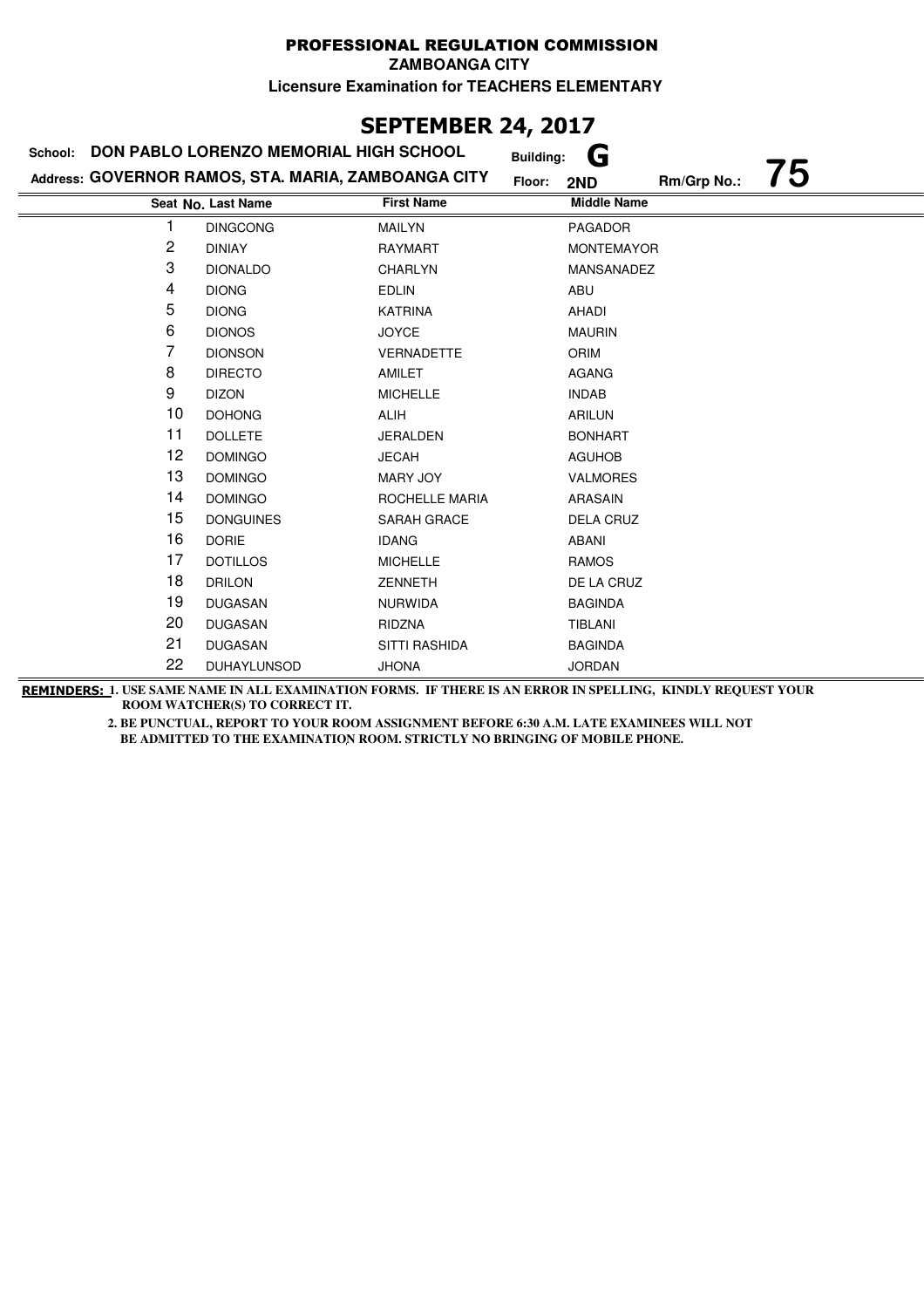# PROFESSIONAL REGULATION COMMISSION

**ZAMBOANGA CITY**

**Licensure Examination for TEACHERS ELEMENTARY**

## SEPTEMBER 24, 2017

**School:** DON PABLO LORENZO MEMORIAL HIGH SCHOOL **Building:** G

**Address:** GOVERNOR RAMOS, STA. MARIA, ZAMBOANGA CITY **Floor:** 2ND **Rm/Grp No.:** 75

| Seat No. | Last Name | First Name | Middle Name |
|---|---|---|---|
| 1 | DINGCONG | MAILYN | PAGADOR |
| 2 | DINIAY | RAYMART | MONTEMAYOR |
| 3 | DIONALDO | CHARLYN | MANSANADEZ |
| 4 | DIONG | EDLIN | ABU |
| 5 | DIONG | KATRINA | AHADI |
| 6 | DIONOS | JOYCE | MAURIN |
| 7 | DIONSON | VERNADETTE | ORIM |
| 8 | DIRECTO | AMILET | AGANG |
| 9 | DIZON | MICHELLE | INDAB |
| 10 | DOHONG | ALIH | ARILUN |
| 11 | DOLLETE | JERALDEN | BONHART |
| 12 | DOMINGO | JECAH | AGUHOB |
| 13 | DOMINGO | MARY JOY | VALMORES |
| 14 | DOMINGO | ROCHELLE MARIA | ARASAIN |
| 15 | DONGUINES | SARAH GRACE | DELA CRUZ |
| 16 | DORIE | IDANG | ABANI |
| 17 | DOTILLOS | MICHELLE | RAMOS |
| 18 | DRILON | ZENNETH | DE LA CRUZ |
| 19 | DUGASAN | NURWIDA | BAGINDA |
| 20 | DUGASAN | RIDZNA | TIBLANI |
| 21 | DUGASAN | SITTI RASHIDA | BAGINDA |
| 22 | DUHAYLUNSOD | JHONA | JORDAN |

**REMINDERS:** 1. USE SAME NAME IN ALL EXAMINATION FORMS. IF THERE IS AN ERROR IN SPELLING, KINDLY REQUEST YOUR ROOM WATCHER(S) TO CORRECT IT.

2. BE PUNCTUAL, REPORT TO YOUR ROOM ASSIGNMENT BEFORE 6:30 A.M. LATE EXAMINEES WILL NOT BE ADMITTED TO THE EXAMINATION ROOM. STRICTLY NO BRINGING OF MOBILE PHONE.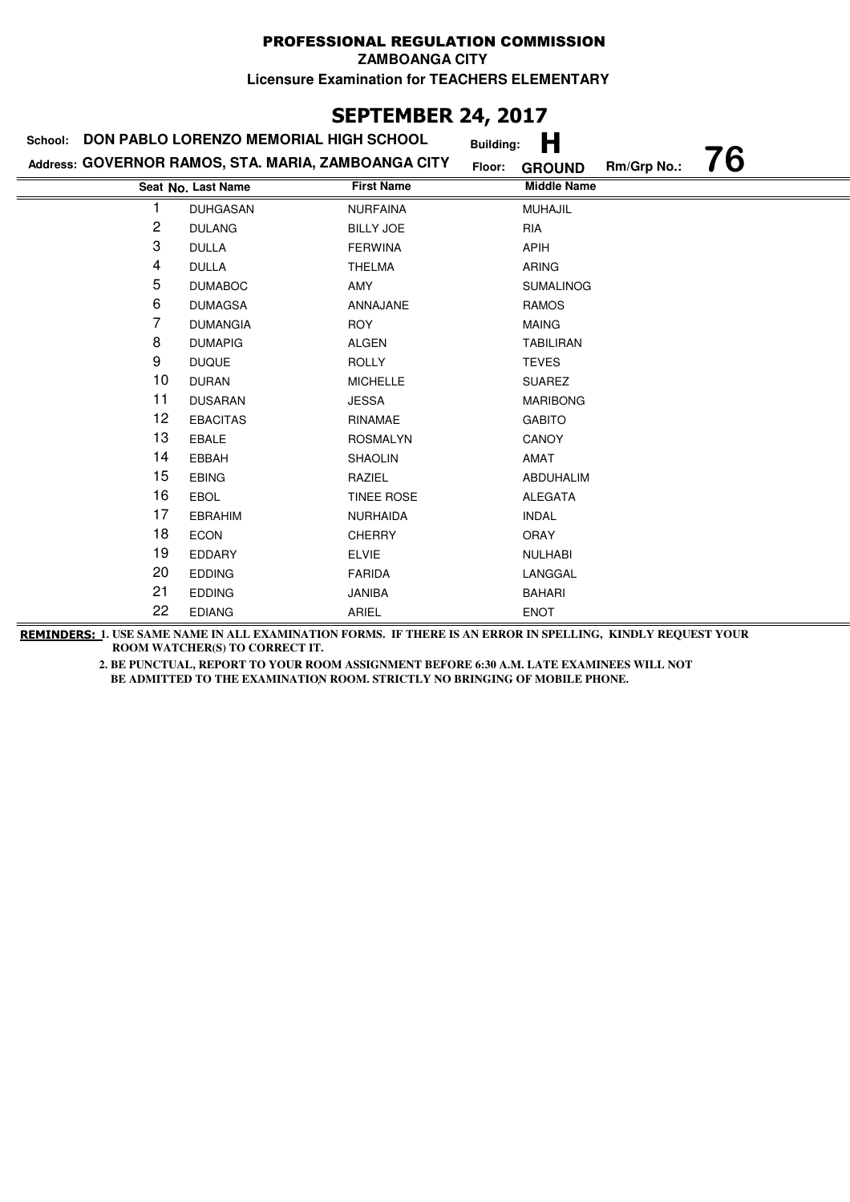# PROFESSIONAL REGULATION COMMISSION

**ZAMBOANGA CITY**

**Licensure Examination for TEACHERS ELEMENTARY**

## SEPTEMBER 24, 2017

**School:** DON PABLO LORENZO MEMORIAL HIGH SCHOOL **Building:** H

**Address:** GOVERNOR RAMOS, STA. MARIA, ZAMBOANGA CITY **Floor:** GROUND **Rm/Grp No.:** 76

| Seat No. | Last Name | First Name | Middle Name |
|---|---|---|---|
| 1 | DUHGASAN | NURFAINA | MUHAJIL |
| 2 | DULANG | BILLY JOE | RIA |
| 3 | DULLA | FERWINA | APIH |
| 4 | DULLA | THELMA | ARING |
| 5 | DUMABOC | AMY | SUMALINOG |
| 6 | DUMAGSA | ANNAJANE | RAMOS |
| 7 | DUMANGIA | ROY | MAING |
| 8 | DUMAPIG | ALGEN | TABILIRAN |
| 9 | DUQUE | ROLLY | TEVES |
| 10 | DURAN | MICHELLE | SUAREZ |
| 11 | DUSARAN | JESSA | MARIBONG |
| 12 | EBACITAS | RINAMAE | GABITO |
| 13 | EBALE | ROSMALYN | CANOY |
| 14 | EBBAH | SHAOLIN | AMAT |
| 15 | EBING | RAZIEL | ABDUHALIM |
| 16 | EBOL | TINEE ROSE | ALEGATA |
| 17 | EBRAHIM | NURHAIDA | INDAL |
| 18 | ECON | CHERRY | ORAY |
| 19 | EDDARY | ELVIE | NULHABI |
| 20 | EDDING | FARIDA | LANGGAL |
| 21 | EDDING | JANIBA | BAHARI |
| 22 | EDIANG | ARIEL | ENOT |

**REMINDERS:** 1. USE SAME NAME IN ALL EXAMINATION FORMS. IF THERE IS AN ERROR IN SPELLING, KINDLY REQUEST YOUR ROOM WATCHER(S) TO CORRECT IT.

2. BE PUNCTUAL, REPORT TO YOUR ROOM ASSIGNMENT BEFORE 6:30 A.M. LATE EXAMINEES WILL NOT BE ADMITTED TO THE EXAMINATION ROOM. STRICTLY NO BRINGING OF MOBILE PHONE.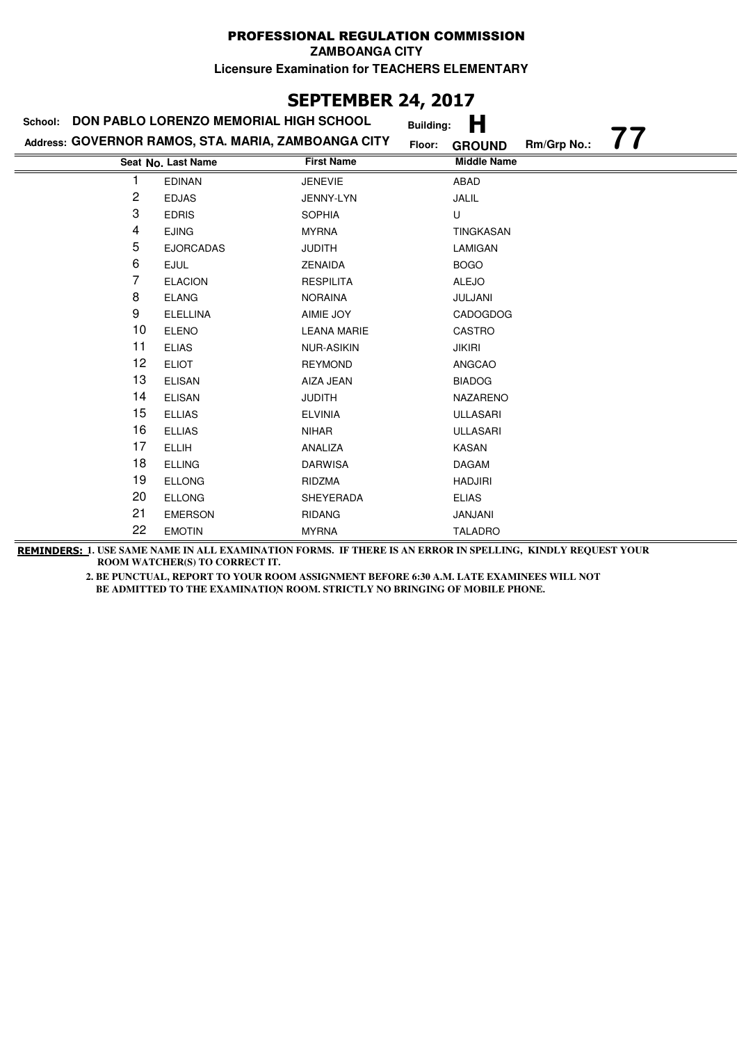# PROFESSIONAL REGULATION COMMISSION

**ZAMBOANGA CITY**

**Licensure Examination for TEACHERS ELEMENTARY**

## SEPTEMBER 24, 2017

**School:** DON PABLO LORENZO MEMORIAL HIGH SCHOOL **Building:** H

**Address:** GOVERNOR RAMOS, STA. MARIA, ZAMBOANGA CITY **Floor:** GROUND **Rm/Grp No.:** 77

| Seat No. | Last Name | First Name | Middle Name |
|---|---|---|---|
| 1 | EDINAN | JENEVIE | ABAD |
| 2 | EDJAS | JENNY-LYN | JALIL |
| 3 | EDRIS | SOPHIA | U |
| 4 | EJING | MYRNA | TINGKASAN |
| 5 | EJORCADAS | JUDITH | LAMIGAN |
| 6 | EJUL | ZENAIDA | BOGO |
| 7 | ELACION | RESPILITA | ALEJO |
| 8 | ELANG | NORAINA | JULJANI |
| 9 | ELELLINA | AIMIE JOY | CADOGDOG |
| 10 | ELENO | LEANA MARIE | CASTRO |
| 11 | ELIAS | NUR-ASIKIN | JIKIRI |
| 12 | ELIOT | REYMOND | ANGCAO |
| 13 | ELISAN | AIZA JEAN | BIADOG |
| 14 | ELISAN | JUDITH | NAZARENO |
| 15 | ELLIAS | ELVINIA | ULLASARI |
| 16 | ELLIAS | NIHAR | ULLASARI |
| 17 | ELLIH | ANALIZA | KASAN |
| 18 | ELLING | DARWISA | DAGAM |
| 19 | ELLONG | RIDZMA | HADJIRI |
| 20 | ELLONG | SHEYERADA | ELIAS |
| 21 | EMERSON | RIDANG | JANJANI |
| 22 | EMOTIN | MYRNA | TALADRO |

**REMINDERS:** 1. USE SAME NAME IN ALL EXAMINATION FORMS. IF THERE IS AN ERROR IN SPELLING, KINDLY REQUEST YOUR ROOM WATCHER(S) TO CORRECT IT.

2. BE PUNCTUAL, REPORT TO YOUR ROOM ASSIGNMENT BEFORE 6:30 A.M. LATE EXAMINEES WILL NOT BE ADMITTED TO THE EXAMINATION ROOM. STRICTLY NO BRINGING OF MOBILE PHONE.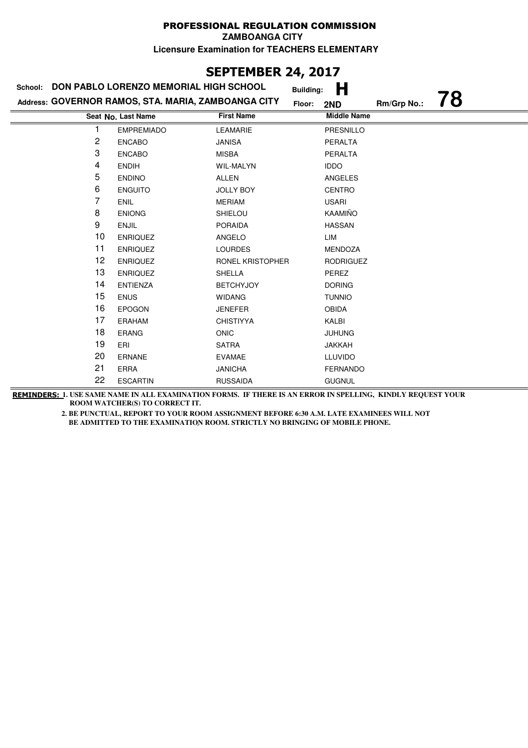# PROFESSIONAL REGULATION COMMISSION

**ZAMBOANGA CITY**

**Licensure Examination for TEACHERS ELEMENTARY**

## SEPTEMBER 24, 2017

**School:** DON PABLO LORENZO MEMORIAL HIGH SCHOOL **Building:** H

**Address:** GOVERNOR RAMOS, STA. MARIA, ZAMBOANGA CITY **Floor:** 2ND **Rm/Grp No.:** 78

| Seat No. | Last Name | First Name | Middle Name |
|---|---|---|---|
| 1 | EMPREMIADO | LEAMARIE | PRESNILLO |
| 2 | ENCABO | JANISA | PERALTA |
| 3 | ENCABO | MISBA | PERALTA |
| 4 | ENDIH | WIL-MALYN | IDDO |
| 5 | ENDINO | ALLEN | ANGELES |
| 6 | ENGUITO | JOLLY BOY | CENTRO |
| 7 | ENIL | MERIAM | USARI |
| 8 | ENIONG | SHIELOU | KAAMIÑO |
| 9 | ENJIL | PORAIDA | HASSAN |
| 10 | ENRIQUEZ | ANGELO | LIM |
| 11 | ENRIQUEZ | LOURDES | MENDOZA |
| 12 | ENRIQUEZ | RONEL KRISTOPHER | RODRIGUEZ |
| 13 | ENRIQUEZ | SHELLA | PEREZ |
| 14 | ENTIENZA | BETCHYJOY | DORING |
| 15 | ENUS | WIDANG | TUNNIO |
| 16 | EPOGON | JENEFER | OBIDA |
| 17 | ERAHAM | CHISTIYYA | KALBI |
| 18 | ERANG | ONIC | JUHUNG |
| 19 | ERI | SATRA | JAKKAH |
| 20 | ERNANE | EVAMAE | LLUVIDO |
| 21 | ERRA | JANICHA | FERNANDO |
| 22 | ESCARTIN | RUSSAIDA | GUGNUL |

**REMINDERS:** 1. USE SAME NAME IN ALL EXAMINATION FORMS. IF THERE IS AN ERROR IN SPELLING, KINDLY REQUEST YOUR ROOM WATCHER(S) TO CORRECT IT.

2. BE PUNCTUAL, REPORT TO YOUR ROOM ASSIGNMENT BEFORE 6:30 A.M. LATE EXAMINEES WILL NOT BE ADMITTED TO THE EXAMINATION ROOM. STRICTLY NO BRINGING OF MOBILE PHONE.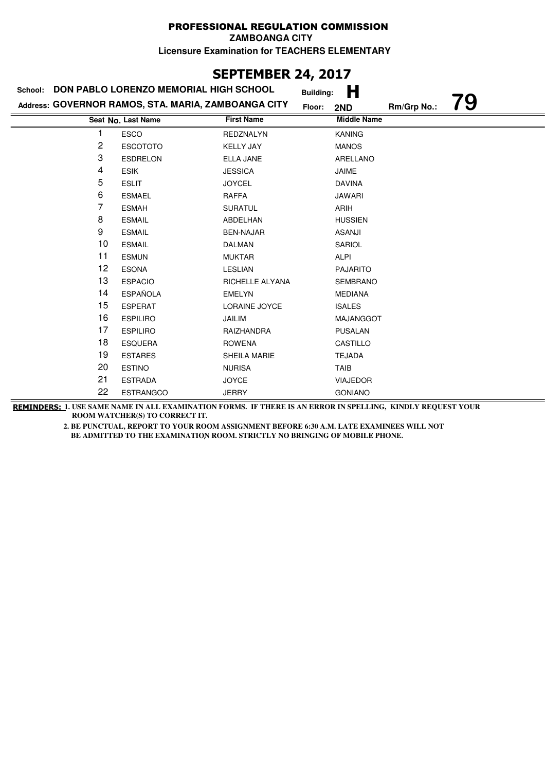PROFESSIONAL REGULATION COMMISSION

ZAMBOANGA CITY

Licensure Examination for TEACHERS ELEMENTARY

# SEPTEMBER 24, 2017

School: DON PABLO LORENZO MEMORIAL HIGH SCHOOL
Building: H

Address: GOVERNOR RAMOS, STA. MARIA, ZAMBOANGA CITY
Floor: 2ND
Rm/Grp No.: 79

| Seat No. | Last Name | First Name | Middle Name |
|---|---|---|---|
| 1 | ESCO | REDZNALYN | KANING |
| 2 | ESCOTOTO | KELLY JAY | MANOS |
| 3 | ESDRELON | ELLA JANE | ARELLANO |
| 4 | ESIK | JESSICA | JAIME |
| 5 | ESLIT | JOYCEL | DAVINA |
| 6 | ESMAEL | RAFFA | JAWARI |
| 7 | ESMAH | SURATUL | ARIH |
| 8 | ESMAIL | ABDELHAN | HUSSIEN |
| 9 | ESMAIL | BEN-NAJAR | ASANJI |
| 10 | ESMAIL | DALMAN | SARIOL |
| 11 | ESMUN | MUKTAR | ALPI |
| 12 | ESONA | LESLIAN | PAJARITO |
| 13 | ESPACIO | RICHELLE ALYANA | SEMBRANO |
| 14 | ESPAÑOLA | EMELYN | MEDIANA |
| 15 | ESPERAT | LORAINE JOYCE | ISALES |
| 16 | ESPILIRO | JAILIM | MAJANGGOT |
| 17 | ESPILIRO | RAIZHANDRA | PUSALAN |
| 18 | ESQUERA | ROWENA | CASTILLO |
| 19 | ESTARES | SHEILA MARIE | TEJADA |
| 20 | ESTINO | NURISA | TAIB |
| 21 | ESTRADA | JOYCE | VIAJEDOR |
| 22 | ESTRANGCO | JERRY | GONIANO |

**REMINDERS:** 1. USE SAME NAME IN ALL EXAMINATION FORMS. IF THERE IS AN ERROR IN SPELLING, KINDLY REQUEST YOUR ROOM WATCHER(S) TO CORRECT IT.

2. BE PUNCTUAL, REPORT TO YOUR ROOM ASSIGNMENT BEFORE 6:30 A.M. LATE EXAMINEES WILL NOT BE ADMITTED TO THE EXAMINATION ROOM. STRICTLY NO BRINGING OF MOBILE PHONE.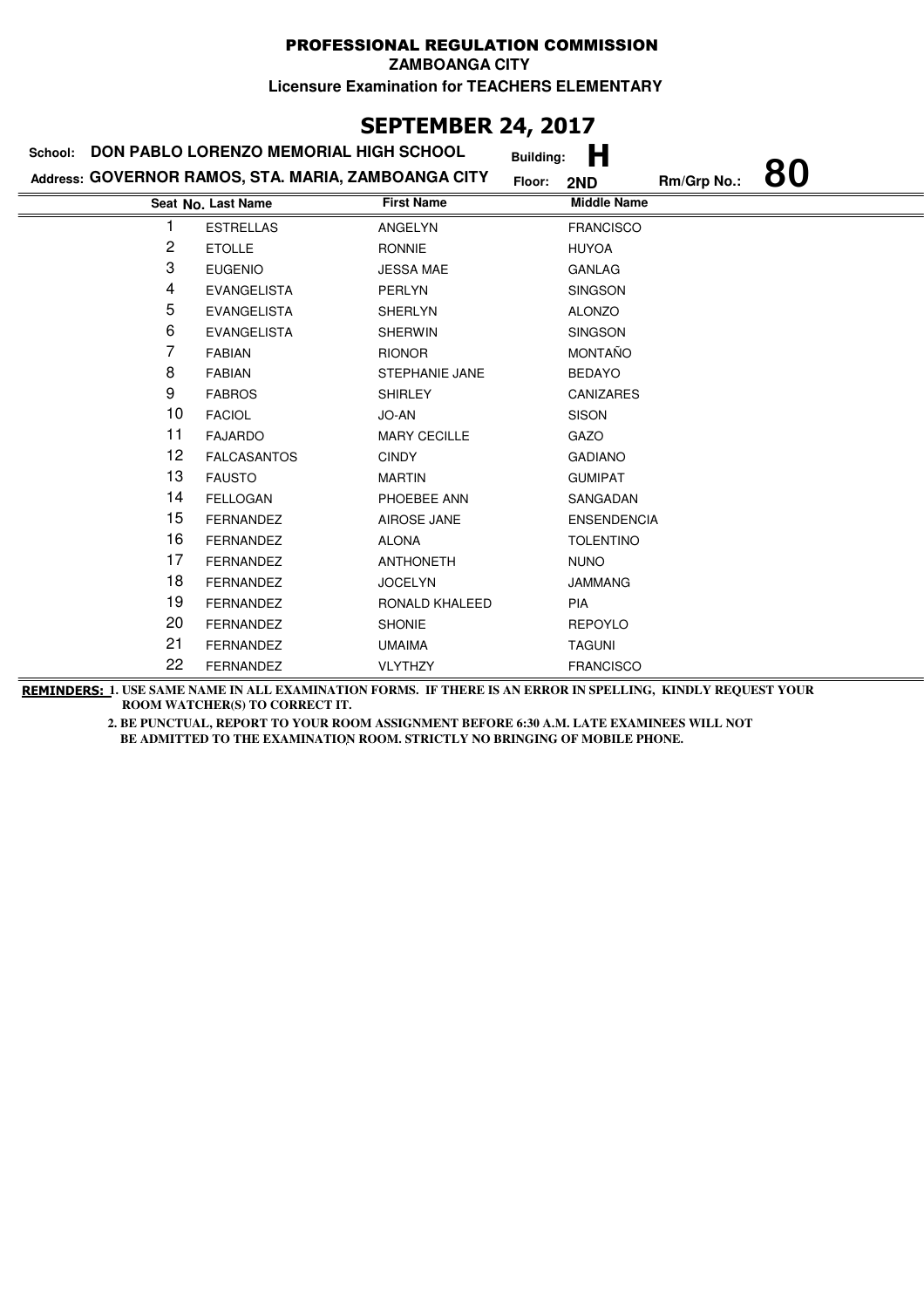**PROFESSIONAL REGULATION COMMISSION**

**ZAMBOANGA CITY**

**Licensure Examination for TEACHERS ELEMENTARY**

# SEPTEMBER 24, 2017

**School:** DON PABLO LORENZO MEMORIAL HIGH SCHOOL **Building:** H

**Address:** GOVERNOR RAMOS, STA. MARIA, ZAMBOANGA CITY **Floor:** 2ND **Rm/Grp No.:** 80

| Seat No. | Last Name | First Name | Middle Name |
|---|---|---|---|
| 1 | ESTRELLAS | ANGELYN | FRANCISCO |
| 2 | ETOLLE | RONNIE | HUYOA |
| 3 | EUGENIO | JESSA MAE | GANLAG |
| 4 | EVANGELISTA | PERLYN | SINGSON |
| 5 | EVANGELISTA | SHERLYN | ALONZO |
| 6 | EVANGELISTA | SHERWIN | SINGSON |
| 7 | FABIAN | RIONOR | MONTAÑO |
| 8 | FABIAN | STEPHANIE JANE | BEDAYO |
| 9 | FABROS | SHIRLEY | CANIZARES |
| 10 | FACIOL | JO-AN | SISON |
| 11 | FAJARDO | MARY CECILLE | GAZO |
| 12 | FALCASANTOS | CINDY | GADIANO |
| 13 | FAUSTO | MARTIN | GUMIPAT |
| 14 | FELLOGAN | PHOEBEE ANN | SANGADAN |
| 15 | FERNANDEZ | AIROSE JANE | ENSENDENCIA |
| 16 | FERNANDEZ | ALONA | TOLENTINO |
| 17 | FERNANDEZ | ANTHONETH | NUNO |
| 18 | FERNANDEZ | JOCELYN | JAMMANG |
| 19 | FERNANDEZ | RONALD KHALEED | PIA |
| 20 | FERNANDEZ | SHONIE | REPOYLO |
| 21 | FERNANDEZ | UMAIMA | TAGUNI |
| 22 | FERNANDEZ | VLYTHZY | FRANCISCO |

**REMINDERS:** 1. USE SAME NAME IN ALL EXAMINATION FORMS. IF THERE IS AN ERROR IN SPELLING, KINDLY REQUEST YOUR ROOM WATCHER(S) TO CORRECT IT.

2. BE PUNCTUAL, REPORT TO YOUR ROOM ASSIGNMENT BEFORE 6:30 A.M. LATE EXAMINEES WILL NOT BE ADMITTED TO THE EXAMINATION ROOM. STRICTLY NO BRINGING OF MOBILE PHONE.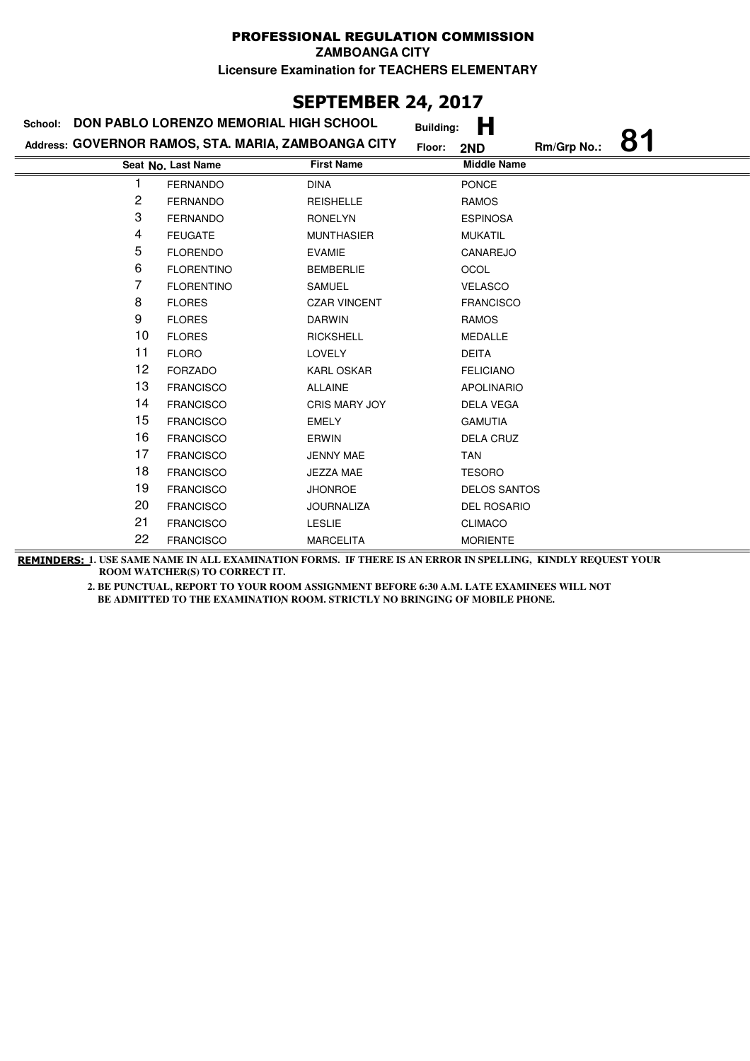# PROFESSIONAL REGULATION COMMISSION

**ZAMBOANGA CITY**

**Licensure Examination for TEACHERS ELEMENTARY**

## SEPTEMBER 24, 2017

**School:** DON PABLO LORENZO MEMORIAL HIGH SCHOOL **Building:** H

**Address:** GOVERNOR RAMOS, STA. MARIA, ZAMBOANGA CITY **Floor:** 2ND **Rm/Grp No.:** 81

| Seat No. | Last Name | First Name | Middle Name |
|---|---|---|---|
| 1 | FERNANDO | DINA | PONCE |
| 2 | FERNANDO | REISHELLE | RAMOS |
| 3 | FERNANDO | RONELYN | ESPINOSA |
| 4 | FEUGATE | MUNTHASIER | MUKATIL |
| 5 | FLORENDO | EVAMIE | CANAREJO |
| 6 | FLORENTINO | BEMBERLIE | OCOL |
| 7 | FLORENTINO | SAMUEL | VELASCO |
| 8 | FLORES | CZAR VINCENT | FRANCISCO |
| 9 | FLORES | DARWIN | RAMOS |
| 10 | FLORES | RICKSHELL | MEDALLE |
| 11 | FLORO | LOVELY | DEITA |
| 12 | FORZADO | KARL OSKAR | FELICIANO |
| 13 | FRANCISCO | ALLAINE | APOLINARIO |
| 14 | FRANCISCO | CRIS MARY JOY | DELA VEGA |
| 15 | FRANCISCO | EMELY | GAMUTIA |
| 16 | FRANCISCO | ERWIN | DELA CRUZ |
| 17 | FRANCISCO | JENNY MAE | TAN |
| 18 | FRANCISCO | JEZZA MAE | TESORO |
| 19 | FRANCISCO | JHONROE | DELOS SANTOS |
| 20 | FRANCISCO | JOURNALIZA | DEL ROSARIO |
| 21 | FRANCISCO | LESLIE | CLIMACO |
| 22 | FRANCISCO | MARCELITA | MORIENTE |

**REMINDERS:** 1. USE SAME NAME IN ALL EXAMINATION FORMS. IF THERE IS AN ERROR IN SPELLING, KINDLY REQUEST YOUR ROOM WATCHER(S) TO CORRECT IT.

2. BE PUNCTUAL, REPORT TO YOUR ROOM ASSIGNMENT BEFORE 6:30 A.M. LATE EXAMINEES WILL NOT BE ADMITTED TO THE EXAMINATION ROOM. STRICTLY NO BRINGING OF MOBILE PHONE.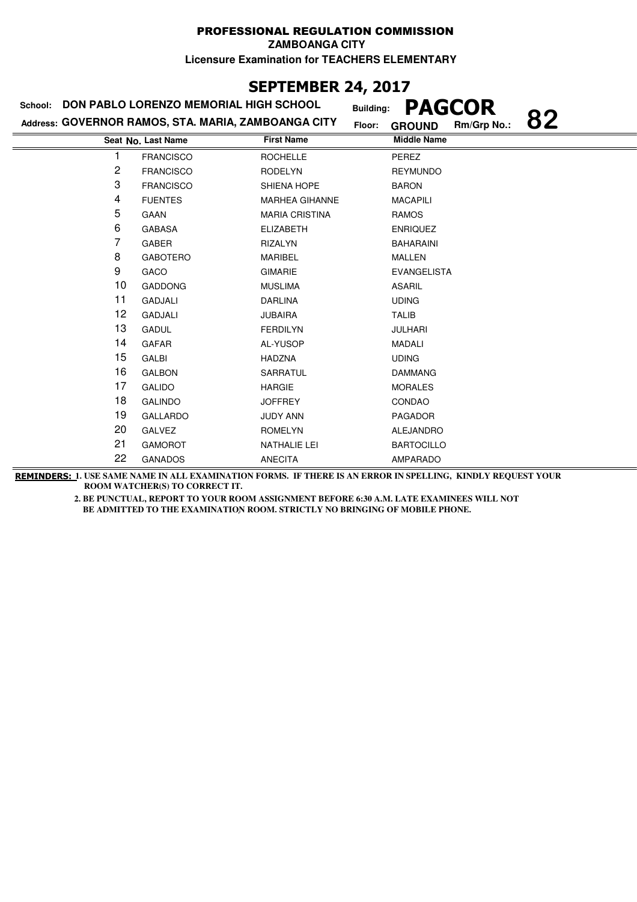# PROFESSIONAL REGULATION COMMISSION

**ZAMBOANGA CITY**

**Licensure Examination for TEACHERS ELEMENTARY**

## SEPTEMBER 24, 2017

**School:** DON PABLO LORENZO MEMORIAL HIGH SCHOOL **Building:** PAGCOR

**Address:** GOVERNOR RAMOS, STA. MARIA, ZAMBOANGA CITY **Floor:** GROUND **Rm/Grp No.:** 82

| Seat No. | Last Name | First Name | Middle Name |
|---|---|---|---|
| 1 | FRANCISCO | ROCHELLE | PEREZ |
| 2 | FRANCISCO | RODELYN | REYMUNDO |
| 3 | FRANCISCO | SHIENA HOPE | BARON |
| 4 | FUENTES | MARHEA GIHANNE | MACAPILI |
| 5 | GAAN | MARIA CRISTINA | RAMOS |
| 6 | GABASA | ELIZABETH | ENRIQUEZ |
| 7 | GABER | RIZALYN | BAHARAINI |
| 8 | GABOTERO | MARIBEL | MALLEN |
| 9 | GACO | GIMARIE | EVANGELISTA |
| 10 | GADDONG | MUSLIMA | ASARIL |
| 11 | GADJALI | DARLINA | UDING |
| 12 | GADJALI | JUBAIRA | TALIB |
| 13 | GADUL | FERDILYN | JULHARI |
| 14 | GAFAR | AL-YUSOP | MADALI |
| 15 | GALBI | HADZNA | UDING |
| 16 | GALBON | SARRATUL | DAMMANG |
| 17 | GALIDO | HARGIE | MORALES |
| 18 | GALINDO | JOFFREY | CONDAO |
| 19 | GALLARDO | JUDY ANN | PAGADOR |
| 20 | GALVEZ | ROMELYN | ALEJANDRO |
| 21 | GAMOROT | NATHALIE LEI | BARTOCILLO |
| 22 | GANADOS | ANECITA | AMPARADO |

**REMINDERS:** 1. USE SAME NAME IN ALL EXAMINATION FORMS. IF THERE IS AN ERROR IN SPELLING, KINDLY REQUEST YOUR ROOM WATCHER(S) TO CORRECT IT.

2. BE PUNCTUAL, REPORT TO YOUR ROOM ASSIGNMENT BEFORE 6:30 A.M. LATE EXAMINEES WILL NOT BE ADMITTED TO THE EXAMINATION ROOM. STRICTLY NO BRINGING OF MOBILE PHONE.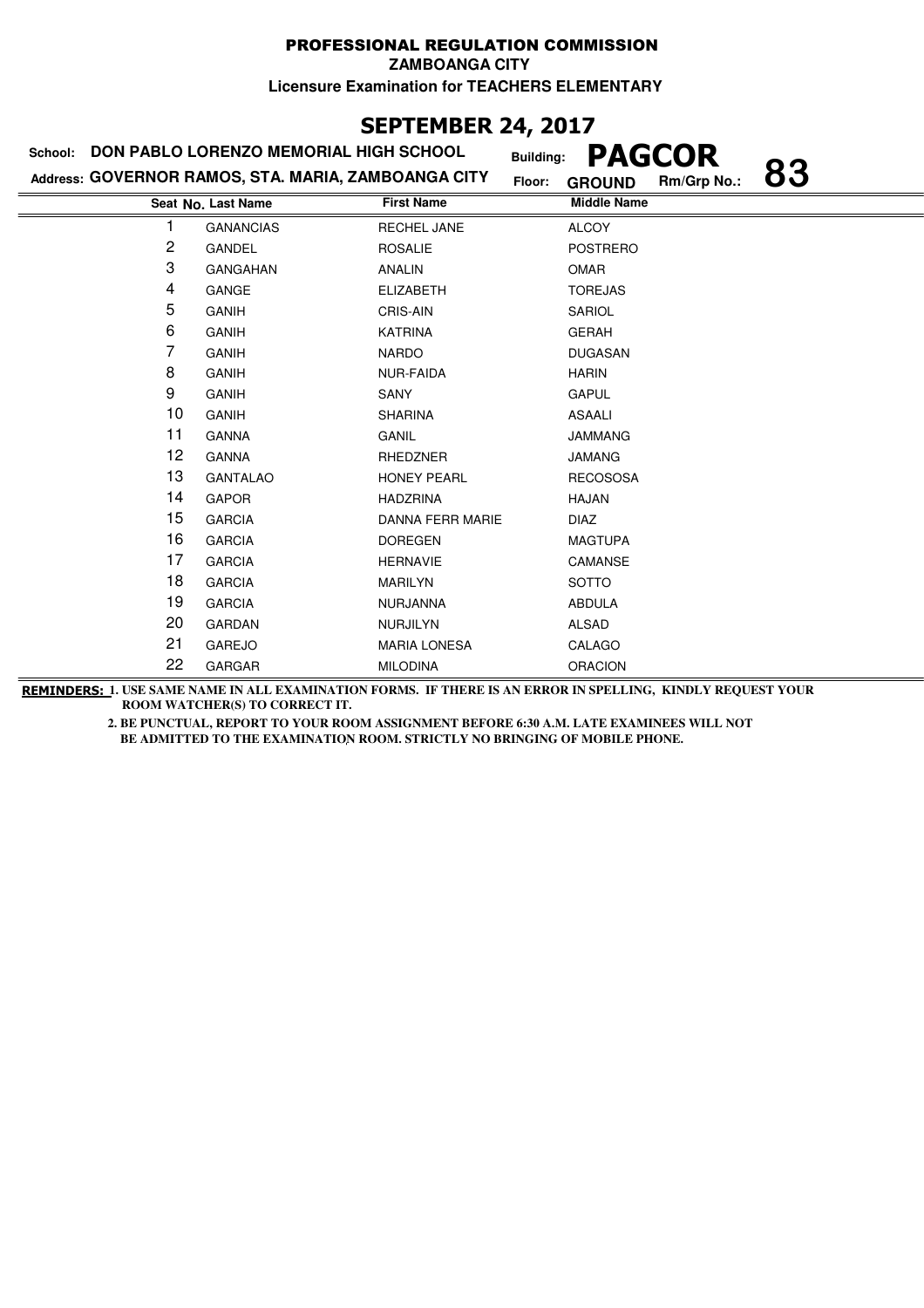PROFESSIONAL REGULATION COMMISSION

ZAMBOANGA CITY

Licensure Examination for TEACHERS ELEMENTARY

## SEPTEMBER 24, 2017

School: **DON PABLO LORENZO MEMORIAL HIGH SCHOOL**

Address: **GOVERNOR RAMOS, STA. MARIA, ZAMBOANGA CITY**

Building: **PAGCOR**

Floor: **GROUND** Rm/Grp No.: **83**

| Seat No. | Last Name | First Name | Middle Name |
|---|---|---|---|
| 1 | GANANCIAS | RECHEL JANE | ALCOY |
| 2 | GANDEL | ROSALIE | POSTRERO |
| 3 | GANGAHAN | ANALIN | OMAR |
| 4 | GANGE | ELIZABETH | TOREJAS |
| 5 | GANIH | CRIS-AIN | SARIOL |
| 6 | GANIH | KATRINA | GERAH |
| 7 | GANIH | NARDO | DUGASAN |
| 8 | GANIH | NUR-FAIDA | HARIN |
| 9 | GANIH | SANY | GAPUL |
| 10 | GANIH | SHARINA | ASAALI |
| 11 | GANNA | GANIL | JAMMANG |
| 12 | GANNA | RHEDZNER | JAMANG |
| 13 | GANTALAO | HONEY PEARL | RECOSOSA |
| 14 | GAPOR | HADZRINA | HAJAN |
| 15 | GARCIA | DANNA FERR MARIE | DIAZ |
| 16 | GARCIA | DOREGEN | MAGTUPA |
| 17 | GARCIA | HERNAVIE | CAMANSE |
| 18 | GARCIA | MARILYN | SOTTO |
| 19 | GARCIA | NURJANNA | ABDULA |
| 20 | GARDAN | NURJILYN | ALSAD |
| 21 | GAREJO | MARIA LONESA | CALAGO |
| 22 | GARGAR | MILODINA | ORACION |

**REMINDERS:** 1. USE SAME NAME IN ALL EXAMINATION FORMS. IF THERE IS AN ERROR IN SPELLING, KINDLY REQUEST YOUR ROOM WATCHER(S) TO CORRECT IT.

2. BE PUNCTUAL, REPORT TO YOUR ROOM ASSIGNMENT BEFORE 6:30 A.M. LATE EXAMINEES WILL NOT BE ADMITTED TO THE EXAMINATION ROOM. STRICTLY NO BRINGING OF MOBILE PHONE.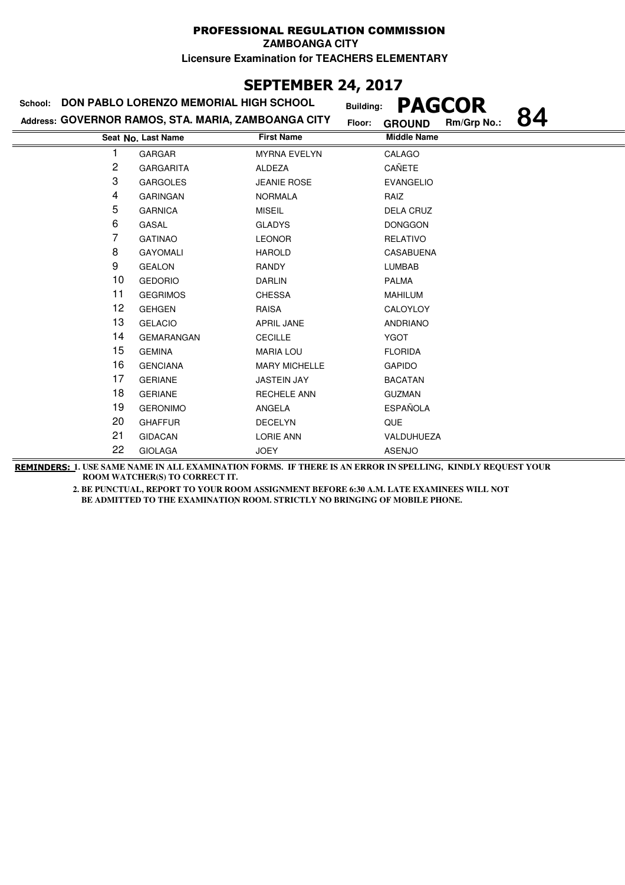# PROFESSIONAL REGULATION COMMISSION

**ZAMBOANGA CITY**

**Licensure Examination for TEACHERS ELEMENTARY**

## SEPTEMBER 24, 2017

**School:** DON PABLO LORENZO MEMORIAL HIGH SCHOOL

**Address:** GOVERNOR RAMOS, STA. MARIA, ZAMBOANGA CITY

**Building:** PAGCOR

**Floor:** GROUND **Rm/Grp No.:** 84

| Seat No. | Last Name | First Name | Middle Name |
|---|---|---|---|
| 1 | GARGAR | MYRNA EVELYN | CALAGO |
| 2 | GARGARITA | ALDEZA | CAÑETE |
| 3 | GARGOLES | JEANIE ROSE | EVANGELIO |
| 4 | GARINGAN | NORMALA | RAIZ |
| 5 | GARNICA | MISEIL | DELA CRUZ |
| 6 | GASAL | GLADYS | DONGGON |
| 7 | GATINAO | LEONOR | RELATIVO |
| 8 | GAYOMALI | HAROLD | CASABUENA |
| 9 | GEALON | RANDY | LUMBAB |
| 10 | GEDORIO | DARLIN | PALMA |
| 11 | GEGRIMOS | CHESSA | MAHILUM |
| 12 | GEHGEN | RAISA | CALOYLOY |
| 13 | GELACIO | APRIL JANE | ANDRIANO |
| 14 | GEMARANGAN | CECILLE | YGOT |
| 15 | GEMINA | MARIA LOU | FLORIDA |
| 16 | GENCIANA | MARY MICHELLE | GAPIDO |
| 17 | GERIANE | JASTEIN JAY | BACATAN |
| 18 | GERIANE | RECHELE ANN | GUZMAN |
| 19 | GERONIMO | ANGELA | ESPAÑOLA |
| 20 | GHAFFUR | DECELYN | QUE |
| 21 | GIDACAN | LORIE ANN | VALDUHUEZA |
| 22 | GIOLAGA | JOEY | ASENJO |

**REMINDERS:** 1. USE SAME NAME IN ALL EXAMINATION FORMS. IF THERE IS AN ERROR IN SPELLING, KINDLY REQUEST YOUR ROOM WATCHER(S) TO CORRECT IT.

2. BE PUNCTUAL, REPORT TO YOUR ROOM ASSIGNMENT BEFORE 6:30 A.M. LATE EXAMINEES WILL NOT BE ADMITTED TO THE EXAMINATION ROOM. STRICTLY NO BRINGING OF MOBILE PHONE.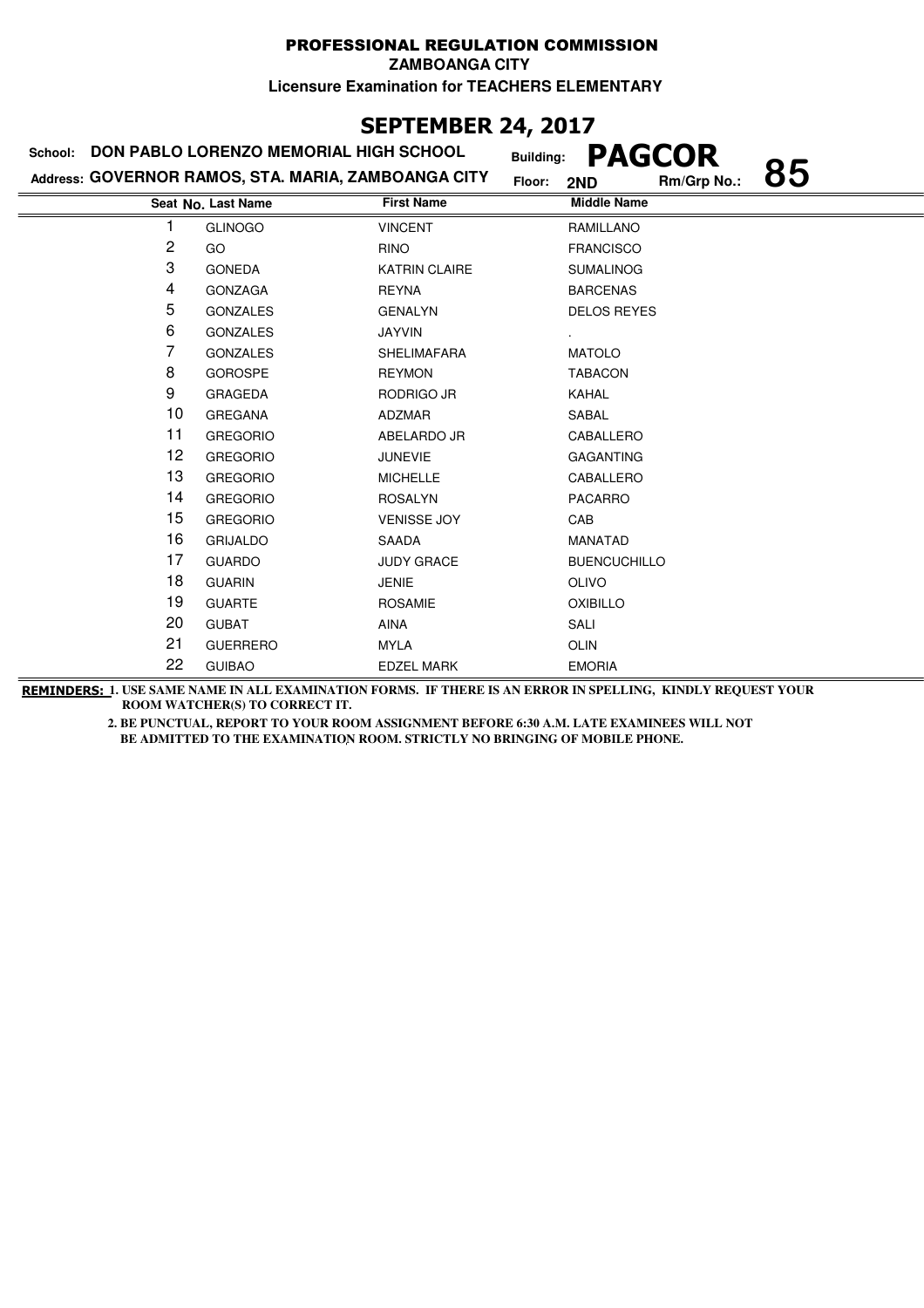# PROFESSIONAL REGULATION COMMISSION

**ZAMBOANGA CITY**

**Licensure Examination for TEACHERS ELEMENTARY**

## SEPTEMBER 24, 2017

**School:** DON PABLO LORENZO MEMORIAL HIGH SCHOOL  
**Building:** PAGCOR  
**Address:** GOVERNOR RAMOS, STA. MARIA, ZAMBOANGA CITY  
**Floor:** 2ND  
**Rm/Grp No.:** 85

| Seat No. | Last Name | First Name | Middle Name |
|---|---|---|---|
| 1 | GLINOGO | VINCENT | RAMILLANO |
| 2 | GO | RINO | FRANCISCO |
| 3 | GONEDA | KATRIN CLAIRE | SUMALINOG |
| 4 | GONZAGA | REYNA | BARCENAS |
| 5 | GONZALES | GENALYN | DELOS REYES |
| 6 | GONZALES | JAYVIN | . |
| 7 | GONZALES | SHELIMAFARA | MATOLO |
| 8 | GOROSPE | REYMON | TABACON |
| 9 | GRAGEDA | RODRIGO JR | KAHAL |
| 10 | GREGANA | ADZMAR | SABAL |
| 11 | GREGORIO | ABELARDO JR | CABALLERO |
| 12 | GREGORIO | JUNEVIE | GAGANTING |
| 13 | GREGORIO | MICHELLE | CABALLERO |
| 14 | GREGORIO | ROSALYN | PACARRO |
| 15 | GREGORIO | VENISSE JOY | CAB |
| 16 | GRIJALDO | SAADA | MANATAD |
| 17 | GUARDO | JUDY GRACE | BUENCUCHILLO |
| 18 | GUARIN | JENIE | OLIVO |
| 19 | GUARTE | ROSAMIE | OXIBILLO |
| 20 | GUBAT | AINA | SALI |
| 21 | GUERRERO | MYLA | OLIN |
| 22 | GUIBAO | EDZEL MARK | EMORIA |

**REMINDERS:** 1. USE SAME NAME IN ALL EXAMINATION FORMS. IF THERE IS AN ERROR IN SPELLING, KINDLY REQUEST YOUR ROOM WATCHER(S) TO CORRECT IT.

2. BE PUNCTUAL, REPORT TO YOUR ROOM ASSIGNMENT BEFORE 6:30 A.M. LATE EXAMINEES WILL NOT BE ADMITTED TO THE EXAMINATION ROOM. STRICTLY NO BRINGING OF MOBILE PHONE.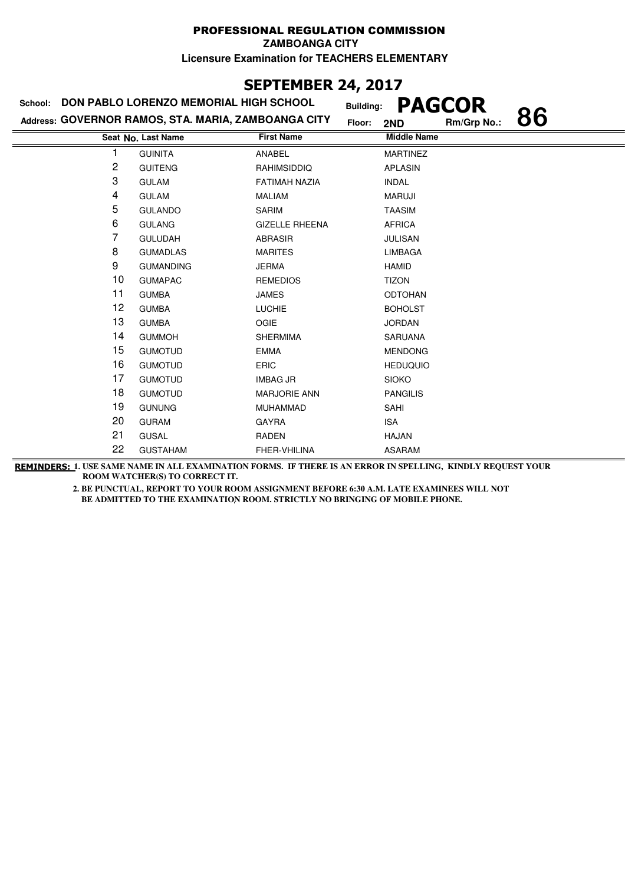PROFESSIONAL REGULATION COMMISSION

ZAMBOANGA CITY

Licensure Examination for TEACHERS ELEMENTARY

## SEPTEMBER 24, 2017

School: **DON PABLO LORENZO MEMORIAL HIGH SCHOOL** Building: **PAGCOR**

Address: **GOVERNOR RAMOS, STA. MARIA, ZAMBOANGA CITY** Floor: **2ND** Rm/Grp No.: **86**

| Seat No. | Last Name | First Name | Middle Name |
|---|---|---|---|
| 1 | GUINITA | ANABEL | MARTINEZ |
| 2 | GUITENG | RAHIMSIDDIQ | APLASIN |
| 3 | GULAM | FATIMAH NAZIA | INDAL |
| 4 | GULAM | MALIAM | MARUJI |
| 5 | GULANDO | SARIM | TAASIM |
| 6 | GULANG | GIZELLE RHEENA | AFRICA |
| 7 | GULUDAH | ABRASIR | JULISAN |
| 8 | GUMADLAS | MARITES | LIMBAGA |
| 9 | GUMANDING | JERMA | HAMID |
| 10 | GUMAPAC | REMEDIOS | TIZON |
| 11 | GUMBA | JAMES | ODTOHAN |
| 12 | GUMBA | LUCHIE | BOHOLST |
| 13 | GUMBA | OGIE | JORDAN |
| 14 | GUMMOH | SHERMIMA | SARUANA |
| 15 | GUMOTUD | EMMA | MENDONG |
| 16 | GUMOTUD | ERIC | HEDUQUIO |
| 17 | GUMOTUD | IMBAG JR | SIOKO |
| 18 | GUMOTUD | MARJORIE ANN | PANGILIS |
| 19 | GUNUNG | MUHAMMAD | SAHI |
| 20 | GURAM | GAYRA | ISA |
| 21 | GUSAL | RADEN | HAJAN |
| 22 | GUSTAHAM | FHER-VHILINA | ASARAM |

**REMINDERS:** 1. USE SAME NAME IN ALL EXAMINATION FORMS. IF THERE IS AN ERROR IN SPELLING, KINDLY REQUEST YOUR ROOM WATCHER(S) TO CORRECT IT.

2. BE PUNCTUAL, REPORT TO YOUR ROOM ASSIGNMENT BEFORE 6:30 A.M. LATE EXAMINEES WILL NOT BE ADMITTED TO THE EXAMINATION ROOM. STRICTLY NO BRINGING OF MOBILE PHONE.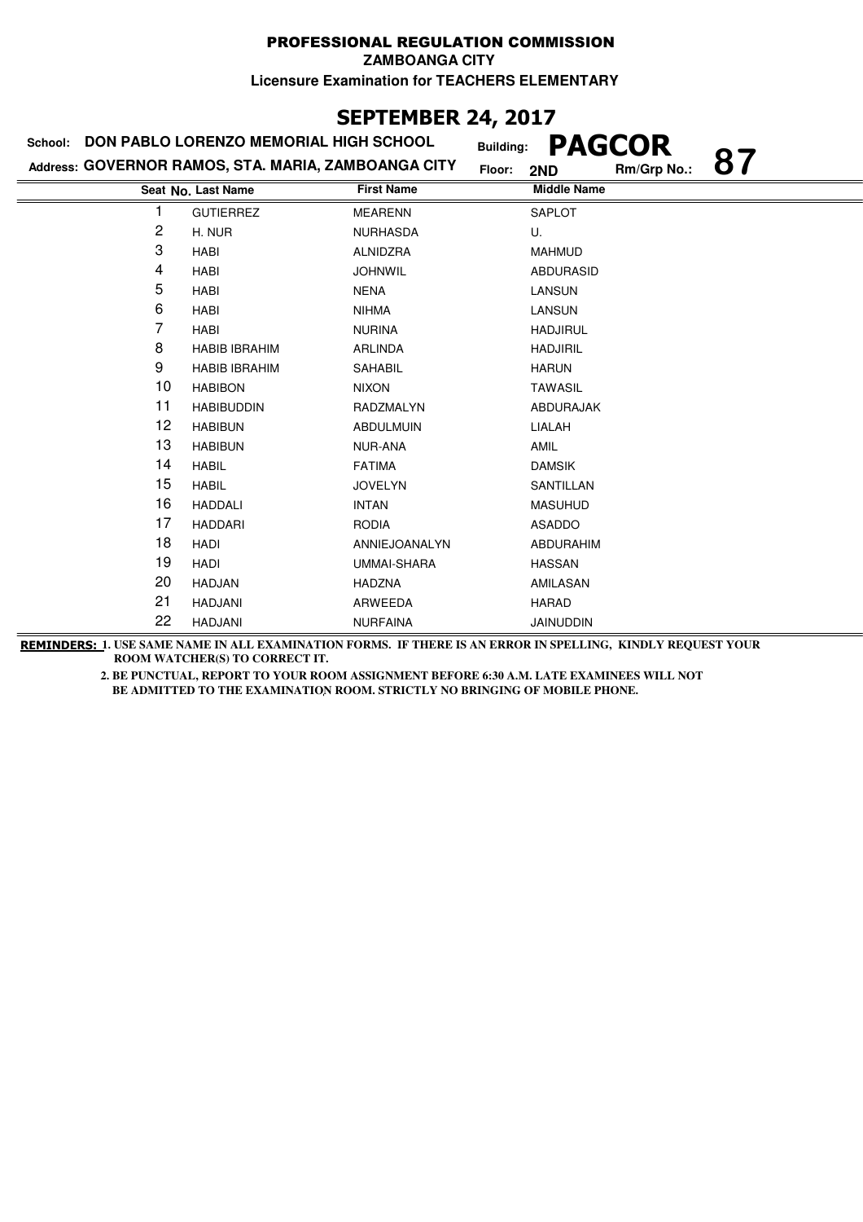# PROFESSIONAL REGULATION COMMISSION

**ZAMBOANGA CITY**

**Licensure Examination for TEACHERS ELEMENTARY**

## SEPTEMBER 24, 2017

**School:** DON PABLO LORENZO MEMORIAL HIGH SCHOOL
**Building:** PAGCOR
**Address:** GOVERNOR RAMOS, STA. MARIA, ZAMBOANGA CITY
**Floor:** 2ND
**Rm/Grp No.:** 87

| Seat No. | Last Name | First Name | Middle Name |
|---|---|---|---|
| 1 | GUTIERREZ | MEARENN | SAPLOT |
| 2 | H. NUR | NURHASDA | U. |
| 3 | HABI | ALNIDZRA | MAHMUD |
| 4 | HABI | JOHNWIL | ABDURASID |
| 5 | HABI | NENA | LANSUN |
| 6 | HABI | NIHMA | LANSUN |
| 7 | HABI | NURINA | HADJIRUL |
| 8 | HABIB IBRAHIM | ARLINDA | HADJIRIL |
| 9 | HABIB IBRAHIM | SAHABIL | HARUN |
| 10 | HABIBON | NIXON | TAWASIL |
| 11 | HABIBUDDIN | RADZMALYN | ABDURAJAK |
| 12 | HABIBUN | ABDULMUIN | LIALAH |
| 13 | HABIBUN | NUR-ANA | AMIL |
| 14 | HABIL | FATIMA | DAMSIK |
| 15 | HABIL | JOVELYN | SANTILLAN |
| 16 | HADDALI | INTAN | MASUHUD |
| 17 | HADDARI | RODIA | ASADDO |
| 18 | HADI | ANNIEJOANALYN | ABDURAHIM |
| 19 | HADI | UMMAI-SHARA | HASSAN |
| 20 | HADJAN | HADZNA | AMILASAN |
| 21 | HADJANI | ARWEEDA | HARAD |
| 22 | HADJANI | NURFAINA | JAINUDDIN |

**REMINDERS:** 1. USE SAME NAME IN ALL EXAMINATION FORMS. IF THERE IS AN ERROR IN SPELLING, KINDLY REQUEST YOUR ROOM WATCHER(S) TO CORRECT IT.

2. BE PUNCTUAL, REPORT TO YOUR ROOM ASSIGNMENT BEFORE 6:30 A.M. LATE EXAMINEES WILL NOT BE ADMITTED TO THE EXAMINATION ROOM. STRICTLY NO BRINGING OF MOBILE PHONE.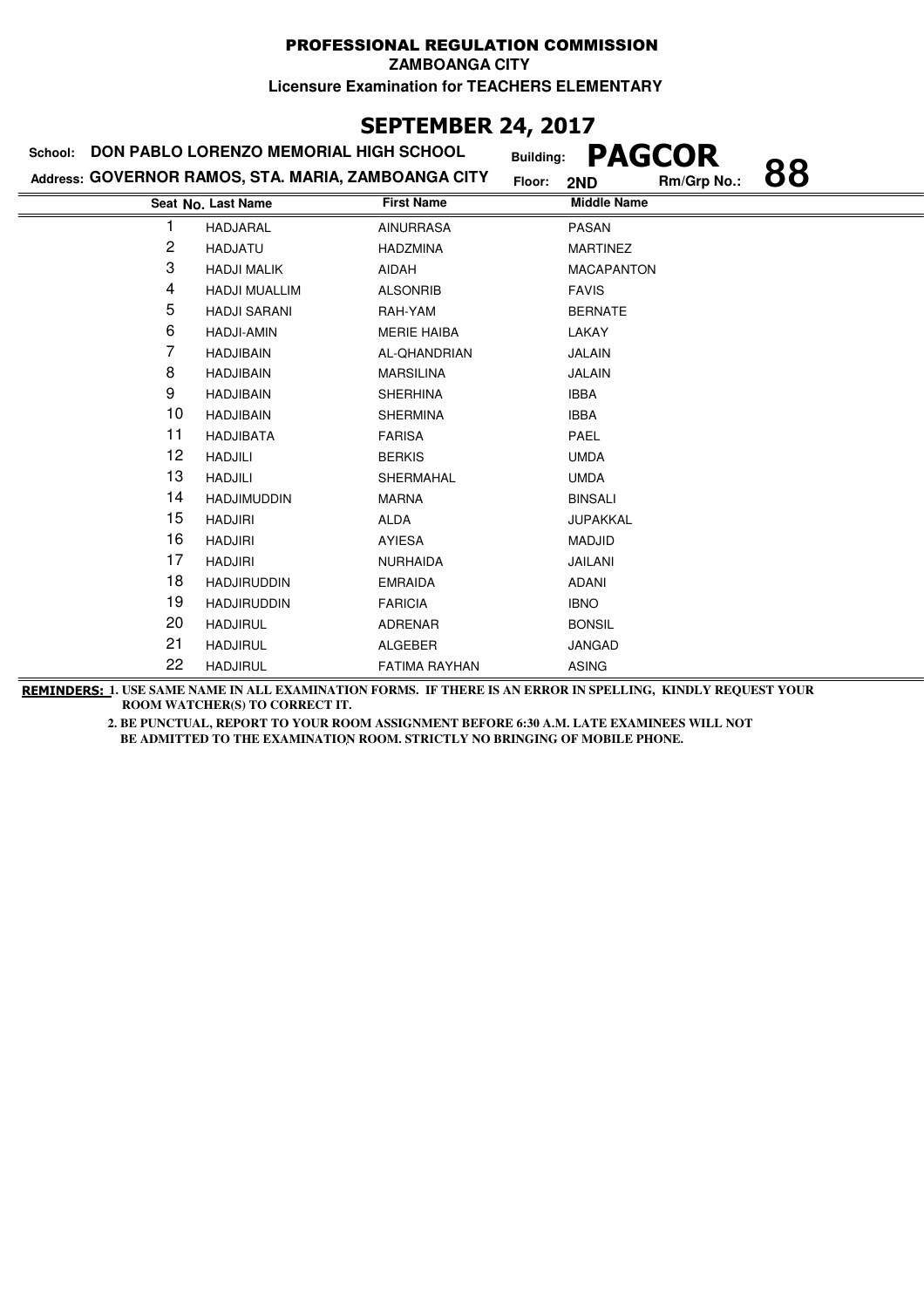PROFESSIONAL REGULATION COMMISSION

ZAMBOANGA CITY

Licensure Examination for TEACHERS ELEMENTARY

## SEPTEMBER 24, 2017

School: DON PABLO LORENZO MEMORIAL HIGH SCHOOL

Building: **PAGCOR**

Address: GOVERNOR RAMOS, STA. MARIA, ZAMBOANGA CITY

Floor: 2ND

Rm/Grp No.: **88**

| Seat No. | Last Name | First Name | Middle Name |
|---|---|---|---|
| 1 | HADJARAL | AINURRASA | PASAN |
| 2 | HADJATU | HADZMINA | MARTINEZ |
| 3 | HADJI MALIK | AIDAH | MACAPANTON |
| 4 | HADJI MUALLIM | ALSONRIB | FAVIS |
| 5 | HADJI SARANI | RAH-YAM | BERNATE |
| 6 | HADJI-AMIN | MERIE HAIBA | LAKAY |
| 7 | HADJIBAIN | AL-QHANDRIAN | JALAIN |
| 8 | HADJIBAIN | MARSILINA | JALAIN |
| 9 | HADJIBAIN | SHERHINA | IBBA |
| 10 | HADJIBAIN | SHERMINA | IBBA |
| 11 | HADJIBATA | FARISA | PAEL |
| 12 | HADJILI | BERKIS | UMDA |
| 13 | HADJILI | SHERMAHAL | UMDA |
| 14 | HADJIMUDDIN | MARNA | BINSALI |
| 15 | HADJIRI | ALDA | JUPAKKAL |
| 16 | HADJIRI | AYIESA | MADJID |
| 17 | HADJIRI | NURHAIDA | JAILANI |
| 18 | HADJIRUDDIN | EMRAIDA | ADANI |
| 19 | HADJIRUDDIN | FARICIA | IBNO |
| 20 | HADJIRUL | ADRENAR | BONSIL |
| 21 | HADJIRUL | ALGEBER | JANGAD |
| 22 | HADJIRUL | FATIMA RAYHAN | ASING |

**REMINDERS:** 1. USE SAME NAME IN ALL EXAMINATION FORMS. IF THERE IS AN ERROR IN SPELLING, KINDLY REQUEST YOUR ROOM WATCHER(S) TO CORRECT IT.

2. BE PUNCTUAL, REPORT TO YOUR ROOM ASSIGNMENT BEFORE 6:30 A.M. LATE EXAMINEES WILL NOT BE ADMITTED TO THE EXAMINATION ROOM. STRICTLY NO BRINGING OF MOBILE PHONE.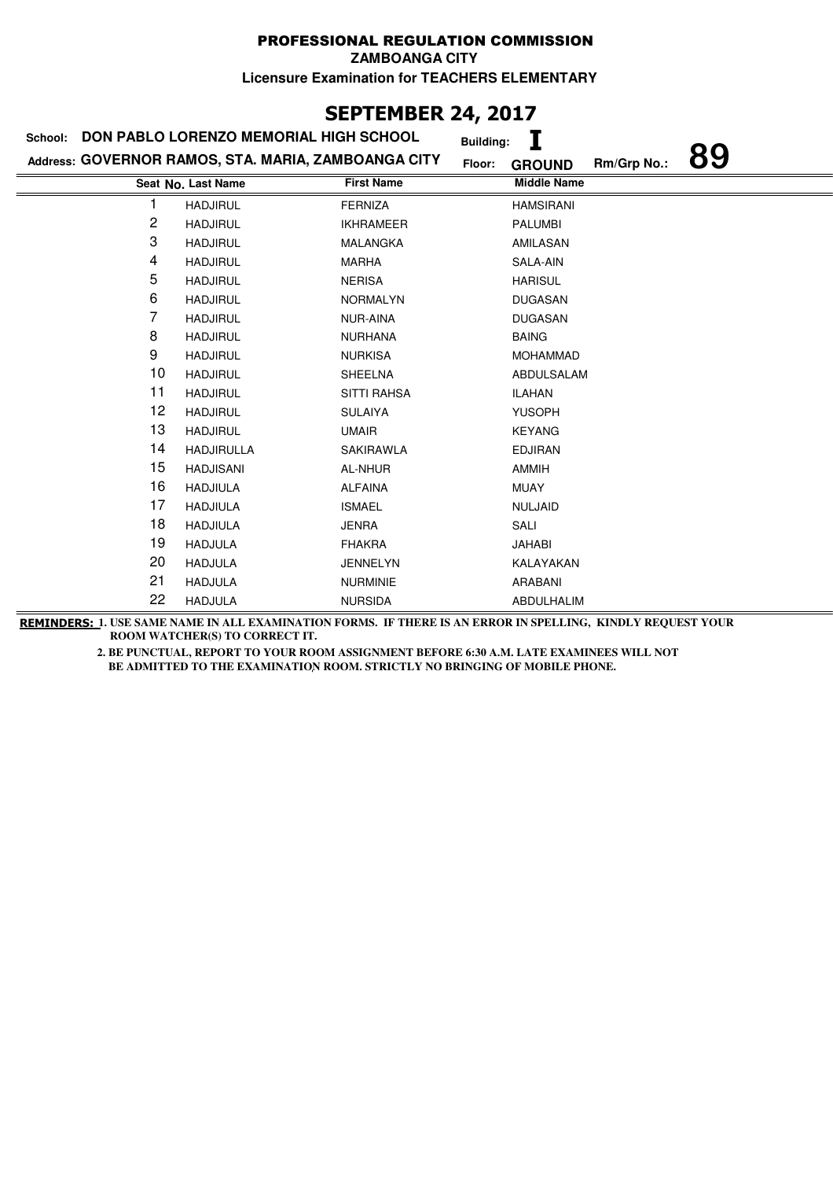# PROFESSIONAL REGULATION COMMISSION

**ZAMBOANGA CITY**

**Licensure Examination for TEACHERS ELEMENTARY**

## SEPTEMBER 24, 2017

**School:** DON PABLO LORENZO MEMORIAL HIGH SCHOOL **Building:** I

**Address:** GOVERNOR RAMOS, STA. MARIA, ZAMBOANGA CITY **Floor:** GROUND **Rm/Grp No.:** 89

| Seat No. | Last Name | First Name | Middle Name |
|---|---|---|---|
| 1 | HADJIRUL | FERNIZA | HAMSIRANI |
| 2 | HADJIRUL | IKHRAMEER | PALUMBI |
| 3 | HADJIRUL | MALANGKA | AMILASAN |
| 4 | HADJIRUL | MARHA | SALA-AIN |
| 5 | HADJIRUL | NERISA | HARISUL |
| 6 | HADJIRUL | NORMALYN | DUGASAN |
| 7 | HADJIRUL | NUR-AINA | DUGASAN |
| 8 | HADJIRUL | NURHANA | BAING |
| 9 | HADJIRUL | NURKISA | MOHAMMAD |
| 10 | HADJIRUL | SHEELNA | ABDULSALAM |
| 11 | HADJIRUL | SITTI RAHSA | ILAHAN |
| 12 | HADJIRUL | SULAIYA | YUSOPH |
| 13 | HADJIRUL | UMAIR | KEYANG |
| 14 | HADJIRULLA | SAKIRAWLA | EDJIRAN |
| 15 | HADJISANI | AL-NHUR | AMMIH |
| 16 | HADJIULA | ALFAINA | MUAY |
| 17 | HADJIULA | ISMAEL | NULJAID |
| 18 | HADJIULA | JENRA | SALI |
| 19 | HADJULA | FHAKRA | JAHABI |
| 20 | HADJULA | JENNELYN | KALAYAKAN |
| 21 | HADJULA | NURMINIE | ARABANI |
| 22 | HADJULA | NURSIDA | ABDULHALIM |

**REMINDERS:** 1. USE SAME NAME IN ALL EXAMINATION FORMS. IF THERE IS AN ERROR IN SPELLING, KINDLY REQUEST YOUR ROOM WATCHER(S) TO CORRECT IT.

2. BE PUNCTUAL, REPORT TO YOUR ROOM ASSIGNMENT BEFORE 6:30 A.M. LATE EXAMINEES WILL NOT BE ADMITTED TO THE EXAMINATION ROOM. STRICTLY NO BRINGING OF MOBILE PHONE.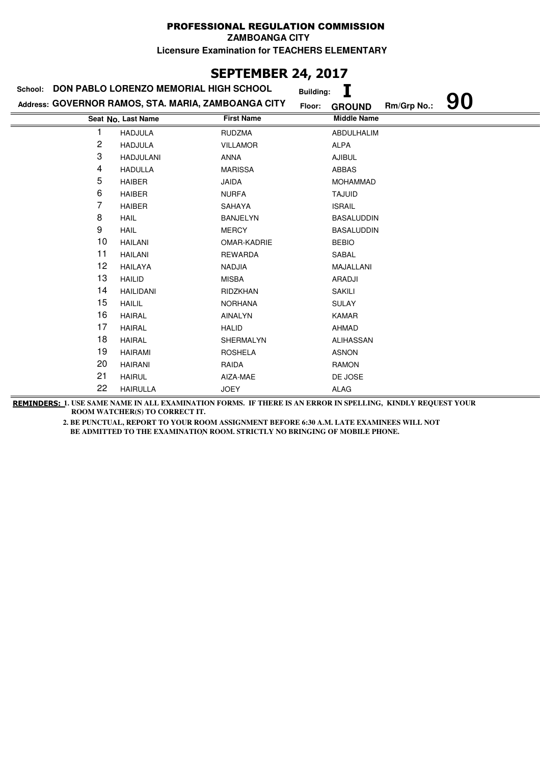**PROFESSIONAL REGULATION COMMISSION**

**ZAMBOANGA CITY**

**Licensure Examination for TEACHERS ELEMENTARY**

# SEPTEMBER 24, 2017

**School:** DON PABLO LORENZO MEMORIAL HIGH SCHOOL **Building:** I

**Address:** GOVERNOR RAMOS, STA. MARIA, ZAMBOANGA CITY **Floor:** GROUND **Rm/Grp No.:** 90

| Seat No. | Last Name | First Name | Middle Name |
|---|---|---|---|
| 1 | HADJULA | RUDZMA | ABDULHALIM |
| 2 | HADJULA | VILLAMOR | ALPA |
| 3 | HADJULANI | ANNA | AJIBUL |
| 4 | HADULLA | MARISSA | ABBAS |
| 5 | HAIBER | JAIDA | MOHAMMAD |
| 6 | HAIBER | NURFA | TAJUID |
| 7 | HAIBER | SAHAYA | ISRAIL |
| 8 | HAIL | BANJELYN | BASALUDDIN |
| 9 | HAIL | MERCY | BASALUDDIN |
| 10 | HAILANI | OMAR-KADRIE | BEBIO |
| 11 | HAILANI | REWARDA | SABAL |
| 12 | HAILAYA | NADJIA | MAJALLANI |
| 13 | HAILID | MISBA | ARADJI |
| 14 | HAILIDANI | RIDZKHAN | SAKILI |
| 15 | HAILIL | NORHANA | SULAY |
| 16 | HAIRAL | AINALYN | KAMAR |
| 17 | HAIRAL | HALID | AHMAD |
| 18 | HAIRAL | SHERMALYN | ALIHASSAN |
| 19 | HAIRAMI | ROSHELA | ASNON |
| 20 | HAIRANI | RAIDA | RAMON |
| 21 | HAIRUL | AIZA-MAE | DE JOSE |
| 22 | HAIRULLA | JOEY | ALAG |

**REMINDERS:** 1. USE SAME NAME IN ALL EXAMINATION FORMS. IF THERE IS AN ERROR IN SPELLING, KINDLY REQUEST YOUR ROOM WATCHER(S) TO CORRECT IT.

2. BE PUNCTUAL, REPORT TO YOUR ROOM ASSIGNMENT BEFORE 6:30 A.M. LATE EXAMINEES WILL NOT BE ADMITTED TO THE EXAMINATION ROOM. STRICTLY NO BRINGING OF MOBILE PHONE.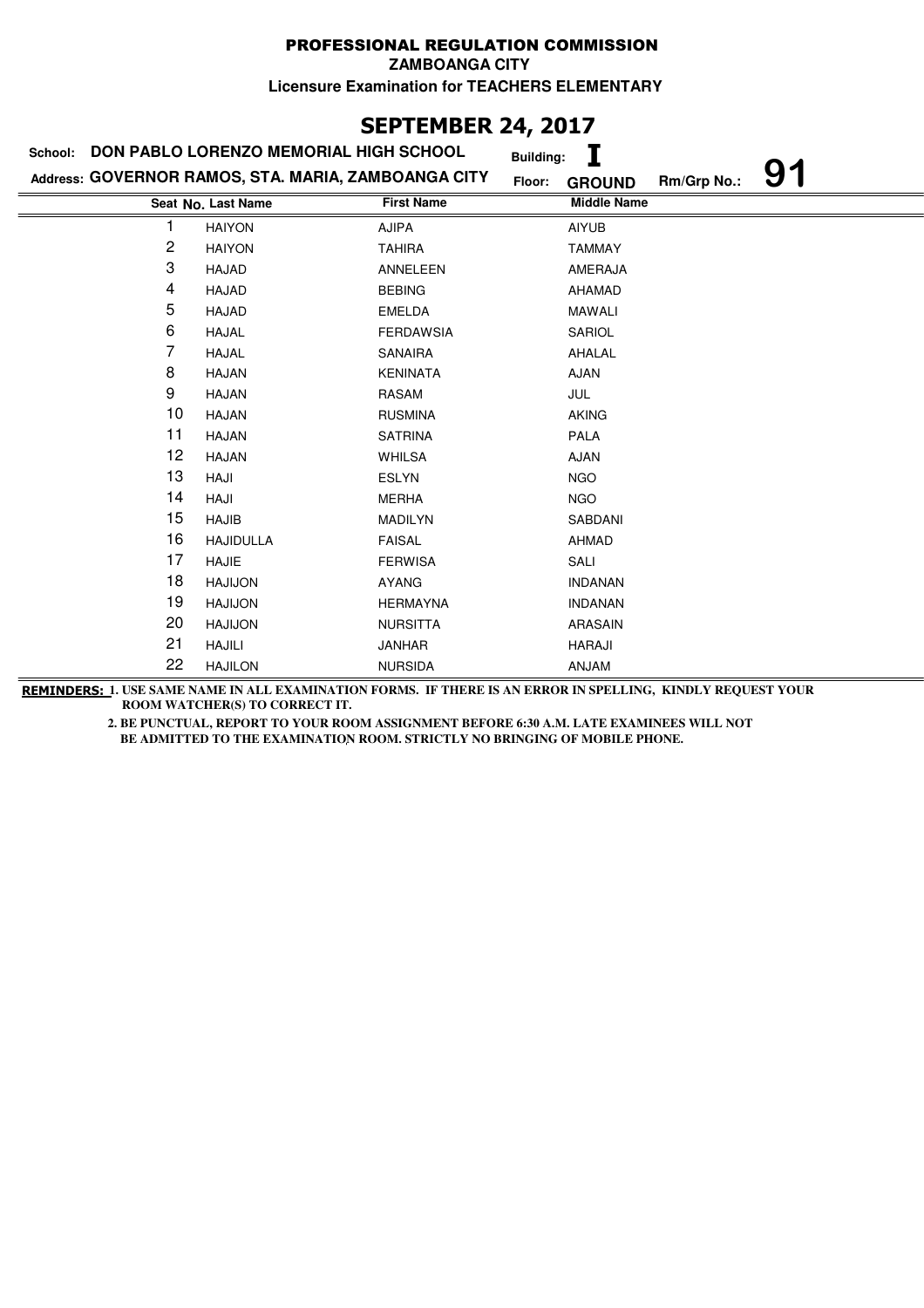# PROFESSIONAL REGULATION COMMISSION

**ZAMBOANGA CITY**

**Licensure Examination for TEACHERS ELEMENTARY**

## SEPTEMBER 24, 2017

**School:** DON PABLO LORENZO MEMORIAL HIGH SCHOOL **Building:** I

**Address:** GOVERNOR RAMOS, STA. MARIA, ZAMBOANGA CITY **Floor:** GROUND **Rm/Grp No.:** 91

| Seat No. | Last Name | First Name | Middle Name |
|---|---|---|---|
| 1 | HAIYON | AJIPA | AIYUB |
| 2 | HAIYON | TAHIRA | TAMMAY |
| 3 | HAJAD | ANNELEEN | AMERAJA |
| 4 | HAJAD | BEBING | AHAMAD |
| 5 | HAJAD | EMELDA | MAWALI |
| 6 | HAJAL | FERDAWSIA | SARIOL |
| 7 | HAJAL | SANAIRA | AHALAL |
| 8 | HAJAN | KENINATA | AJAN |
| 9 | HAJAN | RASAM | JUL |
| 10 | HAJAN | RUSMINA | AKING |
| 11 | HAJAN | SATRINA | PALA |
| 12 | HAJAN | WHILSA | AJAN |
| 13 | HAJI | ESLYN | NGO |
| 14 | HAJI | MERHA | NGO |
| 15 | HAJIB | MADILYN | SABDANI |
| 16 | HAJIDULLA | FAISAL | AHMAD |
| 17 | HAJIE | FERWISA | SALI |
| 18 | HAJIJON | AYANG | INDANAN |
| 19 | HAJIJON | HERMAYNA | INDANAN |
| 20 | HAJIJON | NURSITTA | ARASAIN |
| 21 | HAJILI | JANHAR | HARAJI |
| 22 | HAJILON | NURSIDA | ANJAM |

**REMINDERS:** 1. USE SAME NAME IN ALL EXAMINATION FORMS. IF THERE IS AN ERROR IN SPELLING, KINDLY REQUEST YOUR ROOM WATCHER(S) TO CORRECT IT.

2. BE PUNCTUAL, REPORT TO YOUR ROOM ASSIGNMENT BEFORE 6:30 A.M. LATE EXAMINEES WILL NOT BE ADMITTED TO THE EXAMINATION ROOM. STRICTLY NO BRINGING OF MOBILE PHONE.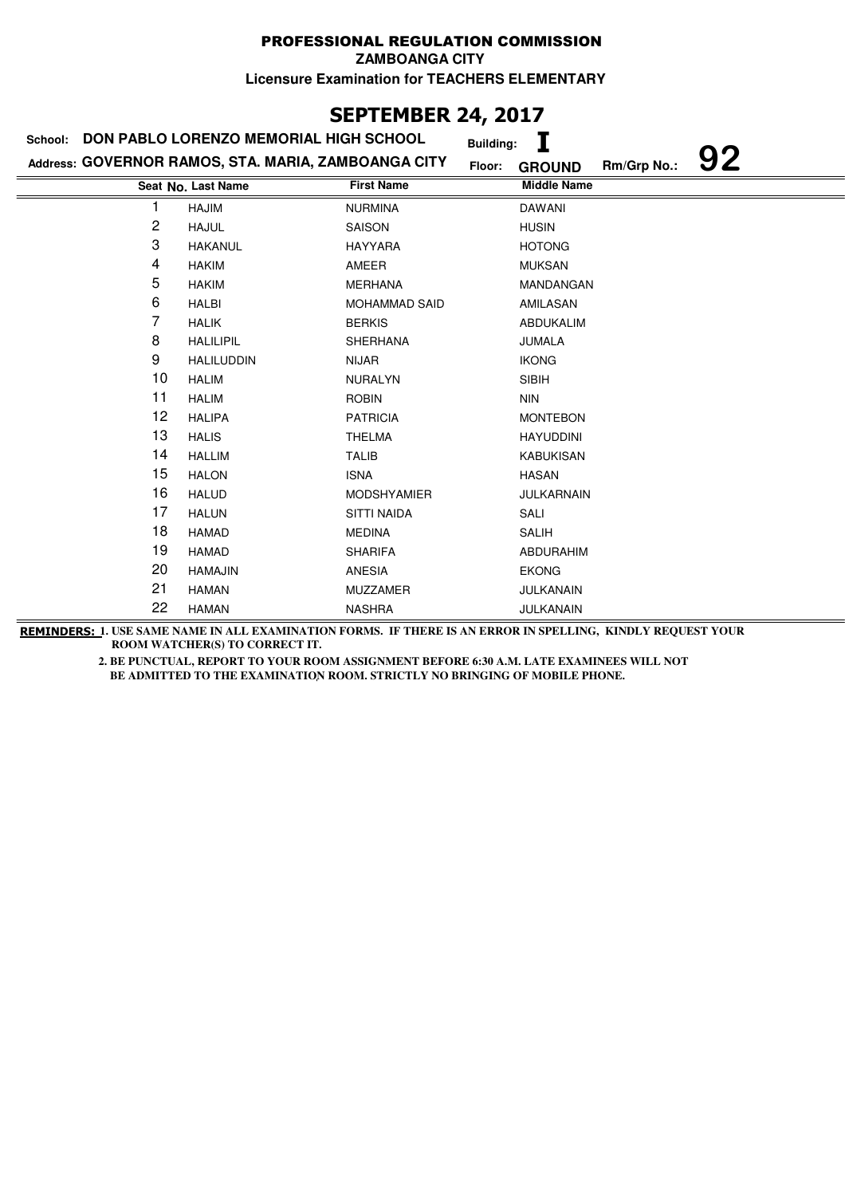# PROFESSIONAL REGULATION COMMISSION

**ZAMBOANGA CITY**

**Licensure Examination for TEACHERS ELEMENTARY**

## SEPTEMBER 24, 2017

**School:** DON PABLO LORENZO MEMORIAL HIGH SCHOOL **Building:** I

**Address:** GOVERNOR RAMOS, STA. MARIA, ZAMBOANGA CITY **Floor:** GROUND **Rm/Grp No.:** 92

| Seat No. | Last Name | First Name | Middle Name |
|---|---|---|---|
| 1 | HAJIM | NURMINA | DAWANI |
| 2 | HAJUL | SAISON | HUSIN |
| 3 | HAKANUL | HAYYARA | HOTONG |
| 4 | HAKIM | AMEER | MUKSAN |
| 5 | HAKIM | MERHANA | MANDANGAN |
| 6 | HALBI | MOHAMMAD SAID | AMILASAN |
| 7 | HALIK | BERKIS | ABDUKALIM |
| 8 | HALILIPIL | SHERHANA | JUMALA |
| 9 | HALILUDDIN | NIJAR | IKONG |
| 10 | HALIM | NURALYN | SIBIH |
| 11 | HALIM | ROBIN | NIN |
| 12 | HALIPA | PATRICIA | MONTEBON |
| 13 | HALIS | THELMA | HAYUDDINI |
| 14 | HALLIM | TALIB | KABUKISAN |
| 15 | HALON | ISNA | HASAN |
| 16 | HALUD | MODSHYAMIER | JULKARNAIN |
| 17 | HALUN | SITTI NAIDA | SALI |
| 18 | HAMAD | MEDINA | SALIH |
| 19 | HAMAD | SHARIFA | ABDURAHIM |
| 20 | HAMAJIN | ANESIA | EKONG |
| 21 | HAMAN | MUZZAMER | JULKANAIN |
| 22 | HAMAN | NASHRA | JULKANAIN |

**REMINDERS:** 1. USE SAME NAME IN ALL EXAMINATION FORMS. IF THERE IS AN ERROR IN SPELLING, KINDLY REQUEST YOUR ROOM WATCHER(S) TO CORRECT IT.

2. BE PUNCTUAL, REPORT TO YOUR ROOM ASSIGNMENT BEFORE 6:30 A.M. LATE EXAMINEES WILL NOT BE ADMITTED TO THE EXAMINATION ROOM. STRICTLY NO BRINGING OF MOBILE PHONE.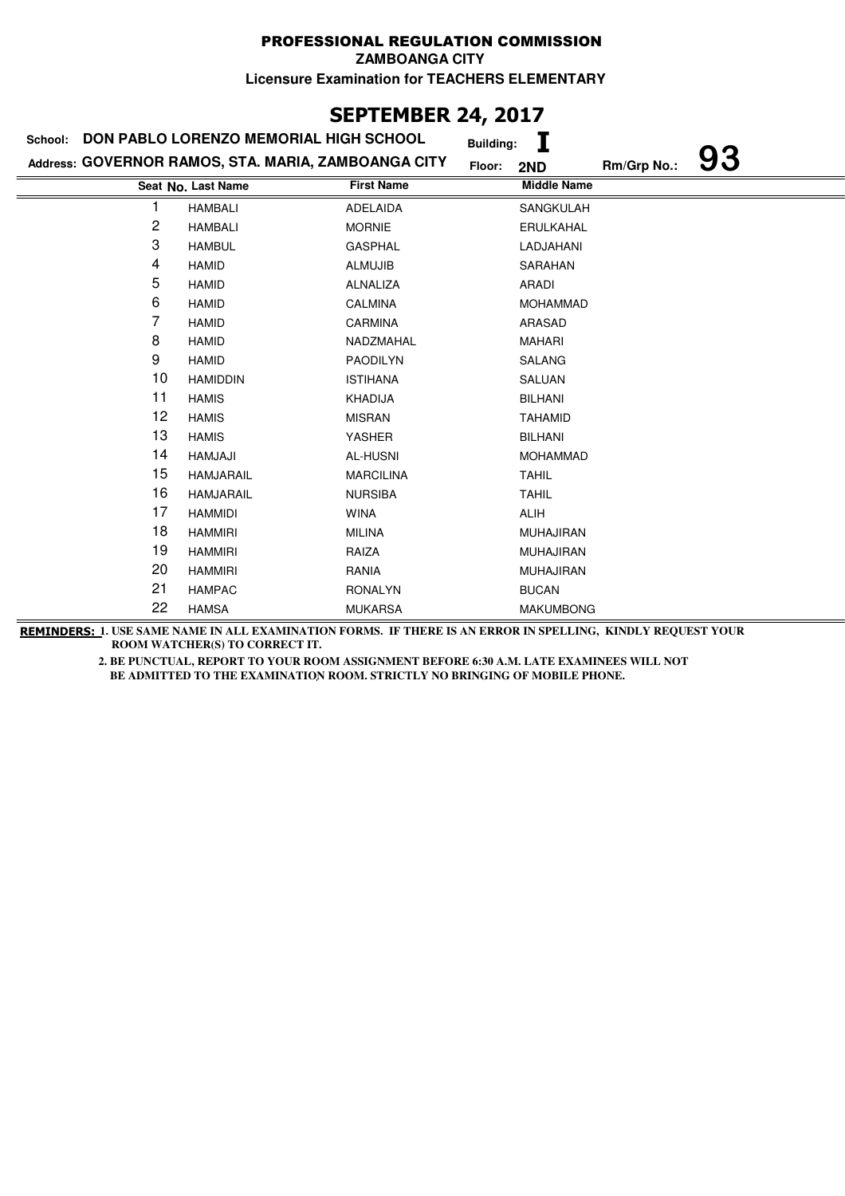# PROFESSIONAL REGULATION COMMISSION

**ZAMBOANGA CITY**

**Licensure Examination for TEACHERS ELEMENTARY**

## SEPTEMBER 24, 2017

**School:** DON PABLO LORENZO MEMORIAL HIGH SCHOOL **Building:** I

**Address:** GOVERNOR RAMOS, STA. MARIA, ZAMBOANGA CITY **Floor:** 2ND **Rm/Grp No.:** 93

| Seat No. | Last Name | First Name | Middle Name |
|---|---|---|---|
| 1 | HAMBALI | ADELAIDA | SANGKULAH |
| 2 | HAMBALI | MORNIE | ERULKAHAL |
| 3 | HAMBUL | GASPHAL | LADJAHANI |
| 4 | HAMID | ALMUJIB | SARAHAN |
| 5 | HAMID | ALNALIZA | ARADI |
| 6 | HAMID | CALMINA | MOHAMMAD |
| 7 | HAMID | CARMINA | ARASAD |
| 8 | HAMID | NADZMAHAL | MAHARI |
| 9 | HAMID | PAODILYN | SALANG |
| 10 | HAMIDDIN | ISTIHANA | SALUAN |
| 11 | HAMIS | KHADIJA | BILHANI |
| 12 | HAMIS | MISRAN | TAHAMID |
| 13 | HAMIS | YASHER | BILHANI |
| 14 | HAMJAJI | AL-HUSNI | MOHAMMAD |
| 15 | HAMJARAIL | MARCILINA | TAHIL |
| 16 | HAMJARAIL | NURSIBA | TAHIL |
| 17 | HAMMIDI | WINA | ALIH |
| 18 | HAMMIRI | MILINA | MUHAJIRAN |
| 19 | HAMMIRI | RAIZA | MUHAJIRAN |
| 20 | HAMMIRI | RANIA | MUHAJIRAN |
| 21 | HAMPAC | RONALYN | BUCAN |
| 22 | HAMSA | MUKARSA | MAKUMBONG |

**REMINDERS:** 1. USE SAME NAME IN ALL EXAMINATION FORMS. IF THERE IS AN ERROR IN SPELLING, KINDLY REQUEST YOUR ROOM WATCHER(S) TO CORRECT IT.

2. BE PUNCTUAL, REPORT TO YOUR ROOM ASSIGNMENT BEFORE 6:30 A.M. LATE EXAMINEES WILL NOT BE ADMITTED TO THE EXAMINATION ROOM. STRICTLY NO BRINGING OF MOBILE PHONE.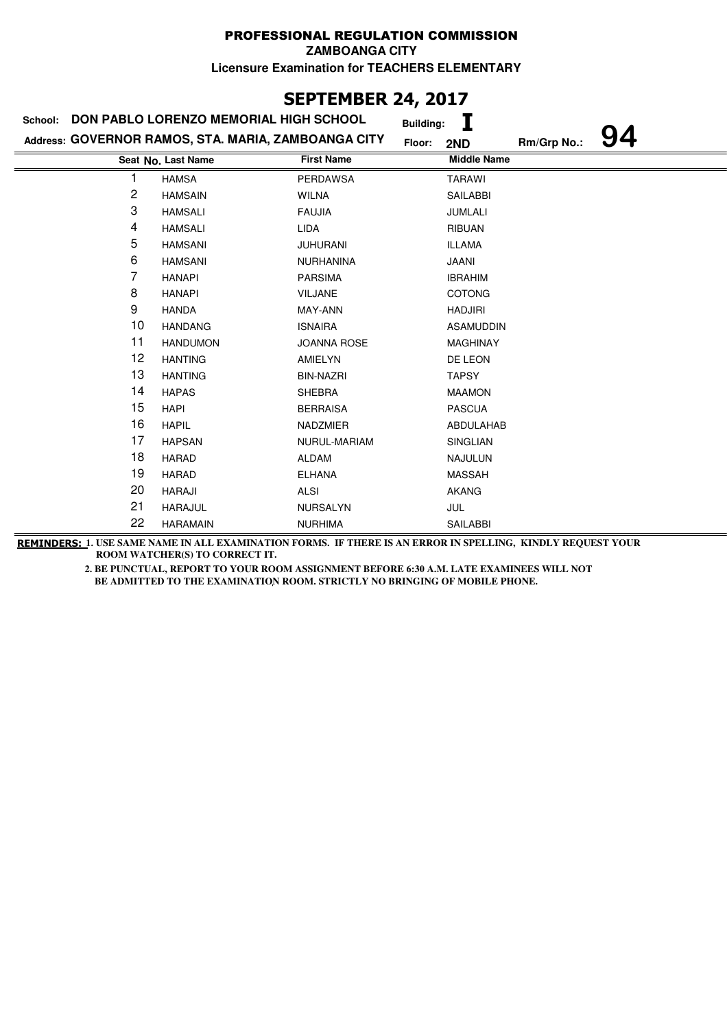# PROFESSIONAL REGULATION COMMISSION

**ZAMBOANGA CITY**

**Licensure Examination for TEACHERS ELEMENTARY**

## SEPTEMBER 24, 2017

**School:** DON PABLO LORENZO MEMORIAL HIGH SCHOOL **Building:** I

**Address:** GOVERNOR RAMOS, STA. MARIA, ZAMBOANGA CITY **Floor:** 2ND **Rm/Grp No.:** 94

| Seat No. | Last Name | First Name | Middle Name |
|---|---|---|---|
| 1 | HAMSA | PERDAWSA | TARAWI |
| 2 | HAMSAIN | WILNA | SAILABBI |
| 3 | HAMSALI | FAUJIA | JUMLALI |
| 4 | HAMSALI | LIDA | RIBUAN |
| 5 | HAMSANI | JUHURANI | ILLAMA |
| 6 | HAMSANI | NURHANINA | JAANI |
| 7 | HANAPI | PARSIMA | IBRAHIM |
| 8 | HANAPI | VILJANE | COTONG |
| 9 | HANDA | MAY-ANN | HADJIRI |
| 10 | HANDANG | ISNAIRA | ASAMUDDIN |
| 11 | HANDUMON | JOANNA ROSE | MAGHINAY |
| 12 | HANTING | AMIELYN | DE LEON |
| 13 | HANTING | BIN-NAZRI | TAPSY |
| 14 | HAPAS | SHEBRA | MAAMON |
| 15 | HAPI | BERRAISA | PASCUA |
| 16 | HAPIL | NADZMIER | ABDULAHAB |
| 17 | HAPSAN | NURUL-MARIAM | SINGLIAN |
| 18 | HARAD | ALDAM | NAJULUN |
| 19 | HARAD | ELHANA | MASSAH |
| 20 | HARAJI | ALSI | AKANG |
| 21 | HARAJUL | NURSALYN | JUL |
| 22 | HARAMAIN | NURHIMA | SAILABBI |

**REMINDERS:** 1. USE SAME NAME IN ALL EXAMINATION FORMS. IF THERE IS AN ERROR IN SPELLING, KINDLY REQUEST YOUR ROOM WATCHER(S) TO CORRECT IT.

2. BE PUNCTUAL, REPORT TO YOUR ROOM ASSIGNMENT BEFORE 6:30 A.M. LATE EXAMINEES WILL NOT BE ADMITTED TO THE EXAMINATION ROOM. STRICTLY NO BRINGING OF MOBILE PHONE.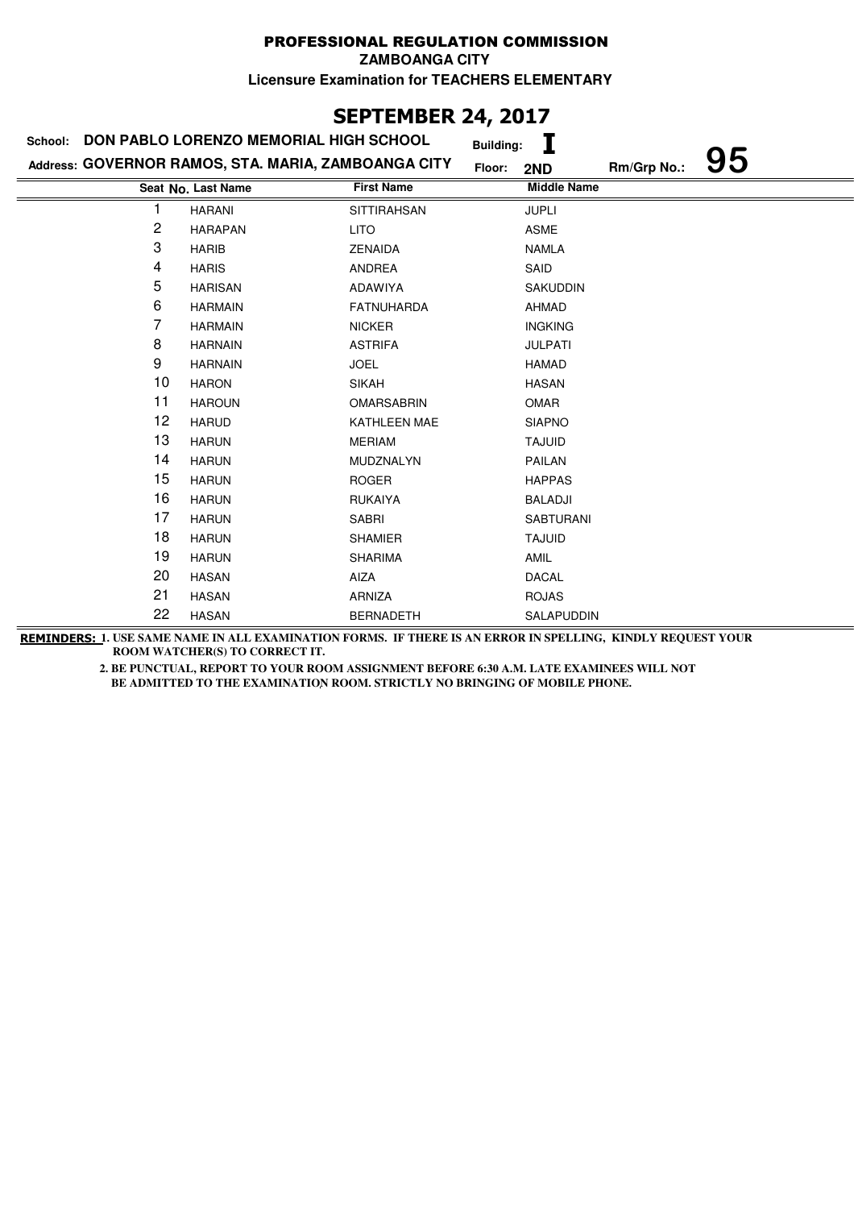# PROFESSIONAL REGULATION COMMISSION

**ZAMBOANGA CITY**

**Licensure Examination for TEACHERS ELEMENTARY**

## SEPTEMBER 24, 2017

**School:** DON PABLO LORENZO MEMORIAL HIGH SCHOOL **Building:** I

**Address:** GOVERNOR RAMOS, STA. MARIA, ZAMBOANGA CITY **Floor:** 2ND **Rm/Grp No.:** 95

| Seat No. | Last Name | First Name | Middle Name |
|---|---|---|---|
| 1 | HARANI | SITTIRAHSAN | JUPLI |
| 2 | HARAPAN | LITO | ASME |
| 3 | HARIB | ZENAIDA | NAMLA |
| 4 | HARIS | ANDREA | SAID |
| 5 | HARISAN | ADAWIYA | SAKUDDIN |
| 6 | HARMAIN | FATNUHARDA | AHMAD |
| 7 | HARMAIN | NICKER | INGKING |
| 8 | HARNAIN | ASTRIFA | JULPATI |
| 9 | HARNAIN | JOEL | HAMAD |
| 10 | HARON | SIKAH | HASAN |
| 11 | HAROUN | OMARSABRIN | OMAR |
| 12 | HARUD | KATHLEEN MAE | SIAPNO |
| 13 | HARUN | MERIAM | TAJUID |
| 14 | HARUN | MUDZNALYN | PAILAN |
| 15 | HARUN | ROGER | HAPPAS |
| 16 | HARUN | RUKAIYA | BALADJI |
| 17 | HARUN | SABRI | SABTURANI |
| 18 | HARUN | SHAMIER | TAJUID |
| 19 | HARUN | SHARIMA | AMIL |
| 20 | HASAN | AIZA | DACAL |
| 21 | HASAN | ARNIZA | ROJAS |
| 22 | HASAN | BERNADETH | SALAPUDDIN |

**REMINDERS:** 1. USE SAME NAME IN ALL EXAMINATION FORMS. IF THERE IS AN ERROR IN SPELLING, KINDLY REQUEST YOUR ROOM WATCHER(S) TO CORRECT IT.

2. BE PUNCTUAL, REPORT TO YOUR ROOM ASSIGNMENT BEFORE 6:30 A.M. LATE EXAMINEES WILL NOT BE ADMITTED TO THE EXAMINATION ROOM. STRICTLY NO BRINGING OF MOBILE PHONE.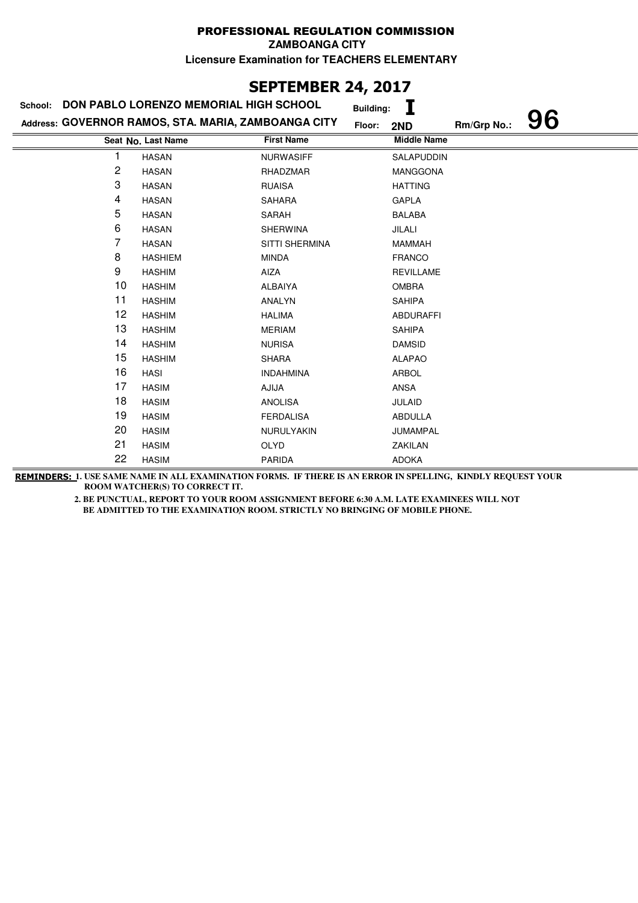# PROFESSIONAL REGULATION COMMISSION

**ZAMBOANGA CITY**

**Licensure Examination for TEACHERS ELEMENTARY**

## SEPTEMBER 24, 2017

**School:** DON PABLO LORENZO MEMORIAL HIGH SCHOOL **Building:** I

**Address:** GOVERNOR RAMOS, STA. MARIA, ZAMBOANGA CITY **Floor:** 2ND **Rm/Grp No.:** 96

| Seat No. | Last Name | First Name | Middle Name |
|---|---|---|---|
| 1 | HASAN | NURWASIFF | SALAPUDDIN |
| 2 | HASAN | RHADZMAR | MANGGONA |
| 3 | HASAN | RUAISA | HATTING |
| 4 | HASAN | SAHARA | GAPLA |
| 5 | HASAN | SARAH | BALABA |
| 6 | HASAN | SHERWINA | JILALI |
| 7 | HASAN | SITTI SHERMINA | MAMMAH |
| 8 | HASHIEM | MINDA | FRANCO |
| 9 | HASHIM | AIZA | REVILLAME |
| 10 | HASHIM | ALBAIYA | OMBRA |
| 11 | HASHIM | ANALYN | SAHIPA |
| 12 | HASHIM | HALIMA | ABDURAFFI |
| 13 | HASHIM | MERIAM | SAHIPA |
| 14 | HASHIM | NURISA | DAMSID |
| 15 | HASHIM | SHARA | ALAPAO |
| 16 | HASI | INDAHMINA | ARBOL |
| 17 | HASIM | AJIJA | ANSA |
| 18 | HASIM | ANOLISA | JULAID |
| 19 | HASIM | FERDALISA | ABDULLA |
| 20 | HASIM | NURULYAKIN | JUMAMPAL |
| 21 | HASIM | OLYD | ZAKILAN |
| 22 | HASIM | PARIDA | ADOKA |

**REMINDERS:** 1. USE SAME NAME IN ALL EXAMINATION FORMS. IF THERE IS AN ERROR IN SPELLING, KINDLY REQUEST YOUR ROOM WATCHER(S) TO CORRECT IT.

2. BE PUNCTUAL, REPORT TO YOUR ROOM ASSIGNMENT BEFORE 6:30 A.M. LATE EXAMINEES WILL NOT BE ADMITTED TO THE EXAMINATION ROOM. STRICTLY NO BRINGING OF MOBILE PHONE.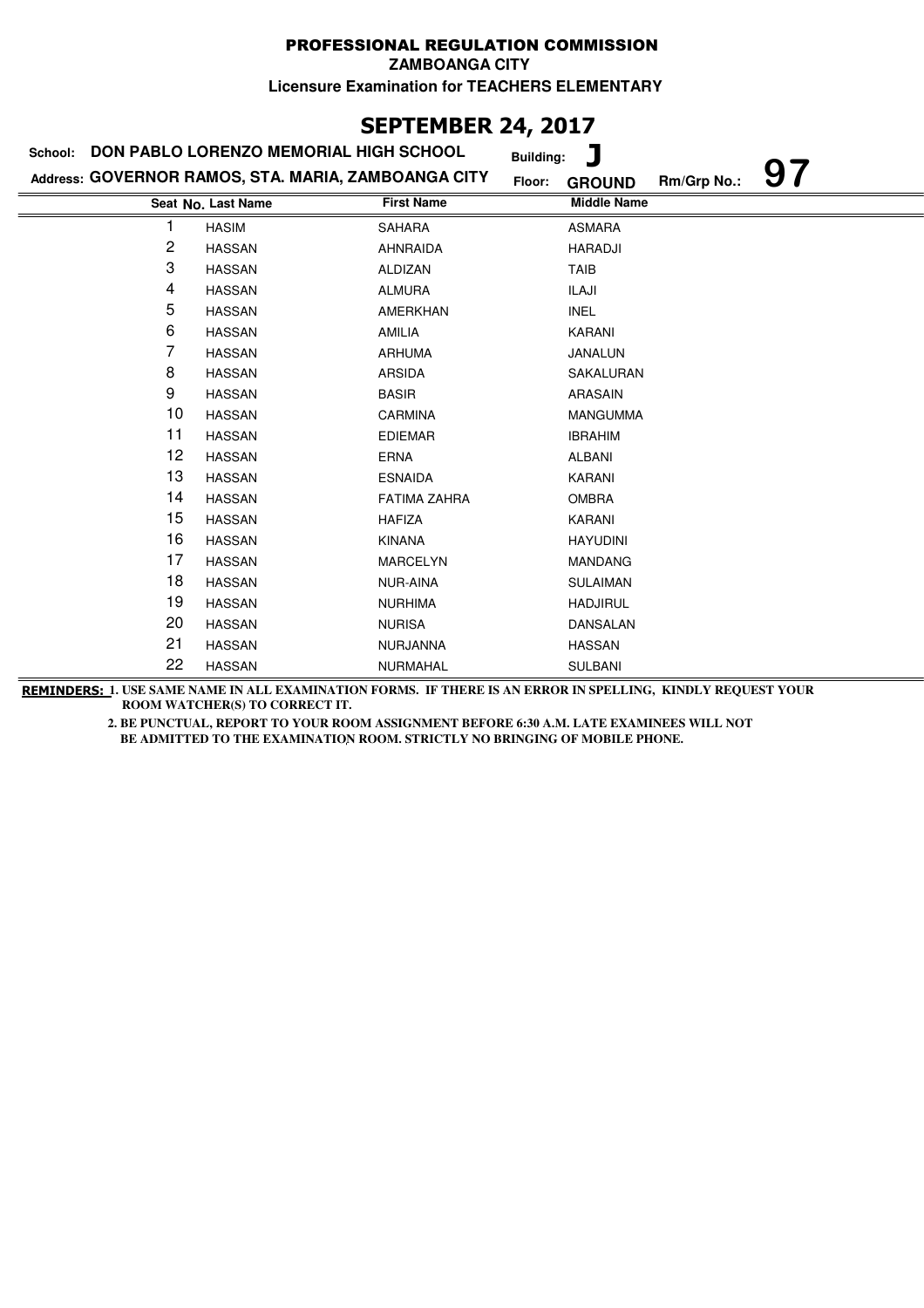# PROFESSIONAL REGULATION COMMISSION

**ZAMBOANGA CITY**

**Licensure Examination for TEACHERS ELEMENTARY**

## SEPTEMBER 24, 2017

**School:** DON PABLO LORENZO MEMORIAL HIGH SCHOOL **Building:** J

**Address:** GOVERNOR RAMOS, STA. MARIA, ZAMBOANGA CITY **Floor:** GROUND **Rm/Grp No.:** 97

| Seat No. | Last Name | First Name | Middle Name |
|---|---|---|---|
| 1 | HASIM | SAHARA | ASMARA |
| 2 | HASSAN | AHNRAIDA | HARADJI |
| 3 | HASSAN | ALDIZAN | TAIB |
| 4 | HASSAN | ALMURA | ILAJI |
| 5 | HASSAN | AMERKHAN | INEL |
| 6 | HASSAN | AMILIA | KARANI |
| 7 | HASSAN | ARHUMA | JANALUN |
| 8 | HASSAN | ARSIDA | SAKALURAN |
| 9 | HASSAN | BASIR | ARASAIN |
| 10 | HASSAN | CARMINA | MANGUMMA |
| 11 | HASSAN | EDIEMAR | IBRAHIM |
| 12 | HASSAN | ERNA | ALBANI |
| 13 | HASSAN | ESNAIDA | KARANI |
| 14 | HASSAN | FATIMA ZAHRA | OMBRA |
| 15 | HASSAN | HAFIZA | KARANI |
| 16 | HASSAN | KINANA | HAYUDINI |
| 17 | HASSAN | MARCELYN | MANDANG |
| 18 | HASSAN | NUR-AINA | SULAIMAN |
| 19 | HASSAN | NURHIMA | HADJIRUL |
| 20 | HASSAN | NURISA | DANSALAN |
| 21 | HASSAN | NURJANNA | HASSAN |
| 22 | HASSAN | NURMAHAL | SULBANI |

**REMINDERS:** 1. USE SAME NAME IN ALL EXAMINATION FORMS. IF THERE IS AN ERROR IN SPELLING, KINDLY REQUEST YOUR ROOM WATCHER(S) TO CORRECT IT.

2. BE PUNCTUAL, REPORT TO YOUR ROOM ASSIGNMENT BEFORE 6:30 A.M. LATE EXAMINEES WILL NOT BE ADMITTED TO THE EXAMINATION ROOM. STRICTLY NO BRINGING OF MOBILE PHONE.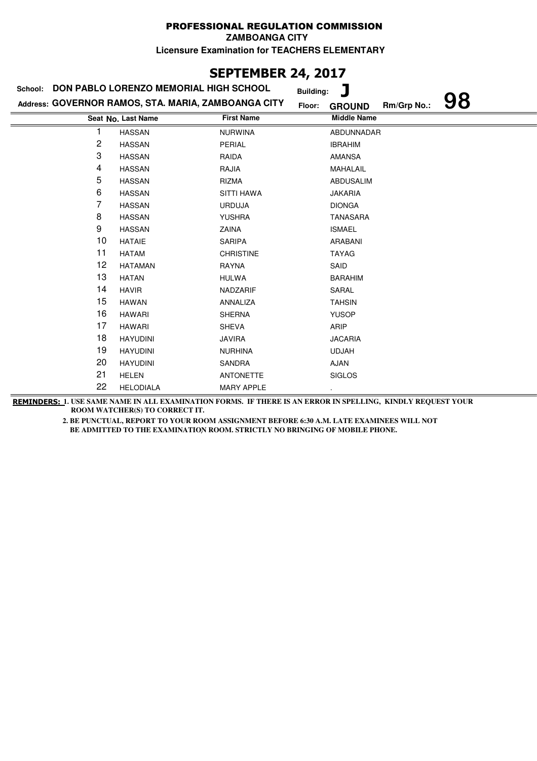# PROFESSIONAL REGULATION COMMISSION

**ZAMBOANGA CITY**

**Licensure Examination for TEACHERS ELEMENTARY**

## SEPTEMBER 24, 2017

**School:** DON PABLO LORENZO MEMORIAL HIGH SCHOOL **Building:** J

**Address:** GOVERNOR RAMOS, STA. MARIA, ZAMBOANGA CITY **Floor:** GROUND **Rm/Grp No.:** 98

| Seat No. | Last Name | First Name | Middle Name |
|---|---|---|---|
| 1 | HASSAN | NURWINA | ABDUNNADAR |
| 2 | HASSAN | PERIAL | IBRAHIM |
| 3 | HASSAN | RAIDA | AMANSA |
| 4 | HASSAN | RAJIA | MAHALAIL |
| 5 | HASSAN | RIZMA | ABDUSALIM |
| 6 | HASSAN | SITTI HAWA | JAKARIA |
| 7 | HASSAN | URDUJA | DIONGA |
| 8 | HASSAN | YUSHRA | TANASARA |
| 9 | HASSAN | ZAINA | ISMAEL |
| 10 | HATAIE | SARIPA | ARABANI |
| 11 | HATAM | CHRISTINE | TAYAG |
| 12 | HATAMAN | RAYNA | SAID |
| 13 | HATAN | HULWA | BARAHIM |
| 14 | HAVIR | NADZARIF | SARAL |
| 15 | HAWAN | ANNALIZA | TAHSIN |
| 16 | HAWARI | SHERNA | YUSOP |
| 17 | HAWARI | SHEVA | ARIP |
| 18 | HAYUDINI | JAVIRA | JACARIA |
| 19 | HAYUDINI | NURHINA | UDJAH |
| 20 | HAYUDINI | SANDRA | AJAN |
| 21 | HELEN | ANTONETTE | SIGLOS |
| 22 | HELODIALA | MARY APPLE | . |

**REMINDERS:** 1. USE SAME NAME IN ALL EXAMINATION FORMS. IF THERE IS AN ERROR IN SPELLING, KINDLY REQUEST YOUR ROOM WATCHER(S) TO CORRECT IT.

2. BE PUNCTUAL, REPORT TO YOUR ROOM ASSIGNMENT BEFORE 6:30 A.M. LATE EXAMINEES WILL NOT BE ADMITTED TO THE EXAMINATION ROOM. STRICTLY NO BRINGING OF MOBILE PHONE.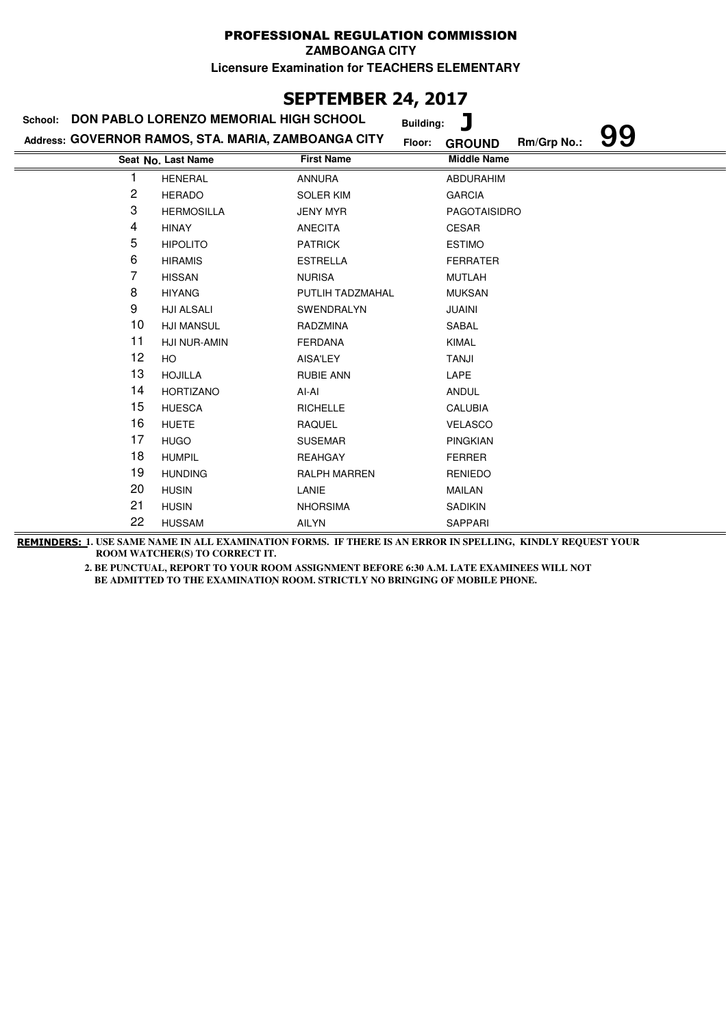# PROFESSIONAL REGULATION COMMISSION

**ZAMBOANGA CITY**

**Licensure Examination for TEACHERS ELEMENTARY**

## SEPTEMBER 24, 2017

**School:** DON PABLO LORENZO MEMORIAL HIGH SCHOOL **Building:** J

**Address:** GOVERNOR RAMOS, STA. MARIA, ZAMBOANGA CITY **Floor:** GROUND **Rm/Grp No.:** 99

| Seat No. | Last Name | First Name | Middle Name |
|---|---|---|---|
| 1 | HENERAL | ANNURA | ABDURAHIM |
| 2 | HERADO | SOLER KIM | GARCIA |
| 3 | HERMOSILLA | JENY MYR | PAGOTAISIDRO |
| 4 | HINAY | ANECITA | CESAR |
| 5 | HIPOLITO | PATRICK | ESTIMO |
| 6 | HIRAMIS | ESTRELLA | FERRATER |
| 7 | HISSAN | NURISA | MUTLAH |
| 8 | HIYANG | PUTLIH TADZMAHAL | MUKSAN |
| 9 | HJI ALSALI | SWENDRALYN | JUAINI |
| 10 | HJI MANSUL | RADZMINA | SABAL |
| 11 | HJI NUR-AMIN | FERDANA | KIMAL |
| 12 | HO | AISA'LEY | TANJI |
| 13 | HOJILLA | RUBIE ANN | LAPE |
| 14 | HORTIZANO | AI-AI | ANDUL |
| 15 | HUESCA | RICHELLE | CALUBIA |
| 16 | HUETE | RAQUEL | VELASCO |
| 17 | HUGO | SUSEMAR | PINGKIAN |
| 18 | HUMPIL | REAHGAY | FERRER |
| 19 | HUNDING | RALPH MARREN | RENIEDO |
| 20 | HUSIN | LANIE | MAILAN |
| 21 | HUSIN | NHORSIMA | SADIKIN |
| 22 | HUSSAM | AILYN | SAPPARI |

**REMINDERS:** 1. USE SAME NAME IN ALL EXAMINATION FORMS. IF THERE IS AN ERROR IN SPELLING, KINDLY REQUEST YOUR ROOM WATCHER(S) TO CORRECT IT.

2. BE PUNCTUAL, REPORT TO YOUR ROOM ASSIGNMENT BEFORE 6:30 A.M. LATE EXAMINEES WILL NOT BE ADMITTED TO THE EXAMINATION ROOM. STRICTLY NO BRINGING OF MOBILE PHONE.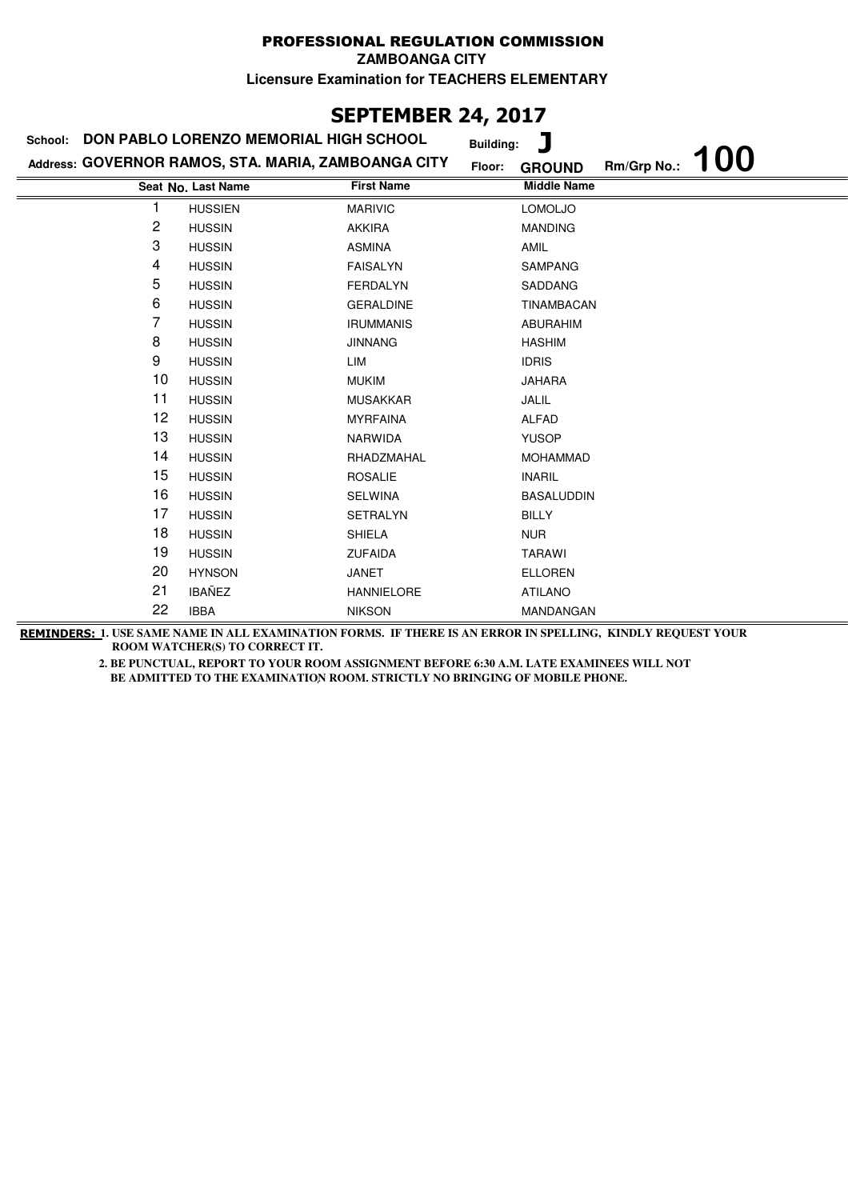# PROFESSIONAL REGULATION COMMISSION

**ZAMBOANGA CITY**

**Licensure Examination for TEACHERS ELEMENTARY**

## SEPTEMBER 24, 2017

**School:** DON PABLO LORENZO MEMORIAL HIGH SCHOOL **Building:** J

**Address:** GOVERNOR RAMOS, STA. MARIA, ZAMBOANGA CITY **Floor:** GROUND **Rm/Grp No.:** 100

| Seat No. | Last Name | First Name | Middle Name |
|---|---|---|---|
| 1 | HUSSIEN | MARIVIC | LOMOLJO |
| 2 | HUSSIN | AKKIRA | MANDING |
| 3 | HUSSIN | ASMINA | AMIL |
| 4 | HUSSIN | FAISALYN | SAMPANG |
| 5 | HUSSIN | FERDALYN | SADDANG |
| 6 | HUSSIN | GERALDINE | TINAMBACAN |
| 7 | HUSSIN | IRUMMANIS | ABURAHIM |
| 8 | HUSSIN | JINNANG | HASHIM |
| 9 | HUSSIN | LIM | IDRIS |
| 10 | HUSSIN | MUKIM | JAHARA |
| 11 | HUSSIN | MUSAKKAR | JALIL |
| 12 | HUSSIN | MYRFAINA | ALFAD |
| 13 | HUSSIN | NARWIDA | YUSOP |
| 14 | HUSSIN | RHADZMAHAL | MOHAMMAD |
| 15 | HUSSIN | ROSALIE | INARIL |
| 16 | HUSSIN | SELWINA | BASALUDDIN |
| 17 | HUSSIN | SETRALYN | BILLY |
| 18 | HUSSIN | SHIELA | NUR |
| 19 | HUSSIN | ZUFAIDA | TARAWI |
| 20 | HYNSON | JANET | ELLOREN |
| 21 | IBAÑEZ | HANNIELORE | ATILANO |
| 22 | IBBA | NIKSON | MANDANGAN |

**REMINDERS:** 1. USE SAME NAME IN ALL EXAMINATION FORMS. IF THERE IS AN ERROR IN SPELLING, KINDLY REQUEST YOUR ROOM WATCHER(S) TO CORRECT IT.

2. BE PUNCTUAL, REPORT TO YOUR ROOM ASSIGNMENT BEFORE 6:30 A.M. LATE EXAMINEES WILL NOT BE ADMITTED TO THE EXAMINATION ROOM. STRICTLY NO BRINGING OF MOBILE PHONE.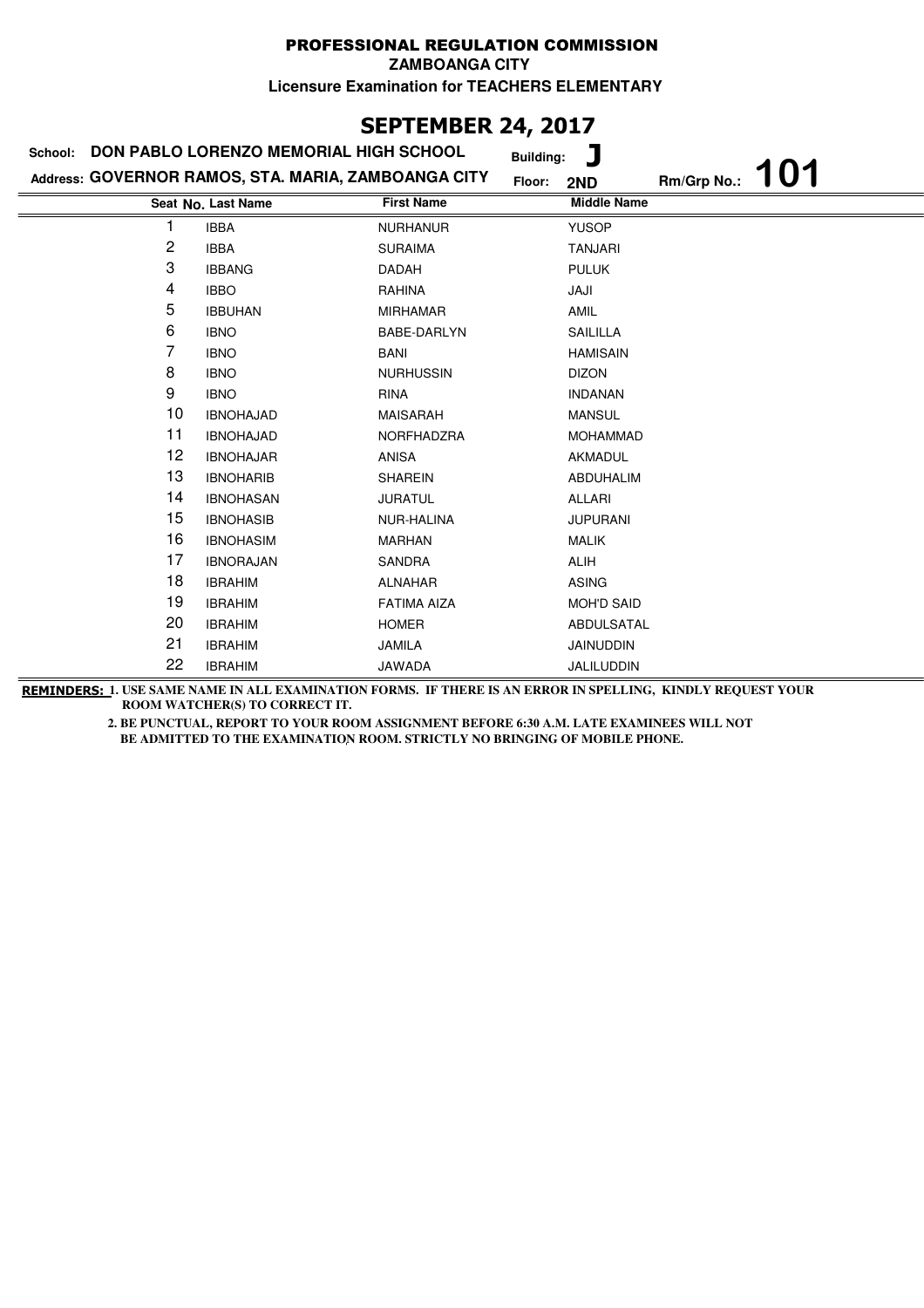# PROFESSIONAL REGULATION COMMISSION

**ZAMBOANGA CITY**

**Licensure Examination for TEACHERS ELEMENTARY**

## SEPTEMBER 24, 2017

**School:** DON PABLO LORENZO MEMORIAL HIGH SCHOOL **Building:** J

**Address:** GOVERNOR RAMOS, STA. MARIA, ZAMBOANGA CITY **Floor:** 2ND **Rm/Grp No.:** 101

| Seat No. | Last Name | First Name | Middle Name |
|---|---|---|---|
| 1 | IBBA | NURHANUR | YUSOP |
| 2 | IBBA | SURAIMA | TANJARI |
| 3 | IBBANG | DADAH | PULUK |
| 4 | IBBO | RAHINA | JAJI |
| 5 | IBBUHAN | MIRHAMAR | AMIL |
| 6 | IBNO | BABE-DARLYN | SAILILLA |
| 7 | IBNO | BANI | HAMISAIN |
| 8 | IBNO | NURHUSSIN | DIZON |
| 9 | IBNO | RINA | INDANAN |
| 10 | IBNOHAJAD | MAISARAH | MANSUL |
| 11 | IBNOHAJAD | NORFHADZRA | MOHAMMAD |
| 12 | IBNOHAJAR | ANISA | AKMADUL |
| 13 | IBNOHARIB | SHAREIN | ABDUHALIM |
| 14 | IBNOHASAN | JURATUL | ALLARI |
| 15 | IBNOHASIB | NUR-HALINA | JUPURANI |
| 16 | IBNOHASIM | MARHAN | MALIK |
| 17 | IBNORAJAN | SANDRA | ALIH |
| 18 | IBRAHIM | ALNAHAR | ASING |
| 19 | IBRAHIM | FATIMA AIZA | MOH'D SAID |
| 20 | IBRAHIM | HOMER | ABDULSATAL |
| 21 | IBRAHIM | JAMILA | JAINUDDIN |
| 22 | IBRAHIM | JAWADA | JALILUDDIN |

**REMINDERS:** 1. USE SAME NAME IN ALL EXAMINATION FORMS. IF THERE IS AN ERROR IN SPELLING, KINDLY REQUEST YOUR ROOM WATCHER(S) TO CORRECT IT.

2. BE PUNCTUAL, REPORT TO YOUR ROOM ASSIGNMENT BEFORE 6:30 A.M. LATE EXAMINEES WILL NOT BE ADMITTED TO THE EXAMINATION ROOM. STRICTLY NO BRINGING OF MOBILE PHONE.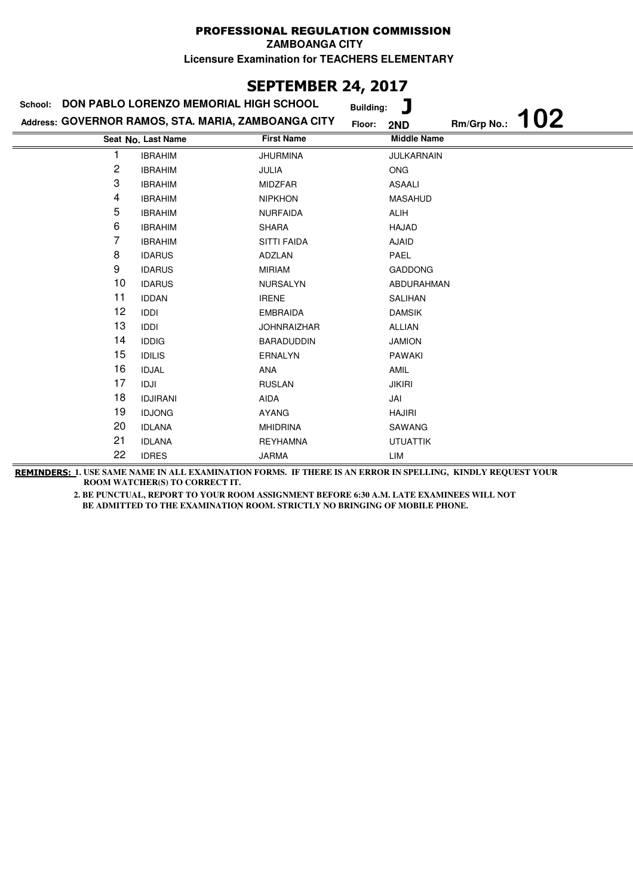# PROFESSIONAL REGULATION COMMISSION

**ZAMBOANGA CITY**

**Licensure Examination for TEACHERS ELEMENTARY**

## SEPTEMBER 24, 2017

**School:** DON PABLO LORENZO MEMORIAL HIGH SCHOOL **Building:** J

**Address:** GOVERNOR RAMOS, STA. MARIA, ZAMBOANGA CITY **Floor:** 2ND **Rm/Grp No.:** 102

| Seat No. | Last Name | First Name | Middle Name |
|---|---|---|---|
| 1 | IBRAHIM | JHURMINA | JULKARNAIN |
| 2 | IBRAHIM | JULIA | ONG |
| 3 | IBRAHIM | MIDZFAR | ASAALI |
| 4 | IBRAHIM | NIPKHON | MASAHUD |
| 5 | IBRAHIM | NURFAIDA | ALIH |
| 6 | IBRAHIM | SHARA | HAJAD |
| 7 | IBRAHIM | SITTI FAIDA | AJAID |
| 8 | IDARUS | ADZLAN | PAEL |
| 9 | IDARUS | MIRIAM | GADDONG |
| 10 | IDARUS | NURSALYN | ABDURAHMAN |
| 11 | IDDAN | IRENE | SALIHAN |
| 12 | IDDI | EMBRAIDA | DAMSIK |
| 13 | IDDI | JOHNRAIZHAR | ALLIAN |
| 14 | IDDIG | BARADUDDIN | JAMION |
| 15 | IDILIS | ERNALYN | PAWAKI |
| 16 | IDJAL | ANA | AMIL |
| 17 | IDJI | RUSLAN | JIKIRI |
| 18 | IDJIRANI | AIDA | JAI |
| 19 | IDJONG | AYANG | HAJIRI |
| 20 | IDLANA | MHIDRINA | SAWANG |
| 21 | IDLANA | REYHAMNA | UTUATTIK |
| 22 | IDRES | JARMA | LIM |

**REMINDERS:** 1. USE SAME NAME IN ALL EXAMINATION FORMS. IF THERE IS AN ERROR IN SPELLING, KINDLY REQUEST YOUR ROOM WATCHER(S) TO CORRECT IT.

2. BE PUNCTUAL, REPORT TO YOUR ROOM ASSIGNMENT BEFORE 6:30 A.M. LATE EXAMINEES WILL NOT BE ADMITTED TO THE EXAMINATION ROOM. STRICTLY NO BRINGING OF MOBILE PHONE.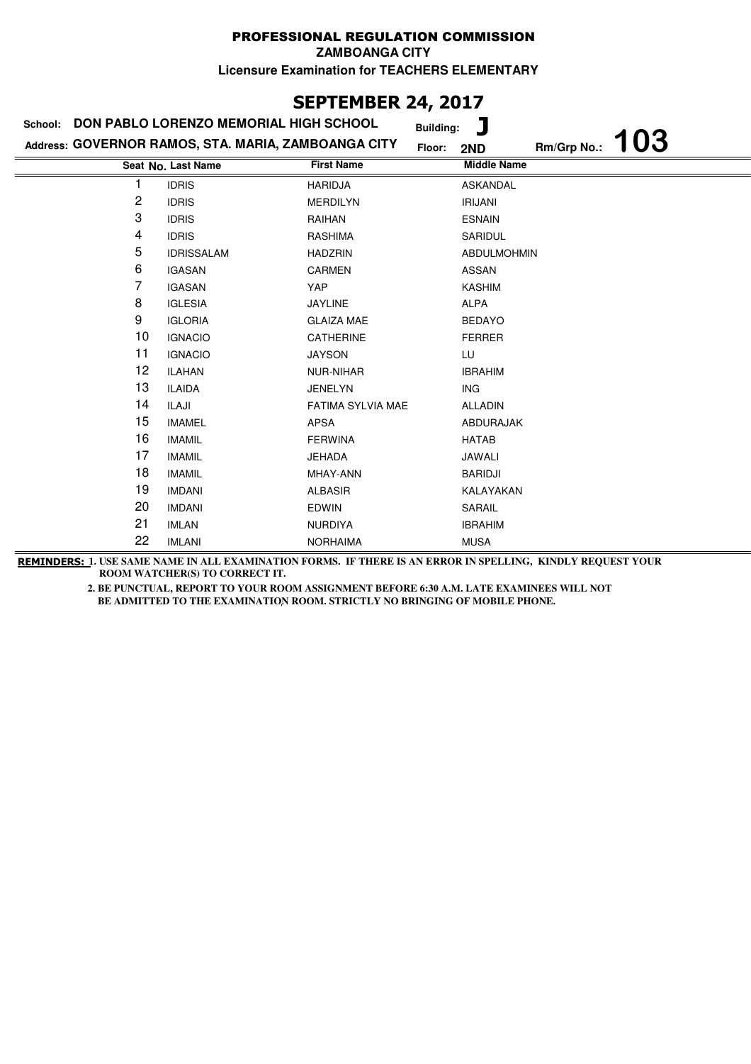**PROFESSIONAL REGULATION COMMISSION**

**ZAMBOANGA CITY**

**Licensure Examination for TEACHERS ELEMENTARY**

## SEPTEMBER 24, 2017

**School:** DON PABLO LORENZO MEMORIAL HIGH SCHOOL **Building:** J

**Address:** GOVERNOR RAMOS, STA. MARIA, ZAMBOANGA CITY **Floor:** 2ND **Rm/Grp No.:** 103

| Seat No. | Last Name | First Name | Middle Name |
|---|---|---|---|
| 1 | IDRIS | HARIDJA | ASKANDAL |
| 2 | IDRIS | MERDILYN | IRIJANI |
| 3 | IDRIS | RAIHAN | ESNAIN |
| 4 | IDRIS | RASHIMA | SARIDUL |
| 5 | IDRISSALAM | HADZRIN | ABDULMOHMIN |
| 6 | IGASAN | CARMEN | ASSAN |
| 7 | IGASAN | YAP | KASHIM |
| 8 | IGLESIA | JAYLINE | ALPA |
| 9 | IGLORIA | GLAIZA MAE | BEDAYO |
| 10 | IGNACIO | CATHERINE | FERRER |
| 11 | IGNACIO | JAYSON | LU |
| 12 | ILAHAN | NUR-NIHAR | IBRAHIM |
| 13 | ILAIDA | JENELYN | ING |
| 14 | ILAJI | FATIMA SYLVIA MAE | ALLADIN |
| 15 | IMAMEL | APSA | ABDURAJAK |
| 16 | IMAMIL | FERWINA | HATAB |
| 17 | IMAMIL | JEHADA | JAWALI |
| 18 | IMAMIL | MHAY-ANN | BARIDJI |
| 19 | IMDANI | ALBASIR | KALAYAKAN |
| 20 | IMDANI | EDWIN | SARAIL |
| 21 | IMLAN | NURDIYA | IBRAHIM |
| 22 | IMLANI | NORHAIMA | MUSA |

**REMINDERS:** 1. USE SAME NAME IN ALL EXAMINATION FORMS. IF THERE IS AN ERROR IN SPELLING, KINDLY REQUEST YOUR ROOM WATCHER(S) TO CORRECT IT.

2. BE PUNCTUAL, REPORT TO YOUR ROOM ASSIGNMENT BEFORE 6:30 A.M. LATE EXAMINEES WILL NOT BE ADMITTED TO THE EXAMINATION ROOM. STRICTLY NO BRINGING OF MOBILE PHONE.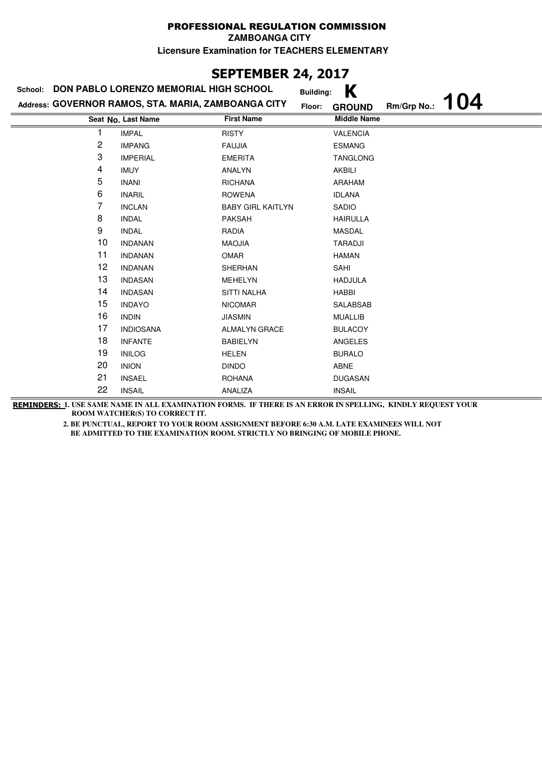# PROFESSIONAL REGULATION COMMISSION

**ZAMBOANGA CITY**

**Licensure Examination for TEACHERS ELEMENTARY**

## SEPTEMBER 24, 2017

**School:** DON PABLO LORENZO MEMORIAL HIGH SCHOOL **Building:** K

**Address:** GOVERNOR RAMOS, STA. MARIA, ZAMBOANGA CITY **Floor:** GROUND **Rm/Grp No.:** 104

| Seat No. | Last Name | First Name | Middle Name |
|---|---|---|---|
| 1 | IMPAL | RISTY | VALENCIA |
| 2 | IMPANG | FAUJIA | ESMANG |
| 3 | IMPERIAL | EMERITA | TANGLONG |
| 4 | IMUY | ANALYN | AKBILI |
| 5 | INANI | RICHANA | ARAHAM |
| 6 | INARIL | ROWENA | IDLANA |
| 7 | INCLAN | BABY GIRL KAITLYN | SADIO |
| 8 | INDAL | PAKSAH | HAIRULLA |
| 9 | INDAL | RADIA | MASDAL |
| 10 | INDANAN | MAOJIA | TARADJI |
| 11 | INDANAN | OMAR | HAMAN |
| 12 | INDANAN | SHERHAN | SAHI |
| 13 | INDASAN | MEHELYN | HADJULA |
| 14 | INDASAN | SITTI NALHA | HABBI |
| 15 | INDAYO | NICOMAR | SALABSAB |
| 16 | INDIN | JIASMIN | MUALLIB |
| 17 | INDIOSANA | ALMALYN GRACE | BULACOY |
| 18 | INFANTE | BABIELYN | ANGELES |
| 19 | INILOG | HELEN | BURALO |
| 20 | INION | DINDO | ABNE |
| 21 | INSAEL | ROHANA | DUGASAN |
| 22 | INSAIL | ANALIZA | INSAIL |

**REMINDERS:** 1. USE SAME NAME IN ALL EXAMINATION FORMS. IF THERE IS AN ERROR IN SPELLING, KINDLY REQUEST YOUR ROOM WATCHER(S) TO CORRECT IT.

2. BE PUNCTUAL, REPORT TO YOUR ROOM ASSIGNMENT BEFORE 6:30 A.M. LATE EXAMINEES WILL NOT BE ADMITTED TO THE EXAMINATION ROOM. STRICTLY NO BRINGING OF MOBILE PHONE.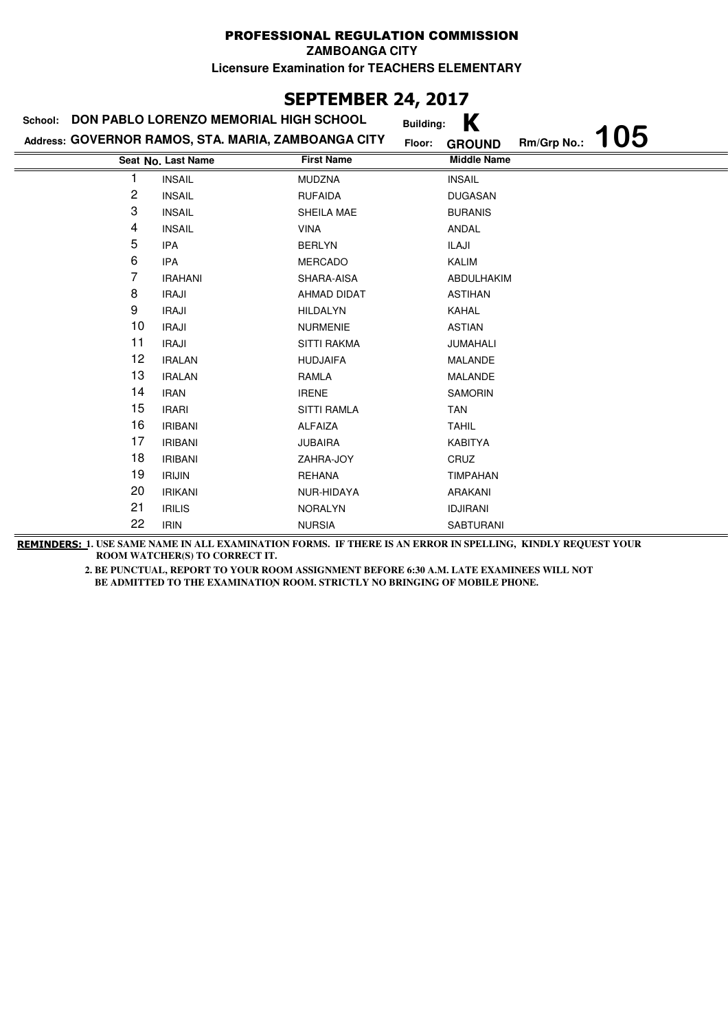PROFESSIONAL REGULATION COMMISSION

ZAMBOANGA CITY

Licensure Examination for TEACHERS ELEMENTARY

# SEPTEMBER 24, 2017

School: **DON PABLO LORENZO MEMORIAL HIGH SCHOOL** Building: **K**

Address: **GOVERNOR RAMOS, STA. MARIA, ZAMBOANGA CITY** Floor: **GROUND** Rm/Grp No.: **105**

| Seat No. | Last Name | First Name | Middle Name |
|---|---|---|---|
| 1 | INSAIL | MUDZNA | INSAIL |
| 2 | INSAIL | RUFAIDA | DUGASAN |
| 3 | INSAIL | SHEILA MAE | BURANIS |
| 4 | INSAIL | VINA | ANDAL |
| 5 | IPA | BERLYN | ILAJI |
| 6 | IPA | MERCADO | KALIM |
| 7 | IRAHANI | SHARA-AISA | ABDULHAKIM |
| 8 | IRAJI | AHMAD DIDAT | ASTIHAN |
| 9 | IRAJI | HILDALYN | KAHAL |
| 10 | IRAJI | NURMENIE | ASTIAN |
| 11 | IRAJI | SITTI RAKMA | JUMAHALI |
| 12 | IRALAN | HUDJAIFA | MALANDE |
| 13 | IRALAN | RAMLA | MALANDE |
| 14 | IRAN | IRENE | SAMORIN |
| 15 | IRARI | SITTI RAMLA | TAN |
| 16 | IRIBANI | ALFAIZA | TAHIL |
| 17 | IRIBANI | JUBAIRA | KABITYA |
| 18 | IRIBANI | ZAHRA-JOY | CRUZ |
| 19 | IRIJIN | REHANA | TIMPAHAN |
| 20 | IRIKANI | NUR-HIDAYA | ARAKANI |
| 21 | IRILIS | NORALYN | IDJIRANI |
| 22 | IRIN | NURSIA | SABTURANI |

**REMINDERS:** 1. USE SAME NAME IN ALL EXAMINATION FORMS. IF THERE IS AN ERROR IN SPELLING, KINDLY REQUEST YOUR ROOM WATCHER(S) TO CORRECT IT.

2. BE PUNCTUAL, REPORT TO YOUR ROOM ASSIGNMENT BEFORE 6:30 A.M. LATE EXAMINEES WILL NOT BE ADMITTED TO THE EXAMINATION ROOM. STRICTLY NO BRINGING OF MOBILE PHONE.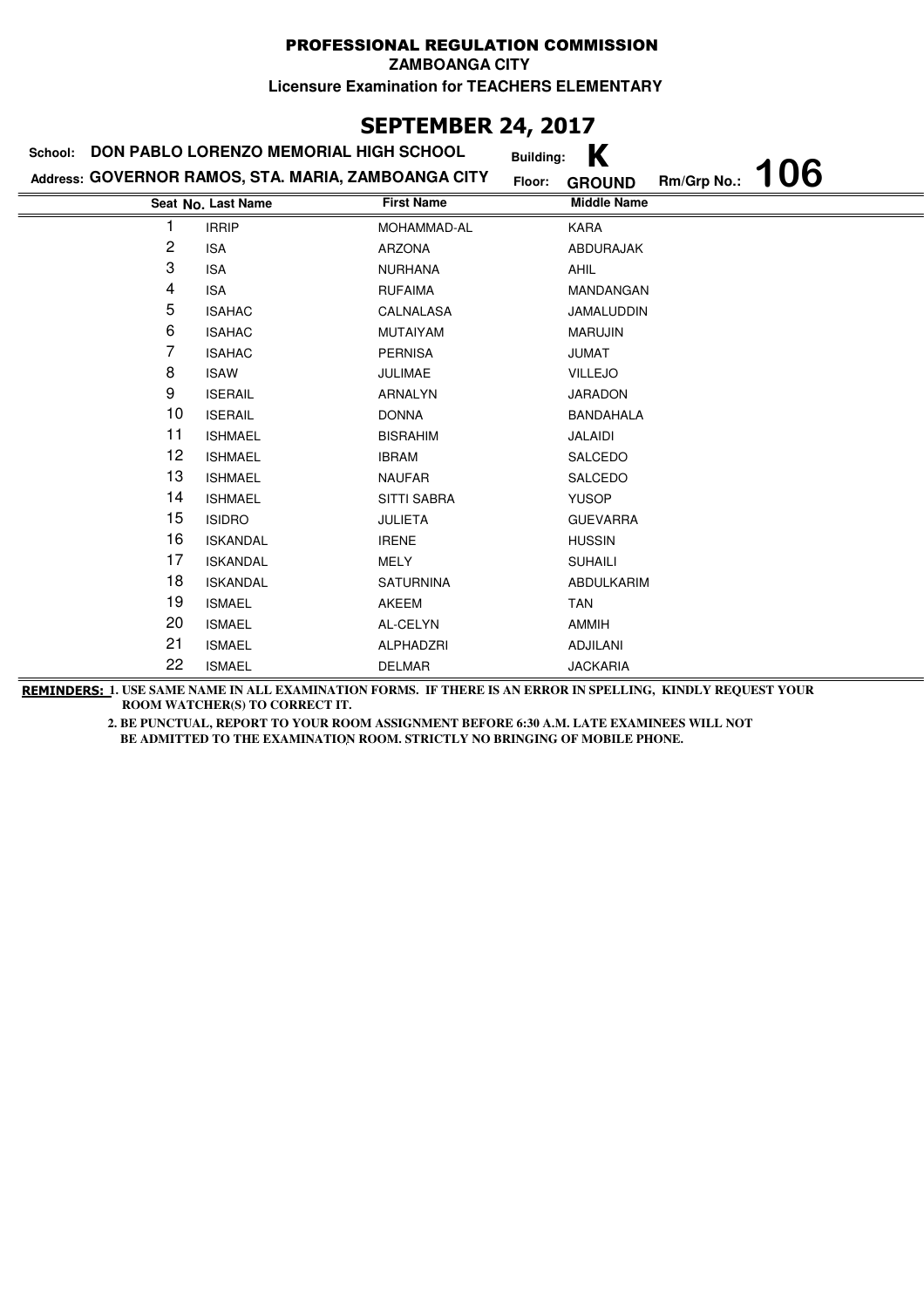# PROFESSIONAL REGULATION COMMISSION

**ZAMBOANGA CITY**

**Licensure Examination for TEACHERS ELEMENTARY**

## SEPTEMBER 24, 2017

**School:** DON PABLO LORENZO MEMORIAL HIGH SCHOOL **Building:** K

**Address:** GOVERNOR RAMOS, STA. MARIA, ZAMBOANGA CITY **Floor:** GROUND **Rm/Grp No.:** 106

| Seat No. | Last Name | First Name | Middle Name |
|---|---|---|---|
| 1 | IRRIP | MOHAMMAD-AL | KARA |
| 2 | ISA | ARZONA | ABDURAJAK |
| 3 | ISA | NURHANA | AHIL |
| 4 | ISA | RUFAIMA | MANDANGAN |
| 5 | ISAHAC | CALNALASA | JAMALUDDIN |
| 6 | ISAHAC | MUTAIYAM | MARUJIN |
| 7 | ISAHAC | PERNISA | JUMAT |
| 8 | ISAW | JULIMAE | VILLEJO |
| 9 | ISERAIL | ARNALYN | JARADON |
| 10 | ISERAIL | DONNA | BANDAHALA |
| 11 | ISHMAEL | BISRAHIM | JALAIDI |
| 12 | ISHMAEL | IBRAM | SALCEDO |
| 13 | ISHMAEL | NAUFAR | SALCEDO |
| 14 | ISHMAEL | SITTI SABRA | YUSOP |
| 15 | ISIDRO | JULIETA | GUEVARRA |
| 16 | ISKANDAL | IRENE | HUSSIN |
| 17 | ISKANDAL | MELY | SUHAILI |
| 18 | ISKANDAL | SATURNINA | ABDULKARIM |
| 19 | ISMAEL | AKEEM | TAN |
| 20 | ISMAEL | AL-CELYN | AMMIH |
| 21 | ISMAEL | ALPHADZRI | ADJILANI |
| 22 | ISMAEL | DELMAR | JACKARIA |

**REMINDERS:** 1. USE SAME NAME IN ALL EXAMINATION FORMS. IF THERE IS AN ERROR IN SPELLING, KINDLY REQUEST YOUR ROOM WATCHER(S) TO CORRECT IT.

2. BE PUNCTUAL, REPORT TO YOUR ROOM ASSIGNMENT BEFORE 6:30 A.M. LATE EXAMINEES WILL NOT BE ADMITTED TO THE EXAMINATION ROOM. STRICTLY NO BRINGING OF MOBILE PHONE.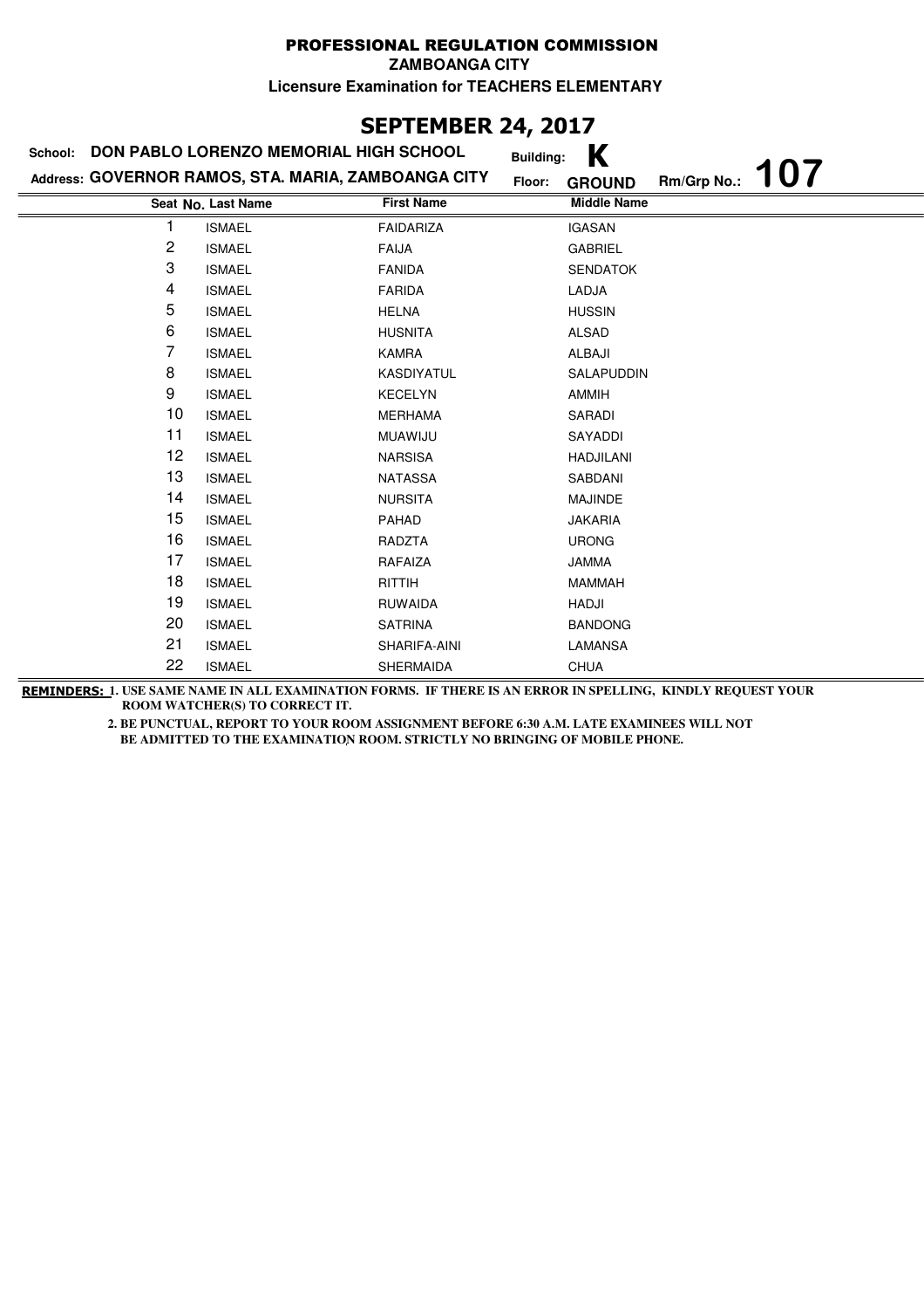# PROFESSIONAL REGULATION COMMISSION

**ZAMBOANGA CITY**

**Licensure Examination for TEACHERS ELEMENTARY**

## SEPTEMBER 24, 2017

**School:** DON PABLO LORENZO MEMORIAL HIGH SCHOOL **Building:** K

**Address:** GOVERNOR RAMOS, STA. MARIA, ZAMBOANGA CITY **Floor:** GROUND **Rm/Grp No.:** 107

| Seat No. | Last Name | First Name | Middle Name |
|---|---|---|---|
| 1 | ISMAEL | FAIDARIZA | IGASAN |
| 2 | ISMAEL | FAIJA | GABRIEL |
| 3 | ISMAEL | FANIDA | SENDATOK |
| 4 | ISMAEL | FARIDA | LADJA |
| 5 | ISMAEL | HELNA | HUSSIN |
| 6 | ISMAEL | HUSNITA | ALSAD |
| 7 | ISMAEL | KAMRA | ALBAJI |
| 8 | ISMAEL | KASDIYATUL | SALAPUDDIN |
| 9 | ISMAEL | KECELYN | AMMIH |
| 10 | ISMAEL | MERHAMA | SARADI |
| 11 | ISMAEL | MUAWIJU | SAYADDI |
| 12 | ISMAEL | NARSISA | HADJILANI |
| 13 | ISMAEL | NATASSA | SABDANI |
| 14 | ISMAEL | NURSITA | MAJINDE |
| 15 | ISMAEL | PAHAD | JAKARIA |
| 16 | ISMAEL | RADZTA | URONG |
| 17 | ISMAEL | RAFAIZA | JAMMA |
| 18 | ISMAEL | RITTIH | MAMMAH |
| 19 | ISMAEL | RUWAIDA | HADJI |
| 20 | ISMAEL | SATRINA | BANDONG |
| 21 | ISMAEL | SHARIFA-AINI | LAMANSA |
| 22 | ISMAEL | SHERMAIDA | CHUA |

**REMINDERS:** 1. USE SAME NAME IN ALL EXAMINATION FORMS. IF THERE IS AN ERROR IN SPELLING, KINDLY REQUEST YOUR ROOM WATCHER(S) TO CORRECT IT.

2. BE PUNCTUAL, REPORT TO YOUR ROOM ASSIGNMENT BEFORE 6:30 A.M. LATE EXAMINEES WILL NOT BE ADMITTED TO THE EXAMINATION ROOM. STRICTLY NO BRINGING OF MOBILE PHONE.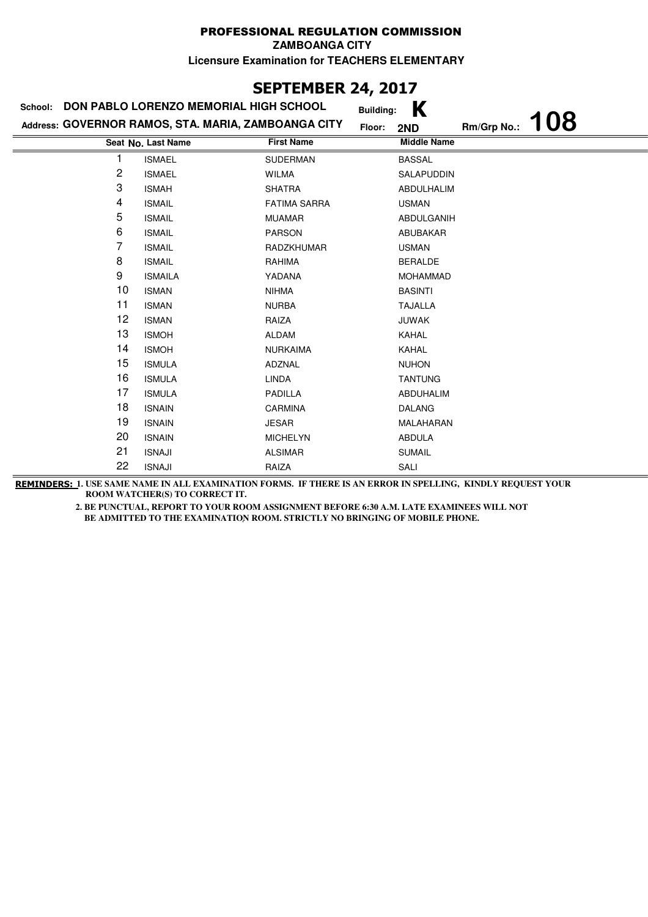# PROFESSIONAL REGULATION COMMISSION

**ZAMBOANGA CITY**

**Licensure Examination for TEACHERS ELEMENTARY**

## SEPTEMBER 24, 2017

**School:** DON PABLO LORENZO MEMORIAL HIGH SCHOOL **Building:** K

**Address:** GOVERNOR RAMOS, STA. MARIA, ZAMBOANGA CITY **Floor:** 2ND **Rm/Grp No.:** 108

| Seat No. | Last Name | First Name | Middle Name |
|---|---|---|---|
| 1 | ISMAEL | SUDERMAN | BASSAL |
| 2 | ISMAEL | WILMA | SALAPUDDIN |
| 3 | ISMAH | SHATRA | ABDULHALIM |
| 4 | ISMAIL | FATIMA SARRA | USMAN |
| 5 | ISMAIL | MUAMAR | ABDULGANIH |
| 6 | ISMAIL | PARSON | ABUBAKAR |
| 7 | ISMAIL | RADZKHUMAR | USMAN |
| 8 | ISMAIL | RAHIMA | BERALDE |
| 9 | ISMAILA | YADANA | MOHAMMAD |
| 10 | ISMAN | NIHMA | BASINTI |
| 11 | ISMAN | NURBA | TAJALLA |
| 12 | ISMAN | RAIZA | JUWAK |
| 13 | ISMOH | ALDAM | KAHAL |
| 14 | ISMOH | NURKAIMA | KAHAL |
| 15 | ISMULA | ADZNAL | NUHON |
| 16 | ISMULA | LINDA | TANTUNG |
| 17 | ISMULA | PADILLA | ABDUHALIM |
| 18 | ISNAIN | CARMINA | DALANG |
| 19 | ISNAIN | JESAR | MALAHARAN |
| 20 | ISNAIN | MICHELYN | ABDULA |
| 21 | ISNAJI | ALSIMAR | SUMAIL |
| 22 | ISNAJI | RAIZA | SALI |

**REMINDERS:** 1. USE SAME NAME IN ALL EXAMINATION FORMS. IF THERE IS AN ERROR IN SPELLING, KINDLY REQUEST YOUR ROOM WATCHER(S) TO CORRECT IT.

2. BE PUNCTUAL, REPORT TO YOUR ROOM ASSIGNMENT BEFORE 6:30 A.M. LATE EXAMINEES WILL NOT BE ADMITTED TO THE EXAMINATION ROOM. STRICTLY NO BRINGING OF MOBILE PHONE.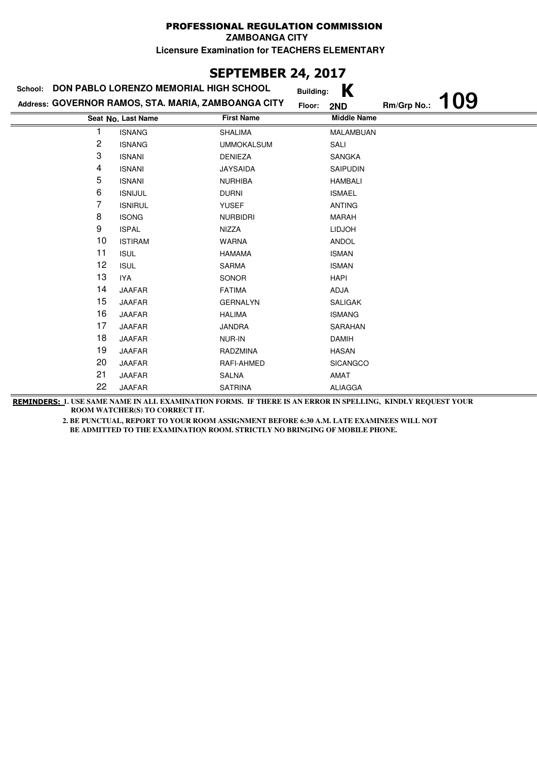# PROFESSIONAL REGULATION COMMISSION

**ZAMBOANGA CITY**

**Licensure Examination for TEACHERS ELEMENTARY**

## SEPTEMBER 24, 2017

**School:** DON PABLO LORENZO MEMORIAL HIGH SCHOOL **Building:** K

**Address:** GOVERNOR RAMOS, STA. MARIA, ZAMBOANGA CITY **Floor:** 2ND **Rm/Grp No.:** 109

| Seat No. | Last Name | First Name | Middle Name |
|---|---|---|---|
| 1 | ISNANG | SHALIMA | MALAMBUAN |
| 2 | ISNANG | UMMOKALSUM | SALI |
| 3 | ISNANI | DENIEZA | SANGKA |
| 4 | ISNANI | JAYSAIDA | SAIPUDIN |
| 5 | ISNANI | NURHIBA | HAMBALI |
| 6 | ISNIJUL | DURNI | ISMAEL |
| 7 | ISNIRUL | YUSEF | ANTING |
| 8 | ISONG | NURBIDRI | MARAH |
| 9 | ISPAL | NIZZA | LIDJOH |
| 10 | ISTIRAM | WARNA | ANDOL |
| 11 | ISUL | HAMAMA | ISMAN |
| 12 | ISUL | SARMA | ISMAN |
| 13 | IYA | SONOR | HAPI |
| 14 | JAAFAR | FATIMA | ADJA |
| 15 | JAAFAR | GERNALYN | SALIGAK |
| 16 | JAAFAR | HALIMA | ISMANG |
| 17 | JAAFAR | JANDRA | SARAHAN |
| 18 | JAAFAR | NUR-IN | DAMIH |
| 19 | JAAFAR | RADZMINA | HASAN |
| 20 | JAAFAR | RAFI-AHMED | SICANGCO |
| 21 | JAAFAR | SALNA | AMAT |
| 22 | JAAFAR | SATRINA | ALIAGGA |

**REMINDERS:** 1. USE SAME NAME IN ALL EXAMINATION FORMS. IF THERE IS AN ERROR IN SPELLING, KINDLY REQUEST YOUR ROOM WATCHER(S) TO CORRECT IT.

2. BE PUNCTUAL, REPORT TO YOUR ROOM ASSIGNMENT BEFORE 6:30 A.M. LATE EXAMINEES WILL NOT BE ADMITTED TO THE EXAMINATION ROOM. STRICTLY NO BRINGING OF MOBILE PHONE.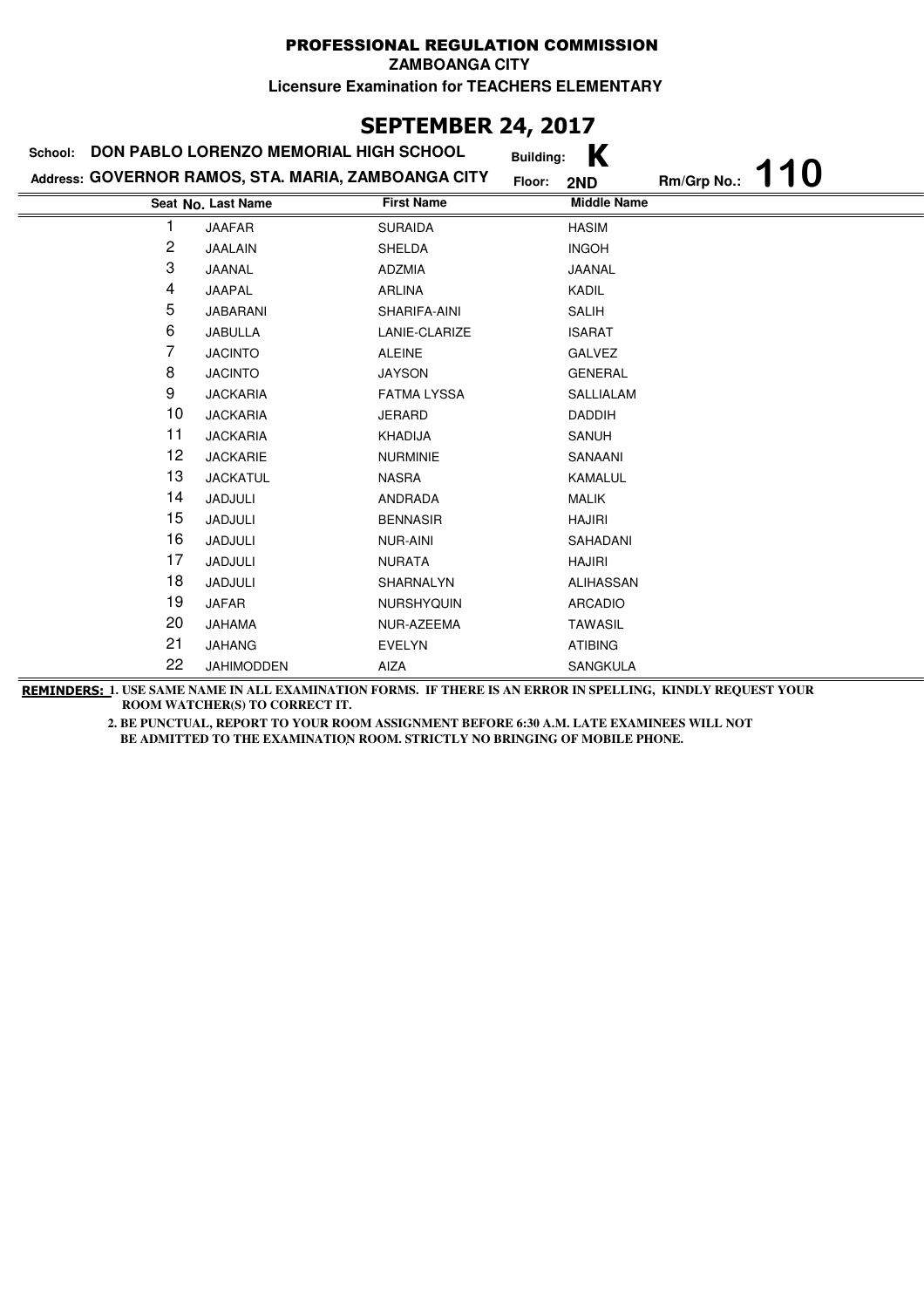# PROFESSIONAL REGULATION COMMISSION

**ZAMBOANGA CITY**

**Licensure Examination for TEACHERS ELEMENTARY**

## SEPTEMBER 24, 2017

**School:** DON PABLO LORENZO MEMORIAL HIGH SCHOOL **Building:** K

**Address:** GOVERNOR RAMOS, STA. MARIA, ZAMBOANGA CITY **Floor:** 2ND **Rm/Grp No.:** 110

| Seat No. | Last Name | First Name | Middle Name |
|---|---|---|---|
| 1 | JAAFAR | SURAIDA | HASIM |
| 2 | JAALAIN | SHELDA | INGOH |
| 3 | JAANAL | ADZMIA | JAANAL |
| 4 | JAAPAL | ARLINA | KADIL |
| 5 | JABARANI | SHARIFA-AINI | SALIH |
| 6 | JABULLA | LANIE-CLARIZE | ISARAT |
| 7 | JACINTO | ALEINE | GALVEZ |
| 8 | JACINTO | JAYSON | GENERAL |
| 9 | JACKARIA | FATMA LYSSA | SALLIALAM |
| 10 | JACKARIA | JERARD | DADDIH |
| 11 | JACKARIA | KHADIJA | SANUH |
| 12 | JACKARIE | NURMINIE | SANAANI |
| 13 | JACKATUL | NASRA | KAMALUL |
| 14 | JADJULI | ANDRADA | MALIK |
| 15 | JADJULI | BENNASIR | HAJIRI |
| 16 | JADJULI | NUR-AINI | SAHADANI |
| 17 | JADJULI | NURATA | HAJIRI |
| 18 | JADJULI | SHARNALYN | ALIHASSAN |
| 19 | JAFAR | NURSHYQUIN | ARCADIO |
| 20 | JAHAMA | NUR-AZEEMA | TAWASIL |
| 21 | JAHANG | EVELYN | ATIBING |
| 22 | JAHIMODDEN | AIZA | SANGKULA |

**REMINDERS:** 1. USE SAME NAME IN ALL EXAMINATION FORMS. IF THERE IS AN ERROR IN SPELLING, KINDLY REQUEST YOUR ROOM WATCHER(S) TO CORRECT IT.

2. BE PUNCTUAL, REPORT TO YOUR ROOM ASSIGNMENT BEFORE 6:30 A.M. LATE EXAMINEES WILL NOT BE ADMITTED TO THE EXAMINATION ROOM. STRICTLY NO BRINGING OF MOBILE PHONE.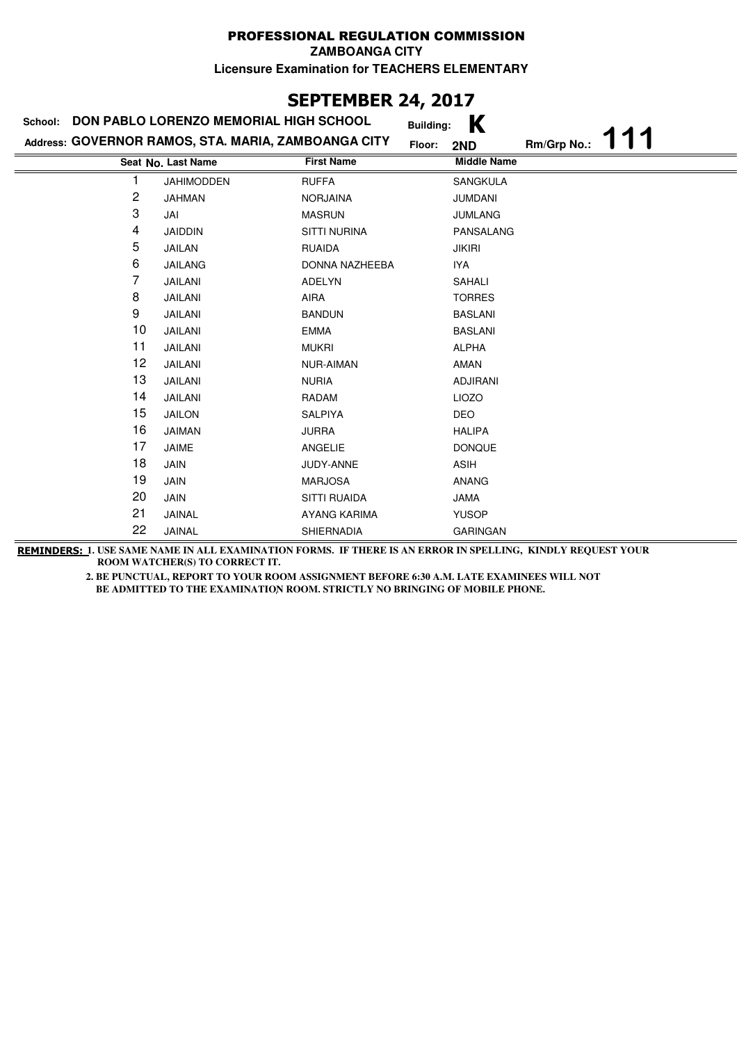# PROFESSIONAL REGULATION COMMISSION

**ZAMBOANGA CITY**

**Licensure Examination for TEACHERS ELEMENTARY**

## SEPTEMBER 24, 2017

**School:** DON PABLO LORENZO MEMORIAL HIGH SCHOOL **Building:** K

**Address:** GOVERNOR RAMOS, STA. MARIA, ZAMBOANGA CITY **Floor:** 2ND **Rm/Grp No.:** 111

| Seat No. | Last Name | First Name | Middle Name |
|---|---|---|---|
| 1 | JAHIMODDEN | RUFFA | SANGKULA |
| 2 | JAHMAN | NORJAINA | JUMDANI |
| 3 | JAI | MASRUN | JUMLANG |
| 4 | JAIDDIN | SITTI NURINA | PANSALANG |
| 5 | JAILAN | RUAIDA | JIKIRI |
| 6 | JAILANG | DONNA NAZHEEBA | IYA |
| 7 | JAILANI | ADELYN | SAHALI |
| 8 | JAILANI | AIRA | TORRES |
| 9 | JAILANI | BANDUN | BASLANI |
| 10 | JAILANI | EMMA | BASLANI |
| 11 | JAILANI | MUKRI | ALPHA |
| 12 | JAILANI | NUR-AIMAN | AMAN |
| 13 | JAILANI | NURIA | ADJIRANI |
| 14 | JAILANI | RADAM | LIOZO |
| 15 | JAILON | SALPIYA | DEO |
| 16 | JAIMAN | JURRA | HALIPA |
| 17 | JAIME | ANGELIE | DONQUE |
| 18 | JAIN | JUDY-ANNE | ASIH |
| 19 | JAIN | MARJOSA | ANANG |
| 20 | JAIN | SITTI RUAIDA | JAMA |
| 21 | JAINAL | AYANG KARIMA | YUSOP |
| 22 | JAINAL | SHIERNADIA | GARINGAN |

**REMINDERS:** 1. USE SAME NAME IN ALL EXAMINATION FORMS. IF THERE IS AN ERROR IN SPELLING, KINDLY REQUEST YOUR ROOM WATCHER(S) TO CORRECT IT.

2. BE PUNCTUAL, REPORT TO YOUR ROOM ASSIGNMENT BEFORE 6:30 A.M. LATE EXAMINEES WILL NOT BE ADMITTED TO THE EXAMINATION ROOM. STRICTLY NO BRINGING OF MOBILE PHONE.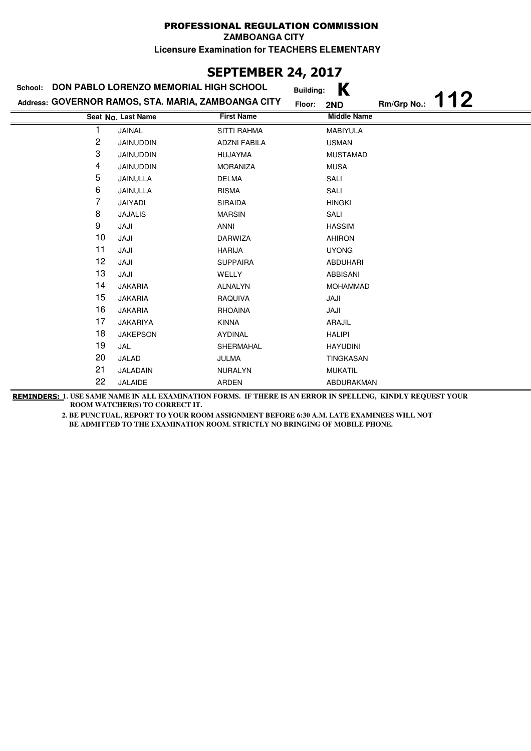**PROFESSIONAL REGULATION COMMISSION**

**ZAMBOANGA CITY**

**Licensure Examination for TEACHERS ELEMENTARY**

# SEPTEMBER 24, 2017

**School:** DON PABLO LORENZO MEMORIAL HIGH SCHOOL **Building:** K

**Address:** GOVERNOR RAMOS, STA. MARIA, ZAMBOANGA CITY **Floor:** 2ND **Rm/Grp No.:** 112

| Seat No. | Last Name | First Name | Middle Name |
|---|---|---|---|
| 1 | JAINAL | SITTI RAHMA | MABIYULA |
| 2 | JAINUDDIN | ADZNI FABILA | USMAN |
| 3 | JAINUDDIN | HUJAYMA | MUSTAMAD |
| 4 | JAINUDDIN | MORANIZA | MUSA |
| 5 | JAINULLA | DELMA | SALI |
| 6 | JAINULLA | RISMA | SALI |
| 7 | JAIYADI | SIRAIDA | HINGKI |
| 8 | JAJALIS | MARSIN | SALI |
| 9 | JAJI | ANNI | HASSIM |
| 10 | JAJI | DARWIZA | AHIRON |
| 11 | JAJI | HARIJA | UYONG |
| 12 | JAJI | SUPPAIRA | ABDUHARI |
| 13 | JAJI | WELLY | ABBISANI |
| 14 | JAKARIA | ALNALYN | MOHAMMAD |
| 15 | JAKARIA | RAQUIVA | JAJI |
| 16 | JAKARIA | RHOAINA | JAJI |
| 17 | JAKARIYA | KINNA | ARAJIL |
| 18 | JAKEPSON | AYDINAL | HALIPI |
| 19 | JAL | SHERMAHAL | HAYUDINI |
| 20 | JALAD | JULMA | TINGKASAN |
| 21 | JALADAIN | NURALYN | MUKATIL |
| 22 | JALAIDE | ARDEN | ABDURAKMAN |

**REMINDERS:** 1. USE SAME NAME IN ALL EXAMINATION FORMS. IF THERE IS AN ERROR IN SPELLING, KINDLY REQUEST YOUR ROOM WATCHER(S) TO CORRECT IT.

2. BE PUNCTUAL, REPORT TO YOUR ROOM ASSIGNMENT BEFORE 6:30 A.M. LATE EXAMINEES WILL NOT BE ADMITTED TO THE EXAMINATION ROOM. STRICTLY NO BRINGING OF MOBILE PHONE.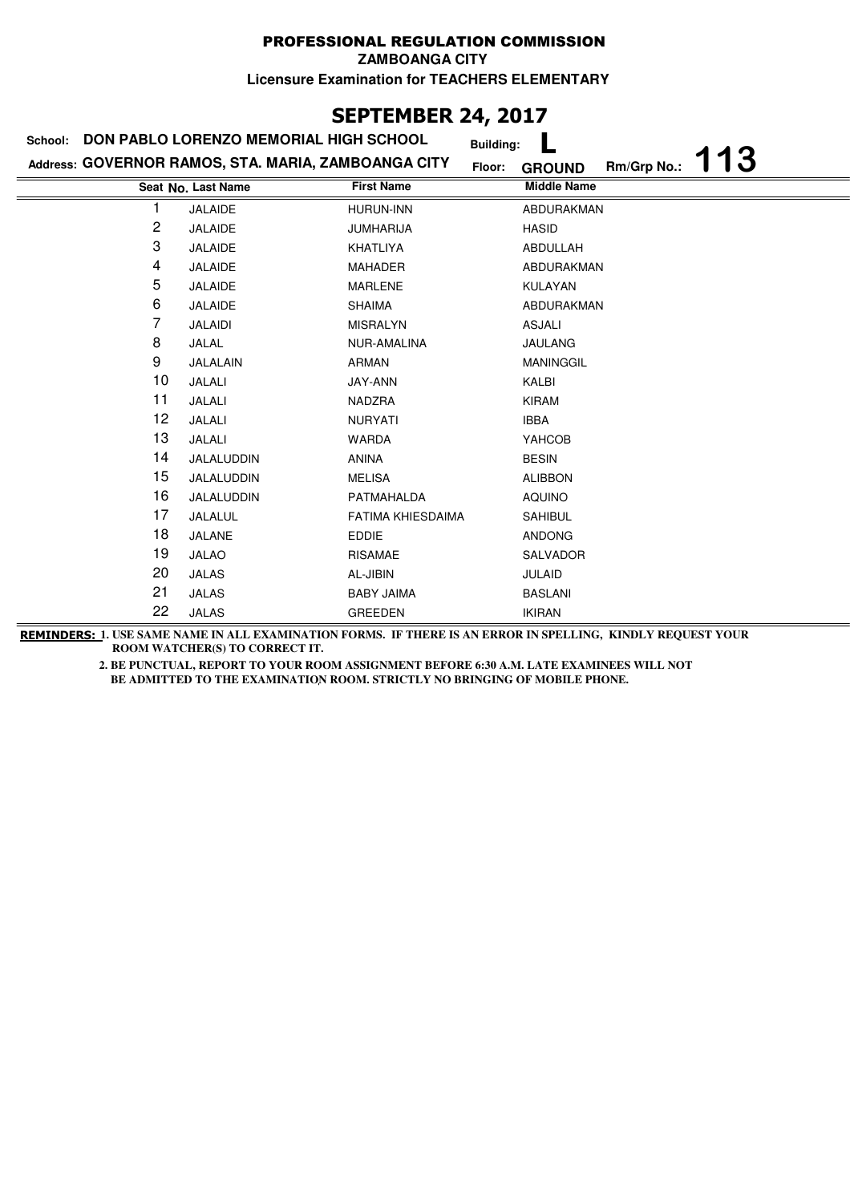# PROFESSIONAL REGULATION COMMISSION

**ZAMBOANGA CITY**

**Licensure Examination for TEACHERS ELEMENTARY**

## SEPTEMBER 24, 2017

**School:** DON PABLO LORENZO MEMORIAL HIGH SCHOOL **Building:** L

**Address:** GOVERNOR RAMOS, STA. MARIA, ZAMBOANGA CITY **Floor:** GROUND **Rm/Grp No.:** 113

| Seat No. | Last Name | First Name | Middle Name |
|---|---|---|---|
| 1 | JALAIDE | HURUN-INN | ABDURAKMAN |
| 2 | JALAIDE | JUMHARIJA | HASID |
| 3 | JALAIDE | KHATLIYA | ABDULLAH |
| 4 | JALAIDE | MAHADER | ABDURAKMAN |
| 5 | JALAIDE | MARLENE | KULAYAN |
| 6 | JALAIDE | SHAIMA | ABDURAKMAN |
| 7 | JALAIDI | MISRALYN | ASJALI |
| 8 | JALAL | NUR-AMALINA | JAULANG |
| 9 | JALALAIN | ARMAN | MANINGGIL |
| 10 | JALALI | JAY-ANN | KALBI |
| 11 | JALALI | NADZRA | KIRAM |
| 12 | JALALI | NURYATI | IBBA |
| 13 | JALALI | WARDA | YAHCOB |
| 14 | JALALUDDIN | ANINA | BESIN |
| 15 | JALALUDDIN | MELISA | ALIBBON |
| 16 | JALALUDDIN | PATMAHALDA | AQUINO |
| 17 | JALALUL | FATIMA KHIESDAIMA | SAHIBUL |
| 18 | JALANE | EDDIE | ANDONG |
| 19 | JALAO | RISAMAE | SALVADOR |
| 20 | JALAS | AL-JIBIN | JULAID |
| 21 | JALAS | BABY JAIMA | BASLANI |
| 22 | JALAS | GREEDEN | IKIRAN |

**REMINDERS:** 1. USE SAME NAME IN ALL EXAMINATION FORMS. IF THERE IS AN ERROR IN SPELLING, KINDLY REQUEST YOUR ROOM WATCHER(S) TO CORRECT IT.

2. BE PUNCTUAL, REPORT TO YOUR ROOM ASSIGNMENT BEFORE 6:30 A.M. LATE EXAMINEES WILL NOT BE ADMITTED TO THE EXAMINATION ROOM. STRICTLY NO BRINGING OF MOBILE PHONE.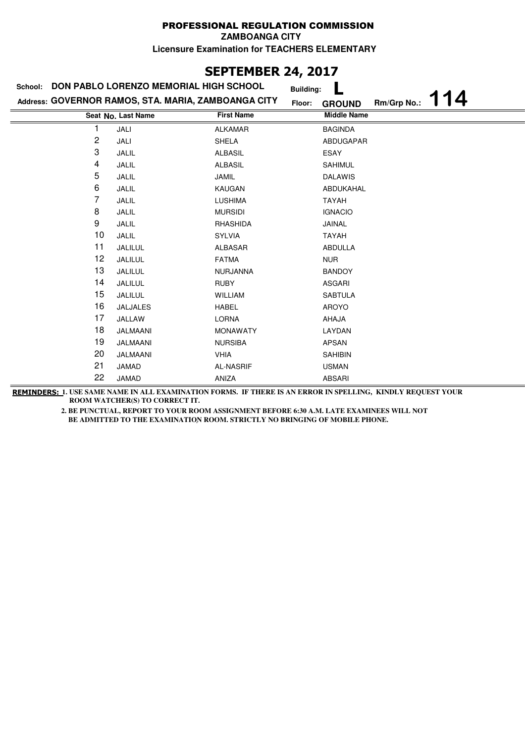PROFESSIONAL REGULATION COMMISSION

ZAMBOANGA CITY

Licensure Examination for TEACHERS ELEMENTARY

# SEPTEMBER 24, 2017

School: **DON PABLO LORENZO MEMORIAL HIGH SCHOOL** Building: **L**

Address: **GOVERNOR RAMOS, STA. MARIA, ZAMBOANGA CITY** Floor: **GROUND** Rm/Grp No.: **114**

| Seat No. | Last Name | First Name | Middle Name |
|---|---|---|---|
| 1 | JALI | ALKAMAR | BAGINDA |
| 2 | JALI | SHELA | ABDUGAPAR |
| 3 | JALIL | ALBASIL | ESAY |
| 4 | JALIL | ALBASIL | SAHIMUL |
| 5 | JALIL | JAMIL | DALAWIS |
| 6 | JALIL | KAUGAN | ABDUKAHAL |
| 7 | JALIL | LUSHIMA | TAYAH |
| 8 | JALIL | MURSIDI | IGNACIO |
| 9 | JALIL | RHASHIDA | JAINAL |
| 10 | JALIL | SYLVIA | TAYAH |
| 11 | JALILUL | ALBASAR | ABDULLA |
| 12 | JALILUL | FATMA | NUR |
| 13 | JALILUL | NURJANNA | BANDOY |
| 14 | JALILUL | RUBY | ASGARI |
| 15 | JALILUL | WILLIAM | SABTULA |
| 16 | JALJALES | HABEL | AROYO |
| 17 | JALLAW | LORNA | AHAJA |
| 18 | JALMAANI | MONAWATY | LAYDAN |
| 19 | JALMAANI | NURSIBA | APSAN |
| 20 | JALMAANI | VHIA | SAHIBIN |
| 21 | JAMAD | AL-NASRIF | USMAN |
| 22 | JAMAD | ANIZA | ABSARI |

**REMINDERS:** 1. USE SAME NAME IN ALL EXAMINATION FORMS. IF THERE IS AN ERROR IN SPELLING, KINDLY REQUEST YOUR ROOM WATCHER(S) TO CORRECT IT.

2. BE PUNCTUAL, REPORT TO YOUR ROOM ASSIGNMENT BEFORE 6:30 A.M. LATE EXAMINEES WILL NOT BE ADMITTED TO THE EXAMINATION ROOM. STRICTLY NO BRINGING OF MOBILE PHONE.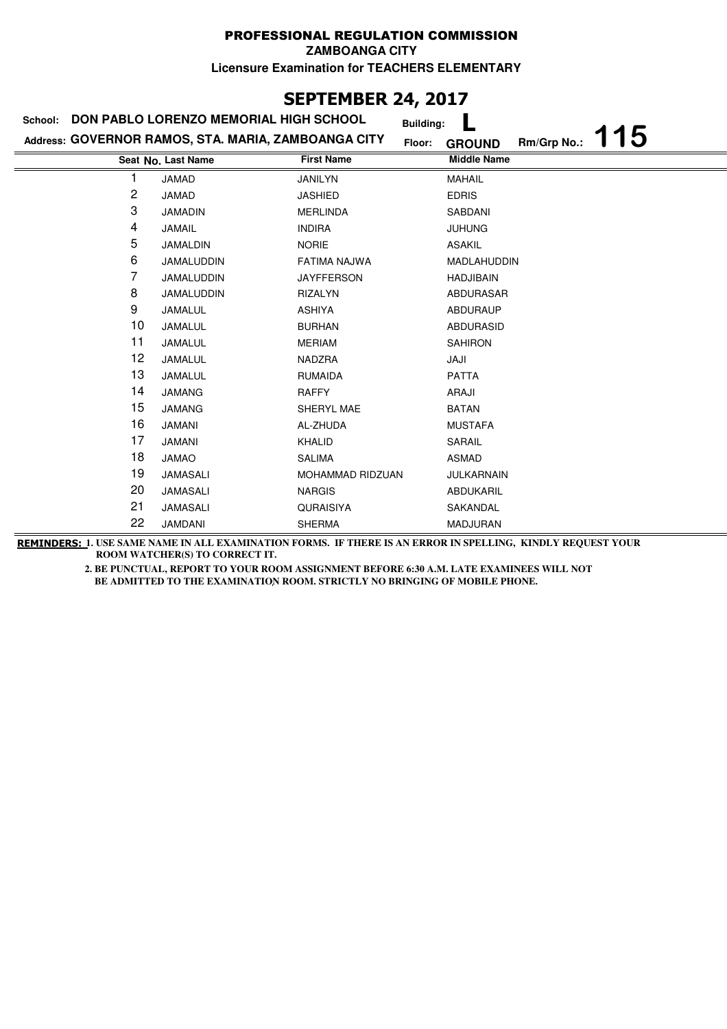# PROFESSIONAL REGULATION COMMISSION

**ZAMBOANGA CITY**

**Licensure Examination for TEACHERS ELEMENTARY**

## SEPTEMBER 24, 2017

**School:** DON PABLO LORENZO MEMORIAL HIGH SCHOOL **Building:** L

**Address:** GOVERNOR RAMOS, STA. MARIA, ZAMBOANGA CITY **Floor:** GROUND **Rm/Grp No.:** 115

| Seat No. | Last Name | First Name | Middle Name |
|---|---|---|---|
| 1 | JAMAD | JANILYN | MAHAIL |
| 2 | JAMAD | JASHIED | EDRIS |
| 3 | JAMADIN | MERLINDA | SABDANI |
| 4 | JAMAIL | INDIRA | JUHUNG |
| 5 | JAMALDIN | NORIE | ASAKIL |
| 6 | JAMALUDDIN | FATIMA NAJWA | MADLAHUDDIN |
| 7 | JAMALUDDIN | JAYFFERSON | HADJIBAIN |
| 8 | JAMALUDDIN | RIZALYN | ABDURASAR |
| 9 | JAMALUL | ASHIYA | ABDURAUP |
| 10 | JAMALUL | BURHAN | ABDURASID |
| 11 | JAMALUL | MERIAM | SAHIRON |
| 12 | JAMALUL | NADZRA | JAJI |
| 13 | JAMALUL | RUMAIDA | PATTA |
| 14 | JAMANG | RAFFY | ARAJI |
| 15 | JAMANG | SHERYL MAE | BATAN |
| 16 | JAMANI | AL-ZHUDA | MUSTAFA |
| 17 | JAMANI | KHALID | SARAIL |
| 18 | JAMAO | SALIMA | ASMAD |
| 19 | JAMASALI | MOHAMMAD RIDZUAN | JULKARNAIN |
| 20 | JAMASALI | NARGIS | ABDUKARIL |
| 21 | JAMASALI | QURAISIYA | SAKANDAL |
| 22 | JAMDANI | SHERMA | MADJURAN |

**REMINDERS:** 1. USE SAME NAME IN ALL EXAMINATION FORMS. IF THERE IS AN ERROR IN SPELLING, KINDLY REQUEST YOUR ROOM WATCHER(S) TO CORRECT IT.

2. BE PUNCTUAL, REPORT TO YOUR ROOM ASSIGNMENT BEFORE 6:30 A.M. LATE EXAMINEES WILL NOT BE ADMITTED TO THE EXAMINATION ROOM. STRICTLY NO BRINGING OF MOBILE PHONE.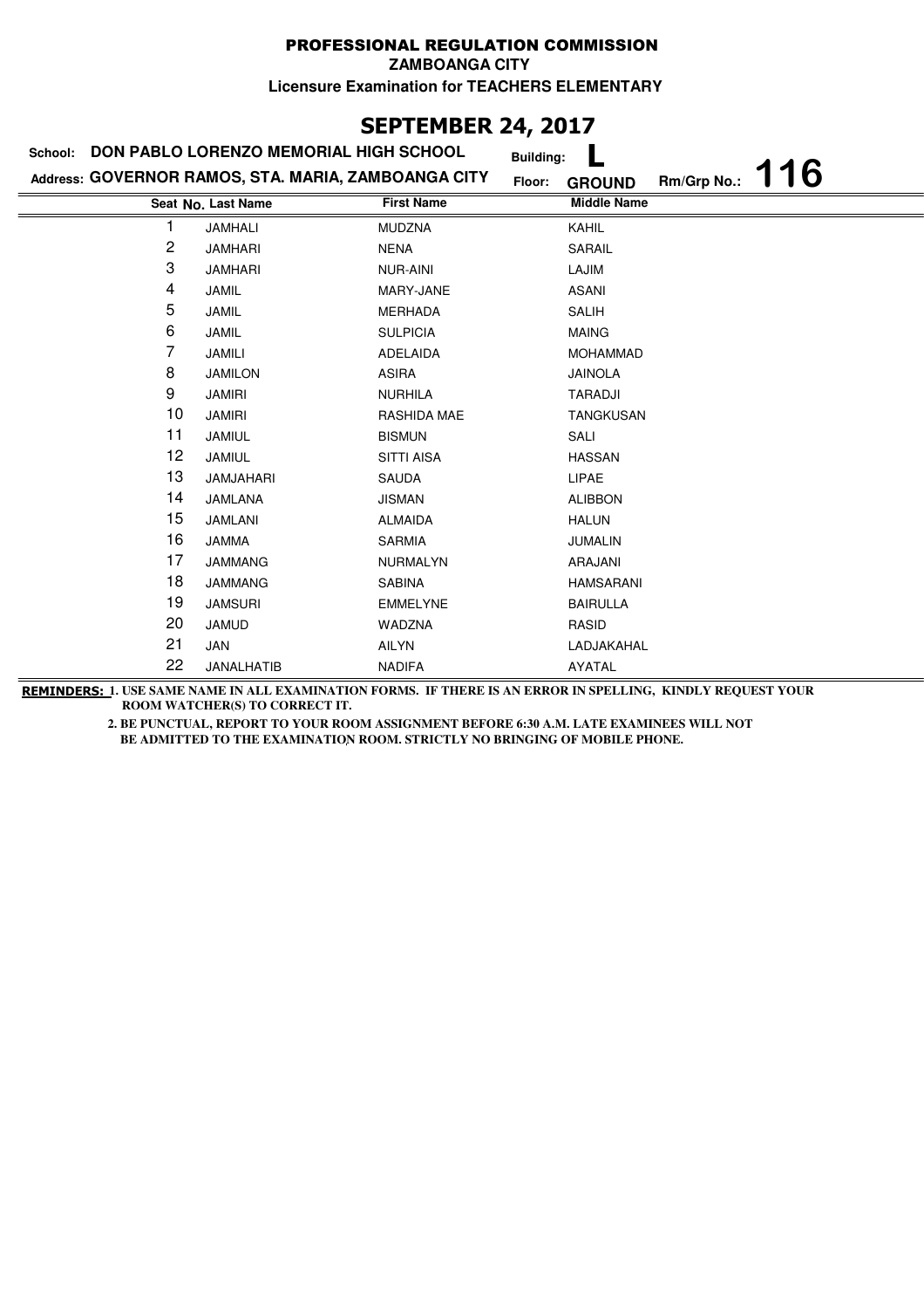**PROFESSIONAL REGULATION COMMISSION**

**ZAMBOANGA CITY**

**Licensure Examination for TEACHERS ELEMENTARY**

# SEPTEMBER 24, 2017

**School: DON PABLO LORENZO MEMORIAL HIGH SCHOOL** **Building: L**

**Address: GOVERNOR RAMOS, STA. MARIA, ZAMBOANGA CITY** **Floor: GROUND** **Rm/Grp No.: 116**

| Seat No. | Last Name | First Name | Middle Name |
|---|---|---|---|
| 1 | JAMHALI | MUDZNA | KAHIL |
| 2 | JAMHARI | NENA | SARAIL |
| 3 | JAMHARI | NUR-AINI | LAJIM |
| 4 | JAMIL | MARY-JANE | ASANI |
| 5 | JAMIL | MERHADA | SALIH |
| 6 | JAMIL | SULPICIA | MAING |
| 7 | JAMILI | ADELAIDA | MOHAMMAD |
| 8 | JAMILON | ASIRA | JAINOLA |
| 9 | JAMIRI | NURHILA | TARADJI |
| 10 | JAMIRI | RASHIDA MAE | TANGKUSAN |
| 11 | JAMIUL | BISMUN | SALI |
| 12 | JAMIUL | SITTI AISA | HASSAN |
| 13 | JAMJAHARI | SAUDA | LIPAE |
| 14 | JAMLANA | JISMAN | ALIBBON |
| 15 | JAMLANI | ALMAIDA | HALUN |
| 16 | JAMMA | SARMIA | JUMALIN |
| 17 | JAMMANG | NURMALYN | ARAJANI |
| 18 | JAMMANG | SABINA | HAMSARANI |
| 19 | JAMSURI | EMMELYNE | BAIRULLA |
| 20 | JAMUD | WADZNA | RASID |
| 21 | JAN | AILYN | LADJAKAHAL |
| 22 | JANALHATIB | NADIFA | AYATAL |

**REMINDERS:** 1. USE SAME NAME IN ALL EXAMINATION FORMS. IF THERE IS AN ERROR IN SPELLING, KINDLY REQUEST YOUR ROOM WATCHER(S) TO CORRECT IT.

2. BE PUNCTUAL, REPORT TO YOUR ROOM ASSIGNMENT BEFORE 6:30 A.M. LATE EXAMINEES WILL NOT BE ADMITTED TO THE EXAMINATION ROOM. STRICTLY NO BRINGING OF MOBILE PHONE.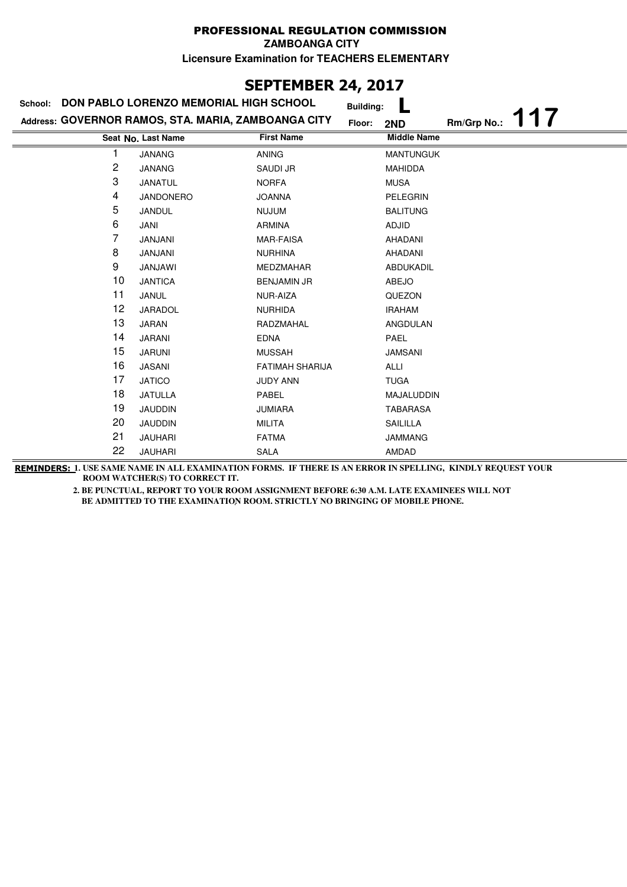# PROFESSIONAL REGULATION COMMISSION

**ZAMBOANGA CITY**

**Licensure Examination for TEACHERS ELEMENTARY**

## SEPTEMBER 24, 2017

**School:** DON PABLO LORENZO MEMORIAL HIGH SCHOOL  
**Building:** L  
**Address:** GOVERNOR RAMOS, STA. MARIA, ZAMBOANGA CITY  
**Floor:** 2ND  
**Rm/Grp No.:** 117

| Seat No. | Last Name | First Name | Middle Name |
|---|---|---|---|
| 1 | JANANG | ANING | MANTUNGUK |
| 2 | JANANG | SAUDI JR | MAHIDDA |
| 3 | JANATUL | NORFA | MUSA |
| 4 | JANDONERO | JOANNA | PELEGRIN |
| 5 | JANDUL | NUJUM | BALITUNG |
| 6 | JANI | ARMINA | ADJID |
| 7 | JANJANI | MAR-FAISA | AHADANI |
| 8 | JANJANI | NURHINA | AHADANI |
| 9 | JANJAWI | MEDZMAHAR | ABDUKADIL |
| 10 | JANTICA | BENJAMIN JR | ABEJO |
| 11 | JANUL | NUR-AIZA | QUEZON |
| 12 | JARADOL | NURHIDA | IRAHAM |
| 13 | JARAN | RADZMAHAL | ANGDULAN |
| 14 | JARANI | EDNA | PAEL |
| 15 | JARUNI | MUSSAH | JAMSANI |
| 16 | JASANI | FATIMAH SHARIJA | ALLI |
| 17 | JATICO | JUDY ANN | TUGA |
| 18 | JATULLA | PABEL | MAJALUDDIN |
| 19 | JAUDDIN | JUMIARA | TABARASA |
| 20 | JAUDDIN | MILITA | SAILILLA |
| 21 | JAUHARI | FATMA | JAMMANG |
| 22 | JAUHARI | SALA | AMDAD |

**REMINDERS:** 1. USE SAME NAME IN ALL EXAMINATION FORMS. IF THERE IS AN ERROR IN SPELLING, KINDLY REQUEST YOUR ROOM WATCHER(S) TO CORRECT IT.

2. BE PUNCTUAL, REPORT TO YOUR ROOM ASSIGNMENT BEFORE 6:30 A.M. LATE EXAMINEES WILL NOT BE ADMITTED TO THE EXAMINATION ROOM. STRICTLY NO BRINGING OF MOBILE PHONE.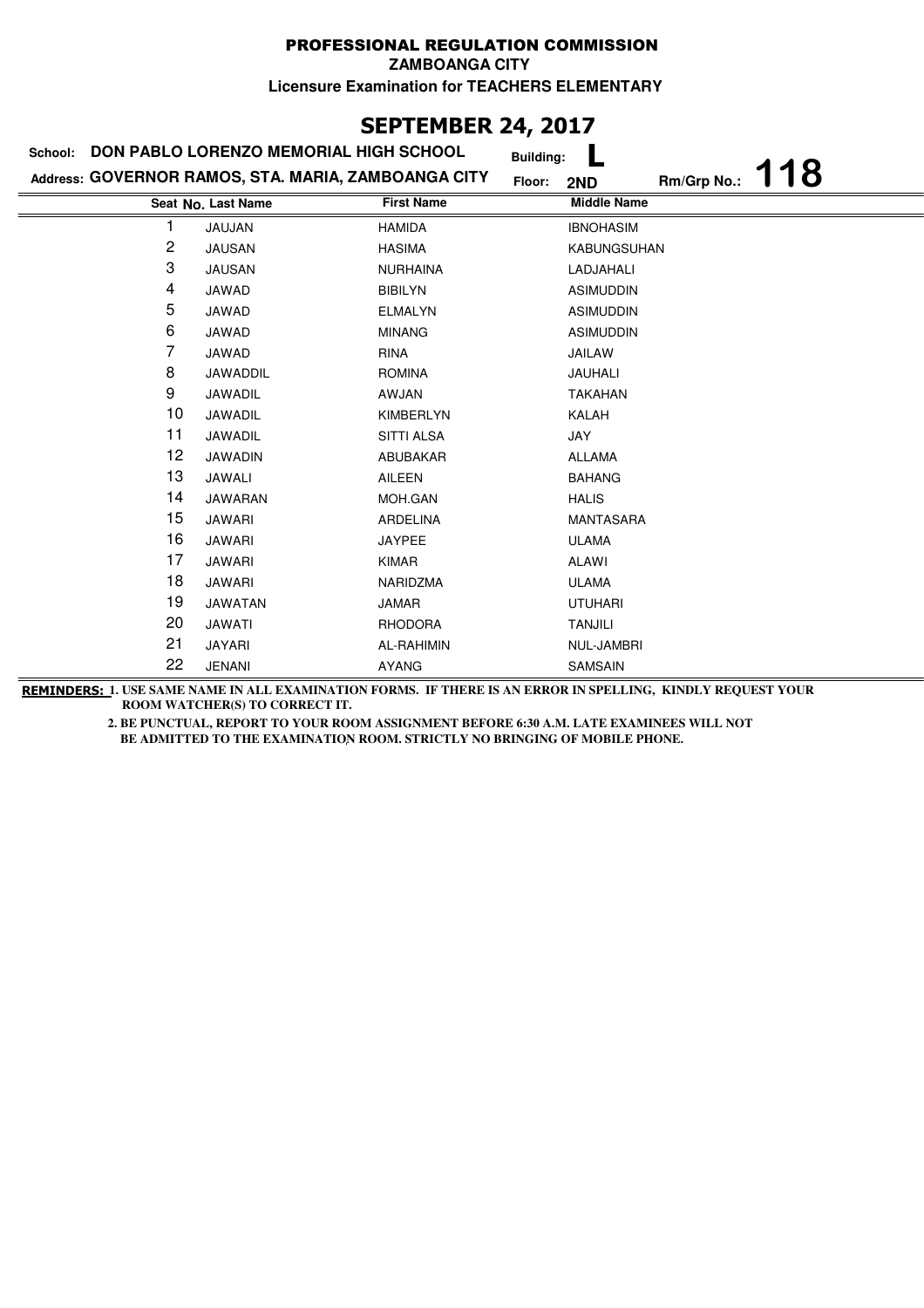**PROFESSIONAL REGULATION COMMISSION**

**ZAMBOANGA CITY**

**Licensure Examination for TEACHERS ELEMENTARY**

# SEPTEMBER 24, 2017

**School:** DON PABLO LORENZO MEMORIAL HIGH SCHOOL **Building:** L

**Address:** GOVERNOR RAMOS, STA. MARIA, ZAMBOANGA CITY **Floor:** 2ND **Rm/Grp No.:** 118

| Seat No. | Last Name | First Name | Middle Name |
|---|---|---|---|
| 1 | JAUJAN | HAMIDA | IBNOHASIM |
| 2 | JAUSAN | HASIMA | KABUNGSUHAN |
| 3 | JAUSAN | NURHAINA | LADJAHALI |
| 4 | JAWAD | BIBILYN | ASIMUDDIN |
| 5 | JAWAD | ELMALYN | ASIMUDDIN |
| 6 | JAWAD | MINANG | ASIMUDDIN |
| 7 | JAWAD | RINA | JAILAW |
| 8 | JAWADDIL | ROMINA | JAUHALI |
| 9 | JAWADIL | AWJAN | TAKAHAN |
| 10 | JAWADIL | KIMBERLYN | KALAH |
| 11 | JAWADIL | SITTI ALSA | JAY |
| 12 | JAWADIN | ABUBAKAR | ALLAMA |
| 13 | JAWALI | AILEEN | BAHANG |
| 14 | JAWARAN | MOH.GAN | HALIS |
| 15 | JAWARI | ARDELINA | MANTASARA |
| 16 | JAWARI | JAYPEE | ULAMA |
| 17 | JAWARI | KIMAR | ALAWI |
| 18 | JAWARI | NARIDZMA | ULAMA |
| 19 | JAWATAN | JAMAR | UTUHARI |
| 20 | JAWATI | RHODORA | TANJILI |
| 21 | JAYARI | AL-RAHIMIN | NUL-JAMBRI |
| 22 | JENANI | AYANG | SAMSAIN |

**REMINDERS:** 1. USE SAME NAME IN ALL EXAMINATION FORMS. IF THERE IS AN ERROR IN SPELLING, KINDLY REQUEST YOUR ROOM WATCHER(S) TO CORRECT IT.

2. BE PUNCTUAL, REPORT TO YOUR ROOM ASSIGNMENT BEFORE 6:30 A.M. LATE EXAMINEES WILL NOT BE ADMITTED TO THE EXAMINATION ROOM. STRICTLY NO BRINGING OF MOBILE PHONE.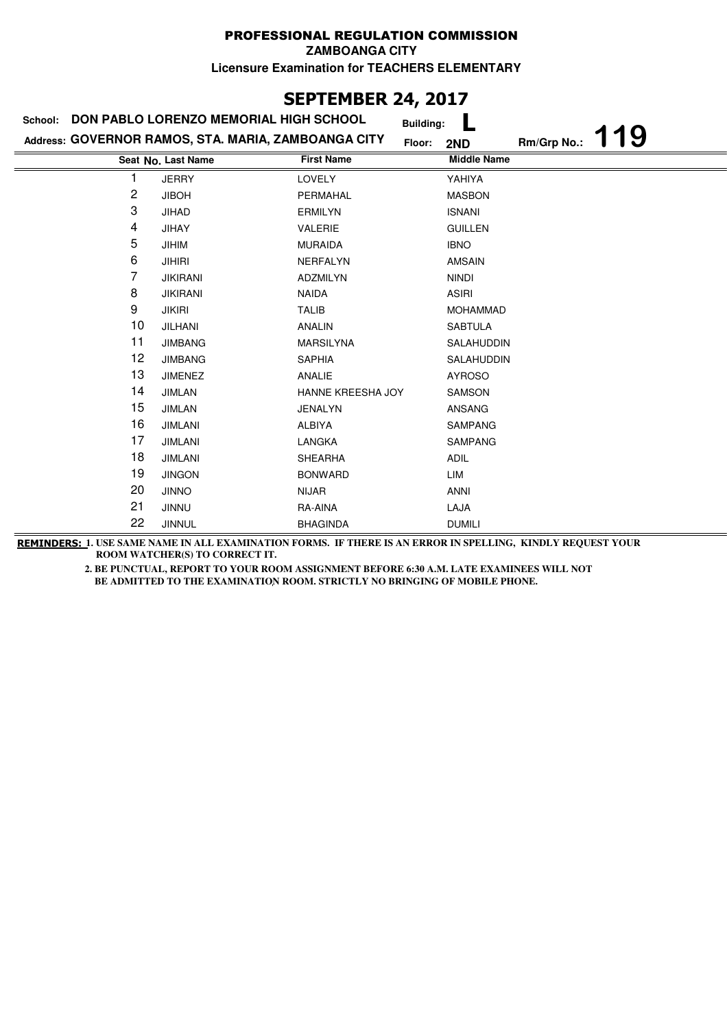# PROFESSIONAL REGULATION COMMISSION

**ZAMBOANGA CITY**

**Licensure Examination for TEACHERS ELEMENTARY**

## SEPTEMBER 24, 2017

**School:** DON PABLO LORENZO MEMORIAL HIGH SCHOOL  **Building:** L

**Address:** GOVERNOR RAMOS, STA. MARIA, ZAMBOANGA CITY  **Floor:** 2ND  **Rm/Grp No.:** 119

| Seat No. | Last Name | First Name | Middle Name |
|---|---|---|---|
| 1 | JERRY | LOVELY | YAHIYA |
| 2 | JIBOH | PERMAHAL | MASBON |
| 3 | JIHAD | ERMILYN | ISNANI |
| 4 | JIHAY | VALERIE | GUILLEN |
| 5 | JIHIM | MURAIDA | IBNO |
| 6 | JIHIRI | NERFALYN | AMSAIN |
| 7 | JIKIRANI | ADZMILYN | NINDI |
| 8 | JIKIRANI | NAIDA | ASIRI |
| 9 | JIKIRI | TALIB | MOHAMMAD |
| 10 | JILHANI | ANALIN | SABTULA |
| 11 | JIMBANG | MARSILYNA | SALAHUDDIN |
| 12 | JIMBANG | SAPHIA | SALAHUDDIN |
| 13 | JIMENEZ | ANALIE | AYROSO |
| 14 | JIMLAN | HANNE KREESHA JOY | SAMSON |
| 15 | JIMLAN | JENALYN | ANSANG |
| 16 | JIMLANI | ALBIYA | SAMPANG |
| 17 | JIMLANI | LANGKA | SAMPANG |
| 18 | JIMLANI | SHEARHA | ADIL |
| 19 | JINGON | BONWARD | LIM |
| 20 | JINNO | NIJAR | ANNI |
| 21 | JINNU | RA-AINA | LAJA |
| 22 | JINNUL | BHAGINDA | DUMILI |

**REMINDERS:** 1. USE SAME NAME IN ALL EXAMINATION FORMS. IF THERE IS AN ERROR IN SPELLING, KINDLY REQUEST YOUR ROOM WATCHER(S) TO CORRECT IT.

2. BE PUNCTUAL, REPORT TO YOUR ROOM ASSIGNMENT BEFORE 6:30 A.M. LATE EXAMINEES WILL NOT BE ADMITTED TO THE EXAMINATION ROOM. STRICTLY NO BRINGING OF MOBILE PHONE.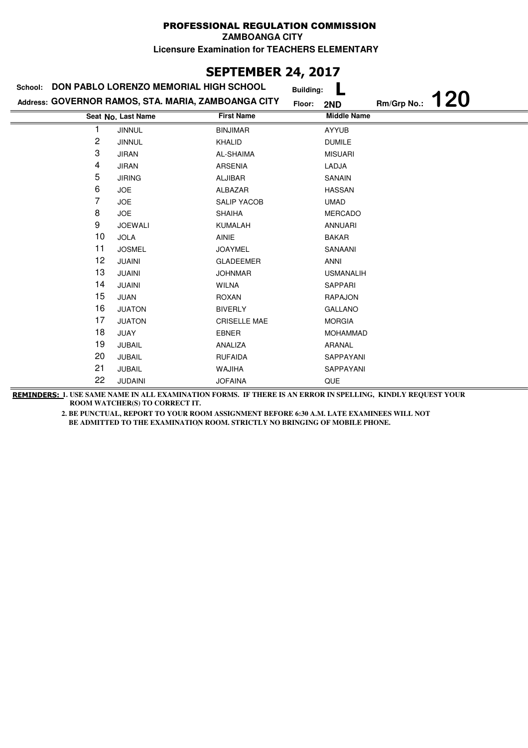# PROFESSIONAL REGULATION COMMISSION

**ZAMBOANGA CITY**

**Licensure Examination for TEACHERS ELEMENTARY**

## SEPTEMBER 24, 2017

**School:** DON PABLO LORENZO MEMORIAL HIGH SCHOOL **Building:** L

**Address:** GOVERNOR RAMOS, STA. MARIA, ZAMBOANGA CITY **Floor:** 2ND **Rm/Grp No.:** 120

| Seat No. | Last Name | First Name | Middle Name |
|---|---|---|---|
| 1 | JINNUL | BINJIMAR | AYYUB |
| 2 | JINNUL | KHALID | DUMILE |
| 3 | JIRAN | AL-SHAIMA | MISUARI |
| 4 | JIRAN | ARSENIA | LADJA |
| 5 | JIRING | ALJIBAR | SANAIN |
| 6 | JOE | ALBAZAR | HASSAN |
| 7 | JOE | SALIP YACOB | UMAD |
| 8 | JOE | SHAIHA | MERCADO |
| 9 | JOEWALI | KUMALAH | ANNUARI |
| 10 | JOLA | AINIE | BAKAR |
| 11 | JOSMEL | JOAYMEL | SANAANI |
| 12 | JUAINI | GLADEEMER | ANNI |
| 13 | JUAINI | JOHNMAR | USMANALIH |
| 14 | JUAINI | WILNA | SAPPARI |
| 15 | JUAN | ROXAN | RAPAJON |
| 16 | JUATON | BIVERLY | GALLANO |
| 17 | JUATON | CRISELLE MAE | MORGIA |
| 18 | JUAY | EBNER | MOHAMMAD |
| 19 | JUBAIL | ANALIZA | ARANAL |
| 20 | JUBAIL | RUFAIDA | SAPPAYANI |
| 21 | JUBAIL | WAJIHA | SAPPAYANI |
| 22 | JUDAINI | JOFAINA | QUE |

**REMINDERS:** 1. USE SAME NAME IN ALL EXAMINATION FORMS. IF THERE IS AN ERROR IN SPELLING, KINDLY REQUEST YOUR ROOM WATCHER(S) TO CORRECT IT.

2. BE PUNCTUAL, REPORT TO YOUR ROOM ASSIGNMENT BEFORE 6:30 A.M. LATE EXAMINEES WILL NOT BE ADMITTED TO THE EXAMINATION ROOM. STRICTLY NO BRINGING OF MOBILE PHONE.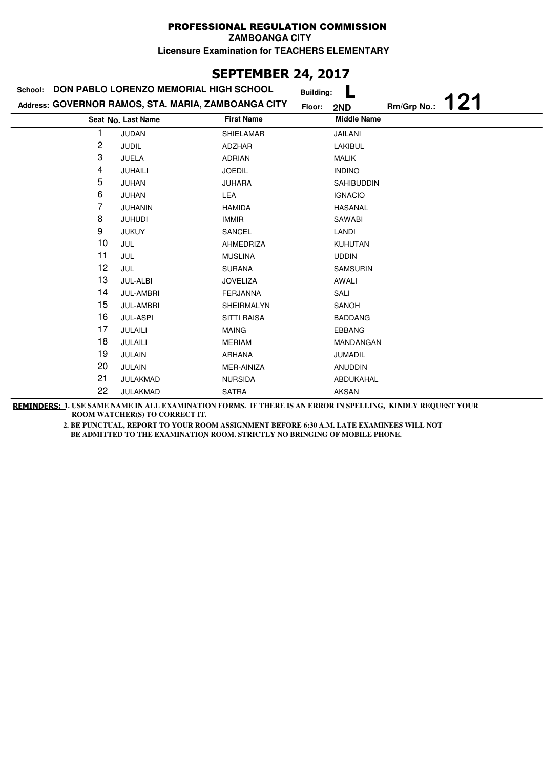# PROFESSIONAL REGULATION COMMISSION

**ZAMBOANGA CITY**

**Licensure Examination for TEACHERS ELEMENTARY**

## SEPTEMBER 24, 2017

**School:** DON PABLO LORENZO MEMORIAL HIGH SCHOOL **Building:** L

**Address:** GOVERNOR RAMOS, STA. MARIA, ZAMBOANGA CITY **Floor:** 2ND **Rm/Grp No.:** 121

| Seat No. | Last Name | First Name | Middle Name |
|---|---|---|---|
| 1 | JUDAN | SHIELAMAR | JAILANI |
| 2 | JUDIL | ADZHAR | LAKIBUL |
| 3 | JUELA | ADRIAN | MALIK |
| 4 | JUHAILI | JOEDIL | INDINO |
| 5 | JUHAN | JUHARA | SAHIBUDDIN |
| 6 | JUHAN | LEA | IGNACIO |
| 7 | JUHANIN | HAMIDA | HASANAL |
| 8 | JUHUDI | IMMIR | SAWABI |
| 9 | JUKUY | SANCEL | LANDI |
| 10 | JUL | AHMEDRIZA | KUHUTAN |
| 11 | JUL | MUSLINA | UDDIN |
| 12 | JUL | SURANA | SAMSURIN |
| 13 | JUL-ALBI | JOVELIZA | AWALI |
| 14 | JUL-AMBRI | FERJANNA | SALI |
| 15 | JUL-AMBRI | SHEIRMALYN | SANOH |
| 16 | JUL-ASPI | SITTI RAISA | BADDANG |
| 17 | JULAILI | MAING | EBBANG |
| 18 | JULAILI | MERIAM | MANDANGAN |
| 19 | JULAIN | ARHANA | JUMADIL |
| 20 | JULAIN | MER-AINIZA | ANUDDIN |
| 21 | JULAKMAD | NURSIDA | ABDUKAHAL |
| 22 | JULAKMAD | SATRA | AKSAN |

**REMINDERS:** 1. USE SAME NAME IN ALL EXAMINATION FORMS. IF THERE IS AN ERROR IN SPELLING, KINDLY REQUEST YOUR ROOM WATCHER(S) TO CORRECT IT.

2. BE PUNCTUAL, REPORT TO YOUR ROOM ASSIGNMENT BEFORE 6:30 A.M. LATE EXAMINEES WILL NOT BE ADMITTED TO THE EXAMINATION ROOM. STRICTLY NO BRINGING OF MOBILE PHONE.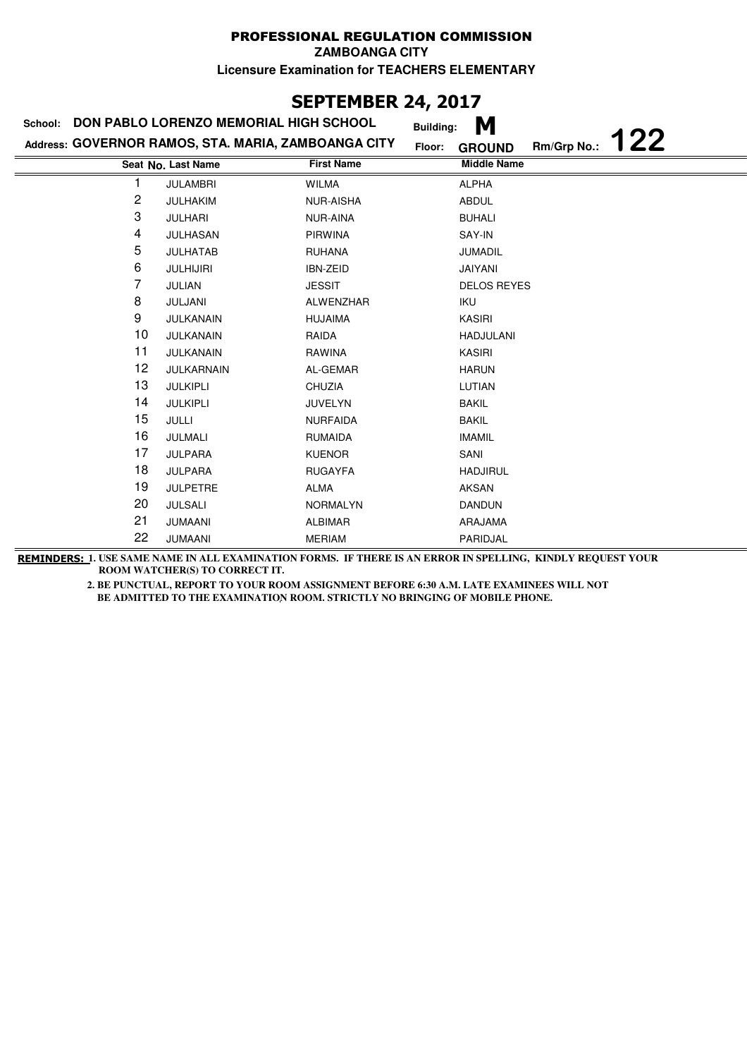# PROFESSIONAL REGULATION COMMISSION

**ZAMBOANGA CITY**

**Licensure Examination for TEACHERS ELEMENTARY**

## SEPTEMBER 24, 2017

**School:** DON PABLO LORENZO MEMORIAL HIGH SCHOOL **Building:** M

**Address:** GOVERNOR RAMOS, STA. MARIA, ZAMBOANGA CITY **Floor:** GROUND **Rm/Grp No.:** 122

| Seat No. | Last Name | First Name | Middle Name |
|---|---|---|---|
| 1 | JULAMBRI | WILMA | ALPHA |
| 2 | JULHAKIM | NUR-AISHA | ABDUL |
| 3 | JULHARI | NUR-AINA | BUHALI |
| 4 | JULHASAN | PIRWINA | SAY-IN |
| 5 | JULHATAB | RUHANA | JUMADIL |
| 6 | JULHIJIRI | IBN-ZEID | JAIYANI |
| 7 | JULIAN | JESSIT | DELOS REYES |
| 8 | JULJANI | ALWENZHAR | IKU |
| 9 | JULKANAIN | HUJAIMA | KASIRI |
| 10 | JULKANAIN | RAIDA | HADJULANI |
| 11 | JULKANAIN | RAWINA | KASIRI |
| 12 | JULKARNAIN | AL-GEMAR | HARUN |
| 13 | JULKIPLI | CHUZIA | LUTIAN |
| 14 | JULKIPLI | JUVELYN | BAKIL |
| 15 | JULLI | NURFAIDA | BAKIL |
| 16 | JULMALI | RUMAIDA | IMAMIL |
| 17 | JULPARA | KUENOR | SANI |
| 18 | JULPARA | RUGAYFA | HADJIRUL |
| 19 | JULPETRE | ALMA | AKSAN |
| 20 | JULSALI | NORMALYN | DANDUN |
| 21 | JUMAANI | ALBIMAR | ARAJAMA |
| 22 | JUMAANI | MERIAM | PARIDJAL |

**REMINDERS:** 1. USE SAME NAME IN ALL EXAMINATION FORMS. IF THERE IS AN ERROR IN SPELLING, KINDLY REQUEST YOUR ROOM WATCHER(S) TO CORRECT IT.

2. BE PUNCTUAL, REPORT TO YOUR ROOM ASSIGNMENT BEFORE 6:30 A.M. LATE EXAMINEES WILL NOT BE ADMITTED TO THE EXAMINATION ROOM. STRICTLY NO BRINGING OF MOBILE PHONE.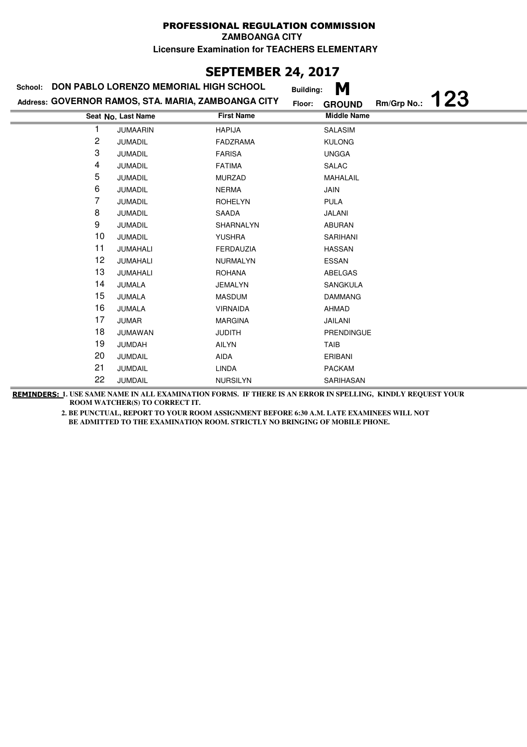# PROFESSIONAL REGULATION COMMISSION

**ZAMBOANGA CITY**

**Licensure Examination for TEACHERS ELEMENTARY**

## SEPTEMBER 24, 2017

**School:** DON PABLO LORENZO MEMORIAL HIGH SCHOOL **Building:** M

**Address:** GOVERNOR RAMOS, STA. MARIA, ZAMBOANGA CITY **Floor:** GROUND **Rm/Grp No.:** 123

| Seat No. | Last Name | First Name | Middle Name |
|---|---|---|---|
| 1 | JUMAARIN | HAPIJA | SALASIM |
| 2 | JUMADIL | FADZRAMA | KULONG |
| 3 | JUMADIL | FARISA | UNGGA |
| 4 | JUMADIL | FATIMA | SALAC |
| 5 | JUMADIL | MURZAD | MAHALAIL |
| 6 | JUMADIL | NERMA | JAIN |
| 7 | JUMADIL | ROHELYN | PULA |
| 8 | JUMADIL | SAADA | JALANI |
| 9 | JUMADIL | SHARNALYN | ABURAN |
| 10 | JUMADIL | YUSHRA | SARIHANI |
| 11 | JUMAHALI | FERDAUZIA | HASSAN |
| 12 | JUMAHALI | NURMALYN | ESSAN |
| 13 | JUMAHALI | ROHANA | ABELGAS |
| 14 | JUMALA | JEMALYN | SANGKULA |
| 15 | JUMALA | MASDUM | DAMMANG |
| 16 | JUMALA | VIRNAIDA | AHMAD |
| 17 | JUMAR | MARGINA | JAILANI |
| 18 | JUMAWAN | JUDITH | PRENDINGUE |
| 19 | JUMDAH | AILYN | TAIB |
| 20 | JUMDAIL | AIDA | ERIBANI |
| 21 | JUMDAIL | LINDA | PACKAM |
| 22 | JUMDAIL | NURSILYN | SARIHASAN |

**REMINDERS:** 1. USE SAME NAME IN ALL EXAMINATION FORMS. IF THERE IS AN ERROR IN SPELLING, KINDLY REQUEST YOUR ROOM WATCHER(S) TO CORRECT IT.

2. BE PUNCTUAL, REPORT TO YOUR ROOM ASSIGNMENT BEFORE 6:30 A.M. LATE EXAMINEES WILL NOT BE ADMITTED TO THE EXAMINATION ROOM. STRICTLY NO BRINGING OF MOBILE PHONE.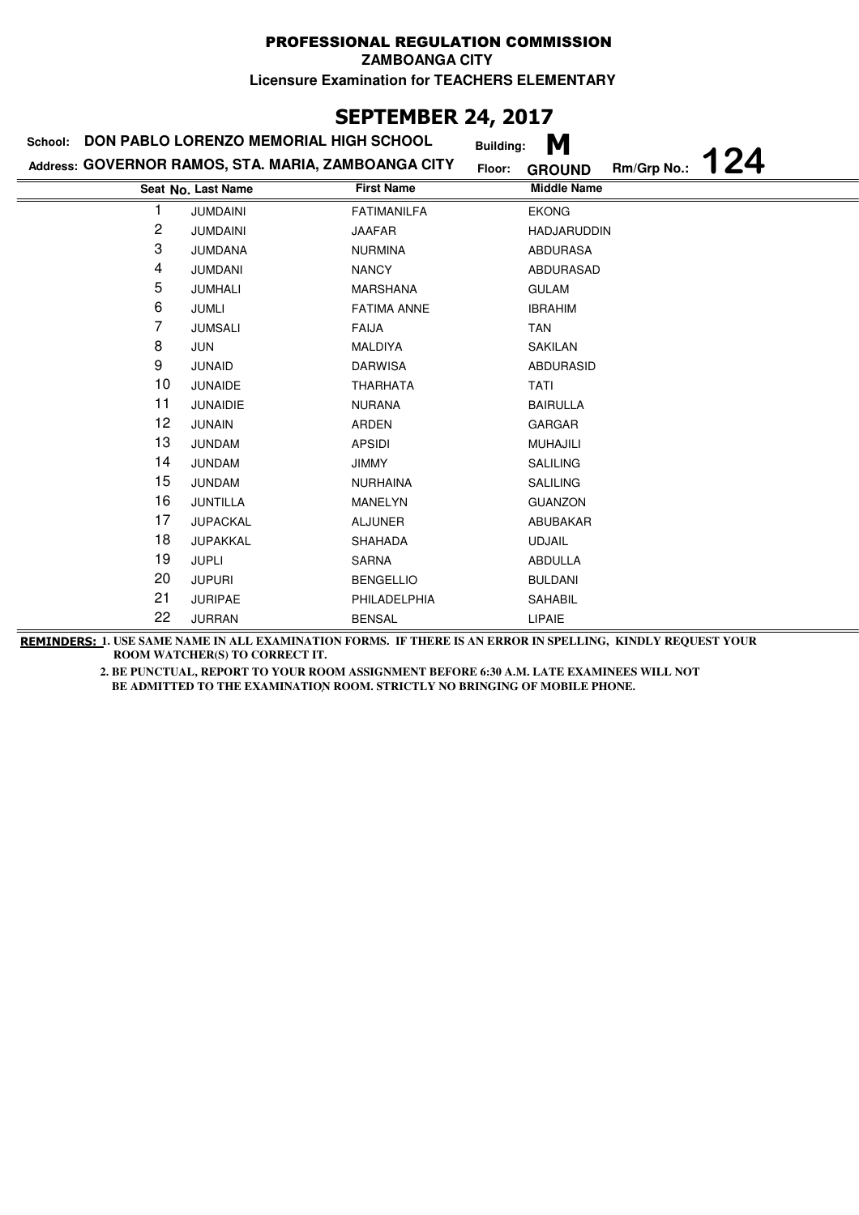# PROFESSIONAL REGULATION COMMISSION

**ZAMBOANGA CITY**

**Licensure Examination for TEACHERS ELEMENTARY**

## SEPTEMBER 24, 2017

**School:** DON PABLO LORENZO MEMORIAL HIGH SCHOOL **Building:** M

**Address:** GOVERNOR RAMOS, STA. MARIA, ZAMBOANGA CITY **Floor:** GROUND **Rm/Grp No.:** 124

| Seat No. | Last Name | First Name | Middle Name |
|---|---|---|---|
| 1 | JUMDAINI | FATIMANILFA | EKONG |
| 2 | JUMDAINI | JAAFAR | HADJARUDDIN |
| 3 | JUMDANA | NURMINA | ABDURASA |
| 4 | JUMDANI | NANCY | ABDURASAD |
| 5 | JUMHALI | MARSHANA | GULAM |
| 6 | JUMLI | FATIMA ANNE | IBRAHIM |
| 7 | JUMSALI | FAIJA | TAN |
| 8 | JUN | MALDIYA | SAKILAN |
| 9 | JUNAID | DARWISA | ABDURASID |
| 10 | JUNAIDE | THARHATA | TATI |
| 11 | JUNAIDIE | NURANA | BAIRULLA |
| 12 | JUNAIN | ARDEN | GARGAR |
| 13 | JUNDAM | APSIDI | MUHAJILI |
| 14 | JUNDAM | JIMMY | SALILING |
| 15 | JUNDAM | NURHAINA | SALILING |
| 16 | JUNTILLA | MANELYN | GUANZON |
| 17 | JUPACKAL | ALJUNER | ABUBAKAR |
| 18 | JUPAKKAL | SHAHADA | UDJAIL |
| 19 | JUPLI | SARNA | ABDULLA |
| 20 | JUPURI | BENGELLIO | BULDANI |
| 21 | JURIPAE | PHILADELPHIA | SAHABIL |
| 22 | JURRAN | BENSAL | LIPAIE |

**REMINDERS:** 1. USE SAME NAME IN ALL EXAMINATION FORMS. IF THERE IS AN ERROR IN SPELLING, KINDLY REQUEST YOUR ROOM WATCHER(S) TO CORRECT IT.

2. BE PUNCTUAL, REPORT TO YOUR ROOM ASSIGNMENT BEFORE 6:30 A.M. LATE EXAMINEES WILL NOT BE ADMITTED TO THE EXAMINATION ROOM. STRICTLY NO BRINGING OF MOBILE PHONE.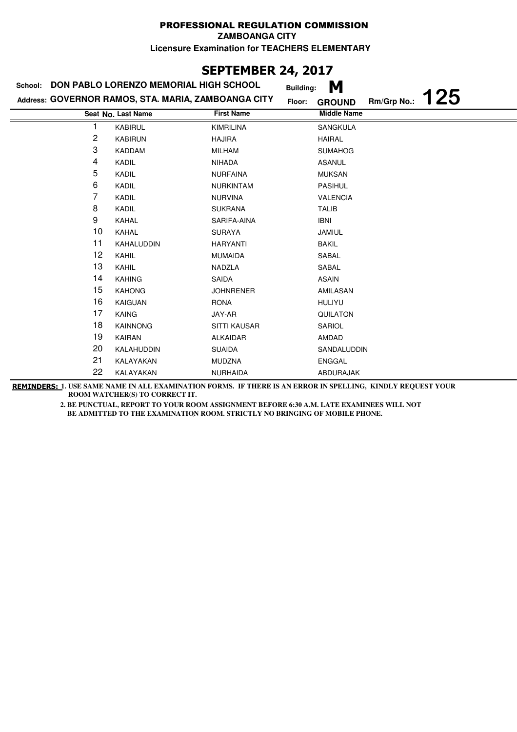**PROFESSIONAL REGULATION COMMISSION**

**ZAMBOANGA CITY**

**Licensure Examination for TEACHERS ELEMENTARY**

## SEPTEMBER 24, 2017

**School:** DON PABLO LORENZO MEMORIAL HIGH SCHOOL **Building:** M

**Address:** GOVERNOR RAMOS, STA. MARIA, ZAMBOANGA CITY **Floor:** GROUND **Rm/Grp No.:** 125

| Seat No. | Last Name | First Name | Middle Name |
|---|---|---|---|
| 1 | KABIRUL | KIMRILINA | SANGKULA |
| 2 | KABIRUN | HAJIRA | HAIRAL |
| 3 | KADDAM | MILHAM | SUMAHOG |
| 4 | KADIL | NIHADA | ASANUL |
| 5 | KADIL | NURFAINA | MUKSAN |
| 6 | KADIL | NURKINTAM | PASIHUL |
| 7 | KADIL | NURVINA | VALENCIA |
| 8 | KADIL | SUKRANA | TALIB |
| 9 | KAHAL | SARIFA-AINA | IBNI |
| 10 | KAHAL | SURAYA | JAMIUL |
| 11 | KAHALUDDIN | HARYANTI | BAKIL |
| 12 | KAHIL | MUMAIDA | SABAL |
| 13 | KAHIL | NADZLA | SABAL |
| 14 | KAHING | SAIDA | ASAIN |
| 15 | KAHONG | JOHNRENER | AMILASAN |
| 16 | KAIGUAN | RONA | HULIYU |
| 17 | KAING | JAY-AR | QUILATON |
| 18 | KAINNONG | SITTI KAUSAR | SARIOL |
| 19 | KAIRAN | ALKAIDAR | AMDAD |
| 20 | KALAHUDDIN | SUAIDA | SANDALUDDIN |
| 21 | KALAYAKAN | MUDZNA | ENGGAL |
| 22 | KALAYAKAN | NURHAIDA | ABDURAJAK |

**REMINDERS:** 1. USE SAME NAME IN ALL EXAMINATION FORMS. IF THERE IS AN ERROR IN SPELLING, KINDLY REQUEST YOUR ROOM WATCHER(S) TO CORRECT IT.

2. BE PUNCTUAL, REPORT TO YOUR ROOM ASSIGNMENT BEFORE 6:30 A.M. LATE EXAMINEES WILL NOT BE ADMITTED TO THE EXAMINATION ROOM. STRICTLY NO BRINGING OF MOBILE PHONE.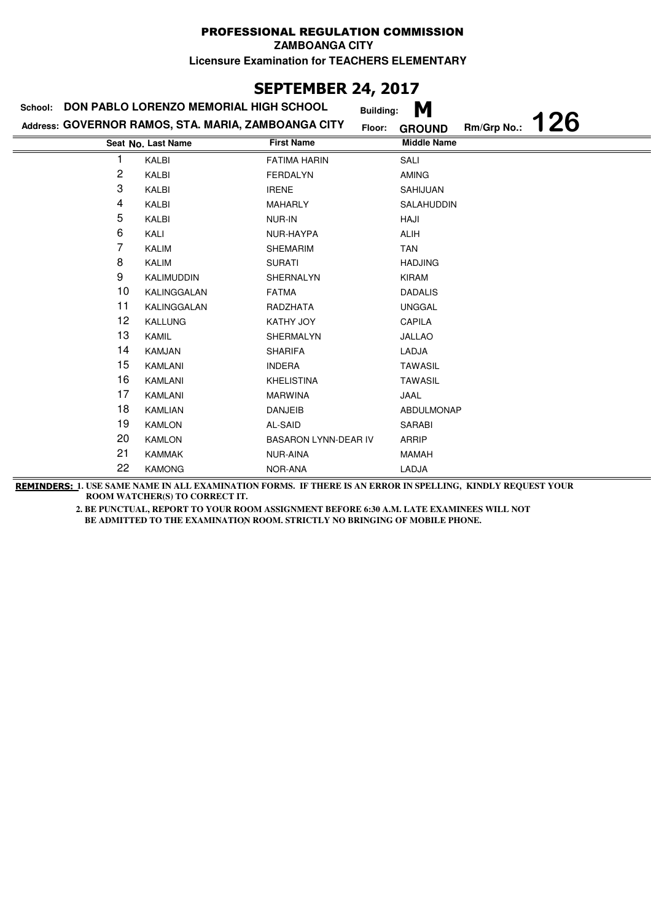# PROFESSIONAL REGULATION COMMISSION

**ZAMBOANGA CITY**

**Licensure Examination for TEACHERS ELEMENTARY**

## SEPTEMBER 24, 2017

**School:** DON PABLO LORENZO MEMORIAL HIGH SCHOOL **Building:** M

**Address:** GOVERNOR RAMOS, STA. MARIA, ZAMBOANGA CITY **Floor:** GROUND **Rm/Grp No.:** 126

| Seat No. | Last Name | First Name | Middle Name |
|---|---|---|---|
| 1 | KALBI | FATIMA HARIN | SALI |
| 2 | KALBI | FERDALYN | AMING |
| 3 | KALBI | IRENE | SAHIJUAN |
| 4 | KALBI | MAHARLY | SALAHUDDIN |
| 5 | KALBI | NUR-IN | HAJI |
| 6 | KALI | NUR-HAYPA | ALIH |
| 7 | KALIM | SHEMARIM | TAN |
| 8 | KALIM | SURATI | HADJING |
| 9 | KALIMUDDIN | SHERNALYN | KIRAM |
| 10 | KALINGGALAN | FATMA | DADALIS |
| 11 | KALINGGALAN | RADZHATA | UNGGAL |
| 12 | KALLUNG | KATHY JOY | CAPILA |
| 13 | KAMIL | SHERMALYN | JALLAO |
| 14 | KAMJAN | SHARIFA | LADJA |
| 15 | KAMLANI | INDERA | TAWASIL |
| 16 | KAMLANI | KHELISTINA | TAWASIL |
| 17 | KAMLANI | MARWINA | JAAL |
| 18 | KAMLIAN | DANJEIB | ABDULMONAP |
| 19 | KAMLON | AL-SAID | SARABI |
| 20 | KAMLON | BASARON LYNN-DEAR IV | ARRIP |
| 21 | KAMMAK | NUR-AINA | MAMAH |
| 22 | KAMONG | NOR-ANA | LADJA |

**REMINDERS:** 1. USE SAME NAME IN ALL EXAMINATION FORMS. IF THERE IS AN ERROR IN SPELLING, KINDLY REQUEST YOUR ROOM WATCHER(S) TO CORRECT IT.

2. BE PUNCTUAL, REPORT TO YOUR ROOM ASSIGNMENT BEFORE 6:30 A.M. LATE EXAMINEES WILL NOT BE ADMITTED TO THE EXAMINATION ROOM. STRICTLY NO BRINGING OF MOBILE PHONE.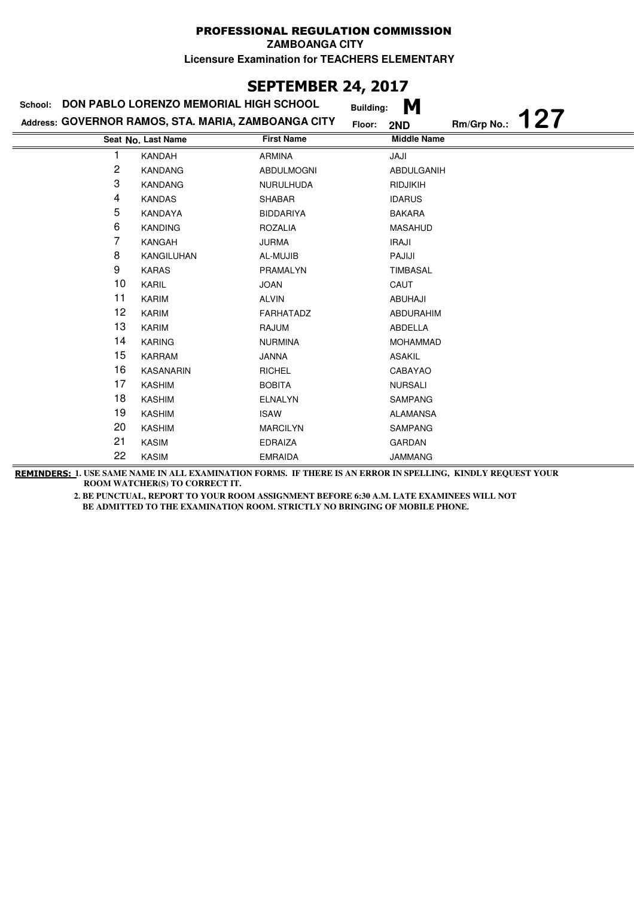# PROFESSIONAL REGULATION COMMISSION

**ZAMBOANGA CITY**

**Licensure Examination for TEACHERS ELEMENTARY**

## SEPTEMBER 24, 2017

**School:** DON PABLO LORENZO MEMORIAL HIGH SCHOOL **Building:** M

**Address:** GOVERNOR RAMOS, STA. MARIA, ZAMBOANGA CITY **Floor:** 2ND **Rm/Grp No.:** 127

| Seat No. | Last Name | First Name | Middle Name |
|---|---|---|---|
| 1 | KANDAH | ARMINA | JAJI |
| 2 | KANDANG | ABDULMOGNI | ABDULGANIH |
| 3 | KANDANG | NURULHUDA | RIDJIKIH |
| 4 | KANDAS | SHABAR | IDARUS |
| 5 | KANDAYA | BIDDARIYA | BAKARA |
| 6 | KANDING | ROZALIA | MASAHUD |
| 7 | KANGAH | JURMA | IRAJI |
| 8 | KANGILUHAN | AL-MUJIB | PAJIJI |
| 9 | KARAS | PRAMALYN | TIMBASAL |
| 10 | KARIL | JOAN | CAUT |
| 11 | KARIM | ALVIN | ABUHAJI |
| 12 | KARIM | FARHATADZ | ABDURAHIM |
| 13 | KARIM | RAJUM | ABDELLA |
| 14 | KARING | NURMINA | MOHAMMAD |
| 15 | KARRAM | JANNA | ASAKIL |
| 16 | KASANARIN | RICHEL | CABAYAO |
| 17 | KASHIM | BOBITA | NURSALI |
| 18 | KASHIM | ELNALYN | SAMPANG |
| 19 | KASHIM | ISAW | ALAMANSA |
| 20 | KASHIM | MARCILYN | SAMPANG |
| 21 | KASIM | EDRAIZA | GARDAN |
| 22 | KASIM | EMRAIDA | JAMMANG |

**REMINDERS:** 1. USE SAME NAME IN ALL EXAMINATION FORMS. IF THERE IS AN ERROR IN SPELLING, KINDLY REQUEST YOUR ROOM WATCHER(S) TO CORRECT IT.

2. BE PUNCTUAL, REPORT TO YOUR ROOM ASSIGNMENT BEFORE 6:30 A.M. LATE EXAMINEES WILL NOT BE ADMITTED TO THE EXAMINATION ROOM. STRICTLY NO BRINGING OF MOBILE PHONE.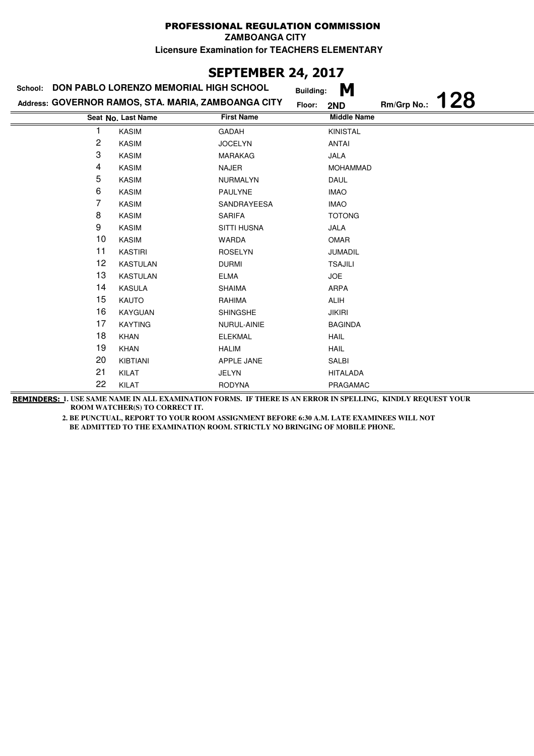PROFESSIONAL REGULATION COMMISSION

ZAMBOANGA CITY

Licensure Examination for TEACHERS ELEMENTARY

## SEPTEMBER 24, 2017

School: **DON PABLO LORENZO MEMORIAL HIGH SCHOOL** Building: **M**

Address: **GOVERNOR RAMOS, STA. MARIA, ZAMBOANGA CITY** Floor: **2ND** Rm/Grp No.: **128**

| Seat No. | Last Name | First Name | Middle Name |
|---|---|---|---|
| 1 | KASIM | GADAH | KINISTAL |
| 2 | KASIM | JOCELYN | ANTAI |
| 3 | KASIM | MARAKAG | JALA |
| 4 | KASIM | NAJER | MOHAMMAD |
| 5 | KASIM | NURMALYN | DAUL |
| 6 | KASIM | PAULYNE | IMAO |
| 7 | KASIM | SANDRAYEESA | IMAO |
| 8 | KASIM | SARIFA | TOTONG |
| 9 | KASIM | SITTI HUSNA | JALA |
| 10 | KASIM | WARDA | OMAR |
| 11 | KASTIRI | ROSELYN | JUMADIL |
| 12 | KASTULAN | DURMI | TSAJILI |
| 13 | KASTULAN | ELMA | JOE |
| 14 | KASULA | SHAIMA | ARPA |
| 15 | KAUTO | RAHIMA | ALIH |
| 16 | KAYGUAN | SHINGSHE | JIKIRI |
| 17 | KAYTING | NURUL-AINIE | BAGINDA |
| 18 | KHAN | ELEKMAL | HAIL |
| 19 | KHAN | HALIM | HAIL |
| 20 | KIBTIANI | APPLE JANE | SALBI |
| 21 | KILAT | JELYN | HITALADA |
| 22 | KILAT | RODYNA | PRAGAMAC |

**REMINDERS:** 1. USE SAME NAME IN ALL EXAMINATION FORMS. IF THERE IS AN ERROR IN SPELLING, KINDLY REQUEST YOUR ROOM WATCHER(S) TO CORRECT IT.

2. BE PUNCTUAL, REPORT TO YOUR ROOM ASSIGNMENT BEFORE 6:30 A.M. LATE EXAMINEES WILL NOT BE ADMITTED TO THE EXAMINATION ROOM. STRICTLY NO BRINGING OF MOBILE PHONE.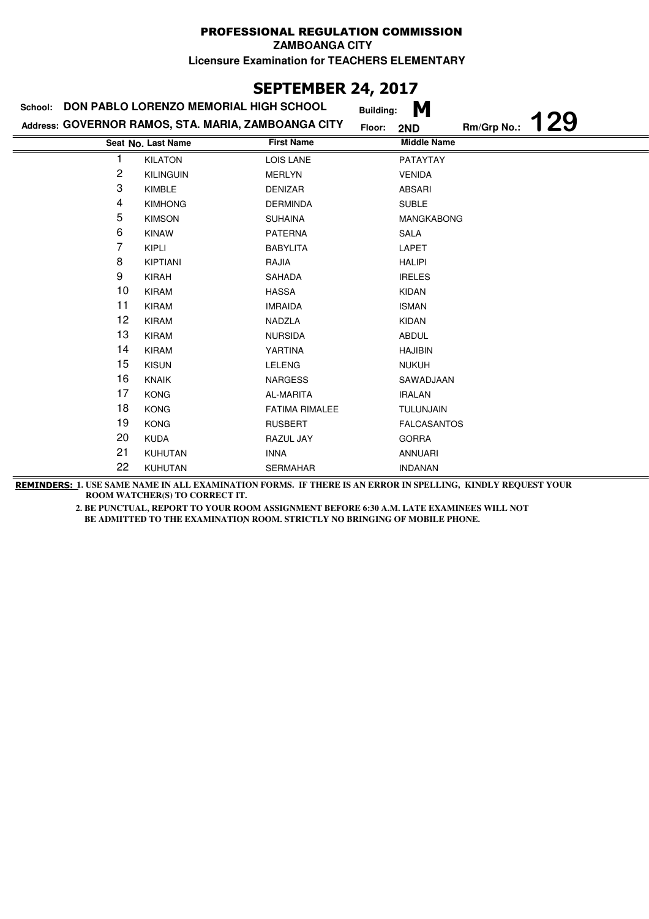# PROFESSIONAL REGULATION COMMISSION

**ZAMBOANGA CITY**

**Licensure Examination for TEACHERS ELEMENTARY**

## SEPTEMBER 24, 2017

**School:** DON PABLO LORENZO MEMORIAL HIGH SCHOOL **Building:** M

**Address:** GOVERNOR RAMOS, STA. MARIA, ZAMBOANGA CITY **Floor:** 2ND **Rm/Grp No.:** 129

| Seat No. | Last Name | First Name | Middle Name |
|---|---|---|---|
| 1 | KILATON | LOIS LANE | PATAYTAY |
| 2 | KILINGUIN | MERLYN | VENIDA |
| 3 | KIMBLE | DENIZAR | ABSARI |
| 4 | KIMHONG | DERMINDA | SUBLE |
| 5 | KIMSON | SUHAINA | MANGKABONG |
| 6 | KINAW | PATERNA | SALA |
| 7 | KIPLI | BABYLITA | LAPET |
| 8 | KIPTIANI | RAJIA | HALIPI |
| 9 | KIRAH | SAHADA | IRELES |
| 10 | KIRAM | HASSA | KIDAN |
| 11 | KIRAM | IMRAIDA | ISMAN |
| 12 | KIRAM | NADZLA | KIDAN |
| 13 | KIRAM | NURSIDA | ABDUL |
| 14 | KIRAM | YARTINA | HAJIBIN |
| 15 | KISUN | LELENG | NUKUH |
| 16 | KNAIK | NARGESS | SAWADJAAN |
| 17 | KONG | AL-MARITA | IRALAN |
| 18 | KONG | FATIMA RIMALEE | TULUNJAIN |
| 19 | KONG | RUSBERT | FALCASANTOS |
| 20 | KUDA | RAZUL JAY | GORRA |
| 21 | KUHUTAN | INNA | ANNUARI |
| 22 | KUHUTAN | SERMAHAR | INDANAN |

**REMINDERS:** 1. USE SAME NAME IN ALL EXAMINATION FORMS. IF THERE IS AN ERROR IN SPELLING, KINDLY REQUEST YOUR ROOM WATCHER(S) TO CORRECT IT.

2. BE PUNCTUAL, REPORT TO YOUR ROOM ASSIGNMENT BEFORE 6:30 A.M. LATE EXAMINEES WILL NOT BE ADMITTED TO THE EXAMINATION ROOM. STRICTLY NO BRINGING OF MOBILE PHONE.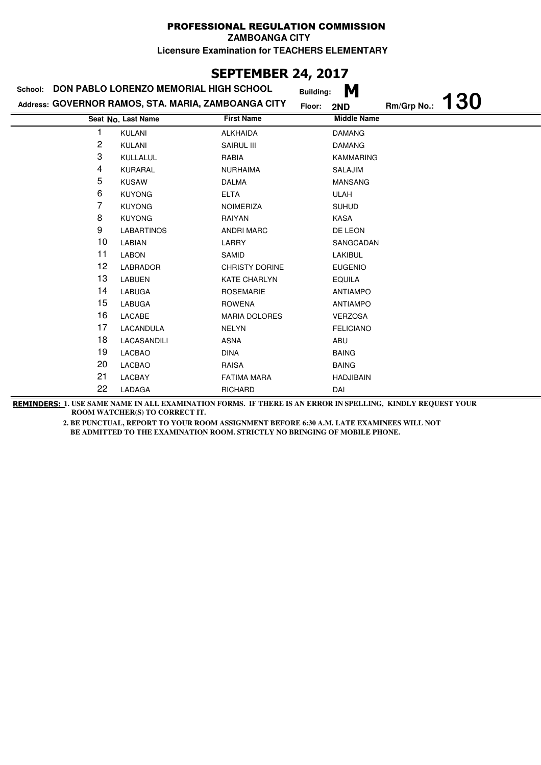# PROFESSIONAL REGULATION COMMISSION

**ZAMBOANGA CITY**

**Licensure Examination for TEACHERS ELEMENTARY**

## SEPTEMBER 24, 2017

**School:** DON PABLO LORENZO MEMORIAL HIGH SCHOOL **Building:** M

**Address:** GOVERNOR RAMOS, STA. MARIA, ZAMBOANGA CITY **Floor:** 2ND **Rm/Grp No.:** 130

| Seat No. | Last Name | First Name | Middle Name |
|---|---|---|---|
| 1 | KULANI | ALKHAIDA | DAMANG |
| 2 | KULANI | SAIRUL III | DAMANG |
| 3 | KULLALUL | RABIA | KAMMARING |
| 4 | KURARAL | NURHAIMA | SALAJIM |
| 5 | KUSAW | DALMA | MANSANG |
| 6 | KUYONG | ELTA | ULAH |
| 7 | KUYONG | NOIMERIZA | SUHUD |
| 8 | KUYONG | RAIYAN | KASA |
| 9 | LABARTINOS | ANDRI MARC | DE LEON |
| 10 | LABIAN | LARRY | SANGCADAN |
| 11 | LABON | SAMID | LAKIBUL |
| 12 | LABRADOR | CHRISTY DORINE | EUGENIO |
| 13 | LABUEN | KATE CHARLYN | EQUILA |
| 14 | LABUGA | ROSEMARIE | ANTIAMPO |
| 15 | LABUGA | ROWENA | ANTIAMPO |
| 16 | LACABE | MARIA DOLORES | VERZOSA |
| 17 | LACANDULA | NELYN | FELICIANO |
| 18 | LACASANDILI | ASNA | ABU |
| 19 | LACBAO | DINA | BAING |
| 20 | LACBAO | RAISA | BAING |
| 21 | LACBAY | FATIMA MARA | HADJIBAIN |
| 22 | LADAGA | RICHARD | DAI |

**REMINDERS:** 1. USE SAME NAME IN ALL EXAMINATION FORMS. IF THERE IS AN ERROR IN SPELLING, KINDLY REQUEST YOUR ROOM WATCHER(S) TO CORRECT IT.

2. BE PUNCTUAL, REPORT TO YOUR ROOM ASSIGNMENT BEFORE 6:30 A.M. LATE EXAMINEES WILL NOT BE ADMITTED TO THE EXAMINATION ROOM. STRICTLY NO BRINGING OF MOBILE PHONE.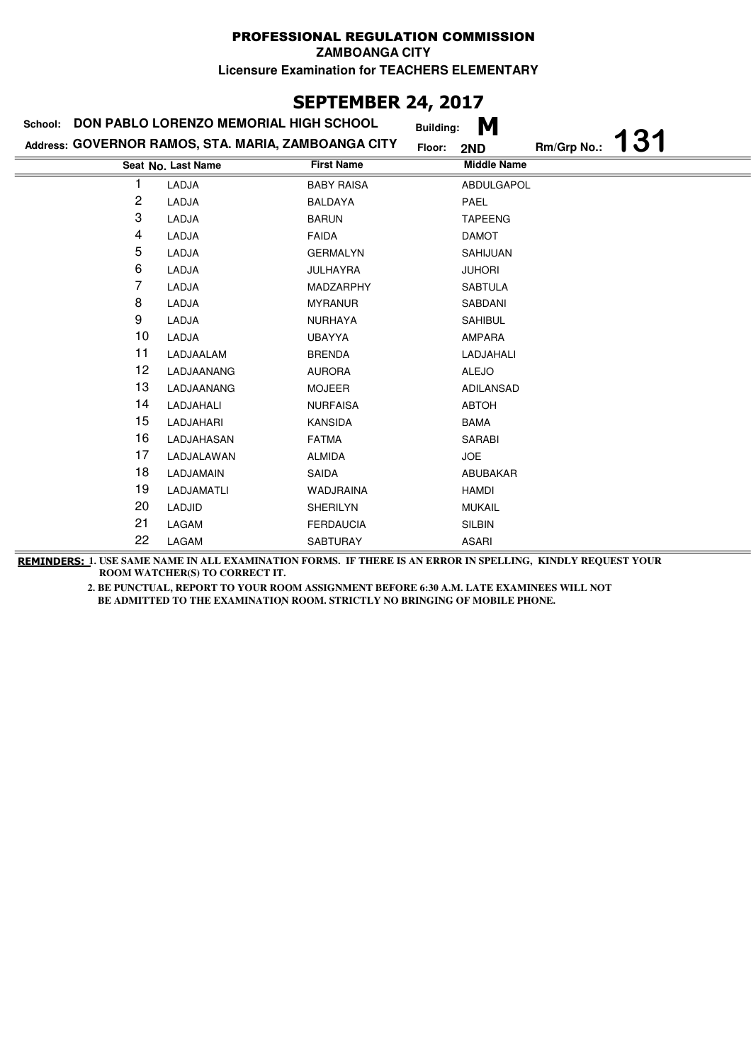PROFESSIONAL REGULATION COMMISSION

ZAMBOANGA CITY

Licensure Examination for TEACHERS ELEMENTARY

## SEPTEMBER 24, 2017

School: DON PABLO LORENZO MEMORIAL HIGH SCHOOL

Building: M

Address: GOVERNOR RAMOS, STA. MARIA, ZAMBOANGA CITY

Floor: 2ND

Rm/Grp No.: 131

| Seat No. | Last Name | First Name | Middle Name |
|---|---|---|---|
| 1 | LADJA | BABY RAISA | ABDULGAPOL |
| 2 | LADJA | BALDAYA | PAEL |
| 3 | LADJA | BARUN | TAPEENG |
| 4 | LADJA | FAIDA | DAMOT |
| 5 | LADJA | GERMALYN | SAHIJUAN |
| 6 | LADJA | JULHAYRA | JUHORI |
| 7 | LADJA | MADZARPHY | SABTULA |
| 8 | LADJA | MYRANUR | SABDANI |
| 9 | LADJA | NURHAYA | SAHIBUL |
| 10 | LADJA | UBAYYA | AMPARA |
| 11 | LADJAALAM | BRENDA | LADJAHALI |
| 12 | LADJAANANG | AURORA | ALEJO |
| 13 | LADJAANANG | MOJEER | ADILANSAD |
| 14 | LADJAHALI | NURFAISA | ABTOH |
| 15 | LADJAHARI | KANSIDA | BAMA |
| 16 | LADJAHASAN | FATMA | SARABI |
| 17 | LADJALAWAN | ALMIDA | JOE |
| 18 | LADJAMAIN | SAIDA | ABUBAKAR |
| 19 | LADJAMATLI | WADJRAINA | HAMDI |
| 20 | LADJID | SHERILYN | MUKAIL |
| 21 | LAGAM | FERDAUCIA | SILBIN |
| 22 | LAGAM | SABTURAY | ASARI |

**REMINDERS:** 1. USE SAME NAME IN ALL EXAMINATION FORMS. IF THERE IS AN ERROR IN SPELLING, KINDLY REQUEST YOUR ROOM WATCHER(S) TO CORRECT IT.

2. BE PUNCTUAL, REPORT TO YOUR ROOM ASSIGNMENT BEFORE 6:30 A.M. LATE EXAMINEES WILL NOT BE ADMITTED TO THE EXAMINATION ROOM. STRICTLY NO BRINGING OF MOBILE PHONE.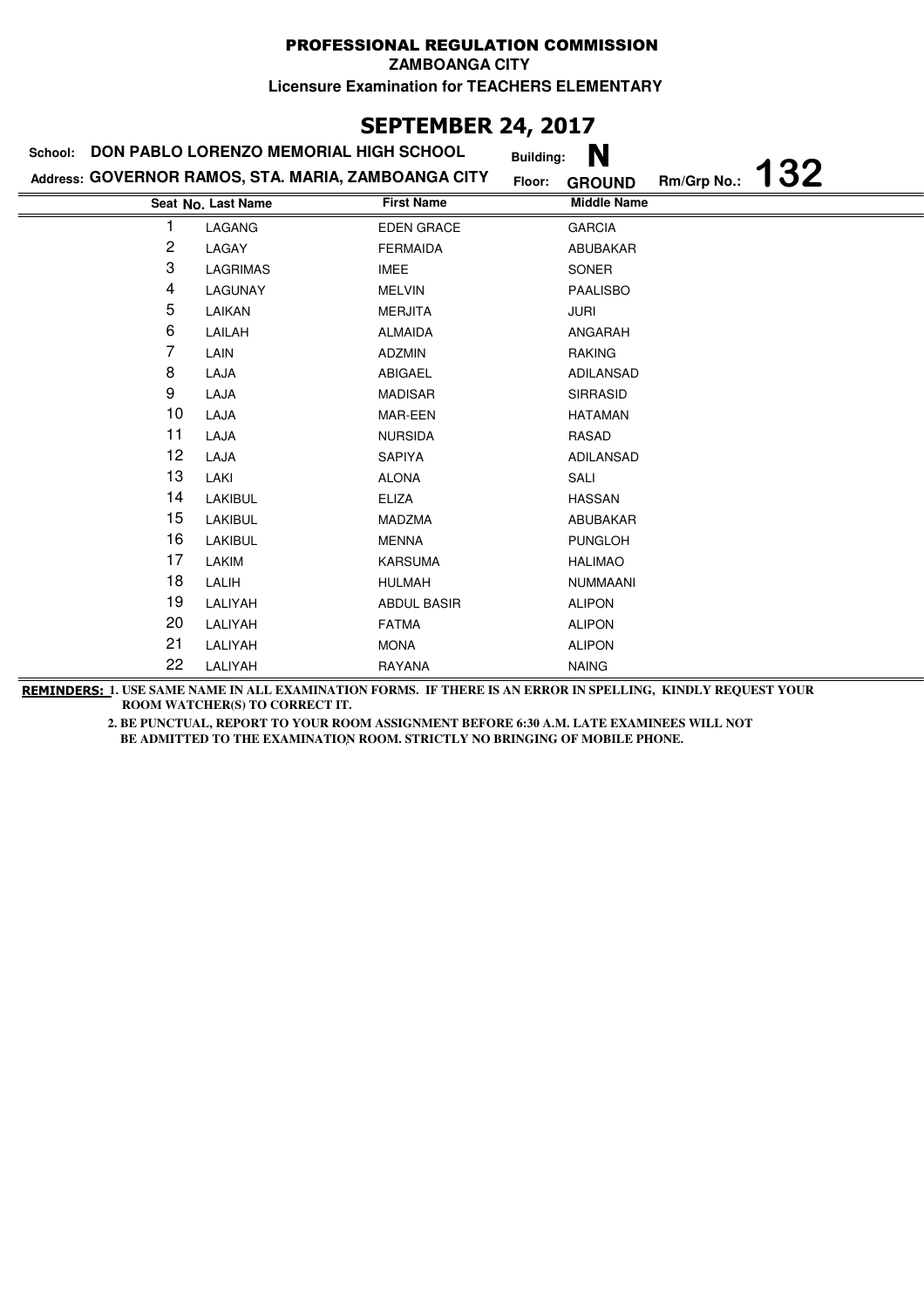# PROFESSIONAL REGULATION COMMISSION

**ZAMBOANGA CITY**

**Licensure Examination for TEACHERS ELEMENTARY**

## SEPTEMBER 24, 2017

**School:** DON PABLO LORENZO MEMORIAL HIGH SCHOOL **Building:** N

**Address:** GOVERNOR RAMOS, STA. MARIA, ZAMBOANGA CITY **Floor:** GROUND **Rm/Grp No.:** 132

| Seat No. | Last Name | First Name | Middle Name |
|---|---|---|---|
| 1 | LAGANG | EDEN GRACE | GARCIA |
| 2 | LAGAY | FERMAIDA | ABUBAKAR |
| 3 | LAGRIMAS | IMEE | SONER |
| 4 | LAGUNAY | MELVIN | PAALISBO |
| 5 | LAIKAN | MERJITA | JURI |
| 6 | LAILAH | ALMAIDA | ANGARAH |
| 7 | LAIN | ADZMIN | RAKING |
| 8 | LAJA | ABIGAEL | ADILANSAD |
| 9 | LAJA | MADISAR | SIRRASID |
| 10 | LAJA | MAR-EEN | HATAMAN |
| 11 | LAJA | NURSIDA | RASAD |
| 12 | LAJA | SAPIYA | ADILANSAD |
| 13 | LAKI | ALONA | SALI |
| 14 | LAKIBUL | ELIZA | HASSAN |
| 15 | LAKIBUL | MADZMA | ABUBAKAR |
| 16 | LAKIBUL | MENNA | PUNGLOH |
| 17 | LAKIM | KARSUMA | HALIMAO |
| 18 | LALIH | HULMAH | NUMMAANI |
| 19 | LALIYAH | ABDUL BASIR | ALIPON |
| 20 | LALIYAH | FATMA | ALIPON |
| 21 | LALIYAH | MONA | ALIPON |
| 22 | LALIYAH | RAYANA | NAING |

**REMINDERS:** 1. USE SAME NAME IN ALL EXAMINATION FORMS. IF THERE IS AN ERROR IN SPELLING, KINDLY REQUEST YOUR ROOM WATCHER(S) TO CORRECT IT.

2. BE PUNCTUAL, REPORT TO YOUR ROOM ASSIGNMENT BEFORE 6:30 A.M. LATE EXAMINEES WILL NOT BE ADMITTED TO THE EXAMINATION ROOM. STRICTLY NO BRINGING OF MOBILE PHONE.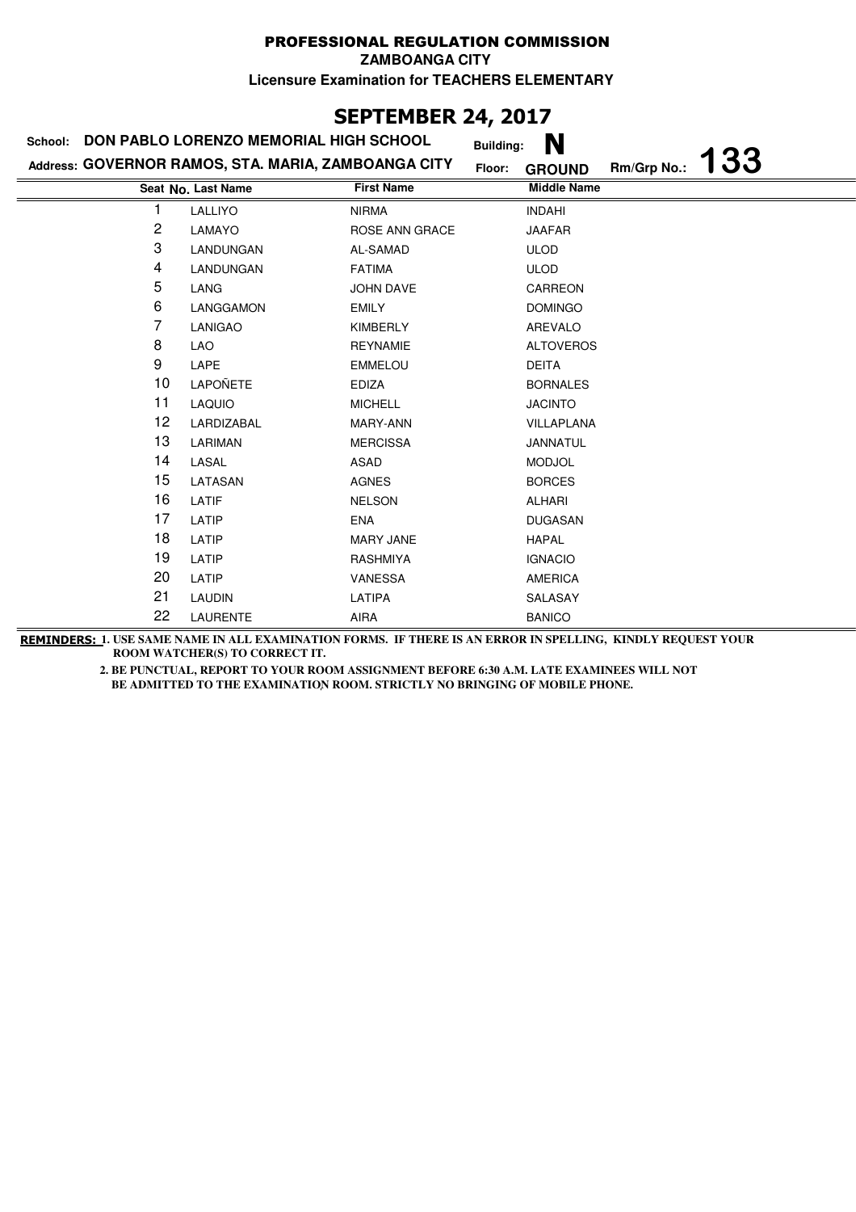# PROFESSIONAL REGULATION COMMISSION

**ZAMBOANGA CITY**

**Licensure Examination for TEACHERS ELEMENTARY**

## SEPTEMBER 24, 2017

**School:** DON PABLO LORENZO MEMORIAL HIGH SCHOOL **Building:** N

**Address:** GOVERNOR RAMOS, STA. MARIA, ZAMBOANGA CITY **Floor:** GROUND **Rm/Grp No.:** 133

| Seat No. | Last Name | First Name | Middle Name |
|---|---|---|---|
| 1 | LALLIYO | NIRMA | INDAHI |
| 2 | LAMAYO | ROSE ANN GRACE | JAAFAR |
| 3 | LANDUNGAN | AL-SAMAD | ULOD |
| 4 | LANDUNGAN | FATIMA | ULOD |
| 5 | LANG | JOHN DAVE | CARREON |
| 6 | LANGGAMON | EMILY | DOMINGO |
| 7 | LANIGAO | KIMBERLY | AREVALO |
| 8 | LAO | REYNAMIE | ALTOVEROS |
| 9 | LAPE | EMMELOU | DEITA |
| 10 | LAPOÑETE | EDIZA | BORNALES |
| 11 | LAQUIO | MICHELL | JACINTO |
| 12 | LARDIZABAL | MARY-ANN | VILLAPLANA |
| 13 | LARIMAN | MERCISSA | JANNATUL |
| 14 | LASAL | ASAD | MODJOL |
| 15 | LATASAN | AGNES | BORCES |
| 16 | LATIF | NELSON | ALHARI |
| 17 | LATIP | ENA | DUGASAN |
| 18 | LATIP | MARY JANE | HAPAL |
| 19 | LATIP | RASHMIYA | IGNACIO |
| 20 | LATIP | VANESSA | AMERICA |
| 21 | LAUDIN | LATIPA | SALASAY |
| 22 | LAURENTE | AIRA | BANICO |

**REMINDERS:** 1. USE SAME NAME IN ALL EXAMINATION FORMS. IF THERE IS AN ERROR IN SPELLING, KINDLY REQUEST YOUR ROOM WATCHER(S) TO CORRECT IT.

2. BE PUNCTUAL, REPORT TO YOUR ROOM ASSIGNMENT BEFORE 6:30 A.M. LATE EXAMINEES WILL NOT BE ADMITTED TO THE EXAMINATION ROOM. STRICTLY NO BRINGING OF MOBILE PHONE.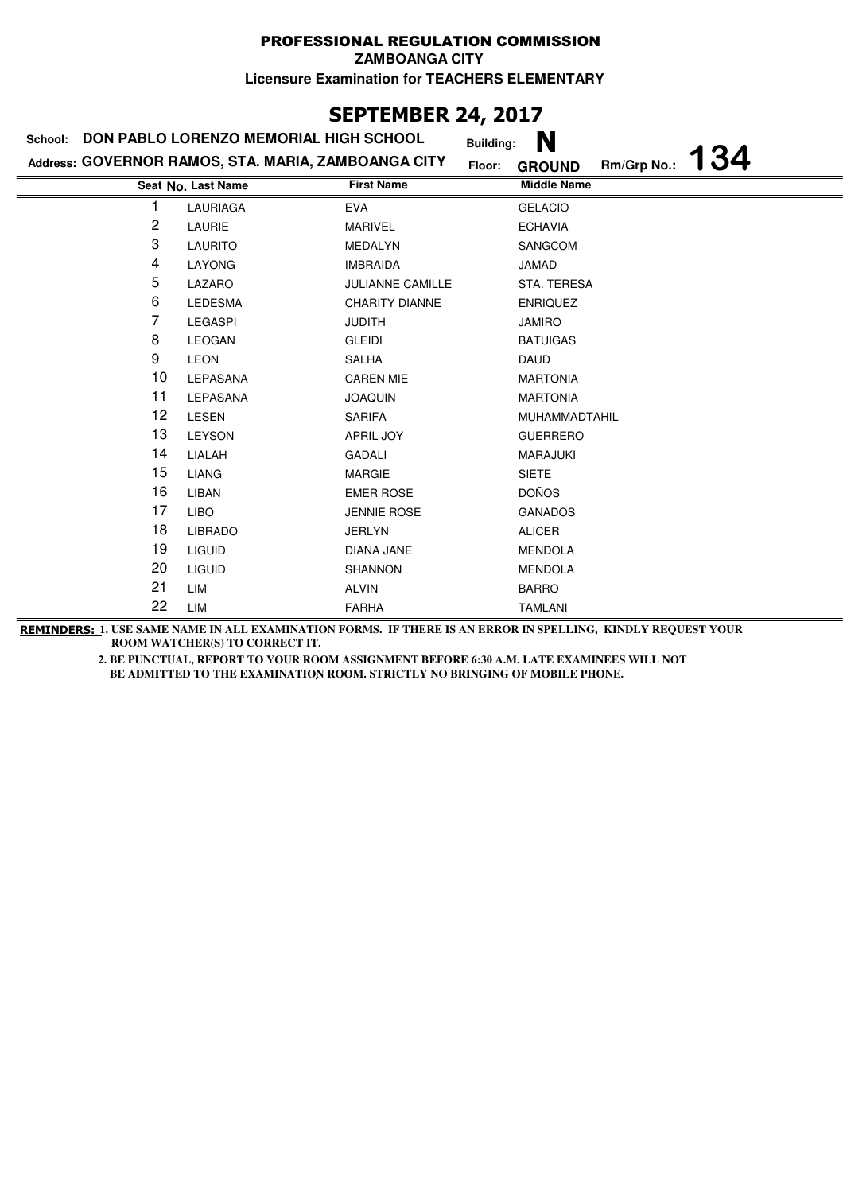# PROFESSIONAL REGULATION COMMISSION

**ZAMBOANGA CITY**

**Licensure Examination for TEACHERS ELEMENTARY**

## SEPTEMBER 24, 2017

**School:** DON PABLO LORENZO MEMORIAL HIGH SCHOOL **Building:** N

**Address:** GOVERNOR RAMOS, STA. MARIA, ZAMBOANGA CITY **Floor:** GROUND **Rm/Grp No.:** 134

| Seat No. | Last Name | First Name | Middle Name |
|---|---|---|---|
| 1 | LAURIAGA | EVA | GELACIO |
| 2 | LAURIE | MARIVEL | ECHAVIA |
| 3 | LAURITO | MEDALYN | SANGCOM |
| 4 | LAYONG | IMBRAIDA | JAMAD |
| 5 | LAZARO | JULIANNE CAMILLE | STA. TERESA |
| 6 | LEDESMA | CHARITY DIANNE | ENRIQUEZ |
| 7 | LEGASPI | JUDITH | JAMIRO |
| 8 | LEOGAN | GLEIDI | BATUIGAS |
| 9 | LEON | SALHA | DAUD |
| 10 | LEPASANA | CAREN MIE | MARTONIA |
| 11 | LEPASANA | JOAQUIN | MARTONIA |
| 12 | LESEN | SARIFA | MUHAMMADTAHIL |
| 13 | LEYSON | APRIL JOY | GUERRERO |
| 14 | LIALAH | GADALI | MARAJUKI |
| 15 | LIANG | MARGIE | SIETE |
| 16 | LIBAN | EMER ROSE | DOÑOS |
| 17 | LIBO | JENNIE ROSE | GANADOS |
| 18 | LIBRADO | JERLYN | ALICER |
| 19 | LIGUID | DIANA JANE | MENDOLA |
| 20 | LIGUID | SHANNON | MENDOLA |
| 21 | LIM | ALVIN | BARRO |
| 22 | LIM | FARHA | TAMLANI |

**REMINDERS:** 1. USE SAME NAME IN ALL EXAMINATION FORMS. IF THERE IS AN ERROR IN SPELLING, KINDLY REQUEST YOUR ROOM WATCHER(S) TO CORRECT IT.

2. BE PUNCTUAL, REPORT TO YOUR ROOM ASSIGNMENT BEFORE 6:30 A.M. LATE EXAMINEES WILL NOT BE ADMITTED TO THE EXAMINATION ROOM. STRICTLY NO BRINGING OF MOBILE PHONE.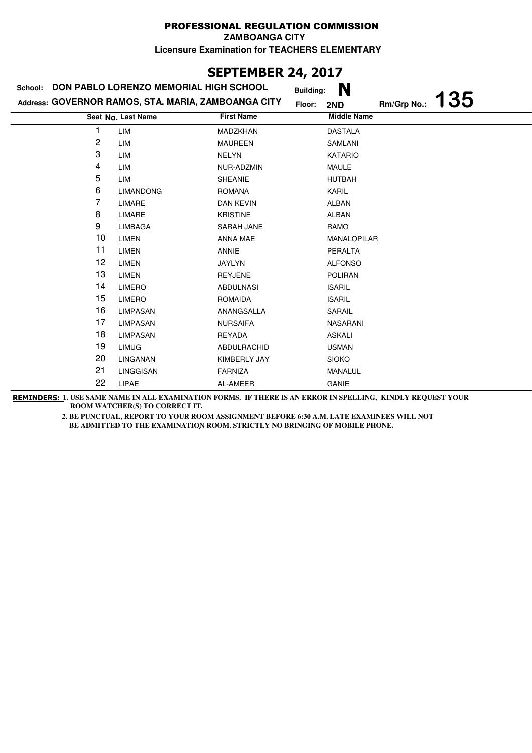# PROFESSIONAL REGULATION COMMISSION

**ZAMBOANGA CITY**

**Licensure Examination for TEACHERS ELEMENTARY**

## SEPTEMBER 24, 2017

**School:** DON PABLO LORENZO MEMORIAL HIGH SCHOOL **Building:** N

**Address:** GOVERNOR RAMOS, STA. MARIA, ZAMBOANGA CITY **Floor:** 2ND **Rm/Grp No.:** 135

| Seat No. | Last Name | First Name | Middle Name |
|---|---|---|---|
| 1 | LIM | MADZKHAN | DASTALA |
| 2 | LIM | MAUREEN | SAMLANI |
| 3 | LIM | NELYN | KATARIO |
| 4 | LIM | NUR-ADZMIN | MAULE |
| 5 | LIM | SHEANIE | HUTBAH |
| 6 | LIMANDONG | ROMANA | KARIL |
| 7 | LIMARE | DAN KEVIN | ALBAN |
| 8 | LIMARE | KRISTINE | ALBAN |
| 9 | LIMBAGA | SARAH JANE | RAMO |
| 10 | LIMEN | ANNA MAE | MANALOPILAR |
| 11 | LIMEN | ANNIE | PERALTA |
| 12 | LIMEN | JAYLYN | ALFONSO |
| 13 | LIMEN | REYJENE | POLIRAN |
| 14 | LIMERO | ABDULNASI | ISARIL |
| 15 | LIMERO | ROMAIDA | ISARIL |
| 16 | LIMPASAN | ANANGSALLA | SARAIL |
| 17 | LIMPASAN | NURSAIFA | NASARANI |
| 18 | LIMPASAN | REYADA | ASKALI |
| 19 | LIMUG | ABDULRACHID | USMAN |
| 20 | LINGANAN | KIMBERLY JAY | SIOKO |
| 21 | LINGGISAN | FARNIZA | MANALUL |
| 22 | LIPAE | AL-AMEER | GANIE |

**REMINDERS:** 1. USE SAME NAME IN ALL EXAMINATION FORMS. IF THERE IS AN ERROR IN SPELLING, KINDLY REQUEST YOUR ROOM WATCHER(S) TO CORRECT IT.

2. BE PUNCTUAL, REPORT TO YOUR ROOM ASSIGNMENT BEFORE 6:30 A.M. LATE EXAMINEES WILL NOT BE ADMITTED TO THE EXAMINATION ROOM. STRICTLY NO BRINGING OF MOBILE PHONE.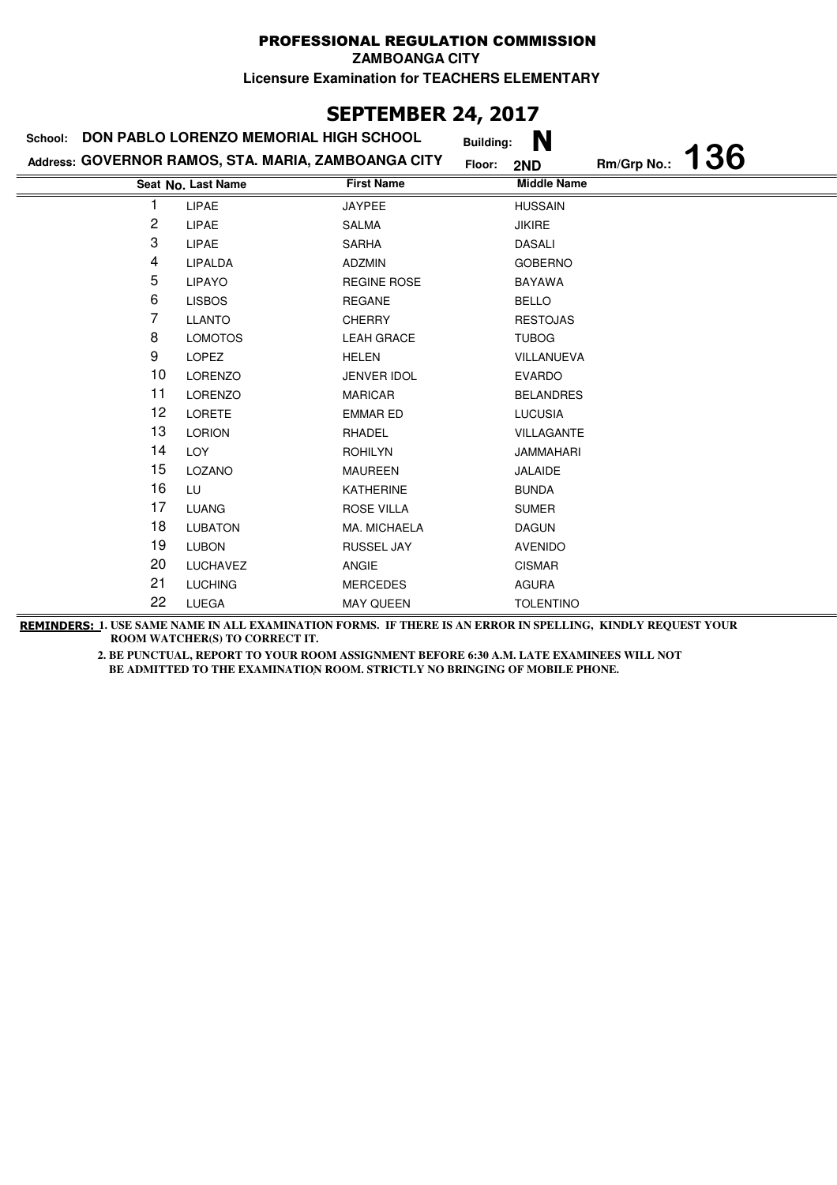# PROFESSIONAL REGULATION COMMISSION

**ZAMBOANGA CITY**

**Licensure Examination for TEACHERS ELEMENTARY**

## SEPTEMBER 24, 2017

**School:** DON PABLO LORENZO MEMORIAL HIGH SCHOOL  **Building:** N

**Address:** GOVERNOR RAMOS, STA. MARIA, ZAMBOANGA CITY  **Floor:** 2ND  **Rm/Grp No.:** 136

| Seat No. | Last Name | First Name | Middle Name |
|---|---|---|---|
| 1 | LIPAE | JAYPEE | HUSSAIN |
| 2 | LIPAE | SALMA | JIKIRE |
| 3 | LIPAE | SARHA | DASALI |
| 4 | LIPALDA | ADZMIN | GOBERNO |
| 5 | LIPAYO | REGINE ROSE | BAYAWA |
| 6 | LISBOS | REGANE | BELLO |
| 7 | LLANTO | CHERRY | RESTOJAS |
| 8 | LOMOTOS | LEAH GRACE | TUBOG |
| 9 | LOPEZ | HELEN | VILLANUEVA |
| 10 | LORENZO | JENVER IDOL | EVARDO |
| 11 | LORENZO | MARICAR | BELANDRES |
| 12 | LORETE | EMMAR ED | LUCUSIA |
| 13 | LORION | RHADEL | VILLAGANTE |
| 14 | LOY | ROHILYN | JAMMAHARI |
| 15 | LOZANO | MAUREEN | JALAIDE |
| 16 | LU | KATHERINE | BUNDA |
| 17 | LUANG | ROSE VILLA | SUMER |
| 18 | LUBATON | MA. MICHAELA | DAGUN |
| 19 | LUBON | RUSSEL JAY | AVENIDO |
| 20 | LUCHAVEZ | ANGIE | CISMAR |
| 21 | LUCHING | MERCEDES | AGURA |
| 22 | LUEGA | MAY QUEEN | TOLENTINO |

**REMINDERS:** 1. USE SAME NAME IN ALL EXAMINATION FORMS. IF THERE IS AN ERROR IN SPELLING, KINDLY REQUEST YOUR ROOM WATCHER(S) TO CORRECT IT.

2. BE PUNCTUAL, REPORT TO YOUR ROOM ASSIGNMENT BEFORE 6:30 A.M. LATE EXAMINEES WILL NOT BE ADMITTED TO THE EXAMINATION ROOM. STRICTLY NO BRINGING OF MOBILE PHONE.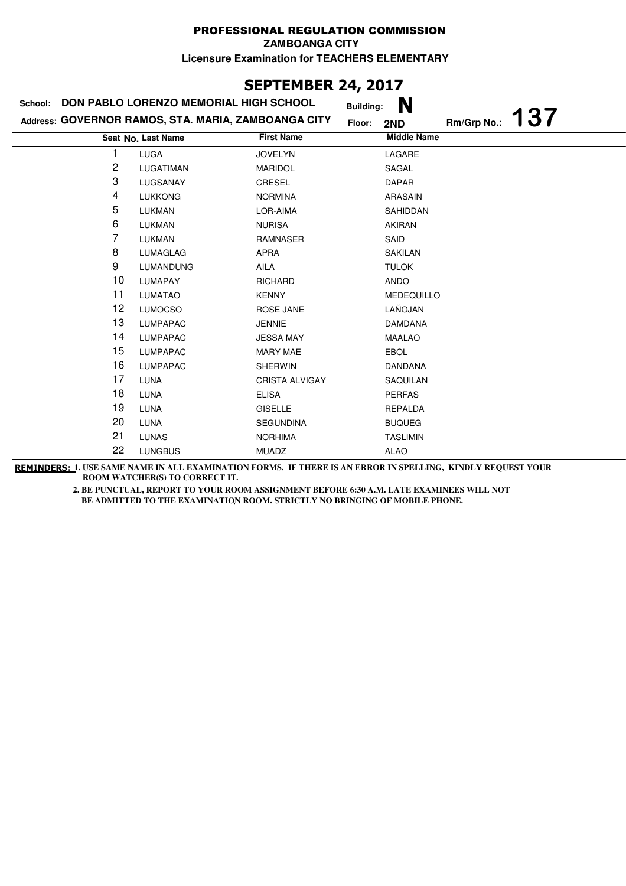# PROFESSIONAL REGULATION COMMISSION

**ZAMBOANGA CITY**

**Licensure Examination for TEACHERS ELEMENTARY**

## SEPTEMBER 24, 2017

**School:** DON PABLO LORENZO MEMORIAL HIGH SCHOOL **Building:** N

**Address:** GOVERNOR RAMOS, STA. MARIA, ZAMBOANGA CITY **Floor:** 2ND **Rm/Grp No.:** 137

| Seat No. | Last Name | First Name | Middle Name |
|---|---|---|---|
| 1 | LUGA | JOVELYN | LAGARE |
| 2 | LUGATIMAN | MARIDOL | SAGAL |
| 3 | LUGSANAY | CRESEL | DAPAR |
| 4 | LUKKONG | NORMINA | ARASAIN |
| 5 | LUKMAN | LOR-AIMA | SAHIDDAN |
| 6 | LUKMAN | NURISA | AKIRAN |
| 7 | LUKMAN | RAMNASER | SAID |
| 8 | LUMAGLAG | APRA | SAKILAN |
| 9 | LUMANDUNG | AILA | TULOK |
| 10 | LUMAPAY | RICHARD | ANDO |
| 11 | LUMATAO | KENNY | MEDEQUILLO |
| 12 | LUMOCSO | ROSE JANE | LAÑOJAN |
| 13 | LUMPAPAC | JENNIE | DAMDANA |
| 14 | LUMPAPAC | JESSA MAY | MAALAO |
| 15 | LUMPAPAC | MARY MAE | EBOL |
| 16 | LUMPAPAC | SHERWIN | DANDANA |
| 17 | LUNA | CRISTA ALVIGAY | SAQUILAN |
| 18 | LUNA | ELISA | PERFAS |
| 19 | LUNA | GISELLE | REPALDA |
| 20 | LUNA | SEGUNDINA | BUQUEG |
| 21 | LUNAS | NORHIMA | TASLIMIN |
| 22 | LUNGBUS | MUADZ | ALAO |

**REMINDERS:** 1. USE SAME NAME IN ALL EXAMINATION FORMS. IF THERE IS AN ERROR IN SPELLING, KINDLY REQUEST YOUR ROOM WATCHER(S) TO CORRECT IT.

2. BE PUNCTUAL, REPORT TO YOUR ROOM ASSIGNMENT BEFORE 6:30 A.M. LATE EXAMINEES WILL NOT BE ADMITTED TO THE EXAMINATION ROOM. STRICTLY NO BRINGING OF MOBILE PHONE.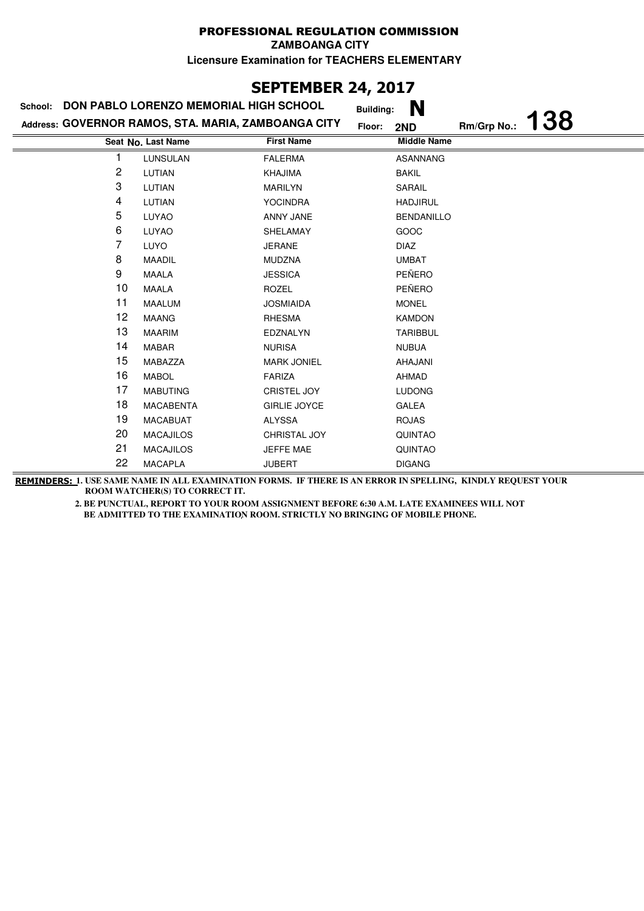**PROFESSIONAL REGULATION COMMISSION**

**ZAMBOANGA CITY**

**Licensure Examination for TEACHERS ELEMENTARY**

## SEPTEMBER 24, 2017

**School:** DON PABLO LORENZO MEMORIAL HIGH SCHOOL  **Building:** N

**Address:** GOVERNOR RAMOS, STA. MARIA, ZAMBOANGA CITY  **Floor:** 2ND  **Rm/Grp No.:** 138

| Seat No. | Last Name | First Name | Middle Name |
|---|---|---|---|
| 1 | LUNSULAN | FALERMA | ASANNANG |
| 2 | LUTIAN | KHAJIMA | BAKIL |
| 3 | LUTIAN | MARILYN | SARAIL |
| 4 | LUTIAN | YOCINDRA | HADJIRUL |
| 5 | LUYAO | ANNY JANE | BENDANILLO |
| 6 | LUYAO | SHELAMAY | GOOC |
| 7 | LUYO | JERANE | DIAZ |
| 8 | MAADIL | MUDZNA | UMBAT |
| 9 | MAALA | JESSICA | PEÑERO |
| 10 | MAALA | ROZEL | PEÑERO |
| 11 | MAALUM | JOSMIAIDA | MONEL |
| 12 | MAANG | RHESMA | KAMDON |
| 13 | MAARIM | EDZNALYN | TARIBBUL |
| 14 | MABAR | NURISA | NUBUA |
| 15 | MABAZZA | MARK JONIEL | AHAJANI |
| 16 | MABOL | FARIZA | AHMAD |
| 17 | MABUTING | CRISTEL JOY | LUDONG |
| 18 | MACABENTA | GIRLIE JOYCE | GALEA |
| 19 | MACABUAT | ALYSSA | ROJAS |
| 20 | MACAJILOS | CHRISTAL JOY | QUINTAO |
| 21 | MACAJILOS | JEFFE MAE | QUINTAO |
| 22 | MACAPLA | JUBERT | DIGANG |

**REMINDERS:** 1. USE SAME NAME IN ALL EXAMINATION FORMS. IF THERE IS AN ERROR IN SPELLING, KINDLY REQUEST YOUR ROOM WATCHER(S) TO CORRECT IT.

2. BE PUNCTUAL, REPORT TO YOUR ROOM ASSIGNMENT BEFORE 6:30 A.M. LATE EXAMINEES WILL NOT BE ADMITTED TO THE EXAMINATION ROOM. STRICTLY NO BRINGING OF MOBILE PHONE.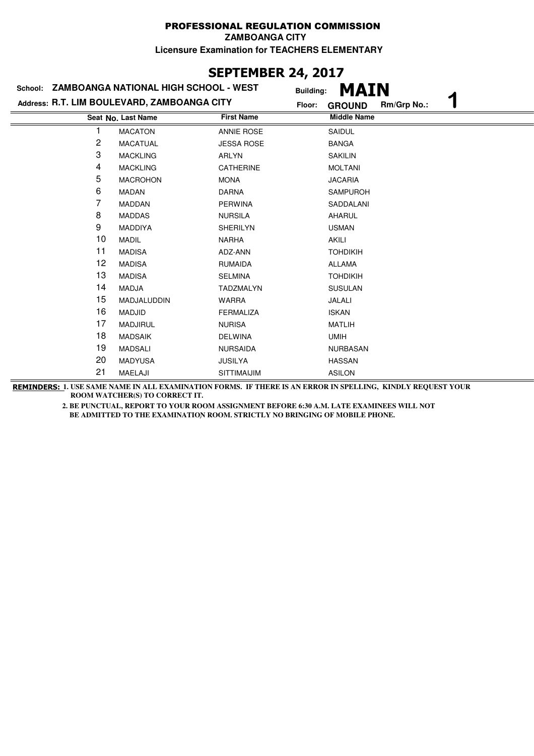**PROFESSIONAL REGULATION COMMISSION**

**ZAMBOANGA CITY**

**Licensure Examination for TEACHERS ELEMENTARY**

## SEPTEMBER 24, 2017

**School: ZAMBOANGA NATIONAL HIGH SCHOOL - WEST** | **Building: MAIN**

**Address: R.T. LIM BOULEVARD, ZAMBOANGA CITY** | **Floor: GROUND** | **Rm/Grp No.: 1**

| Seat No. | Last Name | First Name | Middle Name |
|---|---|---|---|
| 1 | MACATON | ANNIE ROSE | SAIDUL |
| 2 | MACATUAL | JESSA ROSE | BANGA |
| 3 | MACKLING | ARLYN | SAKILIN |
| 4 | MACKLING | CATHERINE | MOLTANI |
| 5 | MACROHON | MONA | JACARIA |
| 6 | MADAN | DARNA | SAMPUROH |
| 7 | MADDAN | PERWINA | SADDALANI |
| 8 | MADDAS | NURSILA | AHARUL |
| 9 | MADDIYA | SHERILYN | USMAN |
| 10 | MADIL | NARHA | AKILI |
| 11 | MADISA | ADZ-ANN | TOHDIKIH |
| 12 | MADISA | RUMAIDA | ALLAMA |
| 13 | MADISA | SELMINA | TOHDIKIH |
| 14 | MADJA | TADZMALYN | SUSULAN |
| 15 | MADJALUDDIN | WARRA | JALALI |
| 16 | MADJID | FERMALIZA | ISKAN |
| 17 | MADJIRUL | NURISA | MATLIH |
| 18 | MADSAIK | DELWINA | UMIH |
| 19 | MADSALI | NURSAIDA | NURBASAN |
| 20 | MADYUSA | JUSILYA | HASSAN |
| 21 | MAELAJI | SITTIMAIJIM | ASILON |

**REMINDERS:** 1. USE SAME NAME IN ALL EXAMINATION FORMS. IF THERE IS AN ERROR IN SPELLING, KINDLY REQUEST YOUR ROOM WATCHER(S) TO CORRECT IT.

2. BE PUNCTUAL, REPORT TO YOUR ROOM ASSIGNMENT BEFORE 6:30 A.M. LATE EXAMINEES WILL NOT BE ADMITTED TO THE EXAMINATION ROOM. STRICTLY NO BRINGING OF MOBILE PHONE.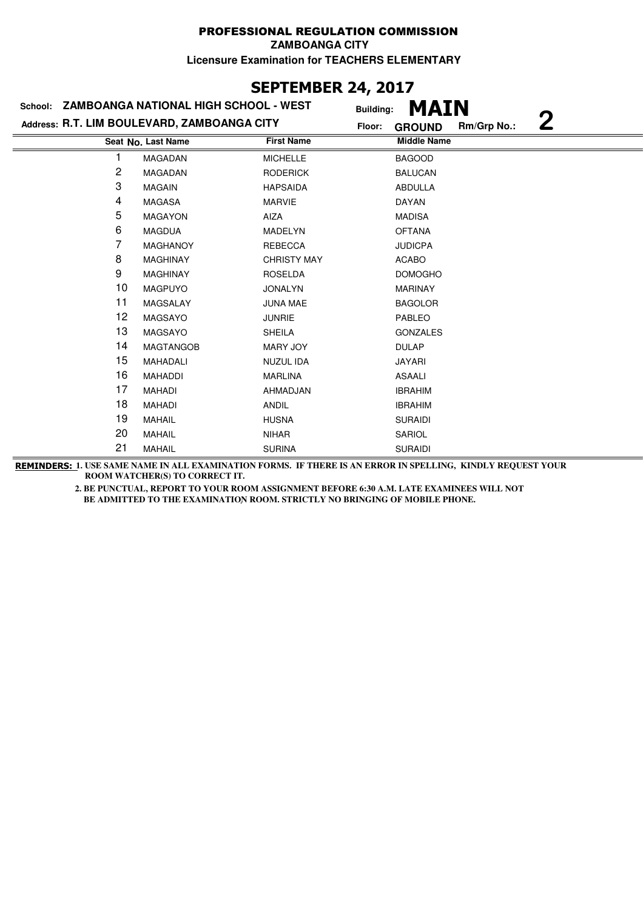PROFESSIONAL REGULATION COMMISSION

ZAMBOANGA CITY

Licensure Examination for TEACHERS ELEMENTARY

## SEPTEMBER 24, 2017

School: **ZAMBOANGA NATIONAL HIGH SCHOOL - WEST** Building: **MAIN**

Address: **R.T. LIM BOULEVARD, ZAMBOANGA CITY** Floor: **GROUND** Rm/Grp No.: **2**

| Seat No. | Last Name | First Name | Middle Name |
|---|---|---|---|
| 1 | MAGADAN | MICHELLE | BAGOOD |
| 2 | MAGADAN | RODERICK | BALUCAN |
| 3 | MAGAIN | HAPSAIDA | ABDULLA |
| 4 | MAGASA | MARVIE | DAYAN |
| 5 | MAGAYON | AIZA | MADISA |
| 6 | MAGDUA | MADELYN | OFTANA |
| 7 | MAGHANOY | REBECCA | JUDICPA |
| 8 | MAGHINAY | CHRISTY MAY | ACABO |
| 9 | MAGHINAY | ROSELDA | DOMOGHO |
| 10 | MAGPUYO | JONALYN | MARINAY |
| 11 | MAGSALAY | JUNA MAE | BAGOLOR |
| 12 | MAGSAYO | JUNRIE | PABLEO |
| 13 | MAGSAYO | SHEILA | GONZALES |
| 14 | MAGTANGOB | MARY JOY | DULAP |
| 15 | MAHADALI | NUZUL IDA | JAYARI |
| 16 | MAHADDI | MARLINA | ASAALI |
| 17 | MAHADI | AHMADJAN | IBRAHIM |
| 18 | MAHADI | ANDIL | IBRAHIM |
| 19 | MAHAIL | HUSNA | SURAIDI |
| 20 | MAHAIL | NIHAR | SARIOL |
| 21 | MAHAIL | SURINA | SURAIDI |

**REMINDERS:** 1. USE SAME NAME IN ALL EXAMINATION FORMS. IF THERE IS AN ERROR IN SPELLING, KINDLY REQUEST YOUR ROOM WATCHER(S) TO CORRECT IT.

2. BE PUNCTUAL, REPORT TO YOUR ROOM ASSIGNMENT BEFORE 6:30 A.M. LATE EXAMINEES WILL NOT BE ADMITTED TO THE EXAMINATION ROOM. STRICTLY NO BRINGING OF MOBILE PHONE.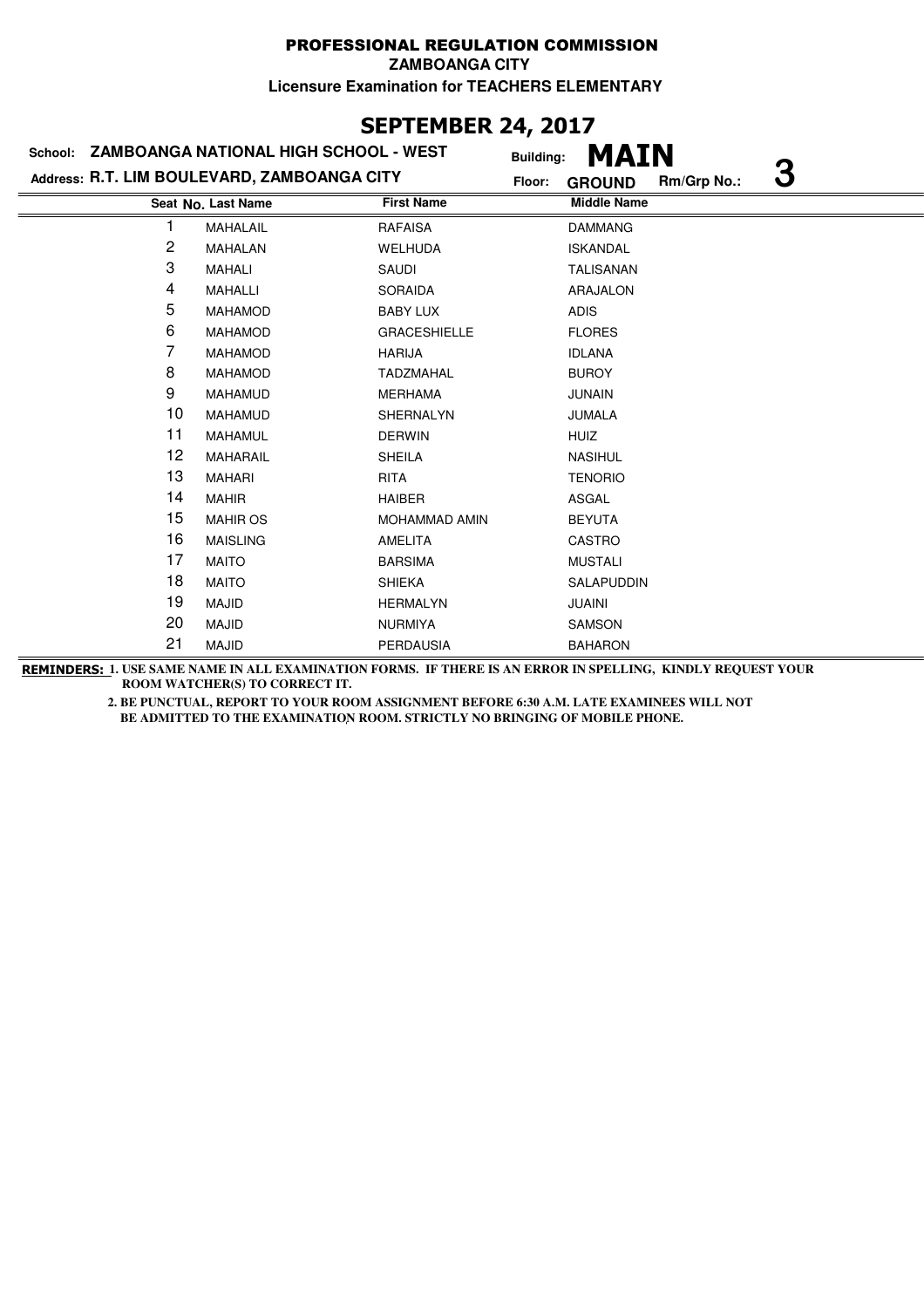PROFESSIONAL REGULATION COMMISSION

ZAMBOANGA CITY

Licensure Examination for TEACHERS ELEMENTARY

## SEPTEMBER 24, 2017

School: **ZAMBOANGA NATIONAL HIGH SCHOOL - WEST** Building: **MAIN**

Address: **R.T. LIM BOULEVARD, ZAMBOANGA CITY** Floor: **GROUND** Rm/Grp No.: **3**

| Seat No. | Last Name | First Name | Middle Name |
|---|---|---|---|
| 1 | MAHALAIL | RAFAISA | DAMMANG |
| 2 | MAHALAN | WELHUDA | ISKANDAL |
| 3 | MAHALI | SAUDI | TALISANAN |
| 4 | MAHALLI | SORAIDA | ARAJALON |
| 5 | MAHAMOD | BABY LUX | ADIS |
| 6 | MAHAMOD | GRACESHIELLE | FLORES |
| 7 | MAHAMOD | HARIJA | IDLANA |
| 8 | MAHAMOD | TADZMAHAL | BUROY |
| 9 | MAHAMUD | MERHAMA | JUNAIN |
| 10 | MAHAMUD | SHERNALYN | JUMALA |
| 11 | MAHAMUL | DERWIN | HUIZ |
| 12 | MAHARAIL | SHEILA | NASIHUL |
| 13 | MAHARI | RITA | TENORIO |
| 14 | MAHIR | HAIBER | ASGAL |
| 15 | MAHIR OS | MOHAMMAD AMIN | BEYUTA |
| 16 | MAISLING | AMELITA | CASTRO |
| 17 | MAITO | BARSIMA | MUSTALI |
| 18 | MAITO | SHIEKA | SALAPUDDIN |
| 19 | MAJID | HERMALYN | JUAINI |
| 20 | MAJID | NURMIYA | SAMSON |
| 21 | MAJID | PERDAUSIA | BAHARON |

**REMINDERS:** 1. USE SAME NAME IN ALL EXAMINATION FORMS. IF THERE IS AN ERROR IN SPELLING, KINDLY REQUEST YOUR ROOM WATCHER(S) TO CORRECT IT.

2. BE PUNCTUAL, REPORT TO YOUR ROOM ASSIGNMENT BEFORE 6:30 A.M. LATE EXAMINEES WILL NOT BE ADMITTED TO THE EXAMINATION ROOM. STRICTLY NO BRINGING OF MOBILE PHONE.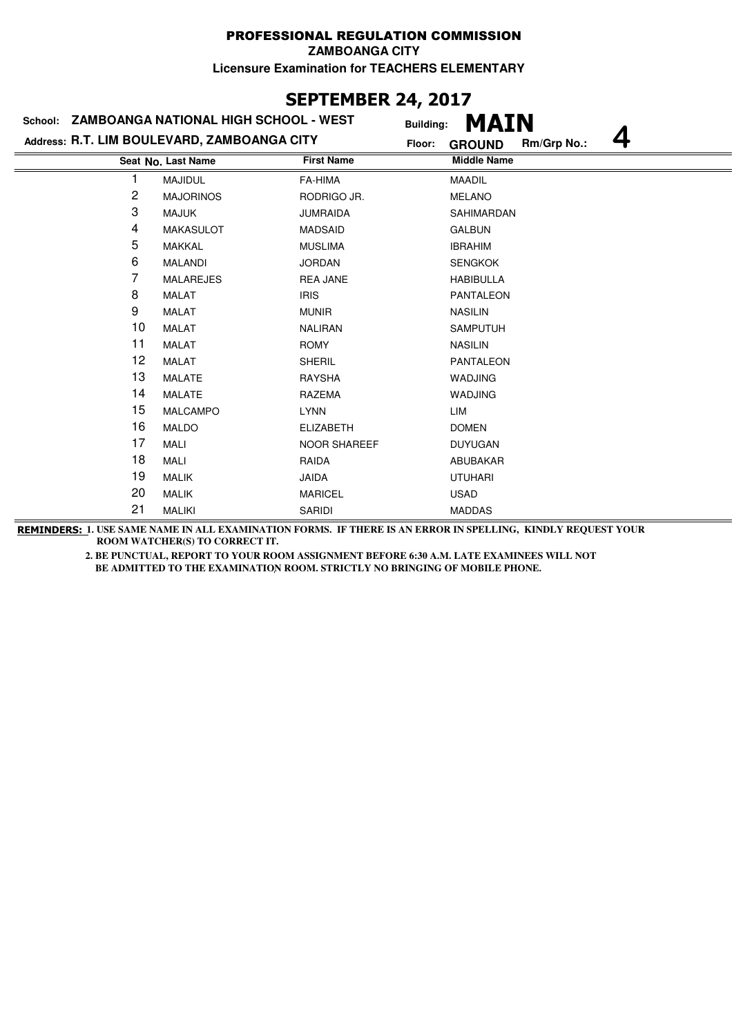# PROFESSIONAL REGULATION COMMISSION

**ZAMBOANGA CITY**

**Licensure Examination for TEACHERS ELEMENTARY**

## SEPTEMBER 24, 2017

**School:** ZAMBOANGA NATIONAL HIGH SCHOOL - WEST  **Building:** MAIN

**Address:** R.T. LIM BOULEVARD, ZAMBOANGA CITY  **Floor:** GROUND  **Rm/Grp No.:** 4

| Seat No. | Last Name | First Name | Middle Name |
|---|---|---|---|
| 1 | MAJIDUL | FA-HIMA | MAADIL |
| 2 | MAJORINOS | RODRIGO JR. | MELANO |
| 3 | MAJUK | JUMRAIDA | SAHIMARDAN |
| 4 | MAKASULOT | MADSAID | GALBUN |
| 5 | MAKKAL | MUSLIMA | IBRAHIM |
| 6 | MALANDI | JORDAN | SENGKOK |
| 7 | MALAREJES | REA JANE | HABIBULLA |
| 8 | MALAT | IRIS | PANTALEON |
| 9 | MALAT | MUNIR | NASILIN |
| 10 | MALAT | NALIRAN | SAMPUTUH |
| 11 | MALAT | ROMY | NASILIN |
| 12 | MALAT | SHERIL | PANTALEON |
| 13 | MALATE | RAYSHA | WADJING |
| 14 | MALATE | RAZEMA | WADJING |
| 15 | MALCAMPO | LYNN | LIM |
| 16 | MALDO | ELIZABETH | DOMEN |
| 17 | MALI | NOOR SHAREEF | DUYUGAN |
| 18 | MALI | RAIDA | ABUBAKAR |
| 19 | MALIK | JAIDA | UTUHARI |
| 20 | MALIK | MARICEL | USAD |
| 21 | MALIKI | SARIDI | MADDAS |

**REMINDERS:** 1. USE SAME NAME IN ALL EXAMINATION FORMS. IF THERE IS AN ERROR IN SPELLING, KINDLY REQUEST YOUR ROOM WATCHER(S) TO CORRECT IT.

2. BE PUNCTUAL, REPORT TO YOUR ROOM ASSIGNMENT BEFORE 6:30 A.M. LATE EXAMINEES WILL NOT BE ADMITTED TO THE EXAMINATION ROOM. STRICTLY NO BRINGING OF MOBILE PHONE.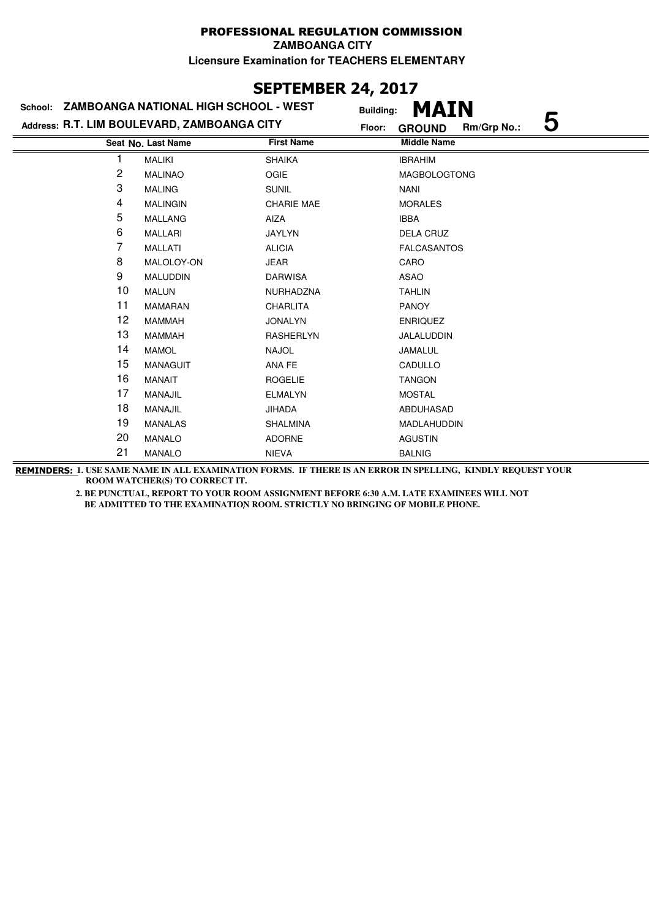**PROFESSIONAL REGULATION COMMISSION**

**ZAMBOANGA CITY**

**Licensure Examination for TEACHERS ELEMENTARY**

## SEPTEMBER 24, 2017

**School: ZAMBOANGA NATIONAL HIGH SCHOOL - WEST** Building: **MAIN**

**Address: R.T. LIM BOULEVARD, ZAMBOANGA CITY** Floor: **GROUND** Rm/Grp No.: **5**

| Seat No. | Last Name | First Name | Middle Name |
|---|---|---|---|
| 1 | MALIKI | SHAIKA | IBRAHIM |
| 2 | MALINAO | OGIE | MAGBOLOGTONG |
| 3 | MALING | SUNIL | NANI |
| 4 | MALINGIN | CHARIE MAE | MORALES |
| 5 | MALLANG | AIZA | IBBA |
| 6 | MALLARI | JAYLYN | DELA CRUZ |
| 7 | MALLATI | ALICIA | FALCASANTOS |
| 8 | MALOLOY-ON | JEAR | CARO |
| 9 | MALUDDIN | DARWISA | ASAO |
| 10 | MALUN | NURHADZNA | TAHLIN |
| 11 | MAMARAN | CHARLITA | PANOY |
| 12 | MAMMAH | JONALYN | ENRIQUEZ |
| 13 | MAMMAH | RASHERLYN | JALALUDDIN |
| 14 | MAMOL | NAJOL | JAMALUL |
| 15 | MANAGUIT | ANA FE | CADULLO |
| 16 | MANAIT | ROGELIE | TANGON |
| 17 | MANAJIL | ELMALYN | MOSTAL |
| 18 | MANAJIL | JIHADA | ABDUHASAD |
| 19 | MANALAS | SHALMINA | MADLAHUDDIN |
| 20 | MANALO | ADORNE | AGUSTIN |
| 21 | MANALO | NIEVA | BALNIG |

**REMINDERS:** **1. USE SAME NAME IN ALL EXAMINATION FORMS. IF THERE IS AN ERROR IN SPELLING, KINDLY REQUEST YOUR ROOM WATCHER(S) TO CORRECT IT.**

**2. BE PUNCTUAL, REPORT TO YOUR ROOM ASSIGNMENT BEFORE 6:30 A.M. LATE EXAMINEES WILL NOT BE ADMITTED TO THE EXAMINATION ROOM. STRICTLY NO BRINGING OF MOBILE PHONE.**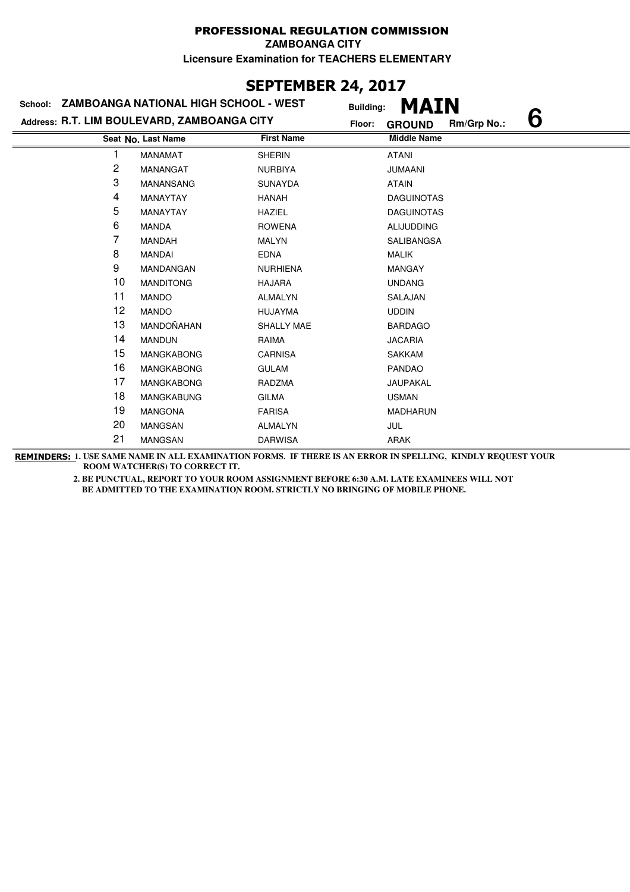**PROFESSIONAL REGULATION COMMISSION**

**ZAMBOANGA CITY**

**Licensure Examination for TEACHERS ELEMENTARY**

## SEPTEMBER 24, 2017

**School: ZAMBOANGA NATIONAL HIGH SCHOOL - WEST** **Building: MAIN**

**Address: R.T. LIM BOULEVARD, ZAMBOANGA CITY** **Floor: GROUND** **Rm/Grp No.: 6**

| Seat No. | Last Name | First Name | Middle Name |
|---|---|---|---|
| 1 | MANAMAT | SHERIN | ATANI |
| 2 | MANANGAT | NURBIYA | JUMAANI |
| 3 | MANANSANG | SUNAYDA | ATAIN |
| 4 | MANAYTAY | HANAH | DAGUINOTAS |
| 5 | MANAYTAY | HAZIEL | DAGUINOTAS |
| 6 | MANDA | ROWENA | ALIJUDDING |
| 7 | MANDAH | MALYN | SALIBANGSA |
| 8 | MANDAI | EDNA | MALIK |
| 9 | MANDANGAN | NURHIENA | MANGAY |
| 10 | MANDITONG | HAJARA | UNDANG |
| 11 | MANDO | ALMALYN | SALAJAN |
| 12 | MANDO | HUJAYMA | UDDIN |
| 13 | MANDOÑAHAN | SHALLY MAE | BARDAGO |
| 14 | MANDUN | RAIMA | JACARIA |
| 15 | MANGKABONG | CARNISA | SAKKAM |
| 16 | MANGKABONG | GULAM | PANDAO |
| 17 | MANGKABONG | RADZMA | JAUPAKAL |
| 18 | MANGKABUNG | GILMA | USMAN |
| 19 | MANGONA | FARISA | MADHARUN |
| 20 | MANGSAN | ALMALYN | JUL |
| 21 | MANGSAN | DARWISA | ARAK |

**REMINDERS: 1. USE SAME NAME IN ALL EXAMINATION FORMS. IF THERE IS AN ERROR IN SPELLING, KINDLY REQUEST YOUR ROOM WATCHER(S) TO CORRECT IT.**

**2. BE PUNCTUAL, REPORT TO YOUR ROOM ASSIGNMENT BEFORE 6:30 A.M. LATE EXAMINEES WILL NOT BE ADMITTED TO THE EXAMINATION ROOM. STRICTLY NO BRINGING OF MOBILE PHONE.**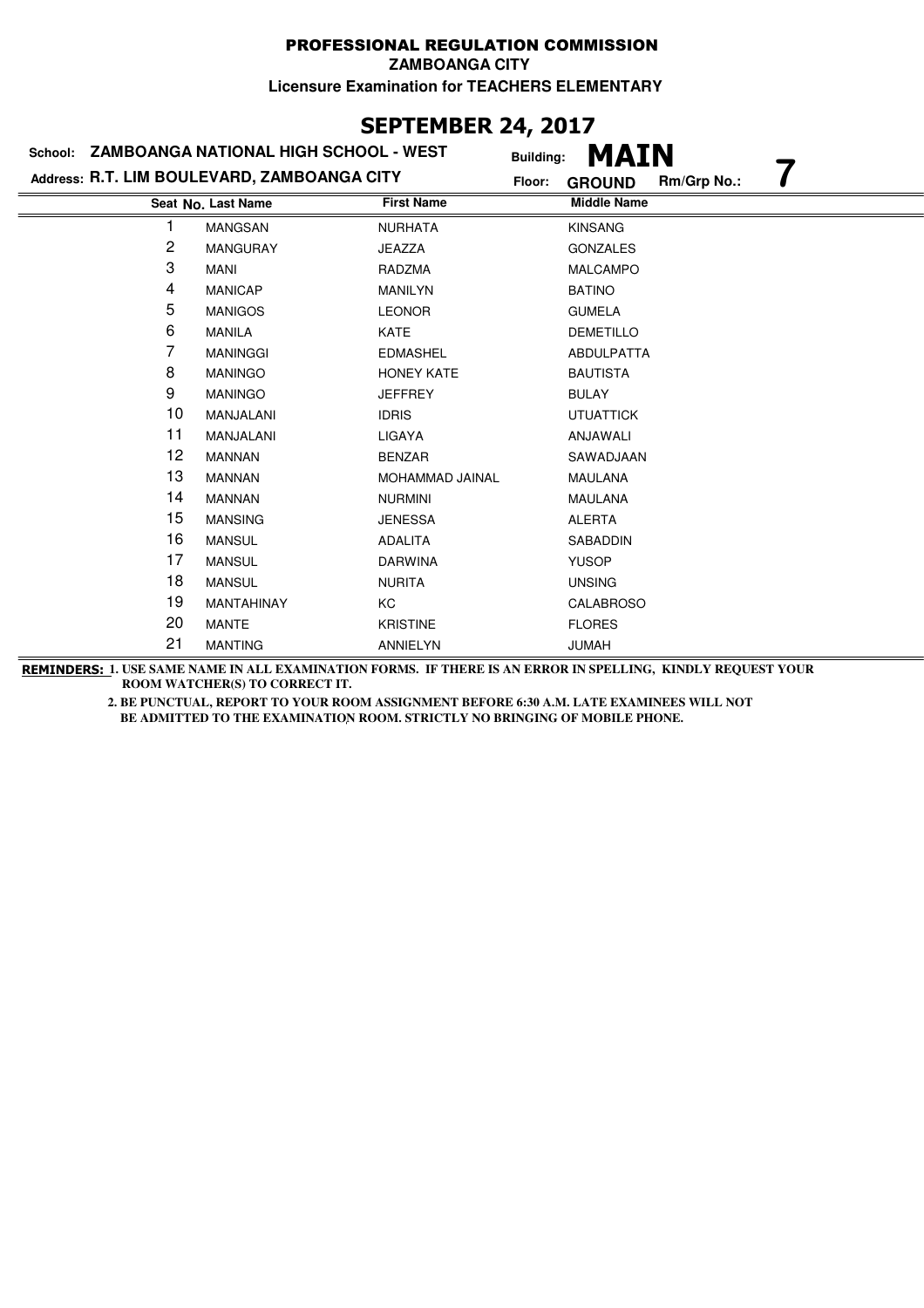PROFESSIONAL REGULATION COMMISSION

ZAMBOANGA CITY

Licensure Examination for TEACHERS ELEMENTARY

## SEPTEMBER 24, 2017

School: **ZAMBOANGA NATIONAL HIGH SCHOOL - WEST** Building: **MAIN**

Address: **R.T. LIM BOULEVARD, ZAMBOANGA CITY** Floor: **GROUND** Rm/Grp No.: **7**

| Seat No. | Last Name | First Name | Middle Name |
|---|---|---|---|
| 1 | MANGSAN | NURHATA | KINSANG |
| 2 | MANGURAY | JEAZZA | GONZALES |
| 3 | MANI | RADZMA | MALCAMPO |
| 4 | MANICAP | MANILYN | BATINO |
| 5 | MANIGOS | LEONOR | GUMELA |
| 6 | MANILA | KATE | DEMETILLO |
| 7 | MANINGGI | EDMASHEL | ABDULPATTA |
| 8 | MANINGO | HONEY KATE | BAUTISTA |
| 9 | MANINGO | JEFFREY | BULAY |
| 10 | MANJALANI | IDRIS | UTUATTICK |
| 11 | MANJALANI | LIGAYA | ANJAWALI |
| 12 | MANNAN | BENZAR | SAWADJAAN |
| 13 | MANNAN | MOHAMMAD JAINAL | MAULANA |
| 14 | MANNAN | NURMINI | MAULANA |
| 15 | MANSING | JENESSA | ALERTA |
| 16 | MANSUL | ADALITA | SABADDIN |
| 17 | MANSUL | DARWINA | YUSOP |
| 18 | MANSUL | NURITA | UNSING |
| 19 | MANTAHINAY | KC | CALABROSO |
| 20 | MANTE | KRISTINE | FLORES |
| 21 | MANTING | ANNIELYN | JUMAH |

**REMINDERS:** 1. USE SAME NAME IN ALL EXAMINATION FORMS. IF THERE IS AN ERROR IN SPELLING, KINDLY REQUEST YOUR ROOM WATCHER(S) TO CORRECT IT.

2. BE PUNCTUAL, REPORT TO YOUR ROOM ASSIGNMENT BEFORE 6:30 A.M. LATE EXAMINEES WILL NOT BE ADMITTED TO THE EXAMINATION ROOM. STRICTLY NO BRINGING OF MOBILE PHONE.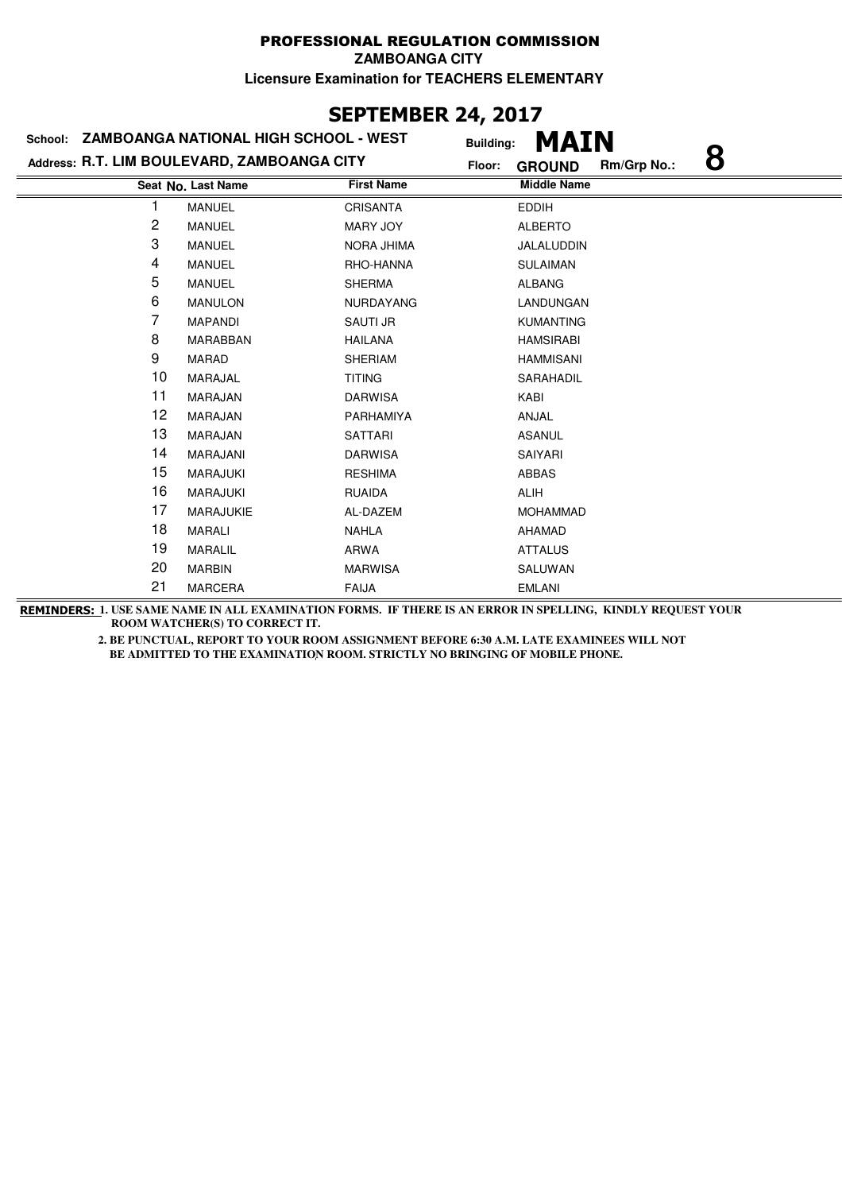# PROFESSIONAL REGULATION COMMISSION

**ZAMBOANGA CITY**

**Licensure Examination for TEACHERS ELEMENTARY**

## SEPTEMBER 24, 2017

**School: ZAMBOANGA NATIONAL HIGH SCHOOL - WEST**

**Building: MAIN**

**Address: R.T. LIM BOULEVARD, ZAMBOANGA CITY**

**Floor: GROUND** **Rm/Grp No.: 8**

| Seat No. | Last Name | First Name | Middle Name |
|---|---|---|---|
| 1 | MANUEL | CRISANTA | EDDIH |
| 2 | MANUEL | MARY JOY | ALBERTO |
| 3 | MANUEL | NORA JHIMA | JALALUDDIN |
| 4 | MANUEL | RHO-HANNA | SULAIMAN |
| 5 | MANUEL | SHERMA | ALBANG |
| 6 | MANULON | NURDAYANG | LANDUNGAN |
| 7 | MAPANDI | SAUTI JR | KUMANTING |
| 8 | MARABBAN | HAILANA | HAMSIRABI |
| 9 | MARAD | SHERIAM | HAMMISANI |
| 10 | MARAJAL | TITING | SARAHADIL |
| 11 | MARAJAN | DARWISA | KABI |
| 12 | MARAJAN | PARHAMIYA | ANJAL |
| 13 | MARAJAN | SATTARI | ASANUL |
| 14 | MARAJANI | DARWISA | SAIYARI |
| 15 | MARAJUKI | RESHIMA | ABBAS |
| 16 | MARAJUKI | RUAIDA | ALIH |
| 17 | MARAJUKIE | AL-DAZEM | MOHAMMAD |
| 18 | MARALI | NAHLA | AHAMAD |
| 19 | MARALIL | ARWA | ATTALUS |
| 20 | MARBIN | MARWISA | SALUWAN |
| 21 | MARCERA | FAIJA | EMLANI |

**REMINDERS: 1. USE SAME NAME IN ALL EXAMINATION FORMS. IF THERE IS AN ERROR IN SPELLING, KINDLY REQUEST YOUR ROOM WATCHER(S) TO CORRECT IT.**

**2. BE PUNCTUAL, REPORT TO YOUR ROOM ASSIGNMENT BEFORE 6:30 A.M. LATE EXAMINEES WILL NOT BE ADMITTED TO THE EXAMINATION ROOM. STRICTLY NO BRINGING OF MOBILE PHONE.**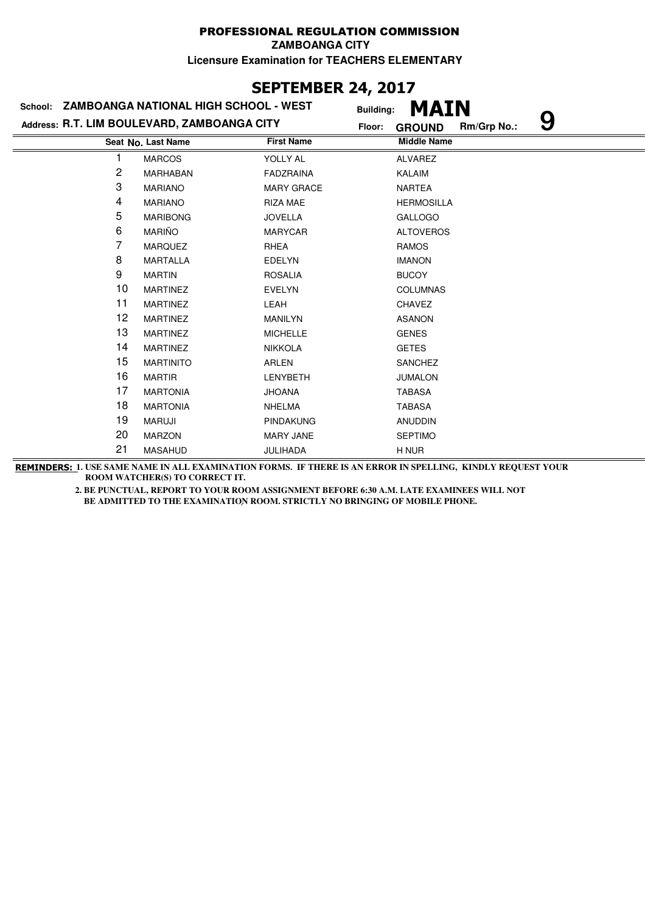PROFESSIONAL REGULATION COMMISSION

ZAMBOANGA CITY

Licensure Examination for TEACHERS ELEMENTARY

## SEPTEMBER 24, 2017

School: **ZAMBOANGA NATIONAL HIGH SCHOOL - WEST** Building: **MAIN**

Address: **R.T. LIM BOULEVARD, ZAMBOANGA CITY** Floor: **GROUND** Rm/Grp No.: **9**

| Seat No. | Last Name | First Name | Middle Name |
|---|---|---|---|
| 1 | MARCOS | YOLLY AL | ALVAREZ |
| 2 | MARHABAN | FADZRAINA | KALAIM |
| 3 | MARIANO | MARY GRACE | NARTEA |
| 4 | MARIANO | RIZA MAE | HERMOSILLA |
| 5 | MARIBONG | JOVELLA | GALLOGO |
| 6 | MARIÑO | MARYCAR | ALTOVEROS |
| 7 | MARQUEZ | RHEA | RAMOS |
| 8 | MARTALLA | EDELYN | IMANON |
| 9 | MARTIN | ROSALIA | BUCOY |
| 10 | MARTINEZ | EVELYN | COLUMNAS |
| 11 | MARTINEZ | LEAH | CHAVEZ |
| 12 | MARTINEZ | MANILYN | ASANON |
| 13 | MARTINEZ | MICHELLE | GENES |
| 14 | MARTINEZ | NIKKOLA | GETES |
| 15 | MARTINITO | ARLEN | SANCHEZ |
| 16 | MARTIR | LENYBETH | JUMALON |
| 17 | MARTONIA | JHOANA | TABASA |
| 18 | MARTONIA | NHELMA | TABASA |
| 19 | MARUJI | PINDAKUNG | ANUDDIN |
| 20 | MARZON | MARY JANE | SEPTIMO |
| 21 | MASAHUD | JULIHADA | H NUR |

**REMINDERS:** 1. USE SAME NAME IN ALL EXAMINATION FORMS. IF THERE IS AN ERROR IN SPELLING, KINDLY REQUEST YOUR ROOM WATCHER(S) TO CORRECT IT.

2. BE PUNCTUAL, REPORT TO YOUR ROOM ASSIGNMENT BEFORE 6:30 A.M. LATE EXAMINEES WILL NOT BE ADMITTED TO THE EXAMINATION ROOM. STRICTLY NO BRINGING OF MOBILE PHONE.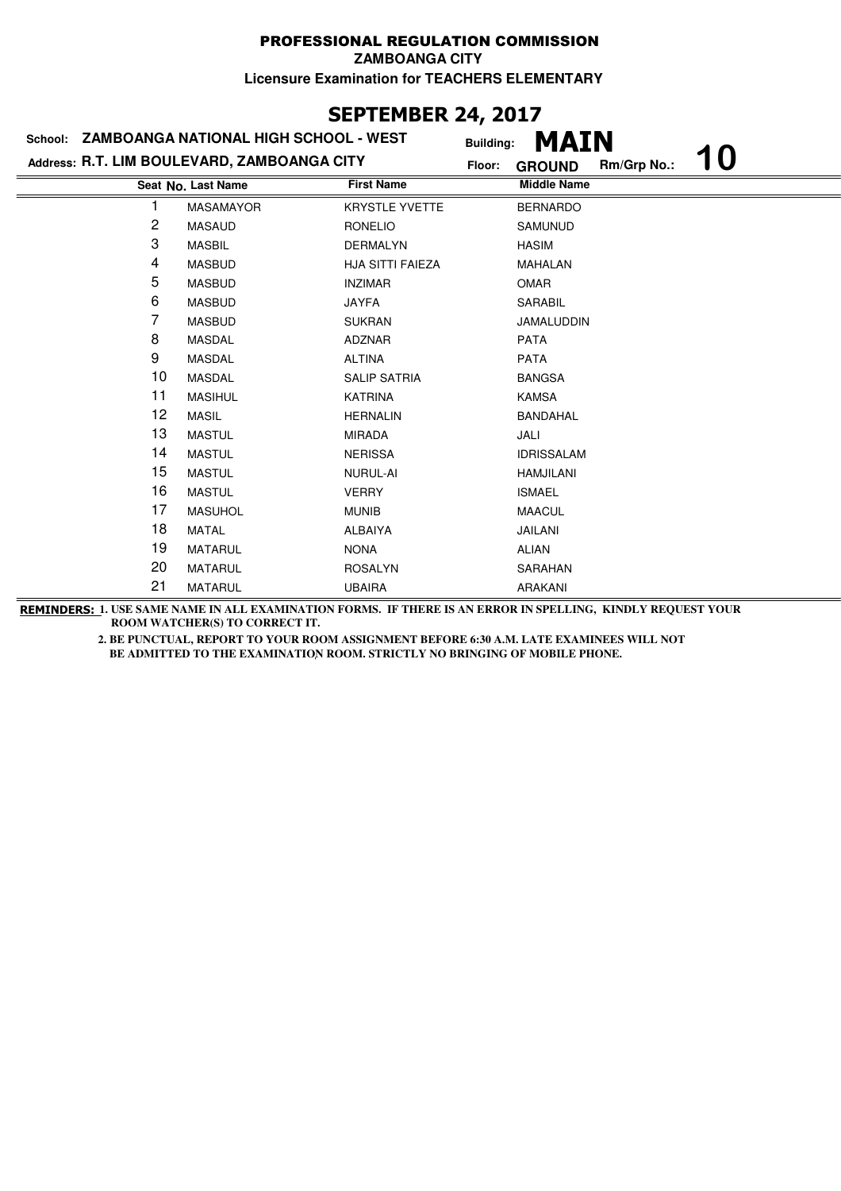PROFESSIONAL REGULATION COMMISSION

ZAMBOANGA CITY

Licensure Examination for TEACHERS ELEMENTARY

## SEPTEMBER 24, 2017

School: **ZAMBOANGA NATIONAL HIGH SCHOOL - WEST**

Building: **MAIN**

Address: **R.T. LIM BOULEVARD, ZAMBOANGA CITY**

Floor: **GROUND**

Rm/Grp No.: **10**

| Seat No. | Last Name | First Name | Middle Name |
|---|---|---|---|
| 1 | MASAMAYOR | KRYSTLE YVETTE | BERNARDO |
| 2 | MASAUD | RONELIO | SAMUNUD |
| 3 | MASBIL | DERMALYN | HASIM |
| 4 | MASBUD | HJA SITTI FAIEZA | MAHALAN |
| 5 | MASBUD | INZIMAR | OMAR |
| 6 | MASBUD | JAYFA | SARABIL |
| 7 | MASBUD | SUKRAN | JAMALUDDIN |
| 8 | MASDAL | ADZNAR | PATA |
| 9 | MASDAL | ALTINA | PATA |
| 10 | MASDAL | SALIP SATRIA | BANGSA |
| 11 | MASIHUL | KATRINA | KAMSA |
| 12 | MASIL | HERNALIN | BANDAHAL |
| 13 | MASTUL | MIRADA | JALI |
| 14 | MASTUL | NERISSA | IDRISSALAM |
| 15 | MASTUL | NURUL-AI | HAMJILANI |
| 16 | MASTUL | VERRY | ISMAEL |
| 17 | MASUHOL | MUNIB | MAACUL |
| 18 | MATAL | ALBAIYA | JAILANI |
| 19 | MATARUL | NONA | ALIAN |
| 20 | MATARUL | ROSALYN | SARAHAN |
| 21 | MATARUL | UBAIRA | ARAKANI |

**REMINDERS:** 1. USE SAME NAME IN ALL EXAMINATION FORMS. IF THERE IS AN ERROR IN SPELLING, KINDLY REQUEST YOUR ROOM WATCHER(S) TO CORRECT IT.

2. BE PUNCTUAL, REPORT TO YOUR ROOM ASSIGNMENT BEFORE 6:30 A.M. LATE EXAMINEES WILL NOT BE ADMITTED TO THE EXAMINATION ROOM. STRICTLY NO BRINGING OF MOBILE PHONE.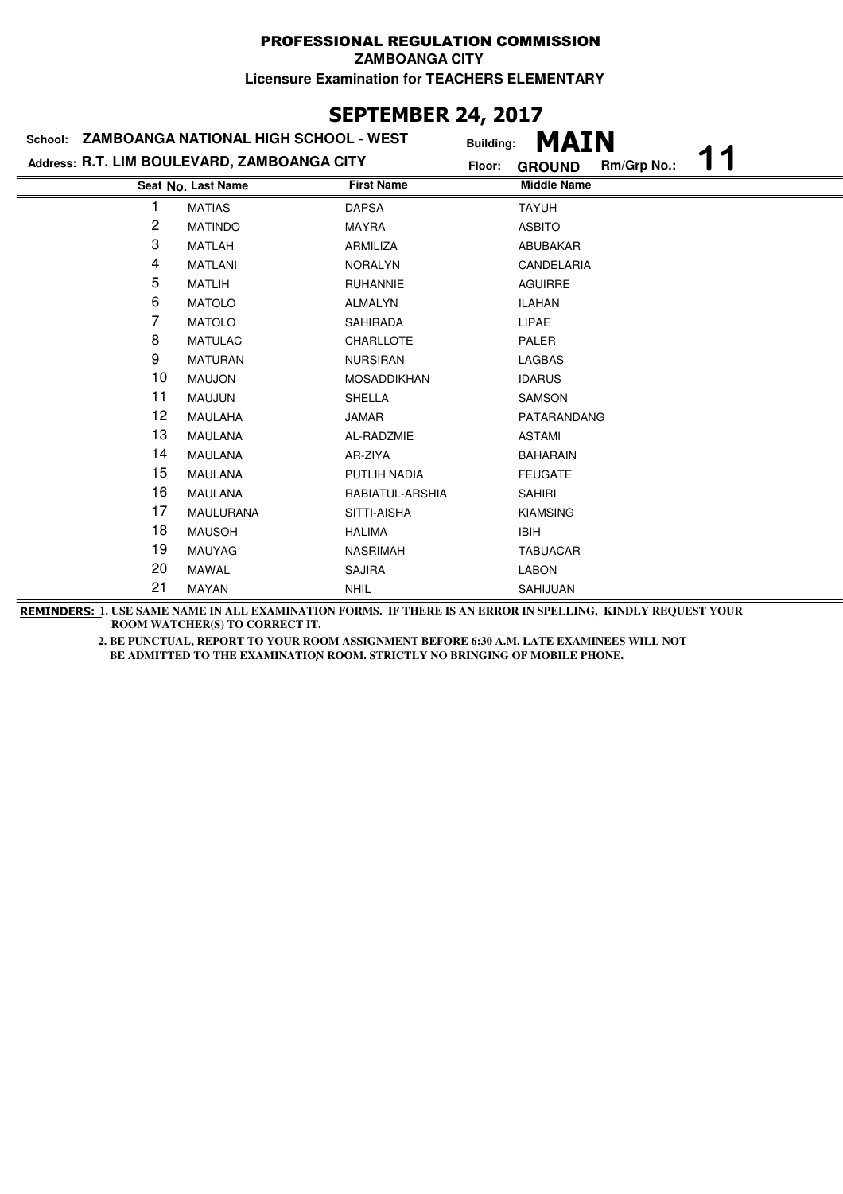**PROFESSIONAL REGULATION COMMISSION**

**ZAMBOANGA CITY**

**Licensure Examination for TEACHERS ELEMENTARY**

## SEPTEMBER 24, 2017

**School: ZAMBOANGA NATIONAL HIGH SCHOOL - WEST** Building: **MAIN**

**Address: R.T. LIM BOULEVARD, ZAMBOANGA CITY** Floor: **GROUND** Rm/Grp No.: **11**

| Seat No. | Last Name | First Name | Middle Name |
|---|---|---|---|
| 1 | MATIAS | DAPSA | TAYUH |
| 2 | MATINDO | MAYRA | ASBITO |
| 3 | MATLAH | ARMILIZA | ABUBAKAR |
| 4 | MATLANI | NORALYN | CANDELARIA |
| 5 | MATLIH | RUHANNIE | AGUIRRE |
| 6 | MATOLO | ALMALYN | ILAHAN |
| 7 | MATOLO | SAHIRADA | LIPAE |
| 8 | MATULAC | CHARLLOTE | PALER |
| 9 | MATURAN | NURSIRAN | LAGBAS |
| 10 | MAUJON | MOSADDIKHAN | IDARUS |
| 11 | MAUJUN | SHELLA | SAMSON |
| 12 | MAULAHA | JAMAR | PATARANDANG |
| 13 | MAULANA | AL-RADZMIE | ASTAMI |
| 14 | MAULANA | AR-ZIYA | BAHARAIN |
| 15 | MAULANA | PUTLIH NADIA | FEUGATE |
| 16 | MAULANA | RABIATUL-ARSHIA | SAHIRI |
| 17 | MAULURANA | SITTI-AISHA | KIAMSING |
| 18 | MAUSOH | HALIMA | IBIH |
| 19 | MAUYAG | NASRIMAH | TABUACAR |
| 20 | MAWAL | SAJIRA | LABON |
| 21 | MAYAN | NHIL | SAHIJUAN |

**REMINDERS:** **1. USE SAME NAME IN ALL EXAMINATION FORMS. IF THERE IS AN ERROR IN SPELLING, KINDLY REQUEST YOUR ROOM WATCHER(S) TO CORRECT IT.**

**2. BE PUNCTUAL, REPORT TO YOUR ROOM ASSIGNMENT BEFORE 6:30 A.M. LATE EXAMINEES WILL NOT BE ADMITTED TO THE EXAMINATION ROOM. STRICTLY NO BRINGING OF MOBILE PHONE.**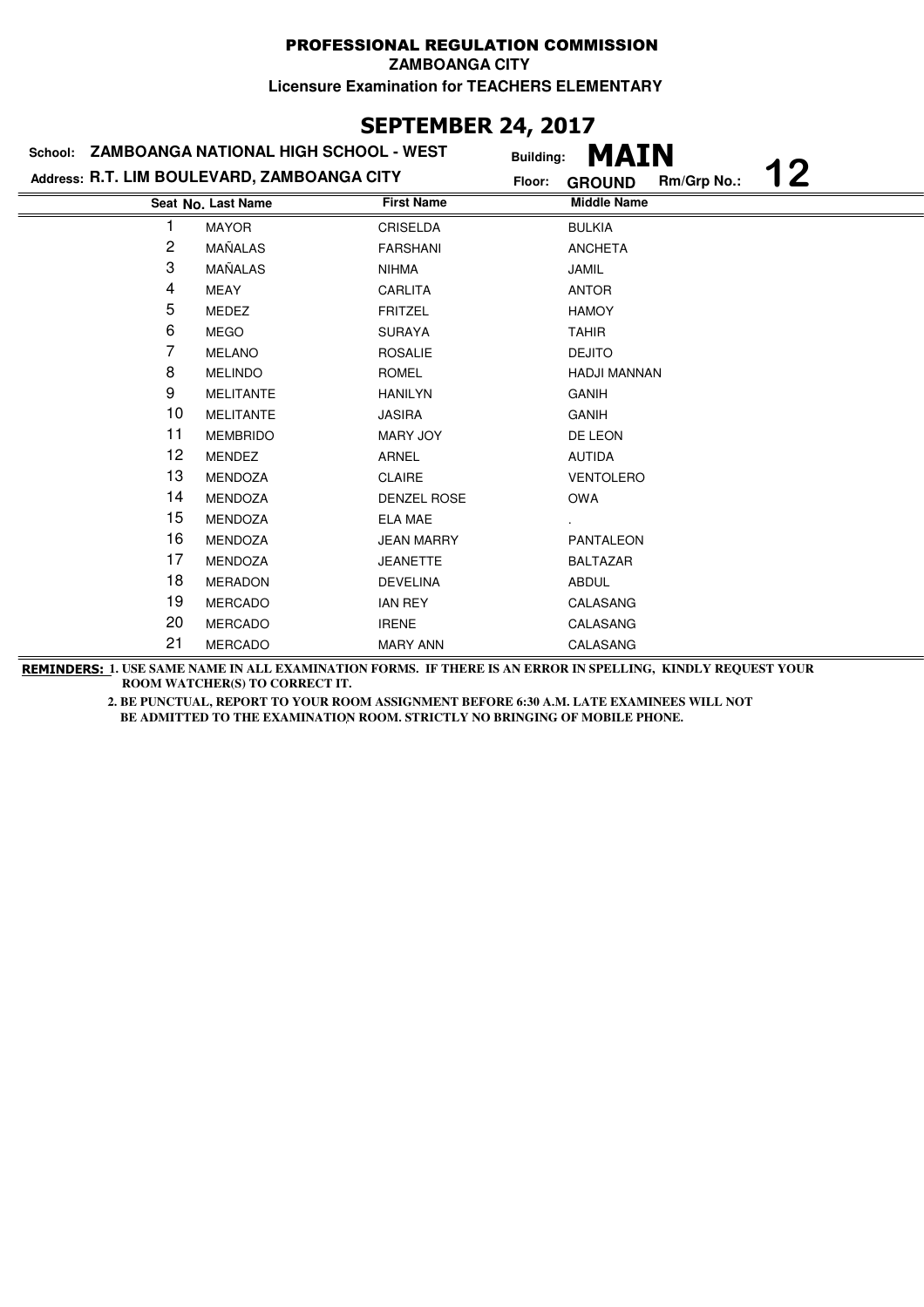# PROFESSIONAL REGULATION COMMISSION

**ZAMBOANGA CITY**

**Licensure Examination for TEACHERS ELEMENTARY**

## SEPTEMBER 24, 2017

**School: ZAMBOANGA NATIONAL HIGH SCHOOL - WEST** Building: **MAIN**

**Address: R.T. LIM BOULEVARD, ZAMBOANGA CITY** Floor: **GROUND** Rm/Grp No.: **12**

| Seat No. | Last Name | First Name | Middle Name |
|---|---|---|---|
| 1 | MAYOR | CRISELDA | BULKIA |
| 2 | MAÑALAS | FARSHANI | ANCHETA |
| 3 | MAÑALAS | NIHMA | JAMIL |
| 4 | MEAY | CARLITA | ANTOR |
| 5 | MEDEZ | FRITZEL | HAMOY |
| 6 | MEGO | SURAYA | TAHIR |
| 7 | MELANO | ROSALIE | DEJITO |
| 8 | MELINDO | ROMEL | HADJI MANNAN |
| 9 | MELITANTE | HANILYN | GANIH |
| 10 | MELITANTE | JASIRA | GANIH |
| 11 | MEMBRIDO | MARY JOY | DE LEON |
| 12 | MENDEZ | ARNEL | AUTIDA |
| 13 | MENDOZA | CLAIRE | VENTOLERO |
| 14 | MENDOZA | DENZEL ROSE | OWA |
| 15 | MENDOZA | ELA MAE | . |
| 16 | MENDOZA | JEAN MARRY | PANTALEON |
| 17 | MENDOZA | JEANETTE | BALTAZAR |
| 18 | MERADON | DEVELINA | ABDUL |
| 19 | MERCADO | IAN REY | CALASANG |
| 20 | MERCADO | IRENE | CALASANG |
| 21 | MERCADO | MARY ANN | CALASANG |

**REMINDERS: 1. USE SAME NAME IN ALL EXAMINATION FORMS. IF THERE IS AN ERROR IN SPELLING, KINDLY REQUEST YOUR ROOM WATCHER(S) TO CORRECT IT.**

**2. BE PUNCTUAL, REPORT TO YOUR ROOM ASSIGNMENT BEFORE 6:30 A.M. LATE EXAMINEES WILL NOT BE ADMITTED TO THE EXAMINATION ROOM. STRICTLY NO BRINGING OF MOBILE PHONE.**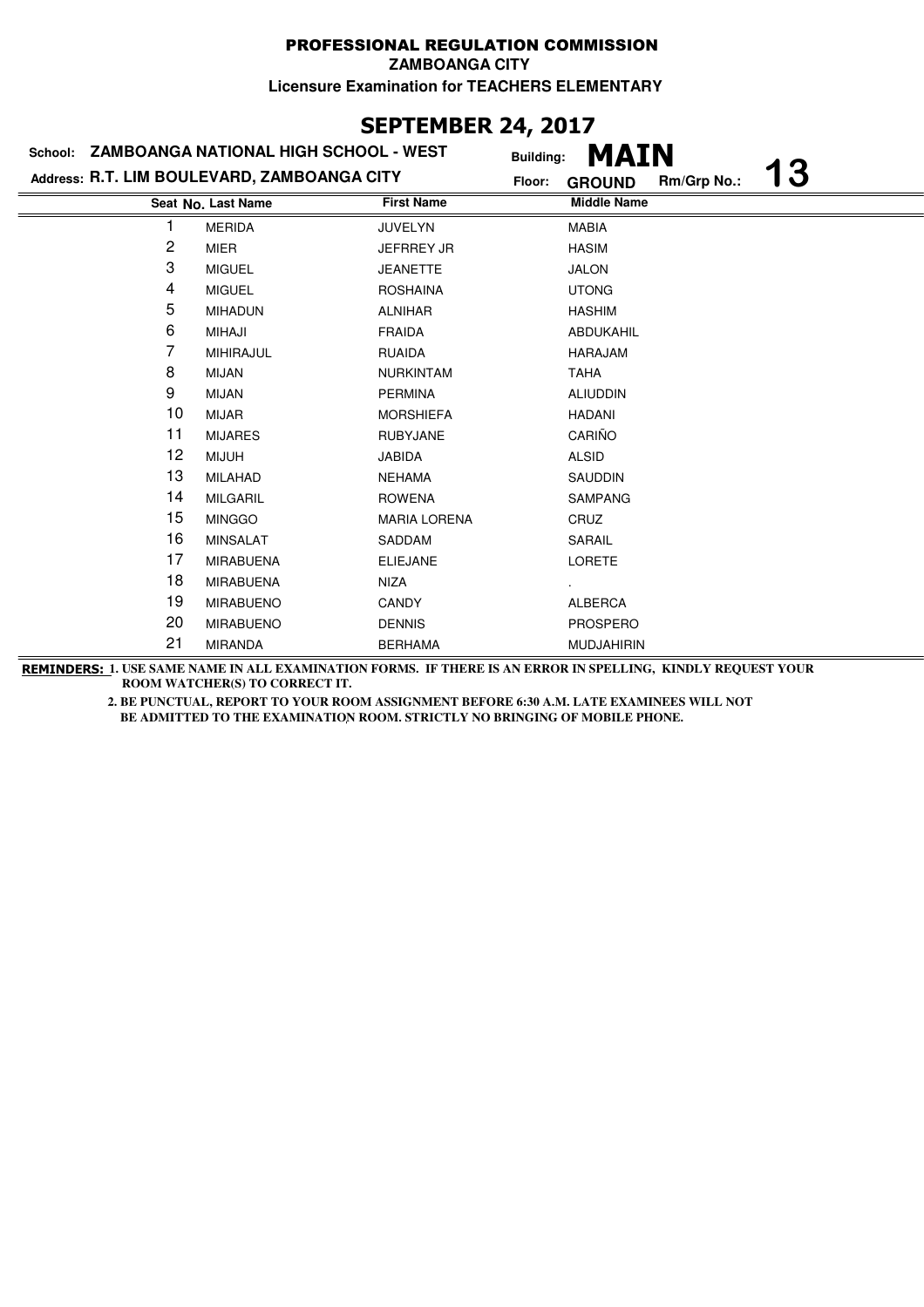**PROFESSIONAL REGULATION COMMISSION**

**ZAMBOANGA CITY**

**Licensure Examination for TEACHERS ELEMENTARY**

## SEPTEMBER 24, 2017

**School: ZAMBOANGA NATIONAL HIGH SCHOOL - WEST** **Building: MAIN**

**Address: R.T. LIM BOULEVARD, ZAMBOANGA CITY** **Floor: GROUND** **Rm/Grp No.: 13**

| Seat No. | Last Name | First Name | Middle Name |
|---|---|---|---|
| 1 | MERIDA | JUVELYN | MABIA |
| 2 | MIER | JEFRREY JR | HASIM |
| 3 | MIGUEL | JEANETTE | JALON |
| 4 | MIGUEL | ROSHAINA | UTONG |
| 5 | MIHADUN | ALNIHAR | HASHIM |
| 6 | MIHAJI | FRAIDA | ABDUKAHIL |
| 7 | MIHIRAJUL | RUAIDA | HARAJAM |
| 8 | MIJAN | NURKINTAM | TAHA |
| 9 | MIJAN | PERMINA | ALIUDDIN |
| 10 | MIJAR | MORSHIEFA | HADANI |
| 11 | MIJARES | RUBYJANE | CARIÑO |
| 12 | MIJUH | JABIDA | ALSID |
| 13 | MILAHAD | NEHAMA | SAUDDIN |
| 14 | MILGARIL | ROWENA | SAMPANG |
| 15 | MINGGO | MARIA LORENA | CRUZ |
| 16 | MINSALAT | SADDAM | SARAIL |
| 17 | MIRABUENA | ELIEJANE | LORETE |
| 18 | MIRABUENA | NIZA | . |
| 19 | MIRABUENO | CANDY | ALBERCA |
| 20 | MIRABUENO | DENNIS | PROSPERO |
| 21 | MIRANDA | BERHAMA | MUDJAHIRIN |

**REMINDERS: 1. USE SAME NAME IN ALL EXAMINATION FORMS. IF THERE IS AN ERROR IN SPELLING, KINDLY REQUEST YOUR ROOM WATCHER(S) TO CORRECT IT.**

**2. BE PUNCTUAL, REPORT TO YOUR ROOM ASSIGNMENT BEFORE 6:30 A.M. LATE EXAMINEES WILL NOT BE ADMITTED TO THE EXAMINATION ROOM. STRICTLY NO BRINGING OF MOBILE PHONE.**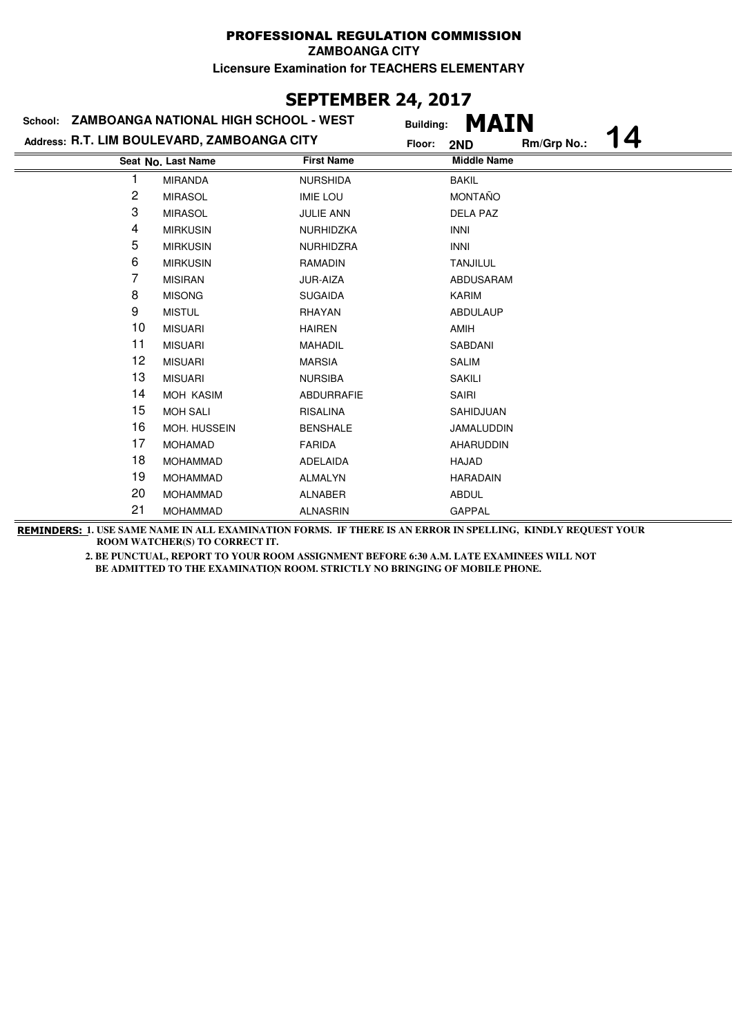# PROFESSIONAL REGULATION COMMISSION

**ZAMBOANGA CITY**

**Licensure Examination for TEACHERS ELEMENTARY**

## SEPTEMBER 24, 2017

**School: ZAMBOANGA NATIONAL HIGH SCHOOL - WEST** Building: **MAIN**

**Address: R.T. LIM BOULEVARD, ZAMBOANGA CITY** Floor: **2ND** Rm/Grp No.: **14**

| Seat No. | Last Name | First Name | Middle Name |
|---|---|---|---|
| 1 | MIRANDA | NURSHIDA | BAKIL |
| 2 | MIRASOL | IMIE LOU | MONTAÑO |
| 3 | MIRASOL | JULIE ANN | DELA PAZ |
| 4 | MIRKUSIN | NURHIDZKA | INNI |
| 5 | MIRKUSIN | NURHIDZRA | INNI |
| 6 | MIRKUSIN | RAMADIN | TANJILUL |
| 7 | MISIRAN | JUR-AIZA | ABDUSARAM |
| 8 | MISONG | SUGAIDA | KARIM |
| 9 | MISTUL | RHAYAN | ABDULAUP |
| 10 | MISUARI | HAIREN | AMIH |
| 11 | MISUARI | MAHADIL | SABDANI |
| 12 | MISUARI | MARSIA | SALIM |
| 13 | MISUARI | NURSIBA | SAKILI |
| 14 | MOH KASIM | ABDURRAFIE | SAIRI |
| 15 | MOH SALI | RISALINA | SAHIDJUAN |
| 16 | MOH. HUSSEIN | BENSHALE | JAMALUDDIN |
| 17 | MOHAMAD | FARIDA | AHARUDDIN |
| 18 | MOHAMMAD | ADELAIDA | HAJAD |
| 19 | MOHAMMAD | ALMALYN | HARADAIN |
| 20 | MOHAMMAD | ALNABER | ABDUL |
| 21 | MOHAMMAD | ALNASRIN | GAPPAL |

**REMINDERS:** **1. USE SAME NAME IN ALL EXAMINATION FORMS. IF THERE IS AN ERROR IN SPELLING, KINDLY REQUEST YOUR ROOM WATCHER(S) TO CORRECT IT.**

**2. BE PUNCTUAL, REPORT TO YOUR ROOM ASSIGNMENT BEFORE 6:30 A.M. LATE EXAMINEES WILL NOT BE ADMITTED TO THE EXAMINATION ROOM. STRICTLY NO BRINGING OF MOBILE PHONE.**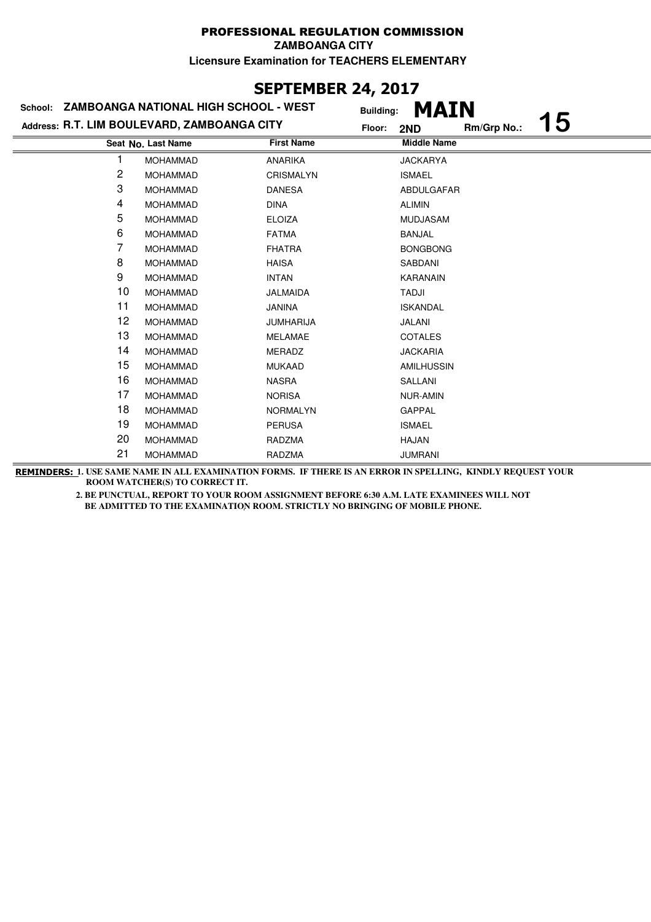# PROFESSIONAL REGULATION COMMISSION

**ZAMBOANGA CITY**

**Licensure Examination for TEACHERS ELEMENTARY**

## SEPTEMBER 24, 2017

**School:** ZAMBOANGA NATIONAL HIGH SCHOOL - WEST  **Building:** MAIN

**Address:** R.T. LIM BOULEVARD, ZAMBOANGA CITY  **Floor:** 2ND  **Rm/Grp No.:** 15

| Seat No. | Last Name | First Name | Middle Name |
|---|---|---|---|
| 1 | MOHAMMAD | ANARIKA | JACKARYA |
| 2 | MOHAMMAD | CRISMALYN | ISMAEL |
| 3 | MOHAMMAD | DANESA | ABDULGAFAR |
| 4 | MOHAMMAD | DINA | ALIMIN |
| 5 | MOHAMMAD | ELOIZA | MUDJASAM |
| 6 | MOHAMMAD | FATMA | BANJAL |
| 7 | MOHAMMAD | FHATRA | BONGBONG |
| 8 | MOHAMMAD | HAISA | SABDANI |
| 9 | MOHAMMAD | INTAN | KARANAIN |
| 10 | MOHAMMAD | JALMAIDA | TADJI |
| 11 | MOHAMMAD | JANINA | ISKANDAL |
| 12 | MOHAMMAD | JUMHARIJA | JALANI |
| 13 | MOHAMMAD | MELAMAE | COTALES |
| 14 | MOHAMMAD | MERADZ | JACKARIA |
| 15 | MOHAMMAD | MUKAAD | AMILHUSSIN |
| 16 | MOHAMMAD | NASRA | SALLANI |
| 17 | MOHAMMAD | NORISA | NUR-AMIN |
| 18 | MOHAMMAD | NORMALYN | GAPPAL |
| 19 | MOHAMMAD | PERUSA | ISMAEL |
| 20 | MOHAMMAD | RADZMA | HAJAN |
| 21 | MOHAMMAD | RADZMA | JUMRANI |

**REMINDERS:** 1. USE SAME NAME IN ALL EXAMINATION FORMS. IF THERE IS AN ERROR IN SPELLING, KINDLY REQUEST YOUR ROOM WATCHER(S) TO CORRECT IT.

2. BE PUNCTUAL, REPORT TO YOUR ROOM ASSIGNMENT BEFORE 6:30 A.M. LATE EXAMINEES WILL NOT BE ADMITTED TO THE EXAMINATION ROOM. STRICTLY NO BRINGING OF MOBILE PHONE.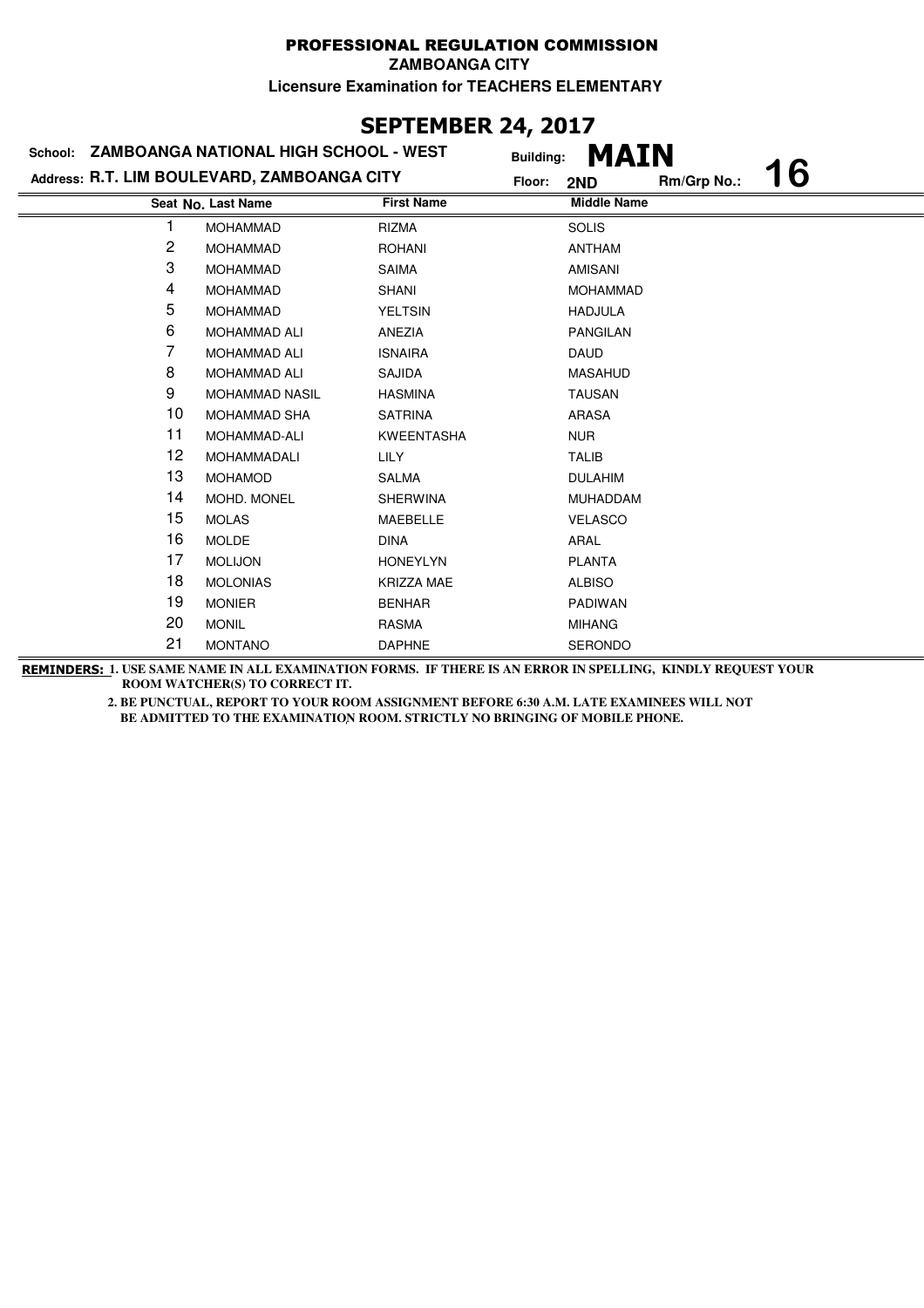# PROFESSIONAL REGULATION COMMISSION

**ZAMBOANGA CITY**

**Licensure Examination for TEACHERS ELEMENTARY**

## SEPTEMBER 24, 2017

**School: ZAMBOANGA NATIONAL HIGH SCHOOL - WEST**

**Address: R.T. LIM BOULEVARD, ZAMBOANGA CITY**

**Building: MAIN**

**Floor: 2ND**

**Rm/Grp No.: 16**

| Seat No. | Last Name | First Name | Middle Name |
|---|---|---|---|
| 1 | MOHAMMAD | RIZMA | SOLIS |
| 2 | MOHAMMAD | ROHANI | ANTHAM |
| 3 | MOHAMMAD | SAIMA | AMISANI |
| 4 | MOHAMMAD | SHANI | MOHAMMAD |
| 5 | MOHAMMAD | YELTSIN | HADJULA |
| 6 | MOHAMMAD ALI | ANEZIA | PANGILAN |
| 7 | MOHAMMAD ALI | ISNAIRA | DAUD |
| 8 | MOHAMMAD ALI | SAJIDA | MASAHUD |
| 9 | MOHAMMAD NASIL | HASMINA | TAUSAN |
| 10 | MOHAMMAD SHA | SATRINA | ARASA |
| 11 | MOHAMMAD-ALI | KWEENTASHA | NUR |
| 12 | MOHAMMADALI | LILY | TALIB |
| 13 | MOHAMOD | SALMA | DULAHIM |
| 14 | MOHD. MONEL | SHERWINA | MUHADDAM |
| 15 | MOLAS | MAEBELLE | VELASCO |
| 16 | MOLDE | DINA | ARAL |
| 17 | MOLIJON | HONEYLYN | PLANTA |
| 18 | MOLONIAS | KRIZZA MAE | ALBISO |
| 19 | MONIER | BENHAR | PADIWAN |
| 20 | MONIL | RASMA | MIHANG |
| 21 | MONTANO | DAPHNE | SERONDO |

**REMINDERS:** 1. USE SAME NAME IN ALL EXAMINATION FORMS. IF THERE IS AN ERROR IN SPELLING, KINDLY REQUEST YOUR ROOM WATCHER(S) TO CORRECT IT.

2. BE PUNCTUAL, REPORT TO YOUR ROOM ASSIGNMENT BEFORE 6:30 A.M. LATE EXAMINEES WILL NOT BE ADMITTED TO THE EXAMINATION ROOM. STRICTLY NO BRINGING OF MOBILE PHONE.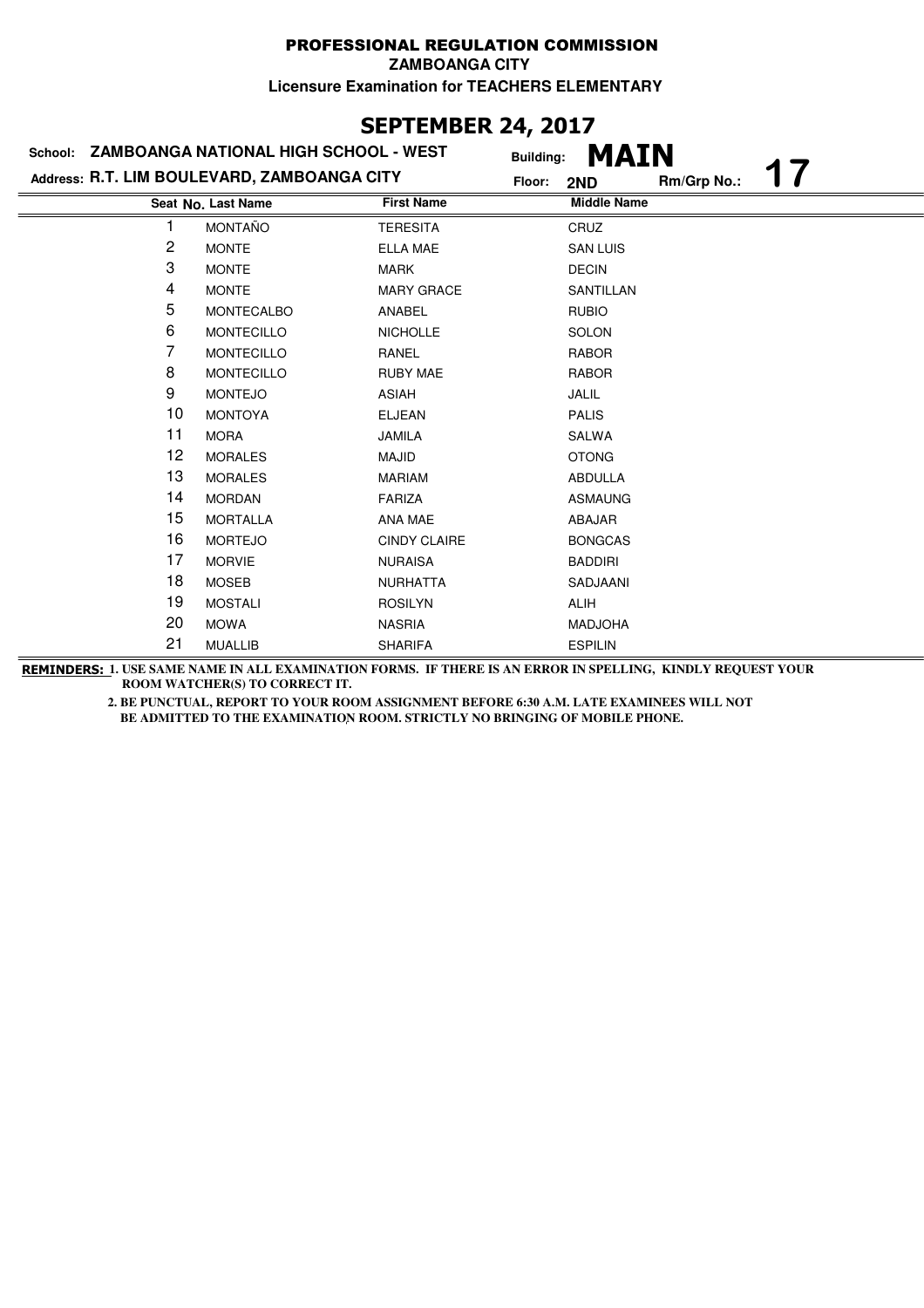# PROFESSIONAL REGULATION COMMISSION

**ZAMBOANGA CITY**

**Licensure Examination for TEACHERS ELEMENTARY**

## SEPTEMBER 24, 2017

**School:** ZAMBOANGA NATIONAL HIGH SCHOOL - WEST  
**Building:** MAIN  
**Address:** R.T. LIM BOULEVARD, ZAMBOANGA CITY  
**Floor:** 2ND  
**Rm/Grp No.:** 17

| Seat No. | Last Name | First Name | Middle Name |
|---|---|---|---|
| 1 | MONTAÑO | TERESITA | CRUZ |
| 2 | MONTE | ELLA MAE | SAN LUIS |
| 3 | MONTE | MARK | DECIN |
| 4 | MONTE | MARY GRACE | SANTILLAN |
| 5 | MONTECALBO | ANABEL | RUBIO |
| 6 | MONTECILLO | NICHOLLE | SOLON |
| 7 | MONTECILLO | RANEL | RABOR |
| 8 | MONTECILLO | RUBY MAE | RABOR |
| 9 | MONTEJO | ASIAH | JALIL |
| 10 | MONTOYA | ELJEAN | PALIS |
| 11 | MORA | JAMILA | SALWA |
| 12 | MORALES | MAJID | OTONG |
| 13 | MORALES | MARIAM | ABDULLA |
| 14 | MORDAN | FARIZA | ASMAUNG |
| 15 | MORTALLA | ANA MAE | ABAJAR |
| 16 | MORTEJO | CINDY CLAIRE | BONGCAS |
| 17 | MORVIE | NURAISA | BADDIRI |
| 18 | MOSEB | NURHATTA | SADJAANI |
| 19 | MOSTALI | ROSILYN | ALIH |
| 20 | MOWA | NASRIA | MADJOHA |
| 21 | MUALLIB | SHARIFA | ESPILIN |

**REMINDERS:** 1. USE SAME NAME IN ALL EXAMINATION FORMS. IF THERE IS AN ERROR IN SPELLING, KINDLY REQUEST YOUR ROOM WATCHER(S) TO CORRECT IT.

2. BE PUNCTUAL, REPORT TO YOUR ROOM ASSIGNMENT BEFORE 6:30 A.M. LATE EXAMINEES WILL NOT BE ADMITTED TO THE EXAMINATION ROOM. STRICTLY NO BRINGING OF MOBILE PHONE.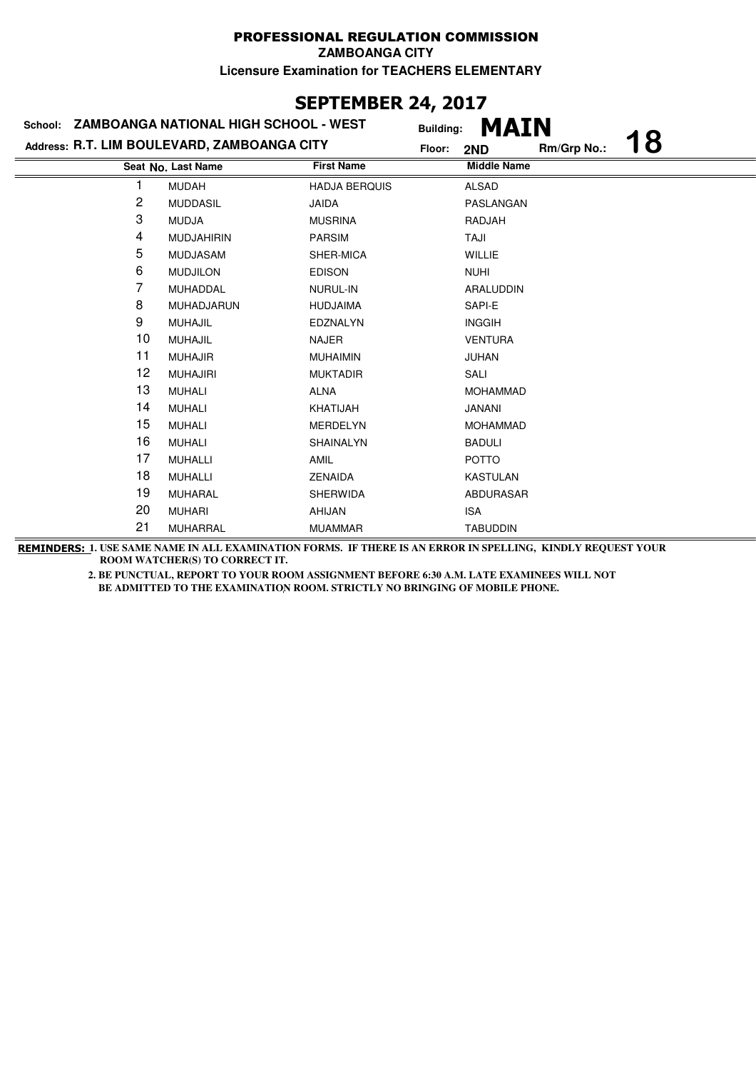**PROFESSIONAL REGULATION COMMISSION**

**ZAMBOANGA CITY**

**Licensure Examination for TEACHERS ELEMENTARY**

## SEPTEMBER 24, 2017

**School: ZAMBOANGA NATIONAL HIGH SCHOOL - WEST** Building: **MAIN**

**Address: R.T. LIM BOULEVARD, ZAMBOANGA CITY** Floor: **2ND** Rm/Grp No.: **18**

| Seat No. | Last Name | First Name | Middle Name |
|---|---|---|---|
| 1 | MUDAH | HADJA BERQUIS | ALSAD |
| 2 | MUDDASIL | JAIDA | PASLANGAN |
| 3 | MUDJA | MUSRINA | RADJAH |
| 4 | MUDJAHIRIN | PARSIM | TAJI |
| 5 | MUDJASAM | SHER-MICA | WILLIE |
| 6 | MUDJILON | EDISON | NUHI |
| 7 | MUHADDAL | NURUL-IN | ARALUDDIN |
| 8 | MUHADJARUN | HUDJAIMA | SAPI-E |
| 9 | MUHAJIL | EDZNALYN | INGGIH |
| 10 | MUHAJIL | NAJER | VENTURA |
| 11 | MUHAJIR | MUHAIMIN | JUHAN |
| 12 | MUHAJIRI | MUKTADIR | SALI |
| 13 | MUHALI | ALNA | MOHAMMAD |
| 14 | MUHALI | KHATIJAH | JANANI |
| 15 | MUHALI | MERDELYN | MOHAMMAD |
| 16 | MUHALI | SHAINALYN | BADULI |
| 17 | MUHALLI | AMIL | POTTO |
| 18 | MUHALLI | ZENAIDA | KASTULAN |
| 19 | MUHARAL | SHERWIDA | ABDURASAR |
| 20 | MUHARI | AHIJAN | ISA |
| 21 | MUHARRAL | MUAMMAR | TABUDDIN |

**REMINDERS:** **1. USE SAME NAME IN ALL EXAMINATION FORMS. IF THERE IS AN ERROR IN SPELLING, KINDLY REQUEST YOUR ROOM WATCHER(S) TO CORRECT IT.**

**2. BE PUNCTUAL, REPORT TO YOUR ROOM ASSIGNMENT BEFORE 6:30 A.M. LATE EXAMINEES WILL NOT BE ADMITTED TO THE EXAMINATION ROOM. STRICTLY NO BRINGING OF MOBILE PHONE.**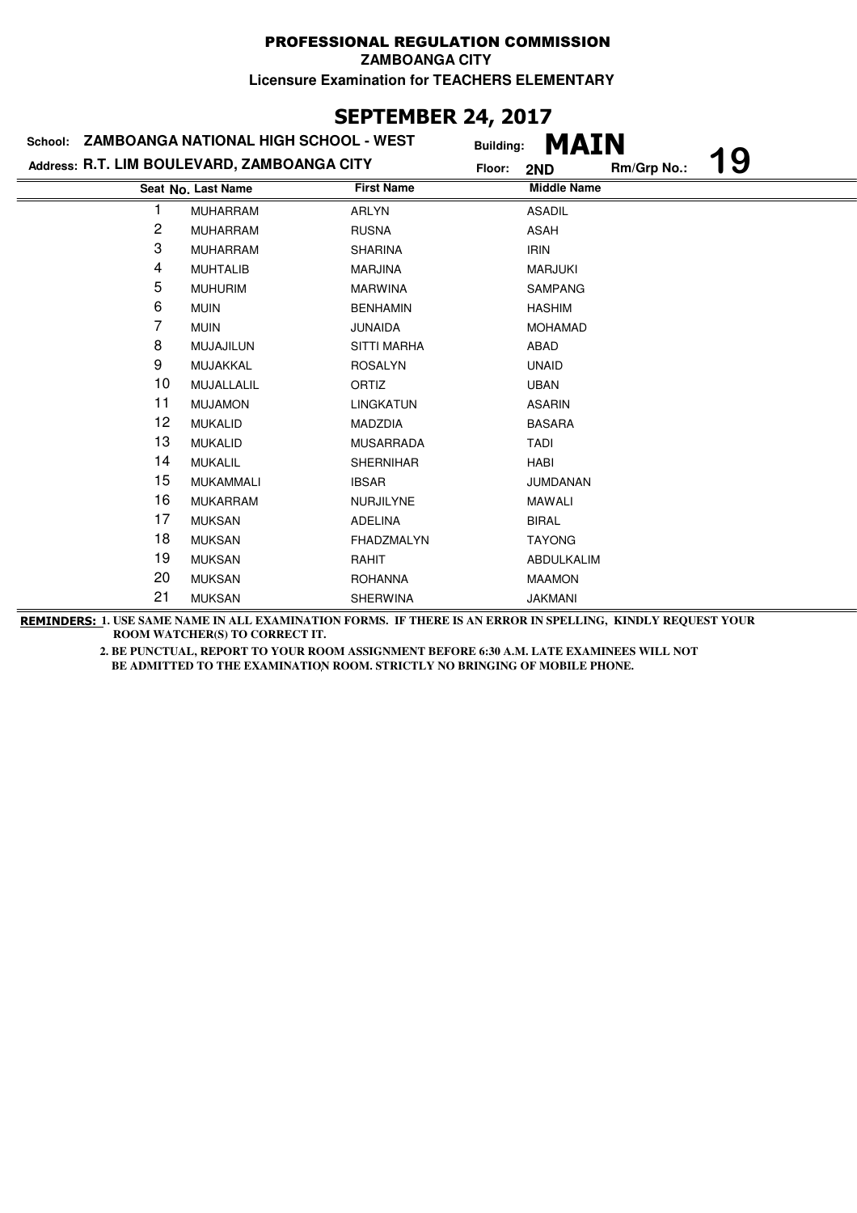# PROFESSIONAL REGULATION COMMISSION

**ZAMBOANGA CITY**

**Licensure Examination for TEACHERS ELEMENTARY**

## SEPTEMBER 24, 2017

**School: ZAMBOANGA NATIONAL HIGH SCHOOL - WEST** Building: **MAIN**

**Address: R.T. LIM BOULEVARD, ZAMBOANGA CITY** Floor: **2ND** Rm/Grp No.: **19**

| Seat No. | Last Name | First Name | Middle Name |
|---|---|---|---|
| 1 | MUHARRAM | ARLYN | ASADIL |
| 2 | MUHARRAM | RUSNA | ASAH |
| 3 | MUHARRAM | SHARINA | IRIN |
| 4 | MUHTALIB | MARJINA | MARJUKI |
| 5 | MUHURIM | MARWINA | SAMPANG |
| 6 | MUIN | BENHAMIN | HASHIM |
| 7 | MUIN | JUNAIDA | MOHAMAD |
| 8 | MUJAJILUN | SITTI MARHA | ABAD |
| 9 | MUJAKKAL | ROSALYN | UNAID |
| 10 | MUJALLALIL | ORTIZ | UBAN |
| 11 | MUJAMON | LINGKATUN | ASARIN |
| 12 | MUKALID | MADZDIA | BASARA |
| 13 | MUKALID | MUSARRADA | TADI |
| 14 | MUKALIL | SHERNIHAR | HABI |
| 15 | MUKAMMALI | IBSAR | JUMDANAN |
| 16 | MUKARRAM | NURJILYNE | MAWALI |
| 17 | MUKSAN | ADELINA | BIRAL |
| 18 | MUKSAN | FHADZMALYN | TAYONG |
| 19 | MUKSAN | RAHIT | ABDULKALIM |
| 20 | MUKSAN | ROHANNA | MAAMON |
| 21 | MUKSAN | SHERWINA | JAKMANI |

**REMINDERS: 1. USE SAME NAME IN ALL EXAMINATION FORMS. IF THERE IS AN ERROR IN SPELLING, KINDLY REQUEST YOUR ROOM WATCHER(S) TO CORRECT IT.**

**2. BE PUNCTUAL, REPORT TO YOUR ROOM ASSIGNMENT BEFORE 6:30 A.M. LATE EXAMINEES WILL NOT BE ADMITTED TO THE EXAMINATION ROOM. STRICTLY NO BRINGING OF MOBILE PHONE.**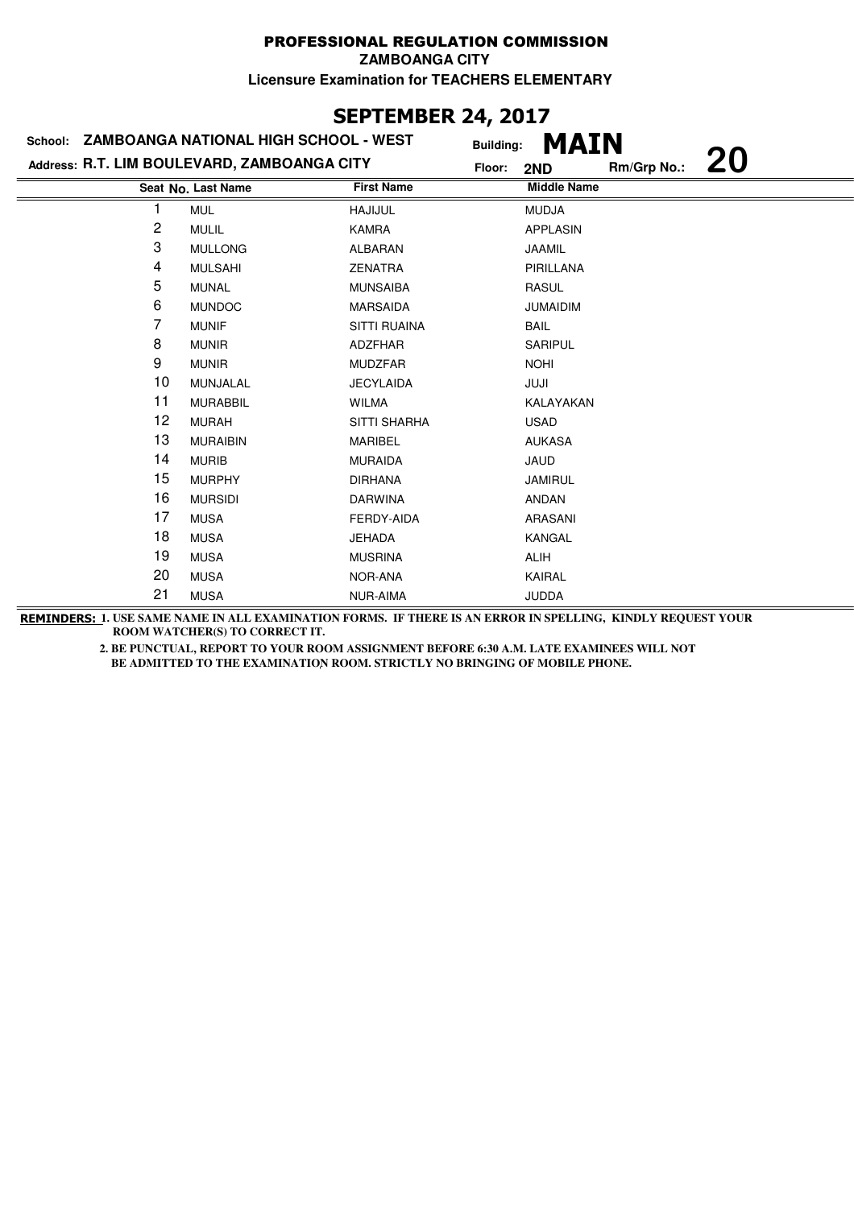# PROFESSIONAL REGULATION COMMISSION

**ZAMBOANGA CITY**

**Licensure Examination for TEACHERS ELEMENTARY**

## SEPTEMBER 24, 2017

**School:** ZAMBOANGA NATIONAL HIGH SCHOOL - WEST  
**Building:** MAIN

**Address:** R.T. LIM BOULEVARD, ZAMBOANGA CITY  
**Floor:** 2ND  
**Rm/Grp No.:** 20

| Seat No. | Last Name | First Name | Middle Name |
|---|---|---|---|
| 1 | MUL | HAJIJUL | MUDJA |
| 2 | MULIL | KAMRA | APPLASIN |
| 3 | MULLONG | ALBARAN | JAAMIL |
| 4 | MULSAHI | ZENATRA | PIRILLANA |
| 5 | MUNAL | MUNSAIBA | RASUL |
| 6 | MUNDOC | MARSAIDA | JUMAIDIM |
| 7 | MUNIF | SITTI RUAINA | BAIL |
| 8 | MUNIR | ADZFHAR | SARIPUL |
| 9 | MUNIR | MUDZFAR | NOHI |
| 10 | MUNJALAL | JECYLAIDA | JUJI |
| 11 | MURABBIL | WILMA | KALAYAKAN |
| 12 | MURAH | SITTI SHARHA | USAD |
| 13 | MURAIBIN | MARIBEL | AUKASA |
| 14 | MURIB | MURAIDA | JAUD |
| 15 | MURPHY | DIRHANA | JAMIRUL |
| 16 | MURSIDI | DARWINA | ANDAN |
| 17 | MUSA | FERDY-AIDA | ARASANI |
| 18 | MUSA | JEHADA | KANGAL |
| 19 | MUSA | MUSRINA | ALIH |
| 20 | MUSA | NOR-ANA | KAIRAL |
| 21 | MUSA | NUR-AIMA | JUDDA |

**REMINDERS:** **1. USE SAME NAME IN ALL EXAMINATION FORMS. IF THERE IS AN ERROR IN SPELLING, KINDLY REQUEST YOUR ROOM WATCHER(S) TO CORRECT IT.**

**2. BE PUNCTUAL, REPORT TO YOUR ROOM ASSIGNMENT BEFORE 6:30 A.M. LATE EXAMINEES WILL NOT BE ADMITTED TO THE EXAMINATION ROOM. STRICTLY NO BRINGING OF MOBILE PHONE.**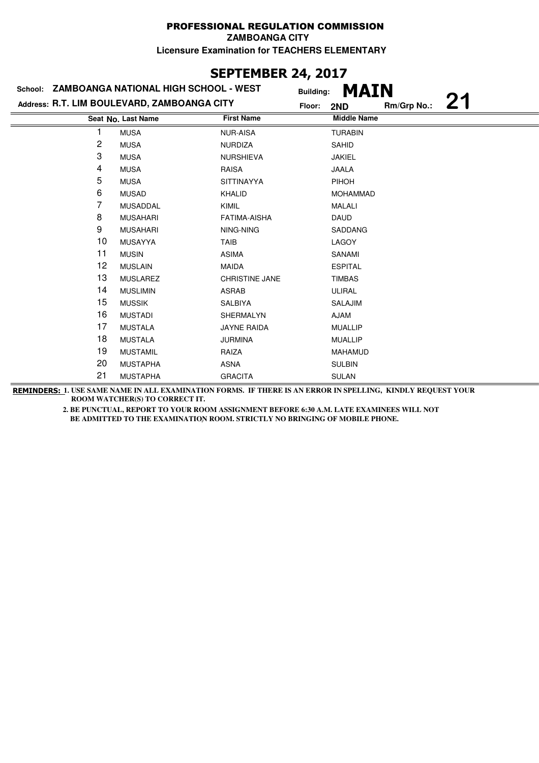# PROFESSIONAL REGULATION COMMISSION

**ZAMBOANGA CITY**

**Licensure Examination for TEACHERS ELEMENTARY**

## SEPTEMBER 24, 2017

**School:** ZAMBOANGA NATIONAL HIGH SCHOOL - WEST

**Building:** MAIN

**Address:** R.T. LIM BOULEVARD, ZAMBOANGA CITY

**Floor:** 2ND

**Rm/Grp No.:** 21

| Seat No. | Last Name | First Name | Middle Name |
|---|---|---|---|
| 1 | MUSA | NUR-AISA | TURABIN |
| 2 | MUSA | NURDIZA | SAHID |
| 3 | MUSA | NURSHIEVA | JAKIEL |
| 4 | MUSA | RAISA | JAALA |
| 5 | MUSA | SITTINAYYA | PIHOH |
| 6 | MUSAD | KHALID | MOHAMMAD |
| 7 | MUSADDAL | KIMIL | MALALI |
| 8 | MUSAHARI | FATIMA-AISHA | DAUD |
| 9 | MUSAHARI | NING-NING | SADDANG |
| 10 | MUSAYYA | TAIB | LAGOY |
| 11 | MUSIN | ASIMA | SANAMI |
| 12 | MUSLAIN | MAIDA | ESPITAL |
| 13 | MUSLAREZ | CHRISTINE JANE | TIMBAS |
| 14 | MUSLIMIN | ASRAB | ULIRAL |
| 15 | MUSSIK | SALBIYA | SALAJIM |
| 16 | MUSTADI | SHERMALYN | AJAM |
| 17 | MUSTALA | JAYNE RAIDA | MUALLIP |
| 18 | MUSTALA | JURMINA | MUALLIP |
| 19 | MUSTAMIL | RAIZA | MAHAMUD |
| 20 | MUSTAPHA | ASNA | SULBIN |
| 21 | MUSTAPHA | GRACITA | SULAN |

**REMINDERS:** 1. USE SAME NAME IN ALL EXAMINATION FORMS. IF THERE IS AN ERROR IN SPELLING, KINDLY REQUEST YOUR ROOM WATCHER(S) TO CORRECT IT.

2. BE PUNCTUAL, REPORT TO YOUR ROOM ASSIGNMENT BEFORE 6:30 A.M. LATE EXAMINEES WILL NOT BE ADMITTED TO THE EXAMINATION ROOM. STRICTLY NO BRINGING OF MOBILE PHONE.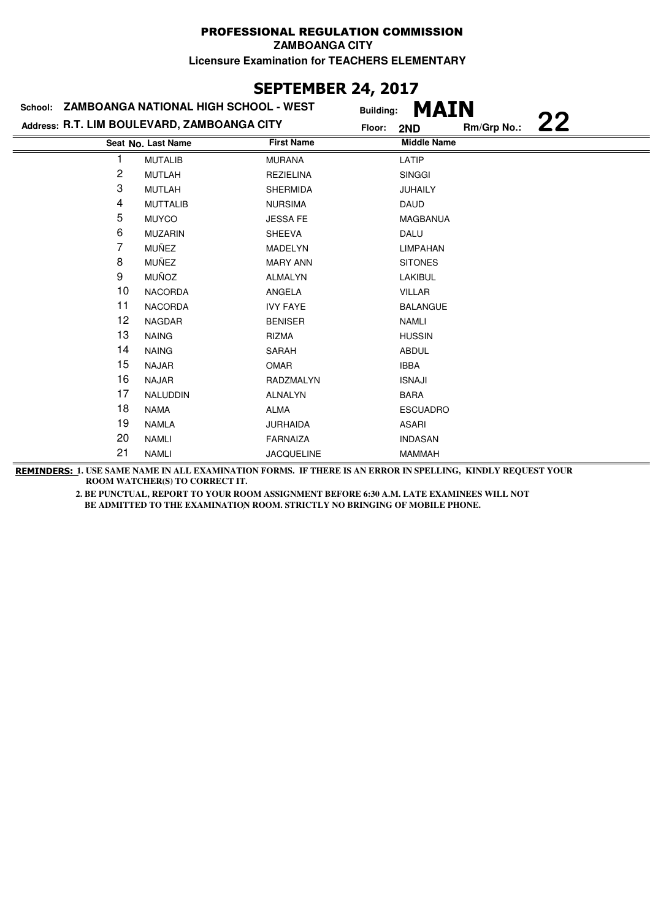# PROFESSIONAL REGULATION COMMISSION

**ZAMBOANGA CITY**

**Licensure Examination for TEACHERS ELEMENTARY**

## SEPTEMBER 24, 2017

**School:** ZAMBOANGA NATIONAL HIGH SCHOOL - WEST **Building:** MAIN

**Address:** R.T. LIM BOULEVARD, ZAMBOANGA CITY **Floor:** 2ND **Rm/Grp No.:** 22

| Seat No. | Last Name | First Name | Middle Name |
|---|---|---|---|
| 1 | MUTALIB | MURANA | LATIP |
| 2 | MUTLAH | REZIELINA | SINGGI |
| 3 | MUTLAH | SHERMIDA | JUHAILY |
| 4 | MUTTALIB | NURSIMA | DAUD |
| 5 | MUYCO | JESSA FE | MAGBANUA |
| 6 | MUZARIN | SHEEVA | DALU |
| 7 | MUÑEZ | MADELYN | LIMPAHAN |
| 8 | MUÑEZ | MARY ANN | SITONES |
| 9 | MUÑOZ | ALMALYN | LAKIBUL |
| 10 | NACORDA | ANGELA | VILLAR |
| 11 | NACORDA | IVY FAYE | BALANGUE |
| 12 | NAGDAR | BENISER | NAMLI |
| 13 | NAING | RIZMA | HUSSIN |
| 14 | NAING | SARAH | ABDUL |
| 15 | NAJAR | OMAR | IBBA |
| 16 | NAJAR | RADZMALYN | ISNAJI |
| 17 | NALUDDIN | ALNALYN | BARA |
| 18 | NAMA | ALMA | ESCUADRO |
| 19 | NAMLA | JURHAIDA | ASARI |
| 20 | NAMLI | FARNAIZA | INDASAN |
| 21 | NAMLI | JACQUELINE | MAMMAH |

**REMINDERS:** 1. USE SAME NAME IN ALL EXAMINATION FORMS. IF THERE IS AN ERROR IN SPELLING, KINDLY REQUEST YOUR ROOM WATCHER(S) TO CORRECT IT.

2. BE PUNCTUAL, REPORT TO YOUR ROOM ASSIGNMENT BEFORE 6:30 A.M. LATE EXAMINEES WILL NOT BE ADMITTED TO THE EXAMINATION ROOM. STRICTLY NO BRINGING OF MOBILE PHONE.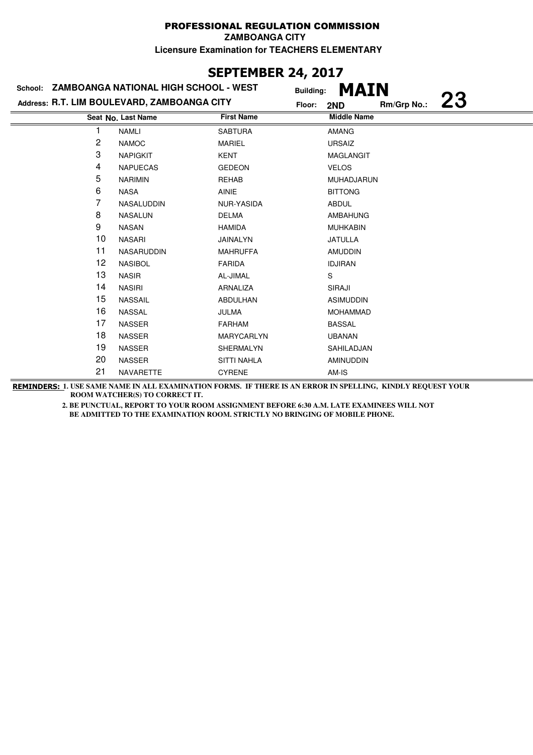PROFESSIONAL REGULATION COMMISSION

ZAMBOANGA CITY

Licensure Examination for TEACHERS ELEMENTARY

## SEPTEMBER 24, 2017

School: **ZAMBOANGA NATIONAL HIGH SCHOOL - WEST**
Building: **MAIN**

Address: **R.T. LIM BOULEVARD, ZAMBOANGA CITY**
Floor: **2ND**
Rm/Grp No.: **23**

| Seat No. | Last Name | First Name | Middle Name |
|---|---|---|---|
| 1 | NAMLI | SABTURA | AMANG |
| 2 | NAMOC | MARIEL | URSAIZ |
| 3 | NAPIGKIT | KENT | MAGLANGIT |
| 4 | NAPUECAS | GEDEON | VELOS |
| 5 | NARIMIN | REHAB | MUHADJARUN |
| 6 | NASA | AINIE | BITTONG |
| 7 | NASALUDDIN | NUR-YASIDA | ABDUL |
| 8 | NASALUN | DELMA | AMBAHUNG |
| 9 | NASAN | HAMIDA | MUHKABIN |
| 10 | NASARI | JAINALYN | JATULLA |
| 11 | NASARUDDIN | MAHRUFFA | AMUDDIN |
| 12 | NASIBOL | FARIDA | IDJIRAN |
| 13 | NASIR | AL-JIMAL | S |
| 14 | NASIRI | ARNALIZA | SIRAJI |
| 15 | NASSAIL | ABDULHAN | ASIMUDDIN |
| 16 | NASSAL | JULMA | MOHAMMAD |
| 17 | NASSER | FARHAM | BASSAL |
| 18 | NASSER | MARYCARLYN | UBANAN |
| 19 | NASSER | SHERMALYN | SAHILADJAN |
| 20 | NASSER | SITTI NAHLA | AMINUDDIN |
| 21 | NAVARETTE | CYRENE | AM-IS |

**REMINDERS:** 1. USE SAME NAME IN ALL EXAMINATION FORMS. IF THERE IS AN ERROR IN SPELLING, KINDLY REQUEST YOUR ROOM WATCHER(S) TO CORRECT IT.

2. BE PUNCTUAL, REPORT TO YOUR ROOM ASSIGNMENT BEFORE 6:30 A.M. LATE EXAMINEES WILL NOT BE ADMITTED TO THE EXAMINATION ROOM. STRICTLY NO BRINGING OF MOBILE PHONE.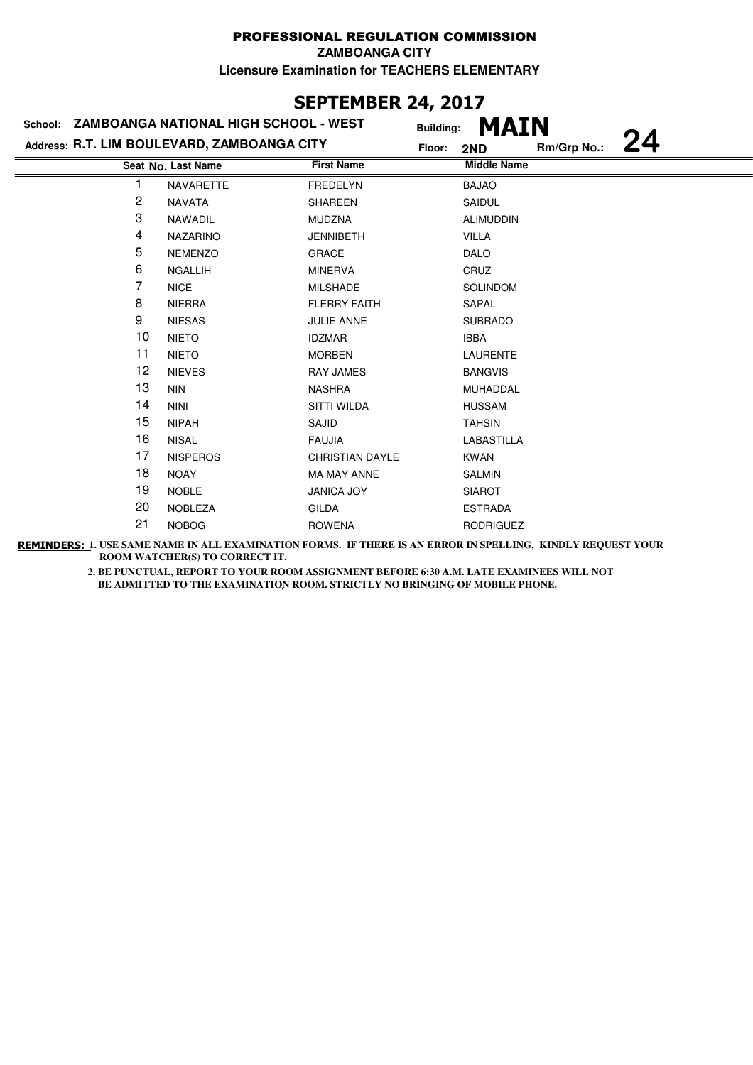# PROFESSIONAL REGULATION COMMISSION

**ZAMBOANGA CITY**

**Licensure Examination for TEACHERS ELEMENTARY**

## SEPTEMBER 24, 2017

**School:** ZAMBOANGA NATIONAL HIGH SCHOOL - WEST
**Building:** MAIN
**Address:** R.T. LIM BOULEVARD, ZAMBOANGA CITY
**Floor:** 2ND
**Rm/Grp No.:** 24

| Seat No. | Last Name | First Name | Middle Name |
|---|---|---|---|
| 1 | NAVARETTE | FREDELYN | BAJAO |
| 2 | NAVATA | SHAREEN | SAIDUL |
| 3 | NAWADIL | MUDZNA | ALIMUDDIN |
| 4 | NAZARINO | JENNIBETH | VILLA |
| 5 | NEMENZO | GRACE | DALO |
| 6 | NGALLIH | MINERVA | CRUZ |
| 7 | NICE | MILSHADE | SOLINDOM |
| 8 | NIERRA | FLERRY FAITH | SAPAL |
| 9 | NIESAS | JULIE ANNE | SUBRADO |
| 10 | NIETO | IDZMAR | IBBA |
| 11 | NIETO | MORBEN | LAURENTE |
| 12 | NIEVES | RAY JAMES | BANGVIS |
| 13 | NIN | NASHRA | MUHADDAL |
| 14 | NINI | SITTI WILDA | HUSSAM |
| 15 | NIPAH | SAJID | TAHSIN |
| 16 | NISAL | FAUJIA | LABASTILLA |
| 17 | NISPEROS | CHRISTIAN DAYLE | KWAN |
| 18 | NOAY | MA MAY ANNE | SALMIN |
| 19 | NOBLE | JANICA JOY | SIAROT |
| 20 | NOBLEZA | GILDA | ESTRADA |
| 21 | NOBOG | ROWENA | RODRIGUEZ |

**REMINDERS:** 1. USE SAME NAME IN ALL EXAMINATION FORMS. IF THERE IS AN ERROR IN SPELLING, KINDLY REQUEST YOUR ROOM WATCHER(S) TO CORRECT IT.

2. BE PUNCTUAL, REPORT TO YOUR ROOM ASSIGNMENT BEFORE 6:30 A.M. LATE EXAMINEES WILL NOT BE ADMITTED TO THE EXAMINATION ROOM. STRICTLY NO BRINGING OF MOBILE PHONE.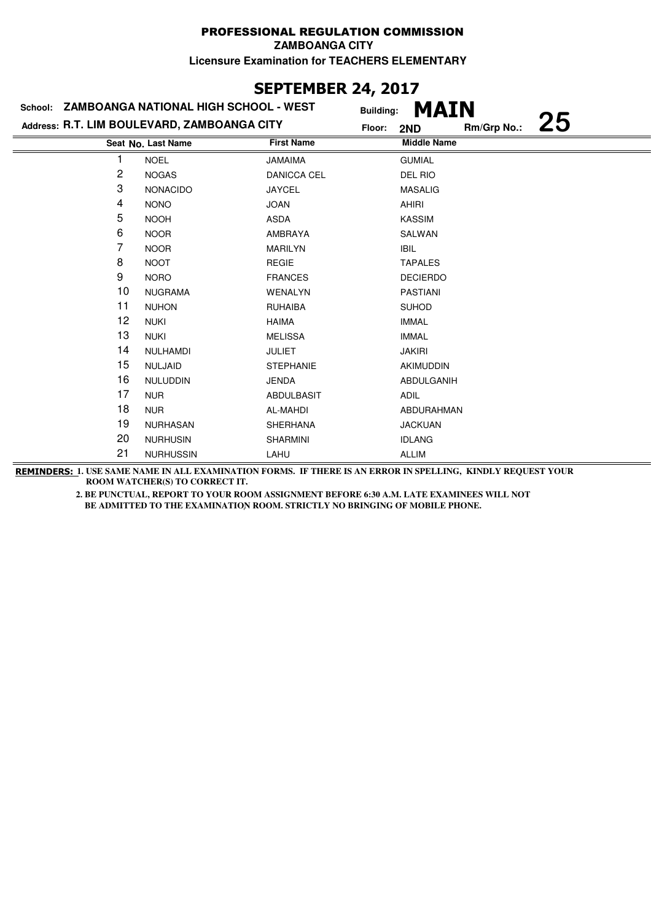PROFESSIONAL REGULATION COMMISSION

ZAMBOANGA CITY

Licensure Examination for TEACHERS ELEMENTARY

## SEPTEMBER 24, 2017

School: **ZAMBOANGA NATIONAL HIGH SCHOOL - WEST**

Building: **MAIN**

Address: **R.T. LIM BOULEVARD, ZAMBOANGA CITY**

Floor: **2ND**

Rm/Grp No.: **25**

| Seat No. | Last Name | First Name | Middle Name |
|---|---|---|---|
| 1 | NOEL | JAMAIMA | GUMIAL |
| 2 | NOGAS | DANICCA CEL | DEL RIO |
| 3 | NONACIDO | JAYCEL | MASALIG |
| 4 | NONO | JOAN | AHIRI |
| 5 | NOOH | ASDA | KASSIM |
| 6 | NOOR | AMBRAYA | SALWAN |
| 7 | NOOR | MARILYN | IBIL |
| 8 | NOOT | REGIE | TAPALES |
| 9 | NORO | FRANCES | DECIERDO |
| 10 | NUGRAMA | WENALYN | PASTIANI |
| 11 | NUHON | RUHAIBA | SUHOD |
| 12 | NUKI | HAIMA | IMMAL |
| 13 | NUKI | MELISSA | IMMAL |
| 14 | NULHAMDI | JULIET | JAKIRI |
| 15 | NULJAID | STEPHANIE | AKIMUDDIN |
| 16 | NULUDDIN | JENDA | ABDULGANIH |
| 17 | NUR | ABDULBASIT | ADIL |
| 18 | NUR | AL-MAHDI | ABDURAHMAN |
| 19 | NURHASAN | SHERHANA | JACKUAN |
| 20 | NURHUSIN | SHARMINI | IDLANG |
| 21 | NURHUSSIN | LAHU | ALLIM |

**REMINDERS:** 1. USE SAME NAME IN ALL EXAMINATION FORMS. IF THERE IS AN ERROR IN SPELLING, KINDLY REQUEST YOUR ROOM WATCHER(S) TO CORRECT IT.

2. BE PUNCTUAL, REPORT TO YOUR ROOM ASSIGNMENT BEFORE 6:30 A.M. LATE EXAMINEES WILL NOT BE ADMITTED TO THE EXAMINATION ROOM. STRICTLY NO BRINGING OF MOBILE PHONE.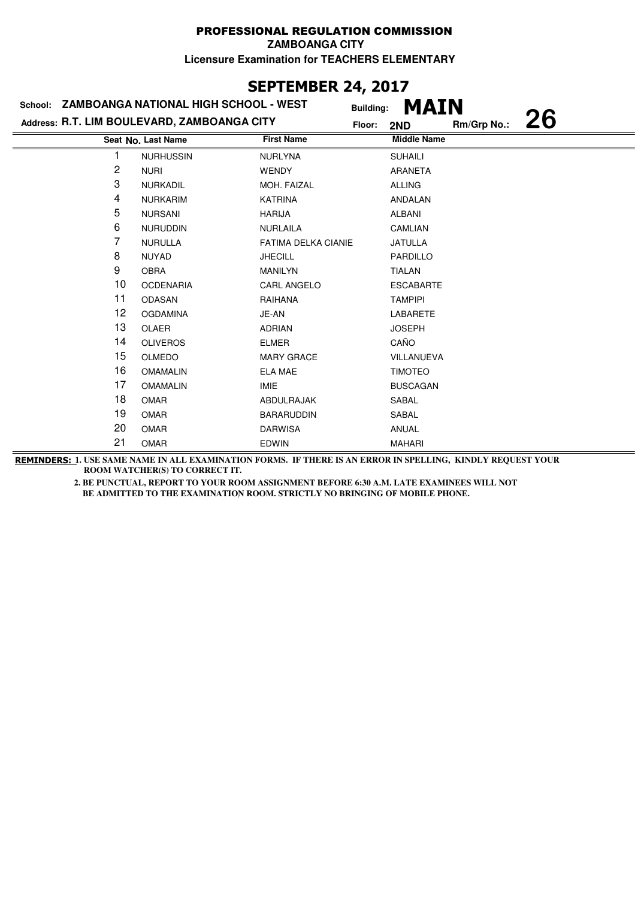# PROFESSIONAL REGULATION COMMISSION

**ZAMBOANGA CITY**

**Licensure Examination for TEACHERS ELEMENTARY**

## SEPTEMBER 24, 2017

**School: ZAMBOANGA NATIONAL HIGH SCHOOL - WEST** Building: **MAIN**

**Address: R.T. LIM BOULEVARD, ZAMBOANGA CITY** Floor: **2ND** Rm/Grp No.: **26**

| Seat No. | Last Name | First Name | Middle Name |
|---|---|---|---|
| 1 | NURHUSSIN | NURLYNA | SUHAILI |
| 2 | NURI | WENDY | ARANETA |
| 3 | NURKADIL | MOH. FAIZAL | ALLING |
| 4 | NURKARIM | KATRINA | ANDALAN |
| 5 | NURSANI | HARIJA | ALBANI |
| 6 | NURUDDIN | NURLAILA | CAMLIAN |
| 7 | NURULLA | FATIMA DELKA CIANIE | JATULLA |
| 8 | NUYAD | JHECILL | PARDILLO |
| 9 | OBRA | MANILYN | TIALAN |
| 10 | OCDENARIA | CARL ANGELO | ESCABARTE |
| 11 | ODASAN | RAIHANA | TAMPIPI |
| 12 | OGDAMINA | JE-AN | LABARETE |
| 13 | OLAER | ADRIAN | JOSEPH |
| 14 | OLIVEROS | ELMER | CAÑO |
| 15 | OLMEDO | MARY GRACE | VILLANUEVA |
| 16 | OMAMALIN | ELA MAE | TIMOTEO |
| 17 | OMAMALIN | IMIE | BUSCAGAN |
| 18 | OMAR | ABDULRAJAK | SABAL |
| 19 | OMAR | BARARUDDIN | SABAL |
| 20 | OMAR | DARWISA | ANUAL |
| 21 | OMAR | EDWIN | MAHARI |

**REMINDERS: 1. USE SAME NAME IN ALL EXAMINATION FORMS. IF THERE IS AN ERROR IN SPELLING, KINDLY REQUEST YOUR ROOM WATCHER(S) TO CORRECT IT.**

**2. BE PUNCTUAL, REPORT TO YOUR ROOM ASSIGNMENT BEFORE 6:30 A.M. LATE EXAMINEES WILL NOT BE ADMITTED TO THE EXAMINATION ROOM. STRICTLY NO BRINGING OF MOBILE PHONE.**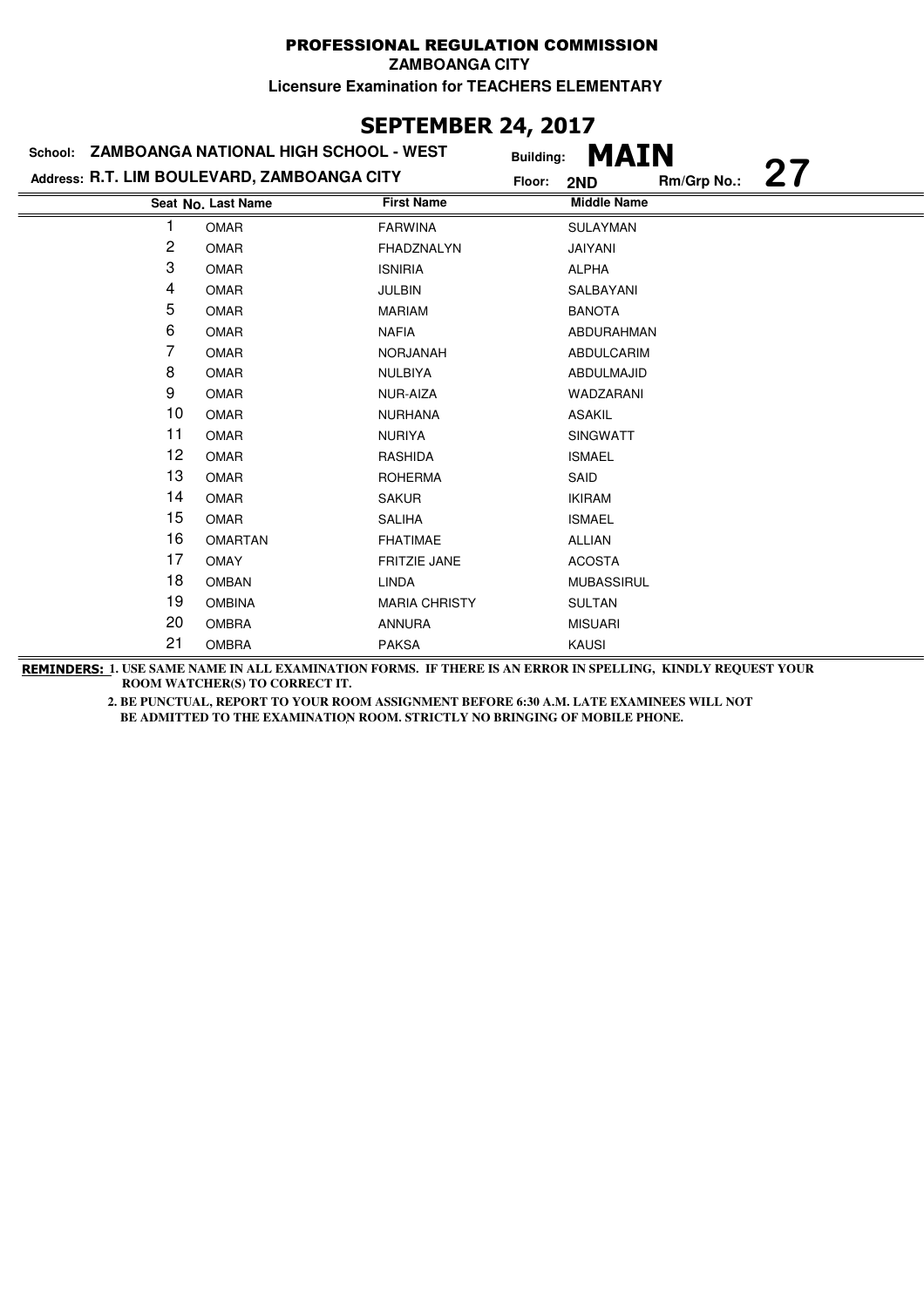**PROFESSIONAL REGULATION COMMISSION**

**ZAMBOANGA CITY**

**Licensure Examination for TEACHERS ELEMENTARY**

## SEPTEMBER 24, 2017

**School:** ZAMBOANGA NATIONAL HIGH SCHOOL - WEST  **Building:** MAIN

**Address:** R.T. LIM BOULEVARD, ZAMBOANGA CITY  **Floor:** 2ND  **Rm/Grp No.:** 27

| Seat No. | Last Name | First Name | Middle Name |
|---|---|---|---|
| 1 | OMAR | FARWINA | SULAYMAN |
| 2 | OMAR | FHADZNALYN | JAIYANI |
| 3 | OMAR | ISNIRIA | ALPHA |
| 4 | OMAR | JULBIN | SALBAYANI |
| 5 | OMAR | MARIAM | BANOTA |
| 6 | OMAR | NAFIA | ABDURAHMAN |
| 7 | OMAR | NORJANAH | ABDULCARIM |
| 8 | OMAR | NULBIYA | ABDULMAJID |
| 9 | OMAR | NUR-AIZA | WADZARANI |
| 10 | OMAR | NURHANA | ASAKIL |
| 11 | OMAR | NURIYA | SINGWATT |
| 12 | OMAR | RASHIDA | ISMAEL |
| 13 | OMAR | ROHERMA | SAID |
| 14 | OMAR | SAKUR | IKIRAM |
| 15 | OMAR | SALIHA | ISMAEL |
| 16 | OMARTAN | FHATIMAE | ALLIAN |
| 17 | OMAY | FRITZIE JANE | ACOSTA |
| 18 | OMBAN | LINDA | MUBASSIRUL |
| 19 | OMBINA | MARIA CHRISTY | SULTAN |
| 20 | OMBRA | ANNURA | MISUARI |
| 21 | OMBRA | PAKSA | KAUSI |

**REMINDERS:** 1. USE SAME NAME IN ALL EXAMINATION FORMS. IF THERE IS AN ERROR IN SPELLING, KINDLY REQUEST YOUR ROOM WATCHER(S) TO CORRECT IT.

2. BE PUNCTUAL, REPORT TO YOUR ROOM ASSIGNMENT BEFORE 6:30 A.M. LATE EXAMINEES WILL NOT BE ADMITTED TO THE EXAMINATION ROOM. STRICTLY NO BRINGING OF MOBILE PHONE.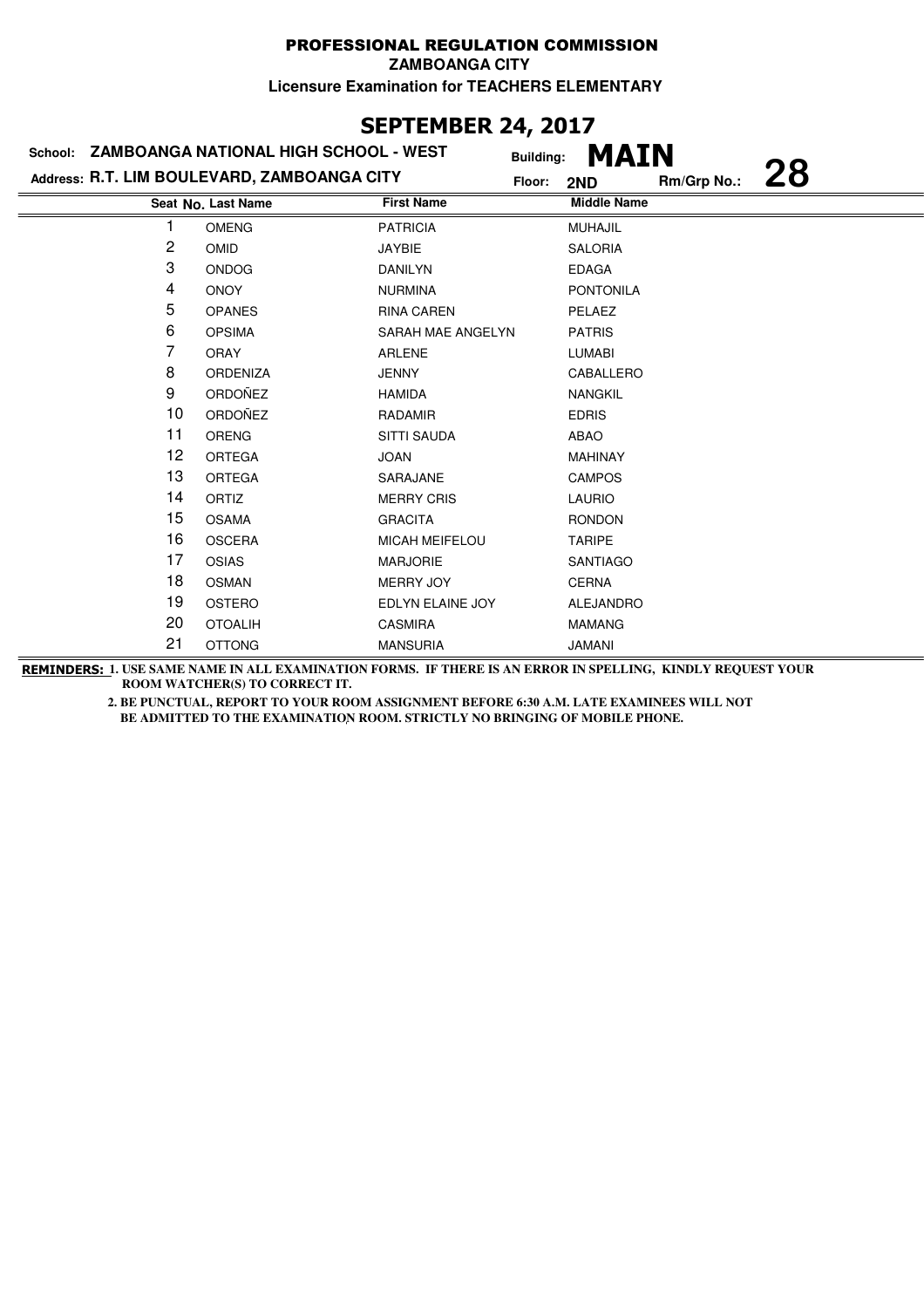# PROFESSIONAL REGULATION COMMISSION

**ZAMBOANGA CITY**

**Licensure Examination for TEACHERS ELEMENTARY**

## SEPTEMBER 24, 2017

**School:** ZAMBOANGA NATIONAL HIGH SCHOOL - WEST **Building:** MAIN

**Address:** R.T. LIM BOULEVARD, ZAMBOANGA CITY **Floor:** 2ND **Rm/Grp No.:** 28

| Seat No. | Last Name | First Name | Middle Name |
|---|---|---|---|
| 1 | OMENG | PATRICIA | MUHAJIL |
| 2 | OMID | JAYBIE | SALORIA |
| 3 | ONDOG | DANILYN | EDAGA |
| 4 | ONOY | NURMINA | PONTONILA |
| 5 | OPANES | RINA CAREN | PELAEZ |
| 6 | OPSIMA | SARAH MAE ANGELYN | PATRIS |
| 7 | ORAY | ARLENE | LUMABI |
| 8 | ORDENIZA | JENNY | CABALLERO |
| 9 | ORDOÑEZ | HAMIDA | NANGKIL |
| 10 | ORDOÑEZ | RADAMIR | EDRIS |
| 11 | ORENG | SITTI SAUDA | ABAO |
| 12 | ORTEGA | JOAN | MAHINAY |
| 13 | ORTEGA | SARAJANE | CAMPOS |
| 14 | ORTIZ | MERRY CRIS | LAURIO |
| 15 | OSAMA | GRACITA | RONDON |
| 16 | OSCERA | MICAH MEIFELOU | TARIPE |
| 17 | OSIAS | MARJORIE | SANTIAGO |
| 18 | OSMAN | MERRY JOY | CERNA |
| 19 | OSTERO | EDLYN ELAINE JOY | ALEJANDRO |
| 20 | OTOALIH | CASMIRA | MAMANG |
| 21 | OTTONG | MANSURIA | JAMANI |

**REMINDERS:** 1. USE SAME NAME IN ALL EXAMINATION FORMS. IF THERE IS AN ERROR IN SPELLING, KINDLY REQUEST YOUR ROOM WATCHER(S) TO CORRECT IT.

2. BE PUNCTUAL, REPORT TO YOUR ROOM ASSIGNMENT BEFORE 6:30 A.M. LATE EXAMINEES WILL NOT BE ADMITTED TO THE EXAMINATION ROOM. STRICTLY NO BRINGING OF MOBILE PHONE.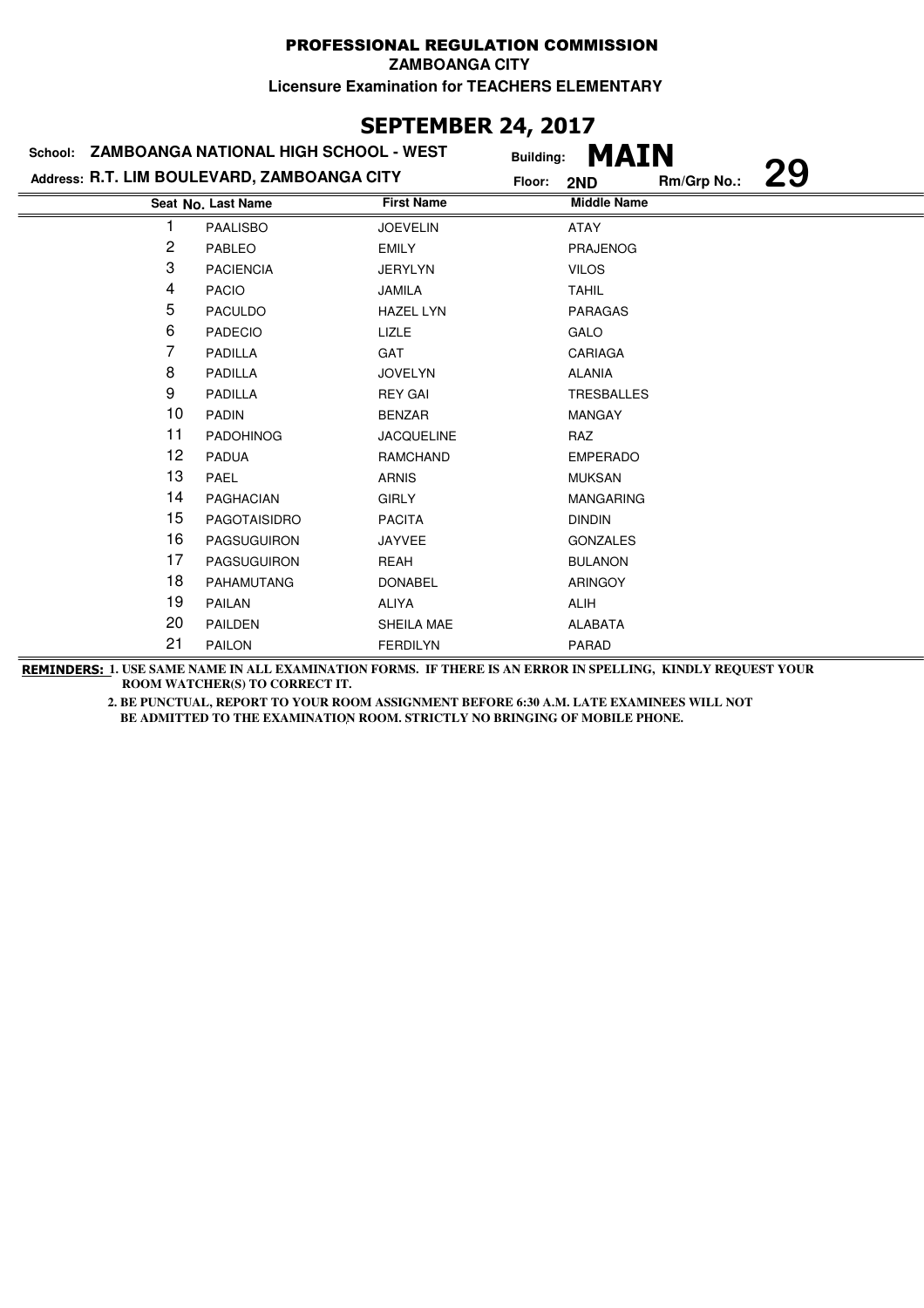# PROFESSIONAL REGULATION COMMISSION

**ZAMBOANGA CITY**

**Licensure Examination for TEACHERS ELEMENTARY**

## SEPTEMBER 24, 2017

**School:** ZAMBOANGA NATIONAL HIGH SCHOOL - WEST **Building:** MAIN

**Address:** R.T. LIM BOULEVARD, ZAMBOANGA CITY **Floor:** 2ND **Rm/Grp No.:** 29

| Seat No. | Last Name | First Name | Middle Name |
|---|---|---|---|
| 1 | PAALISBO | JOEVELIN | ATAY |
| 2 | PABLEO | EMILY | PRAJENOG |
| 3 | PACIENCIA | JERYLYN | VILOS |
| 4 | PACIO | JAMILA | TAHIL |
| 5 | PACULDO | HAZEL LYN | PARAGAS |
| 6 | PADECIO | LIZLE | GALO |
| 7 | PADILLA | GAT | CARIAGA |
| 8 | PADILLA | JOVELYN | ALANIA |
| 9 | PADILLA | REY GAI | TRESBALLES |
| 10 | PADIN | BENZAR | MANGAY |
| 11 | PADOHINOG | JACQUELINE | RAZ |
| 12 | PADUA | RAMCHAND | EMPERADO |
| 13 | PAEL | ARNIS | MUKSAN |
| 14 | PAGHACIAN | GIRLY | MANGARING |
| 15 | PAGOTAISIDRO | PACITA | DINDIN |
| 16 | PAGSUGUIRON | JAYVEE | GONZALES |
| 17 | PAGSUGUIRON | REAH | BULANON |
| 18 | PAHAMUTANG | DONABEL | ARINGOY |
| 19 | PAILAN | ALIYA | ALIH |
| 20 | PAILDEN | SHEILA MAE | ALABATA |
| 21 | PAILON | FERDILYN | PARAD |

**REMINDERS:** **1. USE SAME NAME IN ALL EXAMINATION FORMS. IF THERE IS AN ERROR IN SPELLING, KINDLY REQUEST YOUR ROOM WATCHER(S) TO CORRECT IT.**

**2. BE PUNCTUAL, REPORT TO YOUR ROOM ASSIGNMENT BEFORE 6:30 A.M. LATE EXAMINEES WILL NOT BE ADMITTED TO THE EXAMINATION ROOM. STRICTLY NO BRINGING OF MOBILE PHONE.**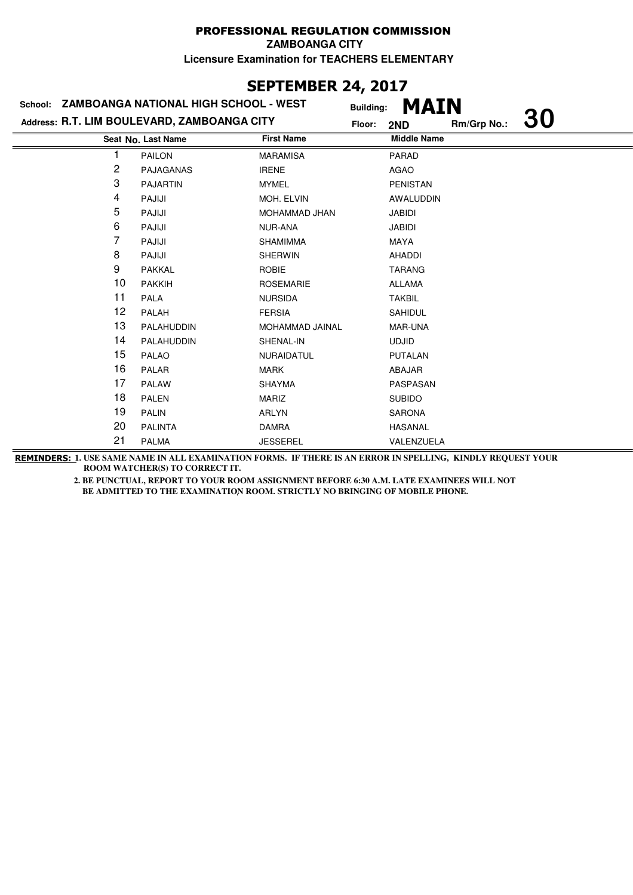**PROFESSIONAL REGULATION COMMISSION**

**ZAMBOANGA CITY**

**Licensure Examination for TEACHERS ELEMENTARY**

## SEPTEMBER 24, 2017

**School:** ZAMBOANGA NATIONAL HIGH SCHOOL - WEST  
**Building:** MAIN  
**Address:** R.T. LIM BOULEVARD, ZAMBOANGA CITY  
**Floor:** 2ND  
**Rm/Grp No.:** 30

| Seat No. | Last Name | First Name | Middle Name |
|---|---|---|---|
| 1 | PAILON | MARAMISA | PARAD |
| 2 | PAJAGANAS | IRENE | AGAO |
| 3 | PAJARTIN | MYMEL | PENISTAN |
| 4 | PAJIJI | MOH. ELVIN | AWALUDDIN |
| 5 | PAJIJI | MOHAMMAD JHAN | JABIDI |
| 6 | PAJIJI | NUR-ANA | JABIDI |
| 7 | PAJIJI | SHAMIMMA | MAYA |
| 8 | PAJIJI | SHERWIN | AHADDI |
| 9 | PAKKAL | ROBIE | TARANG |
| 10 | PAKKIH | ROSEMARIE | ALLAMA |
| 11 | PALA | NURSIDA | TAKBIL |
| 12 | PALAH | FERSIA | SAHIDUL |
| 13 | PALAHUDDIN | MOHAMMAD JAINAL | MAR-UNA |
| 14 | PALAHUDDIN | SHENAL-IN | UDJID |
| 15 | PALAO | NURAIDATUL | PUTALAN |
| 16 | PALAR | MARK | ABAJAR |
| 17 | PALAW | SHAYMA | PASPASAN |
| 18 | PALEN | MARIZ | SUBIDO |
| 19 | PALIN | ARLYN | SARONA |
| 20 | PALINTA | DAMRA | HASANAL |
| 21 | PALMA | JESSEREL | VALENZUELA |

**REMINDERS:** 1. USE SAME NAME IN ALL EXAMINATION FORMS. IF THERE IS AN ERROR IN SPELLING, KINDLY REQUEST YOUR ROOM WATCHER(S) TO CORRECT IT.

2. BE PUNCTUAL, REPORT TO YOUR ROOM ASSIGNMENT BEFORE 6:30 A.M. LATE EXAMINEES WILL NOT BE ADMITTED TO THE EXAMINATION ROOM. STRICTLY NO BRINGING OF MOBILE PHONE.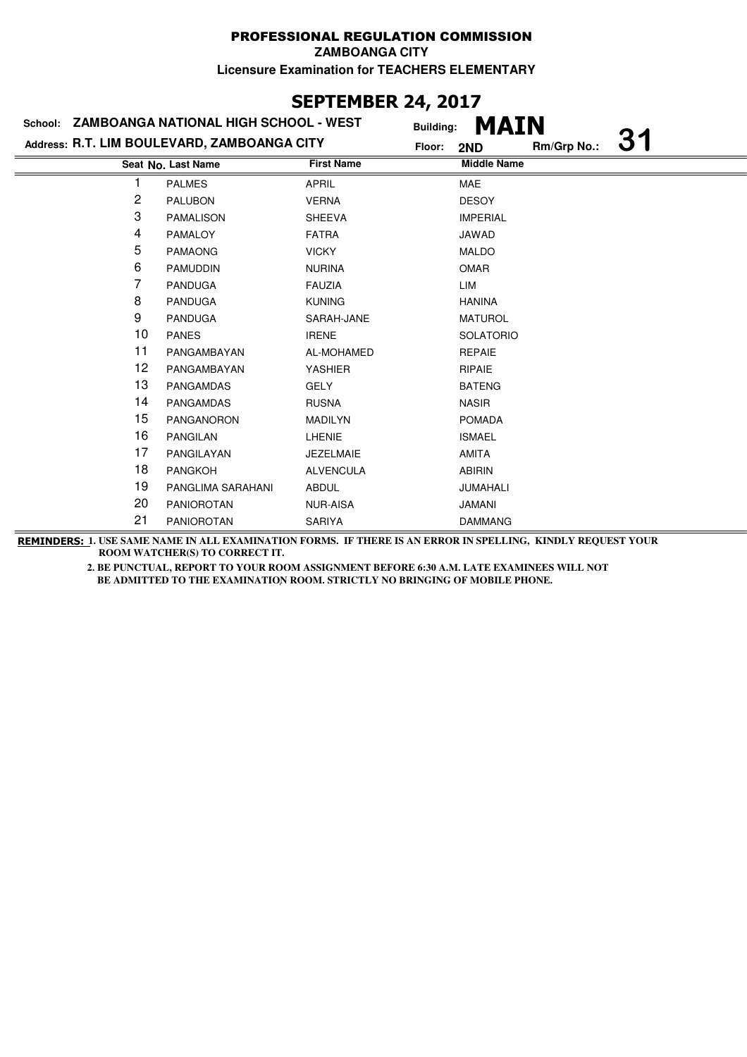# PROFESSIONAL REGULATION COMMISSION

**ZAMBOANGA CITY**

**Licensure Examination for TEACHERS ELEMENTARY**

## SEPTEMBER 24, 2017

**School:** ZAMBOANGA NATIONAL HIGH SCHOOL - WEST
**Building:** MAIN

**Address:** R.T. LIM BOULEVARD, ZAMBOANGA CITY
**Floor:** 2ND
**Rm/Grp No.:** 31

| Seat No. | Last Name | First Name | Middle Name |
|---|---|---|---|
| 1 | PALMES | APRIL | MAE |
| 2 | PALUBON | VERNA | DESOY |
| 3 | PAMALISON | SHEEVA | IMPERIAL |
| 4 | PAMALOY | FATRA | JAWAD |
| 5 | PAMAONG | VICKY | MALDO |
| 6 | PAMUDDIN | NURINA | OMAR |
| 7 | PANDUGA | FAUZIA | LIM |
| 8 | PANDUGA | KUNING | HANINA |
| 9 | PANDUGA | SARAH-JANE | MATUROL |
| 10 | PANES | IRENE | SOLATORIO |
| 11 | PANGAMBAYAN | AL-MOHAMED | REPAIE |
| 12 | PANGAMBAYAN | YASHIER | RIPAIE |
| 13 | PANGAMDAS | GELY | BATENG |
| 14 | PANGAMDAS | RUSNA | NASIR |
| 15 | PANGANORON | MADILYN | POMADA |
| 16 | PANGILAN | LHENIE | ISMAEL |
| 17 | PANGILAYAN | JEZELMAIE | AMITA |
| 18 | PANGKOH | ALVENCULA | ABIRIN |
| 19 | PANGLIMA SARAHANI | ABDUL | JUMAHALI |
| 20 | PANIOROTAN | NUR-AISA | JAMANI |
| 21 | PANIOROTAN | SARIYA | DAMMANG |

**REMINDERS:** 1. USE SAME NAME IN ALL EXAMINATION FORMS. IF THERE IS AN ERROR IN SPELLING, KINDLY REQUEST YOUR ROOM WATCHER(S) TO CORRECT IT.

2. BE PUNCTUAL, REPORT TO YOUR ROOM ASSIGNMENT BEFORE 6:30 A.M. LATE EXAMINEES WILL NOT BE ADMITTED TO THE EXAMINATION ROOM. STRICTLY NO BRINGING OF MOBILE PHONE.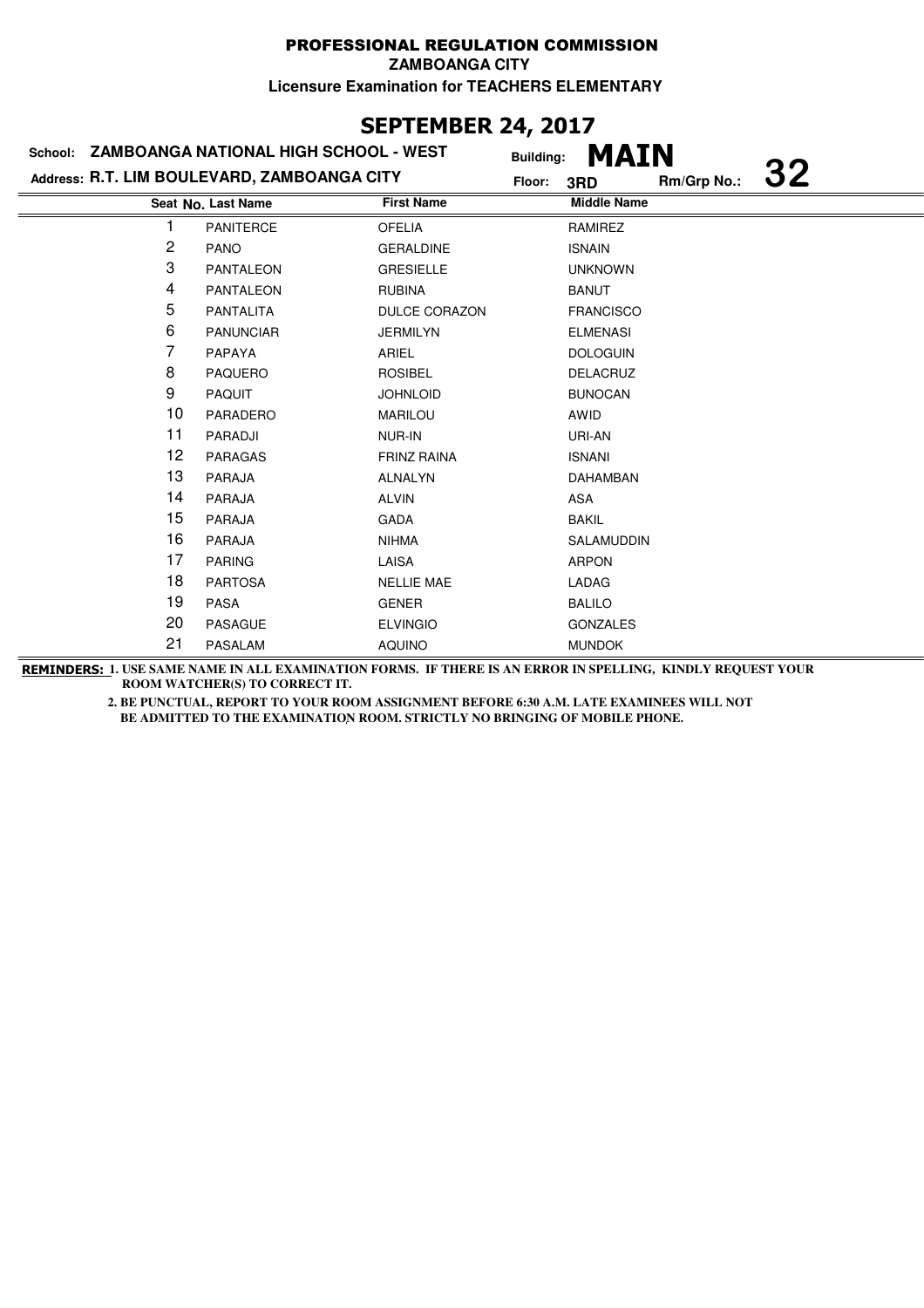PROFESSIONAL REGULATION COMMISSION

ZAMBOANGA CITY

Licensure Examination for TEACHERS ELEMENTARY

## SEPTEMBER 24, 2017

School: **ZAMBOANGA NATIONAL HIGH SCHOOL - WEST** Building: **MAIN**

Address: **R.T. LIM BOULEVARD, ZAMBOANGA CITY** Floor: **3RD** Rm/Grp No.: **32**

| Seat No. | Last Name | First Name | Middle Name |
|---|---|---|---|
| 1 | PANITERCE | OFELIA | RAMIREZ |
| 2 | PANO | GERALDINE | ISNAIN |
| 3 | PANTALEON | GRESIELLE | UNKNOWN |
| 4 | PANTALEON | RUBINA | BANUT |
| 5 | PANTALITA | DULCE CORAZON | FRANCISCO |
| 6 | PANUNCIAR | JERMILYN | ELMENASI |
| 7 | PAPAYA | ARIEL | DOLOGUIN |
| 8 | PAQUERO | ROSIBEL | DELACRUZ |
| 9 | PAQUIT | JOHNLOID | BUNOCAN |
| 10 | PARADERO | MARILOU | AWID |
| 11 | PARADJI | NUR-IN | URI-AN |
| 12 | PARAGAS | FRINZ RAINA | ISNANI |
| 13 | PARAJA | ALNALYN | DAHAMBAN |
| 14 | PARAJA | ALVIN | ASA |
| 15 | PARAJA | GADA | BAKIL |
| 16 | PARAJA | NIHMA | SALAMUDDIN |
| 17 | PARING | LAISA | ARPON |
| 18 | PARTOSA | NELLIE MAE | LADAG |
| 19 | PASA | GENER | BALILO |
| 20 | PASAGUE | ELVINGIO | GONZALES |
| 21 | PASALAM | AQUINO | MUNDOK |

**REMINDERS:** 1. USE SAME NAME IN ALL EXAMINATION FORMS. IF THERE IS AN ERROR IN SPELLING, KINDLY REQUEST YOUR ROOM WATCHER(S) TO CORRECT IT.

2. BE PUNCTUAL, REPORT TO YOUR ROOM ASSIGNMENT BEFORE 6:30 A.M. LATE EXAMINEES WILL NOT BE ADMITTED TO THE EXAMINATION ROOM. STRICTLY NO BRINGING OF MOBILE PHONE.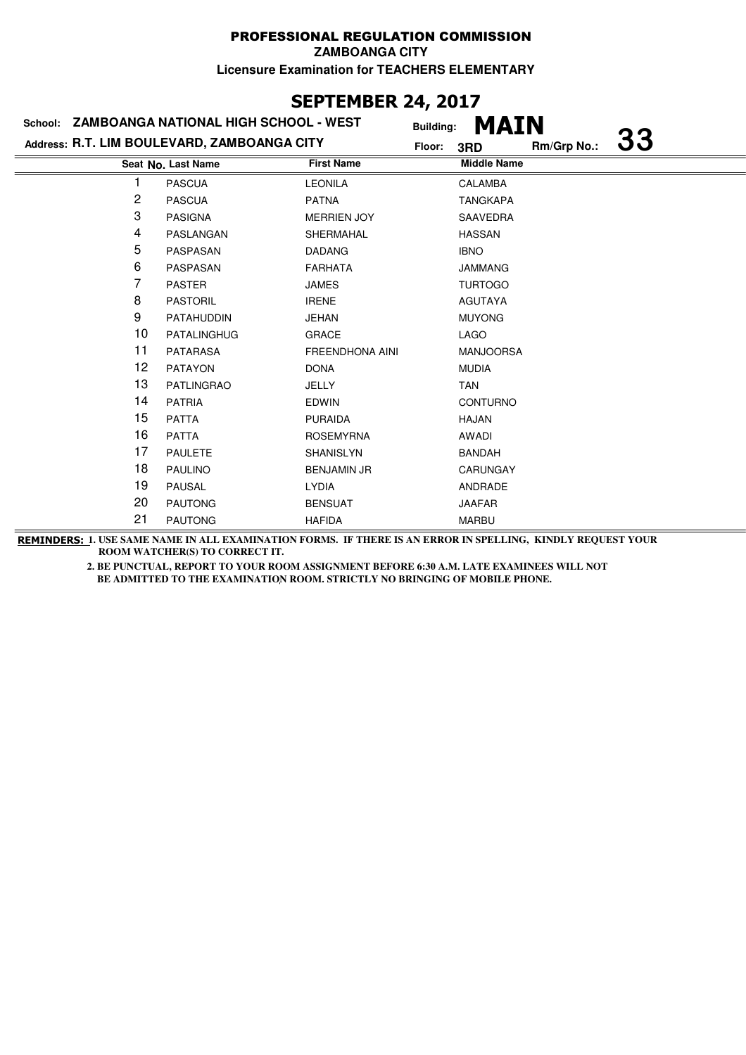**PROFESSIONAL REGULATION COMMISSION**

**ZAMBOANGA CITY**

**Licensure Examination for TEACHERS ELEMENTARY**

## SEPTEMBER 24, 2017

**School:** ZAMBOANGA NATIONAL HIGH SCHOOL - WEST  **Building:** MAIN

**Address:** R.T. LIM BOULEVARD, ZAMBOANGA CITY  **Floor:** 3RD  **Rm/Grp No.:** 33

| Seat No. | Last Name | First Name | Middle Name |
|---|---|---|---|
| 1 | PASCUA | LEONILA | CALAMBA |
| 2 | PASCUA | PATNA | TANGKAPA |
| 3 | PASIGNA | MERRIEN JOY | SAAVEDRA |
| 4 | PASLANGAN | SHERMAHAL | HASSAN |
| 5 | PASPASAN | DADANG | IBNO |
| 6 | PASPASAN | FARHATA | JAMMANG |
| 7 | PASTER | JAMES | TURTOGO |
| 8 | PASTORIL | IRENE | AGUTAYA |
| 9 | PATAHUDDIN | JEHAN | MUYONG |
| 10 | PATALINGHUG | GRACE | LAGO |
| 11 | PATARASA | FREENDHONA AINI | MANJOORSA |
| 12 | PATAYON | DONA | MUDIA |
| 13 | PATLINGRAO | JELLY | TAN |
| 14 | PATRIA | EDWIN | CONTURNO |
| 15 | PATTA | PURAIDA | HAJAN |
| 16 | PATTA | ROSEMYRNA | AWADI |
| 17 | PAULETE | SHANISLYN | BANDAH |
| 18 | PAULINO | BENJAMIN JR | CARUNGAY |
| 19 | PAUSAL | LYDIA | ANDRADE |
| 20 | PAUTONG | BENSUAT | JAAFAR |
| 21 | PAUTONG | HAFIDA | MARBU |

**REMINDERS:** 1. USE SAME NAME IN ALL EXAMINATION FORMS. IF THERE IS AN ERROR IN SPELLING, KINDLY REQUEST YOUR ROOM WATCHER(S) TO CORRECT IT.

2. BE PUNCTUAL, REPORT TO YOUR ROOM ASSIGNMENT BEFORE 6:30 A.M. LATE EXAMINEES WILL NOT BE ADMITTED TO THE EXAMINATION ROOM. STRICTLY NO BRINGING OF MOBILE PHONE.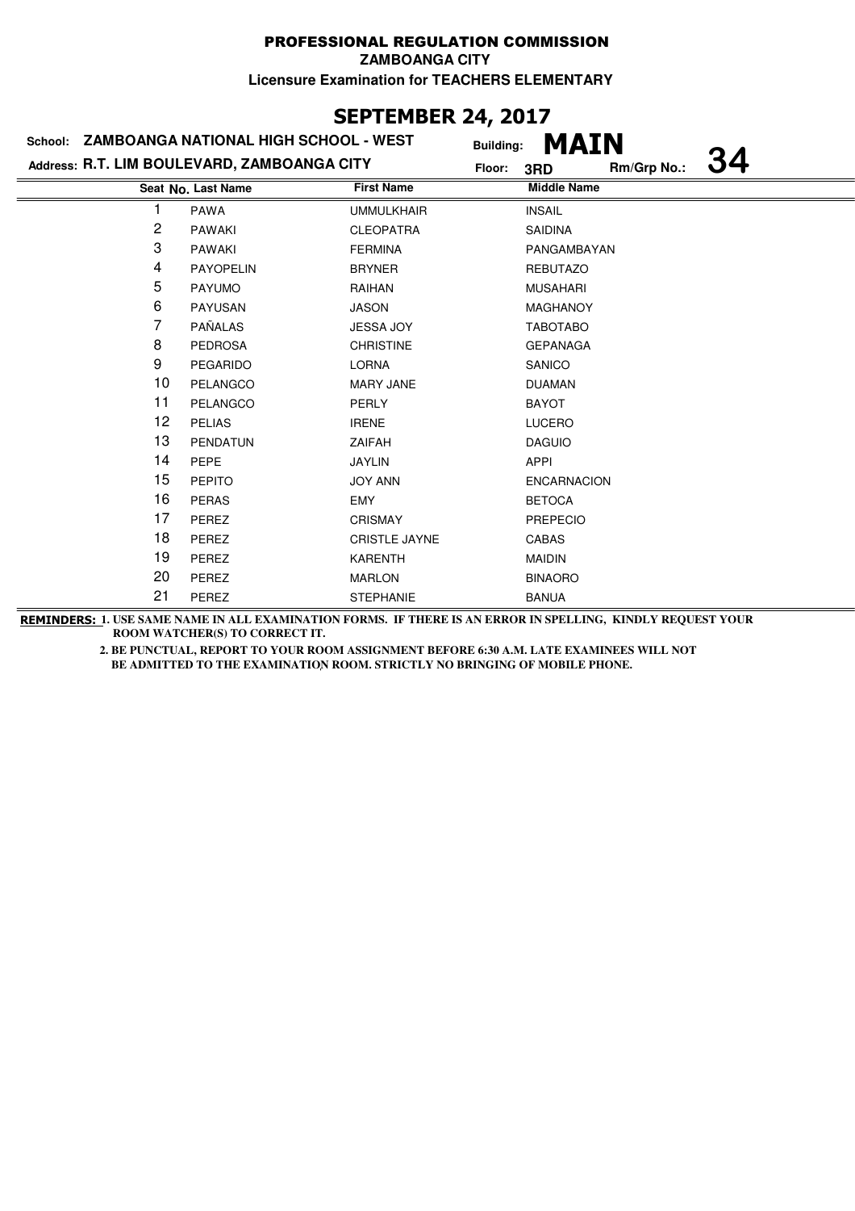# PROFESSIONAL REGULATION COMMISSION

**ZAMBOANGA CITY**

**Licensure Examination for TEACHERS ELEMENTARY**

## SEPTEMBER 24, 2017

**School:** ZAMBOANGA NATIONAL HIGH SCHOOL - WEST **Building:** MAIN

**Address:** R.T. LIM BOULEVARD, ZAMBOANGA CITY **Floor:** 3RD **Rm/Grp No.:** 34

| Seat No. | Last Name | First Name | Middle Name |
|---|---|---|---|
| 1 | PAWA | UMMULKHAIR | INSAIL |
| 2 | PAWAKI | CLEOPATRA | SAIDINA |
| 3 | PAWAKI | FERMINA | PANGAMBAYAN |
| 4 | PAYOPELIN | BRYNER | REBUTAZO |
| 5 | PAYUMO | RAIHAN | MUSAHARI |
| 6 | PAYUSAN | JASON | MAGHANOY |
| 7 | PAÑALAS | JESSA JOY | TABOTABO |
| 8 | PEDROSA | CHRISTINE | GEPANAGA |
| 9 | PEGARIDO | LORNA | SANICO |
| 10 | PELANGCO | MARY JANE | DUAMAN |
| 11 | PELANGCO | PERLY | BAYOT |
| 12 | PELIAS | IRENE | LUCERO |
| 13 | PENDATUN | ZAIFAH | DAGUIO |
| 14 | PEPE | JAYLIN | APPI |
| 15 | PEPITO | JOY ANN | ENCARNACION |
| 16 | PERAS | EMY | BETOCA |
| 17 | PEREZ | CRISMAY | PREPECIO |
| 18 | PEREZ | CRISTLE JAYNE | CABAS |
| 19 | PEREZ | KARENTH | MAIDIN |
| 20 | PEREZ | MARLON | BINAORO |
| 21 | PEREZ | STEPHANIE | BANUA |

**REMINDERS:** 1. USE SAME NAME IN ALL EXAMINATION FORMS. IF THERE IS AN ERROR IN SPELLING, KINDLY REQUEST YOUR ROOM WATCHER(S) TO CORRECT IT.

2. BE PUNCTUAL, REPORT TO YOUR ROOM ASSIGNMENT BEFORE 6:30 A.M. LATE EXAMINEES WILL NOT BE ADMITTED TO THE EXAMINATION ROOM. STRICTLY NO BRINGING OF MOBILE PHONE.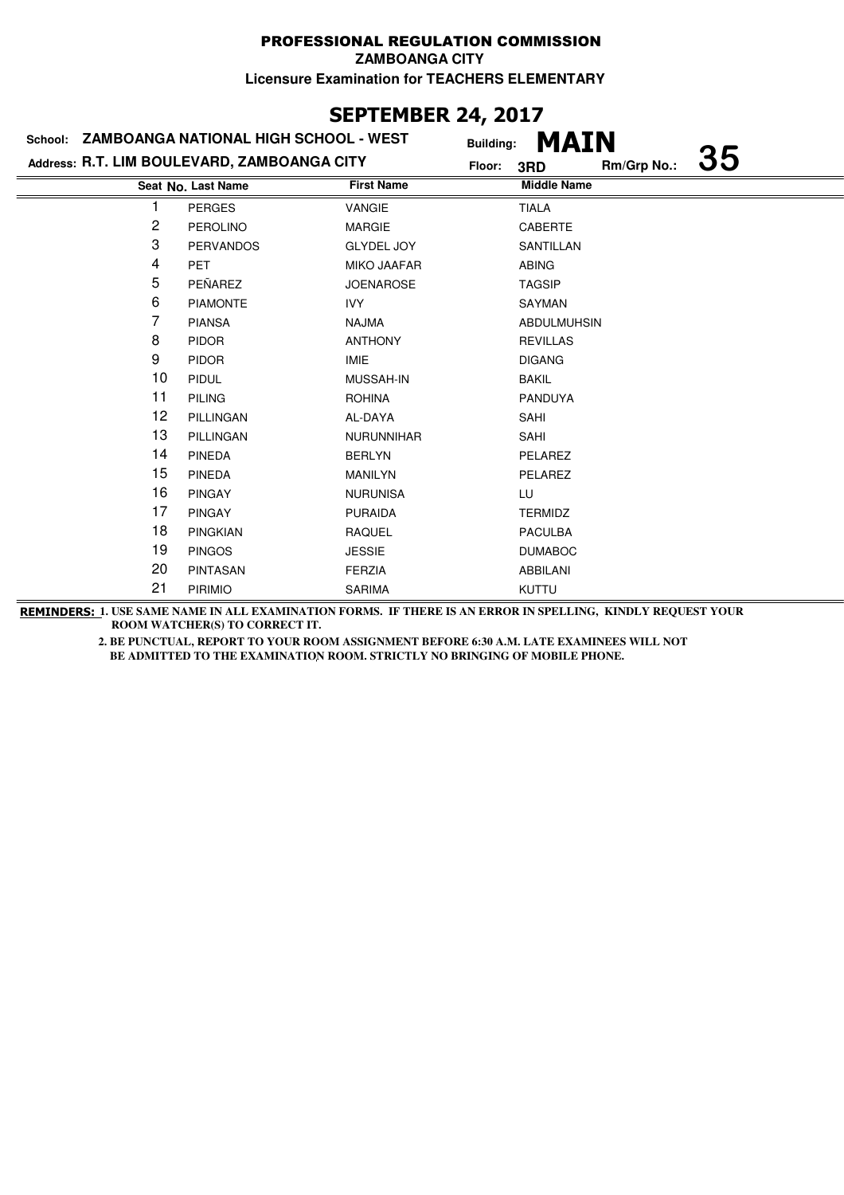PROFESSIONAL REGULATION COMMISSION

ZAMBOANGA CITY

Licensure Examination for TEACHERS ELEMENTARY

## SEPTEMBER 24, 2017

School: **ZAMBOANGA NATIONAL HIGH SCHOOL - WEST**

Building: **MAIN**

Address: **R.T. LIM BOULEVARD, ZAMBOANGA CITY**

Floor: **3RD** Rm/Grp No.: **35**

| Seat No. | Last Name | First Name | Middle Name |
|---|---|---|---|
| 1 | PERGES | VANGIE | TIALA |
| 2 | PEROLINO | MARGIE | CABERTE |
| 3 | PERVANDOS | GLYDEL JOY | SANTILLAN |
| 4 | PET | MIKO JAAFAR | ABING |
| 5 | PEÑAREZ | JOENAROSE | TAGSIP |
| 6 | PIAMONTE | IVY | SAYMAN |
| 7 | PIANSA | NAJMA | ABDULMUHSIN |
| 8 | PIDOR | ANTHONY | REVILLAS |
| 9 | PIDOR | IMIE | DIGANG |
| 10 | PIDUL | MUSSAH-IN | BAKIL |
| 11 | PILING | ROHINA | PANDUYA |
| 12 | PILLINGAN | AL-DAYA | SAHI |
| 13 | PILLINGAN | NURUNNIHAR | SAHI |
| 14 | PINEDA | BERLYN | PELAREZ |
| 15 | PINEDA | MANILYN | PELAREZ |
| 16 | PINGAY | NURUNISA | LU |
| 17 | PINGAY | PURAIDA | TERMIDZ |
| 18 | PINGKIAN | RAQUEL | PACULBA |
| 19 | PINGOS | JESSIE | DUMABOC |
| 20 | PINTASAN | FERZIA | ABBILANI |
| 21 | PIRIMIO | SARIMA | KUTTU |

**REMINDERS:** 1. USE SAME NAME IN ALL EXAMINATION FORMS. IF THERE IS AN ERROR IN SPELLING, KINDLY REQUEST YOUR ROOM WATCHER(S) TO CORRECT IT.

2. BE PUNCTUAL, REPORT TO YOUR ROOM ASSIGNMENT BEFORE 6:30 A.M. LATE EXAMINEES WILL NOT BE ADMITTED TO THE EXAMINATION ROOM. STRICTLY NO BRINGING OF MOBILE PHONE.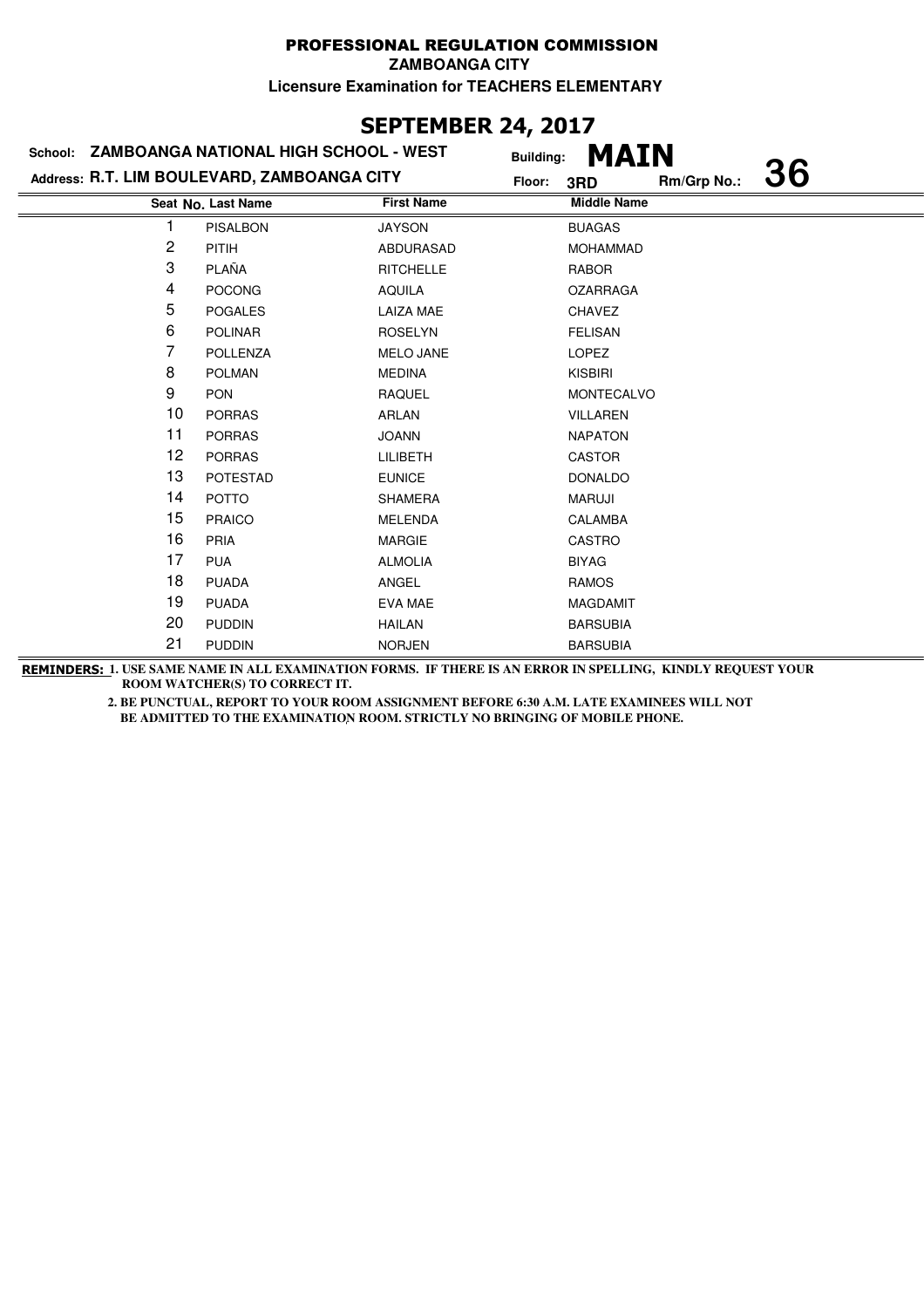# PROFESSIONAL REGULATION COMMISSION

**ZAMBOANGA CITY**

**Licensure Examination for TEACHERS ELEMENTARY**

## SEPTEMBER 24, 2017

**School:** ZAMBOANGA NATIONAL HIGH SCHOOL - WEST

**Building:** MAIN

**Address:** R.T. LIM BOULEVARD, ZAMBOANGA CITY

**Floor:** 3RD **Rm/Grp No.:** 36

| Seat No. | Last Name | First Name | Middle Name |
|---|---|---|---|
| 1 | PISALBON | JAYSON | BUAGAS |
| 2 | PITIH | ABDURASAD | MOHAMMAD |
| 3 | PLAÑA | RITCHELLE | RABOR |
| 4 | POCONG | AQUILA | OZARRAGA |
| 5 | POGALES | LAIZA MAE | CHAVEZ |
| 6 | POLINAR | ROSELYN | FELISAN |
| 7 | POLLENZA | MELO JANE | LOPEZ |
| 8 | POLMAN | MEDINA | KISBIRI |
| 9 | PON | RAQUEL | MONTECALVO |
| 10 | PORRAS | ARLAN | VILLAREN |
| 11 | PORRAS | JOANN | NAPATON |
| 12 | PORRAS | LILIBETH | CASTOR |
| 13 | POTESTAD | EUNICE | DONALDO |
| 14 | POTTO | SHAMERA | MARUJI |
| 15 | PRAICO | MELENDA | CALAMBA |
| 16 | PRIA | MARGIE | CASTRO |
| 17 | PUA | ALMOLIA | BIYAG |
| 18 | PUADA | ANGEL | RAMOS |
| 19 | PUADA | EVA MAE | MAGDAMIT |
| 20 | PUDDIN | HAILAN | BARSUBIA |
| 21 | PUDDIN | NORJEN | BARSUBIA |

**REMINDERS:** 1. USE SAME NAME IN ALL EXAMINATION FORMS. IF THERE IS AN ERROR IN SPELLING, KINDLY REQUEST YOUR ROOM WATCHER(S) TO CORRECT IT.

2. BE PUNCTUAL, REPORT TO YOUR ROOM ASSIGNMENT BEFORE 6:30 A.M. LATE EXAMINEES WILL NOT BE ADMITTED TO THE EXAMINATION ROOM. STRICTLY NO BRINGING OF MOBILE PHONE.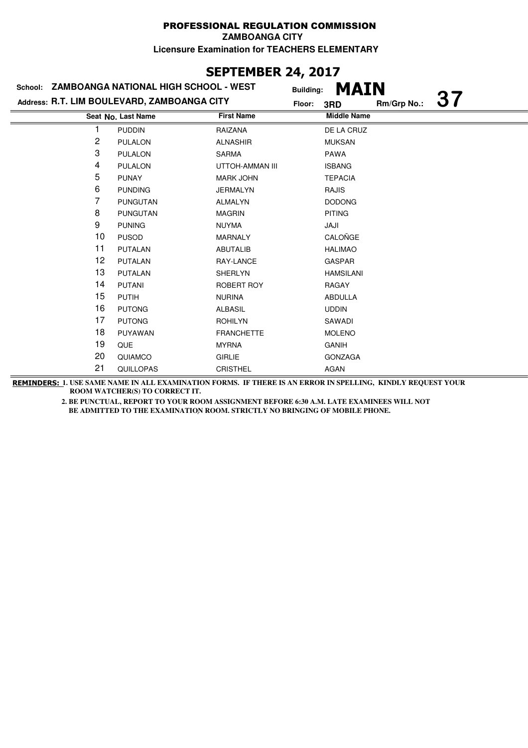**PROFESSIONAL REGULATION COMMISSION**

**ZAMBOANGA CITY**

**Licensure Examination for TEACHERS ELEMENTARY**

## SEPTEMBER 24, 2017

**School: ZAMBOANGA NATIONAL HIGH SCHOOL - WEST** Building: **MAIN**

**Address: R.T. LIM BOULEVARD, ZAMBOANGA CITY** Floor: **3RD** Rm/Grp No.: **37**

| Seat No. | Last Name | First Name | Middle Name |
|---|---|---|---|
| 1 | PUDDIN | RAIZANA | DE LA CRUZ |
| 2 | PULALON | ALNASHIR | MUKSAN |
| 3 | PULALON | SARMA | PAWA |
| 4 | PULALON | UTTOH-AMMAN III | ISBANG |
| 5 | PUNAY | MARK JOHN | TEPACIA |
| 6 | PUNDING | JERMALYN | RAJIS |
| 7 | PUNGUTAN | ALMALYN | DODONG |
| 8 | PUNGUTAN | MAGRIN | PITING |
| 9 | PUNING | NUYMA | JAJI |
| 10 | PUSOD | MARNALY | CALOÑGE |
| 11 | PUTALAN | ABUTALIB | HALIMAO |
| 12 | PUTALAN | RAY-LANCE | GASPAR |
| 13 | PUTALAN | SHERLYN | HAMSILANI |
| 14 | PUTANI | ROBERT ROY | RAGAY |
| 15 | PUTIH | NURINA | ABDULLA |
| 16 | PUTONG | ALBASIL | UDDIN |
| 17 | PUTONG | ROHILYN | SAWADI |
| 18 | PUYAWAN | FRANCHETTE | MOLENO |
| 19 | QUE | MYRNA | GANIH |
| 20 | QUIAMCO | GIRLIE | GONZAGA |
| 21 | QUILLOPAS | CRISTHEL | AGAN |

**REMINDERS: 1. USE SAME NAME IN ALL EXAMINATION FORMS. IF THERE IS AN ERROR IN SPELLING, KINDLY REQUEST YOUR ROOM WATCHER(S) TO CORRECT IT.**

**2. BE PUNCTUAL, REPORT TO YOUR ROOM ASSIGNMENT BEFORE 6:30 A.M. LATE EXAMINEES WILL NOT BE ADMITTED TO THE EXAMINATION ROOM. STRICTLY NO BRINGING OF MOBILE PHONE.**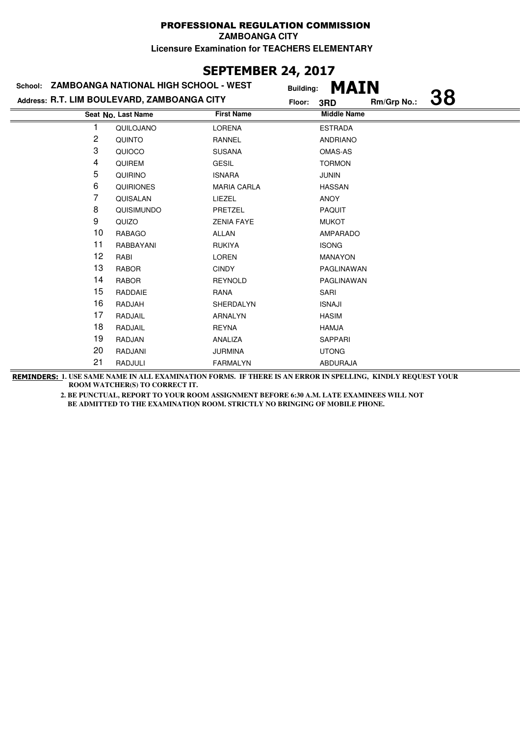**PROFESSIONAL REGULATION COMMISSION**

**ZAMBOANGA CITY**

**Licensure Examination for TEACHERS ELEMENTARY**

## SEPTEMBER 24, 2017

**School: ZAMBOANGA NATIONAL HIGH SCHOOL - WEST** | **Building: MAIN**

**Address: R.T. LIM BOULEVARD, ZAMBOANGA CITY** | **Floor: 3RD** | **Rm/Grp No.: 38**

| Seat No. | Last Name | First Name | Middle Name |
|---|---|---|---|
| 1 | QUILOJANO | LORENA | ESTRADA |
| 2 | QUINTO | RANNEL | ANDRIANO |
| 3 | QUIOCO | SUSANA | OMAS-AS |
| 4 | QUIREM | GESIL | TORMON |
| 5 | QUIRINO | ISNARA | JUNIN |
| 6 | QUIRIONES | MARIA CARLA | HASSAN |
| 7 | QUISALAN | LIEZEL | ANOY |
| 8 | QUISIMUNDO | PRETZEL | PAQUIT |
| 9 | QUIZO | ZENIA FAYE | MUKOT |
| 10 | RABAGO | ALLAN | AMPARADO |
| 11 | RABBAYANI | RUKIYA | ISONG |
| 12 | RABI | LOREN | MANAYON |
| 13 | RABOR | CINDY | PAGLINAWAN |
| 14 | RABOR | REYNOLD | PAGLINAWAN |
| 15 | RADDAIE | RANA | SARI |
| 16 | RADJAH | SHERDALYN | ISNAJI |
| 17 | RADJAIL | ARNALYN | HASIM |
| 18 | RADJAIL | REYNA | HAMJA |
| 19 | RADJAN | ANALIZA | SAPPARI |
| 20 | RADJANI | JURMINA | UTONG |
| 21 | RADJULI | FARMALYN | ABDURAJA |

**REMINDERS:** **1. USE SAME NAME IN ALL EXAMINATION FORMS. IF THERE IS AN ERROR IN SPELLING, KINDLY REQUEST YOUR ROOM WATCHER(S) TO CORRECT IT.**

**2. BE PUNCTUAL, REPORT TO YOUR ROOM ASSIGNMENT BEFORE 6:30 A.M. LATE EXAMINEES WILL NOT BE ADMITTED TO THE EXAMINATION ROOM. STRICTLY NO BRINGING OF MOBILE PHONE.**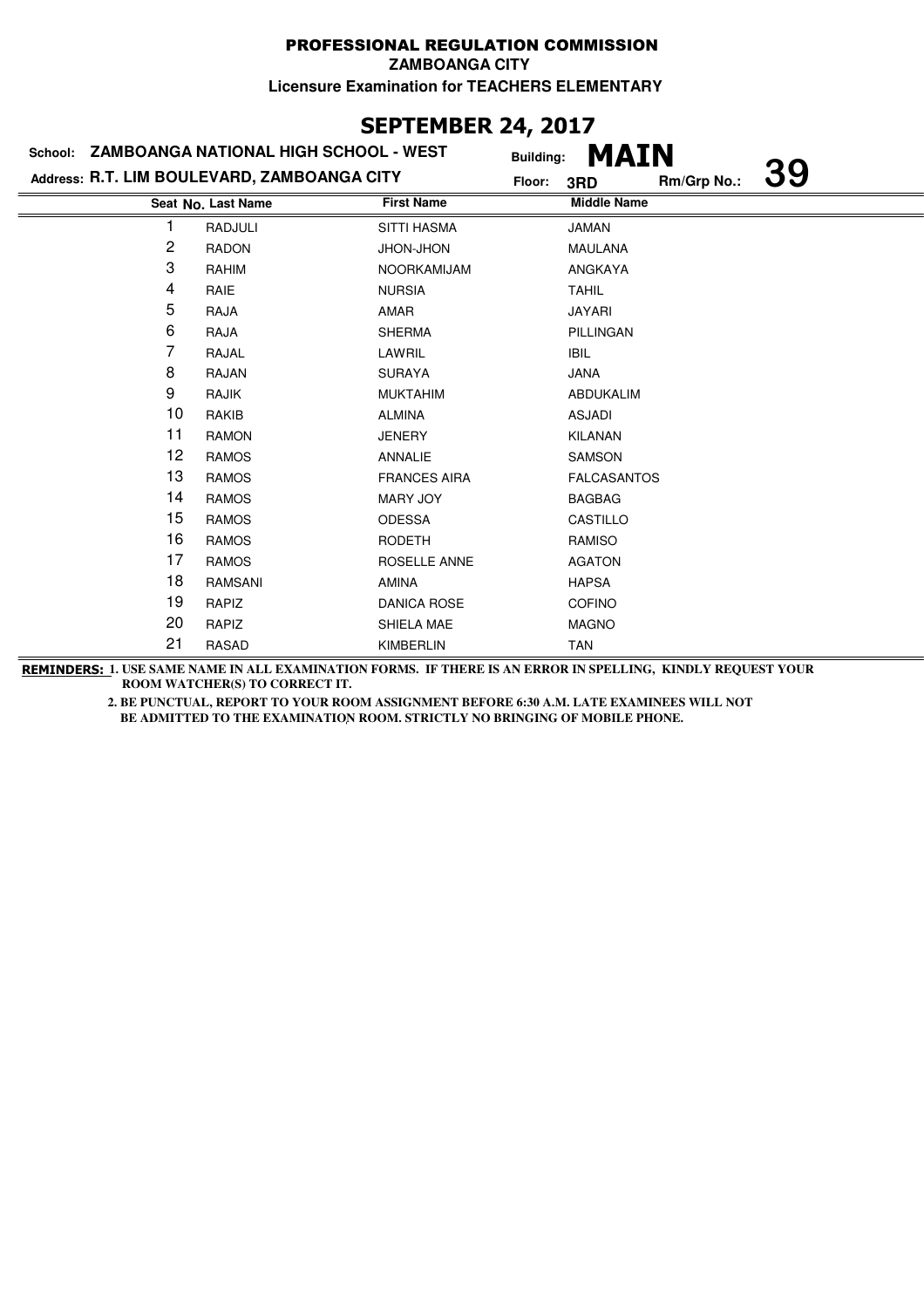**PROFESSIONAL REGULATION COMMISSION**

**ZAMBOANGA CITY**

**Licensure Examination for TEACHERS ELEMENTARY**

## SEPTEMBER 24, 2017

**School: ZAMBOANGA NATIONAL HIGH SCHOOL - WEST** | **Building: MAIN**

**Address: R.T. LIM BOULEVARD, ZAMBOANGA CITY** | **Floor: 3RD** | **Rm/Grp No.: 39**

| Seat No. | Last Name | First Name | Middle Name |
|---|---|---|---|
| 1 | RADJULI | SITTI HASMA | JAMAN |
| 2 | RADON | JHON-JHON | MAULANA |
| 3 | RAHIM | NOORKAMIJAM | ANGKAYA |
| 4 | RAIE | NURSIA | TAHIL |
| 5 | RAJA | AMAR | JAYARI |
| 6 | RAJA | SHERMA | PILLINGAN |
| 7 | RAJAL | LAWRIL | IBIL |
| 8 | RAJAN | SURAYA | JANA |
| 9 | RAJIK | MUKTAHIM | ABDUKALIM |
| 10 | RAKIB | ALMINA | ASJADI |
| 11 | RAMON | JENERY | KILANAN |
| 12 | RAMOS | ANNALIE | SAMSON |
| 13 | RAMOS | FRANCES AIRA | FALCASANTOS |
| 14 | RAMOS | MARY JOY | BAGBAG |
| 15 | RAMOS | ODESSA | CASTILLO |
| 16 | RAMOS | RODETH | RAMISO |
| 17 | RAMOS | ROSELLE ANNE | AGATON |
| 18 | RAMSANI | AMINA | HAPSA |
| 19 | RAPIZ | DANICA ROSE | COFINO |
| 20 | RAPIZ | SHIELA MAE | MAGNO |
| 21 | RASAD | KIMBERLIN | TAN |

**REMINDERS:** **1. USE SAME NAME IN ALL EXAMINATION FORMS. IF THERE IS AN ERROR IN SPELLING, KINDLY REQUEST YOUR ROOM WATCHER(S) TO CORRECT IT.**

**2. BE PUNCTUAL, REPORT TO YOUR ROOM ASSIGNMENT BEFORE 6:30 A.M. LATE EXAMINEES WILL NOT BE ADMITTED TO THE EXAMINATION ROOM. STRICTLY NO BRINGING OF MOBILE PHONE.**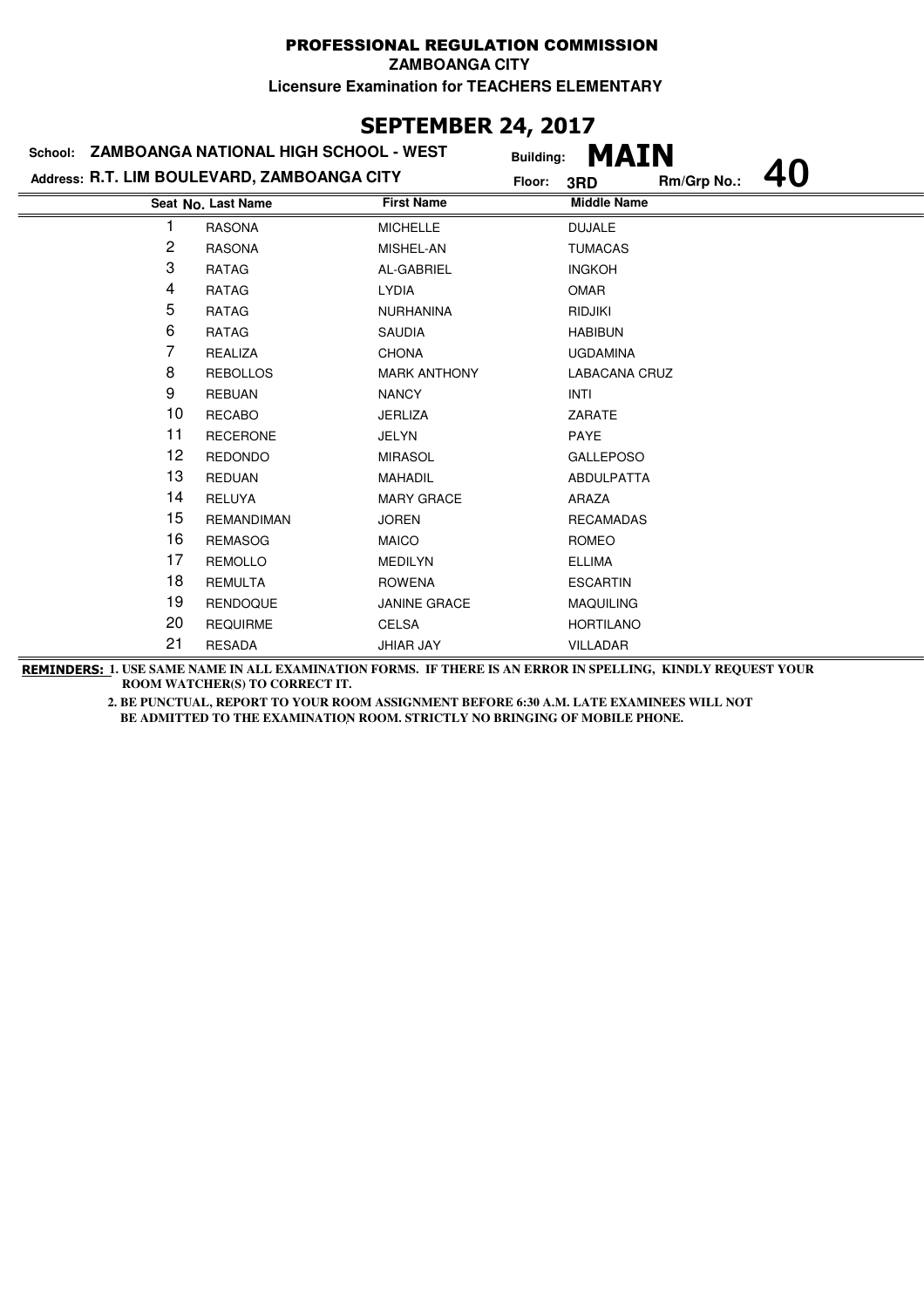# PROFESSIONAL REGULATION COMMISSION

**ZAMBOANGA CITY**

**Licensure Examination for TEACHERS ELEMENTARY**

## SEPTEMBER 24, 2017

**School:** ZAMBOANGA NATIONAL HIGH SCHOOL - WEST
**Building:** MAIN
**Address:** R.T. LIM BOULEVARD, ZAMBOANGA CITY
**Floor:** 3RD
**Rm/Grp No.:** 40

| Seat No. | Last Name | First Name | Middle Name |
|---|---|---|---|
| 1 | RASONA | MICHELLE | DUJALE |
| 2 | RASONA | MISHEL-AN | TUMACAS |
| 3 | RATAG | AL-GABRIEL | INGKOH |
| 4 | RATAG | LYDIA | OMAR |
| 5 | RATAG | NURHANINA | RIDJIKI |
| 6 | RATAG | SAUDIA | HABIBUN |
| 7 | REALIZA | CHONA | UGDAMINA |
| 8 | REBOLLOS | MARK ANTHONY | LABACANA CRUZ |
| 9 | REBUAN | NANCY | INTI |
| 10 | RECABO | JERLIZA | ZARATE |
| 11 | RECERONE | JELYN | PAYE |
| 12 | REDONDO | MIRASOL | GALLEPOSO |
| 13 | REDUAN | MAHADIL | ABDULPATTA |
| 14 | RELUYA | MARY GRACE | ARAZA |
| 15 | REMANDIMAN | JOREN | RECAMADAS |
| 16 | REMASOG | MAICO | ROMEO |
| 17 | REMOLLO | MEDILYN | ELLIMA |
| 18 | REMULTA | ROWENA | ESCARTIN |
| 19 | RENDOQUE | JANINE GRACE | MAQUILING |
| 20 | REQUIRME | CELSA | HORTILANO |
| 21 | RESADA | JHIAR JAY | VILLADAR |

**REMINDERS:** 1. USE SAME NAME IN ALL EXAMINATION FORMS. IF THERE IS AN ERROR IN SPELLING, KINDLY REQUEST YOUR ROOM WATCHER(S) TO CORRECT IT.

2. BE PUNCTUAL, REPORT TO YOUR ROOM ASSIGNMENT BEFORE 6:30 A.M. LATE EXAMINEES WILL NOT BE ADMITTED TO THE EXAMINATION ROOM. STRICTLY NO BRINGING OF MOBILE PHONE.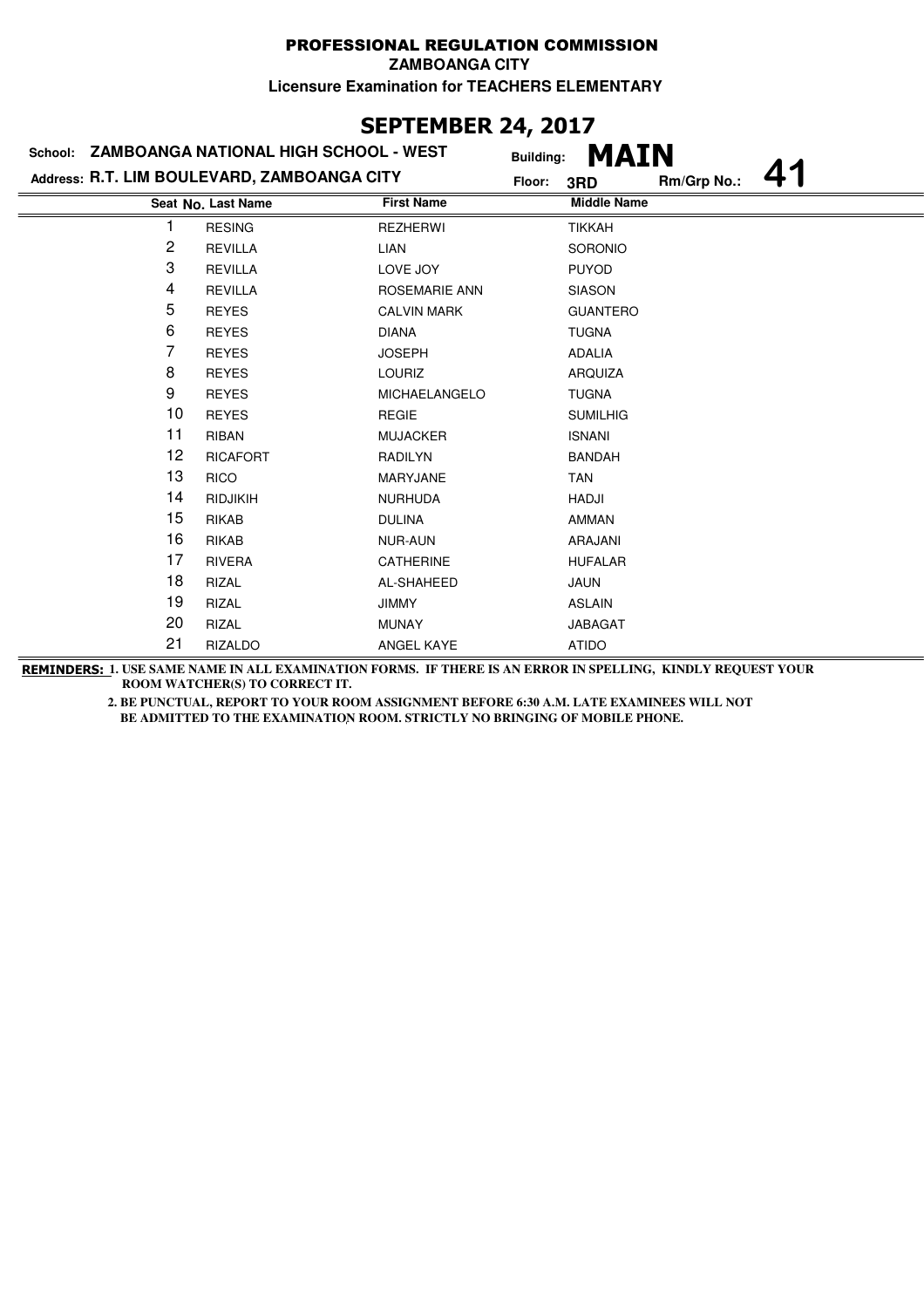# PROFESSIONAL REGULATION COMMISSION

**ZAMBOANGA CITY**

**Licensure Examination for TEACHERS ELEMENTARY**

## SEPTEMBER 24, 2017

**School:** ZAMBOANGA NATIONAL HIGH SCHOOL - WEST
**Building:** MAIN

**Address:** R.T. LIM BOULEVARD, ZAMBOANGA CITY
**Floor:** 3RD
**Rm/Grp No.:** 41

| Seat No. | Last Name | First Name | Middle Name |
|---|---|---|---|
| 1 | RESING | REZHERWI | TIKKAH |
| 2 | REVILLA | LIAN | SORONIO |
| 3 | REVILLA | LOVE JOY | PUYOD |
| 4 | REVILLA | ROSEMARIE ANN | SIASON |
| 5 | REYES | CALVIN MARK | GUANTERO |
| 6 | REYES | DIANA | TUGNA |
| 7 | REYES | JOSEPH | ADALIA |
| 8 | REYES | LOURIZ | ARQUIZA |
| 9 | REYES | MICHAELANGELO | TUGNA |
| 10 | REYES | REGIE | SUMILHIG |
| 11 | RIBAN | MUJACKER | ISNANI |
| 12 | RICAFORT | RADILYN | BANDAH |
| 13 | RICO | MARYJANE | TAN |
| 14 | RIDJIKIH | NURHUDA | HADJI |
| 15 | RIKAB | DULINA | AMMAN |
| 16 | RIKAB | NUR-AUN | ARAJANI |
| 17 | RIVERA | CATHERINE | HUFALAR |
| 18 | RIZAL | AL-SHAHEED | JAUN |
| 19 | RIZAL | JIMMY | ASLAIN |
| 20 | RIZAL | MUNAY | JABAGAT |
| 21 | RIZALDO | ANGEL KAYE | ATIDO |

**REMINDERS:** 1. USE SAME NAME IN ALL EXAMINATION FORMS. IF THERE IS AN ERROR IN SPELLING, KINDLY REQUEST YOUR ROOM WATCHER(S) TO CORRECT IT.

2. BE PUNCTUAL, REPORT TO YOUR ROOM ASSIGNMENT BEFORE 6:30 A.M. LATE EXAMINEES WILL NOT BE ADMITTED TO THE EXAMINATION ROOM. STRICTLY NO BRINGING OF MOBILE PHONE.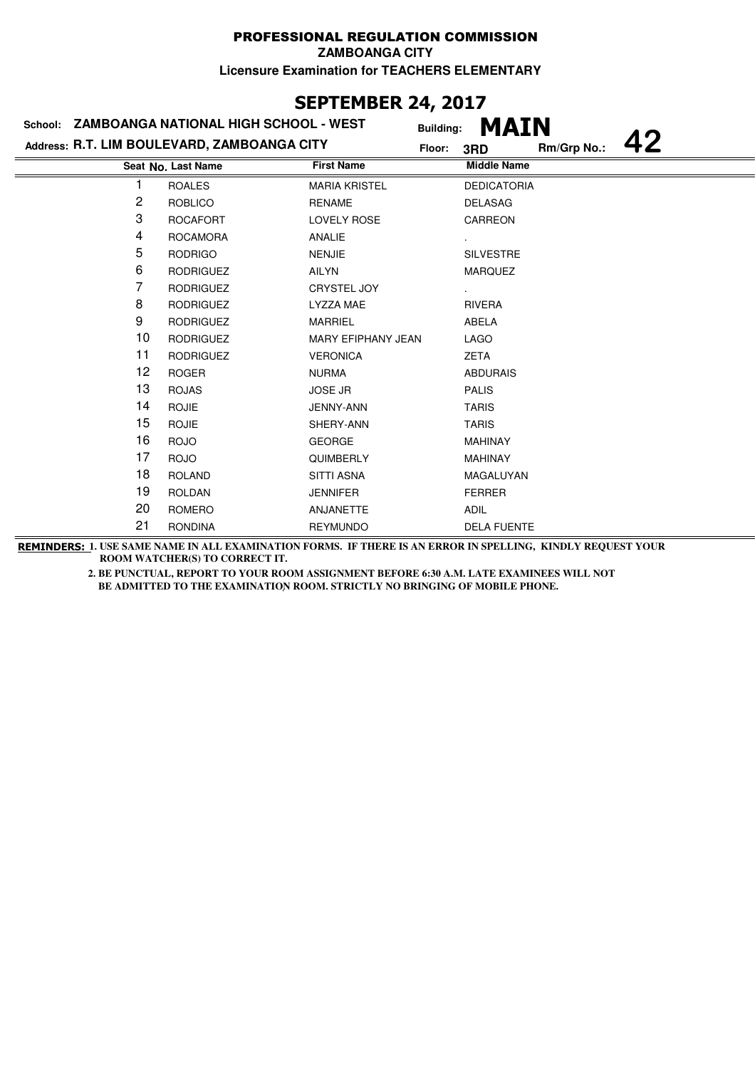# PROFESSIONAL REGULATION COMMISSION

**ZAMBOANGA CITY**

**Licensure Examination for TEACHERS ELEMENTARY**

## SEPTEMBER 24, 2017

**School:** ZAMBOANGA NATIONAL HIGH SCHOOL - WEST **Building:** MAIN

**Address:** R.T. LIM BOULEVARD, ZAMBOANGA CITY **Floor:** 3RD **Rm/Grp No.:** 42

| Seat No. | Last Name | First Name | Middle Name |
|---|---|---|---|
| 1 | ROALES | MARIA KRISTEL | DEDICATORIA |
| 2 | ROBLICO | RENAME | DELASAG |
| 3 | ROCAFORT | LOVELY ROSE | CARREON |
| 4 | ROCAMORA | ANALIE | . |
| 5 | RODRIGO | NENJIE | SILVESTRE |
| 6 | RODRIGUEZ | AILYN | MARQUEZ |
| 7 | RODRIGUEZ | CRYSTEL JOY | . |
| 8 | RODRIGUEZ | LYZZA MAE | RIVERA |
| 9 | RODRIGUEZ | MARRIEL | ABELA |
| 10 | RODRIGUEZ | MARY EFIPHANY JEAN | LAGO |
| 11 | RODRIGUEZ | VERONICA | ZETA |
| 12 | ROGER | NURMA | ABDURAIS |
| 13 | ROJAS | JOSE JR | PALIS |
| 14 | ROJIE | JENNY-ANN | TARIS |
| 15 | ROJIE | SHERY-ANN | TARIS |
| 16 | ROJO | GEORGE | MAHINAY |
| 17 | ROJO | QUIMBERLY | MAHINAY |
| 18 | ROLAND | SITTI ASNA | MAGALUYAN |
| 19 | ROLDAN | JENNIFER | FERRER |
| 20 | ROMERO | ANJANETTE | ADIL |
| 21 | RONDINA | REYMUNDO | DELA FUENTE |

**REMINDERS:** 1. USE SAME NAME IN ALL EXAMINATION FORMS. IF THERE IS AN ERROR IN SPELLING, KINDLY REQUEST YOUR ROOM WATCHER(S) TO CORRECT IT.

2. BE PUNCTUAL, REPORT TO YOUR ROOM ASSIGNMENT BEFORE 6:30 A.M. LATE EXAMINEES WILL NOT BE ADMITTED TO THE EXAMINATION ROOM. STRICTLY NO BRINGING OF MOBILE PHONE.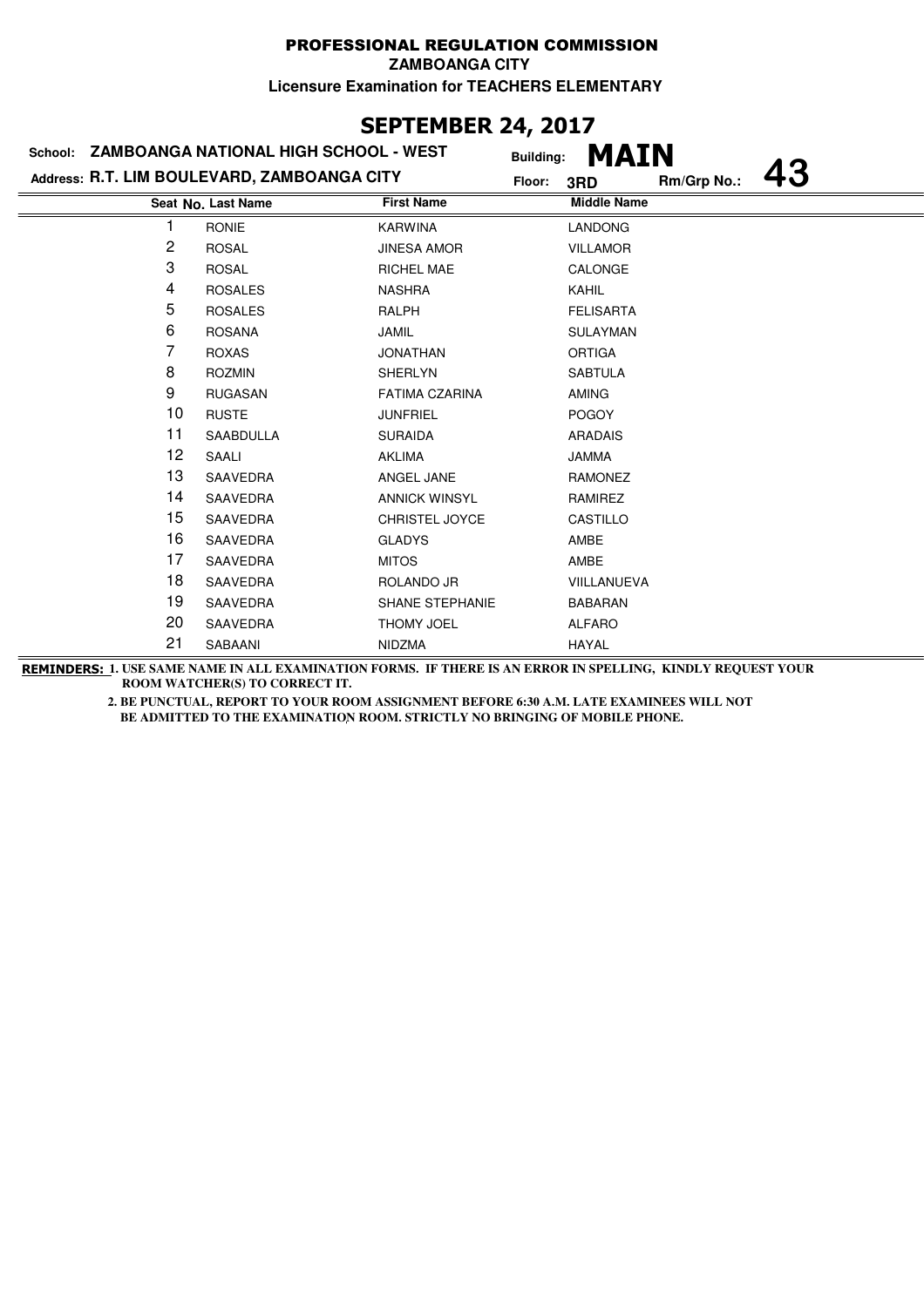**PROFESSIONAL REGULATION COMMISSION**

**ZAMBOANGA CITY**

**Licensure Examination for TEACHERS ELEMENTARY**

## SEPTEMBER 24, 2017

**School: ZAMBOANGA NATIONAL HIGH SCHOOL - WEST** Building: **MAIN**

**Address: R.T. LIM BOULEVARD, ZAMBOANGA CITY** Floor: **3RD** Rm/Grp No.: **43**

| Seat No. | Last Name | First Name | Middle Name |
|---|---|---|---|
| 1 | RONIE | KARWINA | LANDONG |
| 2 | ROSAL | JINESA AMOR | VILLAMOR |
| 3 | ROSAL | RICHEL MAE | CALONGE |
| 4 | ROSALES | NASHRA | KAHIL |
| 5 | ROSALES | RALPH | FELISARTA |
| 6 | ROSANA | JAMIL | SULAYMAN |
| 7 | ROXAS | JONATHAN | ORTIGA |
| 8 | ROZMIN | SHERLYN | SABTULA |
| 9 | RUGASAN | FATIMA CZARINA | AMING |
| 10 | RUSTE | JUNFRIEL | POGOY |
| 11 | SAABDULLA | SURAIDA | ARADAIS |
| 12 | SAALI | AKLIMA | JAMMA |
| 13 | SAAVEDRA | ANGEL JANE | RAMONEZ |
| 14 | SAAVEDRA | ANNICK WINSYL | RAMIREZ |
| 15 | SAAVEDRA | CHRISTEL JOYCE | CASTILLO |
| 16 | SAAVEDRA | GLADYS | AMBE |
| 17 | SAAVEDRA | MITOS | AMBE |
| 18 | SAAVEDRA | ROLANDO JR | VIILLANUEVA |
| 19 | SAAVEDRA | SHANE STEPHANIE | BABARAN |
| 20 | SAAVEDRA | THOMY JOEL | ALFARO |
| 21 | SABAANI | NIDZMA | HAYAL |

**REMINDERS: 1. USE SAME NAME IN ALL EXAMINATION FORMS. IF THERE IS AN ERROR IN SPELLING, KINDLY REQUEST YOUR ROOM WATCHER(S) TO CORRECT IT.**

**2. BE PUNCTUAL, REPORT TO YOUR ROOM ASSIGNMENT BEFORE 6:30 A.M. LATE EXAMINEES WILL NOT BE ADMITTED TO THE EXAMINATION ROOM. STRICTLY NO BRINGING OF MOBILE PHONE.**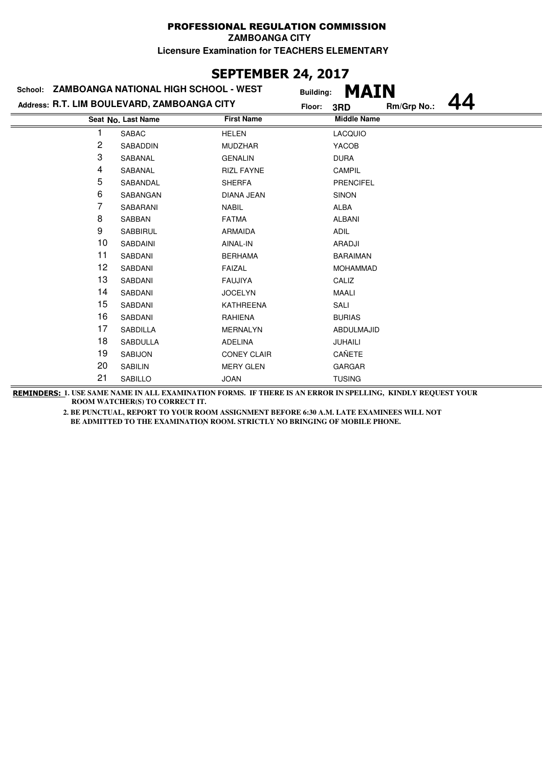# PROFESSIONAL REGULATION COMMISSION

**ZAMBOANGA CITY**

**Licensure Examination for TEACHERS ELEMENTARY**

## SEPTEMBER 24, 2017

**School:** ZAMBOANGA NATIONAL HIGH SCHOOL - WEST  
**Building:** MAIN  
**Address:** R.T. LIM BOULEVARD, ZAMBOANGA CITY  
**Floor:** 3RD  
**Rm/Grp No.:** 44

| Seat No. | Last Name | First Name | Middle Name |
|---|---|---|---|
| 1 | SABAC | HELEN | LACQUIO |
| 2 | SABADDIN | MUDZHAR | YACOB |
| 3 | SABANAL | GENALIN | DURA |
| 4 | SABANAL | RIZL FAYNE | CAMPIL |
| 5 | SABANDAL | SHERFA | PRENCIFEL |
| 6 | SABANGAN | DIANA JEAN | SINON |
| 7 | SABARANI | NABIL | ALBA |
| 8 | SABBAN | FATMA | ALBANI |
| 9 | SABBIRUL | ARMAIDA | ADIL |
| 10 | SABDAINI | AINAL-IN | ARADJI |
| 11 | SABDANI | BERHAMA | BARAIMAN |
| 12 | SABDANI | FAIZAL | MOHAMMAD |
| 13 | SABDANI | FAUJIYA | CALIZ |
| 14 | SABDANI | JOCELYN | MAALI |
| 15 | SABDANI | KATHREENA | SALI |
| 16 | SABDANI | RAHIENA | BURIAS |
| 17 | SABDILLA | MERNALYN | ABDULMAJID |
| 18 | SABDULLA | ADELINA | JUHAILI |
| 19 | SABIJON | CONEY CLAIR | CAÑETE |
| 20 | SABILIN | MERY GLEN | GARGAR |
| 21 | SABILLO | JOAN | TUSING |

**REMINDERS:** 1. USE SAME NAME IN ALL EXAMINATION FORMS. IF THERE IS AN ERROR IN SPELLING, KINDLY REQUEST YOUR ROOM WATCHER(S) TO CORRECT IT.

2. BE PUNCTUAL, REPORT TO YOUR ROOM ASSIGNMENT BEFORE 6:30 A.M. LATE EXAMINEES WILL NOT BE ADMITTED TO THE EXAMINATION ROOM. STRICTLY NO BRINGING OF MOBILE PHONE.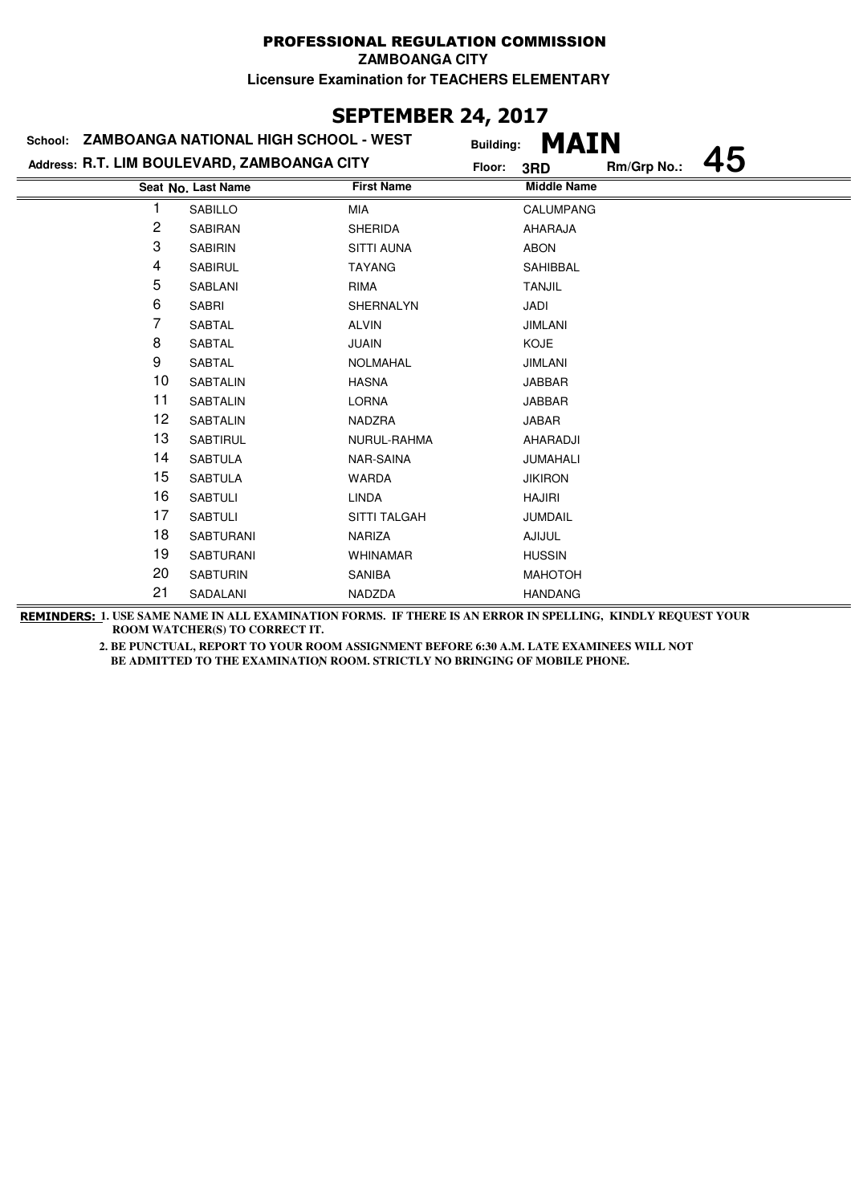# PROFESSIONAL REGULATION COMMISSION

**ZAMBOANGA CITY**

**Licensure Examination for TEACHERS ELEMENTARY**

## SEPTEMBER 24, 2017

**School: ZAMBOANGA NATIONAL HIGH SCHOOL - WEST**

**Building: MAIN**

**Address: R.T. LIM BOULEVARD, ZAMBOANGA CITY**

**Floor: 3RD**

**Rm/Grp No.: 45**

| Seat No. | Last Name | First Name | Middle Name |
|---|---|---|---|
| 1 | SABILLO | MIA | CALUMPANG |
| 2 | SABIRAN | SHERIDA | AHARAJA |
| 3 | SABIRIN | SITTI AUNA | ABON |
| 4 | SABIRUL | TAYANG | SAHIBBAL |
| 5 | SABLANI | RIMA | TANJIL |
| 6 | SABRI | SHERNALYN | JADI |
| 7 | SABTAL | ALVIN | JIMLANI |
| 8 | SABTAL | JUAIN | KOJE |
| 9 | SABTAL | NOLMAHAL | JIMLANI |
| 10 | SABTALIN | HASNA | JABBAR |
| 11 | SABTALIN | LORNA | JABBAR |
| 12 | SABTALIN | NADZRA | JABAR |
| 13 | SABTIRUL | NURUL-RAHMA | AHARADJI |
| 14 | SABTULA | NAR-SAINA | JUMAHALI |
| 15 | SABTULA | WARDA | JIKIRON |
| 16 | SABTULI | LINDA | HAJIRI |
| 17 | SABTULI | SITTI TALGAH | JUMDAIL |
| 18 | SABTURANI | NARIZA | AJIJUL |
| 19 | SABTURANI | WHINAMAR | HUSSIN |
| 20 | SABTURIN | SANIBA | MAHOTOH |
| 21 | SADALANI | NADZDA | HANDANG |

**REMINDERS:** **1. USE SAME NAME IN ALL EXAMINATION FORMS. IF THERE IS AN ERROR IN SPELLING, KINDLY REQUEST YOUR ROOM WATCHER(S) TO CORRECT IT.**

**2. BE PUNCTUAL, REPORT TO YOUR ROOM ASSIGNMENT BEFORE 6:30 A.M. LATE EXAMINEES WILL NOT BE ADMITTED TO THE EXAMINATION ROOM. STRICTLY NO BRINGING OF MOBILE PHONE.**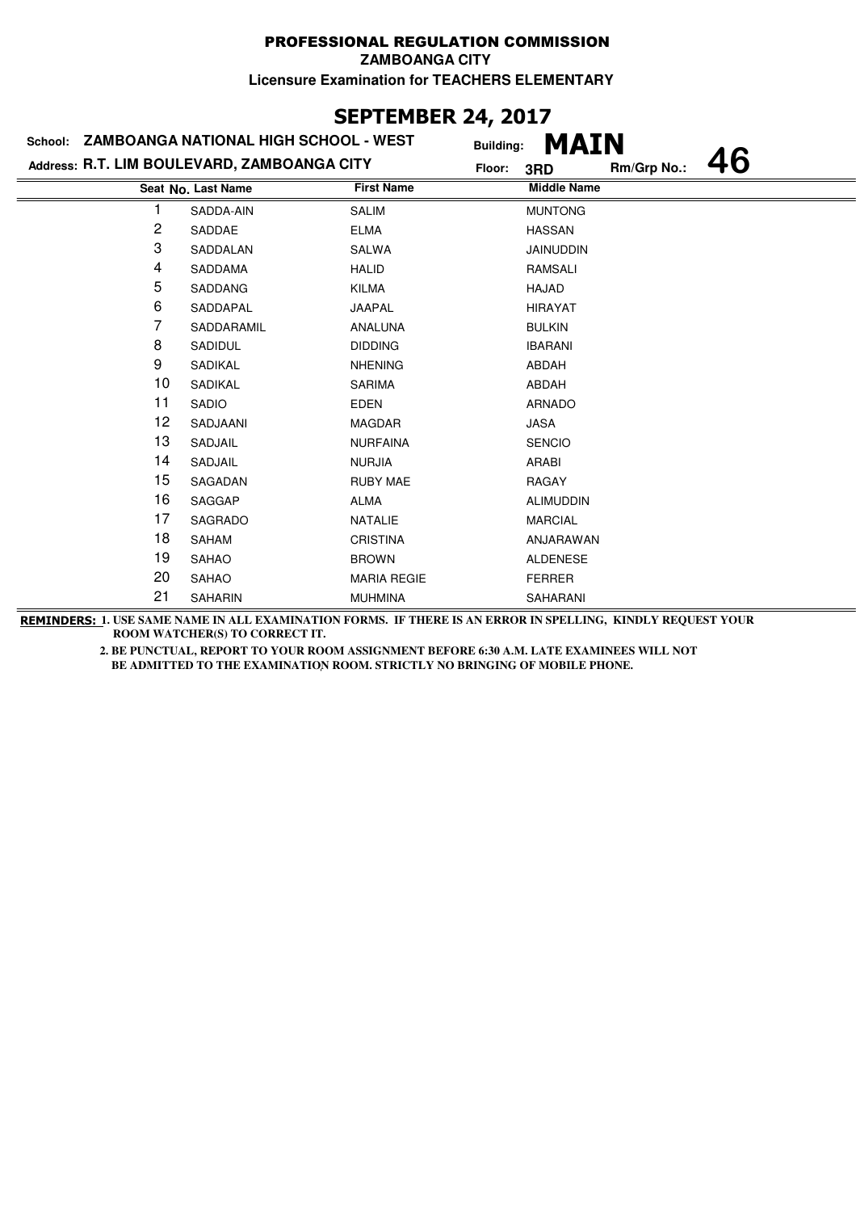**PROFESSIONAL REGULATION COMMISSION**

**ZAMBOANGA CITY**

**Licensure Examination for TEACHERS ELEMENTARY**

## SEPTEMBER 24, 2017

**School: ZAMBOANGA NATIONAL HIGH SCHOOL - WEST**

**Address: R.T. LIM BOULEVARD, ZAMBOANGA CITY**

**Building: MAIN**

**Floor: 3RD**

**Rm/Grp No.: 46**

| Seat No. | Last Name | First Name | Middle Name |
|---|---|---|---|
| 1 | SADDA-AIN | SALIM | MUNTONG |
| 2 | SADDAE | ELMA | HASSAN |
| 3 | SADDALAN | SALWA | JAINUDDIN |
| 4 | SADDAMA | HALID | RAMSALI |
| 5 | SADDANG | KILMA | HAJAD |
| 6 | SADDAPAL | JAAPAL | HIRAYAT |
| 7 | SADDARAMIL | ANALUNA | BULKIN |
| 8 | SADIDUL | DIDDING | IBARANI |
| 9 | SADIKAL | NHENING | ABDAH |
| 10 | SADIKAL | SARIMA | ABDAH |
| 11 | SADIO | EDEN | ARNADO |
| 12 | SADJAANI | MAGDAR | JASA |
| 13 | SADJAIL | NURFAINA | SENCIO |
| 14 | SADJAIL | NURJIA | ARABI |
| 15 | SAGADAN | RUBY MAE | RAGAY |
| 16 | SAGGAP | ALMA | ALIMUDDIN |
| 17 | SAGRADO | NATALIE | MARCIAL |
| 18 | SAHAM | CRISTINA | ANJARAWAN |
| 19 | SAHAO | BROWN | ALDENESE |
| 20 | SAHAO | MARIA REGIE | FERRER |
| 21 | SAHARIN | MUHMINA | SAHARANI |

**REMINDERS:** **1. USE SAME NAME IN ALL EXAMINATION FORMS. IF THERE IS AN ERROR IN SPELLING, KINDLY REQUEST YOUR ROOM WATCHER(S) TO CORRECT IT.**

**2. BE PUNCTUAL, REPORT TO YOUR ROOM ASSIGNMENT BEFORE 6:30 A.M. LATE EXAMINEES WILL NOT BE ADMITTED TO THE EXAMINATION ROOM. STRICTLY NO BRINGING OF MOBILE PHONE.**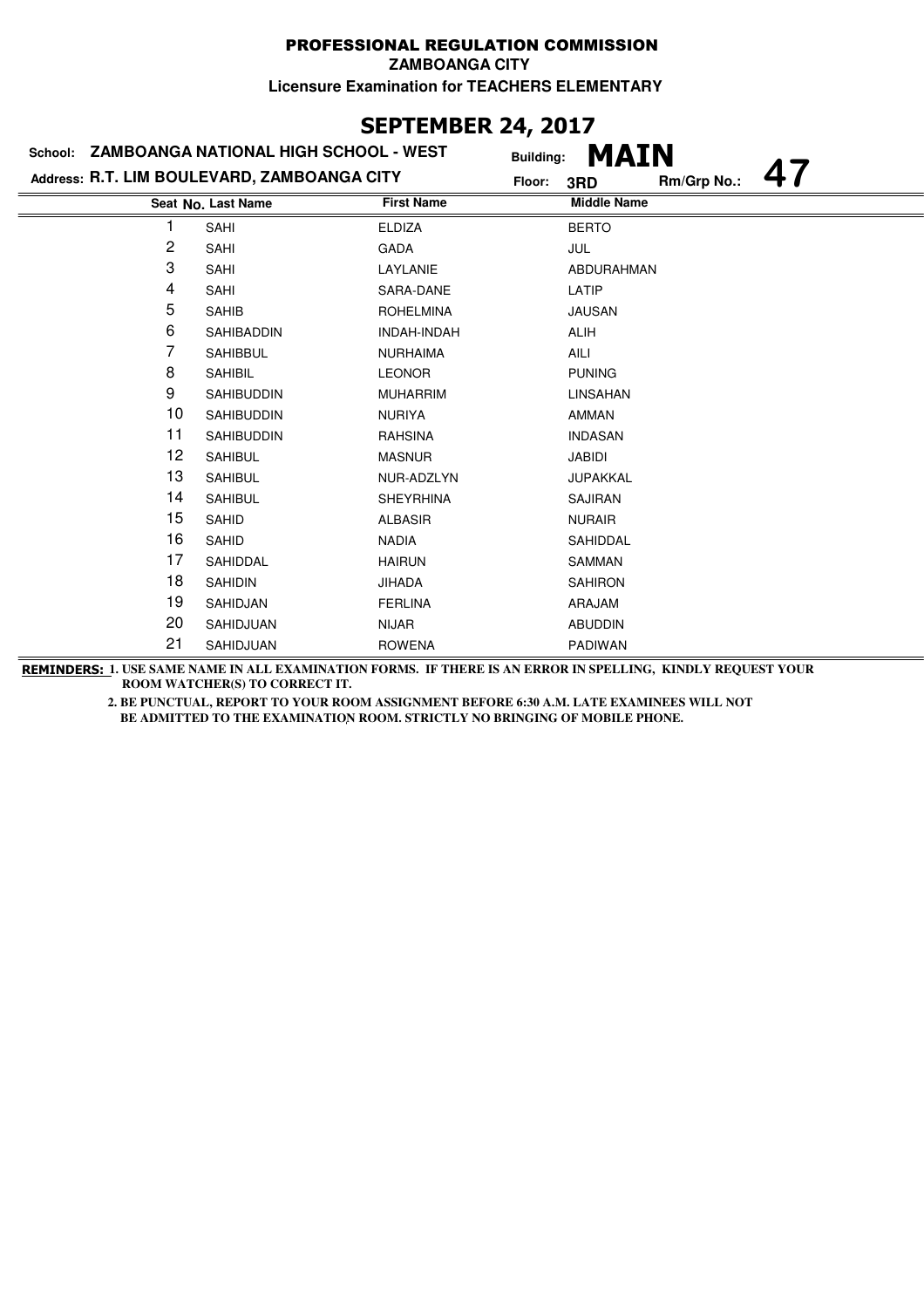# PROFESSIONAL REGULATION COMMISSION

**ZAMBOANGA CITY**

**Licensure Examination for TEACHERS ELEMENTARY**

## SEPTEMBER 24, 2017

**School: ZAMBOANGA NATIONAL HIGH SCHOOL - WEST** Building: **MAIN**

**Address: R.T. LIM BOULEVARD, ZAMBOANGA CITY** Floor: **3RD** Rm/Grp No.: **47**

| Seat No. | Last Name | First Name | Middle Name |
|---|---|---|---|
| 1 | SAHI | ELDIZA | BERTO |
| 2 | SAHI | GADA | JUL |
| 3 | SAHI | LAYLANIE | ABDURAHMAN |
| 4 | SAHI | SARA-DANE | LATIP |
| 5 | SAHIB | ROHELMINA | JAUSAN |
| 6 | SAHIBADDIN | INDAH-INDAH | ALIH |
| 7 | SAHIBBUL | NURHAIMA | AILI |
| 8 | SAHIBIL | LEONOR | PUNING |
| 9 | SAHIBUDDIN | MUHARRIM | LINSAHAN |
| 10 | SAHIBUDDIN | NURIYA | AMMAN |
| 11 | SAHIBUDDIN | RAHSINA | INDASAN |
| 12 | SAHIBUL | MASNUR | JABIDI |
| 13 | SAHIBUL | NUR-ADZLYN | JUPAKKAL |
| 14 | SAHIBUL | SHEYRHINA | SAJIRAN |
| 15 | SAHID | ALBASIR | NURAIR |
| 16 | SAHID | NADIA | SAHIDDAL |
| 17 | SAHIDDAL | HAIRUN | SAMMAN |
| 18 | SAHIDIN | JIHADA | SAHIRON |
| 19 | SAHIDJAN | FERLINA | ARAJAM |
| 20 | SAHIDJUAN | NIJAR | ABUDDIN |
| 21 | SAHIDJUAN | ROWENA | PADIWAN |

**REMINDERS:** **1. USE SAME NAME IN ALL EXAMINATION FORMS. IF THERE IS AN ERROR IN SPELLING, KINDLY REQUEST YOUR ROOM WATCHER(S) TO CORRECT IT.**

**2. BE PUNCTUAL, REPORT TO YOUR ROOM ASSIGNMENT BEFORE 6:30 A.M. LATE EXAMINEES WILL NOT BE ADMITTED TO THE EXAMINATION ROOM. STRICTLY NO BRINGING OF MOBILE PHONE.**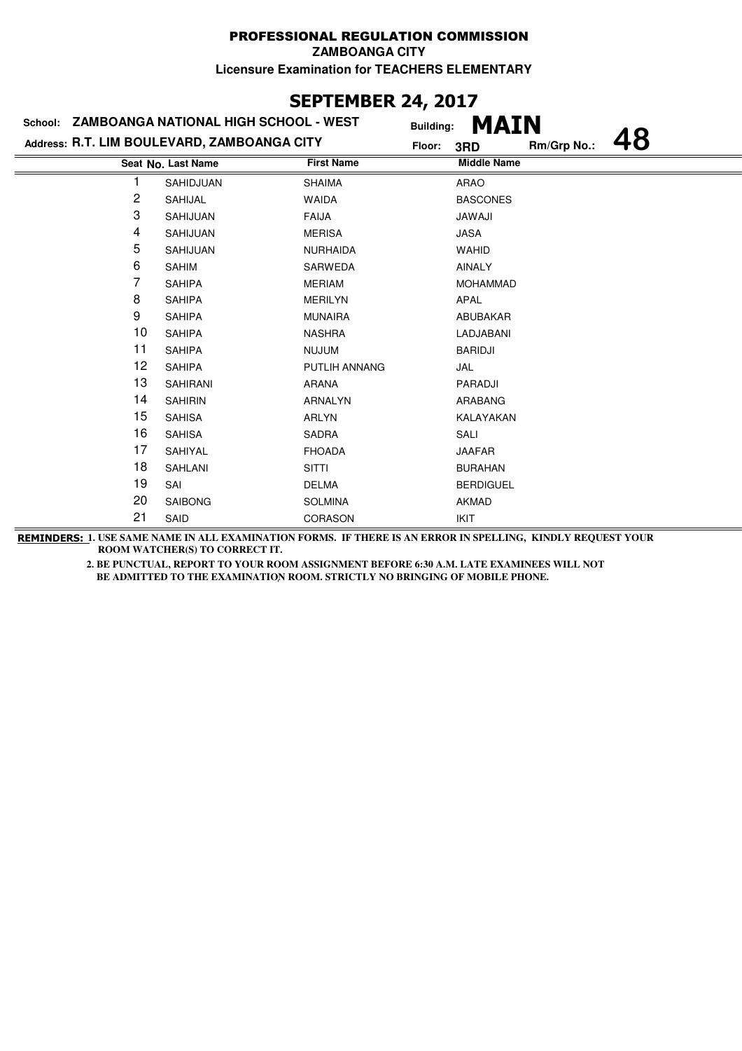**PROFESSIONAL REGULATION COMMISSION**

**ZAMBOANGA CITY**

**Licensure Examination for TEACHERS ELEMENTARY**

## SEPTEMBER 24, 2017

**School: ZAMBOANGA NATIONAL HIGH SCHOOL - WEST** **Building: MAIN**

**Address: R.T. LIM BOULEVARD, ZAMBOANGA CITY** **Floor: 3RD** **Rm/Grp No.: 48**

| Seat No. | Last Name | First Name | Middle Name |
|---|---|---|---|
| 1 | SAHIDJUAN | SHAIMA | ARAO |
| 2 | SAHIJAL | WAIDA | BASCONES |
| 3 | SAHIJUAN | FAIJA | JAWAJI |
| 4 | SAHIJUAN | MERISA | JASA |
| 5 | SAHIJUAN | NURHAIDA | WAHID |
| 6 | SAHIM | SARWEDA | AINALY |
| 7 | SAHIPA | MERIAM | MOHAMMAD |
| 8 | SAHIPA | MERILYN | APAL |
| 9 | SAHIPA | MUNAIRA | ABUBAKAR |
| 10 | SAHIPA | NASHRA | LADJABANI |
| 11 | SAHIPA | NUJUM | BARIDJI |
| 12 | SAHIPA | PUTLIH ANNANG | JAL |
| 13 | SAHIRANI | ARANA | PARADJI |
| 14 | SAHIRIN | ARNALYN | ARABANG |
| 15 | SAHISA | ARLYN | KALAYAKAN |
| 16 | SAHISA | SADRA | SALI |
| 17 | SAHIYAL | FHOADA | JAAFAR |
| 18 | SAHLANI | SITTI | BURAHAN |
| 19 | SAI | DELMA | BERDIGUEL |
| 20 | SAIBONG | SOLMINA | AKMAD |
| 21 | SAID | CORASON | IKIT |

**REMINDERS: 1. USE SAME NAME IN ALL EXAMINATION FORMS. IF THERE IS AN ERROR IN SPELLING, KINDLY REQUEST YOUR ROOM WATCHER(S) TO CORRECT IT.**

**2. BE PUNCTUAL, REPORT TO YOUR ROOM ASSIGNMENT BEFORE 6:30 A.M. LATE EXAMINEES WILL NOT BE ADMITTED TO THE EXAMINATION ROOM. STRICTLY NO BRINGING OF MOBILE PHONE.**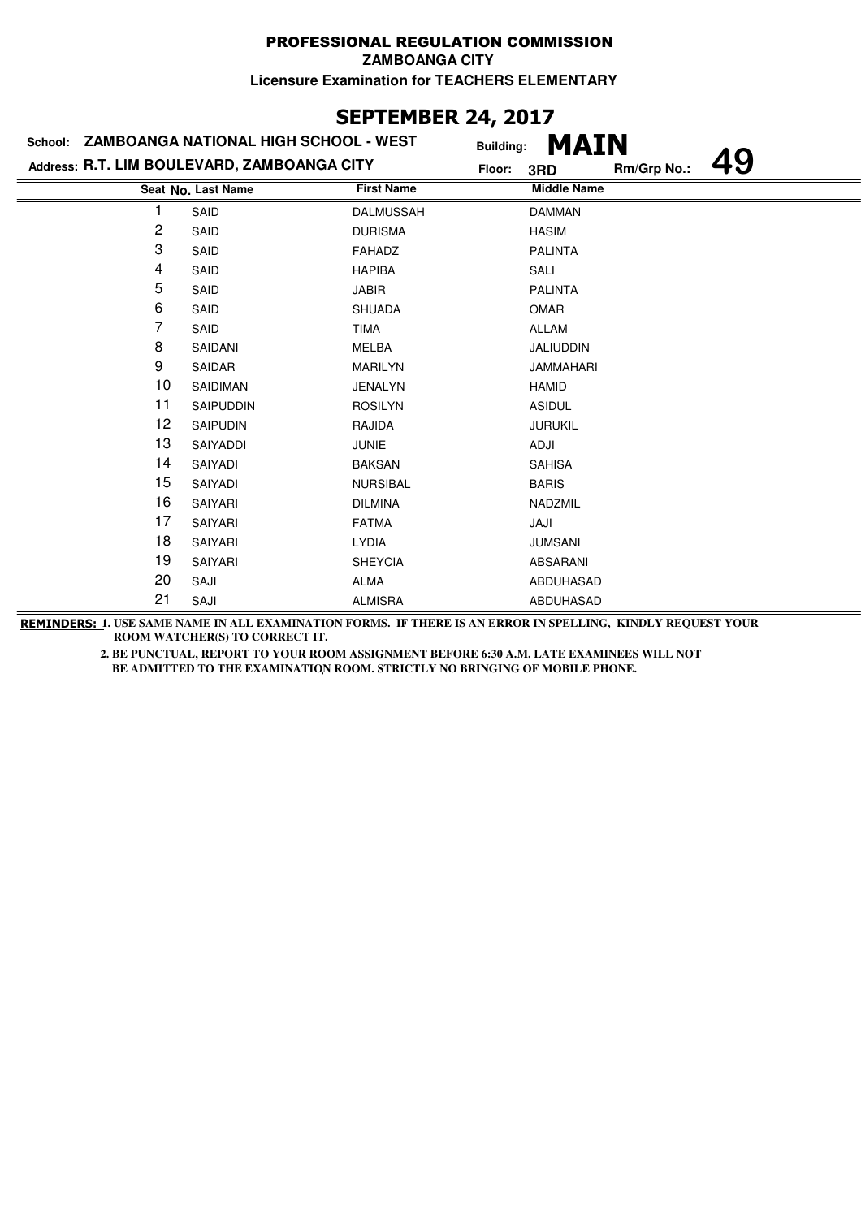# PROFESSIONAL REGULATION COMMISSION

**ZAMBOANGA CITY**

**Licensure Examination for TEACHERS ELEMENTARY**

## SEPTEMBER 24, 2017

**School:** ZAMBOANGA NATIONAL HIGH SCHOOL - WEST
**Building:** MAIN
**Address:** R.T. LIM BOULEVARD, ZAMBOANGA CITY
**Floor:** 3RD
**Rm/Grp No.:** 49

| Seat No. | Last Name | First Name | Middle Name |
|---|---|---|---|
| 1 | SAID | DALMUSSAH | DAMMAN |
| 2 | SAID | DURISMA | HASIM |
| 3 | SAID | FAHADZ | PALINTA |
| 4 | SAID | HAPIBA | SALI |
| 5 | SAID | JABIR | PALINTA |
| 6 | SAID | SHUADA | OMAR |
| 7 | SAID | TIMA | ALLAM |
| 8 | SAIDANI | MELBA | JALIUDDIN |
| 9 | SAIDAR | MARILYN | JAMMAHARI |
| 10 | SAIDIMAN | JENALYN | HAMID |
| 11 | SAIPUDDIN | ROSILYN | ASIDUL |
| 12 | SAIPUDIN | RAJIDA | JURUKIL |
| 13 | SAIYADDI | JUNIE | ADJI |
| 14 | SAIYADI | BAKSAN | SAHISA |
| 15 | SAIYADI | NURSIBAL | BARIS |
| 16 | SAIYARI | DILMINA | NADZMIL |
| 17 | SAIYARI | FATMA | JAJI |
| 18 | SAIYARI | LYDIA | JUMSANI |
| 19 | SAIYARI | SHEYCIA | ABSARANI |
| 20 | SAJI | ALMA | ABDUHASAD |
| 21 | SAJI | ALMISRA | ABDUHASAD |

**REMINDERS:** 1. USE SAME NAME IN ALL EXAMINATION FORMS. IF THERE IS AN ERROR IN SPELLING, KINDLY REQUEST YOUR ROOM WATCHER(S) TO CORRECT IT.

2. BE PUNCTUAL, REPORT TO YOUR ROOM ASSIGNMENT BEFORE 6:30 A.M. LATE EXAMINEES WILL NOT BE ADMITTED TO THE EXAMINATION ROOM. STRICTLY NO BRINGING OF MOBILE PHONE.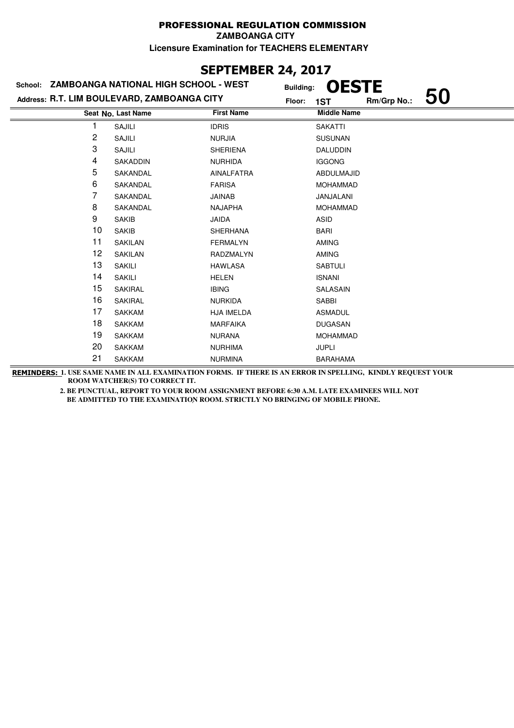# PROFESSIONAL REGULATION COMMISSION

**ZAMBOANGA CITY**

**Licensure Examination for TEACHERS ELEMENTARY**

## SEPTEMBER 24, 2017

**School:** ZAMBOANGA NATIONAL HIGH SCHOOL - WEST
**Building:** OESTE
**Address:** R.T. LIM BOULEVARD, ZAMBOANGA CITY
**Floor:** 1ST
**Rm/Grp No.:** 50

| Seat No. | Last Name | First Name | Middle Name |
|---|---|---|---|
| 1 | SAJILI | IDRIS | SAKATTI |
| 2 | SAJILI | NURJIA | SUSUNAN |
| 3 | SAJILI | SHERIENA | DALUDDIN |
| 4 | SAKADDIN | NURHIDA | IGGONG |
| 5 | SAKANDAL | AINALFATRA | ABDULMAJID |
| 6 | SAKANDAL | FARISA | MOHAMMAD |
| 7 | SAKANDAL | JAINAB | JANJALANI |
| 8 | SAKANDAL | NAJAPHA | MOHAMMAD |
| 9 | SAKIB | JAIDA | ASID |
| 10 | SAKIB | SHERHANA | BARI |
| 11 | SAKILAN | FERMALYN | AMING |
| 12 | SAKILAN | RADZMALYN | AMING |
| 13 | SAKILI | HAWLASA | SABTULI |
| 14 | SAKILI | HELEN | ISNANI |
| 15 | SAKIRAL | IBING | SALASAIN |
| 16 | SAKIRAL | NURKIDA | SABBI |
| 17 | SAKKAM | HJA IMELDA | ASMADUL |
| 18 | SAKKAM | MARFAIKA | DUGASAN |
| 19 | SAKKAM | NURANA | MOHAMMAD |
| 20 | SAKKAM | NURHIMA | JUPLI |
| 21 | SAKKAM | NURMINA | BARAHAMA |

**REMINDERS:** 1. USE SAME NAME IN ALL EXAMINATION FORMS. IF THERE IS AN ERROR IN SPELLING, KINDLY REQUEST YOUR ROOM WATCHER(S) TO CORRECT IT.

2. BE PUNCTUAL, REPORT TO YOUR ROOM ASSIGNMENT BEFORE 6:30 A.M. LATE EXAMINEES WILL NOT BE ADMITTED TO THE EXAMINATION ROOM. STRICTLY NO BRINGING OF MOBILE PHONE.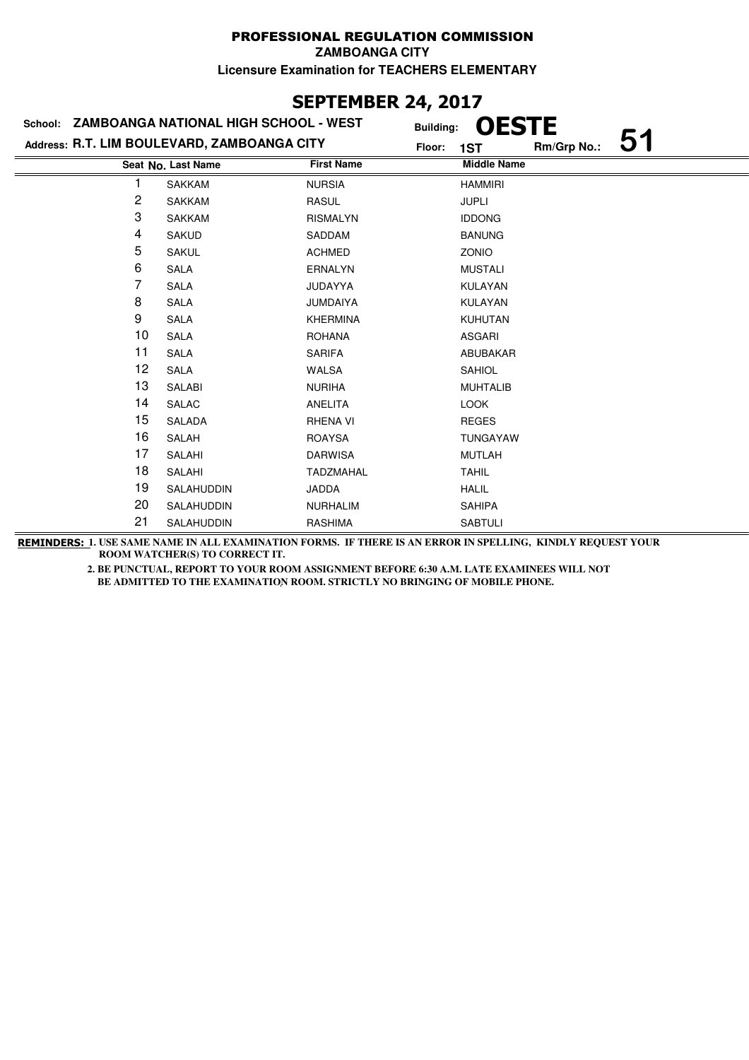# PROFESSIONAL REGULATION COMMISSION

**ZAMBOANGA CITY**

**Licensure Examination for TEACHERS ELEMENTARY**

## SEPTEMBER 24, 2017

**School:** ZAMBOANGA NATIONAL HIGH SCHOOL - WEST
**Building:** OESTE
**Address:** R.T. LIM BOULEVARD, ZAMBOANGA CITY
**Floor:** 1ST
**Rm/Grp No.:** 51

| Seat No. | Last Name | First Name | Middle Name |
|---|---|---|---|
| 1 | SAKKAM | NURSIA | HAMMIRI |
| 2 | SAKKAM | RASUL | JUPLI |
| 3 | SAKKAM | RISMALYN | IDDONG |
| 4 | SAKUD | SADDAM | BANUNG |
| 5 | SAKUL | ACHMED | ZONIO |
| 6 | SALA | ERNALYN | MUSTALI |
| 7 | SALA | JUDAYYA | KULAYAN |
| 8 | SALA | JUMDAIYA | KULAYAN |
| 9 | SALA | KHERMINA | KUHUTAN |
| 10 | SALA | ROHANA | ASGARI |
| 11 | SALA | SARIFA | ABUBAKAR |
| 12 | SALA | WALSA | SAHIOL |
| 13 | SALABI | NURIHA | MUHTALIB |
| 14 | SALAC | ANELITA | LOOK |
| 15 | SALADA | RHENA VI | REGES |
| 16 | SALAH | ROAYSA | TUNGAYAW |
| 17 | SALAHI | DARWISA | MUTLAH |
| 18 | SALAHI | TADZMAHAL | TAHIL |
| 19 | SALAHUDDIN | JADDA | HALIL |
| 20 | SALAHUDDIN | NURHALIM | SAHIPA |
| 21 | SALAHUDDIN | RASHIMA | SABTULI |

**REMINDERS:** 1. USE SAME NAME IN ALL EXAMINATION FORMS. IF THERE IS AN ERROR IN SPELLING, KINDLY REQUEST YOUR ROOM WATCHER(S) TO CORRECT IT.

2. BE PUNCTUAL, REPORT TO YOUR ROOM ASSIGNMENT BEFORE 6:30 A.M. LATE EXAMINEES WILL NOT BE ADMITTED TO THE EXAMINATION ROOM. STRICTLY NO BRINGING OF MOBILE PHONE.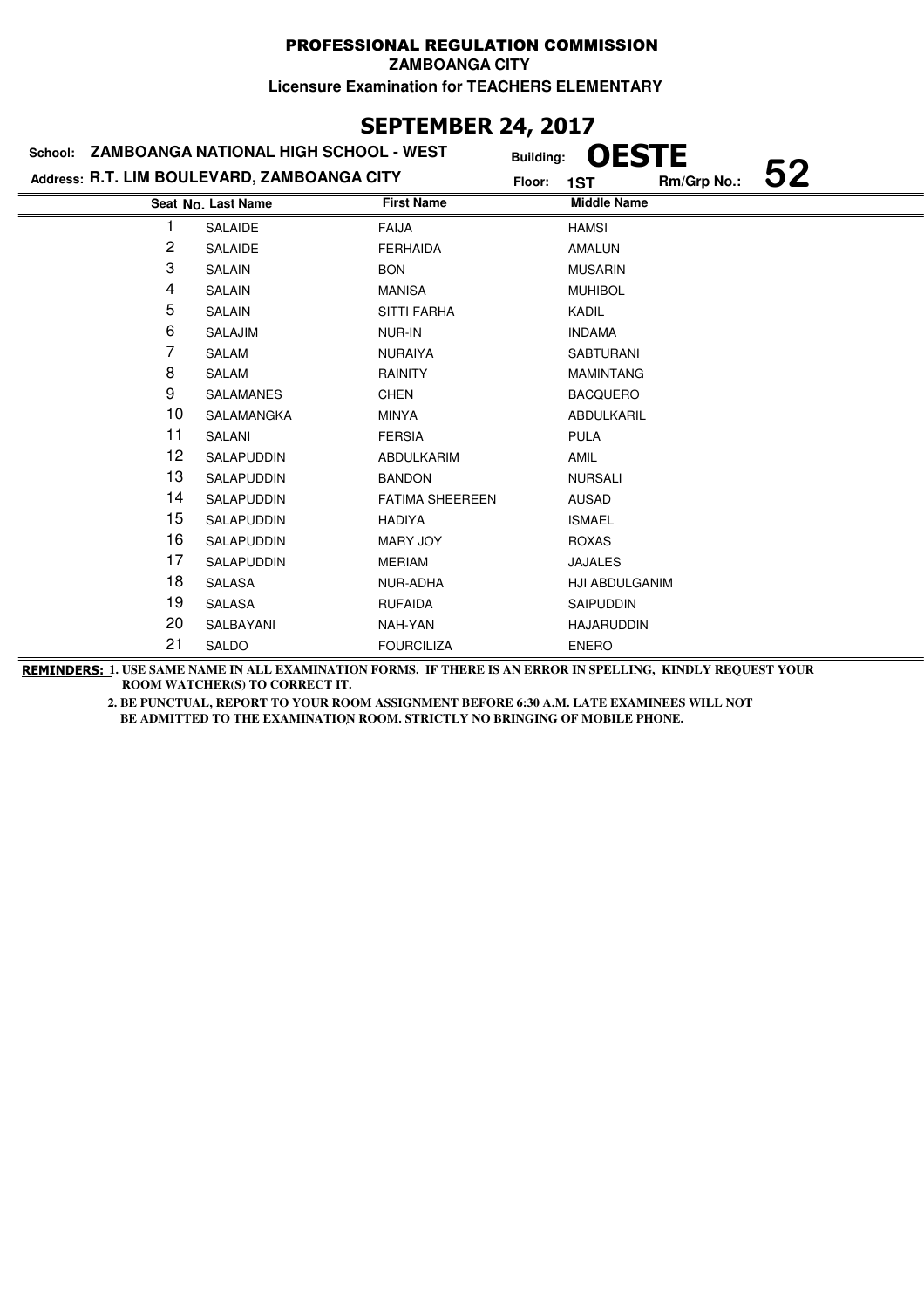# PROFESSIONAL REGULATION COMMISSION

**ZAMBOANGA CITY**

**Licensure Examination for TEACHERS ELEMENTARY**

## SEPTEMBER 24, 2017

**School:** ZAMBOANGA NATIONAL HIGH SCHOOL - WEST  
**Building:** OESTE  
**Address:** R.T. LIM BOULEVARD, ZAMBOANGA CITY  
**Floor:** 1ST  
**Rm/Grp No.:** 52

| Seat No. | Last Name | First Name | Middle Name |
|---|---|---|---|
| 1 | SALAIDE | FAIJA | HAMSI |
| 2 | SALAIDE | FERHAIDA | AMALUN |
| 3 | SALAIN | BON | MUSARIN |
| 4 | SALAIN | MANISA | MUHIBOL |
| 5 | SALAIN | SITTI FARHA | KADIL |
| 6 | SALAJIM | NUR-IN | INDAMA |
| 7 | SALAM | NURAIYA | SABTURANI |
| 8 | SALAM | RAINITY | MAMINTANG |
| 9 | SALAMANES | CHEN | BACQUERO |
| 10 | SALAMANGKA | MINYA | ABDULKARIL |
| 11 | SALANI | FERSIA | PULA |
| 12 | SALAPUDDIN | ABDULKARIM | AMIL |
| 13 | SALAPUDDIN | BANDON | NURSALI |
| 14 | SALAPUDDIN | FATIMA SHEEREEN | AUSAD |
| 15 | SALAPUDDIN | HADIYA | ISMAEL |
| 16 | SALAPUDDIN | MARY JOY | ROXAS |
| 17 | SALAPUDDIN | MERIAM | JAJALES |
| 18 | SALASA | NUR-ADHA | HJI ABDULGANIM |
| 19 | SALASA | RUFAIDA | SAIPUDDIN |
| 20 | SALBAYANI | NAH-YAN | HAJARUDDIN |
| 21 | SALDO | FOURCILIZA | ENERO |

**REMINDERS:** 1. USE SAME NAME IN ALL EXAMINATION FORMS. IF THERE IS AN ERROR IN SPELLING, KINDLY REQUEST YOUR ROOM WATCHER(S) TO CORRECT IT.

2. BE PUNCTUAL, REPORT TO YOUR ROOM ASSIGNMENT BEFORE 6:30 A.M. LATE EXAMINEES WILL NOT BE ADMITTED TO THE EXAMINATION ROOM. STRICTLY NO BRINGING OF MOBILE PHONE.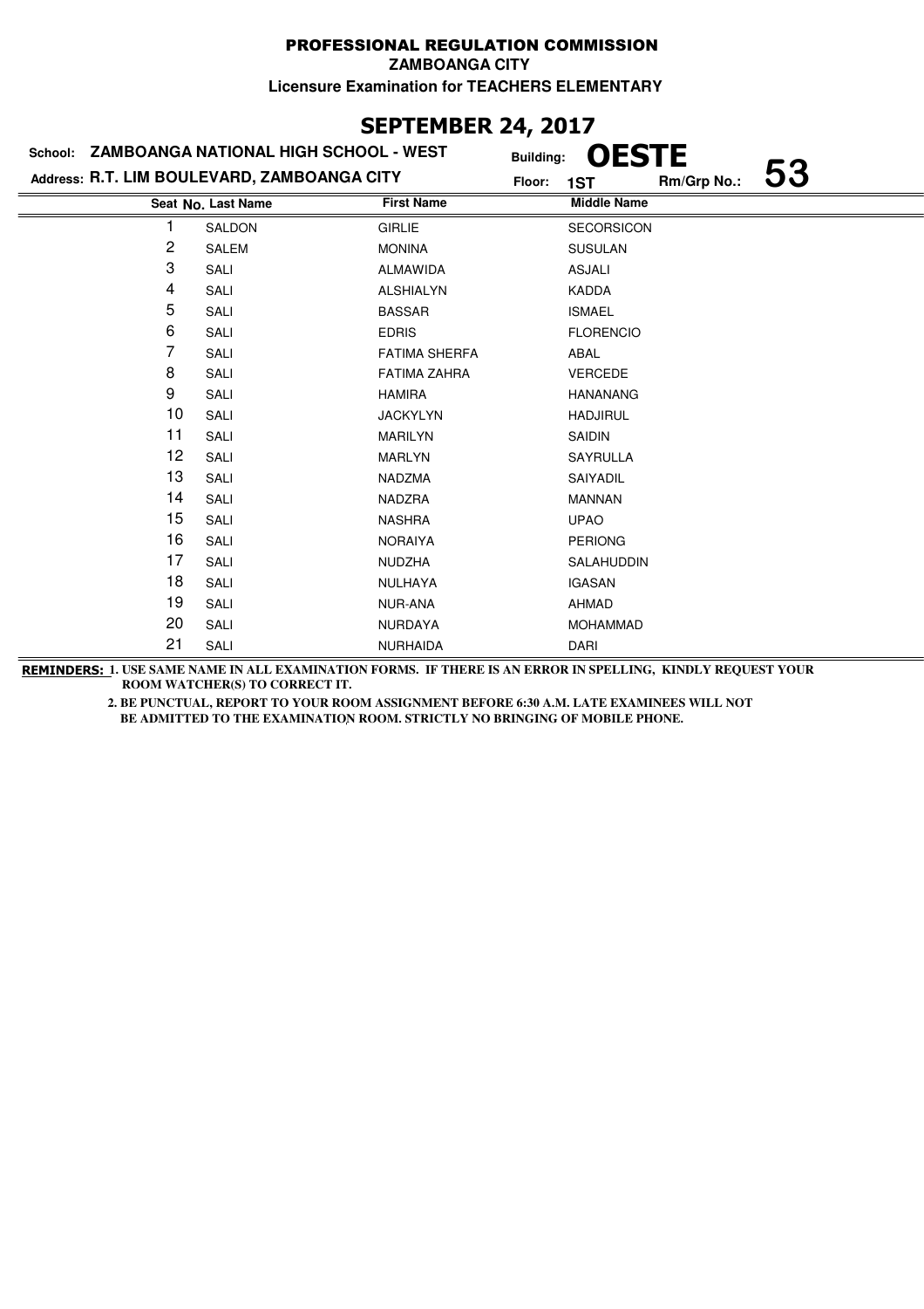# PROFESSIONAL REGULATION COMMISSION

**ZAMBOANGA CITY**

**Licensure Examination for TEACHERS ELEMENTARY**

## SEPTEMBER 24, 2017

**School: ZAMBOANGA NATIONAL HIGH SCHOOL - WEST** **Building: OESTE**

**Address: R.T. LIM BOULEVARD, ZAMBOANGA CITY** **Floor: 1ST** **Rm/Grp No.: 53**

| Seat No. | Last Name | First Name | Middle Name |
|---|---|---|---|
| 1 | SALDON | GIRLIE | SECORSICON |
| 2 | SALEM | MONINA | SUSULAN |
| 3 | SALI | ALMAWIDA | ASJALI |
| 4 | SALI | ALSHIALYN | KADDA |
| 5 | SALI | BASSAR | ISMAEL |
| 6 | SALI | EDRIS | FLORENCIO |
| 7 | SALI | FATIMA SHERFA | ABAL |
| 8 | SALI | FATIMA ZAHRA | VERCEDE |
| 9 | SALI | HAMIRA | HANANANG |
| 10 | SALI | JACKYLYN | HADJIRUL |
| 11 | SALI | MARILYN | SAIDIN |
| 12 | SALI | MARLYN | SAYRULLA |
| 13 | SALI | NADZMA | SAIYADIL |
| 14 | SALI | NADZRA | MANNAN |
| 15 | SALI | NASHRA | UPAO |
| 16 | SALI | NORAIYA | PERIONG |
| 17 | SALI | NUDZHA | SALAHUDDIN |
| 18 | SALI | NULHAYA | IGASAN |
| 19 | SALI | NUR-ANA | AHMAD |
| 20 | SALI | NURDAYA | MOHAMMAD |
| 21 | SALI | NURHAIDA | DARI |

**REMINDERS: 1. USE SAME NAME IN ALL EXAMINATION FORMS. IF THERE IS AN ERROR IN SPELLING, KINDLY REQUEST YOUR ROOM WATCHER(S) TO CORRECT IT.**

**2. BE PUNCTUAL, REPORT TO YOUR ROOM ASSIGNMENT BEFORE 6:30 A.M. LATE EXAMINEES WILL NOT BE ADMITTED TO THE EXAMINATION ROOM. STRICTLY NO BRINGING OF MOBILE PHONE.**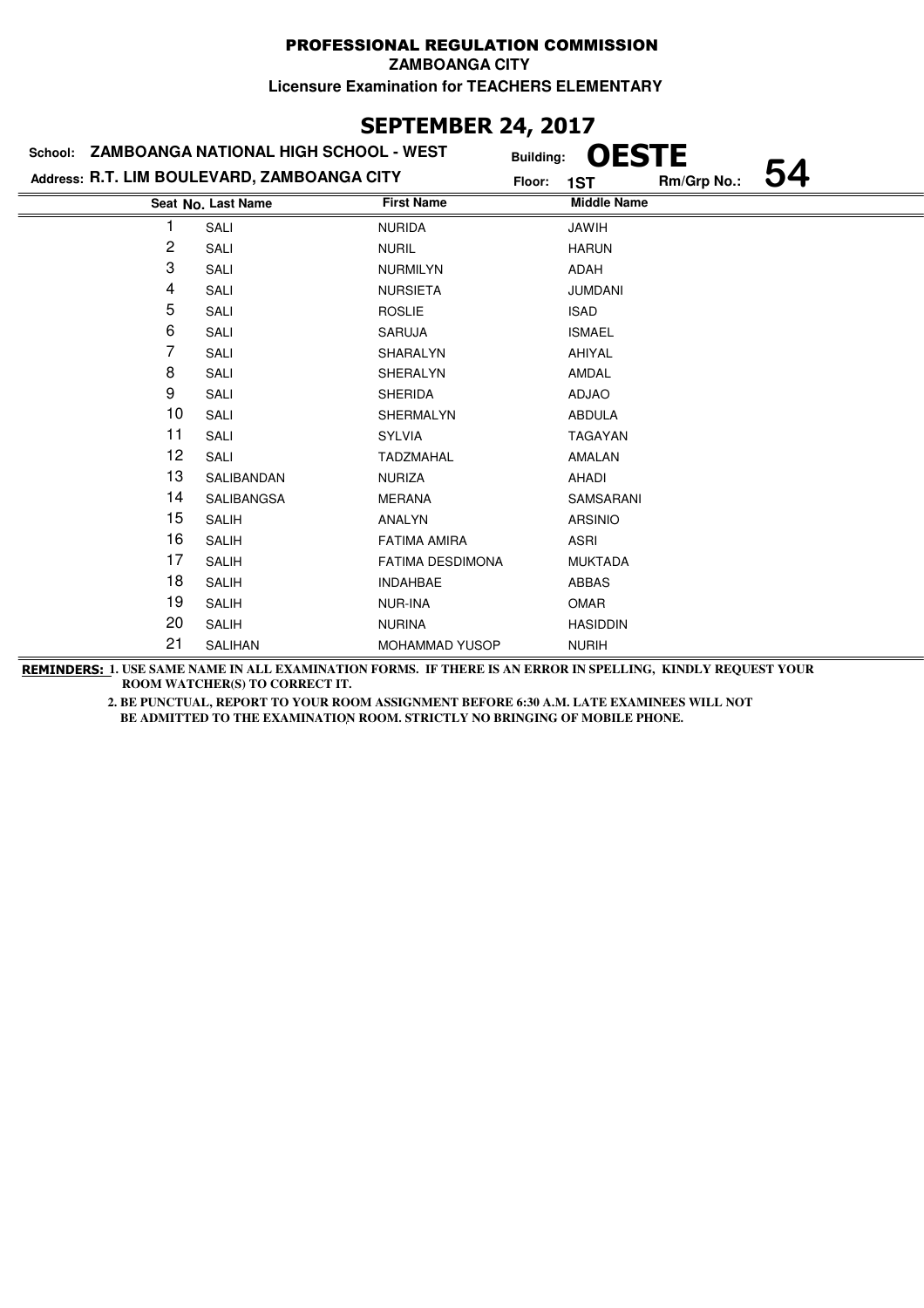PROFESSIONAL REGULATION COMMISSION

ZAMBOANGA CITY

Licensure Examination for TEACHERS ELEMENTARY

## SEPTEMBER 24, 2017

School: **ZAMBOANGA NATIONAL HIGH SCHOOL - WEST** Building: **OESTE**

Address: **R.T. LIM BOULEVARD, ZAMBOANGA CITY** Floor: **1ST** Rm/Grp No.: **54**

| Seat No. | Last Name | First Name | Middle Name |
|---|---|---|---|
| 1 | SALI | NURIDA | JAWIH |
| 2 | SALI | NURIL | HARUN |
| 3 | SALI | NURMILYN | ADAH |
| 4 | SALI | NURSIETA | JUMDANI |
| 5 | SALI | ROSLIE | ISAD |
| 6 | SALI | SARUJA | ISMAEL |
| 7 | SALI | SHARALYN | AHIYAL |
| 8 | SALI | SHERALYN | AMDAL |
| 9 | SALI | SHERIDA | ADJAO |
| 10 | SALI | SHERMALYN | ABDULA |
| 11 | SALI | SYLVIA | TAGAYAN |
| 12 | SALI | TADZMAHAL | AMALAN |
| 13 | SALIBANDAN | NURIZA | AHADI |
| 14 | SALIBANGSA | MERANA | SAMSARANI |
| 15 | SALIH | ANALYN | ARSINIO |
| 16 | SALIH | FATIMA AMIRA | ASRI |
| 17 | SALIH | FATIMA DESDIMONA | MUKTADA |
| 18 | SALIH | INDAHBAE | ABBAS |
| 19 | SALIH | NUR-INA | OMAR |
| 20 | SALIH | NURINA | HASIDDIN |
| 21 | SALIHAN | MOHAMMAD YUSOP | NURIH |

**REMINDERS:** 1. USE SAME NAME IN ALL EXAMINATION FORMS. IF THERE IS AN ERROR IN SPELLING, KINDLY REQUEST YOUR ROOM WATCHER(S) TO CORRECT IT.

2. BE PUNCTUAL, REPORT TO YOUR ROOM ASSIGNMENT BEFORE 6:30 A.M. LATE EXAMINEES WILL NOT BE ADMITTED TO THE EXAMINATION ROOM. STRICTLY NO BRINGING OF MOBILE PHONE.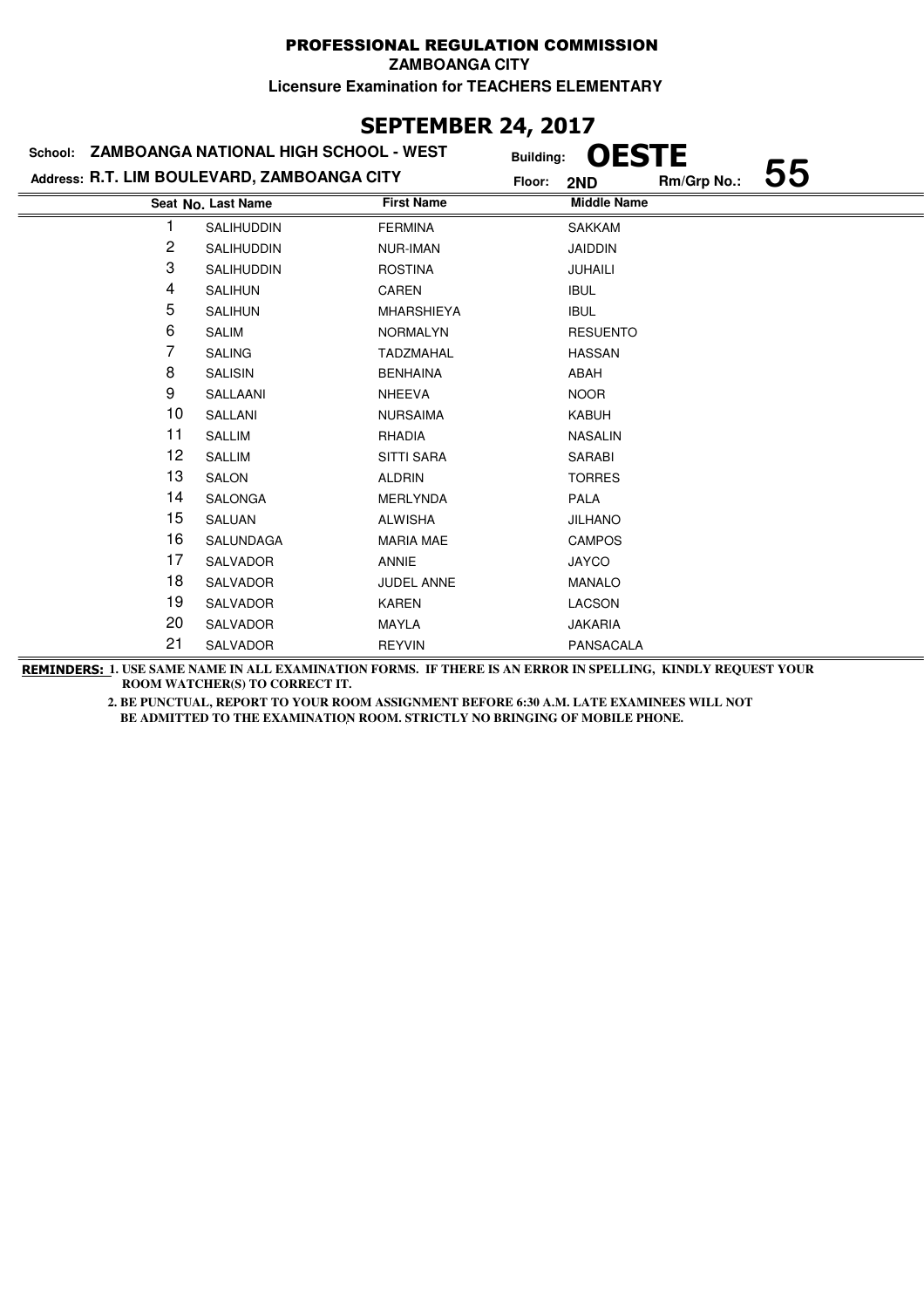# PROFESSIONAL REGULATION COMMISSION

**ZAMBOANGA CITY**

**Licensure Examination for TEACHERS ELEMENTARY**

## SEPTEMBER 24, 2017

**School: ZAMBOANGA NATIONAL HIGH SCHOOL - WEST** Building: **OESTE**

**Address: R.T. LIM BOULEVARD, ZAMBOANGA CITY** Floor: **2ND** Rm/Grp No.: **55**

| Seat No. | Last Name | First Name | Middle Name |
|---|---|---|---|
| 1 | SALIHUDDIN | FERMINA | SAKKAM |
| 2 | SALIHUDDIN | NUR-IMAN | JAIDDIN |
| 3 | SALIHUDDIN | ROSTINA | JUHAILI |
| 4 | SALIHUN | CAREN | IBUL |
| 5 | SALIHUN | MHARSHIEYA | IBUL |
| 6 | SALIM | NORMALYN | RESUENTO |
| 7 | SALING | TADZMAHAL | HASSAN |
| 8 | SALISIN | BENHAINA | ABAH |
| 9 | SALLAANI | NHEEVA | NOOR |
| 10 | SALLANI | NURSAIMA | KABUH |
| 11 | SALLIM | RHADIA | NASALIN |
| 12 | SALLIM | SITTI SARA | SARABI |
| 13 | SALON | ALDRIN | TORRES |
| 14 | SALONGA | MERLYNDA | PALA |
| 15 | SALUAN | ALWISHA | JILHANO |
| 16 | SALUNDAGA | MARIA MAE | CAMPOS |
| 17 | SALVADOR | ANNIE | JAYCO |
| 18 | SALVADOR | JUDEL ANNE | MANALO |
| 19 | SALVADOR | KAREN | LACSON |
| 20 | SALVADOR | MAYLA | JAKARIA |
| 21 | SALVADOR | REYVIN | PANSACALA |

**REMINDERS: 1. USE SAME NAME IN ALL EXAMINATION FORMS. IF THERE IS AN ERROR IN SPELLING, KINDLY REQUEST YOUR ROOM WATCHER(S) TO CORRECT IT.**

**2. BE PUNCTUAL, REPORT TO YOUR ROOM ASSIGNMENT BEFORE 6:30 A.M. LATE EXAMINEES WILL NOT BE ADMITTED TO THE EXAMINATION ROOM. STRICTLY NO BRINGING OF MOBILE PHONE.**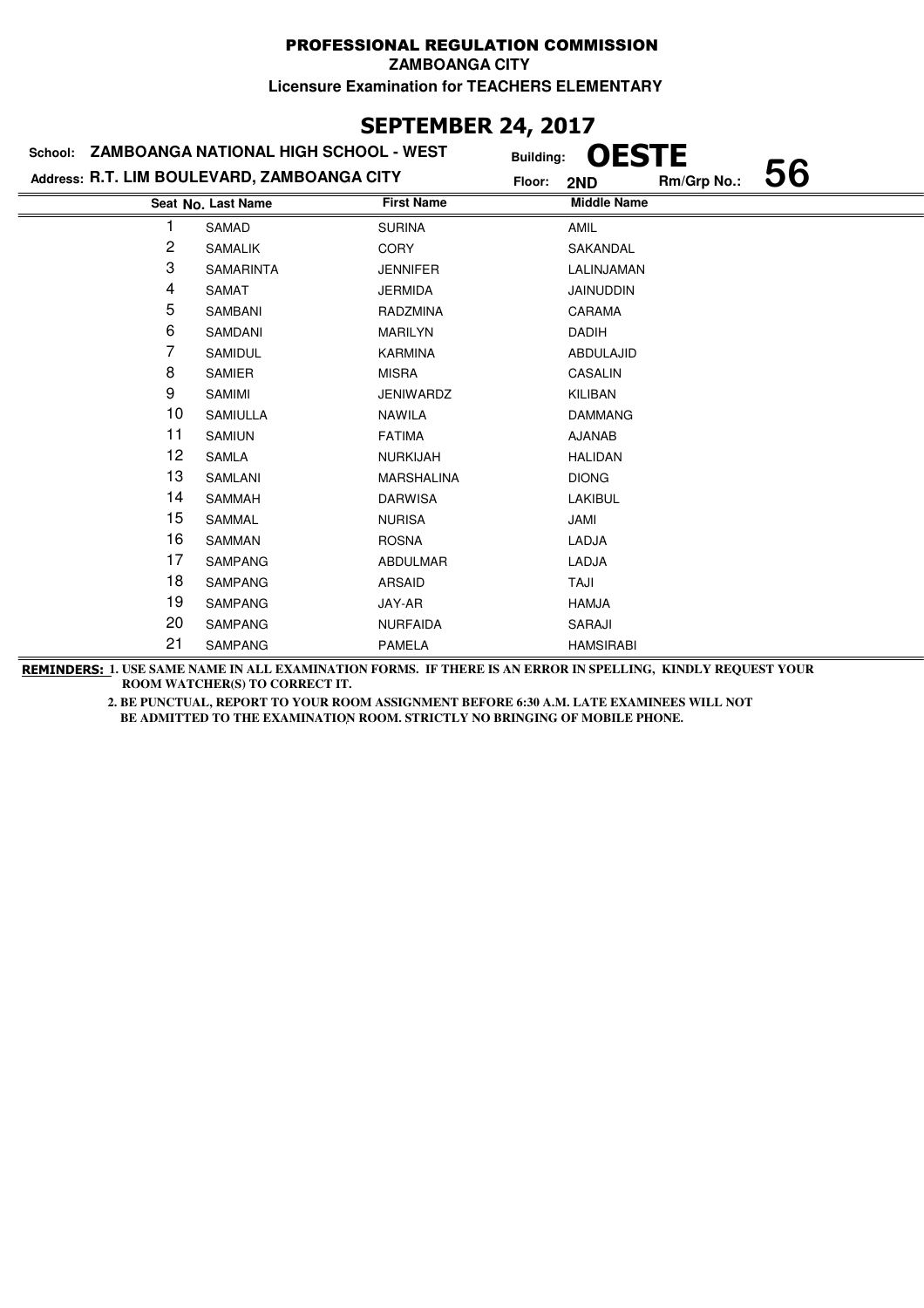# PROFESSIONAL REGULATION COMMISSION

**ZAMBOANGA CITY**

**Licensure Examination for TEACHERS ELEMENTARY**

## SEPTEMBER 24, 2017

**School:** ZAMBOANGA NATIONAL HIGH SCHOOL - WEST  
**Building:** OESTE  
**Address:** R.T. LIM BOULEVARD, ZAMBOANGA CITY  
**Floor:** 2ND  
**Rm/Grp No.:** 56

| Seat No. | Last Name | First Name | Middle Name |
|---|---|---|---|
| 1 | SAMAD | SURINA | AMIL |
| 2 | SAMALIK | CORY | SAKANDAL |
| 3 | SAMARINTA | JENNIFER | LALINJAMAN |
| 4 | SAMAT | JERMIDA | JAINUDDIN |
| 5 | SAMBANI | RADZMINA | CARAMA |
| 6 | SAMDANI | MARILYN | DADIH |
| 7 | SAMIDUL | KARMINA | ABDULAJID |
| 8 | SAMIER | MISRA | CASALIN |
| 9 | SAMIMI | JENIWARDZ | KILIBAN |
| 10 | SAMIULLA | NAWILA | DAMMANG |
| 11 | SAMIUN | FATIMA | AJANAB |
| 12 | SAMLA | NURKIJAH | HALIDAN |
| 13 | SAMLANI | MARSHALINA | DIONG |
| 14 | SAMMAH | DARWISA | LAKIBUL |
| 15 | SAMMAL | NURISA | JAMI |
| 16 | SAMMAN | ROSNA | LADJA |
| 17 | SAMPANG | ABDULMAR | LADJA |
| 18 | SAMPANG | ARSAID | TAJI |
| 19 | SAMPANG | JAY-AR | HAMJA |
| 20 | SAMPANG | NURFAIDA | SARAJI |
| 21 | SAMPANG | PAMELA | HAMSIRABI |

**REMINDERS:** 1. USE SAME NAME IN ALL EXAMINATION FORMS. IF THERE IS AN ERROR IN SPELLING, KINDLY REQUEST YOUR ROOM WATCHER(S) TO CORRECT IT.

2. BE PUNCTUAL, REPORT TO YOUR ROOM ASSIGNMENT BEFORE 6:30 A.M. LATE EXAMINEES WILL NOT BE ADMITTED TO THE EXAMINATION ROOM. STRICTLY NO BRINGING OF MOBILE PHONE.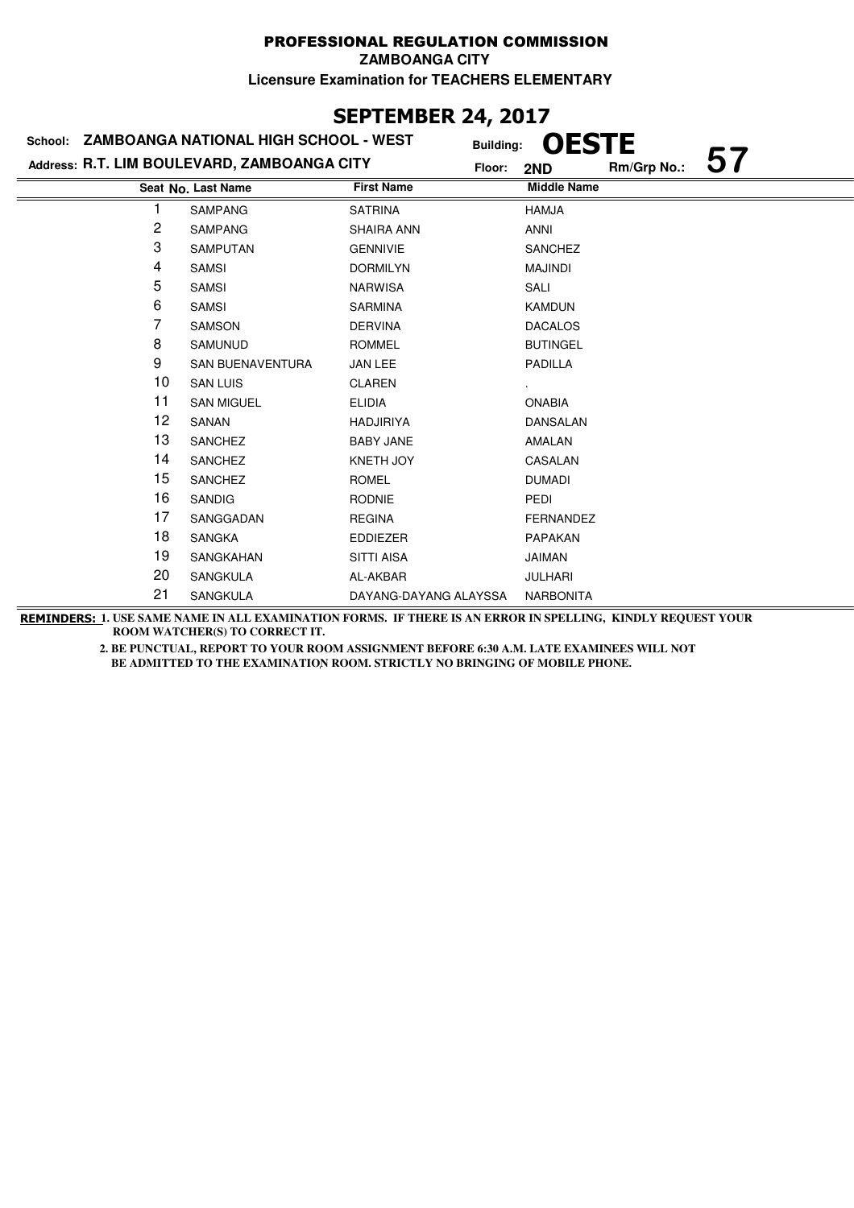**PROFESSIONAL REGULATION COMMISSION**

**ZAMBOANGA CITY**

**Licensure Examination for TEACHERS ELEMENTARY**

## SEPTEMBER 24, 2017

**School: ZAMBOANGA NATIONAL HIGH SCHOOL - WEST** 
**Building: OESTE**

**Address: R.T. LIM BOULEVARD, ZAMBOANGA CITY** 
**Floor: 2ND** 
**Rm/Grp No.: 57**

| Seat No. | Last Name | First Name | Middle Name |
|---|---|---|---|
| 1 | SAMPANG | SATRINA | HAMJA |
| 2 | SAMPANG | SHAIRA ANN | ANNI |
| 3 | SAMPUTAN | GENNIVIE | SANCHEZ |
| 4 | SAMSI | DORMILYN | MAJINDI |
| 5 | SAMSI | NARWISA | SALI |
| 6 | SAMSI | SARMINA | KAMDUN |
| 7 | SAMSON | DERVINA | DACALOS |
| 8 | SAMUNUD | ROMMEL | BUTINGEL |
| 9 | SAN BUENAVENTURA | JAN LEE | PADILLA |
| 10 | SAN LUIS | CLAREN | . |
| 11 | SAN MIGUEL | ELIDIA | ONABIA |
| 12 | SANAN | HADJIRIYA | DANSALAN |
| 13 | SANCHEZ | BABY JANE | AMALAN |
| 14 | SANCHEZ | KNETH JOY | CASALAN |
| 15 | SANCHEZ | ROMEL | DUMADI |
| 16 | SANDIG | RODNIE | PEDI |
| 17 | SANGGADAN | REGINA | FERNANDEZ |
| 18 | SANGKA | EDDIEZER | PAPAKAN |
| 19 | SANGKAHAN | SITTI AISA | JAIMAN |
| 20 | SANGKULA | AL-AKBAR | JULHARI |
| 21 | SANGKULA | DAYANG-DAYANG ALAYSSA | NARBONITA |

**REMINDERS:** 1. USE SAME NAME IN ALL EXAMINATION FORMS. IF THERE IS AN ERROR IN SPELLING, KINDLY REQUEST YOUR ROOM WATCHER(S) TO CORRECT IT.

2. BE PUNCTUAL, REPORT TO YOUR ROOM ASSIGNMENT BEFORE 6:30 A.M. LATE EXAMINEES WILL NOT BE ADMITTED TO THE EXAMINATION ROOM. STRICTLY NO BRINGING OF MOBILE PHONE.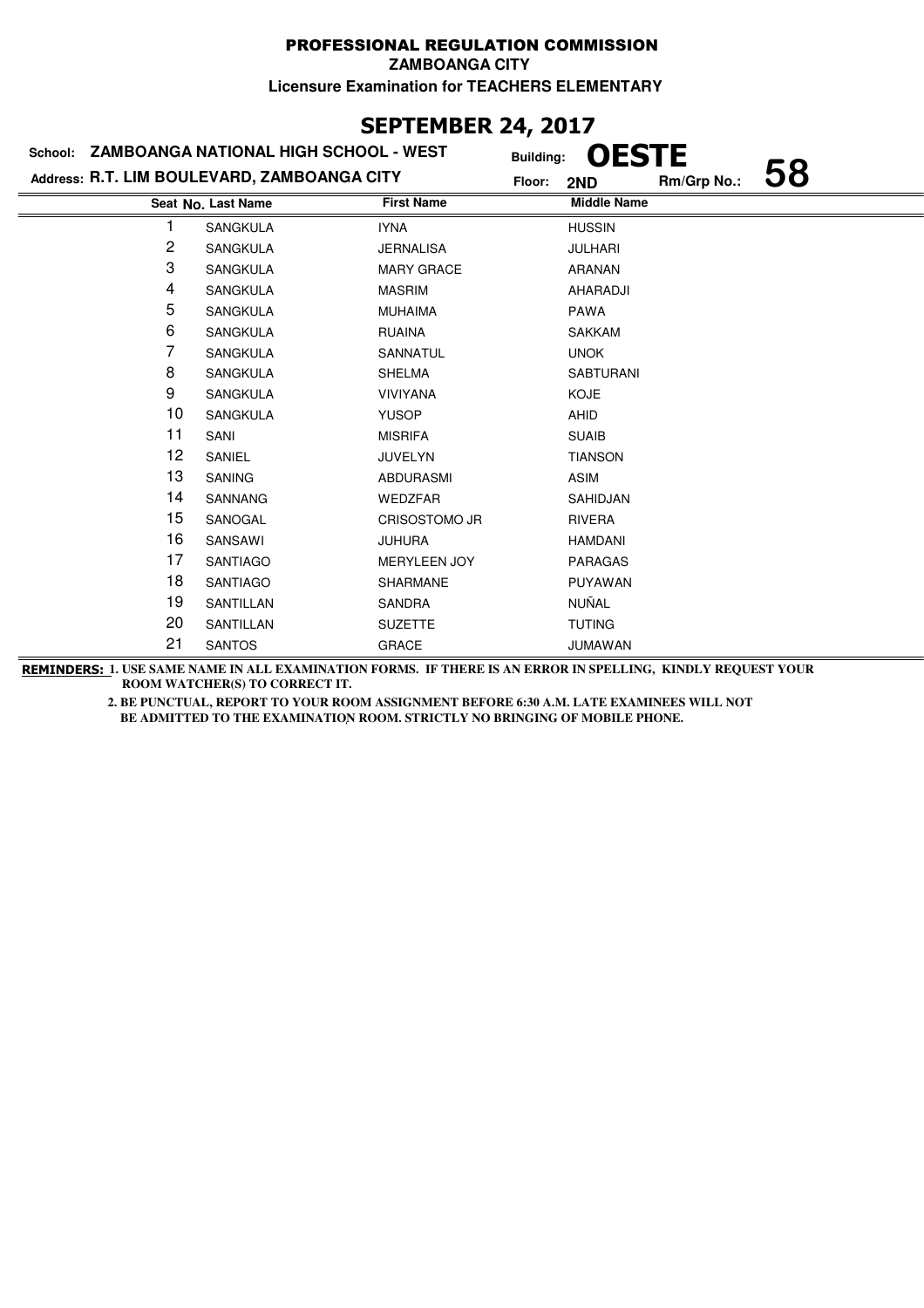**PROFESSIONAL REGULATION COMMISSION**

**ZAMBOANGA CITY**

**Licensure Examination for TEACHERS ELEMENTARY**

## SEPTEMBER 24, 2017

**School: ZAMBOANGA NATIONAL HIGH SCHOOL - WEST**

**Building: OESTE**

**Address: R.T. LIM BOULEVARD, ZAMBOANGA CITY**

**Floor: 2ND**

**Rm/Grp No.: 58**

| Seat No. | Last Name | First Name | Middle Name |
|---|---|---|---|
| 1 | SANGKULA | IYNA | HUSSIN |
| 2 | SANGKULA | JERNALISA | JULHARI |
| 3 | SANGKULA | MARY GRACE | ARANAN |
| 4 | SANGKULA | MASRIM | AHARADJI |
| 5 | SANGKULA | MUHAIMA | PAWA |
| 6 | SANGKULA | RUAINA | SAKKAM |
| 7 | SANGKULA | SANNATUL | UNOK |
| 8 | SANGKULA | SHELMA | SABTURANI |
| 9 | SANGKULA | VIVIYANA | KOJE |
| 10 | SANGKULA | YUSOP | AHID |
| 11 | SANI | MISRIFA | SUAIB |
| 12 | SANIEL | JUVELYN | TIANSON |
| 13 | SANING | ABDURASMI | ASIM |
| 14 | SANNANG | WEDZFAR | SAHIDJAN |
| 15 | SANOGAL | CRISOSTOMO JR | RIVERA |
| 16 | SANSAWI | JUHURA | HAMDANI |
| 17 | SANTIAGO | MERYLEEN JOY | PARAGAS |
| 18 | SANTIAGO | SHARMANE | PUYAWAN |
| 19 | SANTILLAN | SANDRA | NUÑAL |
| 20 | SANTILLAN | SUZETTE | TUTING |
| 21 | SANTOS | GRACE | JUMAWAN |

**REMINDERS: 1. USE SAME NAME IN ALL EXAMINATION FORMS. IF THERE IS AN ERROR IN SPELLING, KINDLY REQUEST YOUR ROOM WATCHER(S) TO CORRECT IT.**

**2. BE PUNCTUAL, REPORT TO YOUR ROOM ASSIGNMENT BEFORE 6:30 A.M. LATE EXAMINEES WILL NOT BE ADMITTED TO THE EXAMINATION ROOM. STRICTLY NO BRINGING OF MOBILE PHONE.**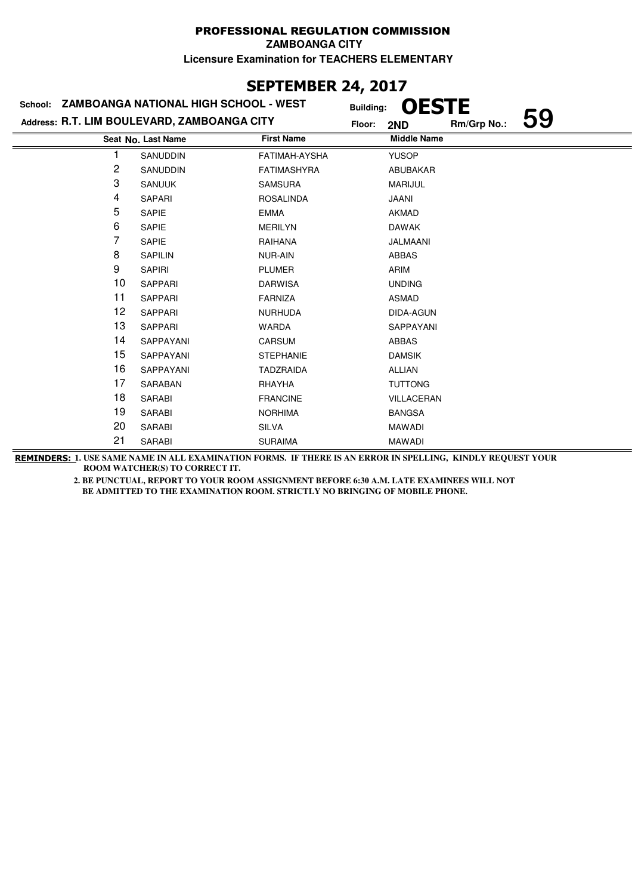# PROFESSIONAL REGULATION COMMISSION

**ZAMBOANGA CITY**

**Licensure Examination for TEACHERS ELEMENTARY**

## SEPTEMBER 24, 2017

**School: ZAMBOANGA NATIONAL HIGH SCHOOL - WEST** | **Building: OESTE**

**Address: R.T. LIM BOULEVARD, ZAMBOANGA CITY** | **Floor: 2ND** | **Rm/Grp No.: 59**

| Seat No. | Last Name | First Name | Middle Name |
|---|---|---|---|
| 1 | SANUDDIN | FATIMAH-AYSHA | YUSOP |
| 2 | SANUDDIN | FATIMASHYRA | ABUBAKAR |
| 3 | SANUUK | SAMSURA | MARIJUL |
| 4 | SAPARI | ROSALINDA | JAANI |
| 5 | SAPIE | EMMA | AKMAD |
| 6 | SAPIE | MERILYN | DAWAK |
| 7 | SAPIE | RAIHANA | JALMAANI |
| 8 | SAPILIN | NUR-AIN | ABBAS |
| 9 | SAPIRI | PLUMER | ARIM |
| 10 | SAPPARI | DARWISA | UNDING |
| 11 | SAPPARI | FARNIZA | ASMAD |
| 12 | SAPPARI | NURHUDA | DIDA-AGUN |
| 13 | SAPPARI | WARDA | SAPPAYANI |
| 14 | SAPPAYANI | CARSUM | ABBAS |
| 15 | SAPPAYANI | STEPHANIE | DAMSIK |
| 16 | SAPPAYANI | TADZRAIDA | ALLIAN |
| 17 | SARABAN | RHAYHA | TUTTONG |
| 18 | SARABI | FRANCINE | VILLACERAN |
| 19 | SARABI | NORHIMA | BANGSA |
| 20 | SARABI | SILVA | MAWADI |
| 21 | SARABI | SURAIMA | MAWADI |

**REMINDERS:** **1. USE SAME NAME IN ALL EXAMINATION FORMS. IF THERE IS AN ERROR IN SPELLING, KINDLY REQUEST YOUR ROOM WATCHER(S) TO CORRECT IT.**

**2. BE PUNCTUAL, REPORT TO YOUR ROOM ASSIGNMENT BEFORE 6:30 A.M. LATE EXAMINEES WILL NOT BE ADMITTED TO THE EXAMINATION ROOM. STRICTLY NO BRINGING OF MOBILE PHONE.**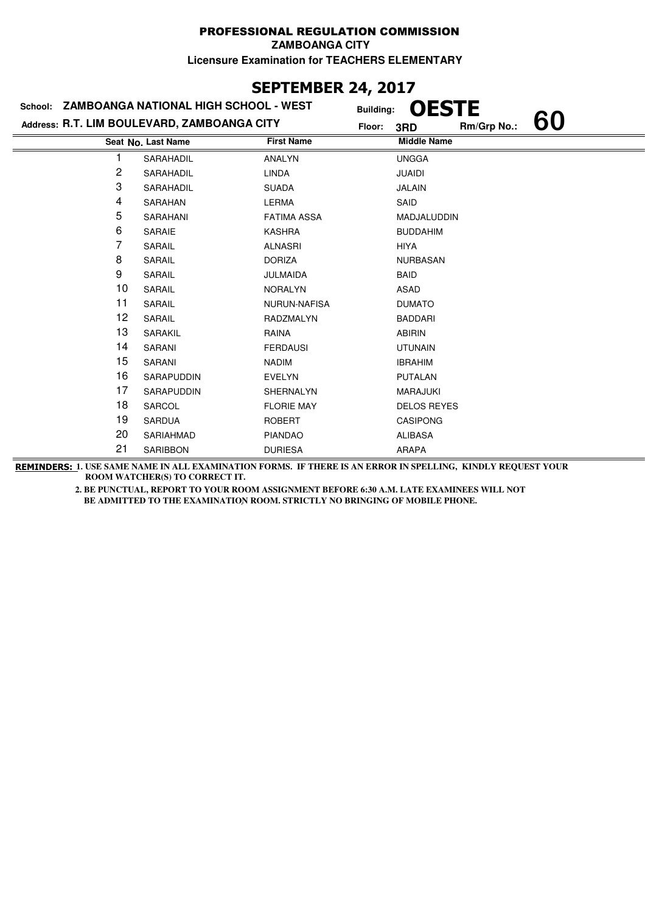# PROFESSIONAL REGULATION COMMISSION

**ZAMBOANGA CITY**

**Licensure Examination for TEACHERS ELEMENTARY**

## SEPTEMBER 24, 2017

**School: ZAMBOANGA NATIONAL HIGH SCHOOL - WEST** **Building: OESTE**

**Address: R.T. LIM BOULEVARD, ZAMBOANGA CITY** **Floor: 3RD** **Rm/Grp No.: 60**

| Seat No. | Last Name | First Name | Middle Name |
|---|---|---|---|
| 1 | SARAHADIL | ANALYN | UNGGA |
| 2 | SARAHADIL | LINDA | JUAIDI |
| 3 | SARAHADIL | SUADA | JALAIN |
| 4 | SARAHAN | LERMA | SAID |
| 5 | SARAHANI | FATIMA ASSA | MADJALUDDIN |
| 6 | SARAIE | KASHRA | BUDDAHIM |
| 7 | SARAIL | ALNASRI | HIYA |
| 8 | SARAIL | DORIZA | NURBASAN |
| 9 | SARAIL | JULMAIDA | BAID |
| 10 | SARAIL | NORALYN | ASAD |
| 11 | SARAIL | NURUN-NAFISA | DUMATO |
| 12 | SARAIL | RADZMALYN | BADDARI |
| 13 | SARAKIL | RAINA | ABIRIN |
| 14 | SARANI | FERDAUSI | UTUNAIN |
| 15 | SARANI | NADIM | IBRAHIM |
| 16 | SARAPUDDIN | EVELYN | PUTALAN |
| 17 | SARAPUDDIN | SHERNALYN | MARAJUKI |
| 18 | SARCOL | FLORIE MAY | DELOS REYES |
| 19 | SARDUA | ROBERT | CASIPONG |
| 20 | SARIAHMAD | PIANDAO | ALIBASA |
| 21 | SARIBBON | DURIESA | ARAPA |

**REMINDERS: 1. USE SAME NAME IN ALL EXAMINATION FORMS. IF THERE IS AN ERROR IN SPELLING, KINDLY REQUEST YOUR ROOM WATCHER(S) TO CORRECT IT.**

**2. BE PUNCTUAL, REPORT TO YOUR ROOM ASSIGNMENT BEFORE 6:30 A.M. LATE EXAMINEES WILL NOT BE ADMITTED TO THE EXAMINATION ROOM. STRICTLY NO BRINGING OF MOBILE PHONE.**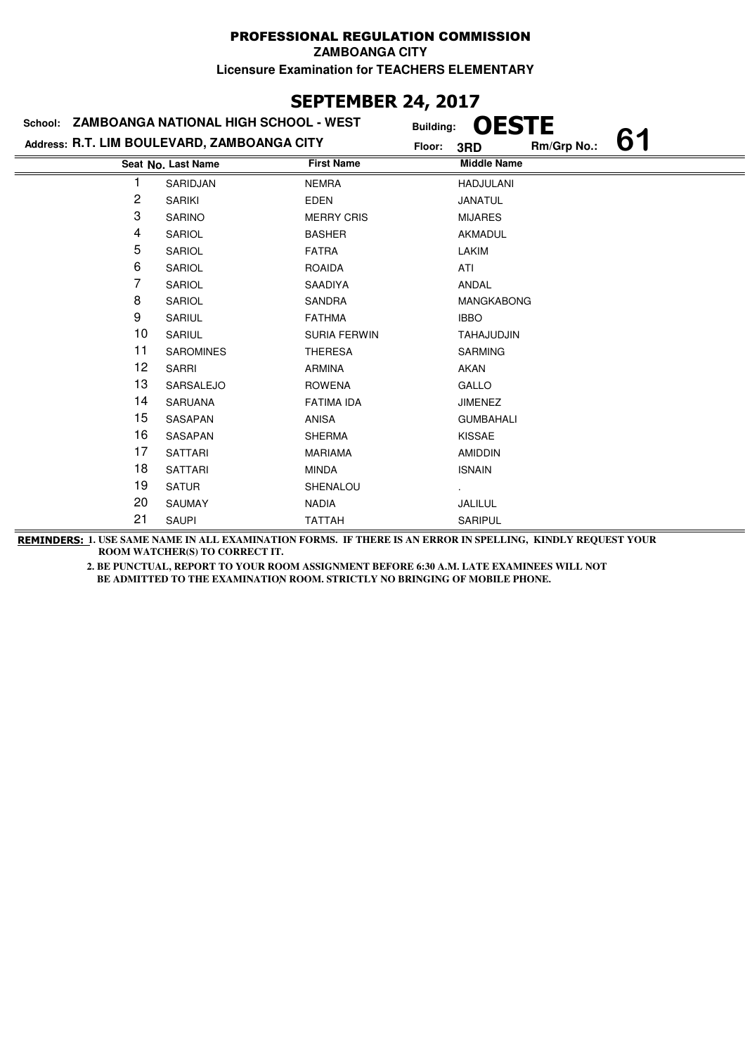PROFESSIONAL REGULATION COMMISSION

ZAMBOANGA CITY

Licensure Examination for TEACHERS ELEMENTARY

## SEPTEMBER 24, 2017

School: **ZAMBOANGA NATIONAL HIGH SCHOOL - WEST** Building: **OESTE**

Address: **R.T. LIM BOULEVARD, ZAMBOANGA CITY** Floor: **3RD** Rm/Grp No.: **61**

| Seat No. | Last Name | First Name | Middle Name |
|---|---|---|---|
| 1 | SARIDJAN | NEMRA | HADJULANI |
| 2 | SARIKI | EDEN | JANATUL |
| 3 | SARINO | MERRY CRIS | MIJARES |
| 4 | SARIOL | BASHER | AKMADUL |
| 5 | SARIOL | FATRA | LAKIM |
| 6 | SARIOL | ROAIDA | ATI |
| 7 | SARIOL | SAADIYA | ANDAL |
| 8 | SARIOL | SANDRA | MANGKABONG |
| 9 | SARIUL | FATHMA | IBBO |
| 10 | SARIUL | SURIA FERWIN | TAHAJUDJIN |
| 11 | SAROMINES | THERESA | SARMING |
| 12 | SARRI | ARMINA | AKAN |
| 13 | SARSALEJO | ROWENA | GALLO |
| 14 | SARUANA | FATIMA IDA | JIMENEZ |
| 15 | SASAPAN | ANISA | GUMBAHALI |
| 16 | SASAPAN | SHERMA | KISSAE |
| 17 | SATTARI | MARIAMA | AMIDDIN |
| 18 | SATTARI | MINDA | ISNAIN |
| 19 | SATUR | SHENALOU | . |
| 20 | SAUMAY | NADIA | JALILUL |
| 21 | SAUPI | TATTAH | SARIPUL |

**REMINDERS:** **1. USE SAME NAME IN ALL EXAMINATION FORMS. IF THERE IS AN ERROR IN SPELLING, KINDLY REQUEST YOUR ROOM WATCHER(S) TO CORRECT IT.**

**2. BE PUNCTUAL, REPORT TO YOUR ROOM ASSIGNMENT BEFORE 6:30 A.M. LATE EXAMINEES WILL NOT BE ADMITTED TO THE EXAMINATION ROOM. STRICTLY NO BRINGING OF MOBILE PHONE.**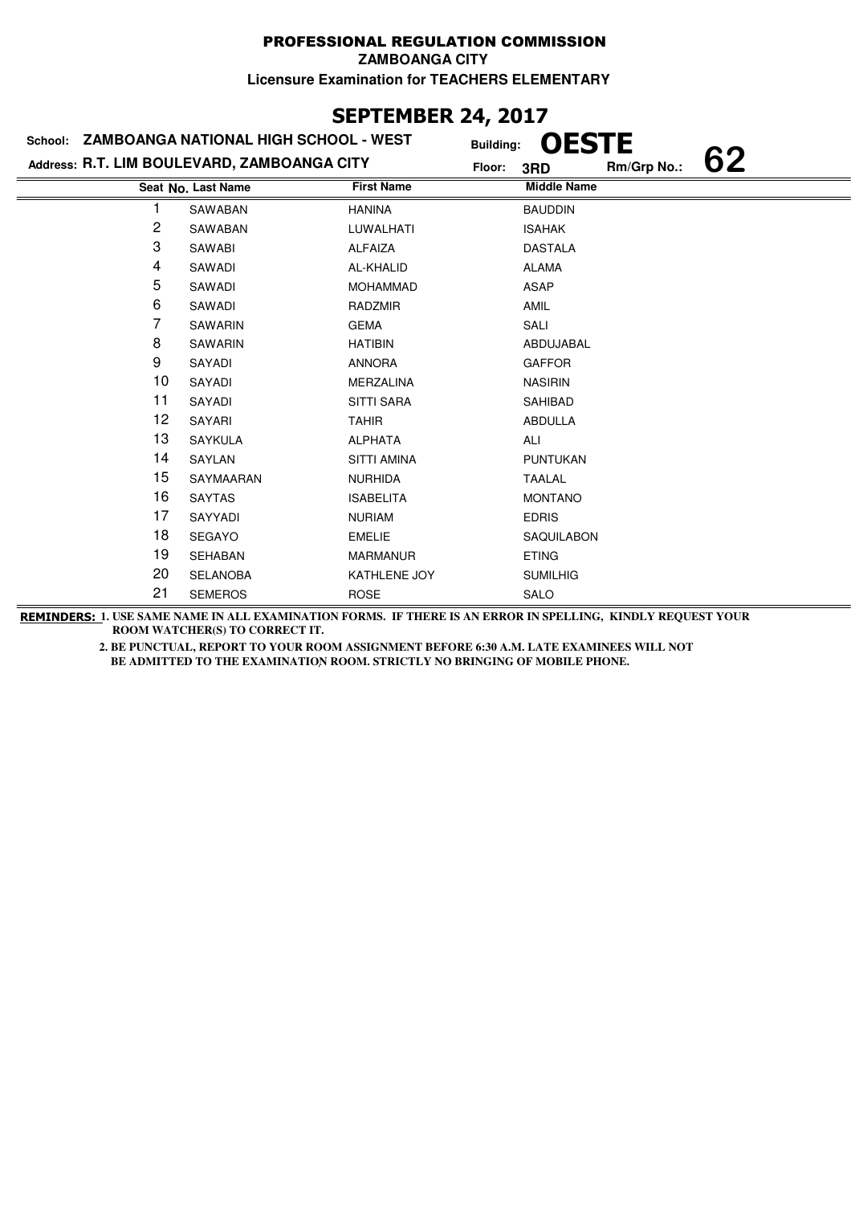# PROFESSIONAL REGULATION COMMISSION

**ZAMBOANGA CITY**

**Licensure Examination for TEACHERS ELEMENTARY**

## SEPTEMBER 24, 2017

**School: ZAMBOANGA NATIONAL HIGH SCHOOL - WEST** **Building: OESTE**

**Address: R.T. LIM BOULEVARD, ZAMBOANGA CITY** **Floor: 3RD** **Rm/Grp No.: 62**

| Seat No. | Last Name | First Name | Middle Name |
|---|---|---|---|
| 1 | SAWABAN | HANINA | BAUDDIN |
| 2 | SAWABAN | LUWALHATI | ISAHAK |
| 3 | SAWABI | ALFAIZA | DASTALA |
| 4 | SAWADI | AL-KHALID | ALAMA |
| 5 | SAWADI | MOHAMMAD | ASAP |
| 6 | SAWADI | RADZMIR | AMIL |
| 7 | SAWARIN | GEMA | SALI |
| 8 | SAWARIN | HATIBIN | ABDUJABAL |
| 9 | SAYADI | ANNORA | GAFFOR |
| 10 | SAYADI | MERZALINA | NASIRIN |
| 11 | SAYADI | SITTI SARA | SAHIBAD |
| 12 | SAYARI | TAHIR | ABDULLA |
| 13 | SAYKULA | ALPHATA | ALI |
| 14 | SAYLAN | SITTI AMINA | PUNTUKAN |
| 15 | SAYMAARAN | NURHIDA | TAALAL |
| 16 | SAYTAS | ISABELITA | MONTANO |
| 17 | SAYYADI | NURIAM | EDRIS |
| 18 | SEGAYO | EMELIE | SAQUILABON |
| 19 | SEHABAN | MARMANUR | ETING |
| 20 | SELANOBA | KATHLENE JOY | SUMILHIG |
| 21 | SEMEROS | ROSE | SALO |

**REMINDERS:** **1. USE SAME NAME IN ALL EXAMINATION FORMS. IF THERE IS AN ERROR IN SPELLING, KINDLY REQUEST YOUR ROOM WATCHER(S) TO CORRECT IT.**

**2. BE PUNCTUAL, REPORT TO YOUR ROOM ASSIGNMENT BEFORE 6:30 A.M. LATE EXAMINEES WILL NOT BE ADMITTED TO THE EXAMINATION ROOM. STRICTLY NO BRINGING OF MOBILE PHONE.**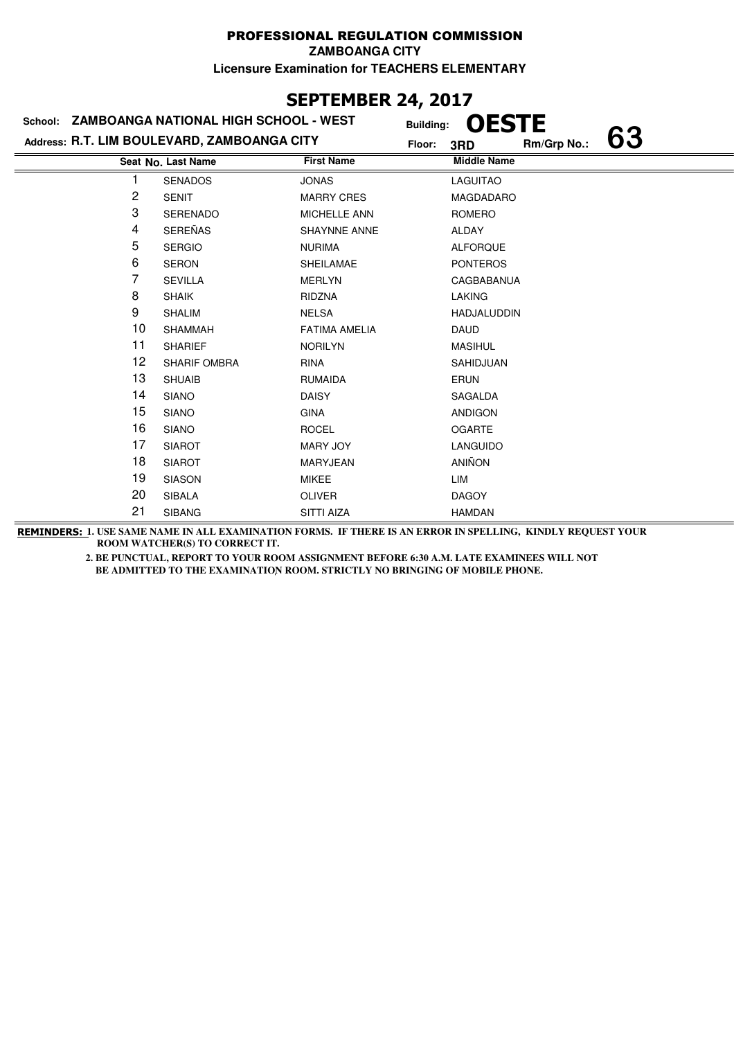# PROFESSIONAL REGULATION COMMISSION

**ZAMBOANGA CITY**

**Licensure Examination for TEACHERS ELEMENTARY**

## SEPTEMBER 24, 2017

**School:** ZAMBOANGA NATIONAL HIGH SCHOOL - WEST  
**Building:** OESTE  
**Address:** R.T. LIM BOULEVARD, ZAMBOANGA CITY  
**Floor:** 3RD  
**Rm/Grp No.:** 63

| Seat No. | Last Name | First Name | Middle Name |
|---|---|---|---|
| 1 | SENADOS | JONAS | LAGUITAO |
| 2 | SENIT | MARRY CRES | MAGDADARO |
| 3 | SERENADO | MICHELLE ANN | ROMERO |
| 4 | SEREÑAS | SHAYNNE ANNE | ALDAY |
| 5 | SERGIO | NURIMA | ALFORQUE |
| 6 | SERON | SHEILAMAE | PONTEROS |
| 7 | SEVILLA | MERLYN | CAGBABANUA |
| 8 | SHAIK | RIDZNA | LAKING |
| 9 | SHALIM | NELSA | HADJALUDDIN |
| 10 | SHAMMAH | FATIMA AMELIA | DAUD |
| 11 | SHARIEF | NORILYN | MASIHUL |
| 12 | SHARIF OMBRA | RINA | SAHIDJUAN |
| 13 | SHUAIB | RUMAIDA | ERUN |
| 14 | SIANO | DAISY | SAGALDA |
| 15 | SIANO | GINA | ANDIGON |
| 16 | SIANO | ROCEL | OGARTE |
| 17 | SIAROT | MARY JOY | LANGUIDO |
| 18 | SIAROT | MARYJEAN | ANIÑON |
| 19 | SIASON | MIKEE | LIM |
| 20 | SIBALA | OLIVER | DAGOY |
| 21 | SIBANG | SITTI AIZA | HAMDAN |

**REMINDERS:** 1. USE SAME NAME IN ALL EXAMINATION FORMS. IF THERE IS AN ERROR IN SPELLING, KINDLY REQUEST YOUR ROOM WATCHER(S) TO CORRECT IT.

2. BE PUNCTUAL, REPORT TO YOUR ROOM ASSIGNMENT BEFORE 6:30 A.M. LATE EXAMINEES WILL NOT BE ADMITTED TO THE EXAMINATION ROOM. STRICTLY NO BRINGING OF MOBILE PHONE.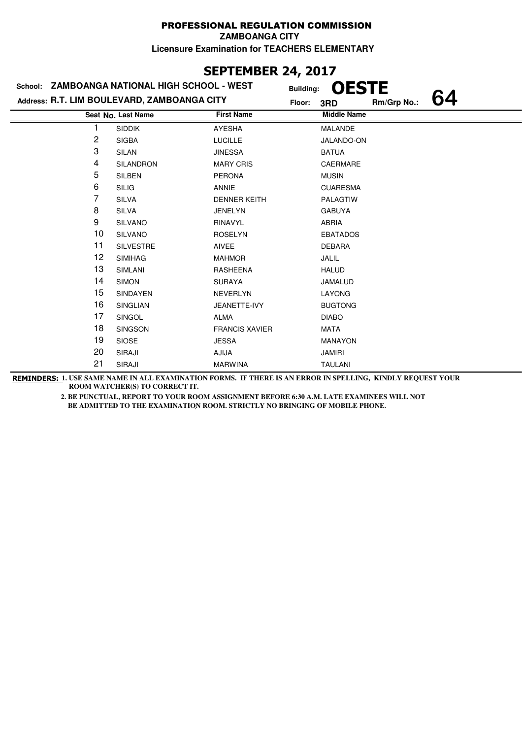# PROFESSIONAL REGULATION COMMISSION

**ZAMBOANGA CITY**

**Licensure Examination for TEACHERS ELEMENTARY**

## SEPTEMBER 24, 2017

**School:** ZAMBOANGA NATIONAL HIGH SCHOOL - WEST **Building:** OESTE

**Address:** R.T. LIM BOULEVARD, ZAMBOANGA CITY **Floor:** 3RD **Rm/Grp No.:** 64

| Seat No. | Last Name | First Name | Middle Name |
|---|---|---|---|
| 1 | SIDDIK | AYESHA | MALANDE |
| 2 | SIGBA | LUCILLE | JALANDO-ON |
| 3 | SILAN | JINESSA | BATUA |
| 4 | SILANDRON | MARY CRIS | CAERMARE |
| 5 | SILBEN | PERONA | MUSIN |
| 6 | SILIG | ANNIE | CUARESMA |
| 7 | SILVA | DENNER KEITH | PALAGTIW |
| 8 | SILVA | JENELYN | GABUYA |
| 9 | SILVANO | RINAVYL | ABRIA |
| 10 | SILVANO | ROSELYN | EBATADOS |
| 11 | SILVESTRE | AIVEE | DEBARA |
| 12 | SIMIHAG | MAHMOR | JALIL |
| 13 | SIMLANI | RASHEENA | HALUD |
| 14 | SIMON | SURAYA | JAMALUD |
| 15 | SINDAYEN | NEVERLYN | LAYONG |
| 16 | SINGLIAN | JEANETTE-IVY | BUGTONG |
| 17 | SINGOL | ALMA | DIABO |
| 18 | SINGSON | FRANCIS XAVIER | MATA |
| 19 | SIOSE | JESSA | MANAYON |
| 20 | SIRAJI | AJIJA | JAMIRI |
| 21 | SIRAJI | MARWINA | TAULANI |

**REMINDERS:** 1. USE SAME NAME IN ALL EXAMINATION FORMS. IF THERE IS AN ERROR IN SPELLING, KINDLY REQUEST YOUR ROOM WATCHER(S) TO CORRECT IT.

2. BE PUNCTUAL, REPORT TO YOUR ROOM ASSIGNMENT BEFORE 6:30 A.M. LATE EXAMINEES WILL NOT BE ADMITTED TO THE EXAMINATION ROOM. STRICTLY NO BRINGING OF MOBILE PHONE.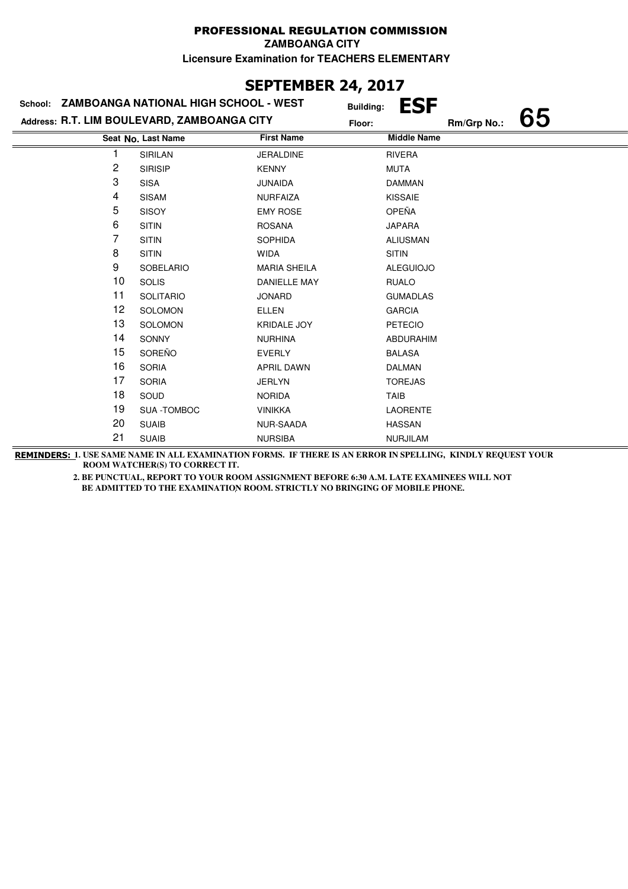# PROFESSIONAL REGULATION COMMISSION

**ZAMBOANGA CITY**

**Licensure Examination for TEACHERS ELEMENTARY**

## SEPTEMBER 24, 2017

**School:** ZAMBOANGA NATIONAL HIGH SCHOOL - WEST **Building:** ESF

**Address:** R.T. LIM BOULEVARD, ZAMBOANGA CITY **Floor:** **Rm/Grp No.:** 65

| Seat No. | Last Name | First Name | Middle Name |
|---|---|---|---|
| 1 | SIRILAN | JERALDINE | RIVERA |
| 2 | SIRISIP | KENNY | MUTA |
| 3 | SISA | JUNAIDA | DAMMAN |
| 4 | SISAM | NURFAIZA | KISSAIE |
| 5 | SISOY | EMY ROSE | OPEÑA |
| 6 | SITIN | ROSANA | JAPARA |
| 7 | SITIN | SOPHIDA | ALIUSMAN |
| 8 | SITIN | WIDA | SITIN |
| 9 | SOBELARIO | MARIA SHEILA | ALEGUIOJO |
| 10 | SOLIS | DANIELLE MAY | RUALO |
| 11 | SOLITARIO | JONARD | GUMADLAS |
| 12 | SOLOMON | ELLEN | GARCIA |
| 13 | SOLOMON | KRIDALE JOY | PETECIO |
| 14 | SONNY | NURHINA | ABDURAHIM |
| 15 | SOREÑO | EVERLY | BALASA |
| 16 | SORIA | APRIL DAWN | DALMAN |
| 17 | SORIA | JERLYN | TOREJAS |
| 18 | SOUD | NORIDA | TAIB |
| 19 | SUA -TOMBOC | VINIKKA | LAORENTE |
| 20 | SUAIB | NUR-SAADA | HASSAN |
| 21 | SUAIB | NURSIBA | NURJILAM |

**REMINDERS:** 1. USE SAME NAME IN ALL EXAMINATION FORMS. IF THERE IS AN ERROR IN SPELLING, KINDLY REQUEST YOUR ROOM WATCHER(S) TO CORRECT IT.

2. BE PUNCTUAL, REPORT TO YOUR ROOM ASSIGNMENT BEFORE 6:30 A.M. LATE EXAMINEES WILL NOT BE ADMITTED TO THE EXAMINATION ROOM. STRICTLY NO BRINGING OF MOBILE PHONE.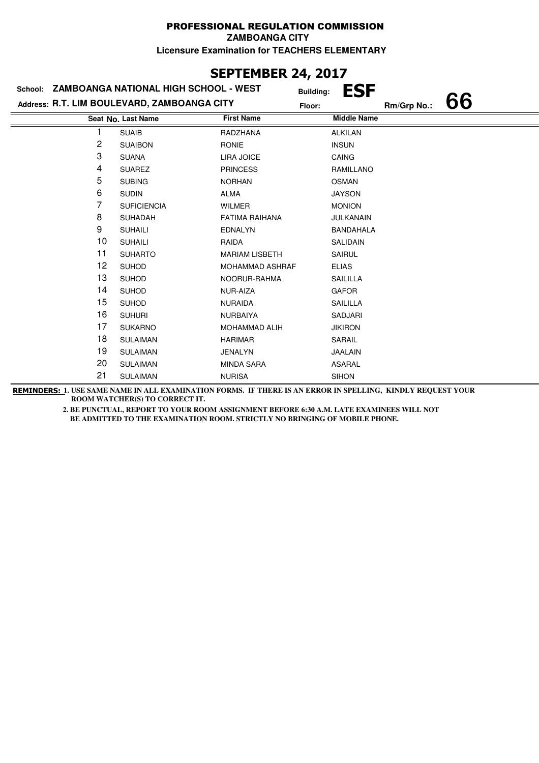# PROFESSIONAL REGULATION COMMISSION

**ZAMBOANGA CITY**

**Licensure Examination for TEACHERS ELEMENTARY**

## SEPTEMBER 24, 2017

**School:** ZAMBOANGA NATIONAL HIGH SCHOOL - WEST  **Building:** ESF

**Address:** R.T. LIM BOULEVARD, ZAMBOANGA CITY  **Floor:**  **Rm/Grp No.:** 66

| Seat No. | Last Name | First Name | Middle Name |
|---|---|---|---|
| 1 | SUAIB | RADZHANA | ALKILAN |
| 2 | SUAIBON | RONIE | INSUN |
| 3 | SUANA | LIRA JOICE | CAING |
| 4 | SUAREZ | PRINCESS | RAMILLANO |
| 5 | SUBING | NORHAN | OSMAN |
| 6 | SUDIN | ALMA | JAYSON |
| 7 | SUFICIENCIA | WILMER | MONION |
| 8 | SUHADAH | FATIMA RAIHANA | JULKANAIN |
| 9 | SUHAILI | EDNALYN | BANDAHALA |
| 10 | SUHAILI | RAIDA | SALIDAIN |
| 11 | SUHARTO | MARIAM LISBETH | SAIRUL |
| 12 | SUHOD | MOHAMMAD ASHRAF | ELIAS |
| 13 | SUHOD | NOORUR-RAHMA | SAILILLA |
| 14 | SUHOD | NUR-AIZA | GAFOR |
| 15 | SUHOD | NURAIDA | SAILILLA |
| 16 | SUHURI | NURBAIYA | SADJARI |
| 17 | SUKARNO | MOHAMMAD ALIH | JIKIRON |
| 18 | SULAIMAN | HARIMAR | SARAIL |
| 19 | SULAIMAN | JENALYN | JAALAIN |
| 20 | SULAIMAN | MINDA SARA | ASARAL |
| 21 | SULAIMAN | NURISA | SIHON |

**REMINDERS:** **1. USE SAME NAME IN ALL EXAMINATION FORMS. IF THERE IS AN ERROR IN SPELLING, KINDLY REQUEST YOUR ROOM WATCHER(S) TO CORRECT IT.**

**2. BE PUNCTUAL, REPORT TO YOUR ROOM ASSIGNMENT BEFORE 6:30 A.M. LATE EXAMINEES WILL NOT BE ADMITTED TO THE EXAMINATION ROOM. STRICTLY NO BRINGING OF MOBILE PHONE.**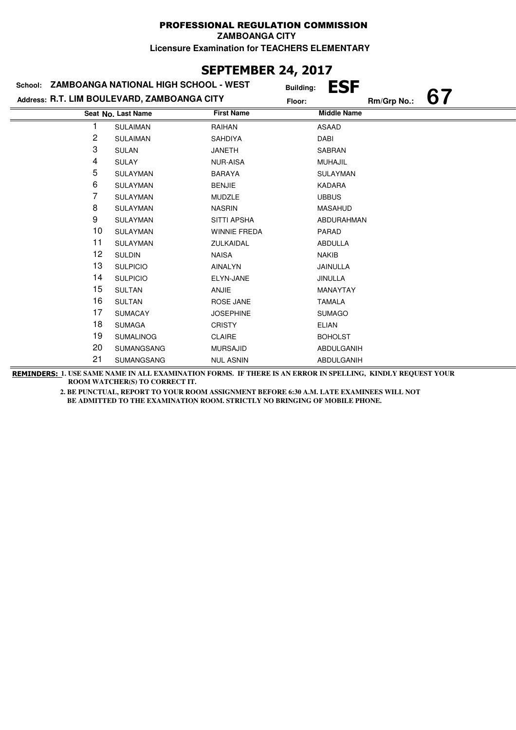**PROFESSIONAL REGULATION COMMISSION**

**ZAMBOANGA CITY**

**Licensure Examination for TEACHERS ELEMENTARY**

## SEPTEMBER 24, 2017

**School: ZAMBOANGA NATIONAL HIGH SCHOOL - WEST**

**Address: R.T. LIM BOULEVARD, ZAMBOANGA CITY**

**Building: ESF**

**Floor:**

**Rm/Grp No.: 67**

| Seat No. | Last Name | First Name | Middle Name |
|---|---|---|---|
| 1 | SULAIMAN | RAIHAN | ASAAD |
| 2 | SULAIMAN | SAHDIYA | DABI |
| 3 | SULAN | JANETH | SABRAN |
| 4 | SULAY | NUR-AISA | MUHAJIL |
| 5 | SULAYMAN | BARAYA | SULAYMAN |
| 6 | SULAYMAN | BENJIE | KADARA |
| 7 | SULAYMAN | MUDZLE | UBBUS |
| 8 | SULAYMAN | NASRIN | MASAHUD |
| 9 | SULAYMAN | SITTI APSHA | ABDURAHMAN |
| 10 | SULAYMAN | WINNIE FREDA | PARAD |
| 11 | SULAYMAN | ZULKAIDAL | ABDULLA |
| 12 | SULDIN | NAISA | NAKIB |
| 13 | SULPICIO | AINALYN | JAINULLA |
| 14 | SULPICIO | ELYN-JANE | JINULLA |
| 15 | SULTAN | ANJIE | MANAYTAY |
| 16 | SULTAN | ROSE JANE | TAMALA |
| 17 | SUMACAY | JOSEPHINE | SUMAGO |
| 18 | SUMAGA | CRISTY | ELIAN |
| 19 | SUMALINOG | CLAIRE | BOHOLST |
| 20 | SUMANGSANG | MURSAJID | ABDULGANIH |
| 21 | SUMANGSANG | NUL ASNIN | ABDULGANIH |

**REMINDERS: 1. USE SAME NAME IN ALL EXAMINATION FORMS. IF THERE IS AN ERROR IN SPELLING, KINDLY REQUEST YOUR ROOM WATCHER(S) TO CORRECT IT.**

**2. BE PUNCTUAL, REPORT TO YOUR ROOM ASSIGNMENT BEFORE 6:30 A.M. LATE EXAMINEES WILL NOT BE ADMITTED TO THE EXAMINATION ROOM. STRICTLY NO BRINGING OF MOBILE PHONE.**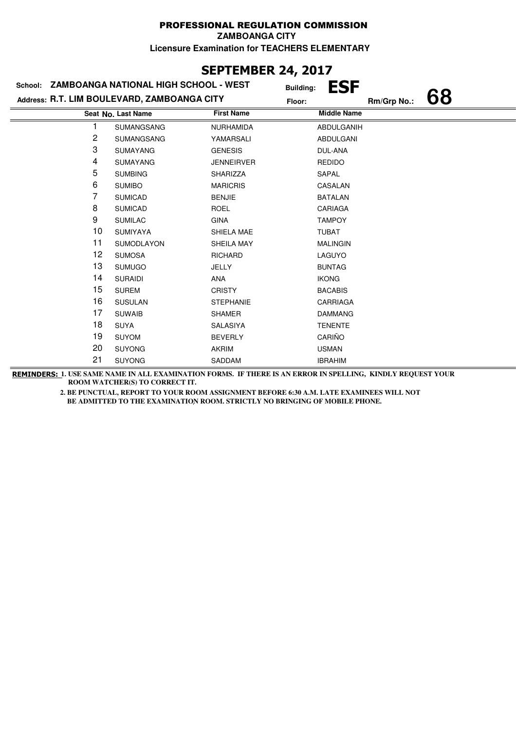# PROFESSIONAL REGULATION COMMISSION

**ZAMBOANGA CITY**

**Licensure Examination for TEACHERS ELEMENTARY**

## SEPTEMBER 24, 2017

**School:** ZAMBOANGA NATIONAL HIGH SCHOOL - WEST **Building:** ESF

**Address:** R.T. LIM BOULEVARD, ZAMBOANGA CITY **Floor:** **Rm/Grp No.:** 68

| Seat No. | Last Name | First Name | Middle Name |
|---|---|---|---|
| 1 | SUMANGSANG | NURHAMIDA | ABDULGANIH |
| 2 | SUMANGSANG | YAMARSALI | ABDULGANI |
| 3 | SUMAYANG | GENESIS | DUL-ANA |
| 4 | SUMAYANG | JENNEIRVER | REDIDO |
| 5 | SUMBING | SHARIZZA | SAPAL |
| 6 | SUMIBO | MARICRIS | CASALAN |
| 7 | SUMICAD | BENJIE | BATALAN |
| 8 | SUMICAD | ROEL | CARIAGA |
| 9 | SUMILAC | GINA | TAMPOY |
| 10 | SUMIYAYA | SHIELA MAE | TUBAT |
| 11 | SUMODLAYON | SHEILA MAY | MALINGIN |
| 12 | SUMOSA | RICHARD | LAGUYO |
| 13 | SUMUGO | JELLY | BUNTAG |
| 14 | SURAIDI | ANA | IKONG |
| 15 | SUREM | CRISTY | BACABIS |
| 16 | SUSULAN | STEPHANIE | CARRIAGA |
| 17 | SUWAIB | SHAMER | DAMMANG |
| 18 | SUYA | SALASIYA | TENENTE |
| 19 | SUYOM | BEVERLY | CARIÑO |
| 20 | SUYONG | AKRIM | USMAN |
| 21 | SUYONG | SADDAM | IBRAHIM |

**REMINDERS:** 1. USE SAME NAME IN ALL EXAMINATION FORMS. IF THERE IS AN ERROR IN SPELLING, KINDLY REQUEST YOUR ROOM WATCHER(S) TO CORRECT IT.

2. BE PUNCTUAL, REPORT TO YOUR ROOM ASSIGNMENT BEFORE 6:30 A.M. LATE EXAMINEES WILL NOT BE ADMITTED TO THE EXAMINATION ROOM. STRICTLY NO BRINGING OF MOBILE PHONE.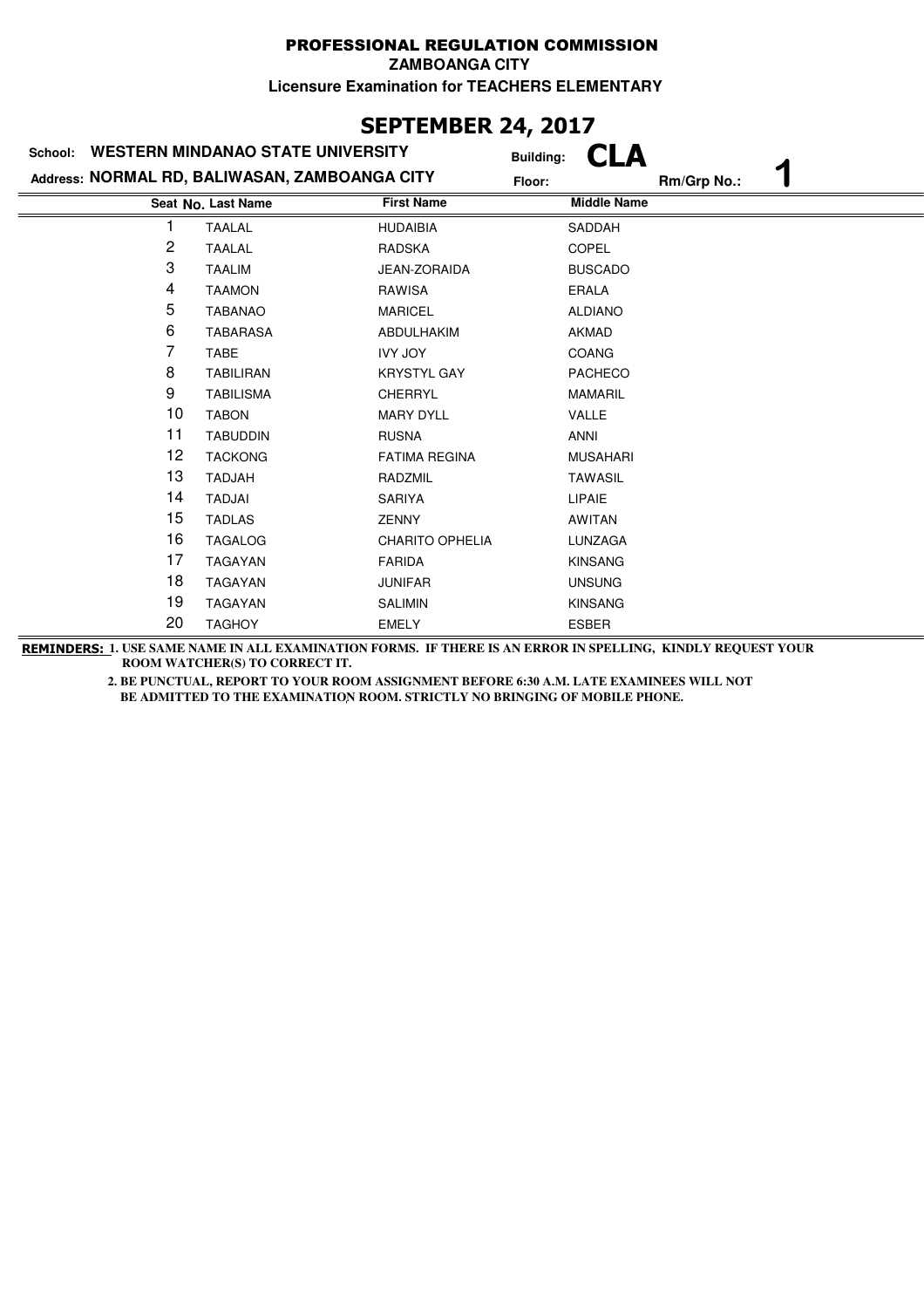# PROFESSIONAL REGULATION COMMISSION

**ZAMBOANGA CITY**

**Licensure Examination for TEACHERS ELEMENTARY**

## SEPTEMBER 24, 2017

**School: WESTERN MINDANAO STATE UNIVERSITY** &nbsp;&nbsp;&nbsp; **Building: CLA**

**Address: NORMAL RD, BALIWASAN, ZAMBOANGA CITY** &nbsp;&nbsp;&nbsp; **Floor:** &nbsp;&nbsp;&nbsp; **Rm/Grp No.: 1**

| Seat No. | Last Name | First Name | Middle Name |
|---|---|---|---|
| 1 | TAALAL | HUDAIBIA | SADDAH |
| 2 | TAALAL | RADSKA | COPEL |
| 3 | TAALIM | JEAN-ZORAIDA | BUSCADO |
| 4 | TAAMON | RAWISA | ERALA |
| 5 | TABANAO | MARICEL | ALDIANO |
| 6 | TABARASA | ABDULHAKIM | AKMAD |
| 7 | TABE | IVY JOY | COANG |
| 8 | TABILIRAN | KRYSTYL GAY | PACHECO |
| 9 | TABILISMA | CHERRYL | MAMARIL |
| 10 | TABON | MARY DYLL | VALLE |
| 11 | TABUDDIN | RUSNA | ANNI |
| 12 | TACKONG | FATIMA REGINA | MUSAHARI |
| 13 | TADJAH | RADZMIL | TAWASIL |
| 14 | TADJAI | SARIYA | LIPAIE |
| 15 | TADLAS | ZENNY | AWITAN |
| 16 | TAGALOG | CHARITO OPHELIA | LUNZAGA |
| 17 | TAGAYAN | FARIDA | KINSANG |
| 18 | TAGAYAN | JUNIFAR | UNSUNG |
| 19 | TAGAYAN | SALIMIN | KINSANG |
| 20 | TAGHOY | EMELY | ESBER |

**REMINDERS:** 1. USE SAME NAME IN ALL EXAMINATION FORMS. IF THERE IS AN ERROR IN SPELLING, KINDLY REQUEST YOUR ROOM WATCHER(S) TO CORRECT IT.

2. BE PUNCTUAL, REPORT TO YOUR ROOM ASSIGNMENT BEFORE 6:30 A.M. LATE EXAMINEES WILL NOT BE ADMITTED TO THE EXAMINATION ROOM. STRICTLY NO BRINGING OF MOBILE PHONE.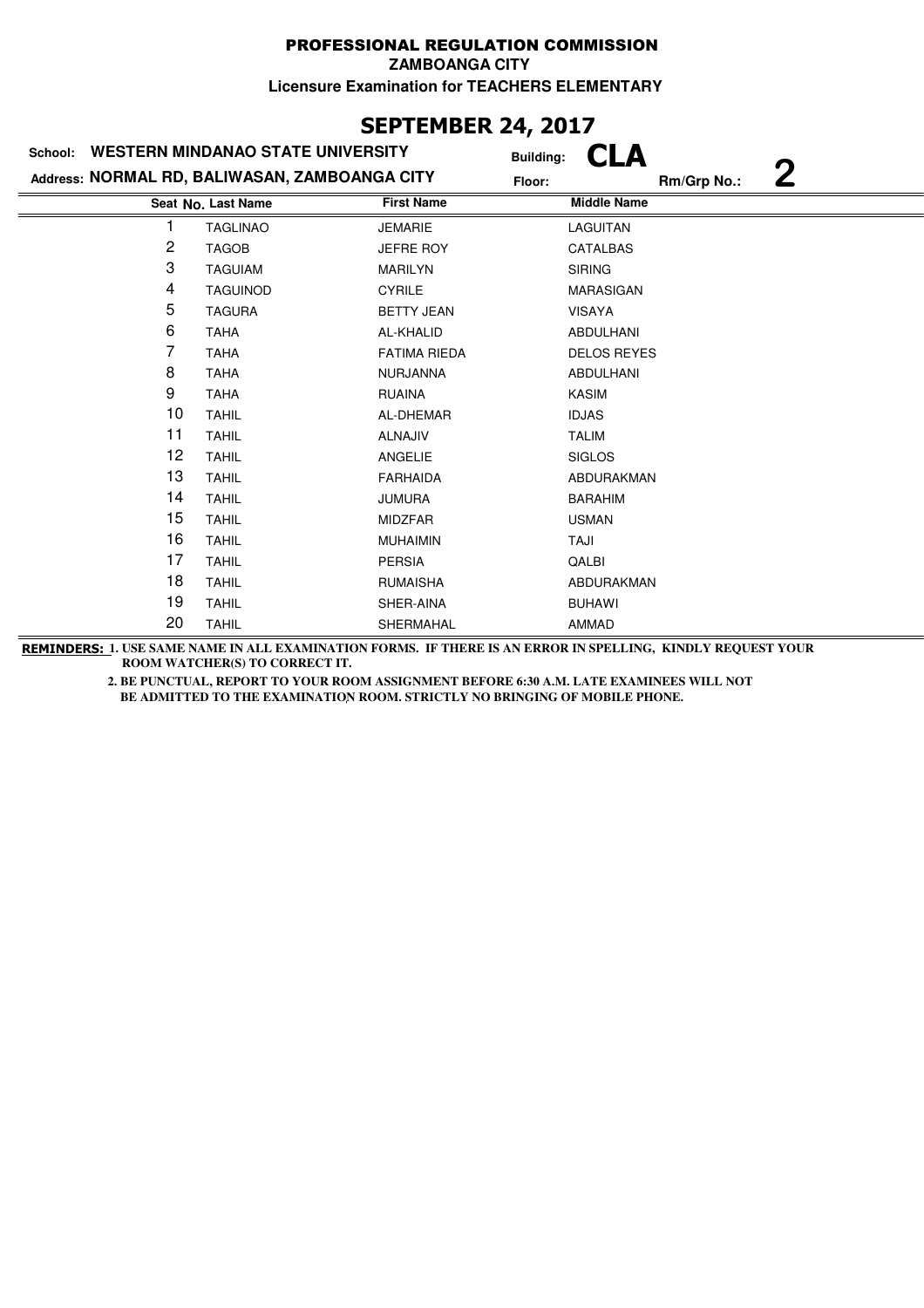**PROFESSIONAL REGULATION COMMISSION**

**ZAMBOANGA CITY**

**Licensure Examination for TEACHERS ELEMENTARY**

## SEPTEMBER 24, 2017

**School:** WESTERN MINDANAO STATE UNIVERSITY

**Building:** CLA

**Address:** NORMAL RD, BALIWASAN, ZAMBOANGA CITY

**Floor:**

**Rm/Grp No.:** 2

| Seat No. | Last Name | First Name | Middle Name |
|---|---|---|---|
| 1 | TAGLINAO | JEMARIE | LAGUITAN |
| 2 | TAGOB | JEFRE ROY | CATALBAS |
| 3 | TAGUIAM | MARILYN | SIRING |
| 4 | TAGUINOD | CYRILE | MARASIGAN |
| 5 | TAGURA | BETTY JEAN | VISAYA |
| 6 | TAHA | AL-KHALID | ABDULHANI |
| 7 | TAHA | FATIMA RIEDA | DELOS REYES |
| 8 | TAHA | NURJANNA | ABDULHANI |
| 9 | TAHA | RUAINA | KASIM |
| 10 | TAHIL | AL-DHEMAR | IDJAS |
| 11 | TAHIL | ALNAJIV | TALIM |
| 12 | TAHIL | ANGELIE | SIGLOS |
| 13 | TAHIL | FARHAIDA | ABDURAKMAN |
| 14 | TAHIL | JUMURA | BARAHIM |
| 15 | TAHIL | MIDZFAR | USMAN |
| 16 | TAHIL | MUHAIMIN | TAJI |
| 17 | TAHIL | PERSIA | QALBI |
| 18 | TAHIL | RUMAISHA | ABDURAKMAN |
| 19 | TAHIL | SHER-AINA | BUHAWI |
| 20 | TAHIL | SHERMAHAL | AMMAD |

**REMINDERS:** 1. USE SAME NAME IN ALL EXAMINATION FORMS. IF THERE IS AN ERROR IN SPELLING, KINDLY REQUEST YOUR ROOM WATCHER(S) TO CORRECT IT.

2. BE PUNCTUAL, REPORT TO YOUR ROOM ASSIGNMENT BEFORE 6:30 A.M. LATE EXAMINEES WILL NOT BE ADMITTED TO THE EXAMINATION ROOM. STRICTLY NO BRINGING OF MOBILE PHONE.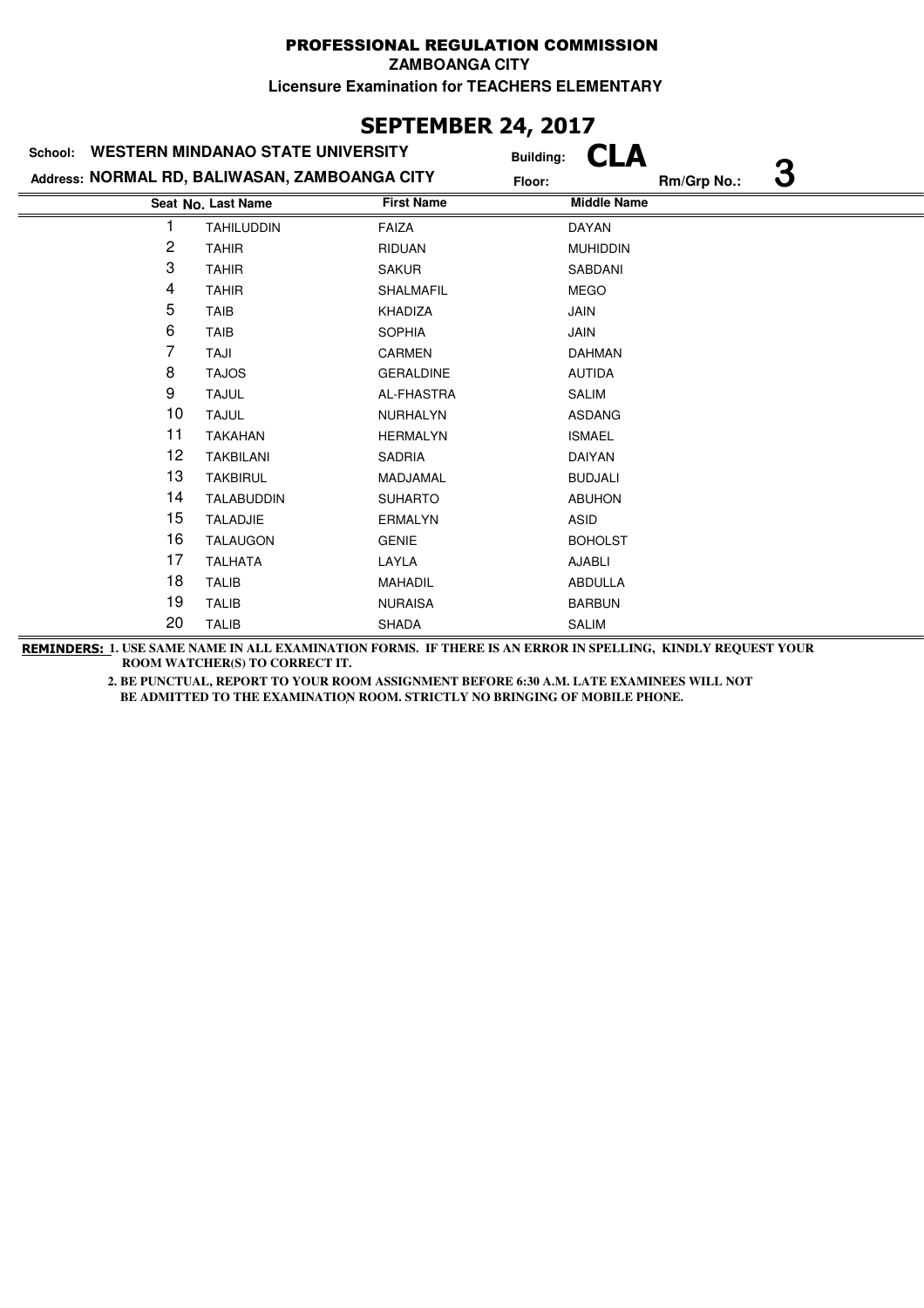**PROFESSIONAL REGULATION COMMISSION**

**ZAMBOANGA CITY**

**Licensure Examination for TEACHERS ELEMENTARY**

## SEPTEMBER 24, 2017

**School: WESTERN MINDANAO STATE UNIVERSITY** Building: **CLA**

**Address: NORMAL RD, BALIWASAN, ZAMBOANGA CITY** Floor: Rm/Grp No.: **3**

| Seat No. | Last Name | First Name | Middle Name |
|---|---|---|---|
| 1 | TAHILUDDIN | FAIZA | DAYAN |
| 2 | TAHIR | RIDUAN | MUHIDDIN |
| 3 | TAHIR | SAKUR | SABDANI |
| 4 | TAHIR | SHALMAFIL | MEGO |
| 5 | TAIB | KHADIZA | JAIN |
| 6 | TAIB | SOPHIA | JAIN |
| 7 | TAJI | CARMEN | DAHMAN |
| 8 | TAJOS | GERALDINE | AUTIDA |
| 9 | TAJUL | AL-FHASTRA | SALIM |
| 10 | TAJUL | NURHALYN | ASDANG |
| 11 | TAKAHAN | HERMALYN | ISMAEL |
| 12 | TAKBILANI | SADRIA | DAIYAN |
| 13 | TAKBIRUL | MADJAMAL | BUDJALI |
| 14 | TALABUDDIN | SUHARTO | ABUHON |
| 15 | TALADJIE | ERMALYN | ASID |
| 16 | TALAUGON | GENIE | BOHOLST |
| 17 | TALHATA | LAYLA | AJABLI |
| 18 | TALIB | MAHADIL | ABDULLA |
| 19 | TALIB | NURAISA | BARBUN |
| 20 | TALIB | SHADA | SALIM |

**REMINDERS:** **1. USE SAME NAME IN ALL EXAMINATION FORMS. IF THERE IS AN ERROR IN SPELLING, KINDLY REQUEST YOUR ROOM WATCHER(S) TO CORRECT IT.**

**2. BE PUNCTUAL, REPORT TO YOUR ROOM ASSIGNMENT BEFORE 6:30 A.M. LATE EXAMINEES WILL NOT BE ADMITTED TO THE EXAMINATION ROOM. STRICTLY NO BRINGING OF MOBILE PHONE.**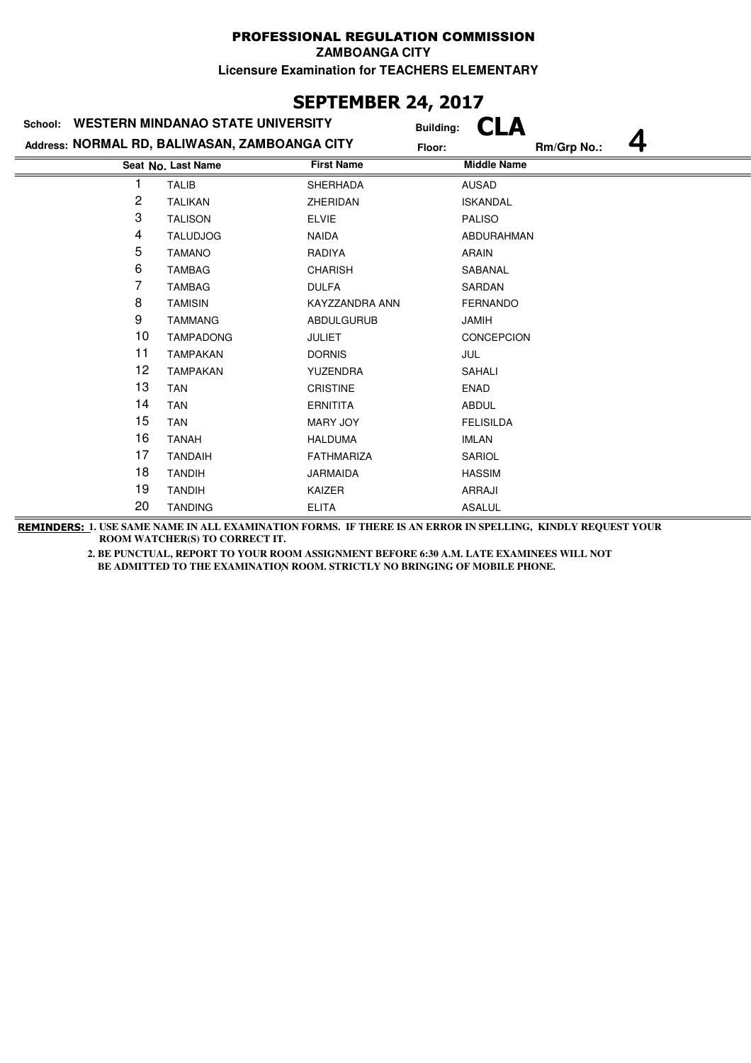# PROFESSIONAL REGULATION COMMISSION

**ZAMBOANGA CITY**

**Licensure Examination for TEACHERS ELEMENTARY**

## SEPTEMBER 24, 2017

**School:** WESTERN MINDANAO STATE UNIVERSITY  **Building:** CLA

**Address:** NORMAL RD, BALIWASAN, ZAMBOANGA CITY  **Floor:**  **Rm/Grp No.:** 4

| Seat No. | Last Name | First Name | Middle Name |
|---|---|---|---|
| 1 | TALIB | SHERHADA | AUSAD |
| 2 | TALIKAN | ZHERIDAN | ISKANDAL |
| 3 | TALISON | ELVIE | PALISO |
| 4 | TALUDJOG | NAIDA | ABDURAHMAN |
| 5 | TAMANO | RADIYA | ARAIN |
| 6 | TAMBAG | CHARISH | SABANAL |
| 7 | TAMBAG | DULFA | SARDAN |
| 8 | TAMISIN | KAYZZANDRA ANN | FERNANDO |
| 9 | TAMMANG | ABDULGURUB | JAMIH |
| 10 | TAMPADONG | JULIET | CONCEPCION |
| 11 | TAMPAKAN | DORNIS | JUL |
| 12 | TAMPAKAN | YUZENDRA | SAHALI |
| 13 | TAN | CRISTINE | ENAD |
| 14 | TAN | ERNITITA | ABDUL |
| 15 | TAN | MARY JOY | FELISILDA |
| 16 | TANAH | HALDUMA | IMLAN |
| 17 | TANDAIH | FATHMARIZA | SARIOL |
| 18 | TANDIH | JARMAIDA | HASSIM |
| 19 | TANDIH | KAIZER | ARRAJI |
| 20 | TANDING | ELITA | ASALUL |

**REMINDERS:** 1. USE SAME NAME IN ALL EXAMINATION FORMS. IF THERE IS AN ERROR IN SPELLING, KINDLY REQUEST YOUR ROOM WATCHER(S) TO CORRECT IT.

2. BE PUNCTUAL, REPORT TO YOUR ROOM ASSIGNMENT BEFORE 6:30 A.M. LATE EXAMINEES WILL NOT BE ADMITTED TO THE EXAMINATION ROOM. STRICTLY NO BRINGING OF MOBILE PHONE.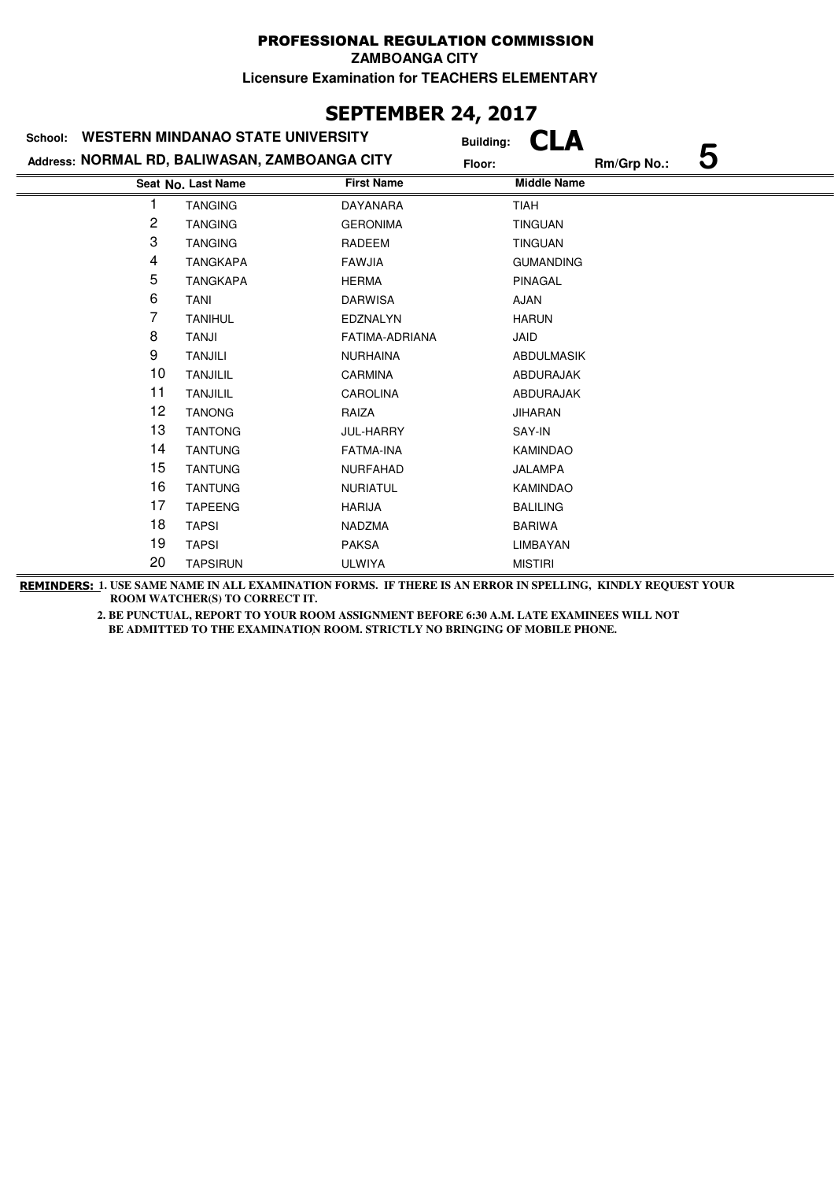# PROFESSIONAL REGULATION COMMISSION

**ZAMBOANGA CITY**

**Licensure Examination for TEACHERS ELEMENTARY**

## SEPTEMBER 24, 2017

**School:** WESTERN MINDANAO STATE UNIVERSITY **Building:** CLA

**Address:** NORMAL RD, BALIWASAN, ZAMBOANGA CITY **Floor:** **Rm/Grp No.:** 5

| Seat No. | Last Name | First Name | Middle Name |
|---|---|---|---|
| 1 | TANGING | DAYANARA | TIAH |
| 2 | TANGING | GERONIMA | TINGUAN |
| 3 | TANGING | RADEEM | TINGUAN |
| 4 | TANGKAPA | FAWJIA | GUMANDING |
| 5 | TANGKAPA | HERMA | PINAGAL |
| 6 | TANI | DARWISA | AJAN |
| 7 | TANIHUL | EDZNALYN | HARUN |
| 8 | TANJI | FATIMA-ADRIANA | JAID |
| 9 | TANJILI | NURHAINA | ABDULMASIK |
| 10 | TANJILIL | CARMINA | ABDURAJAK |
| 11 | TANJILIL | CAROLINA | ABDURAJAK |
| 12 | TANONG | RAIZA | JIHARAN |
| 13 | TANTONG | JUL-HARRY | SAY-IN |
| 14 | TANTUNG | FATMA-INA | KAMINDAO |
| 15 | TANTUNG | NURFAHAD | JALAMPA |
| 16 | TANTUNG | NURIATUL | KAMINDAO |
| 17 | TAPEENG | HARIJA | BALILING |
| 18 | TAPSI | NADZMA | BARIWA |
| 19 | TAPSI | PAKSA | LIMBAYAN |
| 20 | TAPSIRUN | ULWIYA | MISTIRI |

**REMINDERS:** 1. USE SAME NAME IN ALL EXAMINATION FORMS. IF THERE IS AN ERROR IN SPELLING, KINDLY REQUEST YOUR ROOM WATCHER(S) TO CORRECT IT.

2. BE PUNCTUAL, REPORT TO YOUR ROOM ASSIGNMENT BEFORE 6:30 A.M. LATE EXAMINEES WILL NOT BE ADMITTED TO THE EXAMINATION ROOM. STRICTLY NO BRINGING OF MOBILE PHONE.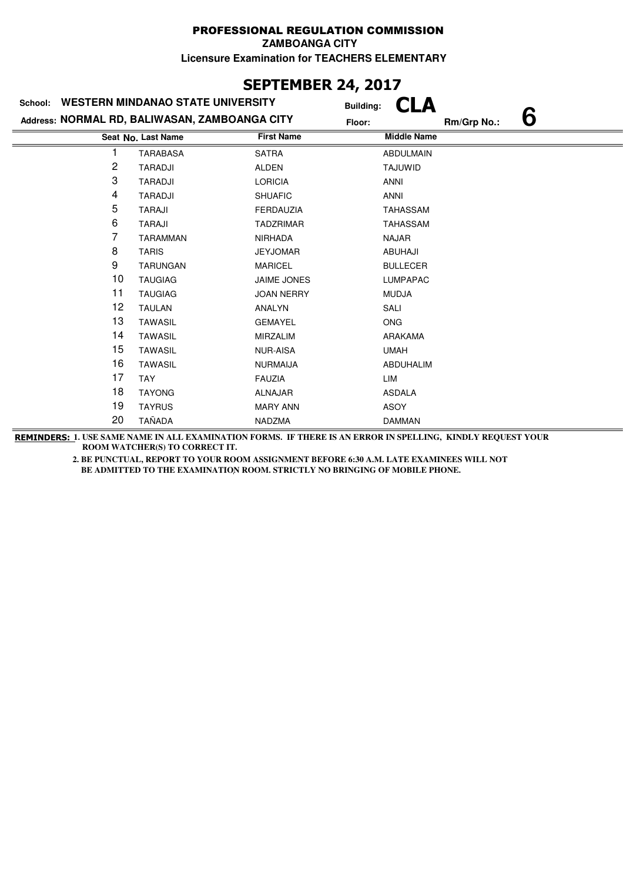# PROFESSIONAL REGULATION COMMISSION

**ZAMBOANGA CITY**

**Licensure Examination for TEACHERS ELEMENTARY**

## SEPTEMBER 24, 2017

**School:** WESTERN MINDANAO STATE UNIVERSITY

**Building:** CLA

**Address:** NORMAL RD, BALIWASAN, ZAMBOANGA CITY

**Floor:**

**Rm/Grp No.:** 6

| Seat No. | Last Name | First Name | Middle Name |
|---|---|---|---|
| 1 | TARABASA | SATRA | ABDULMAIN |
| 2 | TARADJI | ALDEN | TAJUWID |
| 3 | TARADJI | LORICIA | ANNI |
| 4 | TARADJI | SHUAFIC | ANNI |
| 5 | TARAJI | FERDAUZIA | TAHASSAM |
| 6 | TARAJI | TADZRIMAR | TAHASSAM |
| 7 | TARAMMAN | NIRHADA | NAJAR |
| 8 | TARIS | JEYJOMAR | ABUHAJI |
| 9 | TARUNGAN | MARICEL | BULLECER |
| 10 | TAUGIAG | JAIME JONES | LUMPAPAC |
| 11 | TAUGIAG | JOAN NERRY | MUDJA |
| 12 | TAULAN | ANALYN | SALI |
| 13 | TAWASIL | GEMAYEL | ONG |
| 14 | TAWASIL | MIRZALIM | ARAKAMA |
| 15 | TAWASIL | NUR-AISA | UMAH |
| 16 | TAWASIL | NURMAIJA | ABDUHALIM |
| 17 | TAY | FAUZIA | LIM |
| 18 | TAYONG | ALNAJAR | ASDALA |
| 19 | TAYRUS | MARY ANN | ASOY |
| 20 | TAÑADA | NADZMA | DAMMAN |

**REMINDERS:** 1. USE SAME NAME IN ALL EXAMINATION FORMS. IF THERE IS AN ERROR IN SPELLING, KINDLY REQUEST YOUR ROOM WATCHER(S) TO CORRECT IT.

2. BE PUNCTUAL, REPORT TO YOUR ROOM ASSIGNMENT BEFORE 6:30 A.M. LATE EXAMINEES WILL NOT BE ADMITTED TO THE EXAMINATION ROOM. STRICTLY NO BRINGING OF MOBILE PHONE.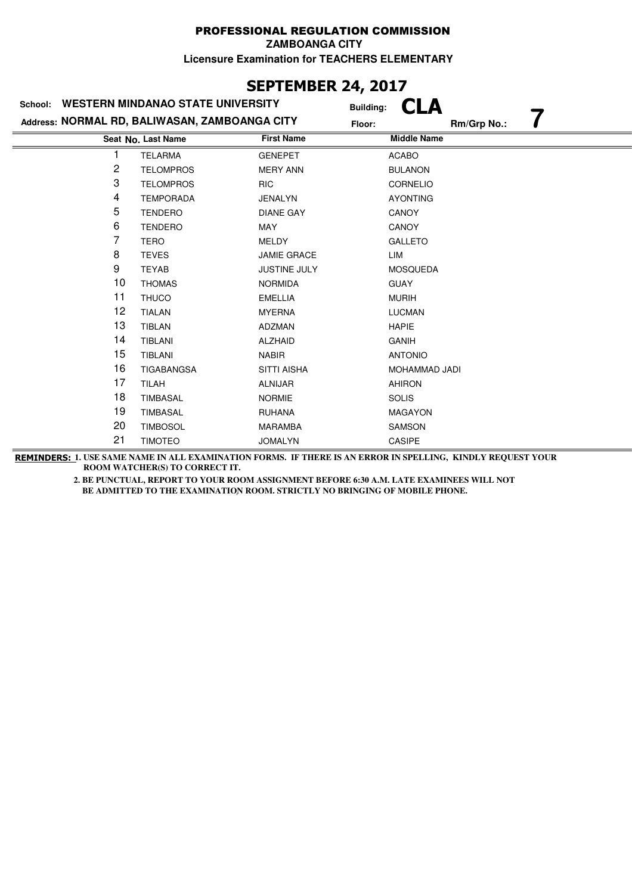# PROFESSIONAL REGULATION COMMISSION

**ZAMBOANGA CITY**

**Licensure Examination for TEACHERS ELEMENTARY**

## SEPTEMBER 24, 2017

**School:** WESTERN MINDANAO STATE UNIVERSITY **Building:** CLA

**Address:** NORMAL RD, BALIWASAN, ZAMBOANGA CITY **Floor:** **Rm/Grp No.:** 7

| Seat No. | Last Name | First Name | Middle Name |
|---|---|---|---|
| 1 | TELARMA | GENEPET | ACABO |
| 2 | TELOMPROS | MERY ANN | BULANON |
| 3 | TELOMPROS | RIC | CORNELIO |
| 4 | TEMPORADA | JENALYN | AYONTING |
| 5 | TENDERO | DIANE GAY | CANOY |
| 6 | TENDERO | MAY | CANOY |
| 7 | TERO | MELDY | GALLETO |
| 8 | TEVES | JAMIE GRACE | LIM |
| 9 | TEYAB | JUSTINE JULY | MOSQUEDA |
| 10 | THOMAS | NORMIDA | GUAY |
| 11 | THUCO | EMELLIA | MURIH |
| 12 | TIALAN | MYERNA | LUCMAN |
| 13 | TIBLAN | ADZMAN | HAPIE |
| 14 | TIBLANI | ALZHAID | GANIH |
| 15 | TIBLANI | NABIR | ANTONIO |
| 16 | TIGABANGSA | SITTI AISHA | MOHAMMAD JADI |
| 17 | TILAH | ALNIJAR | AHIRON |
| 18 | TIMBASAL | NORMIE | SOLIS |
| 19 | TIMBASAL | RUHANA | MAGAYON |
| 20 | TIMBOSOL | MARAMBA | SAMSON |
| 21 | TIMOTEO | JOMALYN | CASIPE |

**REMINDERS:** **1. USE SAME NAME IN ALL EXAMINATION FORMS. IF THERE IS AN ERROR IN SPELLING, KINDLY REQUEST YOUR ROOM WATCHER(S) TO CORRECT IT.**

**2. BE PUNCTUAL, REPORT TO YOUR ROOM ASSIGNMENT BEFORE 6:30 A.M. LATE EXAMINEES WILL NOT BE ADMITTED TO THE EXAMINATION ROOM. STRICTLY NO BRINGING OF MOBILE PHONE.**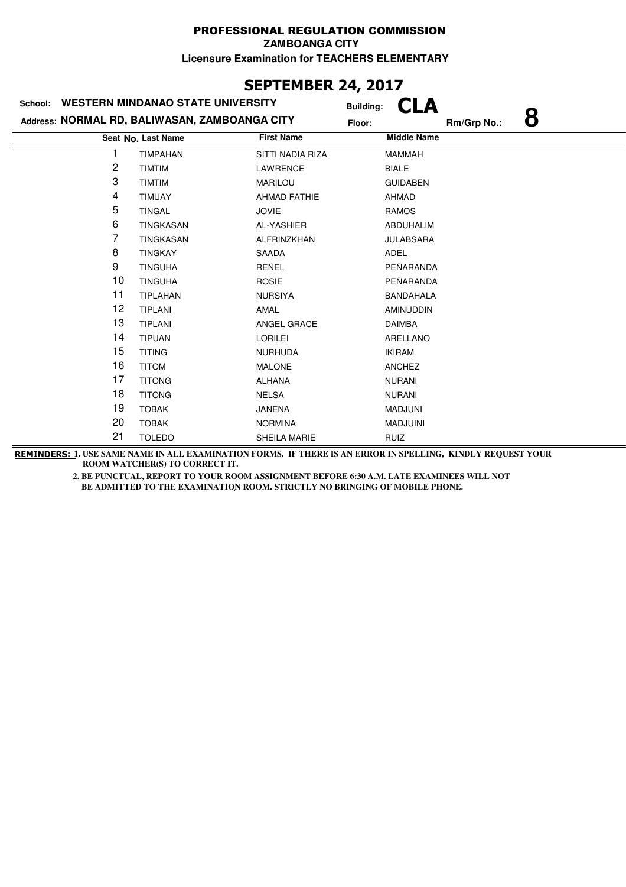**PROFESSIONAL REGULATION COMMISSION**

**ZAMBOANGA CITY**

**Licensure Examination for TEACHERS ELEMENTARY**

## SEPTEMBER 24, 2017

**School:** WESTERN MINDANAO STATE UNIVERSITY **Building:** CLA

**Address:** NORMAL RD, BALIWASAN, ZAMBOANGA CITY **Floor:** **Rm/Grp No.:** 8

| Seat No. | Last Name | First Name | Middle Name |
|---|---|---|---|
| 1 | TIMPAHAN | SITTI NADIA RIZA | MAMMAH |
| 2 | TIMTIM | LAWRENCE | BIALE |
| 3 | TIMTIM | MARILOU | GUIDABEN |
| 4 | TIMUAY | AHMAD FATHIE | AHMAD |
| 5 | TINGAL | JOVIE | RAMOS |
| 6 | TINGKASAN | AL-YASHIER | ABDUHALIM |
| 7 | TINGKASAN | ALFRINZKHAN | JULABSARA |
| 8 | TINGKAY | SAADA | ADEL |
| 9 | TINGUHA | REÑEL | PEÑARANDA |
| 10 | TINGUHA | ROSIE | PEÑARANDA |
| 11 | TIPLAHAN | NURSIYA | BANDAHALA |
| 12 | TIPLANI | AMAL | AMINUDDIN |
| 13 | TIPLANI | ANGEL GRACE | DAIMBA |
| 14 | TIPUAN | LORILEI | ARELLANO |
| 15 | TITING | NURHUDA | IKIRAM |
| 16 | TITOM | MALONE | ANCHEZ |
| 17 | TITONG | ALHANA | NURANI |
| 18 | TITONG | NELSA | NURANI |
| 19 | TOBAK | JANENA | MADJUNI |
| 20 | TOBAK | NORMINA | MADJUINI |
| 21 | TOLEDO | SHEILA MARIE | RUIZ |

**REMINDERS:** **1. USE SAME NAME IN ALL EXAMINATION FORMS. IF THERE IS AN ERROR IN SPELLING, KINDLY REQUEST YOUR ROOM WATCHER(S) TO CORRECT IT.**

**2. BE PUNCTUAL, REPORT TO YOUR ROOM ASSIGNMENT BEFORE 6:30 A.M. LATE EXAMINEES WILL NOT BE ADMITTED TO THE EXAMINATION ROOM. STRICTLY NO BRINGING OF MOBILE PHONE.**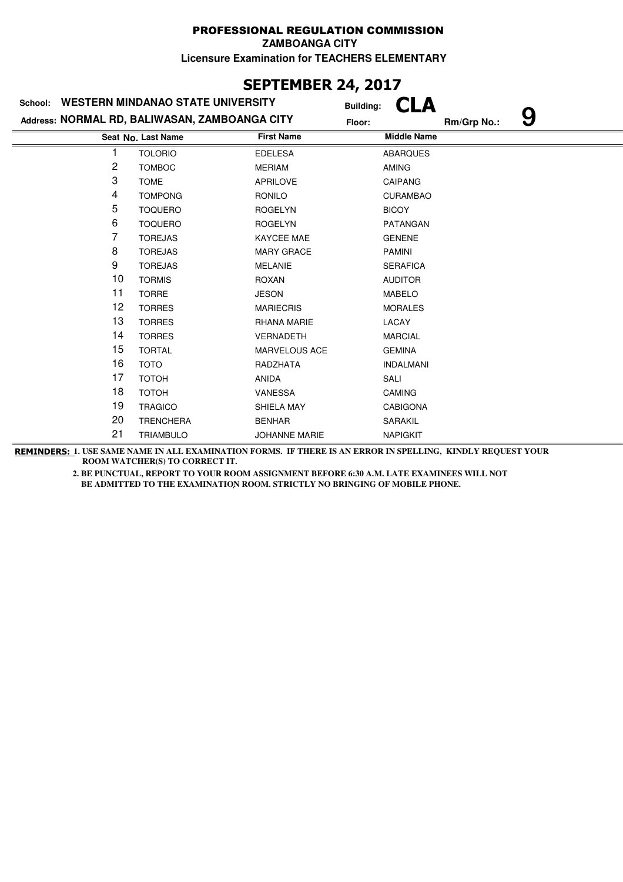# PROFESSIONAL REGULATION COMMISSION

**ZAMBOANGA CITY**

**Licensure Examination for TEACHERS ELEMENTARY**

## SEPTEMBER 24, 2017

**School:** WESTERN MINDANAO STATE UNIVERSITY **Building:** CLA

**Address:** NORMAL RD, BALIWASAN, ZAMBOANGA CITY **Floor:** **Rm/Grp No.:** 9

| Seat No. | Last Name | First Name | Middle Name |
|---|---|---|---|
| 1 | TOLORIO | EDELESA | ABARQUES |
| 2 | TOMBOC | MERIAM | AMING |
| 3 | TOME | APRILOVE | CAIPANG |
| 4 | TOMPONG | RONILO | CURAMBAO |
| 5 | TOQUERO | ROGELYN | BICOY |
| 6 | TOQUERO | ROGELYN | PATANGAN |
| 7 | TOREJAS | KAYCEE MAE | GENENE |
| 8 | TOREJAS | MARY GRACE | PAMINI |
| 9 | TOREJAS | MELANIE | SERAFICA |
| 10 | TORMIS | ROXAN | AUDITOR |
| 11 | TORRE | JESON | MABELO |
| 12 | TORRES | MARIECRIS | MORALES |
| 13 | TORRES | RHANA MARIE | LACAY |
| 14 | TORRES | VERNADETH | MARCIAL |
| 15 | TORTAL | MARVELOUS ACE | GEMINA |
| 16 | TOTO | RADZHATA | INDALMANI |
| 17 | TOTOH | ANIDA | SALI |
| 18 | TOTOH | VANESSA | CAMING |
| 19 | TRAGICO | SHIELA MAY | CABIGONA |
| 20 | TRENCHERA | BENHAR | SARAKIL |
| 21 | TRIAMBULO | JOHANNE MARIE | NAPIGKIT |

**REMINDERS:** **1. USE SAME NAME IN ALL EXAMINATION FORMS. IF THERE IS AN ERROR IN SPELLING, KINDLY REQUEST YOUR ROOM WATCHER(S) TO CORRECT IT.**

**2. BE PUNCTUAL, REPORT TO YOUR ROOM ASSIGNMENT BEFORE 6:30 A.M. LATE EXAMINEES WILL NOT BE ADMITTED TO THE EXAMINATION ROOM. STRICTLY NO BRINGING OF MOBILE PHONE.**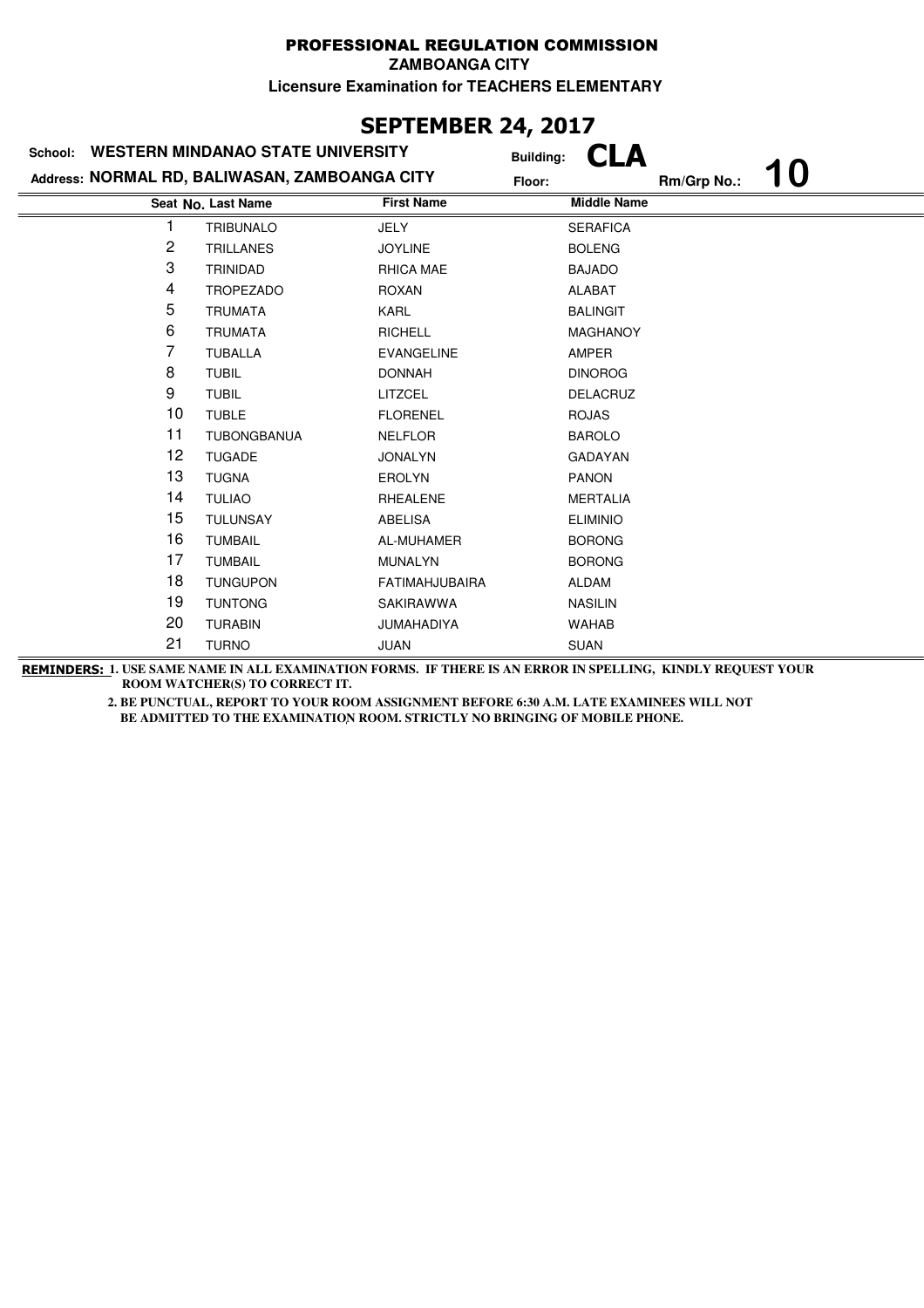**PROFESSIONAL REGULATION COMMISSION**

**ZAMBOANGA CITY**

**Licensure Examination for TEACHERS ELEMENTARY**

## SEPTEMBER 24, 2017

**School: WESTERN MINDANAO STATE UNIVERSITY** Building: **CLA**

**Address: NORMAL RD, BALIWASAN, ZAMBOANGA CITY** Floor: Rm/Grp No.: **10**

| Seat No. | Last Name | First Name | Middle Name |
|---|---|---|---|
| 1 | TRIBUNALO | JELY | SERAFICA |
| 2 | TRILLANES | JOYLINE | BOLENG |
| 3 | TRINIDAD | RHICA MAE | BAJADO |
| 4 | TROPEZADO | ROXAN | ALABAT |
| 5 | TRUMATA | KARL | BALINGIT |
| 6 | TRUMATA | RICHELL | MAGHANOY |
| 7 | TUBALLA | EVANGELINE | AMPER |
| 8 | TUBIL | DONNAH | DINOROG |
| 9 | TUBIL | LITZCEL | DELACRUZ |
| 10 | TUBLE | FLORENEL | ROJAS |
| 11 | TUBONGBANUA | NELFLOR | BAROLO |
| 12 | TUGADE | JONALYN | GADAYAN |
| 13 | TUGNA | EROLYN | PANON |
| 14 | TULIAO | RHEALENE | MERTALIA |
| 15 | TULUNSAY | ABELISA | ELIMINIO |
| 16 | TUMBAIL | AL-MUHAMER | BORONG |
| 17 | TUMBAIL | MUNALYN | BORONG |
| 18 | TUNGUPON | FATIMAHJUBAIRA | ALDAM |
| 19 | TUNTONG | SAKIRAWWA | NASILIN |
| 20 | TURABIN | JUMAHADIYA | WAHAB |
| 21 | TURNO | JUAN | SUAN |

**REMINDERS: 1. USE SAME NAME IN ALL EXAMINATION FORMS. IF THERE IS AN ERROR IN SPELLING, KINDLY REQUEST YOUR ROOM WATCHER(S) TO CORRECT IT.**

**2. BE PUNCTUAL, REPORT TO YOUR ROOM ASSIGNMENT BEFORE 6:30 A.M. LATE EXAMINEES WILL NOT BE ADMITTED TO THE EXAMINATION ROOM. STRICTLY NO BRINGING OF MOBILE PHONE.**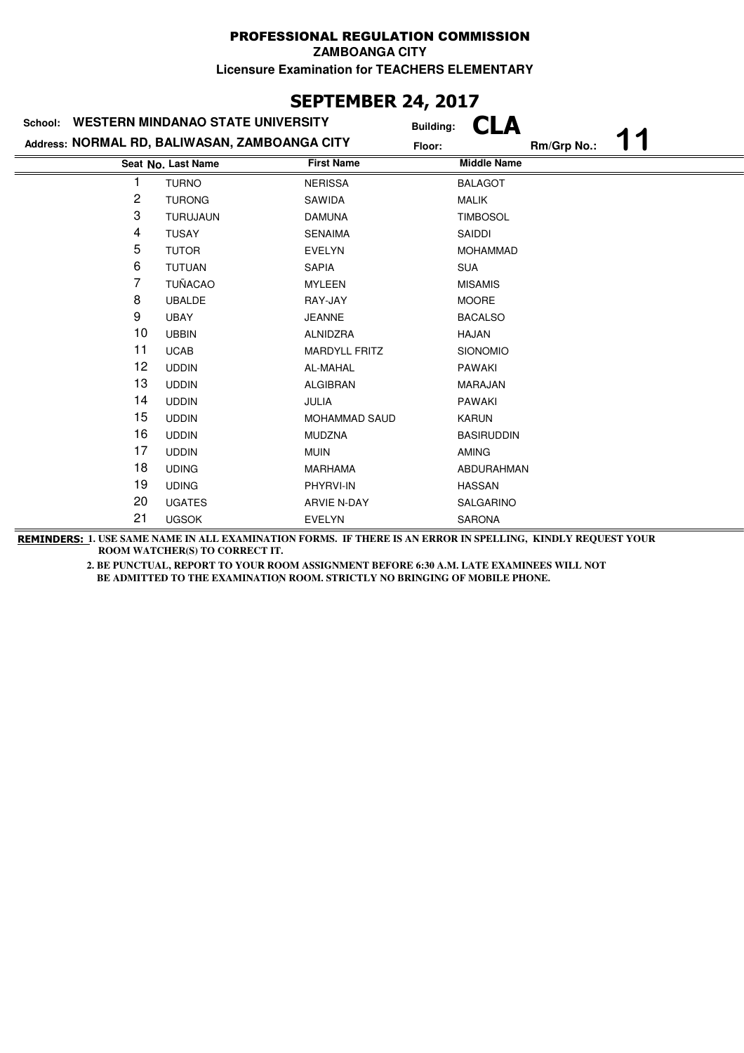**PROFESSIONAL REGULATION COMMISSION**

**ZAMBOANGA CITY**

**Licensure Examination for TEACHERS ELEMENTARY**

## SEPTEMBER 24, 2017

**School:** WESTERN MINDANAO STATE UNIVERSITY **Building:** CLA

**Address:** NORMAL RD, BALIWASAN, ZAMBOANGA CITY **Floor:** **Rm/Grp No.:** 11

| Seat No. | Last Name | First Name | Middle Name |
|---|---|---|---|
| 1 | TURNO | NERISSA | BALAGOT |
| 2 | TURONG | SAWIDA | MALIK |
| 3 | TURUJAUN | DAMUNA | TIMBOSOL |
| 4 | TUSAY | SENAIMA | SAIDDI |
| 5 | TUTOR | EVELYN | MOHAMMAD |
| 6 | TUTUAN | SAPIA | SUA |
| 7 | TUÑACAO | MYLEEN | MISAMIS |
| 8 | UBALDE | RAY-JAY | MOORE |
| 9 | UBAY | JEANNE | BACALSO |
| 10 | UBBIN | ALNIDZRA | HAJAN |
| 11 | UCAB | MARDYLL FRITZ | SIONOMIO |
| 12 | UDDIN | AL-MAHAL | PAWAKI |
| 13 | UDDIN | ALGIBRAN | MARAJAN |
| 14 | UDDIN | JULIA | PAWAKI |
| 15 | UDDIN | MOHAMMAD SAUD | KARUN |
| 16 | UDDIN | MUDZNA | BASIRUDDIN |
| 17 | UDDIN | MUIN | AMING |
| 18 | UDING | MARHAMA | ABDURAHMAN |
| 19 | UDING | PHYRVI-IN | HASSAN |
| 20 | UGATES | ARVIE N-DAY | SALGARINO |
| 21 | UGSOK | EVELYN | SARONA |

**REMINDERS:** 1. USE SAME NAME IN ALL EXAMINATION FORMS. IF THERE IS AN ERROR IN SPELLING, KINDLY REQUEST YOUR ROOM WATCHER(S) TO CORRECT IT.

2. BE PUNCTUAL, REPORT TO YOUR ROOM ASSIGNMENT BEFORE 6:30 A.M. LATE EXAMINEES WILL NOT BE ADMITTED TO THE EXAMINATION ROOM. STRICTLY NO BRINGING OF MOBILE PHONE.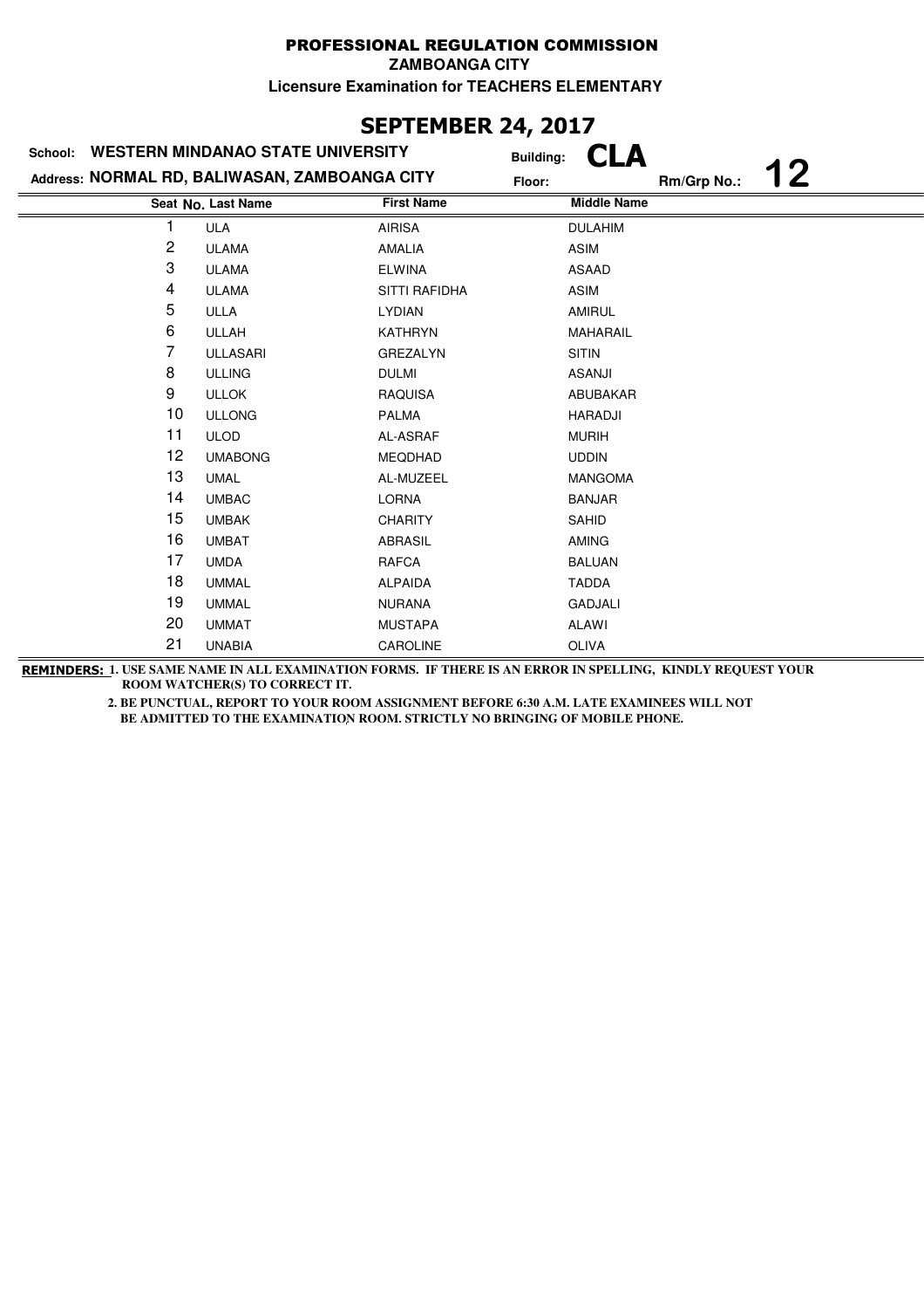# PROFESSIONAL REGULATION COMMISSION

**ZAMBOANGA CITY**

**Licensure Examination for TEACHERS ELEMENTARY**

## SEPTEMBER 24, 2017

**School: WESTERN MINDANAO STATE UNIVERSITY** **Building: CLA**

**Address: NORMAL RD, BALIWASAN, ZAMBOANGA CITY** **Floor:** **Rm/Grp No.: 12**

| Seat No. | Last Name | First Name | Middle Name |
|---|---|---|---|
| 1 | ULA | AIRISA | DULAHIM |
| 2 | ULAMA | AMALIA | ASIM |
| 3 | ULAMA | ELWINA | ASAAD |
| 4 | ULAMA | SITTI RAFIDHA | ASIM |
| 5 | ULLA | LYDIAN | AMIRUL |
| 6 | ULLAH | KATHRYN | MAHARAIL |
| 7 | ULLASARI | GREZALYN | SITIN |
| 8 | ULLING | DULMI | ASANJI |
| 9 | ULLOK | RAQUISA | ABUBAKAR |
| 10 | ULLONG | PALMA | HARADJI |
| 11 | ULOD | AL-ASRAF | MURIH |
| 12 | UMABONG | MEQDHAD | UDDIN |
| 13 | UMAL | AL-MUZEEL | MANGOMA |
| 14 | UMBAC | LORNA | BANJAR |
| 15 | UMBAK | CHARITY | SAHID |
| 16 | UMBAT | ABRASIL | AMING |
| 17 | UMDA | RAFCA | BALUAN |
| 18 | UMMAL | ALPAIDA | TADDA |
| 19 | UMMAL | NURANA | GADJALI |
| 20 | UMMAT | MUSTAPA | ALAWI |
| 21 | UNABIA | CAROLINE | OLIVA |

**REMINDERS: 1. USE SAME NAME IN ALL EXAMINATION FORMS. IF THERE IS AN ERROR IN SPELLING, KINDLY REQUEST YOUR ROOM WATCHER(S) TO CORRECT IT.**

**2. BE PUNCTUAL, REPORT TO YOUR ROOM ASSIGNMENT BEFORE 6:30 A.M. LATE EXAMINEES WILL NOT BE ADMITTED TO THE EXAMINATION ROOM. STRICTLY NO BRINGING OF MOBILE PHONE.**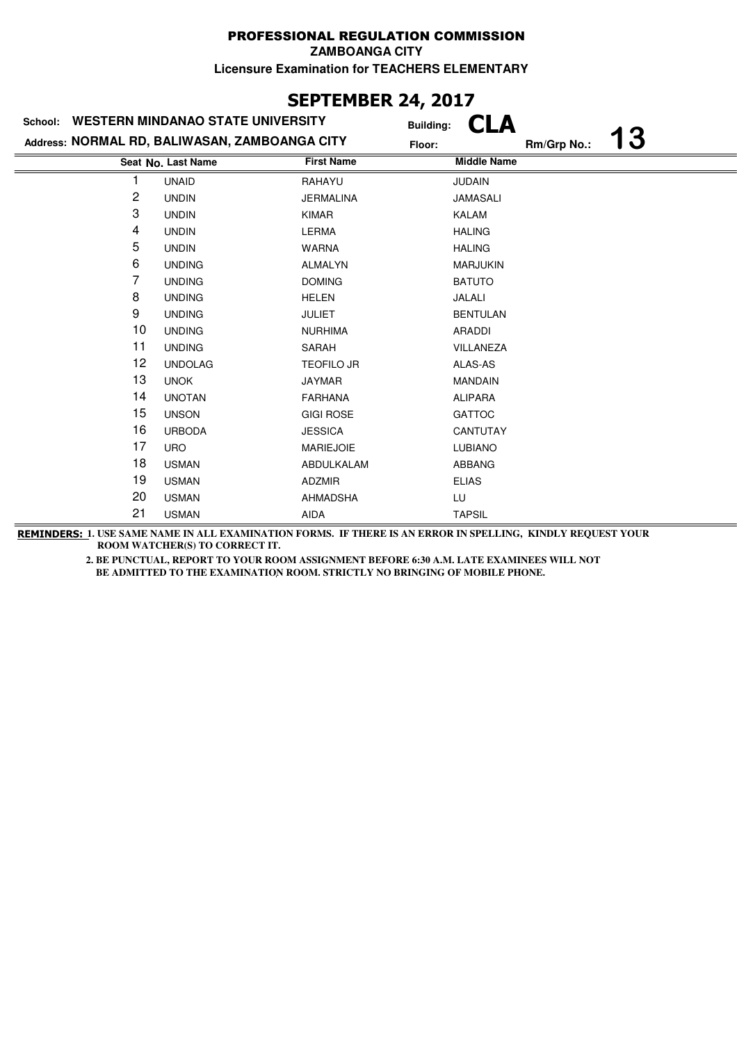# PROFESSIONAL REGULATION COMMISSION

**ZAMBOANGA CITY**

**Licensure Examination for TEACHERS ELEMENTARY**

## SEPTEMBER 24, 2017

**School: WESTERN MINDANAO STATE UNIVERSITY** Building: **CLA**

**Address: NORMAL RD, BALIWASAN, ZAMBOANGA CITY** Floor: Rm/Grp No.: **13**

| Seat No. | Last Name | First Name | Middle Name |
|---|---|---|---|
| 1 | UNAID | RAHAYU | JUDAIN |
| 2 | UNDIN | JERMALINA | JAMASALI |
| 3 | UNDIN | KIMAR | KALAM |
| 4 | UNDIN | LERMA | HALING |
| 5 | UNDIN | WARNA | HALING |
| 6 | UNDING | ALMALYN | MARJUKIN |
| 7 | UNDING | DOMING | BATUTO |
| 8 | UNDING | HELEN | JALALI |
| 9 | UNDING | JULIET | BENTULAN |
| 10 | UNDING | NURHIMA | ARADDI |
| 11 | UNDING | SARAH | VILLANEZA |
| 12 | UNDOLAG | TEOFILO JR | ALAS-AS |
| 13 | UNOK | JAYMAR | MANDAIN |
| 14 | UNOTAN | FARHANA | ALIPARA |
| 15 | UNSON | GIGI ROSE | GATTOC |
| 16 | URBODA | JESSICA | CANTUTAY |
| 17 | URO | MARIEJOIE | LUBIANO |
| 18 | USMAN | ABDULKALAM | ABBANG |
| 19 | USMAN | ADZMIR | ELIAS |
| 20 | USMAN | AHMADSHA | LU |
| 21 | USMAN | AIDA | TAPSIL |

**REMINDERS: 1. USE SAME NAME IN ALL EXAMINATION FORMS. IF THERE IS AN ERROR IN SPELLING, KINDLY REQUEST YOUR ROOM WATCHER(S) TO CORRECT IT.**

**2. BE PUNCTUAL, REPORT TO YOUR ROOM ASSIGNMENT BEFORE 6:30 A.M. LATE EXAMINEES WILL NOT BE ADMITTED TO THE EXAMINATION ROOM. STRICTLY NO BRINGING OF MOBILE PHONE.**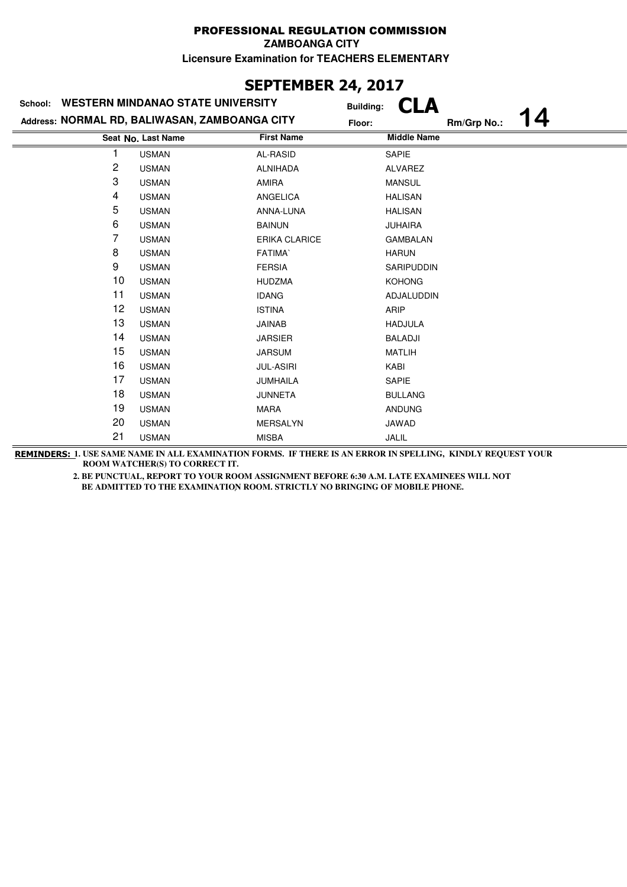# PROFESSIONAL REGULATION COMMISSION

**ZAMBOANGA CITY**

**Licensure Examination for TEACHERS ELEMENTARY**

## SEPTEMBER 24, 2017

**School:** WESTERN MINDANAO STATE UNIVERSITY **Building:** CLA

**Address:** NORMAL RD, BALIWASAN, ZAMBOANGA CITY **Floor:** **Rm/Grp No.:** 14

| Seat No. | Last Name | First Name | Middle Name |
|---|---|---|---|
| 1 | USMAN | AL-RASID | SAPIE |
| 2 | USMAN | ALNIHADA | ALVAREZ |
| 3 | USMAN | AMIRA | MANSUL |
| 4 | USMAN | ANGELICA | HALISAN |
| 5 | USMAN | ANNA-LUNA | HALISAN |
| 6 | USMAN | BAINUN | JUHAIRA |
| 7 | USMAN | ERIKA CLARICE | GAMBALAN |
| 8 | USMAN | FATIMA` | HARUN |
| 9 | USMAN | FERSIA | SARIPUDDIN |
| 10 | USMAN | HUDZMA | KOHONG |
| 11 | USMAN | IDANG | ADJALUDDIN |
| 12 | USMAN | ISTINA | ARIP |
| 13 | USMAN | JAINAB | HADJULA |
| 14 | USMAN | JARSIER | BALADJI |
| 15 | USMAN | JARSUM | MATLIH |
| 16 | USMAN | JUL-ASIRI | KABI |
| 17 | USMAN | JUMHAILA | SAPIE |
| 18 | USMAN | JUNNETA | BULLANG |
| 19 | USMAN | MARA | ANDUNG |
| 20 | USMAN | MERSALYN | JAWAD |
| 21 | USMAN | MISBA | JALIL |

**REMINDERS: 1. USE SAME NAME IN ALL EXAMINATION FORMS. IF THERE IS AN ERROR IN SPELLING, KINDLY REQUEST YOUR ROOM WATCHER(S) TO CORRECT IT.**

**2. BE PUNCTUAL, REPORT TO YOUR ROOM ASSIGNMENT BEFORE 6:30 A.M. LATE EXAMINEES WILL NOT BE ADMITTED TO THE EXAMINATION ROOM. STRICTLY NO BRINGING OF MOBILE PHONE.**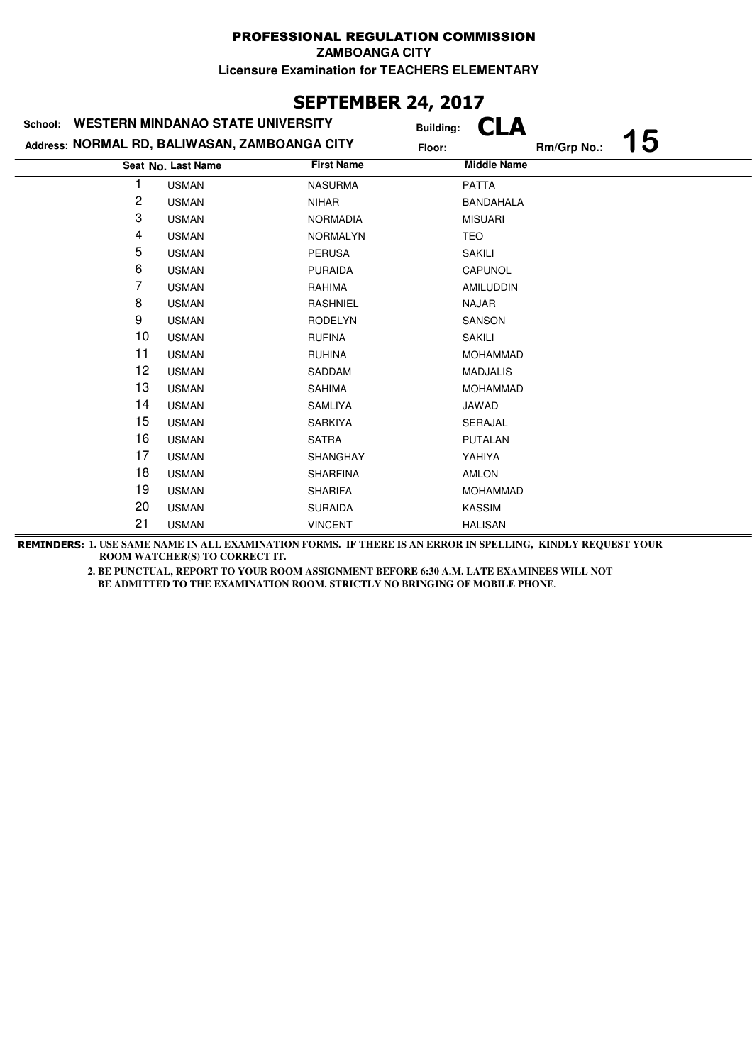# PROFESSIONAL REGULATION COMMISSION

**ZAMBOANGA CITY**

**Licensure Examination for TEACHERS ELEMENTARY**

## SEPTEMBER 24, 2017

**School:** WESTERN MINDANAO STATE UNIVERSITY **Building:** CLA

**Address:** NORMAL RD, BALIWASAN, ZAMBOANGA CITY **Floor:** **Rm/Grp No.:** 15

| Seat No. | Last Name | First Name | Middle Name |
|---|---|---|---|
| 1 | USMAN | NASURMA | PATTA |
| 2 | USMAN | NIHAR | BANDAHALA |
| 3 | USMAN | NORMADIA | MISUARI |
| 4 | USMAN | NORMALYN | TEO |
| 5 | USMAN | PERUSA | SAKILI |
| 6 | USMAN | PURAIDA | CAPUNOL |
| 7 | USMAN | RAHIMA | AMILUDDIN |
| 8 | USMAN | RASHNIEL | NAJAR |
| 9 | USMAN | RODELYN | SANSON |
| 10 | USMAN | RUFINA | SAKILI |
| 11 | USMAN | RUHINA | MOHAMMAD |
| 12 | USMAN | SADDAM | MADJALIS |
| 13 | USMAN | SAHIMA | MOHAMMAD |
| 14 | USMAN | SAMLIYA | JAWAD |
| 15 | USMAN | SARKIYA | SERAJAL |
| 16 | USMAN | SATRA | PUTALAN |
| 17 | USMAN | SHANGHAY | YAHIYA |
| 18 | USMAN | SHARFINA | AMLON |
| 19 | USMAN | SHARIFA | MOHAMMAD |
| 20 | USMAN | SURAIDA | KASSIM |
| 21 | USMAN | VINCENT | HALISAN |

**REMINDERS:** 1. USE SAME NAME IN ALL EXAMINATION FORMS. IF THERE IS AN ERROR IN SPELLING, KINDLY REQUEST YOUR ROOM WATCHER(S) TO CORRECT IT.

2. BE PUNCTUAL, REPORT TO YOUR ROOM ASSIGNMENT BEFORE 6:30 A.M. LATE EXAMINEES WILL NOT BE ADMITTED TO THE EXAMINATION ROOM. STRICTLY NO BRINGING OF MOBILE PHONE.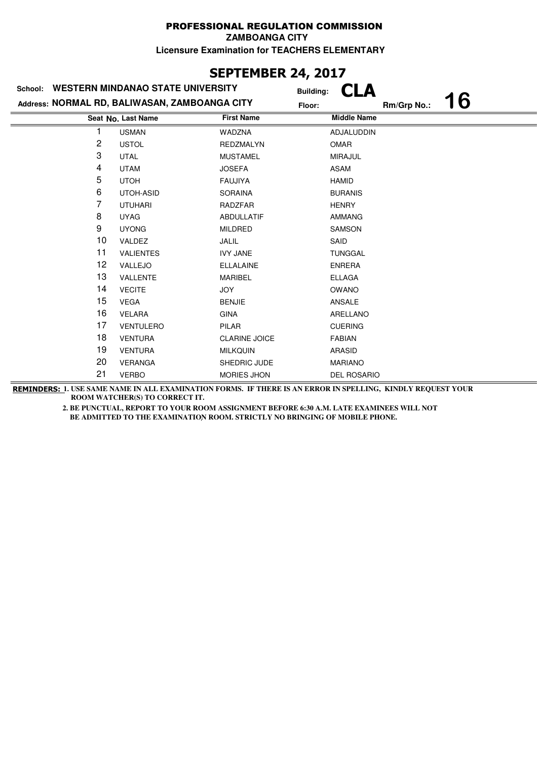# PROFESSIONAL REGULATION COMMISSION

**ZAMBOANGA CITY**

**Licensure Examination for TEACHERS ELEMENTARY**

## SEPTEMBER 24, 2017

**School: WESTERN MINDANAO STATE UNIVERSITY** **Building: CLA**

**Address: NORMAL RD, BALIWASAN, ZAMBOANGA CITY** **Floor:** **Rm/Grp No.: 16**

| Seat No. | Last Name | First Name | Middle Name |
|---|---|---|---|
| 1 | USMAN | WADZNA | ADJALUDDIN |
| 2 | USTOL | REDZMALYN | OMAR |
| 3 | UTAL | MUSTAMEL | MIRAJUL |
| 4 | UTAM | JOSEFA | ASAM |
| 5 | UTOH | FAUJIYA | HAMID |
| 6 | UTOH-ASID | SORAINA | BURANIS |
| 7 | UTUHARI | RADZFAR | HENRY |
| 8 | UYAG | ABDULLATIF | AMMANG |
| 9 | UYONG | MILDRED | SAMSON |
| 10 | VALDEZ | JALIL | SAID |
| 11 | VALIENTES | IVY JANE | TUNGGAL |
| 12 | VALLEJO | ELLALAINE | ENRERA |
| 13 | VALLENTE | MARIBEL | ELLAGA |
| 14 | VECITE | JOY | OWANO |
| 15 | VEGA | BENJIE | ANSALE |
| 16 | VELARA | GINA | ARELLANO |
| 17 | VENTULERO | PILAR | CUERING |
| 18 | VENTURA | CLARINE JOICE | FABIAN |
| 19 | VENTURA | MILKQUIN | ARASID |
| 20 | VERANGA | SHEDRIC JUDE | MARIANO |
| 21 | VERBO | MORIES JHON | DEL ROSARIO |

**REMINDERS: 1. USE SAME NAME IN ALL EXAMINATION FORMS. IF THERE IS AN ERROR IN SPELLING, KINDLY REQUEST YOUR ROOM WATCHER(S) TO CORRECT IT.**

**2. BE PUNCTUAL, REPORT TO YOUR ROOM ASSIGNMENT BEFORE 6:30 A.M. LATE EXAMINEES WILL NOT BE ADMITTED TO THE EXAMINATION ROOM. STRICTLY NO BRINGING OF MOBILE PHONE.**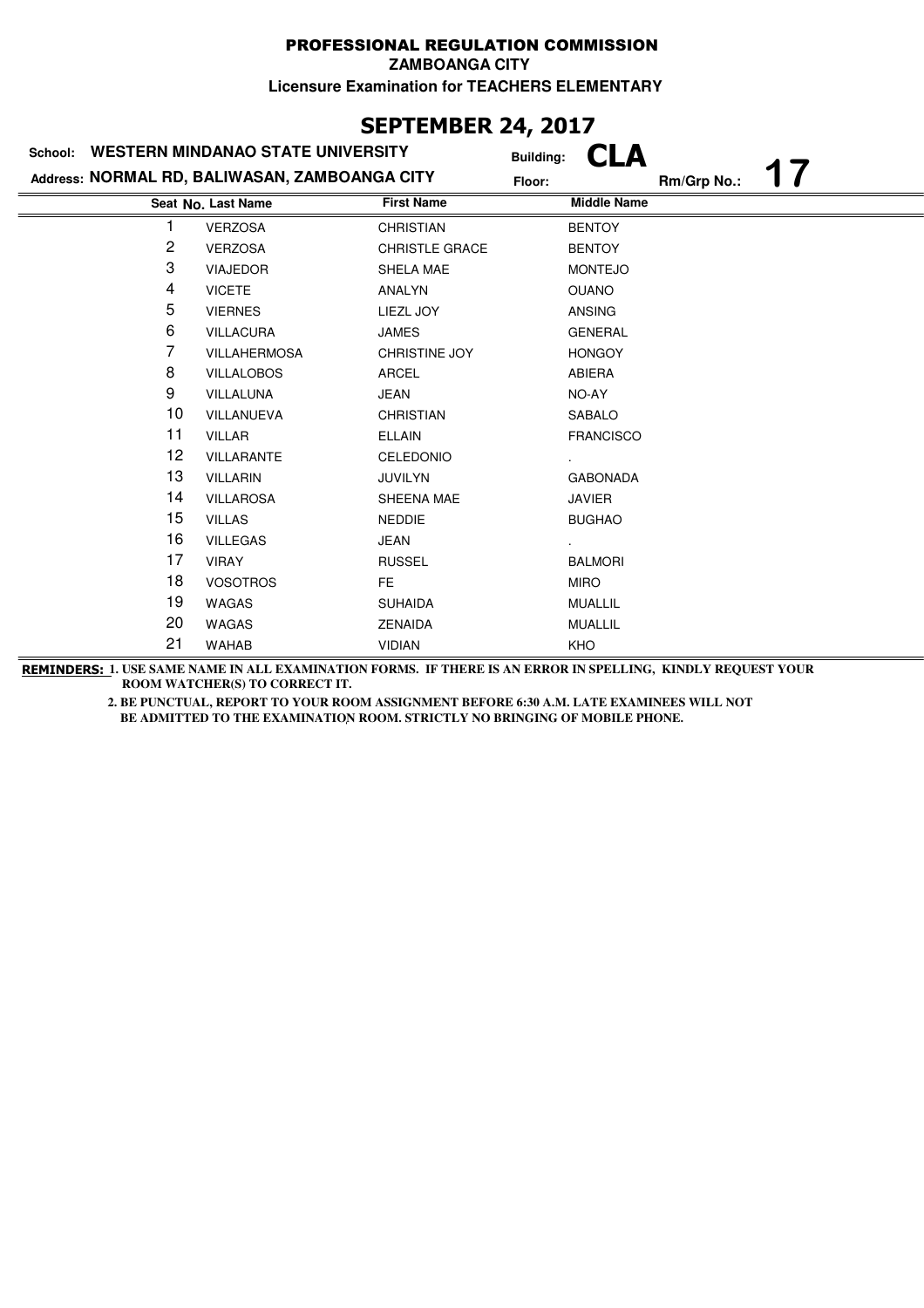PROFESSIONAL REGULATION COMMISSION

ZAMBOANGA CITY

Licensure Examination for TEACHERS ELEMENTARY

## SEPTEMBER 24, 2017

School: **WESTERN MINDANAO STATE UNIVERSITY**

Building: **CLA**

Address: **NORMAL RD, BALIWASAN, ZAMBOANGA CITY**

Floor:

Rm/Grp No.: **17**

| Seat No. | Last Name | First Name | Middle Name |
|---|---|---|---|
| 1 | VERZOSA | CHRISTIAN | BENTOY |
| 2 | VERZOSA | CHRISTLE GRACE | BENTOY |
| 3 | VIAJEDOR | SHELA MAE | MONTEJO |
| 4 | VICETE | ANALYN | OUANO |
| 5 | VIERNES | LIEZL JOY | ANSING |
| 6 | VILLACURA | JAMES | GENERAL |
| 7 | VILLAHERMOSA | CHRISTINE JOY | HONGOY |
| 8 | VILLALOBOS | ARCEL | ABIERA |
| 9 | VILLALUNA | JEAN | NO-AY |
| 10 | VILLANUEVA | CHRISTIAN | SABALO |
| 11 | VILLAR | ELLAIN | FRANCISCO |
| 12 | VILLARANTE | CELEDONIO | . |
| 13 | VILLARIN | JUVILYN | GABONADA |
| 14 | VILLAROSA | SHEENA MAE | JAVIER |
| 15 | VILLAS | NEDDIE | BUGHAO |
| 16 | VILLEGAS | JEAN | . |
| 17 | VIRAY | RUSSEL | BALMORI |
| 18 | VOSOTROS | FE | MIRO |
| 19 | WAGAS | SUHAIDA | MUALLIL |
| 20 | WAGAS | ZENAIDA | MUALLIL |
| 21 | WAHAB | VIDIAN | KHO |

**REMINDERS: 1. USE SAME NAME IN ALL EXAMINATION FORMS. IF THERE IS AN ERROR IN SPELLING, KINDLY REQUEST YOUR ROOM WATCHER(S) TO CORRECT IT.**

**2. BE PUNCTUAL, REPORT TO YOUR ROOM ASSIGNMENT BEFORE 6:30 A.M. LATE EXAMINEES WILL NOT BE ADMITTED TO THE EXAMINATION ROOM. STRICTLY NO BRINGING OF MOBILE PHONE.**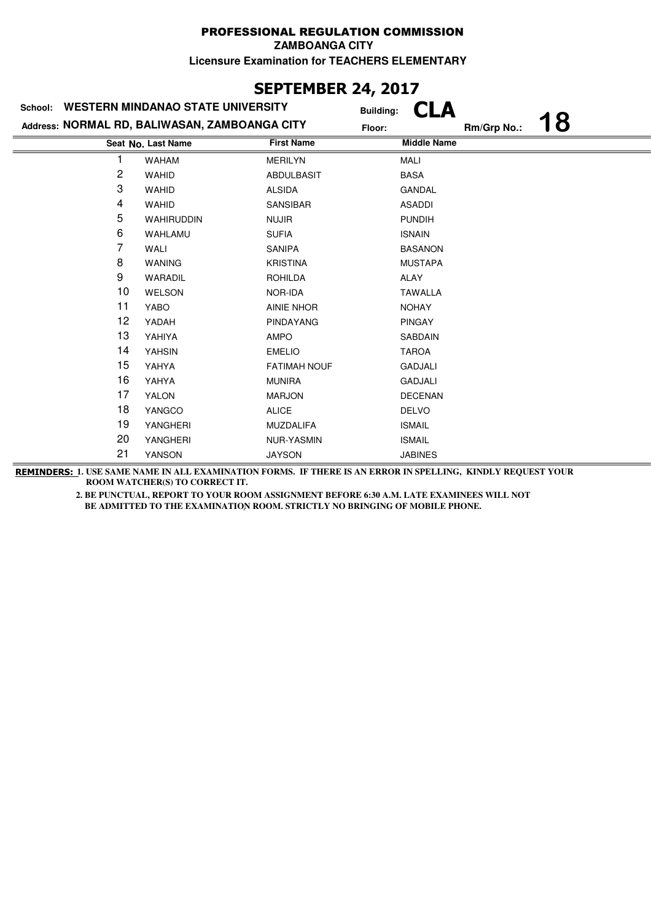# PROFESSIONAL REGULATION COMMISSION

**ZAMBOANGA CITY**

**Licensure Examination for TEACHERS ELEMENTARY**

## SEPTEMBER 24, 2017

**School:** WESTERN MINDANAO STATE UNIVERSITY **Building:** CLA

**Address:** NORMAL RD, BALIWASAN, ZAMBOANGA CITY **Floor:** **Rm/Grp No.:** 18

| Seat No. | Last Name | First Name | Middle Name |
|---|---|---|---|
| 1 | WAHAM | MERILYN | MALI |
| 2 | WAHID | ABDULBASIT | BASA |
| 3 | WAHID | ALSIDA | GANDAL |
| 4 | WAHID | SANSIBAR | ASADDI |
| 5 | WAHIRUDDIN | NUJIR | PUNDIH |
| 6 | WAHLAMU | SUFIA | ISNAIN |
| 7 | WALI | SANIPA | BASANON |
| 8 | WANING | KRISTINA | MUSTAPA |
| 9 | WARADIL | ROHILDA | ALAY |
| 10 | WELSON | NOR-IDA | TAWALLA |
| 11 | YABO | AINIE NHOR | NOHAY |
| 12 | YADAH | PINDAYANG | PINGAY |
| 13 | YAHIYA | AMPO | SABDAIN |
| 14 | YAHSIN | EMELIO | TAROA |
| 15 | YAHYA | FATIMAH NOUF | GADJALI |
| 16 | YAHYA | MUNIRA | GADJALI |
| 17 | YALON | MARJON | DECENAN |
| 18 | YANGCO | ALICE | DELVO |
| 19 | YANGHERI | MUZDALIFA | ISMAIL |
| 20 | YANGHERI | NUR-YASMIN | ISMAIL |
| 21 | YANSON | JAYSON | JABINES |

**REMINDERS:** **1. USE SAME NAME IN ALL EXAMINATION FORMS. IF THERE IS AN ERROR IN SPELLING, KINDLY REQUEST YOUR ROOM WATCHER(S) TO CORRECT IT.**

**2. BE PUNCTUAL, REPORT TO YOUR ROOM ASSIGNMENT BEFORE 6:30 A.M. LATE EXAMINEES WILL NOT BE ADMITTED TO THE EXAMINATION ROOM. STRICTLY NO BRINGING OF MOBILE PHONE.**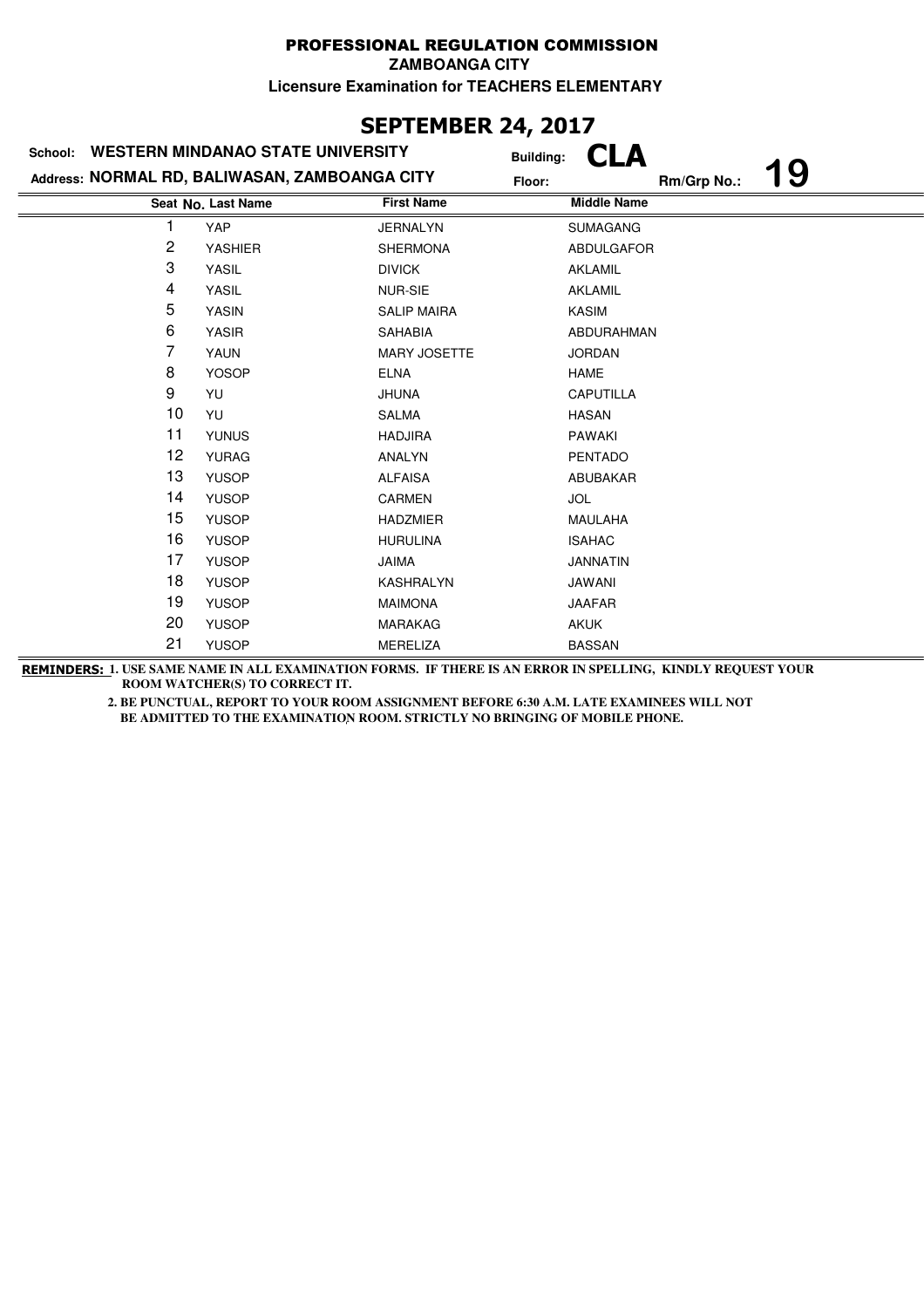# PROFESSIONAL REGULATION COMMISSION

**ZAMBOANGA CITY**

**Licensure Examination for TEACHERS ELEMENTARY**

## SEPTEMBER 24, 2017

**School:** WESTERN MINDANAO STATE UNIVERSITY **Building:** CLA

**Address:** NORMAL RD, BALIWASAN, ZAMBOANGA CITY **Floor:** **Rm/Grp No.:** 19

| Seat No. | Last Name | First Name | Middle Name |
|---|---|---|---|
| 1 | YAP | JERNALYN | SUMAGANG |
| 2 | YASHIER | SHERMONA | ABDULGAFOR |
| 3 | YASIL | DIVICK | AKLAMIL |
| 4 | YASIL | NUR-SIE | AKLAMIL |
| 5 | YASIN | SALIP MAIRA | KASIM |
| 6 | YASIR | SAHABIA | ABDURAHMAN |
| 7 | YAUN | MARY JOSETTE | JORDAN |
| 8 | YOSOP | ELNA | HAME |
| 9 | YU | JHUNA | CAPUTILLA |
| 10 | YU | SALMA | HASAN |
| 11 | YUNUS | HADJIRA | PAWAKI |
| 12 | YURAG | ANALYN | PENTADO |
| 13 | YUSOP | ALFAISA | ABUBAKAR |
| 14 | YUSOP | CARMEN | JOL |
| 15 | YUSOP | HADZMIER | MAULAHA |
| 16 | YUSOP | HURULINA | ISAHAC |
| 17 | YUSOP | JAIMA | JANNATIN |
| 18 | YUSOP | KASHRALYN | JAWANI |
| 19 | YUSOP | MAIMONA | JAAFAR |
| 20 | YUSOP | MARAKAG | AKUK |
| 21 | YUSOP | MERELIZA | BASSAN |

**REMINDERS:** 1. USE SAME NAME IN ALL EXAMINATION FORMS. IF THERE IS AN ERROR IN SPELLING, KINDLY REQUEST YOUR ROOM WATCHER(S) TO CORRECT IT.

2. BE PUNCTUAL, REPORT TO YOUR ROOM ASSIGNMENT BEFORE 6:30 A.M. LATE EXAMINEES WILL NOT BE ADMITTED TO THE EXAMINATION ROOM. STRICTLY NO BRINGING OF MOBILE PHONE.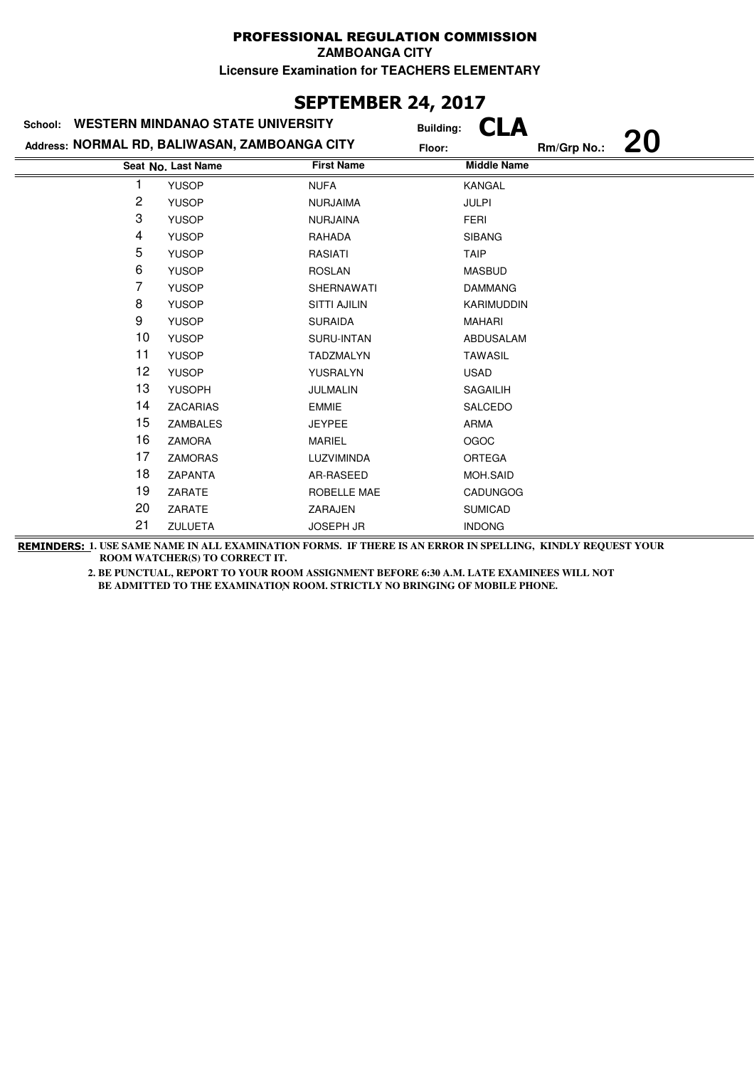**PROFESSIONAL REGULATION COMMISSION**

**ZAMBOANGA CITY**

**Licensure Examination for TEACHERS ELEMENTARY**

## SEPTEMBER 24, 2017

**School:** WESTERN MINDANAO STATE UNIVERSITY **Building:** CLA

**Address:** NORMAL RD, BALIWASAN, ZAMBOANGA CITY **Floor:** **Rm/Grp No.:** 20

| Seat No. | Last Name | First Name | Middle Name |
|---|---|---|---|
| 1 | YUSOP | NUFA | KANGAL |
| 2 | YUSOP | NURJAIMA | JULPI |
| 3 | YUSOP | NURJAINA | FERI |
| 4 | YUSOP | RAHADA | SIBANG |
| 5 | YUSOP | RASIATI | TAIP |
| 6 | YUSOP | ROSLAN | MASBUD |
| 7 | YUSOP | SHERNAWATI | DAMMANG |
| 8 | YUSOP | SITTI AJILIN | KARIMUDDIN |
| 9 | YUSOP | SURAIDA | MAHARI |
| 10 | YUSOP | SURU-INTAN | ABDUSALAM |
| 11 | YUSOP | TADZMALYN | TAWASIL |
| 12 | YUSOP | YUSRALYN | USAD |
| 13 | YUSOPH | JULMALIN | SAGAILIH |
| 14 | ZACARIAS | EMMIE | SALCEDO |
| 15 | ZAMBALES | JEYPEE | ARMA |
| 16 | ZAMORA | MARIEL | OGOC |
| 17 | ZAMORAS | LUZVIMINDA | ORTEGA |
| 18 | ZAPANTA | AR-RASEED | MOH.SAID |
| 19 | ZARATE | ROBELLE MAE | CADUNGOG |
| 20 | ZARATE | ZARAJEN | SUMICAD |
| 21 | ZULUETA | JOSEPH JR | INDONG |

**REMINDERS:** **1. USE SAME NAME IN ALL EXAMINATION FORMS. IF THERE IS AN ERROR IN SPELLING, KINDLY REQUEST YOUR ROOM WATCHER(S) TO CORRECT IT.**

**2. BE PUNCTUAL, REPORT TO YOUR ROOM ASSIGNMENT BEFORE 6:30 A.M. LATE EXAMINEES WILL NOT BE ADMITTED TO THE EXAMINATION ROOM. STRICTLY NO BRINGING OF MOBILE PHONE.**